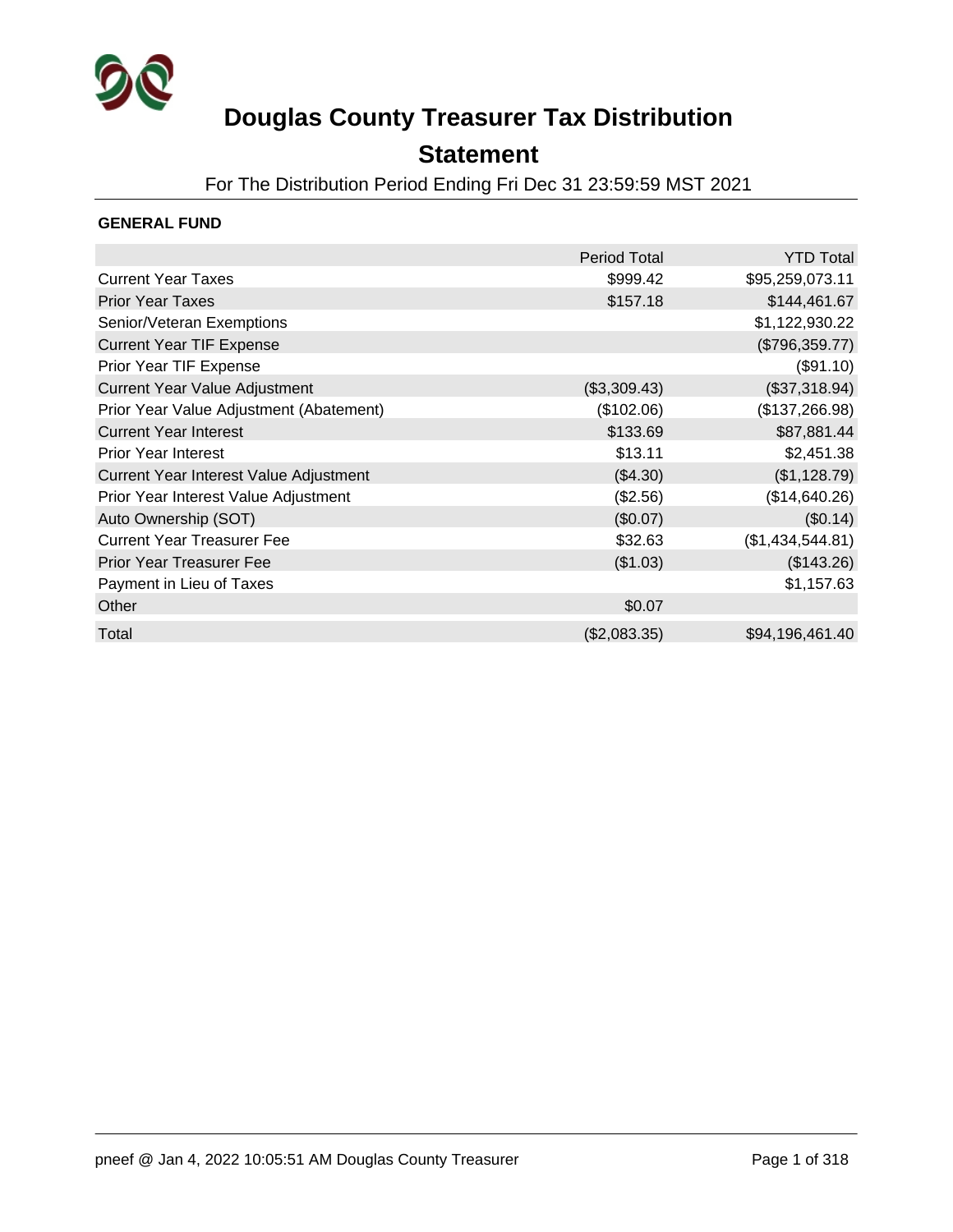# Douglas County Treasurer Tax Distribution Statement

For The Distribution Period Ending Fri Dec 31 23:59:59 MST 2021

### GENERAL FUND

| | Period Total | YTD Total |
|---|---:|---:|
| Current Year Taxes | $999.42 | $95,259,073.11 |
| Prior Year Taxes | $157.18 | $144,461.67 |
| Senior/Veteran Exemptions | | $1,122,930.22 |
| Current Year TIF Expense | | ($796,359.77) |
| Prior Year TIF Expense | | ($91.10) |
| Current Year Value Adjustment | ($3,309.43) | ($37,318.94) |
| Prior Year Value Adjustment (Abatement) | ($102.06) | ($137,266.98) |
| Current Year Interest | $133.69 | $87,881.44 |
| Prior Year Interest | $13.11 | $2,451.38 |
| Current Year Interest Value Adjustment | ($4.30) | ($1,128.79) |
| Prior Year Interest Value Adjustment | ($2.56) | ($14,640.26) |
| Auto Ownership (SOT) | ($0.07) | ($0.14) |
| Current Year Treasurer Fee | $32.63 | ($1,434,544.81) |
| Prior Year Treasurer Fee | ($1.03) | ($143.26) |
| Payment in Lieu of Taxes | | $1,157.63 |
| Other | $0.07 | |
| Total | ($2,083.35) | $94,196,461.40 |

pneef @ Jan 4, 2022 10:05:51 AM Douglas County Treasurer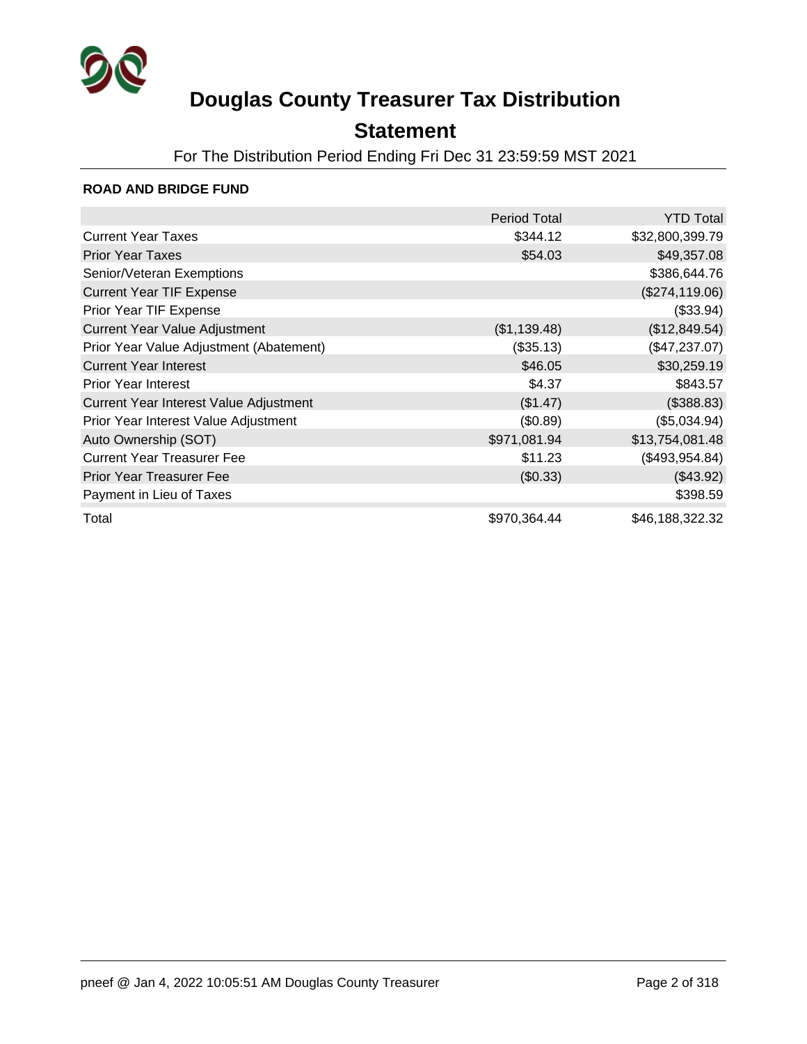# Douglas County Treasurer Tax Distribution

## Statement

For The Distribution Period Ending Fri Dec 31 23:59:59 MST 2021

### ROAD AND BRIDGE FUND

| | Period Total | YTD Total |
|---|---:|---:|
| Current Year Taxes | $344.12 | $32,800,399.79 |
| Prior Year Taxes | $54.03 | $49,357.08 |
| Senior/Veteran Exemptions | | $386,644.76 |
| Current Year TIF Expense | | ($274,119.06) |
| Prior Year TIF Expense | | ($33.94) |
| Current Year Value Adjustment | ($1,139.48) | ($12,849.54) |
| Prior Year Value Adjustment (Abatement) | ($35.13) | ($47,237.07) |
| Current Year Interest | $46.05 | $30,259.19 |
| Prior Year Interest | $4.37 | $843.57 |
| Current Year Interest Value Adjustment | ($1.47) | ($388.83) |
| Prior Year Interest Value Adjustment | ($0.89) | ($5,034.94) |
| Auto Ownership (SOT) | $971,081.94 | $13,754,081.48 |
| Current Year Treasurer Fee | $11.23 | ($493,954.84) |
| Prior Year Treasurer Fee | ($0.33) | ($43.92) |
| Payment in Lieu of Taxes | | $398.59 |
| Total | $970,364.44 | $46,188,322.32 |

pneef @ Jan 4, 2022 10:05:51 AM Douglas County Treasurer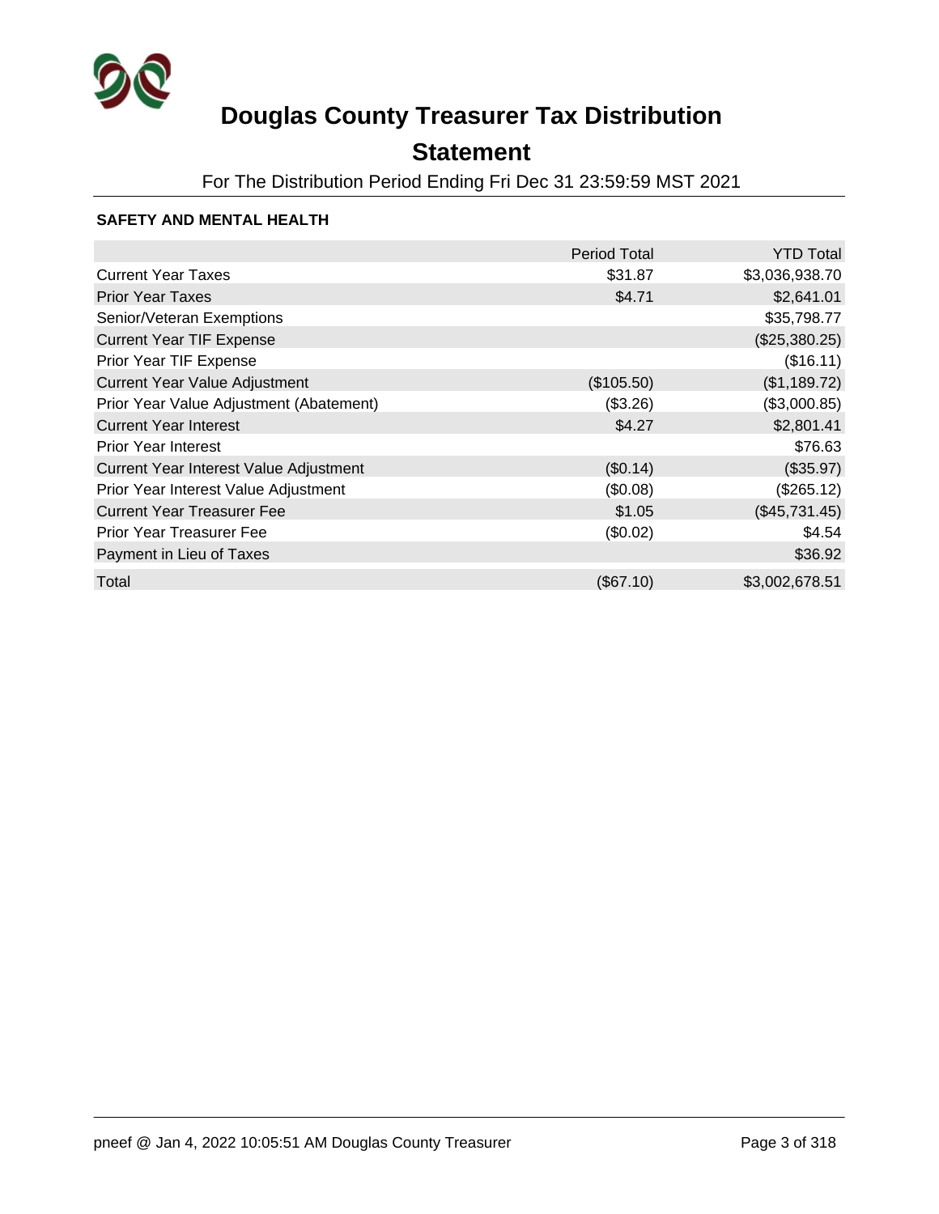# Douglas County Treasurer Tax Distribution

## Statement

For The Distribution Period Ending Fri Dec 31 23:59:59 MST 2021

### SAFETY AND MENTAL HEALTH

| | Period Total | YTD Total |
|---|---|---|
| Current Year Taxes | $31.87 | $3,036,938.70 |
| Prior Year Taxes | $4.71 | $2,641.01 |
| Senior/Veteran Exemptions | | $35,798.77 |
| Current Year TIF Expense | | ($25,380.25) |
| Prior Year TIF Expense | | ($16.11) |
| Current Year Value Adjustment | ($105.50) | ($1,189.72) |
| Prior Year Value Adjustment (Abatement) | ($3.26) | ($3,000.85) |
| Current Year Interest | $4.27 | $2,801.41 |
| Prior Year Interest | | $76.63 |
| Current Year Interest Value Adjustment | ($0.14) | ($35.97) |
| Prior Year Interest Value Adjustment | ($0.08) | ($265.12) |
| Current Year Treasurer Fee | $1.05 | ($45,731.45) |
| Prior Year Treasurer Fee | ($0.02) | $4.54 |
| Payment in Lieu of Taxes | | $36.92 |
| Total | ($67.10) | $3,002,678.51 |

pneef @ Jan 4, 2022 10:05:51 AM Douglas County Treasurer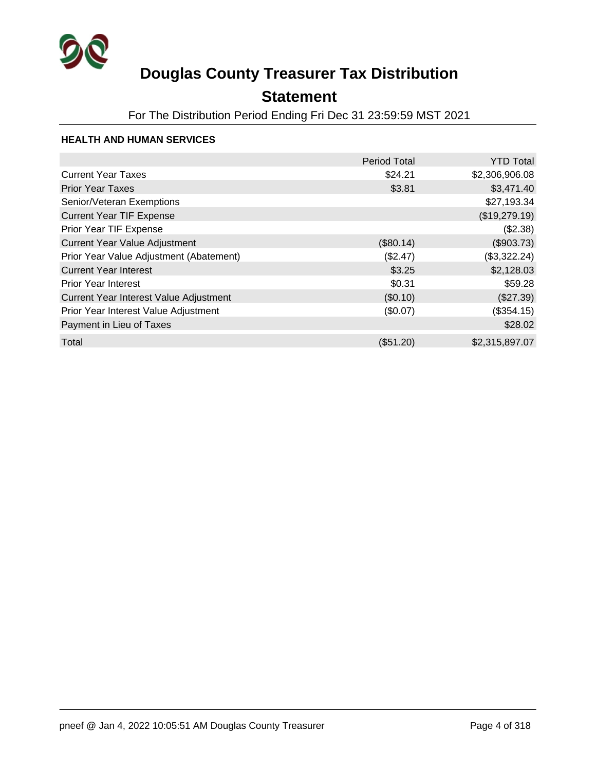# Douglas County Treasurer Tax Distribution

## Statement

For The Distribution Period Ending Fri Dec 31 23:59:59 MST 2021

### HEALTH AND HUMAN SERVICES

| | Period Total | YTD Total |
|---|---|---|
| Current Year Taxes | $24.21 | $2,306,906.08 |
| Prior Year Taxes | $3.81 | $3,471.40 |
| Senior/Veteran Exemptions | | $27,193.34 |
| Current Year TIF Expense | | ($19,279.19) |
| Prior Year TIF Expense | | ($2.38) |
| Current Year Value Adjustment | ($80.14) | ($903.73) |
| Prior Year Value Adjustment (Abatement) | ($2.47) | ($3,322.24) |
| Current Year Interest | $3.25 | $2,128.03 |
| Prior Year Interest | $0.31 | $59.28 |
| Current Year Interest Value Adjustment | ($0.10) | ($27.39) |
| Prior Year Interest Value Adjustment | ($0.07) | ($354.15) |
| Payment in Lieu of Taxes | | $28.02 |
| Total | ($51.20) | $2,315,897.07 |

pneef @ Jan 4, 2022 10:05:51 AM Douglas County Treasurer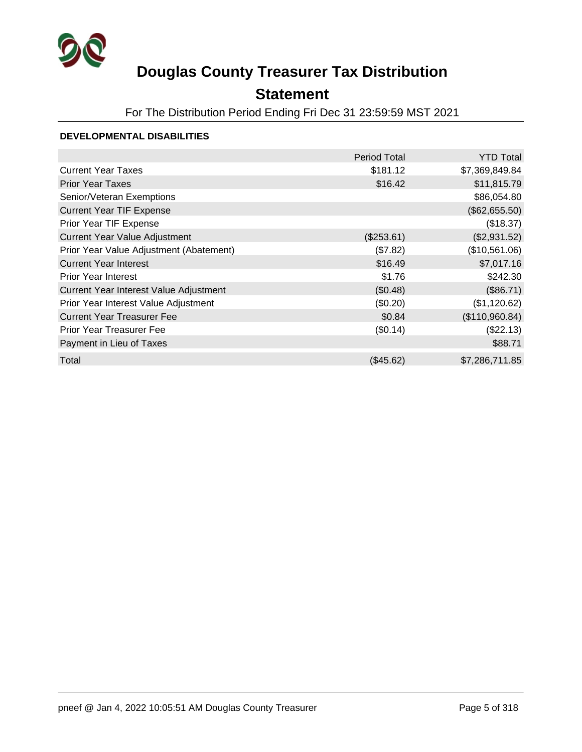# Douglas County Treasurer Tax Distribution

## Statement

For The Distribution Period Ending Fri Dec 31 23:59:59 MST 2021

### DEVELOPMENTAL DISABILITIES

| | Period Total | YTD Total |
|---|---|---|
| Current Year Taxes | $181.12 | $7,369,849.84 |
| Prior Year Taxes | $16.42 | $11,815.79 |
| Senior/Veteran Exemptions | | $86,054.80 |
| Current Year TIF Expense | | ($62,655.50) |
| Prior Year TIF Expense | | ($18.37) |
| Current Year Value Adjustment | ($253.61) | ($2,931.52) |
| Prior Year Value Adjustment (Abatement) | ($7.82) | ($10,561.06) |
| Current Year Interest | $16.49 | $7,017.16 |
| Prior Year Interest | $1.76 | $242.30 |
| Current Year Interest Value Adjustment | ($0.48) | ($86.71) |
| Prior Year Interest Value Adjustment | ($0.20) | ($1,120.62) |
| Current Year Treasurer Fee | $0.84 | ($110,960.84) |
| Prior Year Treasurer Fee | ($0.14) | ($22.13) |
| Payment in Lieu of Taxes | | $88.71 |
| Total | ($45.62) | $7,286,711.85 |

pneef @ Jan 4, 2022 10:05:51 AM Douglas County Treasurer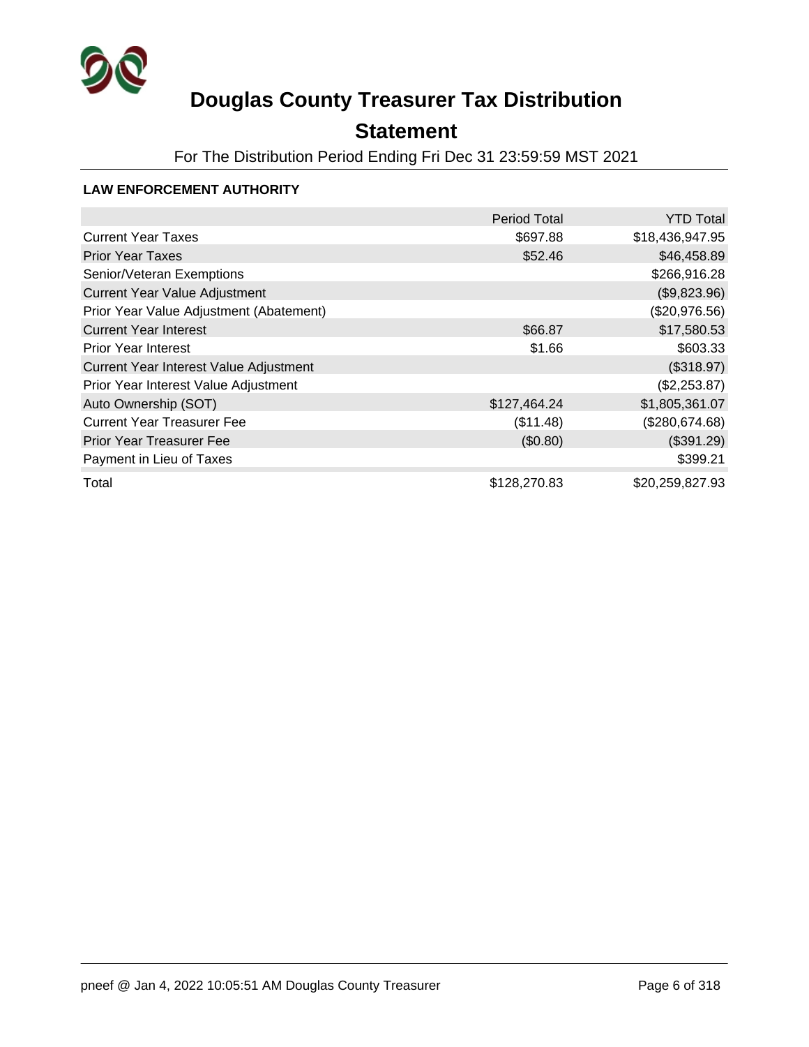# Douglas County Treasurer Tax Distribution

## Statement

For The Distribution Period Ending Fri Dec 31 23:59:59 MST 2021

### LAW ENFORCEMENT AUTHORITY

| | Period Total | YTD Total |
|---|---|---|
| Current Year Taxes | $697.88 | $18,436,947.95 |
| Prior Year Taxes | $52.46 | $46,458.89 |
| Senior/Veteran Exemptions | | $266,916.28 |
| Current Year Value Adjustment | | ($9,823.96) |
| Prior Year Value Adjustment (Abatement) | | ($20,976.56) |
| Current Year Interest | $66.87 | $17,580.53 |
| Prior Year Interest | $1.66 | $603.33 |
| Current Year Interest Value Adjustment | | ($318.97) |
| Prior Year Interest Value Adjustment | | ($2,253.87) |
| Auto Ownership (SOT) | $127,464.24 | $1,805,361.07 |
| Current Year Treasurer Fee | ($11.48) | ($280,674.68) |
| Prior Year Treasurer Fee | ($0.80) | ($391.29) |
| Payment in Lieu of Taxes | | $399.21 |
| Total | $128,270.83 | $20,259,827.93 |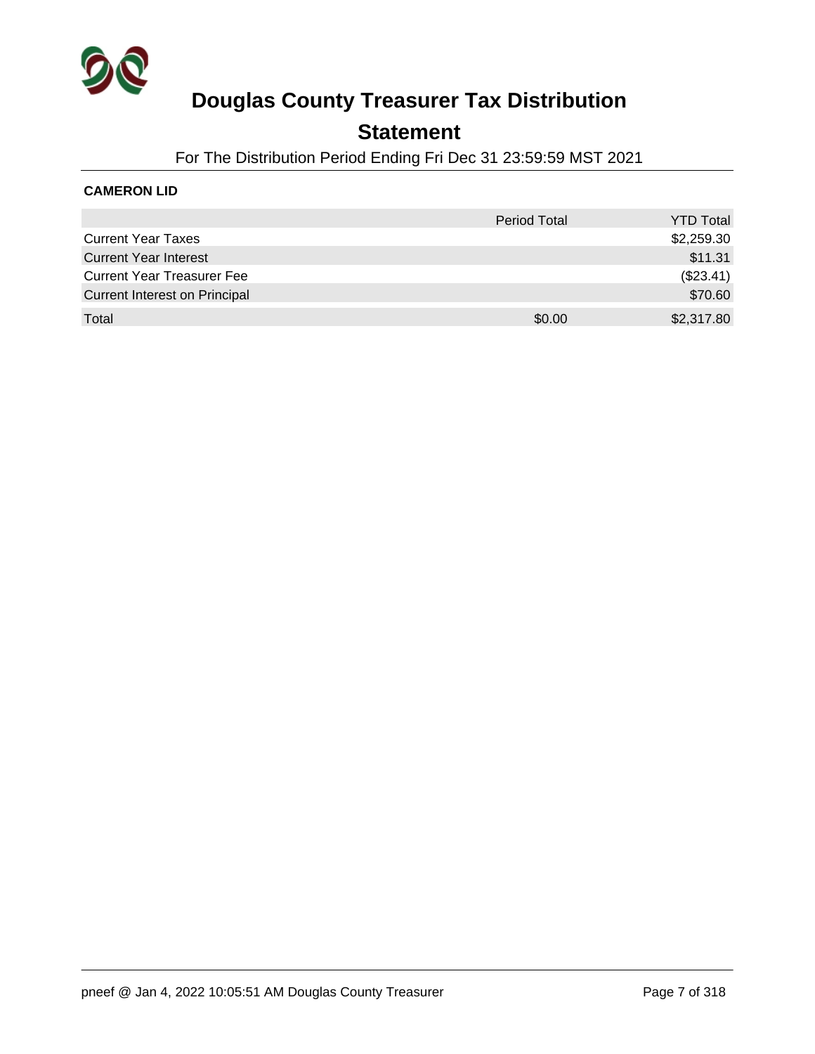# Douglas County Treasurer Tax Distribution

## Statement

For The Distribution Period Ending Fri Dec 31 23:59:59 MST 2021

**CAMERON LID**

| | Period Total | YTD Total |
|---|---|---|
| Current Year Taxes | | $2,259.30 |
| Current Year Interest | | $11.31 |
| Current Year Treasurer Fee | | ($23.41) |
| Current Interest on Principal | | $70.60 |
| Total | $0.00 | $2,317.80 |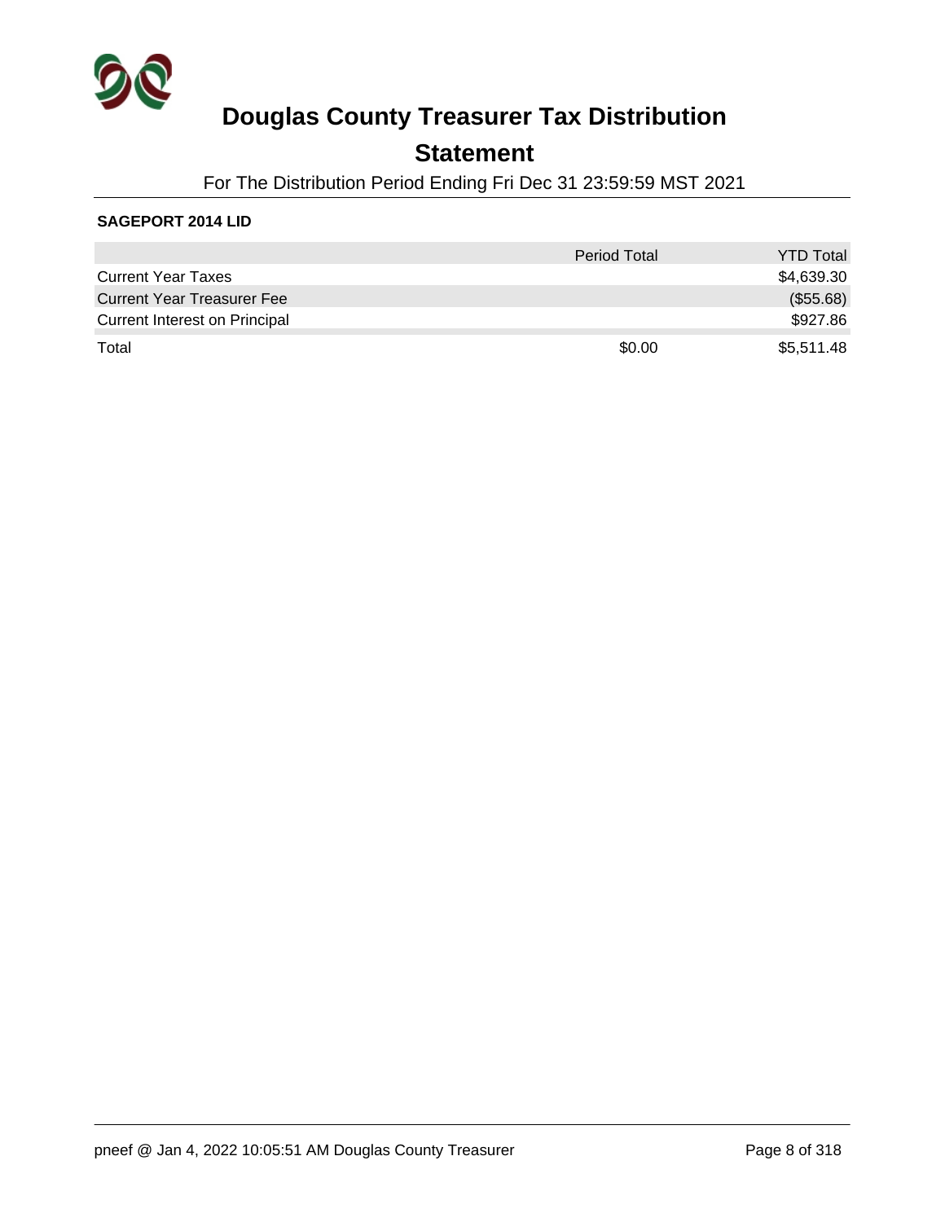# Douglas County Treasurer Tax Distribution

## Statement

For The Distribution Period Ending Fri Dec 31 23:59:59 MST 2021

**SAGEPORT 2014 LID**

| | Period Total | YTD Total |
|---|---|---|
| Current Year Taxes | | $4,639.30 |
| Current Year Treasurer Fee | | ($55.68) |
| Current Interest on Principal | | $927.86 |
| Total | $0.00 | $5,511.48 |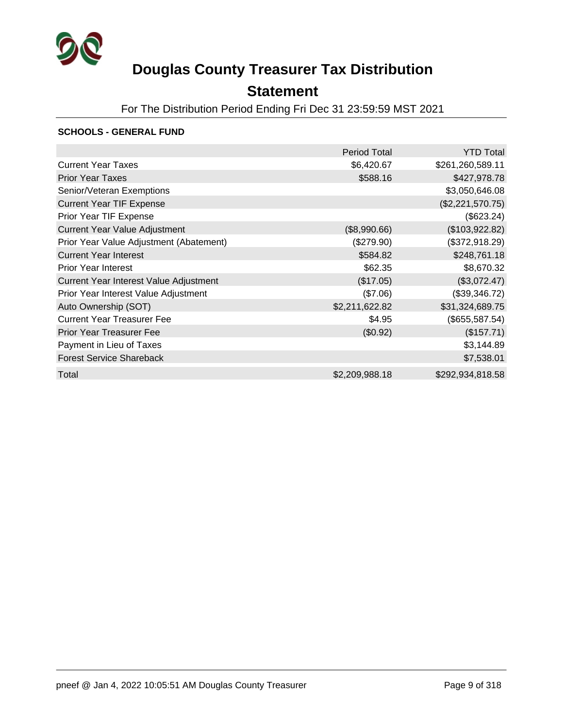# Douglas County Treasurer Tax Distribution

## Statement

For The Distribution Period Ending Fri Dec 31 23:59:59 MST 2021

### SCHOOLS - GENERAL FUND

| | Period Total | YTD Total |
|---|---|---|
| Current Year Taxes | $6,420.67 | $261,260,589.11 |
| Prior Year Taxes | $588.16 | $427,978.78 |
| Senior/Veteran Exemptions | | $3,050,646.08 |
| Current Year TIF Expense | | ($2,221,570.75) |
| Prior Year TIF Expense | | ($623.24) |
| Current Year Value Adjustment | ($8,990.66) | ($103,922.82) |
| Prior Year Value Adjustment (Abatement) | ($279.90) | ($372,918.29) |
| Current Year Interest | $584.82 | $248,761.18 |
| Prior Year Interest | $62.35 | $8,670.32 |
| Current Year Interest Value Adjustment | ($17.05) | ($3,072.47) |
| Prior Year Interest Value Adjustment | ($7.06) | ($39,346.72) |
| Auto Ownership (SOT) | $2,211,622.82 | $31,324,689.75 |
| Current Year Treasurer Fee | $4.95 | ($655,587.54) |
| Prior Year Treasurer Fee | ($0.92) | ($157.71) |
| Payment in Lieu of Taxes | | $3,144.89 |
| Forest Service Shareback | | $7,538.01 |
| Total | $2,209,988.18 | $292,934,818.58 |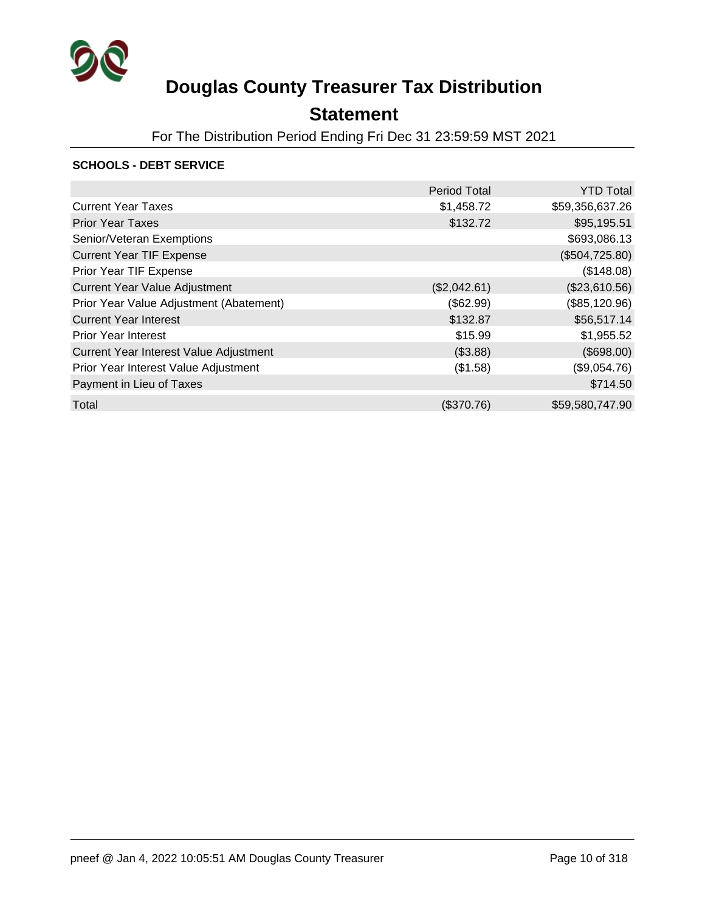# Douglas County Treasurer Tax Distribution

## Statement

For The Distribution Period Ending Fri Dec 31 23:59:59 MST 2021

### SCHOOLS - DEBT SERVICE

| | Period Total | YTD Total |
|---|---|---|
| Current Year Taxes | $1,458.72 | $59,356,637.26 |
| Prior Year Taxes | $132.72 | $95,195.51 |
| Senior/Veteran Exemptions | | $693,086.13 |
| Current Year TIF Expense | | ($504,725.80) |
| Prior Year TIF Expense | | ($148.08) |
| Current Year Value Adjustment | ($2,042.61) | ($23,610.56) |
| Prior Year Value Adjustment (Abatement) | ($62.99) | ($85,120.96) |
| Current Year Interest | $132.87 | $56,517.14 |
| Prior Year Interest | $15.99 | $1,955.52 |
| Current Year Interest Value Adjustment | ($3.88) | ($698.00) |
| Prior Year Interest Value Adjustment | ($1.58) | ($9,054.76) |
| Payment in Lieu of Taxes | | $714.50 |
| Total | ($370.76) | $59,580,747.90 |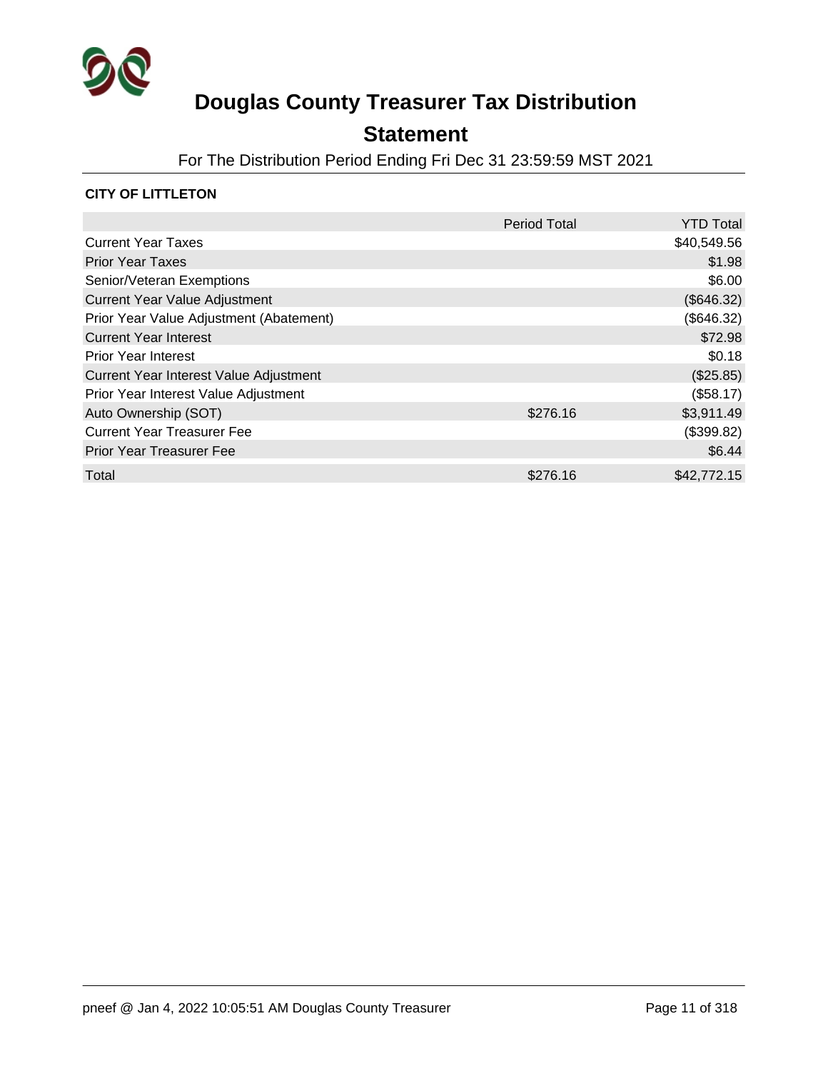# Douglas County Treasurer Tax Distribution

## Statement

For The Distribution Period Ending Fri Dec 31 23:59:59 MST 2021

**CITY OF LITTLETON**

| | Period Total | YTD Total |
|---|---|---|
| Current Year Taxes | | $40,549.56 |
| Prior Year Taxes | | $1.98 |
| Senior/Veteran Exemptions | | $6.00 |
| Current Year Value Adjustment | | ($646.32) |
| Prior Year Value Adjustment (Abatement) | | ($646.32) |
| Current Year Interest | | $72.98 |
| Prior Year Interest | | $0.18 |
| Current Year Interest Value Adjustment | | ($25.85) |
| Prior Year Interest Value Adjustment | | ($58.17) |
| Auto Ownership (SOT) | $276.16 | $3,911.49 |
| Current Year Treasurer Fee | | ($399.82) |
| Prior Year Treasurer Fee | | $6.44 |
| Total | $276.16 | $42,772.15 |

pneef @ Jan 4, 2022 10:05:51 AM Douglas County Treasurer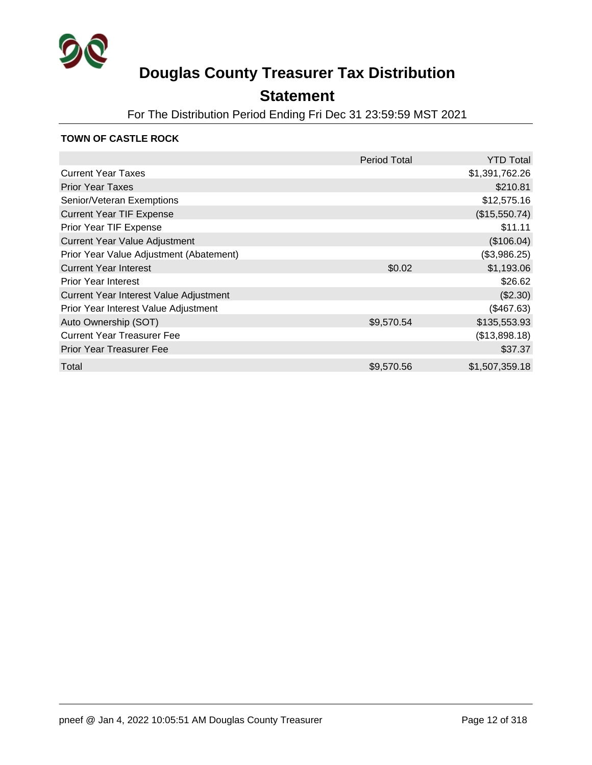# Douglas County Treasurer Tax Distribution

## Statement

For The Distribution Period Ending Fri Dec 31 23:59:59 MST 2021

**TOWN OF CASTLE ROCK**

| | Period Total | YTD Total |
|---|---|---|
| Current Year Taxes | | $1,391,762.26 |
| Prior Year Taxes | | $210.81 |
| Senior/Veteran Exemptions | | $12,575.16 |
| Current Year TIF Expense | | ($15,550.74) |
| Prior Year TIF Expense | | $11.11 |
| Current Year Value Adjustment | | ($106.04) |
| Prior Year Value Adjustment (Abatement) | | ($3,986.25) |
| Current Year Interest | $0.02 | $1,193.06 |
| Prior Year Interest | | $26.62 |
| Current Year Interest Value Adjustment | | ($2.30) |
| Prior Year Interest Value Adjustment | | ($467.63) |
| Auto Ownership (SOT) | $9,570.54 | $135,553.93 |
| Current Year Treasurer Fee | | ($13,898.18) |
| Prior Year Treasurer Fee | | $37.37 |
| Total | $9,570.56 | $1,507,359.18 |

pneef @ Jan 4, 2022 10:05:51 AM Douglas County Treasurer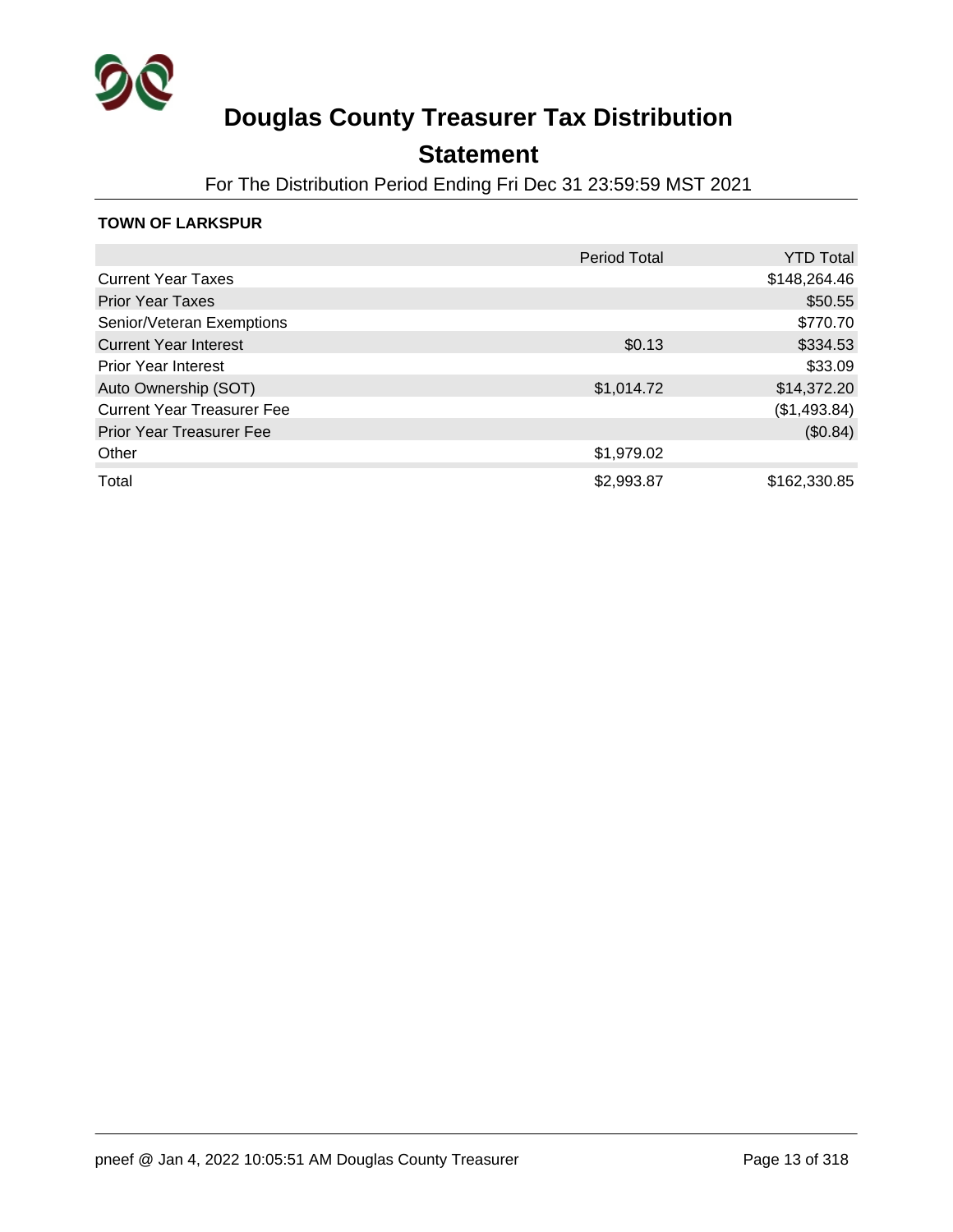# Douglas County Treasurer Tax Distribution

## Statement

For The Distribution Period Ending Fri Dec 31 23:59:59 MST 2021

**TOWN OF LARKSPUR**

| | Period Total | YTD Total |
|---|---|---|
| Current Year Taxes | | $148,264.46 |
| Prior Year Taxes | | $50.55 |
| Senior/Veteran Exemptions | | $770.70 |
| Current Year Interest | $0.13 | $334.53 |
| Prior Year Interest | | $33.09 |
| Auto Ownership (SOT) | $1,014.72 | $14,372.20 |
| Current Year Treasurer Fee | | ($1,493.84) |
| Prior Year Treasurer Fee | | ($0.84) |
| Other | $1,979.02 | |
| Total | $2,993.87 | $162,330.85 |

pneef @ Jan 4, 2022 10:05:51 AM Douglas County Treasurer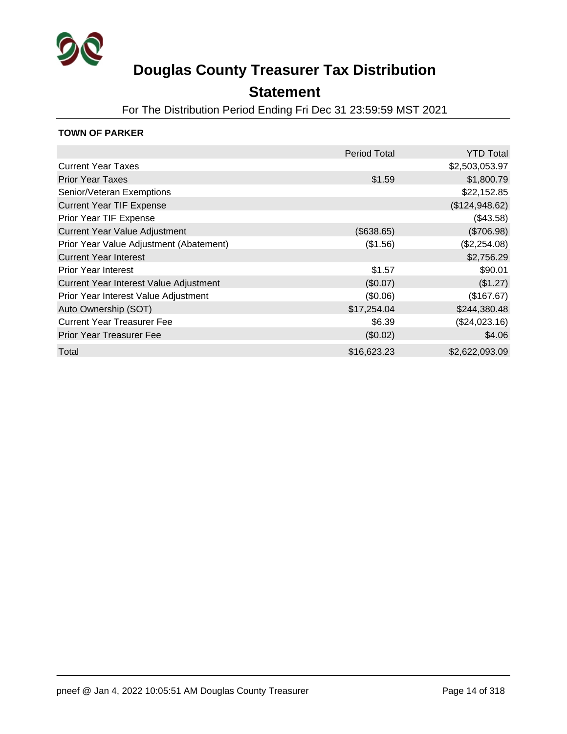# Douglas County Treasurer Tax Distribution Statement

For The Distribution Period Ending Fri Dec 31 23:59:59 MST 2021

**TOWN OF PARKER**

| | Period Total | YTD Total |
|---|---|---|
| Current Year Taxes | | $2,503,053.97 |
| Prior Year Taxes | $1.59 | $1,800.79 |
| Senior/Veteran Exemptions | | $22,152.85 |
| Current Year TIF Expense | | ($124,948.62) |
| Prior Year TIF Expense | | ($43.58) |
| Current Year Value Adjustment | ($638.65) | ($706.98) |
| Prior Year Value Adjustment (Abatement) | ($1.56) | ($2,254.08) |
| Current Year Interest | | $2,756.29 |
| Prior Year Interest | $1.57 | $90.01 |
| Current Year Interest Value Adjustment | ($0.07) | ($1.27) |
| Prior Year Interest Value Adjustment | ($0.06) | ($167.67) |
| Auto Ownership (SOT) | $17,254.04 | $244,380.48 |
| Current Year Treasurer Fee | $6.39 | ($24,023.16) |
| Prior Year Treasurer Fee | ($0.02) | $4.06 |
| Total | $16,623.23 | $2,622,093.09 |

pneef @ Jan 4, 2022 10:05:51 AM Douglas County Treasurer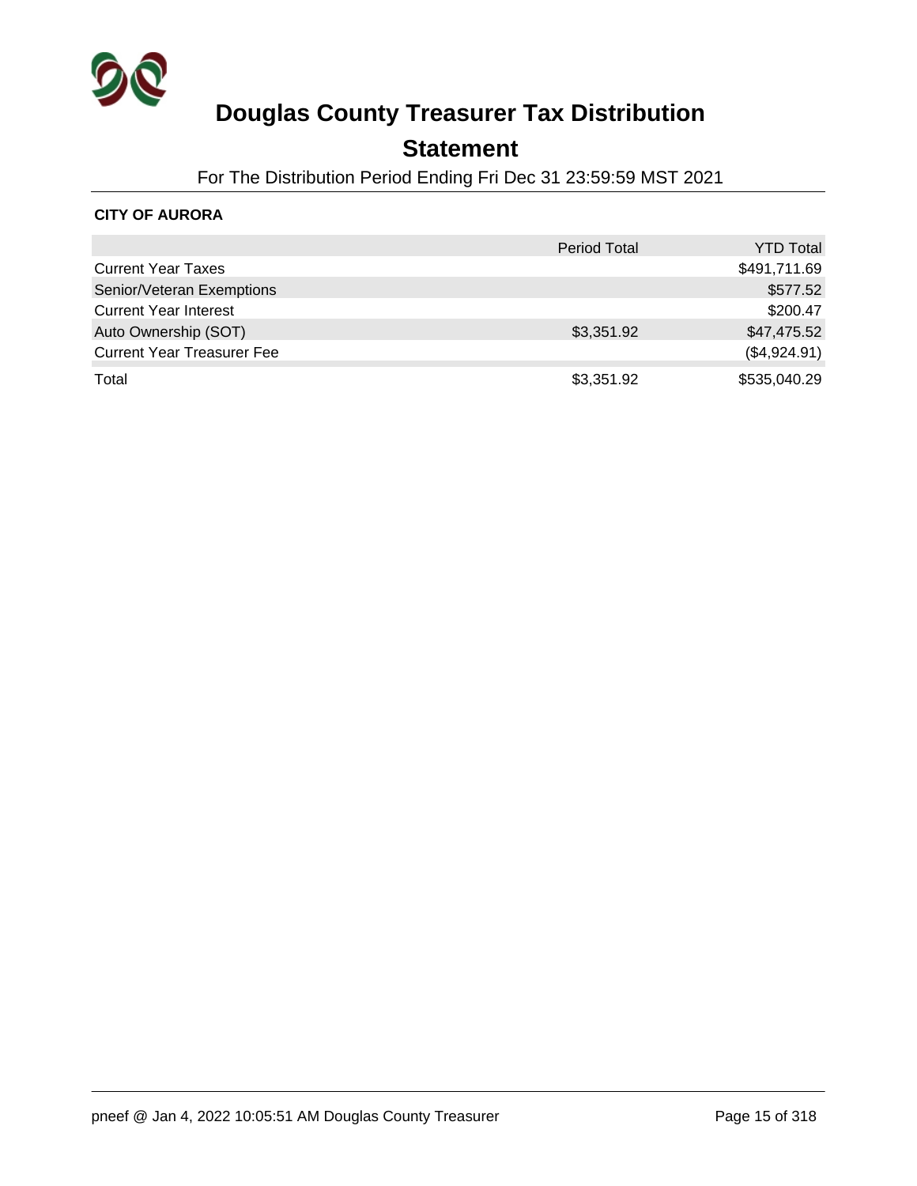# Douglas County Treasurer Tax Distribution

## Statement

For The Distribution Period Ending Fri Dec 31 23:59:59 MST 2021

**CITY OF AURORA**

| | Period Total | YTD Total |
|---|---|---|
| Current Year Taxes | | $491,711.69 |
| Senior/Veteran Exemptions | | $577.52 |
| Current Year Interest | | $200.47 |
| Auto Ownership (SOT) | $3,351.92 | $47,475.52 |
| Current Year Treasurer Fee | | ($4,924.91) |
| Total | $3,351.92 | $535,040.29 |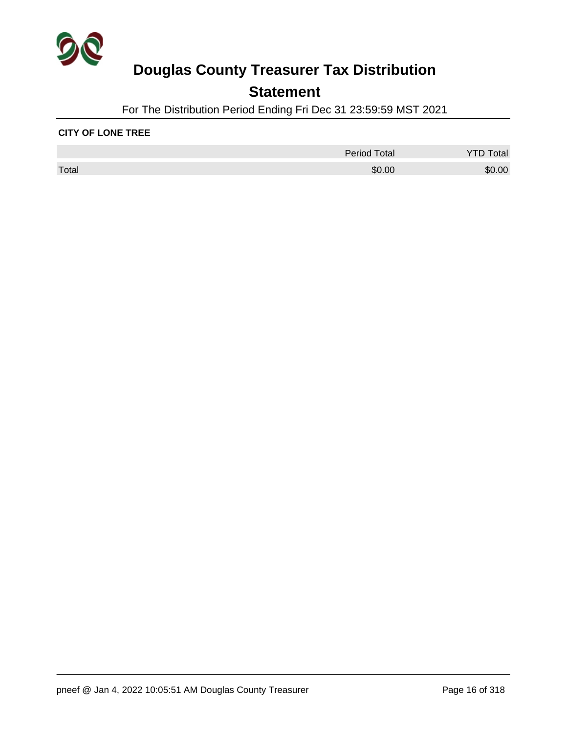# Douglas County Treasurer Tax Distribution

## Statement

For The Distribution Period Ending Fri Dec 31 23:59:59 MST 2021

**CITY OF LONE TREE**

| | Period Total | YTD Total |
|---|---|---|
| Total | $0.00 | $0.00 |

pneef @ Jan 4, 2022 10:05:51 AM Douglas County Treasurer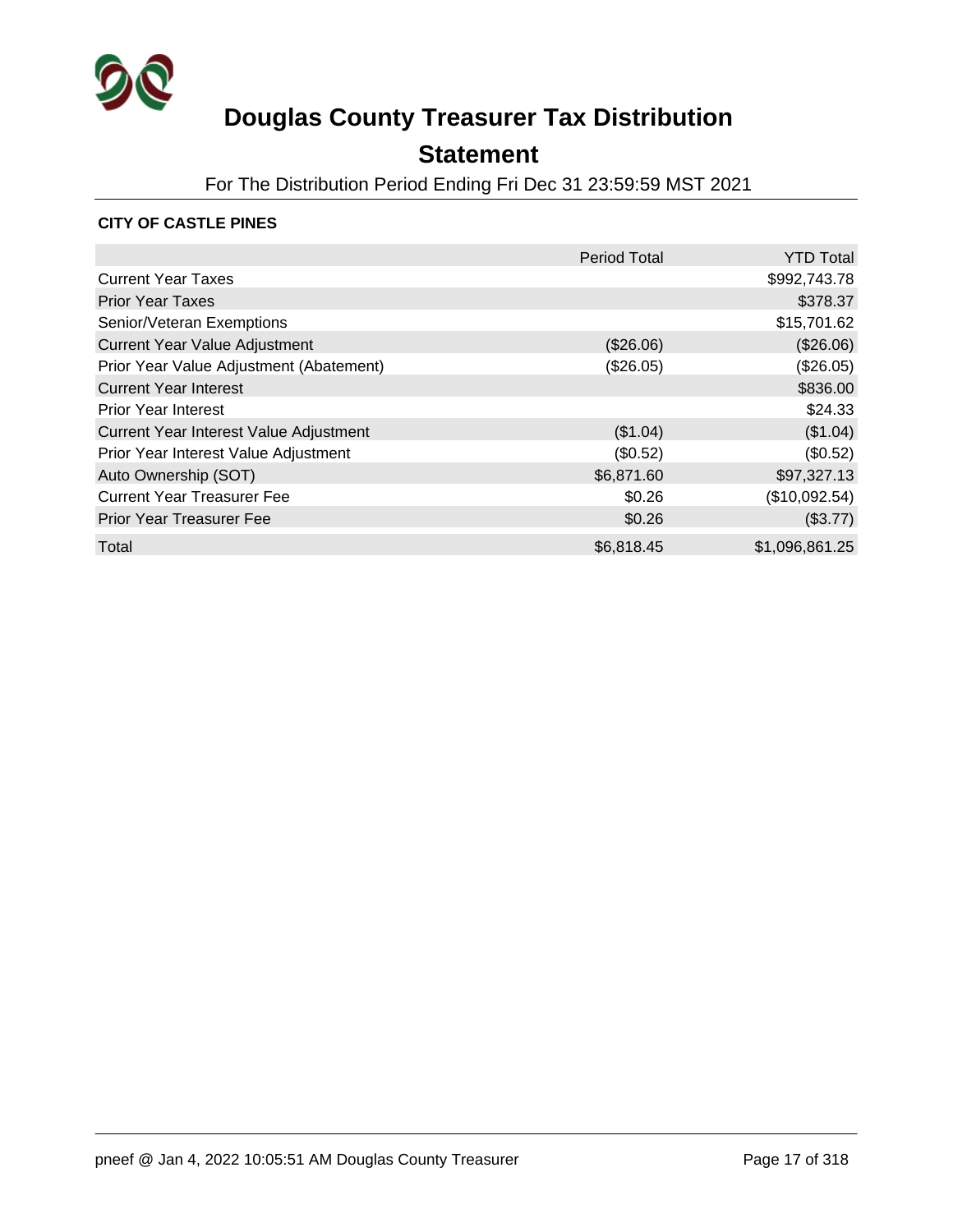# Douglas County Treasurer Tax Distribution

## Statement

For The Distribution Period Ending Fri Dec 31 23:59:59 MST 2021

**CITY OF CASTLE PINES**

| | Period Total | YTD Total |
|---|---|---|
| Current Year Taxes | | $992,743.78 |
| Prior Year Taxes | | $378.37 |
| Senior/Veteran Exemptions | | $15,701.62 |
| Current Year Value Adjustment | ($26.06) | ($26.06) |
| Prior Year Value Adjustment (Abatement) | ($26.05) | ($26.05) |
| Current Year Interest | | $836.00 |
| Prior Year Interest | | $24.33 |
| Current Year Interest Value Adjustment | ($1.04) | ($1.04) |
| Prior Year Interest Value Adjustment | ($0.52) | ($0.52) |
| Auto Ownership (SOT) | $6,871.60 | $97,327.13 |
| Current Year Treasurer Fee | $0.26 | ($10,092.54) |
| Prior Year Treasurer Fee | $0.26 | ($3.77) |
| Total | $6,818.45 | $1,096,861.25 |

pneef @ Jan 4, 2022 10:05:51 AM Douglas County Treasurer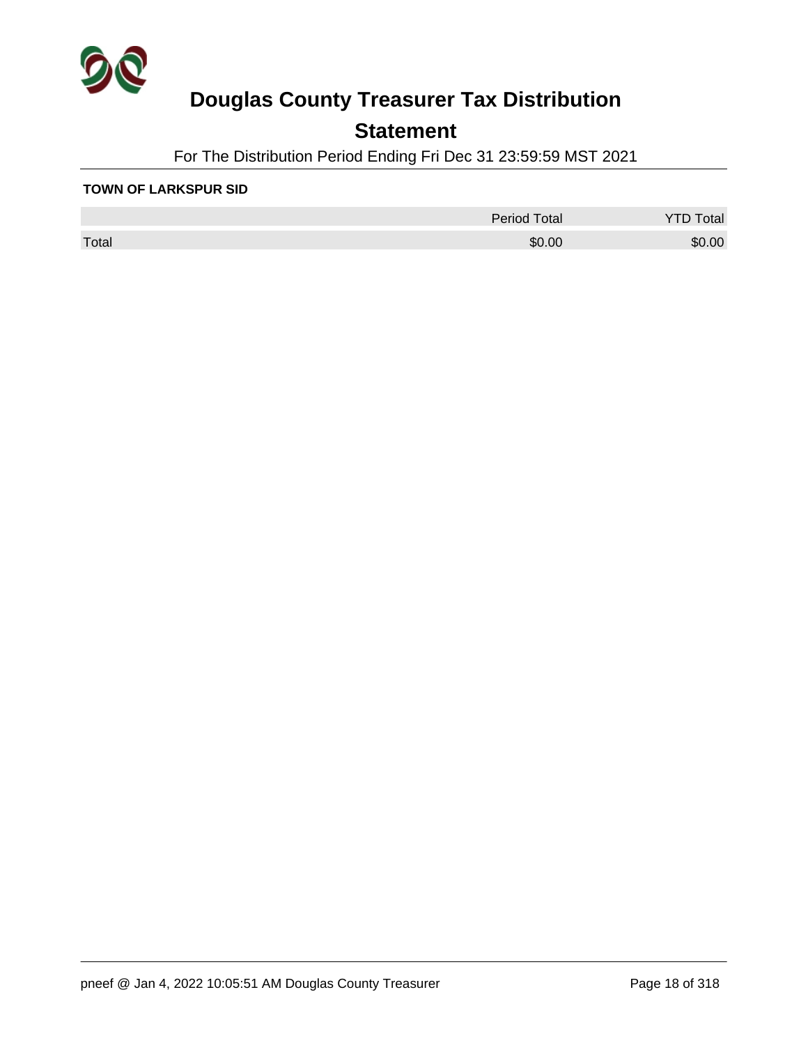# Douglas County Treasurer Tax Distribution

## Statement

For The Distribution Period Ending Fri Dec 31 23:59:59 MST 2021

**TOWN OF LARKSPUR SID**

| | Period Total | YTD Total |
|---|---|---|
| Total | $0.00 | $0.00 |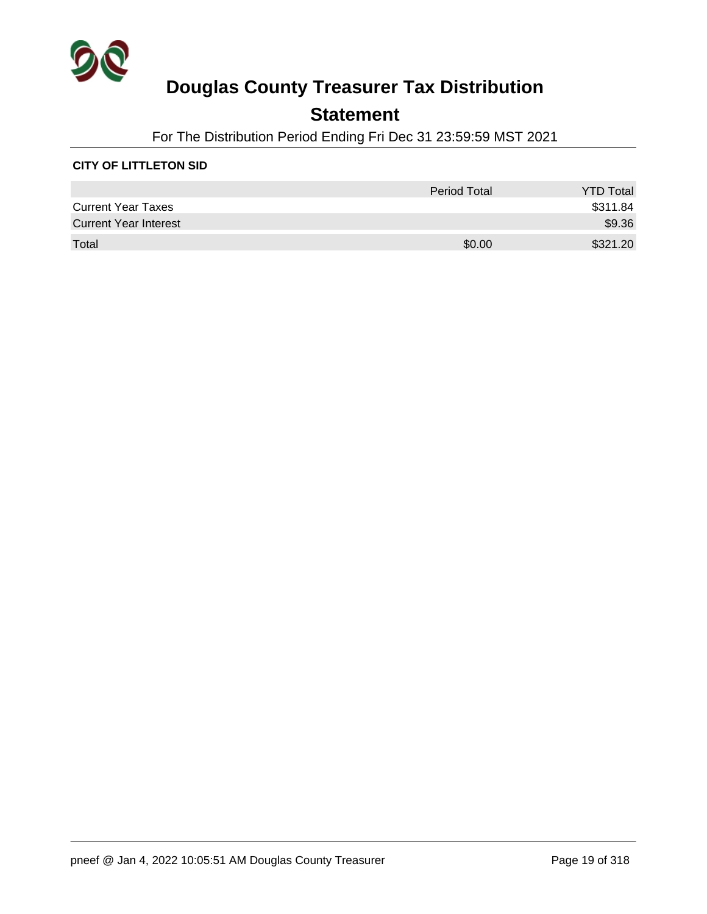# Douglas County Treasurer Tax Distribution

## Statement

For The Distribution Period Ending Fri Dec 31 23:59:59 MST 2021

**CITY OF LITTLETON SID**

| | Period Total | YTD Total |
|---|---|---|
| Current Year Taxes | | $311.84 |
| Current Year Interest | | $9.36 |
| Total | $0.00 | $321.20 |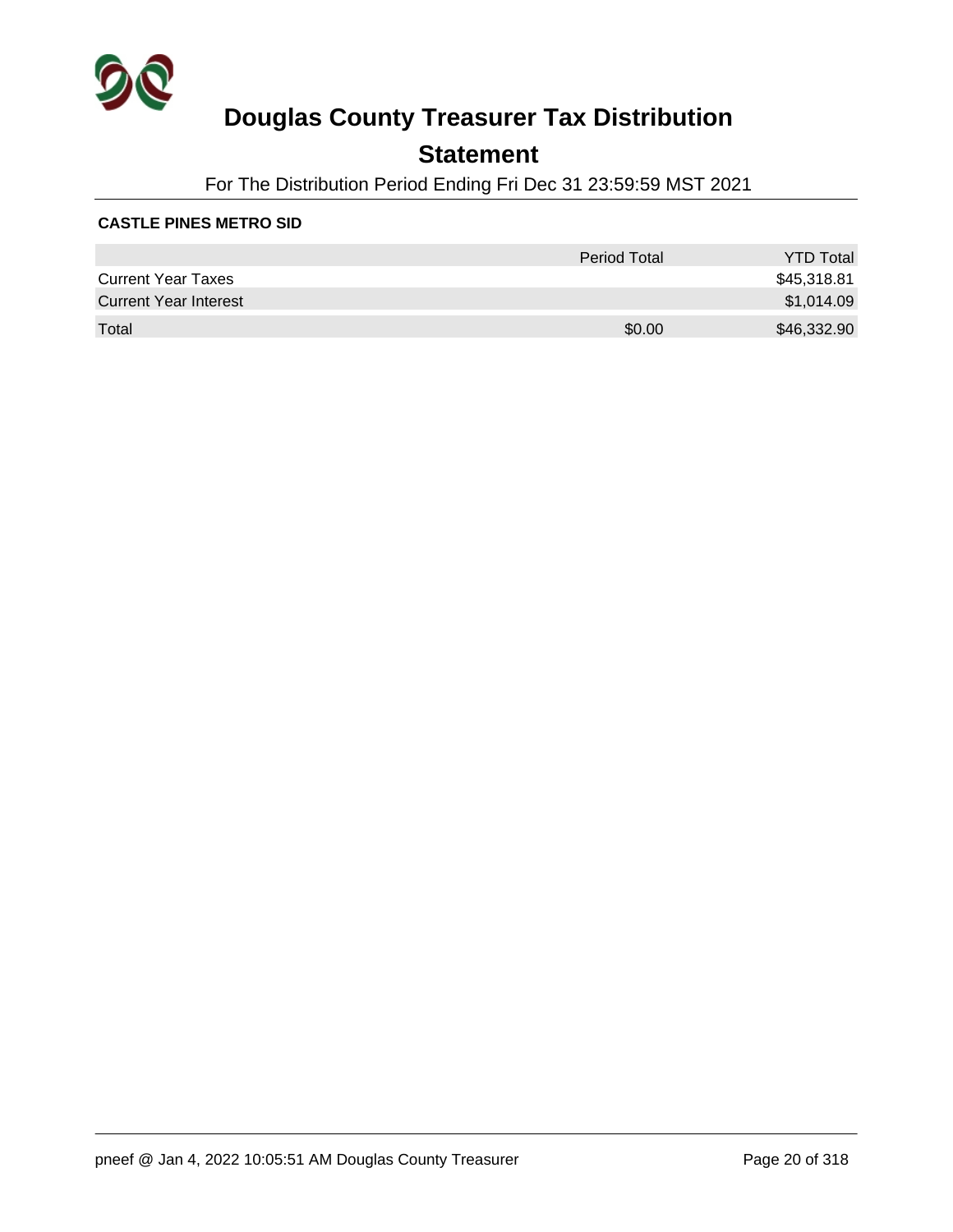# Douglas County Treasurer Tax Distribution

## Statement

For The Distribution Period Ending Fri Dec 31 23:59:59 MST 2021

**CASTLE PINES METRO SID**

| | Period Total | YTD Total |
|---|---|---|
| Current Year Taxes | | $45,318.81 |
| Current Year Interest | | $1,014.09 |
| Total | $0.00 | $46,332.90 |

pneef @ Jan 4, 2022 10:05:51 AM Douglas County Treasurer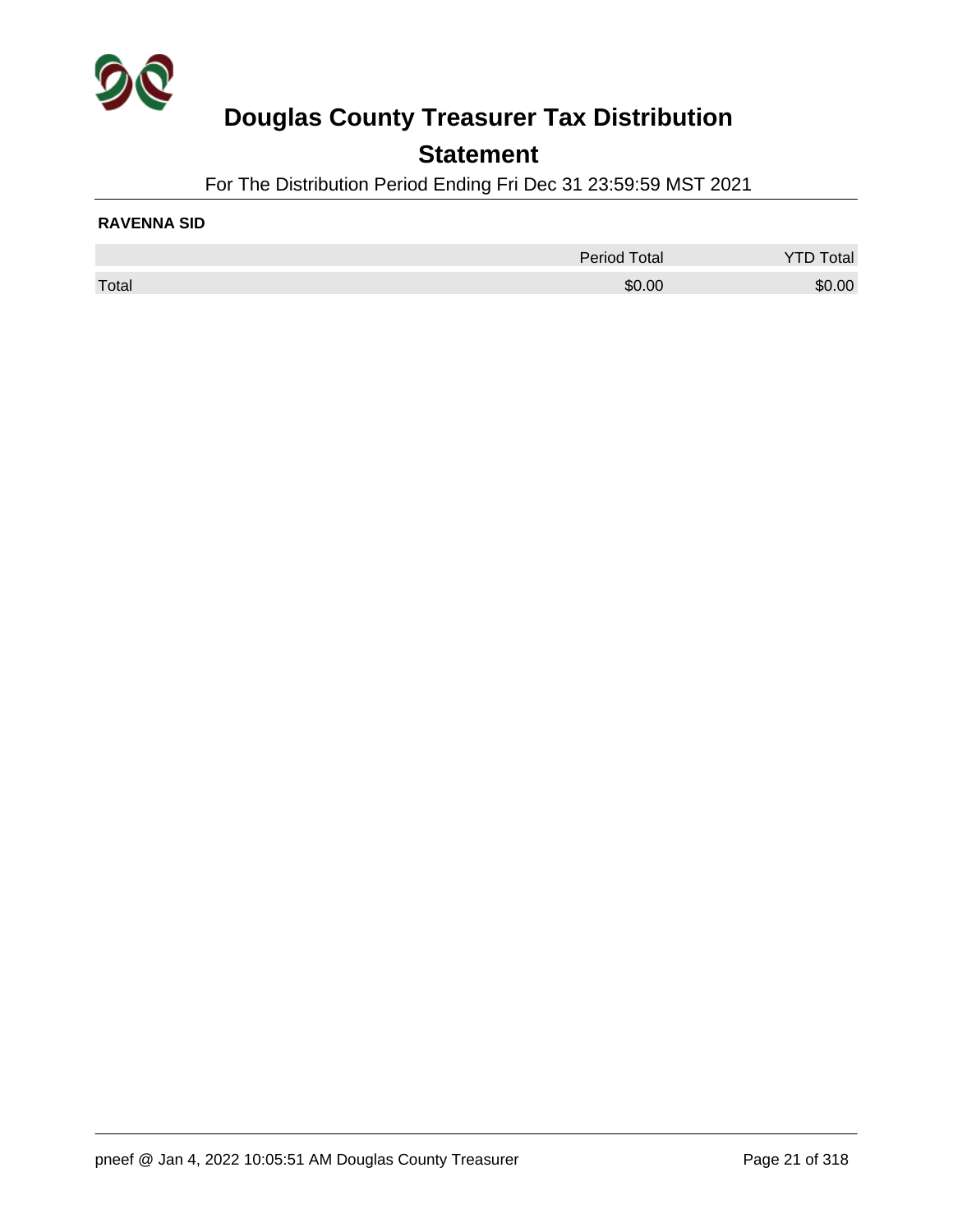# Douglas County Treasurer Tax Distribution

## Statement

For The Distribution Period Ending Fri Dec 31 23:59:59 MST 2021

**RAVENNA SID**

| | Period Total | YTD Total |
|---|---|---|
| Total | $0.00 | $0.00 |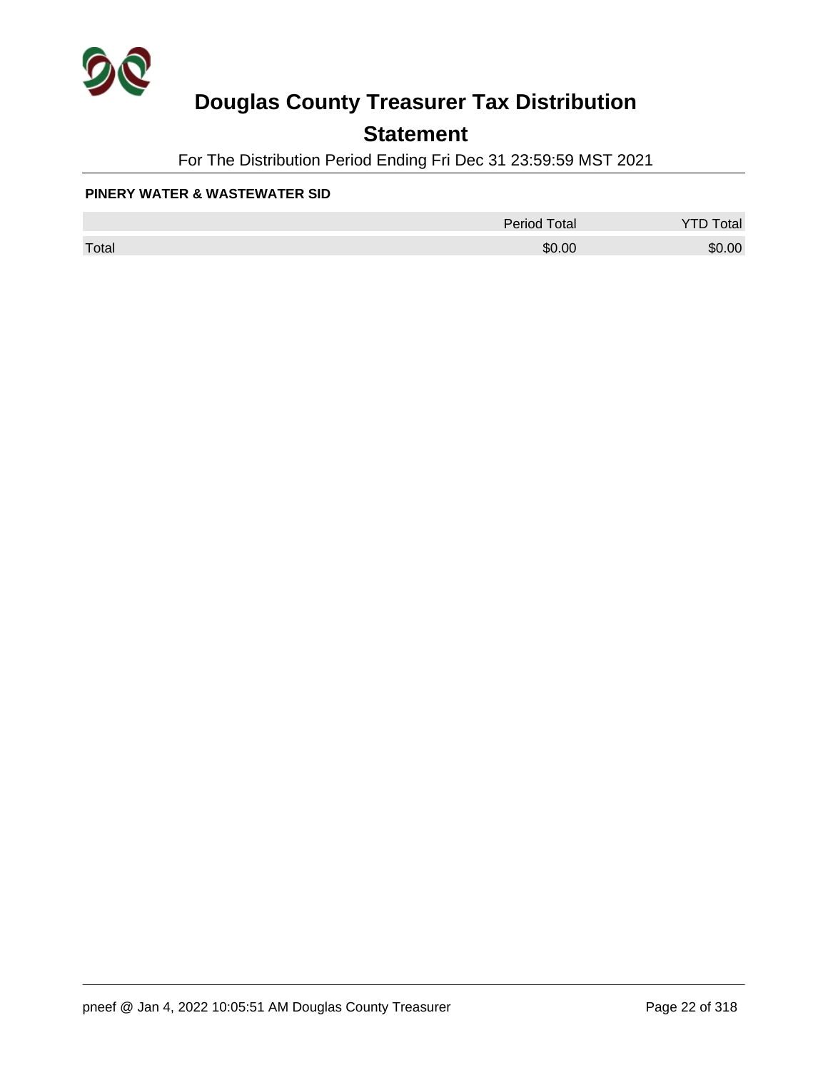# Douglas County Treasurer Tax Distribution

## Statement

For The Distribution Period Ending Fri Dec 31 23:59:59 MST 2021

**PINERY WATER & WASTEWATER SID**

| | Period Total | YTD Total |
|---|---|---|
| Total | $0.00 | $0.00 |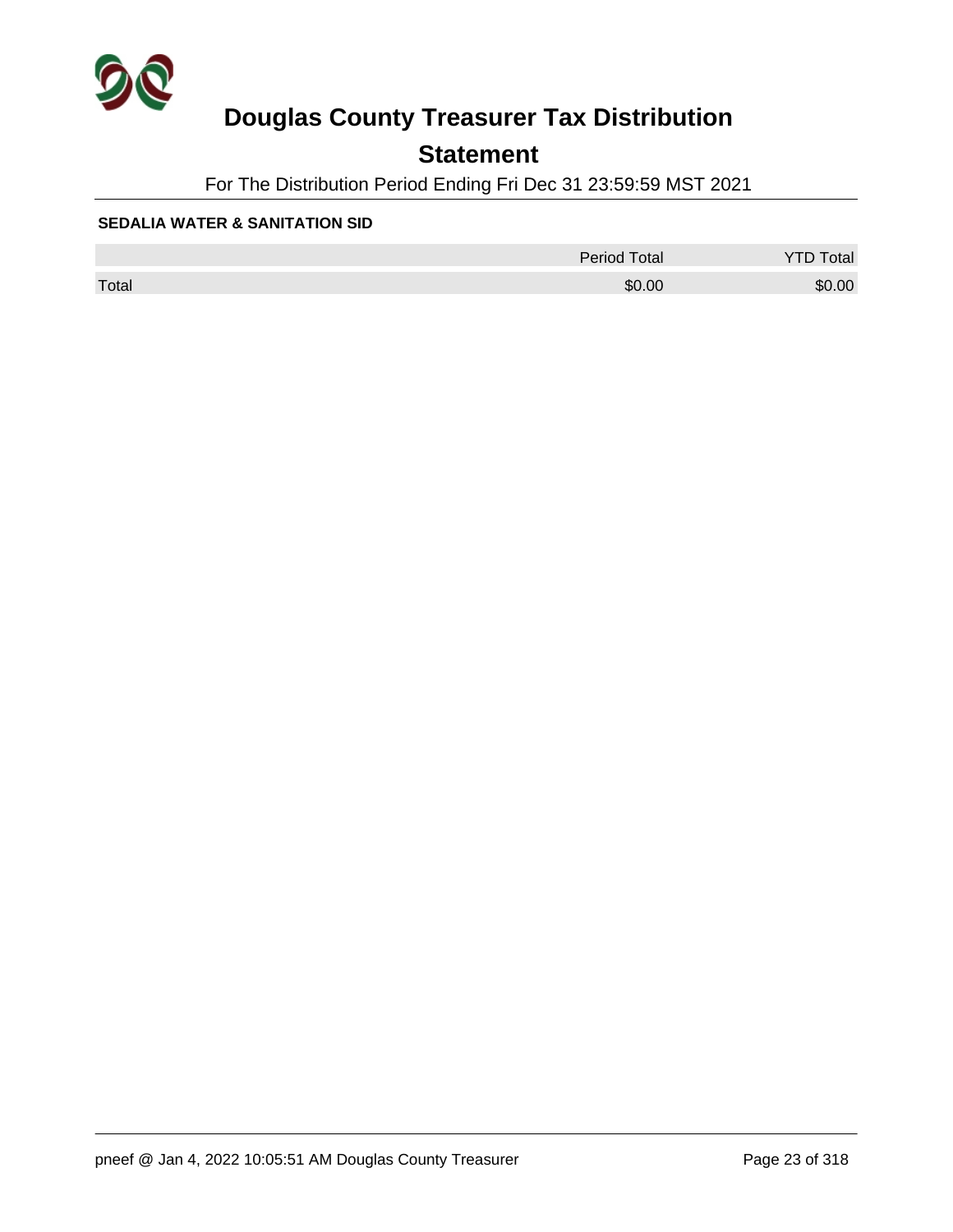# Douglas County Treasurer Tax Distribution

## Statement

For The Distribution Period Ending Fri Dec 31 23:59:59 MST 2021

**SEDALIA WATER & SANITATION SID**

| | Period Total | YTD Total |
|---|---|---|
| Total | $0.00 | $0.00 |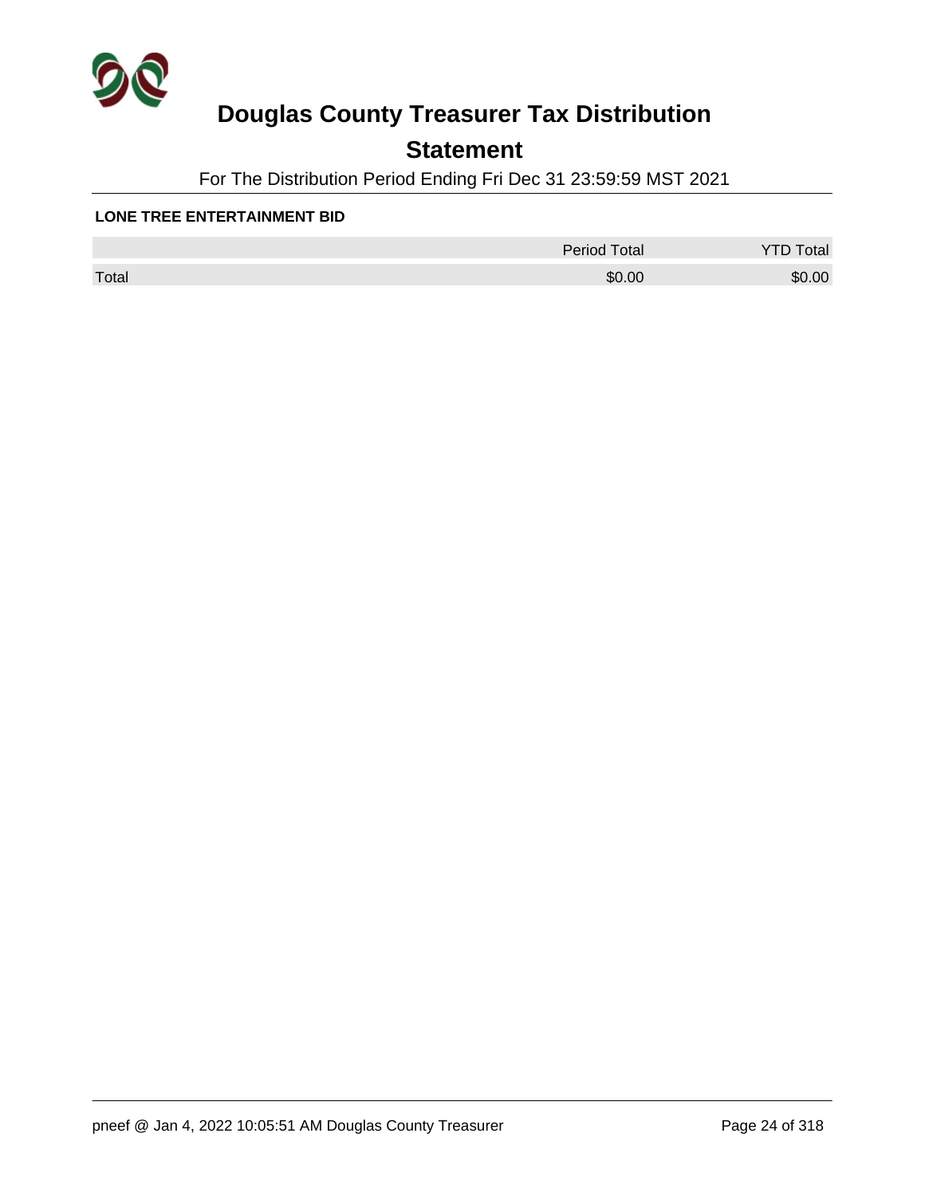# Douglas County Treasurer Tax Distribution

## Statement

For The Distribution Period Ending Fri Dec 31 23:59:59 MST 2021

**LONE TREE ENTERTAINMENT BID**

| | Period Total | YTD Total |
|---|---|---|
| Total | $0.00 | $0.00 |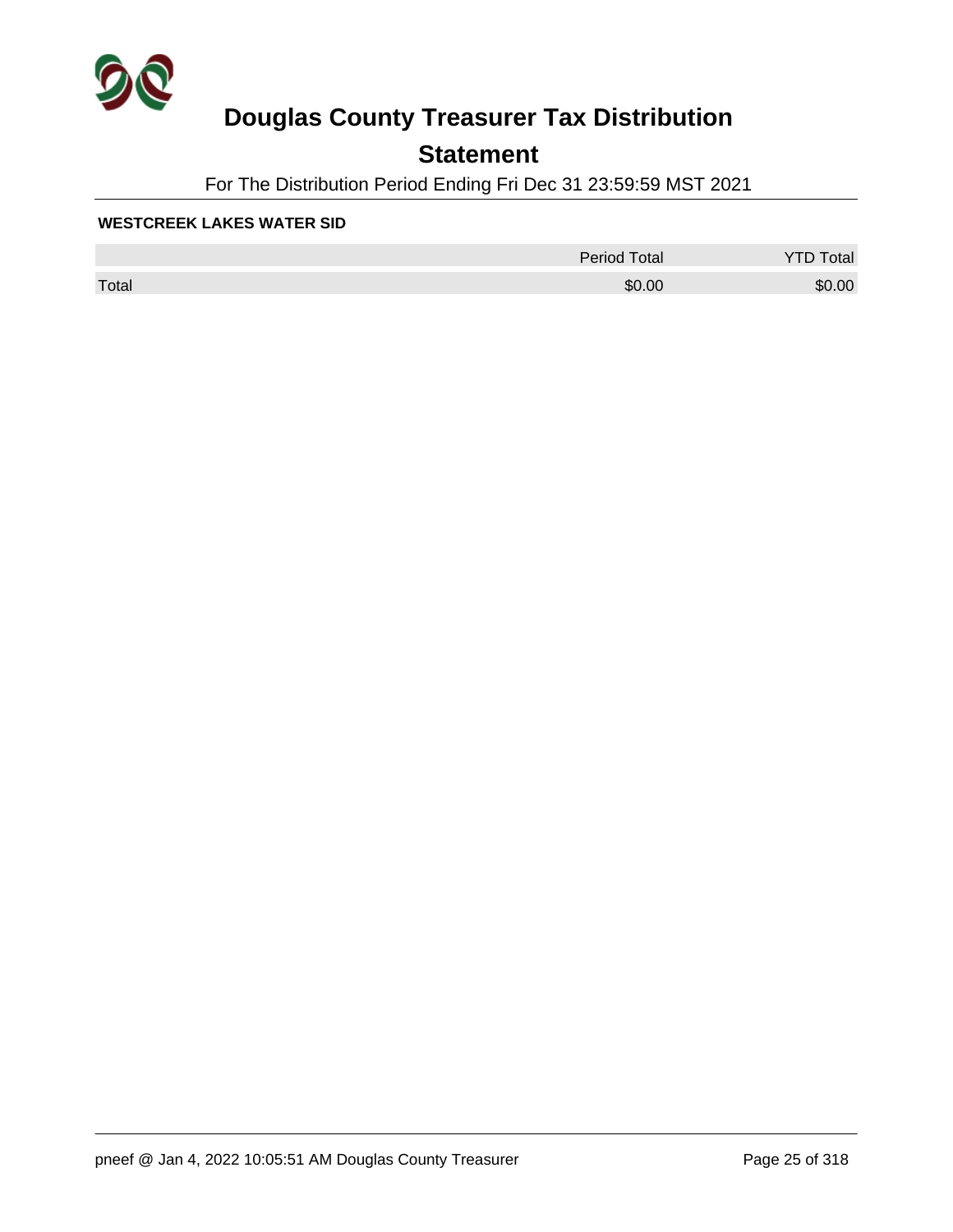# Douglas County Treasurer Tax Distribution

## Statement

For The Distribution Period Ending Fri Dec 31 23:59:59 MST 2021

**WESTCREEK LAKES WATER SID**

| | Period Total | YTD Total |
|---|---|---|
| Total | $0.00 | $0.00 |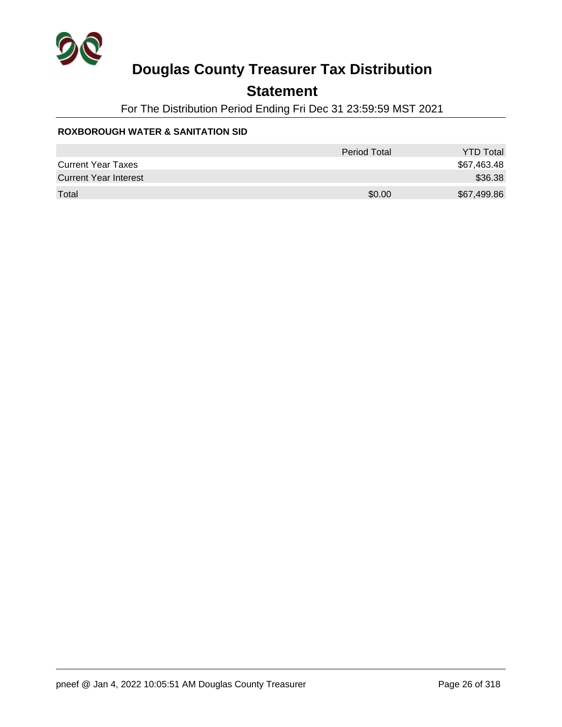# Douglas County Treasurer Tax Distribution

## Statement

For The Distribution Period Ending Fri Dec 31 23:59:59 MST 2021

**ROXBOROUGH WATER & SANITATION SID**

| | Period Total | YTD Total |
|---|---|---|
| Current Year Taxes | | $67,463.48 |
| Current Year Interest | | $36.38 |
| Total | $0.00 | $67,499.86 |

pneef @ Jan 4, 2022 10:05:51 AM Douglas County Treasurer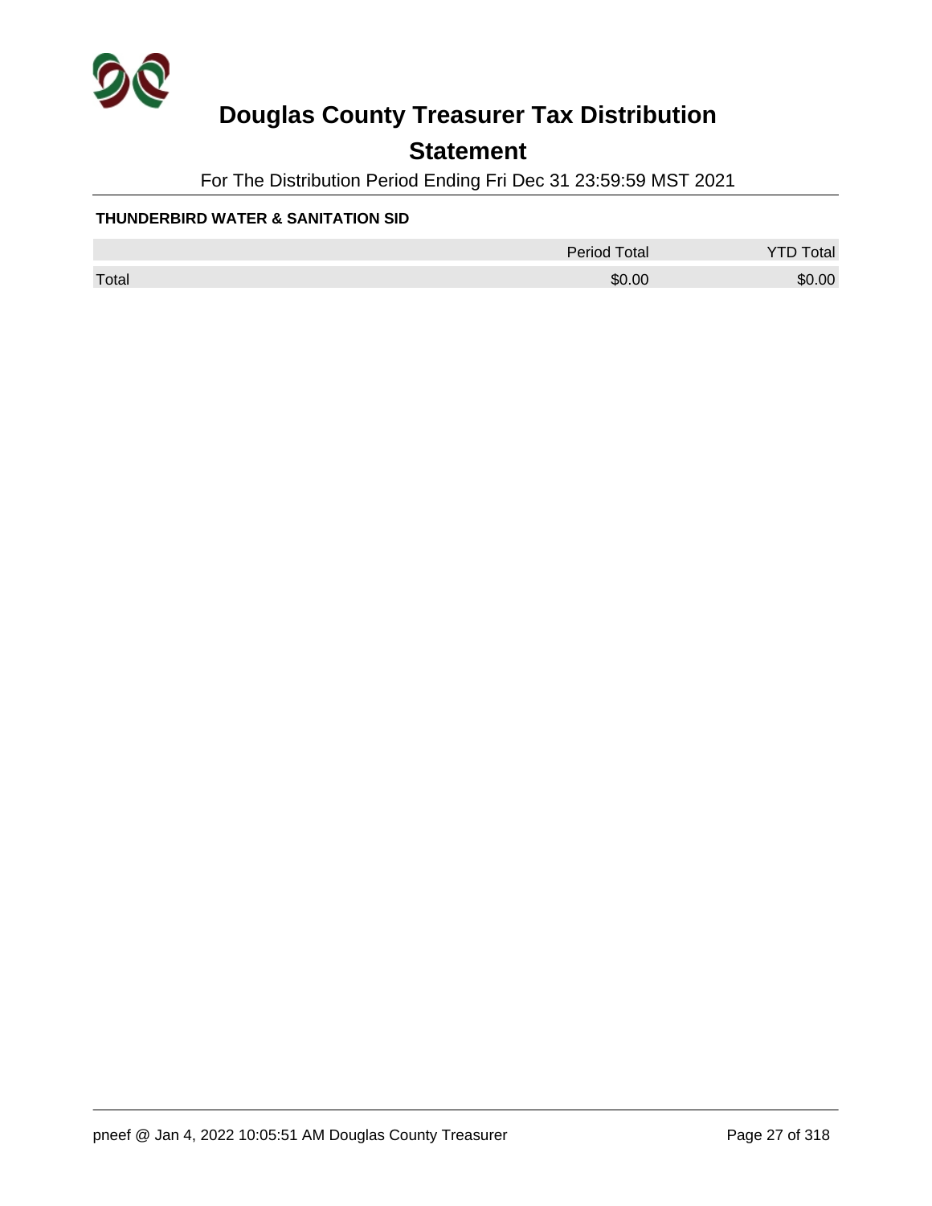# Douglas County Treasurer Tax Distribution

## Statement

For The Distribution Period Ending Fri Dec 31 23:59:59 MST 2021

**THUNDERBIRD WATER & SANITATION SID**

| | Period Total | YTD Total |
|---|---|---|
| Total | $0.00 | $0.00 |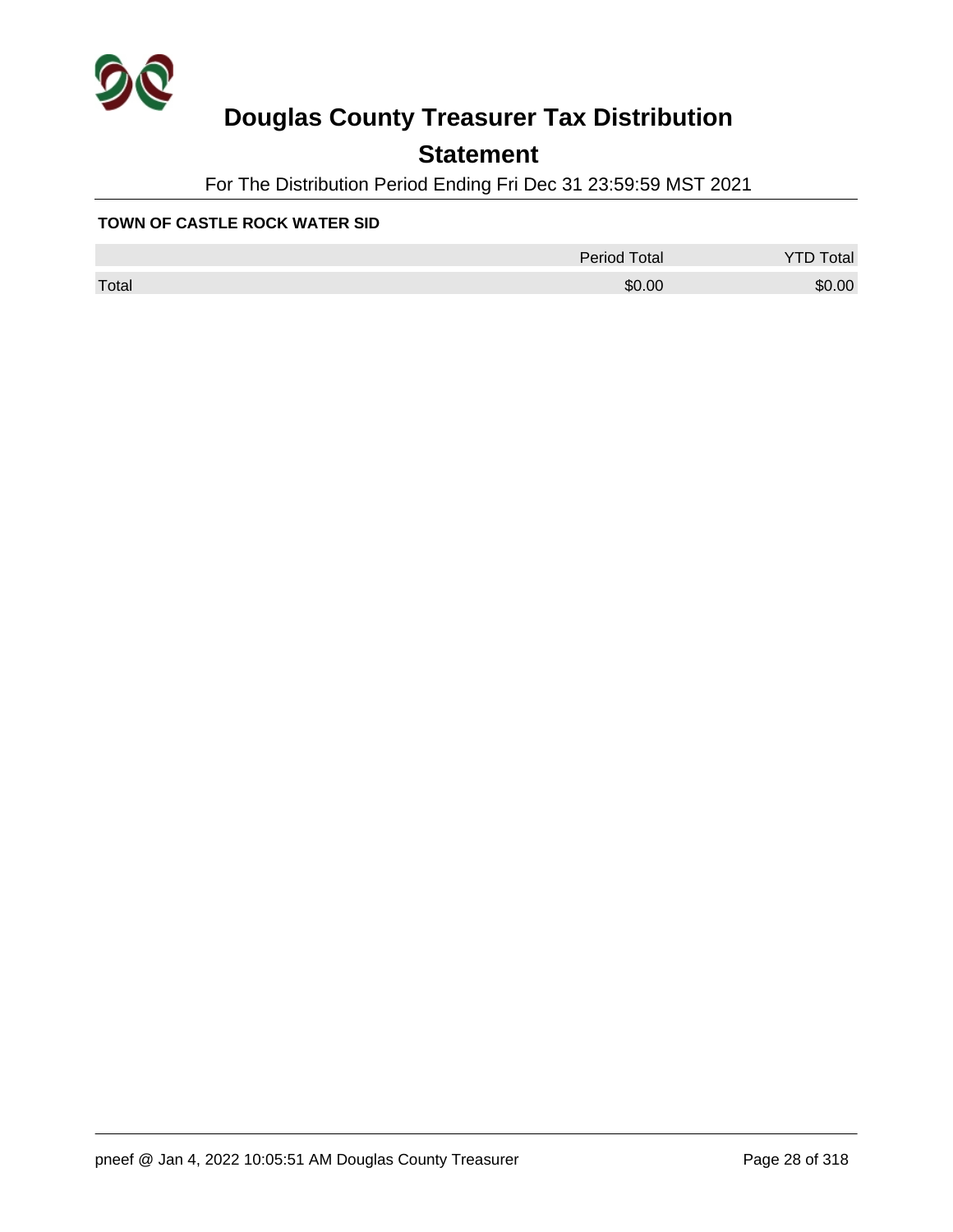# Douglas County Treasurer Tax Distribution

## Statement

For The Distribution Period Ending Fri Dec 31 23:59:59 MST 2021

**TOWN OF CASTLE ROCK WATER SID**

| | Period Total | YTD Total |
|---|---|---|
| Total | $0.00 | $0.00 |

pneef @ Jan 4, 2022 10:05:51 AM Douglas County Treasurer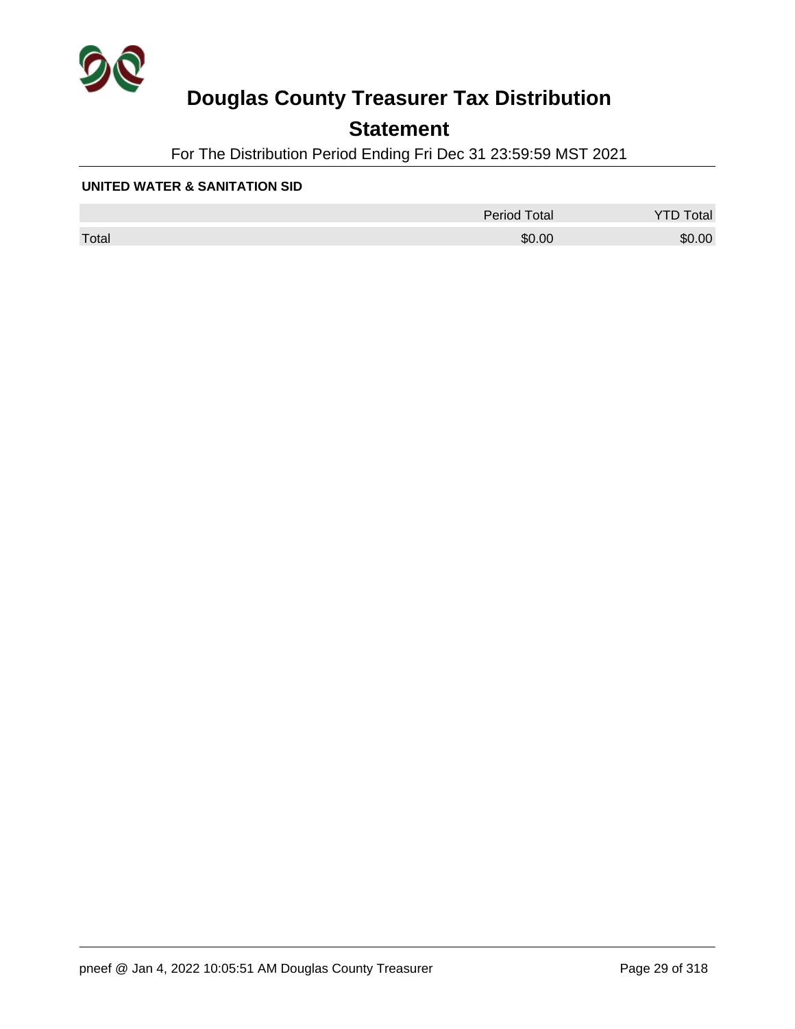# Douglas County Treasurer Tax Distribution

## Statement

For The Distribution Period Ending Fri Dec 31 23:59:59 MST 2021

**UNITED WATER & SANITATION SID**

| | Period Total | YTD Total |
|---|---|---|
| Total | $0.00 | $0.00 |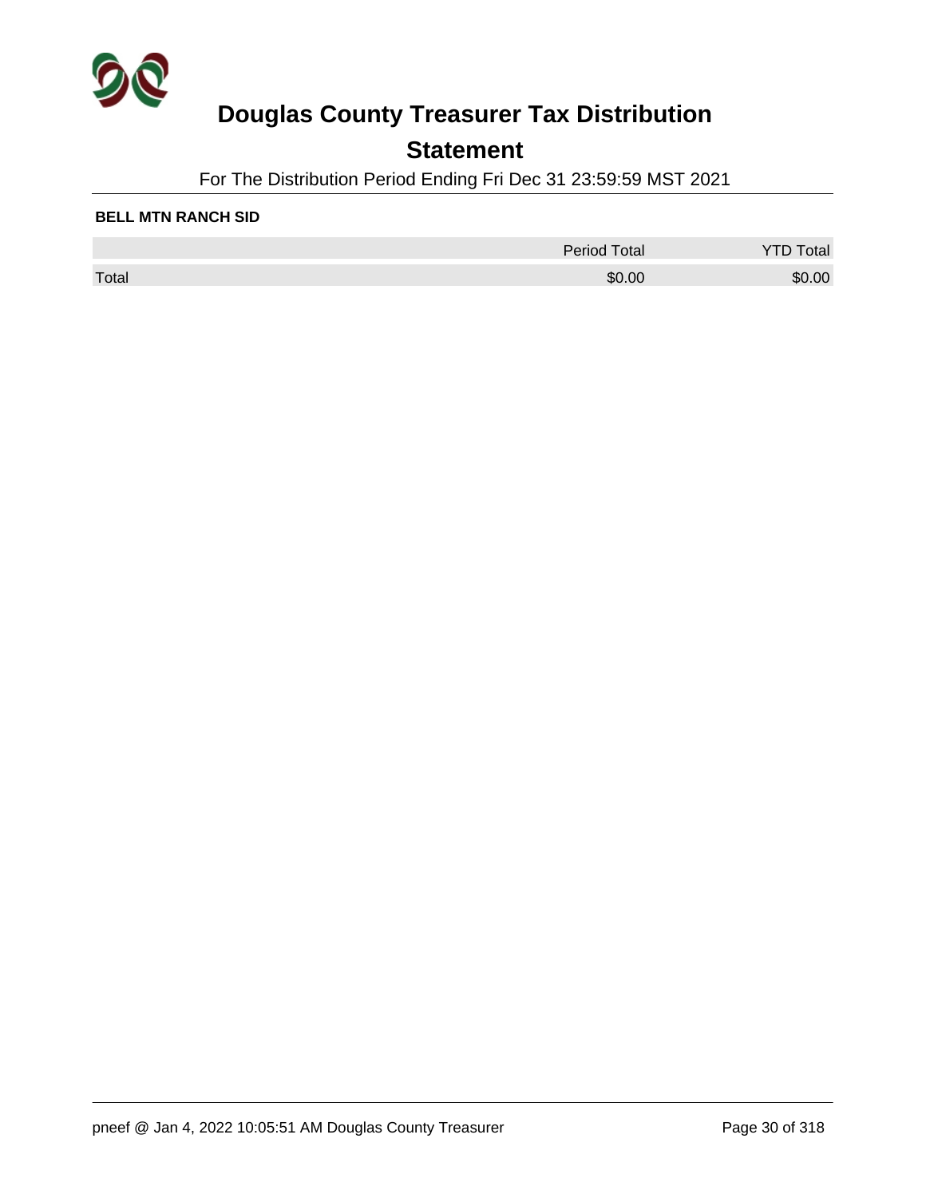# Douglas County Treasurer Tax Distribution

## Statement

For The Distribution Period Ending Fri Dec 31 23:59:59 MST 2021

**BELL MTN RANCH SID**

| | Period Total | YTD Total |
|---|---|---|
| Total | $0.00 | $0.00 |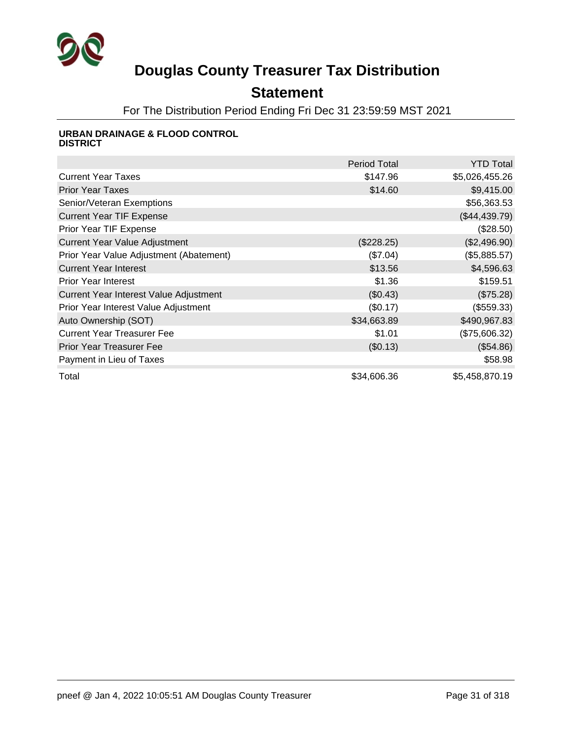# Douglas County Treasurer Tax Distribution

## Statement

For The Distribution Period Ending Fri Dec 31 23:59:59 MST 2021

**URBAN DRAINAGE & FLOOD CONTROL DISTRICT**

| | Period Total | YTD Total |
|---|---|---|
| Current Year Taxes | $147.96 | $5,026,455.26 |
| Prior Year Taxes | $14.60 | $9,415.00 |
| Senior/Veteran Exemptions | | $56,363.53 |
| Current Year TIF Expense | | ($44,439.79) |
| Prior Year TIF Expense | | ($28.50) |
| Current Year Value Adjustment | ($228.25) | ($2,496.90) |
| Prior Year Value Adjustment (Abatement) | ($7.04) | ($5,885.57) |
| Current Year Interest | $13.56 | $4,596.63 |
| Prior Year Interest | $1.36 | $159.51 |
| Current Year Interest Value Adjustment | ($0.43) | ($75.28) |
| Prior Year Interest Value Adjustment | ($0.17) | ($559.33) |
| Auto Ownership (SOT) | $34,663.89 | $490,967.83 |
| Current Year Treasurer Fee | $1.01 | ($75,606.32) |
| Prior Year Treasurer Fee | ($0.13) | ($54.86) |
| Payment in Lieu of Taxes | | $58.98 |
| Total | $34,606.36 | $5,458,870.19 |

pneef @ Jan 4, 2022 10:05:51 AM Douglas County Treasurer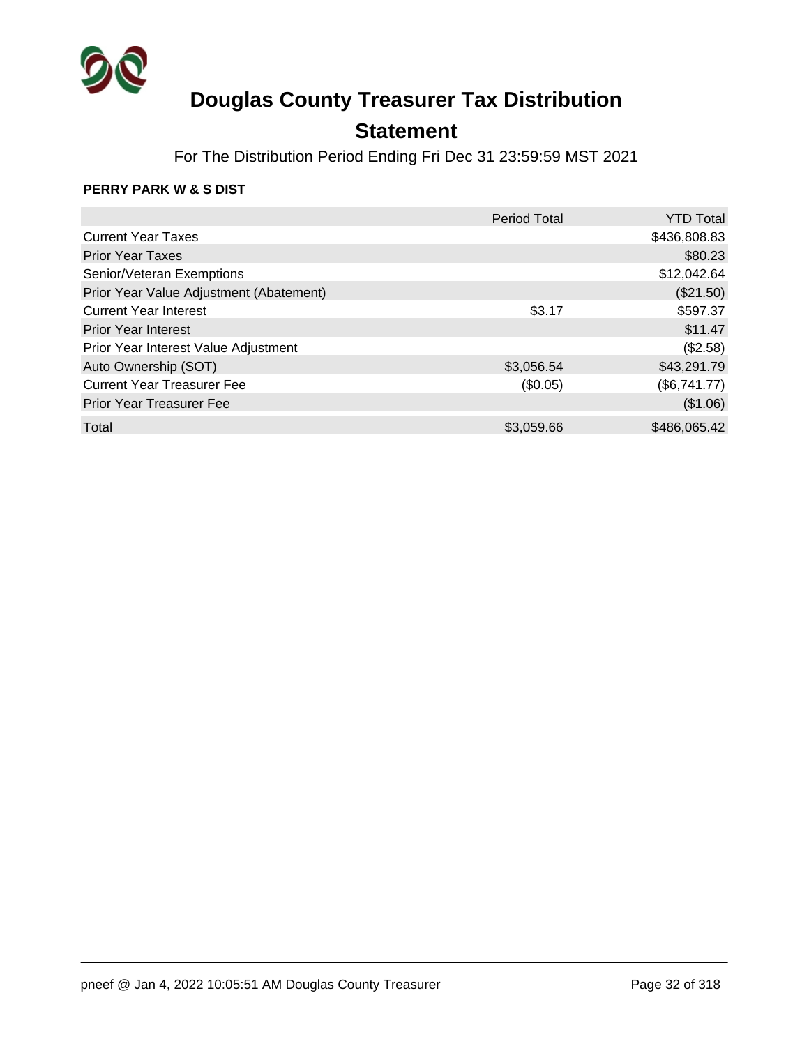# Douglas County Treasurer Tax Distribution

## Statement

For The Distribution Period Ending Fri Dec 31 23:59:59 MST 2021

**PERRY PARK W & S DIST**

| | Period Total | YTD Total |
|---|---|---|
| Current Year Taxes | | $436,808.83 |
| Prior Year Taxes | | $80.23 |
| Senior/Veteran Exemptions | | $12,042.64 |
| Prior Year Value Adjustment (Abatement) | | ($21.50) |
| Current Year Interest | $3.17 | $597.37 |
| Prior Year Interest | | $11.47 |
| Prior Year Interest Value Adjustment | | ($2.58) |
| Auto Ownership (SOT) | $3,056.54 | $43,291.79 |
| Current Year Treasurer Fee | ($0.05) | ($6,741.77) |
| Prior Year Treasurer Fee | | ($1.06) |
| Total | $3,059.66 | $486,065.42 |

pneef @ Jan 4, 2022 10:05:51 AM Douglas County Treasurer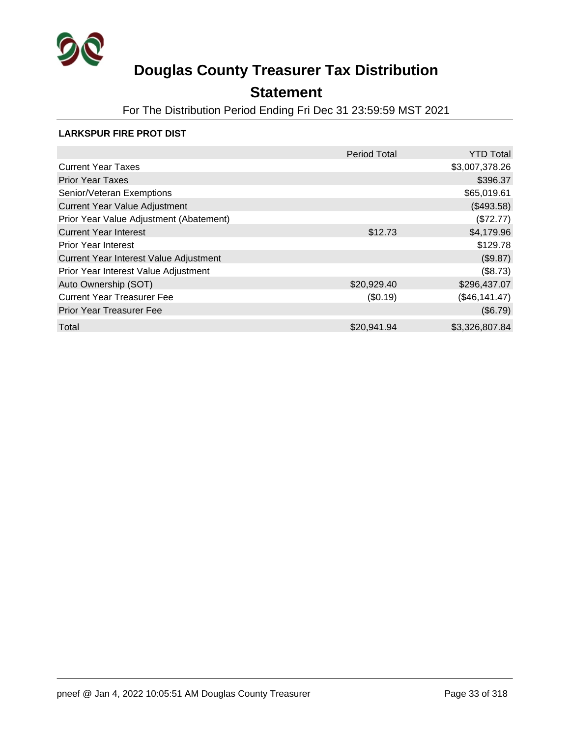# Douglas County Treasurer Tax Distribution

## Statement

For The Distribution Period Ending Fri Dec 31 23:59:59 MST 2021

**LARKSPUR FIRE PROT DIST**

| | Period Total | YTD Total |
|---|---|---|
| Current Year Taxes | | $3,007,378.26 |
| Prior Year Taxes | | $396.37 |
| Senior/Veteran Exemptions | | $65,019.61 |
| Current Year Value Adjustment | | ($493.58) |
| Prior Year Value Adjustment (Abatement) | | ($72.77) |
| Current Year Interest | $12.73 | $4,179.96 |
| Prior Year Interest | | $129.78 |
| Current Year Interest Value Adjustment | | ($9.87) |
| Prior Year Interest Value Adjustment | | ($8.73) |
| Auto Ownership (SOT) | $20,929.40 | $296,437.07 |
| Current Year Treasurer Fee | ($0.19) | ($46,141.47) |
| Prior Year Treasurer Fee | | ($6.79) |
| Total | $20,941.94 | $3,326,807.84 |

pneef @ Jan 4, 2022 10:05:51 AM Douglas County Treasurer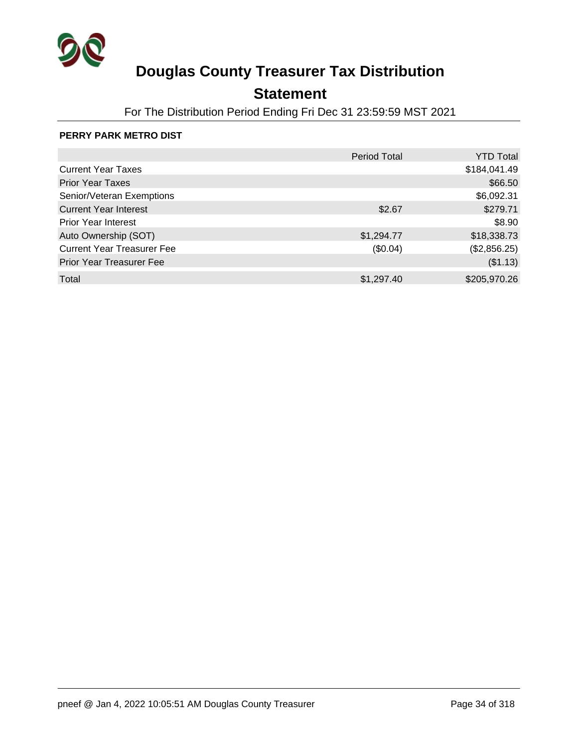# Douglas County Treasurer Tax Distribution

## Statement

For The Distribution Period Ending Fri Dec 31 23:59:59 MST 2021

**PERRY PARK METRO DIST**

| | Period Total | YTD Total |
|---|---|---|
| Current Year Taxes | | $184,041.49 |
| Prior Year Taxes | | $66.50 |
| Senior/Veteran Exemptions | | $6,092.31 |
| Current Year Interest | $2.67 | $279.71 |
| Prior Year Interest | | $8.90 |
| Auto Ownership (SOT) | $1,294.77 | $18,338.73 |
| Current Year Treasurer Fee | ($0.04) | ($2,856.25) |
| Prior Year Treasurer Fee | | ($1.13) |
| Total | $1,297.40 | $205,970.26 |

pneef @ Jan 4, 2022 10:05:51 AM Douglas County Treasurer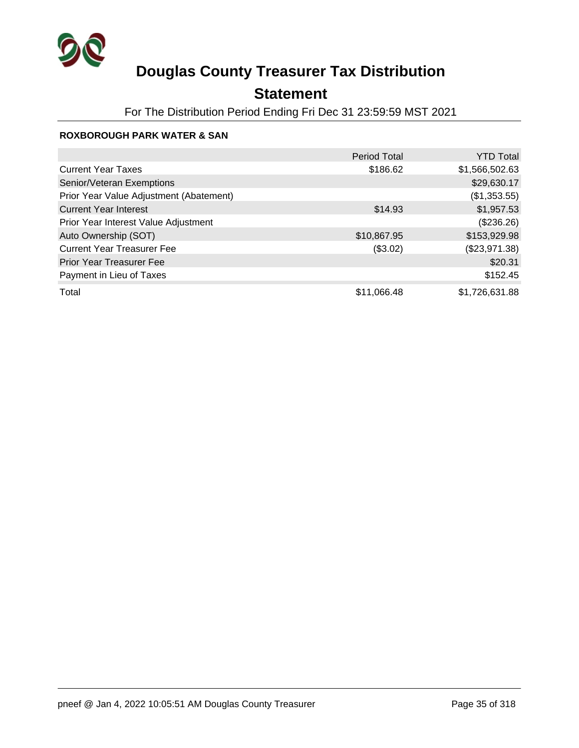# Douglas County Treasurer Tax Distribution

## Statement

For The Distribution Period Ending Fri Dec 31 23:59:59 MST 2021

**ROXBOROUGH PARK WATER & SAN**

| | Period Total | YTD Total |
|---|---|---|
| Current Year Taxes | $186.62 | $1,566,502.63 |
| Senior/Veteran Exemptions | | $29,630.17 |
| Prior Year Value Adjustment (Abatement) | | ($1,353.55) |
| Current Year Interest | $14.93 | $1,957.53 |
| Prior Year Interest Value Adjustment | | ($236.26) |
| Auto Ownership (SOT) | $10,867.95 | $153,929.98 |
| Current Year Treasurer Fee | ($3.02) | ($23,971.38) |
| Prior Year Treasurer Fee | | $20.31 |
| Payment in Lieu of Taxes | | $152.45 |
| Total | $11,066.48 | $1,726,631.88 |

pneef @ Jan 4, 2022 10:05:51 AM Douglas County Treasurer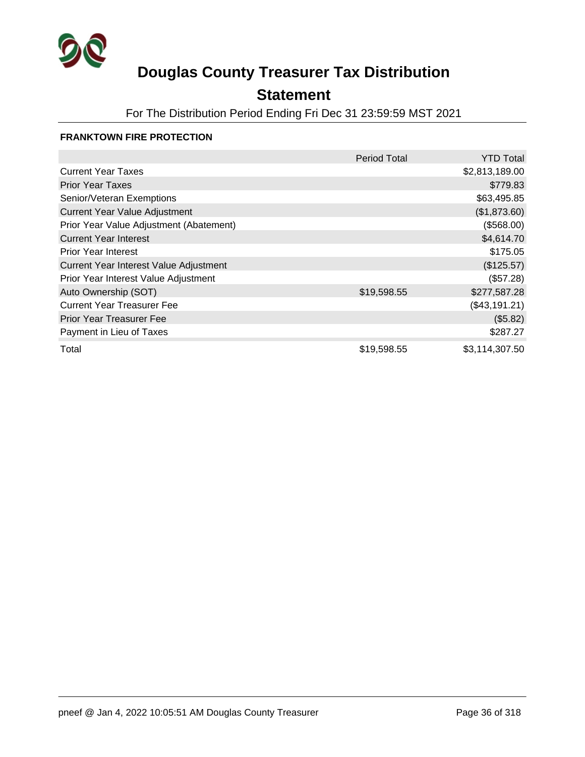# Douglas County Treasurer Tax Distribution

## Statement

For The Distribution Period Ending Fri Dec 31 23:59:59 MST 2021

### FRANKTOWN FIRE PROTECTION

| | Period Total | YTD Total |
|---|---|---|
| Current Year Taxes | | $2,813,189.00 |
| Prior Year Taxes | | $779.83 |
| Senior/Veteran Exemptions | | $63,495.85 |
| Current Year Value Adjustment | | ($1,873.60) |
| Prior Year Value Adjustment (Abatement) | | ($568.00) |
| Current Year Interest | | $4,614.70 |
| Prior Year Interest | | $175.05 |
| Current Year Interest Value Adjustment | | ($125.57) |
| Prior Year Interest Value Adjustment | | ($57.28) |
| Auto Ownership (SOT) | $19,598.55 | $277,587.28 |
| Current Year Treasurer Fee | | ($43,191.21) |
| Prior Year Treasurer Fee | | ($5.82) |
| Payment in Lieu of Taxes | | $287.27 |
| Total | $19,598.55 | $3,114,307.50 |

pneef @ Jan 4, 2022 10:05:51 AM Douglas County Treasurer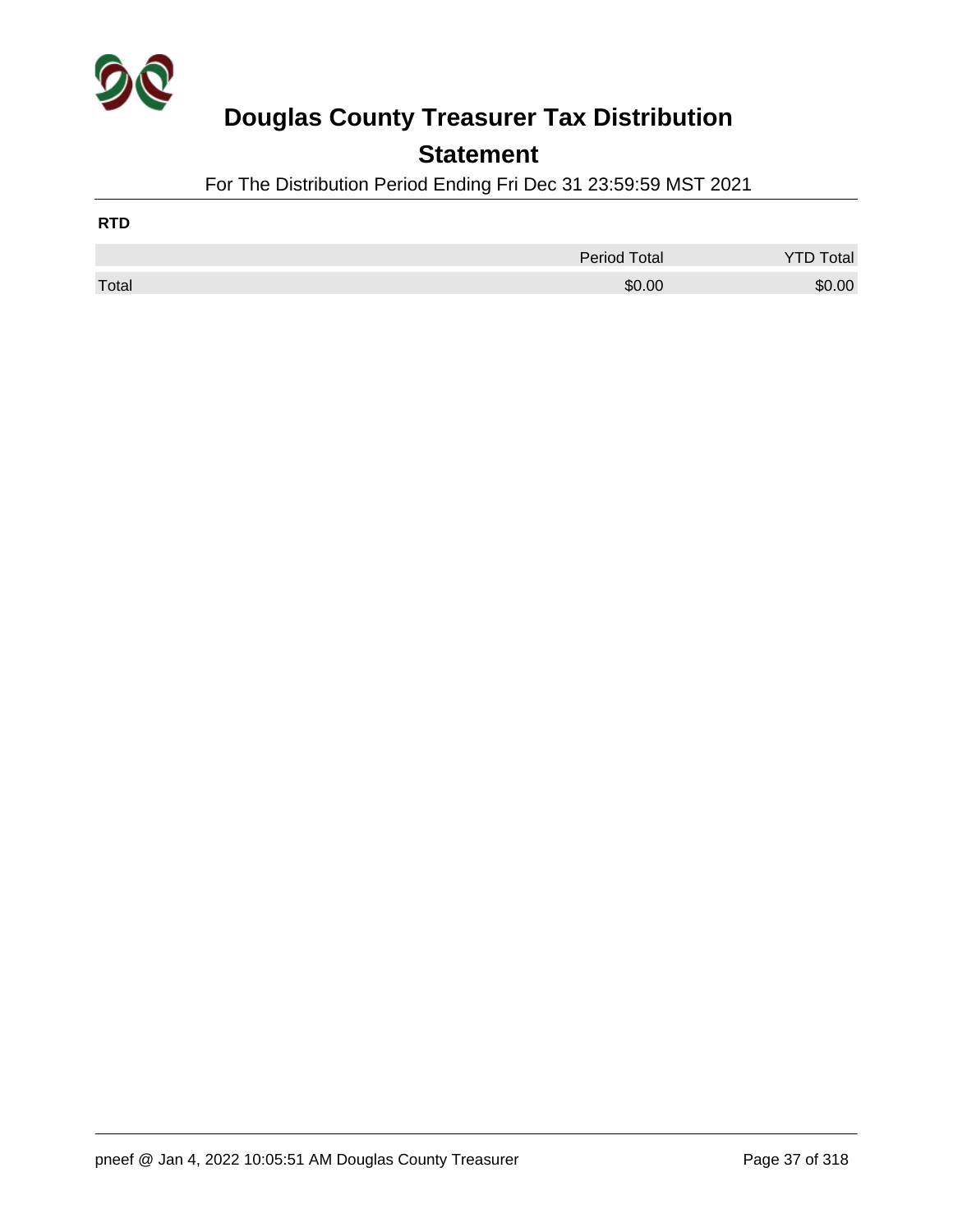# Douglas County Treasurer Tax Distribution

## Statement

For The Distribution Period Ending Fri Dec 31 23:59:59 MST 2021

**RTD**

| | Period Total | YTD Total |
|---|---|---|
| Total | $0.00 | $0.00 |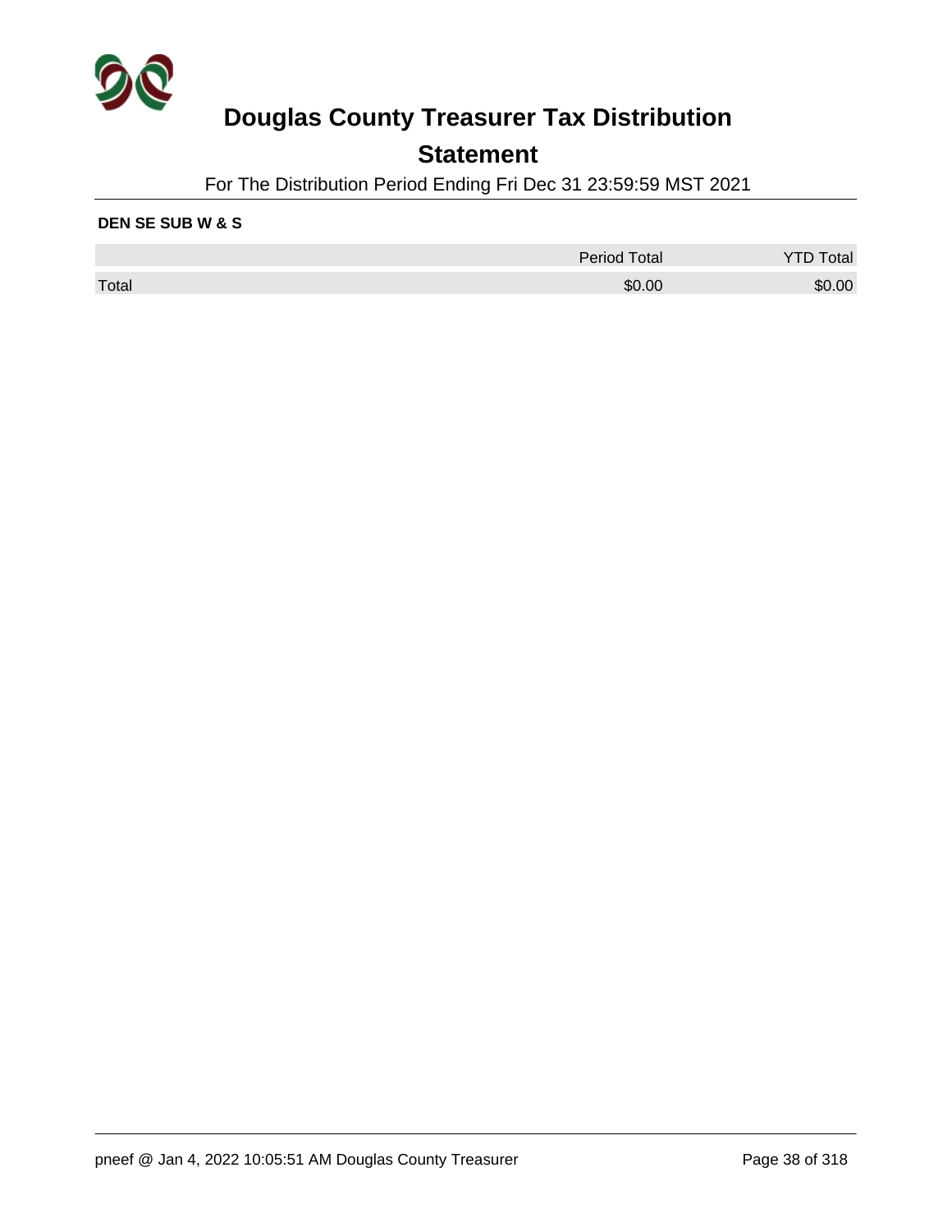# Douglas County Treasurer Tax Distribution

## Statement

For The Distribution Period Ending Fri Dec 31 23:59:59 MST 2021

**DEN SE SUB W & S**

| | Period Total | YTD Total |
|---|---|---|
| Total | $0.00 | $0.00 |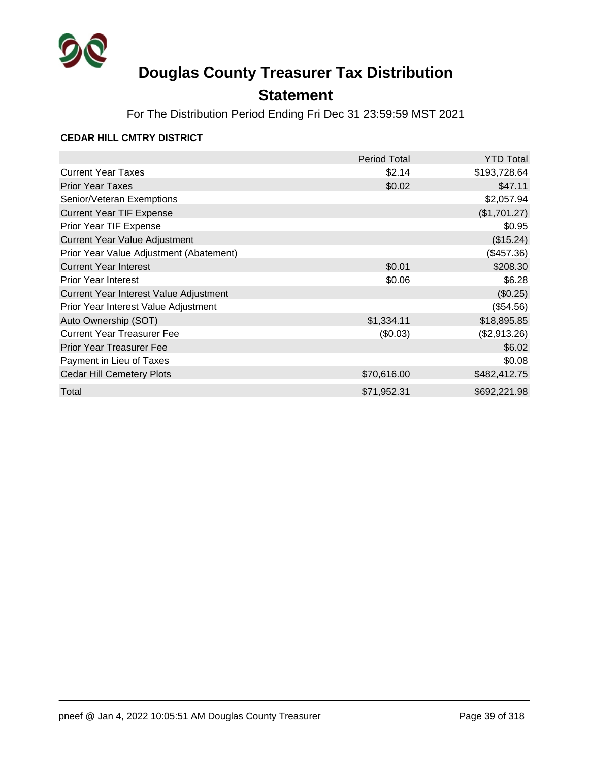# Douglas County Treasurer Tax Distribution

## Statement

For The Distribution Period Ending Fri Dec 31 23:59:59 MST 2021

**CEDAR HILL CMTRY DISTRICT**

| | Period Total | YTD Total |
|---|---:|---:|
| Current Year Taxes | $2.14 | $193,728.64 |
| Prior Year Taxes | $0.02 | $47.11 |
| Senior/Veteran Exemptions | | $2,057.94 |
| Current Year TIF Expense | | ($1,701.27) |
| Prior Year TIF Expense | | $0.95 |
| Current Year Value Adjustment | | ($15.24) |
| Prior Year Value Adjustment (Abatement) | | ($457.36) |
| Current Year Interest | $0.01 | $208.30 |
| Prior Year Interest | $0.06 | $6.28 |
| Current Year Interest Value Adjustment | | ($0.25) |
| Prior Year Interest Value Adjustment | | ($54.56) |
| Auto Ownership (SOT) | $1,334.11 | $18,895.85 |
| Current Year Treasurer Fee | ($0.03) | ($2,913.26) |
| Prior Year Treasurer Fee | | $6.02 |
| Payment in Lieu of Taxes | | $0.08 |
| Cedar Hill Cemetery Plots | $70,616.00 | $482,412.75 |
| Total | $71,952.31 | $692,221.98 |

pneef @ Jan 4, 2022 10:05:51 AM Douglas County Treasurer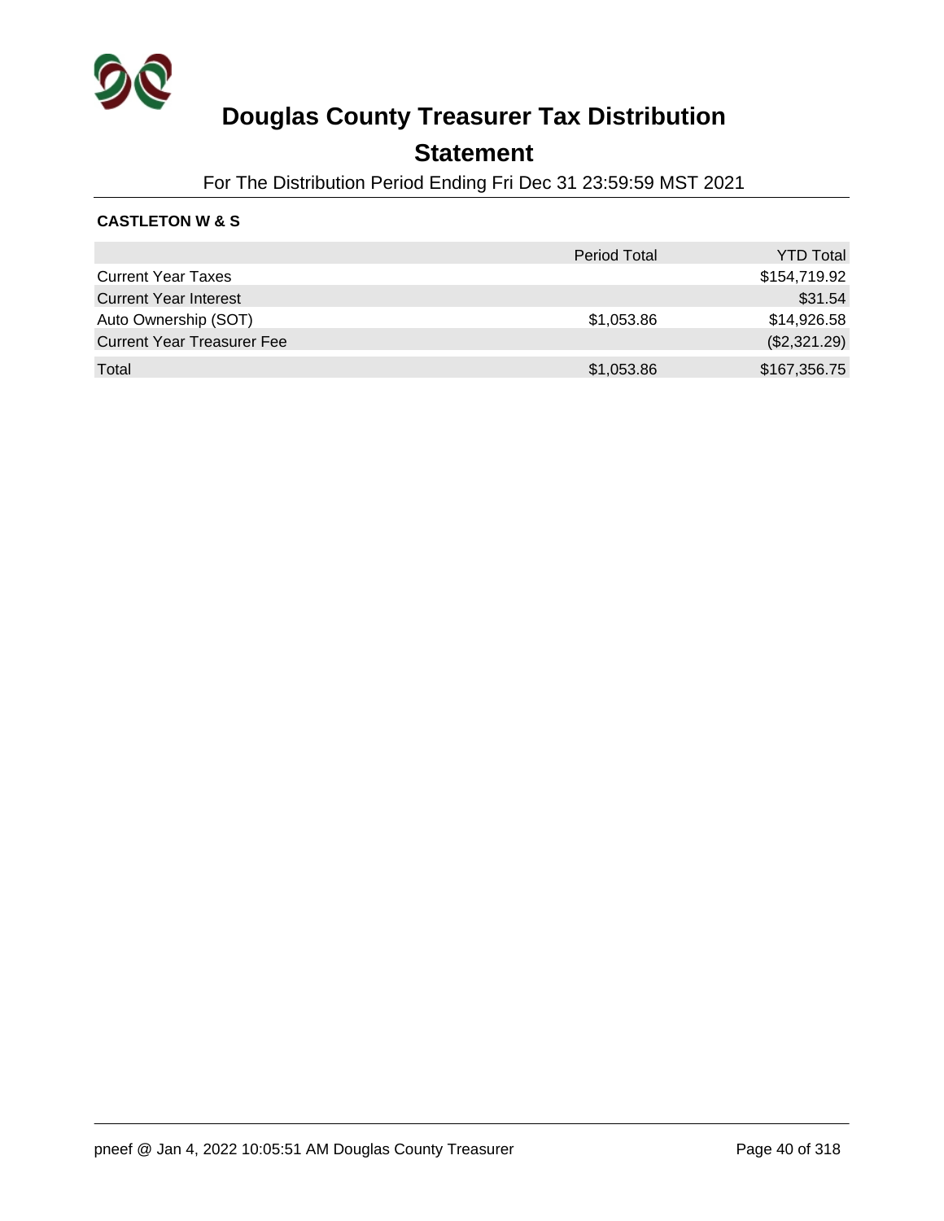# Douglas County Treasurer Tax Distribution

## Statement

For The Distribution Period Ending Fri Dec 31 23:59:59 MST 2021

**CASTLETON W & S**

| | Period Total | YTD Total |
|---|---|---|
| Current Year Taxes | | $154,719.92 |
| Current Year Interest | | $31.54 |
| Auto Ownership (SOT) | $1,053.86 | $14,926.58 |
| Current Year Treasurer Fee | | ($2,321.29) |
| Total | $1,053.86 | $167,356.75 |

pneef @ Jan 4, 2022 10:05:51 AM Douglas County Treasurer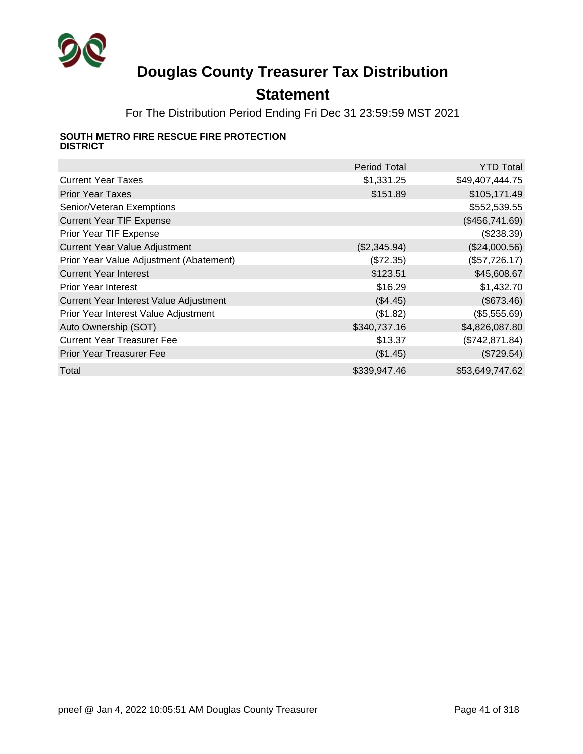# Douglas County Treasurer Tax Distribution

## Statement

For The Distribution Period Ending Fri Dec 31 23:59:59 MST 2021

### SOUTH METRO FIRE RESCUE FIRE PROTECTION DISTRICT

| | Period Total | YTD Total |
|---|---:|---:|
| Current Year Taxes | $1,331.25 | $49,407,444.75 |
| Prior Year Taxes | $151.89 | $105,171.49 |
| Senior/Veteran Exemptions | | $552,539.55 |
| Current Year TIF Expense | | ($456,741.69) |
| Prior Year TIF Expense | | ($238.39) |
| Current Year Value Adjustment | ($2,345.94) | ($24,000.56) |
| Prior Year Value Adjustment (Abatement) | ($72.35) | ($57,726.17) |
| Current Year Interest | $123.51 | $45,608.67 |
| Prior Year Interest | $16.29 | $1,432.70 |
| Current Year Interest Value Adjustment | ($4.45) | ($673.46) |
| Prior Year Interest Value Adjustment | ($1.82) | ($5,555.69) |
| Auto Ownership (SOT) | $340,737.16 | $4,826,087.80 |
| Current Year Treasurer Fee | $13.37 | ($742,871.84) |
| Prior Year Treasurer Fee | ($1.45) | ($729.54) |
| Total | $339,947.46 | $53,649,747.62 |

pneef @ Jan 4, 2022 10:05:51 AM Douglas County Treasurer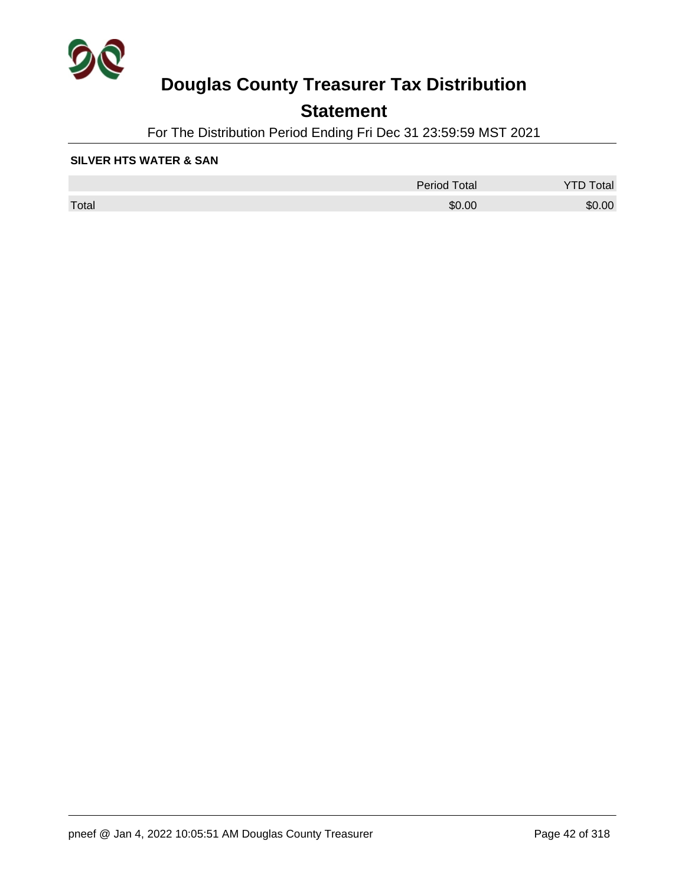# Douglas County Treasurer Tax Distribution

## Statement

For The Distribution Period Ending Fri Dec 31 23:59:59 MST 2021

**SILVER HTS WATER & SAN**

| | Period Total | YTD Total |
|---|---|---|
| Total | $0.00 | $0.00 |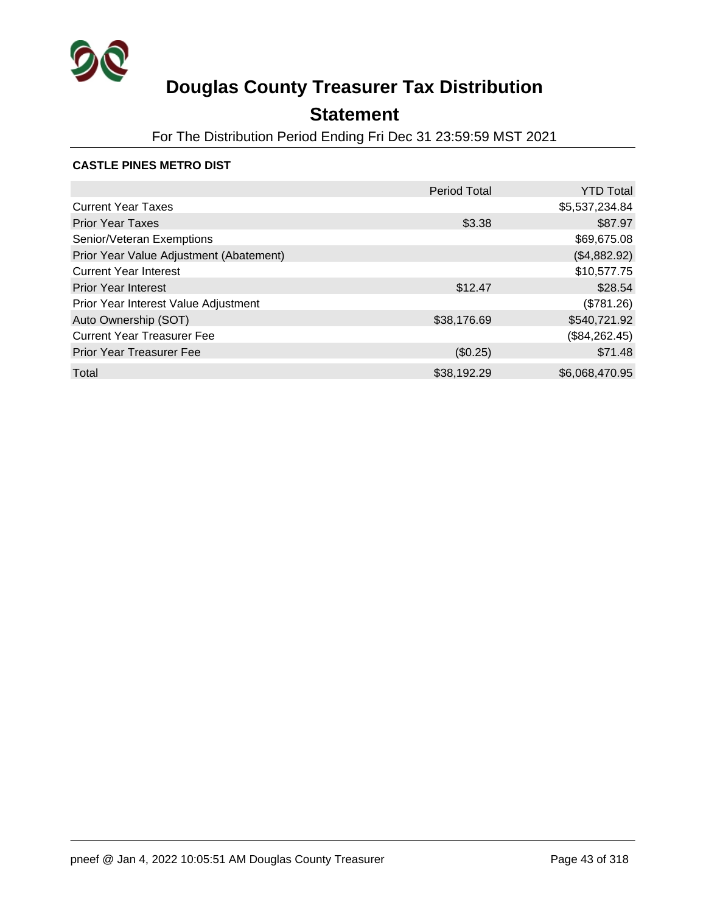# Douglas County Treasurer Tax Distribution

## Statement

For The Distribution Period Ending Fri Dec 31 23:59:59 MST 2021

**CASTLE PINES METRO DIST**

| | Period Total | YTD Total |
|---|---|---|
| Current Year Taxes | | $5,537,234.84 |
| Prior Year Taxes | $3.38 | $87.97 |
| Senior/Veteran Exemptions | | $69,675.08 |
| Prior Year Value Adjustment (Abatement) | | ($4,882.92) |
| Current Year Interest | | $10,577.75 |
| Prior Year Interest | $12.47 | $28.54 |
| Prior Year Interest Value Adjustment | | ($781.26) |
| Auto Ownership (SOT) | $38,176.69 | $540,721.92 |
| Current Year Treasurer Fee | | ($84,262.45) |
| Prior Year Treasurer Fee | ($0.25) | $71.48 |
| Total | $38,192.29 | $6,068,470.95 |

pneef @ Jan 4, 2022 10:05:51 AM Douglas County Treasurer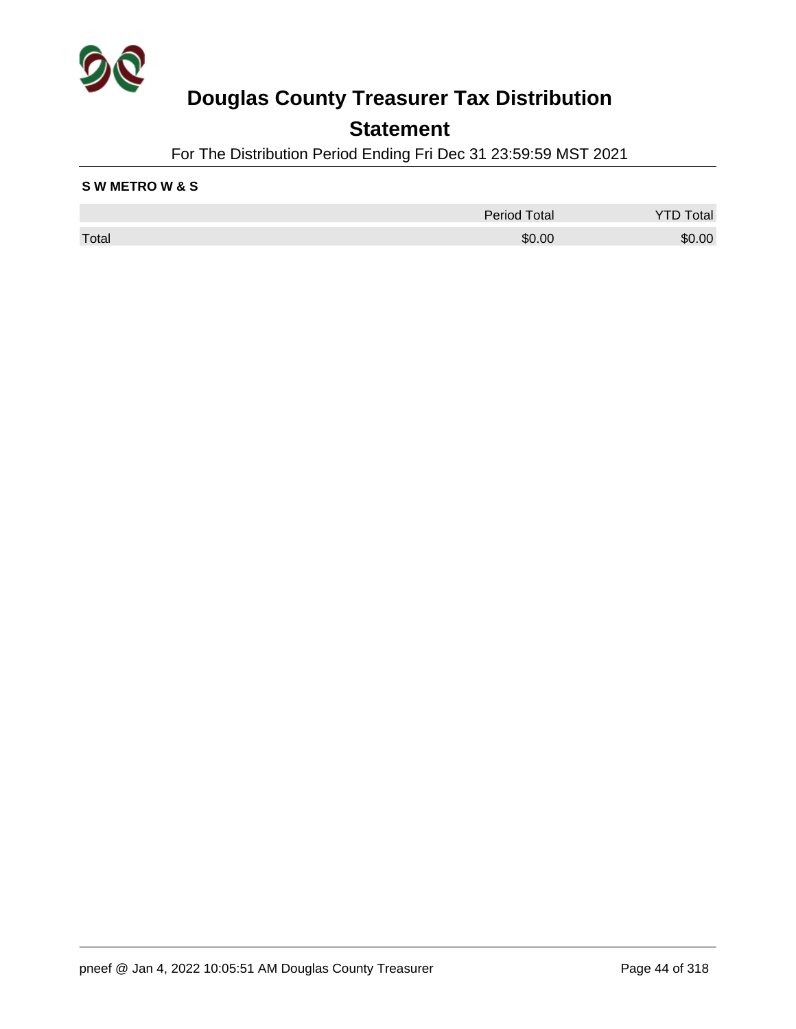# Douglas County Treasurer Tax Distribution

## Statement

For The Distribution Period Ending Fri Dec 31 23:59:59 MST 2021

**S W METRO W & S**

| | Period Total | YTD Total |
|---|---|---|
| Total | $0.00 | $0.00 |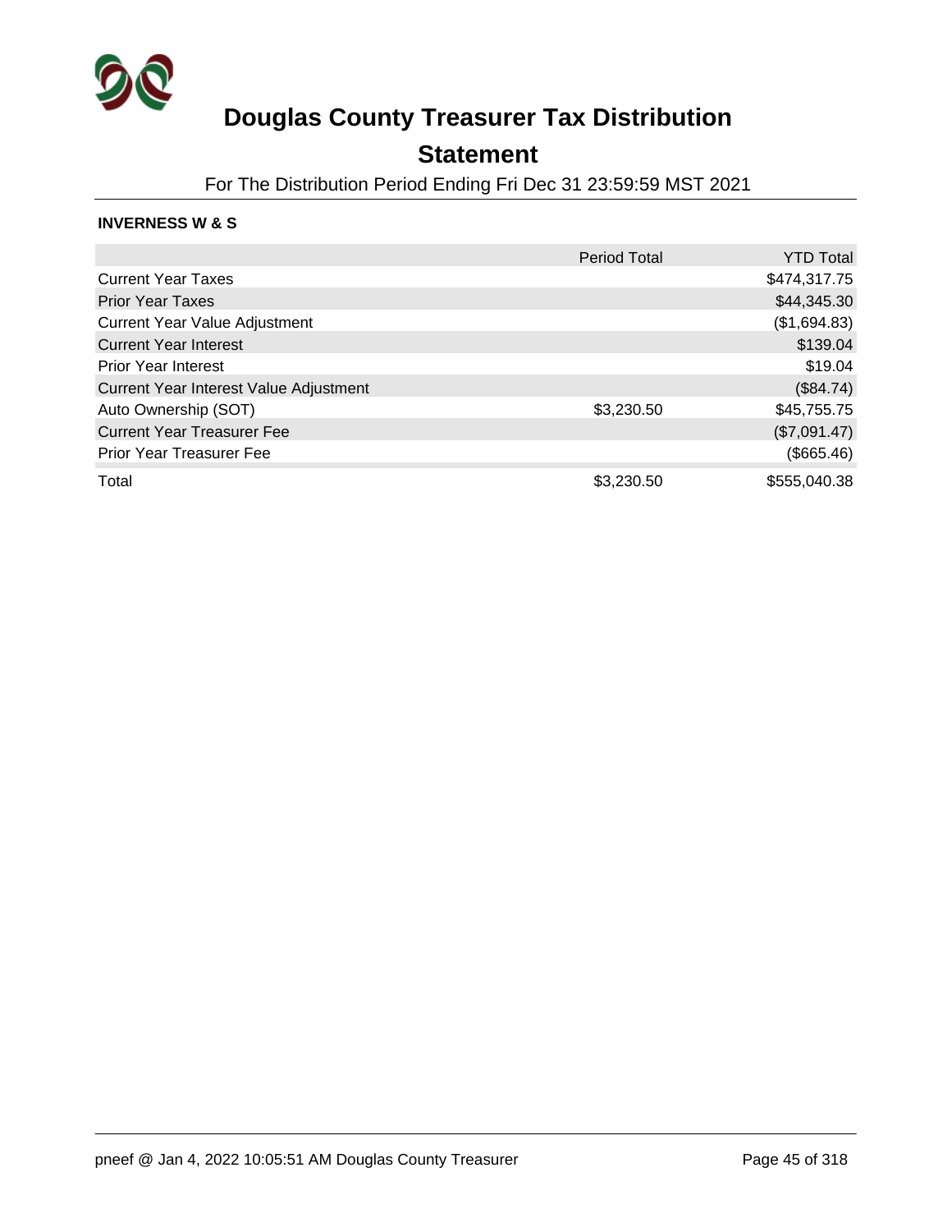# Douglas County Treasurer Tax Distribution

## Statement

For The Distribution Period Ending Fri Dec 31 23:59:59 MST 2021

**INVERNESS W & S**

| | Period Total | YTD Total |
|---|---|---|
| Current Year Taxes | | $474,317.75 |
| Prior Year Taxes | | $44,345.30 |
| Current Year Value Adjustment | | ($1,694.83) |
| Current Year Interest | | $139.04 |
| Prior Year Interest | | $19.04 |
| Current Year Interest Value Adjustment | | ($84.74) |
| Auto Ownership (SOT) | $3,230.50 | $45,755.75 |
| Current Year Treasurer Fee | | ($7,091.47) |
| Prior Year Treasurer Fee | | ($665.46) |
| Total | $3,230.50 | $555,040.38 |

pneef @ Jan 4, 2022 10:05:51 AM Douglas County Treasurer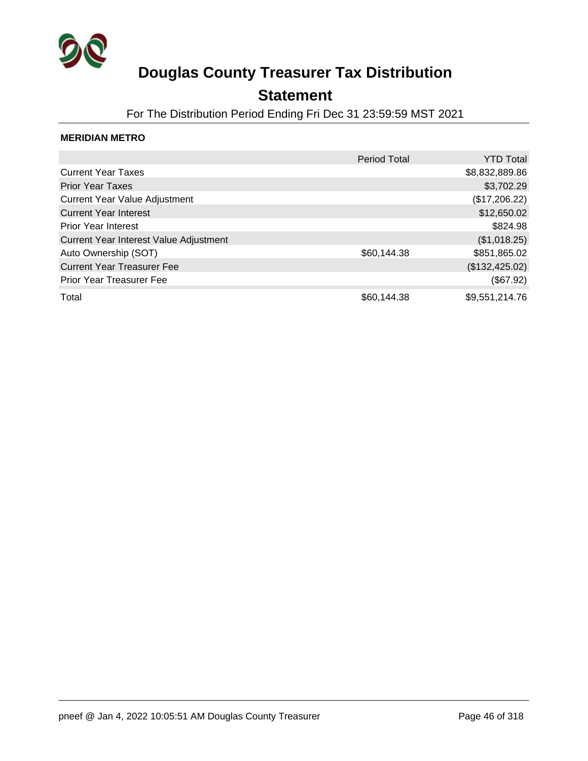# Douglas County Treasurer Tax Distribution

## Statement

For The Distribution Period Ending Fri Dec 31 23:59:59 MST 2021

**MERIDIAN METRO**

| | Period Total | YTD Total |
|---|---|---|
| Current Year Taxes | | $8,832,889.86 |
| Prior Year Taxes | | $3,702.29 |
| Current Year Value Adjustment | | ($17,206.22) |
| Current Year Interest | | $12,650.02 |
| Prior Year Interest | | $824.98 |
| Current Year Interest Value Adjustment | | ($1,018.25) |
| Auto Ownership (SOT) | $60,144.38 | $851,865.02 |
| Current Year Treasurer Fee | | ($132,425.02) |
| Prior Year Treasurer Fee | | ($67.92) |
| Total | $60,144.38 | $9,551,214.76 |

pneef @ Jan 4, 2022 10:05:51 AM Douglas County Treasurer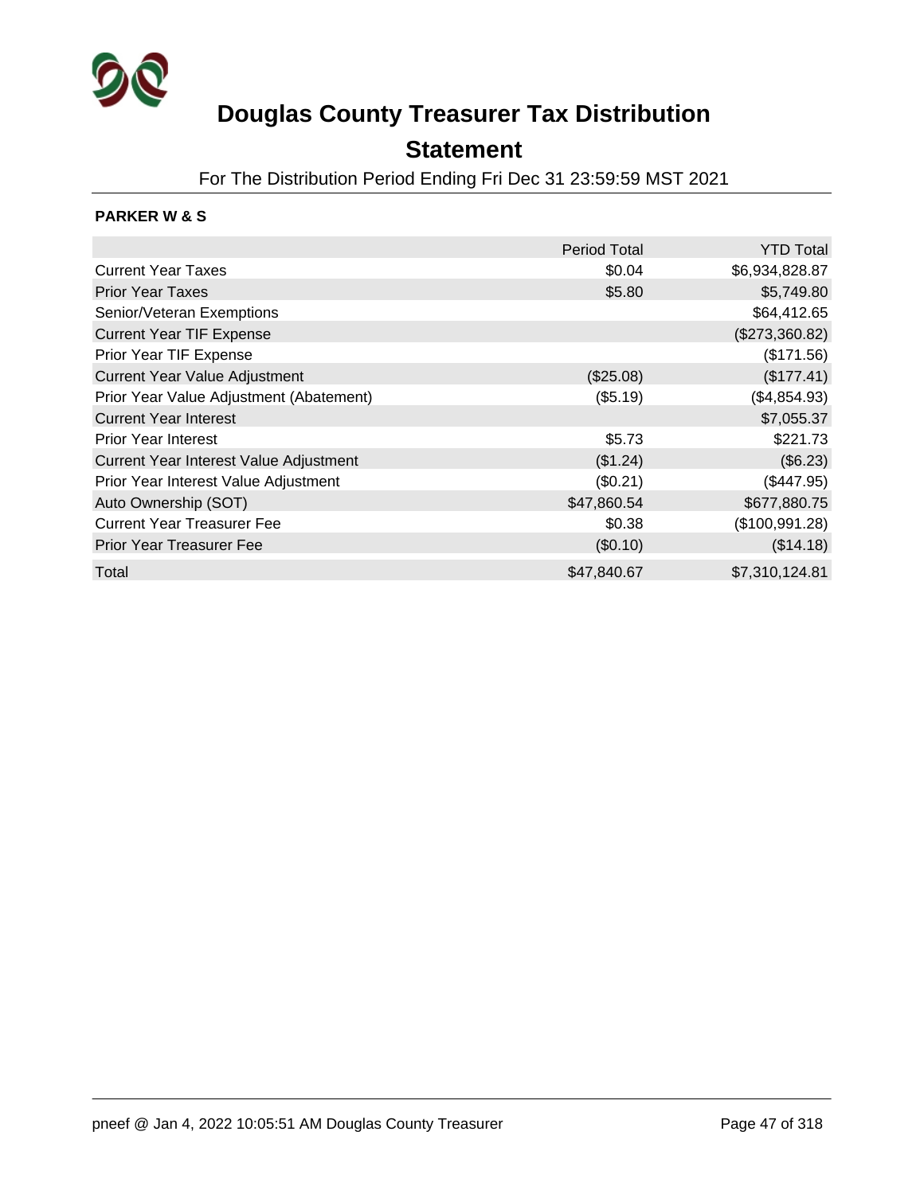# Douglas County Treasurer Tax Distribution

## Statement

For The Distribution Period Ending Fri Dec 31 23:59:59 MST 2021

**PARKER W & S**

| | Period Total | YTD Total |
|---|---:|---:|
| Current Year Taxes | $0.04 | $6,934,828.87 |
| Prior Year Taxes | $5.80 | $5,749.80 |
| Senior/Veteran Exemptions | | $64,412.65 |
| Current Year TIF Expense | | ($273,360.82) |
| Prior Year TIF Expense | | ($171.56) |
| Current Year Value Adjustment | ($25.08) | ($177.41) |
| Prior Year Value Adjustment (Abatement) | ($5.19) | ($4,854.93) |
| Current Year Interest | | $7,055.37 |
| Prior Year Interest | $5.73 | $221.73 |
| Current Year Interest Value Adjustment | ($1.24) | ($6.23) |
| Prior Year Interest Value Adjustment | ($0.21) | ($447.95) |
| Auto Ownership (SOT) | $47,860.54 | $677,880.75 |
| Current Year Treasurer Fee | $0.38 | ($100,991.28) |
| Prior Year Treasurer Fee | ($0.10) | ($14.18) |
| Total | $47,840.67 | $7,310,124.81 |

pneef @ Jan 4, 2022 10:05:51 AM Douglas County Treasurer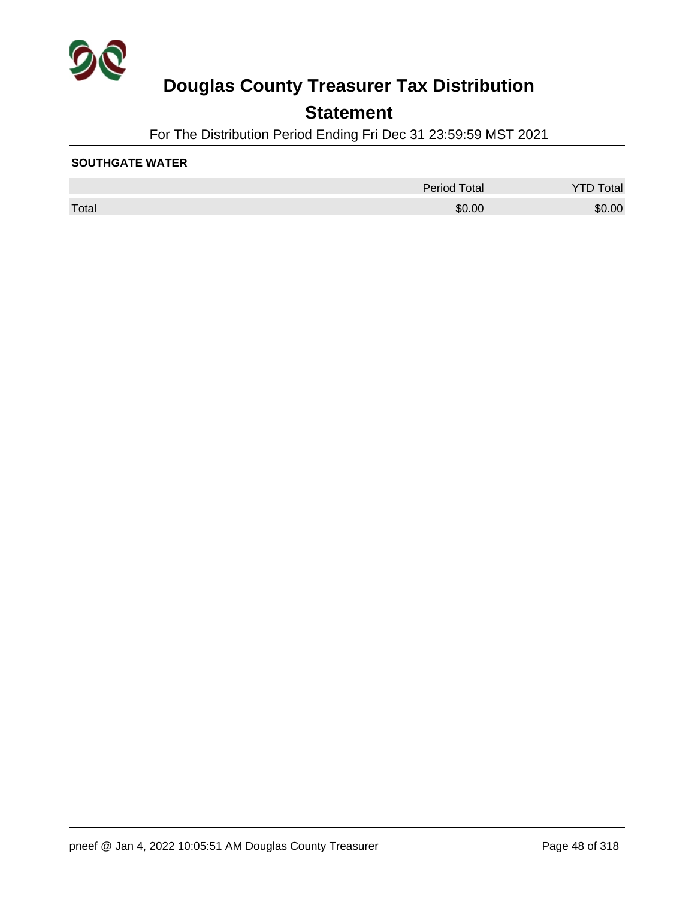# Douglas County Treasurer Tax Distribution

## Statement

For The Distribution Period Ending Fri Dec 31 23:59:59 MST 2021

**SOUTHGATE WATER**

| | Period Total | YTD Total |
|---|---|---|
| Total | $0.00 | $0.00 |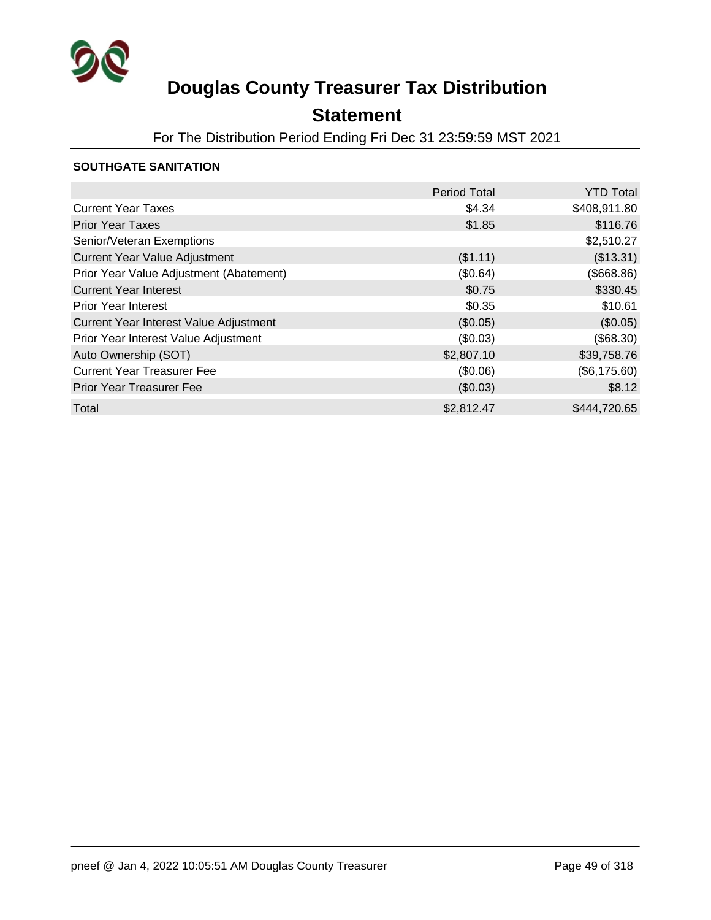# Douglas County Treasurer Tax Distribution

## Statement

For The Distribution Period Ending Fri Dec 31 23:59:59 MST 2021

### SOUTHGATE SANITATION

| | Period Total | YTD Total |
|---|---|---|
| Current Year Taxes | $4.34 | $408,911.80 |
| Prior Year Taxes | $1.85 | $116.76 |
| Senior/Veteran Exemptions | | $2,510.27 |
| Current Year Value Adjustment | ($1.11) | ($13.31) |
| Prior Year Value Adjustment (Abatement) | ($0.64) | ($668.86) |
| Current Year Interest | $0.75 | $330.45 |
| Prior Year Interest | $0.35 | $10.61 |
| Current Year Interest Value Adjustment | ($0.05) | ($0.05) |
| Prior Year Interest Value Adjustment | ($0.03) | ($68.30) |
| Auto Ownership (SOT) | $2,807.10 | $39,758.76 |
| Current Year Treasurer Fee | ($0.06) | ($6,175.60) |
| Prior Year Treasurer Fee | ($0.03) | $8.12 |
| Total | $2,812.47 | $444,720.65 |

pneef @ Jan 4, 2022 10:05:51 AM Douglas County Treasurer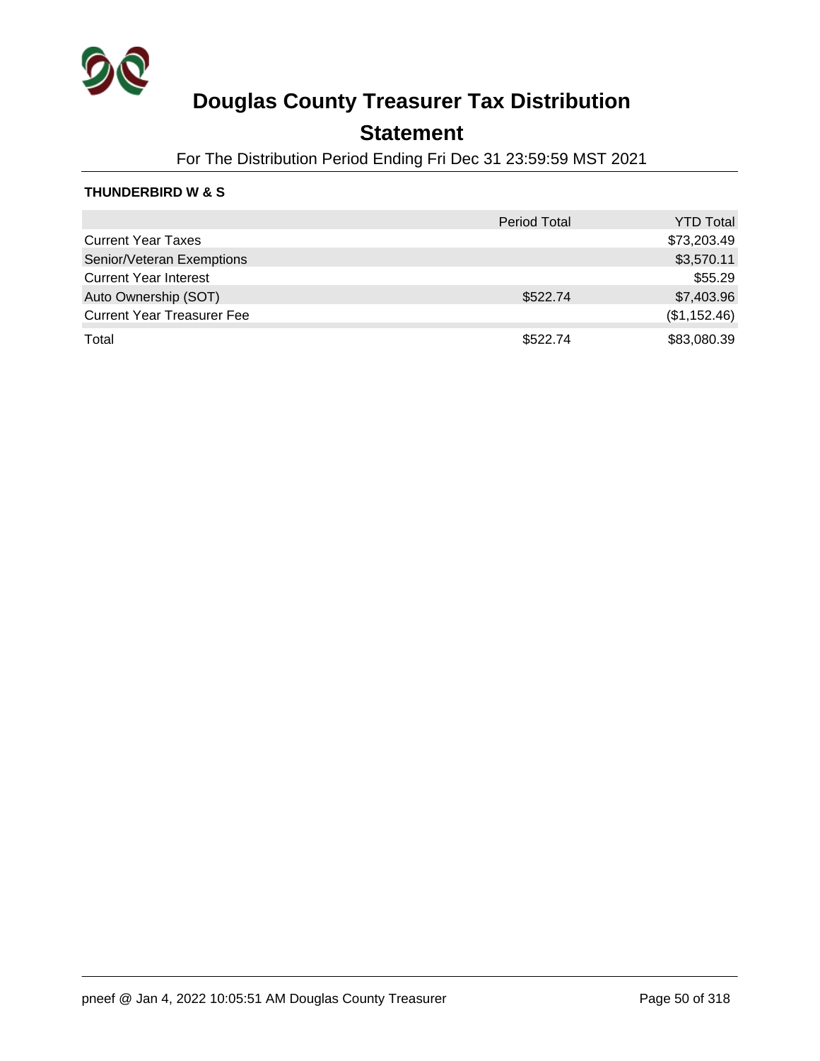# Douglas County Treasurer Tax Distribution

## Statement

For The Distribution Period Ending Fri Dec 31 23:59:59 MST 2021

**THUNDERBIRD W & S**

| | Period Total | YTD Total |
|---|---|---|
| Current Year Taxes | | $73,203.49 |
| Senior/Veteran Exemptions | | $3,570.11 |
| Current Year Interest | | $55.29 |
| Auto Ownership (SOT) | $522.74 | $7,403.96 |
| Current Year Treasurer Fee | | ($1,152.46) |
| Total | $522.74 | $83,080.39 |

pneef @ Jan 4, 2022 10:05:51 AM Douglas County Treasurer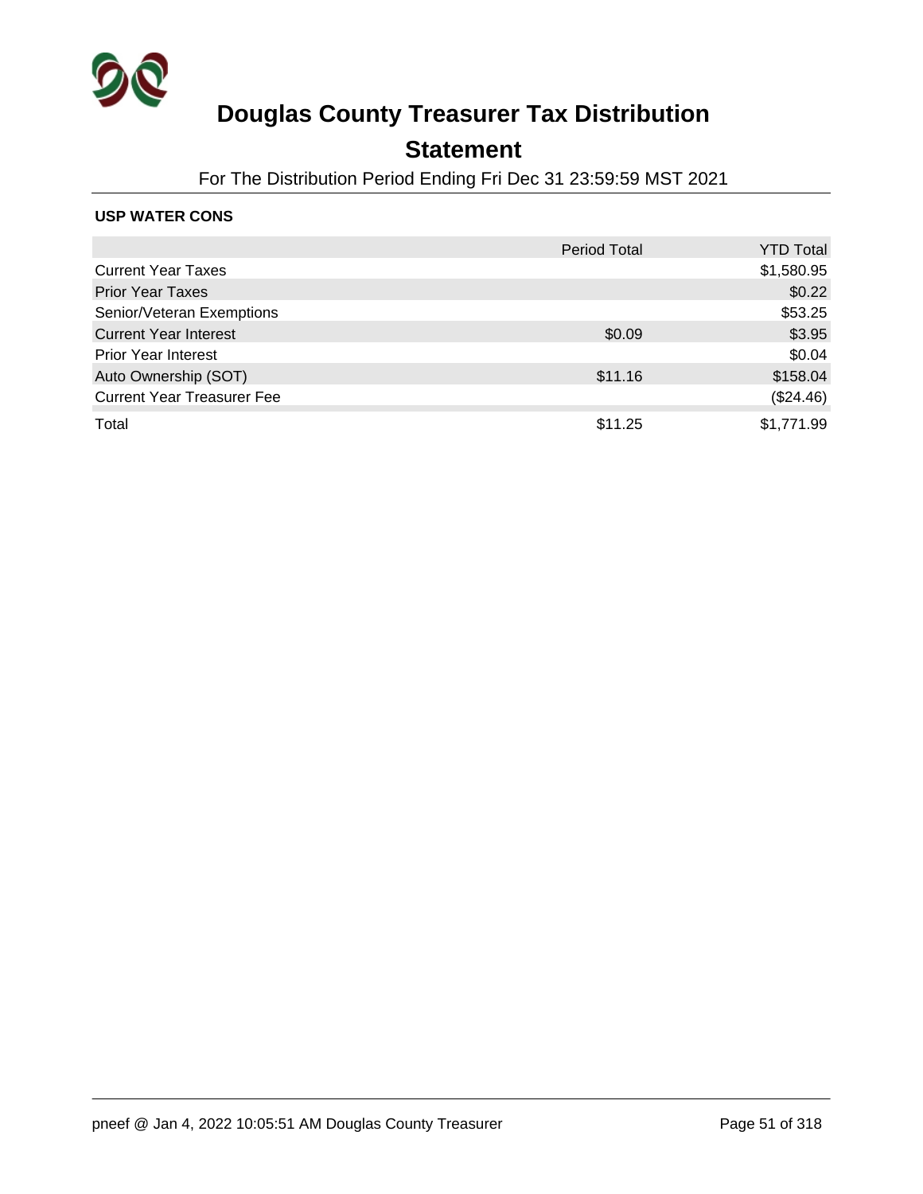# Douglas County Treasurer Tax Distribution

## Statement

For The Distribution Period Ending Fri Dec 31 23:59:59 MST 2021

**USP WATER CONS**

| | Period Total | YTD Total |
|---|---|---|
| Current Year Taxes | | $1,580.95 |
| Prior Year Taxes | | $0.22 |
| Senior/Veteran Exemptions | | $53.25 |
| Current Year Interest | $0.09 | $3.95 |
| Prior Year Interest | | $0.04 |
| Auto Ownership (SOT) | $11.16 | $158.04 |
| Current Year Treasurer Fee | | ($24.46) |
| Total | $11.25 | $1,771.99 |

pneef @ Jan 4, 2022 10:05:51 AM Douglas County Treasurer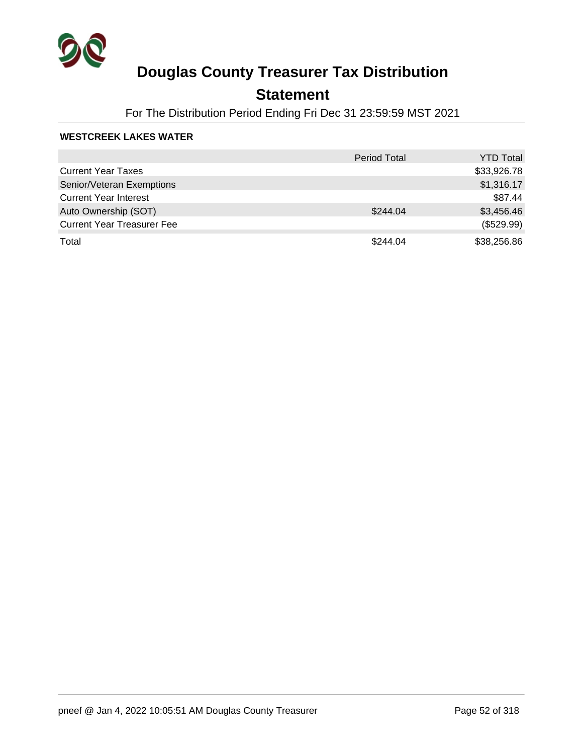# Douglas County Treasurer Tax Distribution

## Statement

For The Distribution Period Ending Fri Dec 31 23:59:59 MST 2021

**WESTCREEK LAKES WATER**

| | Period Total | YTD Total |
|---|---|---|
| Current Year Taxes | | $33,926.78 |
| Senior/Veteran Exemptions | | $1,316.17 |
| Current Year Interest | | $87.44 |
| Auto Ownership (SOT) | $244.04 | $3,456.46 |
| Current Year Treasurer Fee | | ($529.99) |
| Total | $244.04 | $38,256.86 |

pneef @ Jan 4, 2022 10:05:51 AM Douglas County Treasurer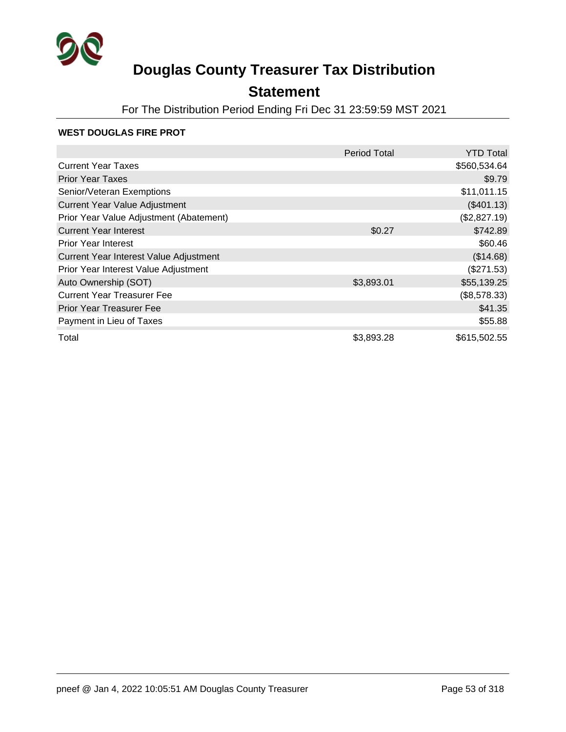# Douglas County Treasurer Tax Distribution

## Statement

For The Distribution Period Ending Fri Dec 31 23:59:59 MST 2021

**WEST DOUGLAS FIRE PROT**

| | Period Total | YTD Total |
|---|---|---|
| Current Year Taxes | | $560,534.64 |
| Prior Year Taxes | | $9.79 |
| Senior/Veteran Exemptions | | $11,011.15 |
| Current Year Value Adjustment | | ($401.13) |
| Prior Year Value Adjustment (Abatement) | | ($2,827.19) |
| Current Year Interest | $0.27 | $742.89 |
| Prior Year Interest | | $60.46 |
| Current Year Interest Value Adjustment | | ($14.68) |
| Prior Year Interest Value Adjustment | | ($271.53) |
| Auto Ownership (SOT) | $3,893.01 | $55,139.25 |
| Current Year Treasurer Fee | | ($8,578.33) |
| Prior Year Treasurer Fee | | $41.35 |
| Payment in Lieu of Taxes | | $55.88 |
| Total | $3,893.28 | $615,502.55 |

pneef @ Jan 4, 2022 10:05:51 AM Douglas County Treasurer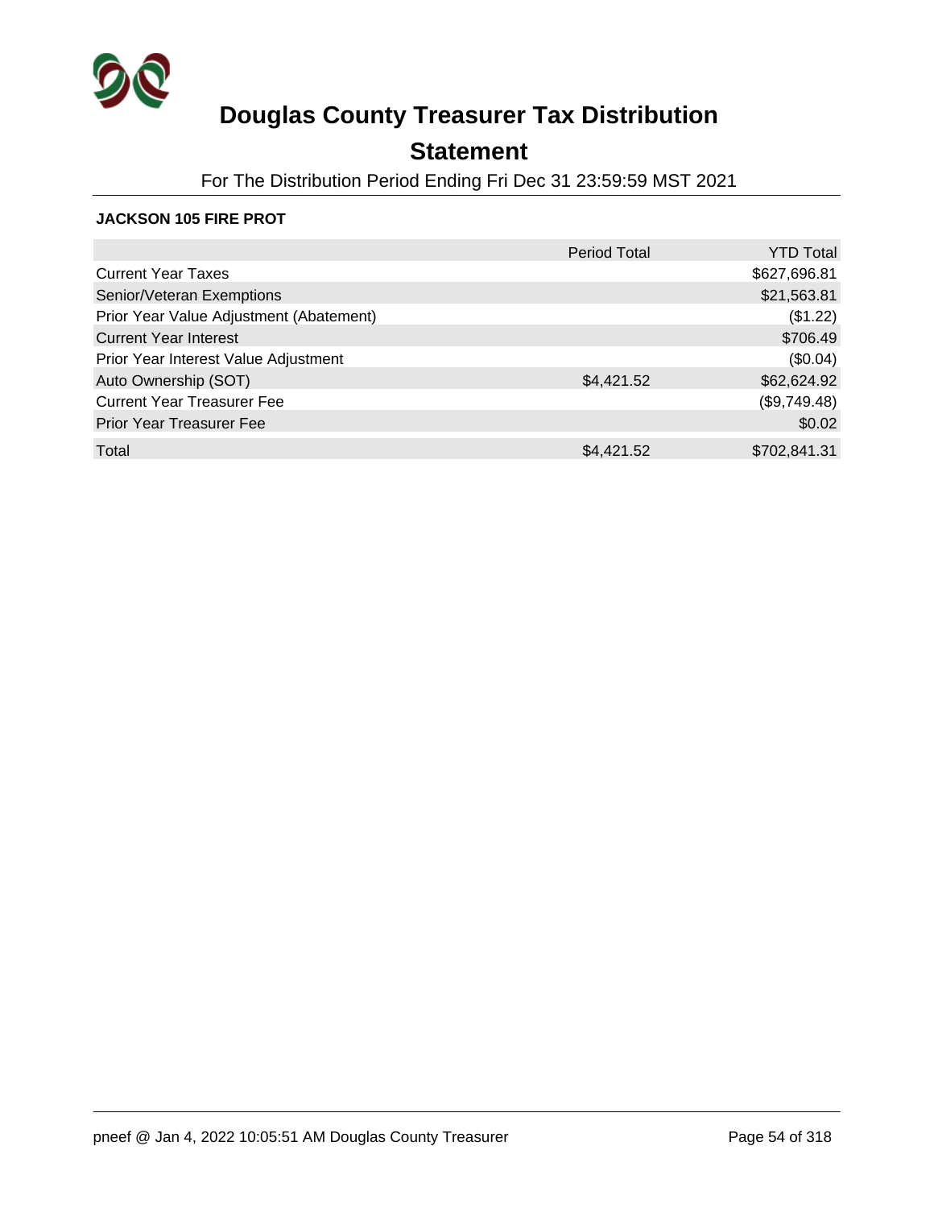# Douglas County Treasurer Tax Distribution

## Statement

For The Distribution Period Ending Fri Dec 31 23:59:59 MST 2021

**JACKSON 105 FIRE PROT**

| | Period Total | YTD Total |
|---|---|---|
| Current Year Taxes | | $627,696.81 |
| Senior/Veteran Exemptions | | $21,563.81 |
| Prior Year Value Adjustment (Abatement) | | ($1.22) |
| Current Year Interest | | $706.49 |
| Prior Year Interest Value Adjustment | | ($0.04) |
| Auto Ownership (SOT) | $4,421.52 | $62,624.92 |
| Current Year Treasurer Fee | | ($9,749.48) |
| Prior Year Treasurer Fee | | $0.02 |
| Total | $4,421.52 | $702,841.31 |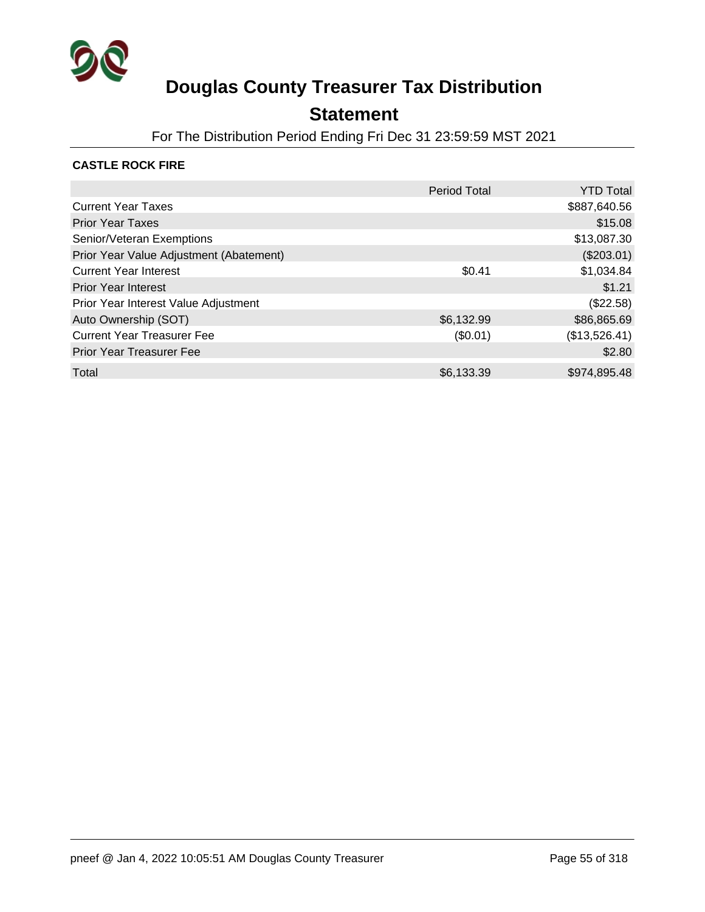# Douglas County Treasurer Tax Distribution

## Statement

For The Distribution Period Ending Fri Dec 31 23:59:59 MST 2021

**CASTLE ROCK FIRE**

| | Period Total | YTD Total |
|---|---|---|
| Current Year Taxes | | $887,640.56 |
| Prior Year Taxes | | $15.08 |
| Senior/Veteran Exemptions | | $13,087.30 |
| Prior Year Value Adjustment (Abatement) | | ($203.01) |
| Current Year Interest | $0.41 | $1,034.84 |
| Prior Year Interest | | $1.21 |
| Prior Year Interest Value Adjustment | | ($22.58) |
| Auto Ownership (SOT) | $6,132.99 | $86,865.69 |
| Current Year Treasurer Fee | ($0.01) | ($13,526.41) |
| Prior Year Treasurer Fee | | $2.80 |
| Total | $6,133.39 | $974,895.48 |

pneef @ Jan 4, 2022 10:05:51 AM Douglas County Treasurer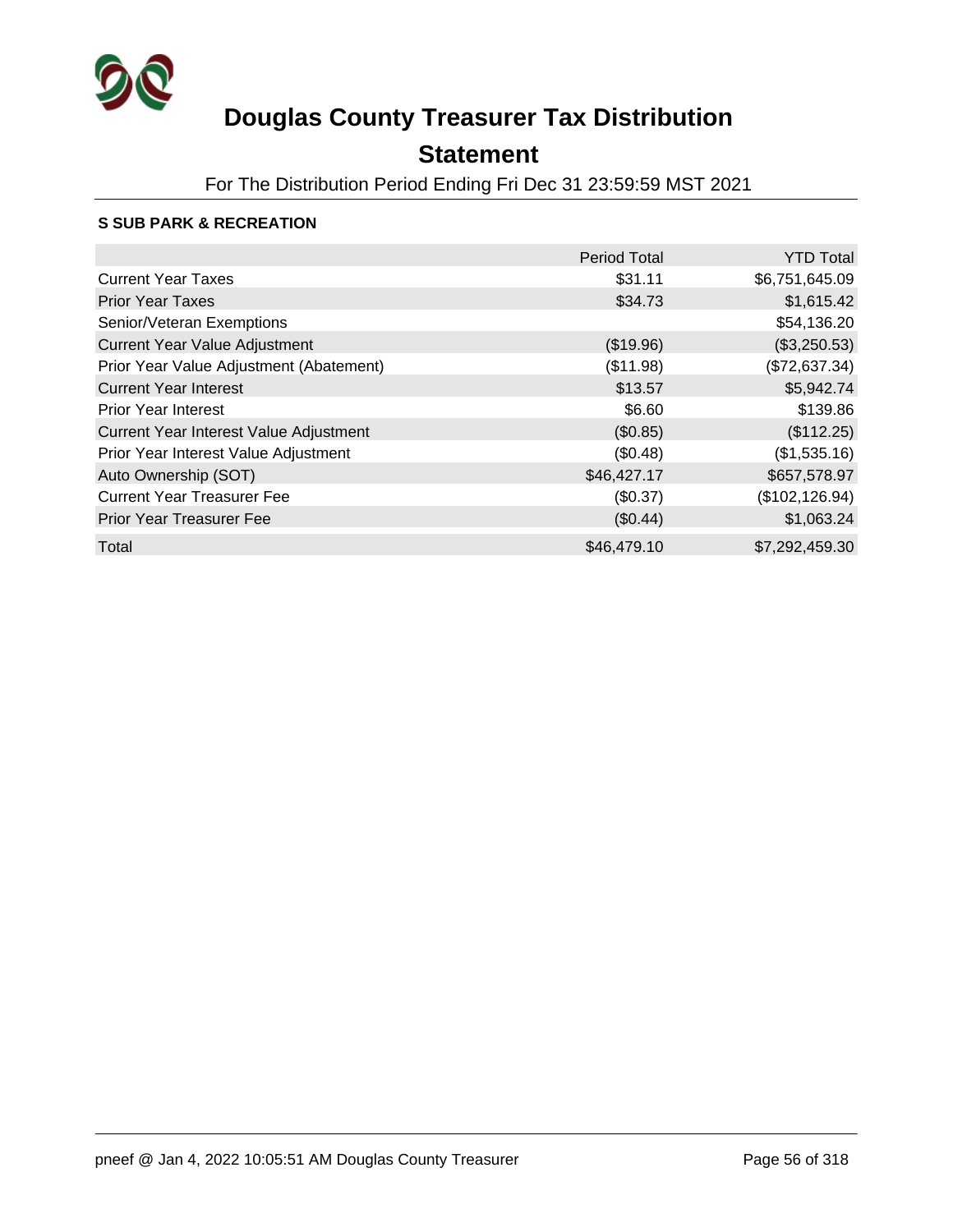# Douglas County Treasurer Tax Distribution

## Statement

For The Distribution Period Ending Fri Dec 31 23:59:59 MST 2021

### S SUB PARK & RECREATION

| | Period Total | YTD Total |
|---|---:|---:|
| Current Year Taxes | $31.11 | $6,751,645.09 |
| Prior Year Taxes | $34.73 | $1,615.42 |
| Senior/Veteran Exemptions | | $54,136.20 |
| Current Year Value Adjustment | ($19.96) | ($3,250.53) |
| Prior Year Value Adjustment (Abatement) | ($11.98) | ($72,637.34) |
| Current Year Interest | $13.57 | $5,942.74 |
| Prior Year Interest | $6.60 | $139.86 |
| Current Year Interest Value Adjustment | ($0.85) | ($112.25) |
| Prior Year Interest Value Adjustment | ($0.48) | ($1,535.16) |
| Auto Ownership (SOT) | $46,427.17 | $657,578.97 |
| Current Year Treasurer Fee | ($0.37) | ($102,126.94) |
| Prior Year Treasurer Fee | ($0.44) | $1,063.24 |
| Total | $46,479.10 | $7,292,459.30 |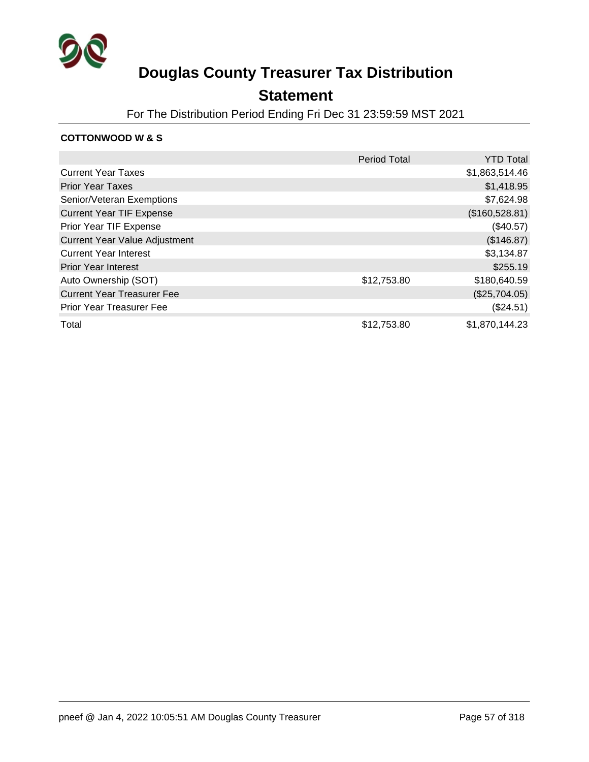# Douglas County Treasurer Tax Distribution

## Statement

For The Distribution Period Ending Fri Dec 31 23:59:59 MST 2021

**COTTONWOOD W & S**

| | Period Total | YTD Total |
|---|---|---|
| Current Year Taxes | | $1,863,514.46 |
| Prior Year Taxes | | $1,418.95 |
| Senior/Veteran Exemptions | | $7,624.98 |
| Current Year TIF Expense | | ($160,528.81) |
| Prior Year TIF Expense | | ($40.57) |
| Current Year Value Adjustment | | ($146.87) |
| Current Year Interest | | $3,134.87 |
| Prior Year Interest | | $255.19 |
| Auto Ownership (SOT) | $12,753.80 | $180,640.59 |
| Current Year Treasurer Fee | | ($25,704.05) |
| Prior Year Treasurer Fee | | ($24.51) |
| Total | $12,753.80 | $1,870,144.23 |

pneef @ Jan 4, 2022 10:05:51 AM Douglas County Treasurer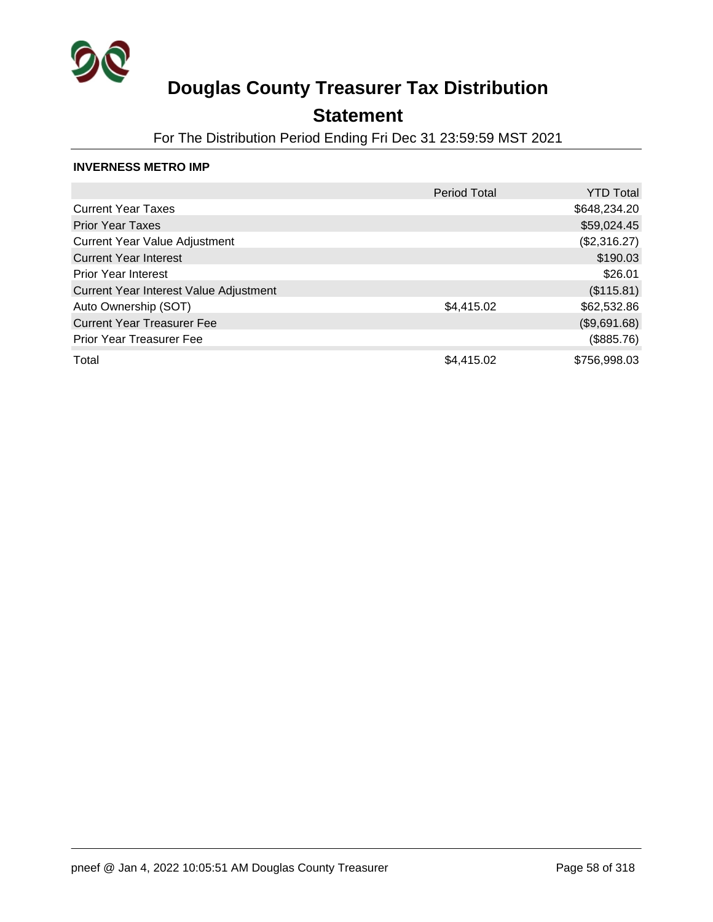# Douglas County Treasurer Tax Distribution

## Statement

For The Distribution Period Ending Fri Dec 31 23:59:59 MST 2021

**INVERNESS METRO IMP**

| | Period Total | YTD Total |
|---|---|---|
| Current Year Taxes | | $648,234.20 |
| Prior Year Taxes | | $59,024.45 |
| Current Year Value Adjustment | | ($2,316.27) |
| Current Year Interest | | $190.03 |
| Prior Year Interest | | $26.01 |
| Current Year Interest Value Adjustment | | ($115.81) |
| Auto Ownership (SOT) | $4,415.02 | $62,532.86 |
| Current Year Treasurer Fee | | ($9,691.68) |
| Prior Year Treasurer Fee | | ($885.76) |
| Total | $4,415.02 | $756,998.03 |

pneef @ Jan 4, 2022 10:05:51 AM Douglas County Treasurer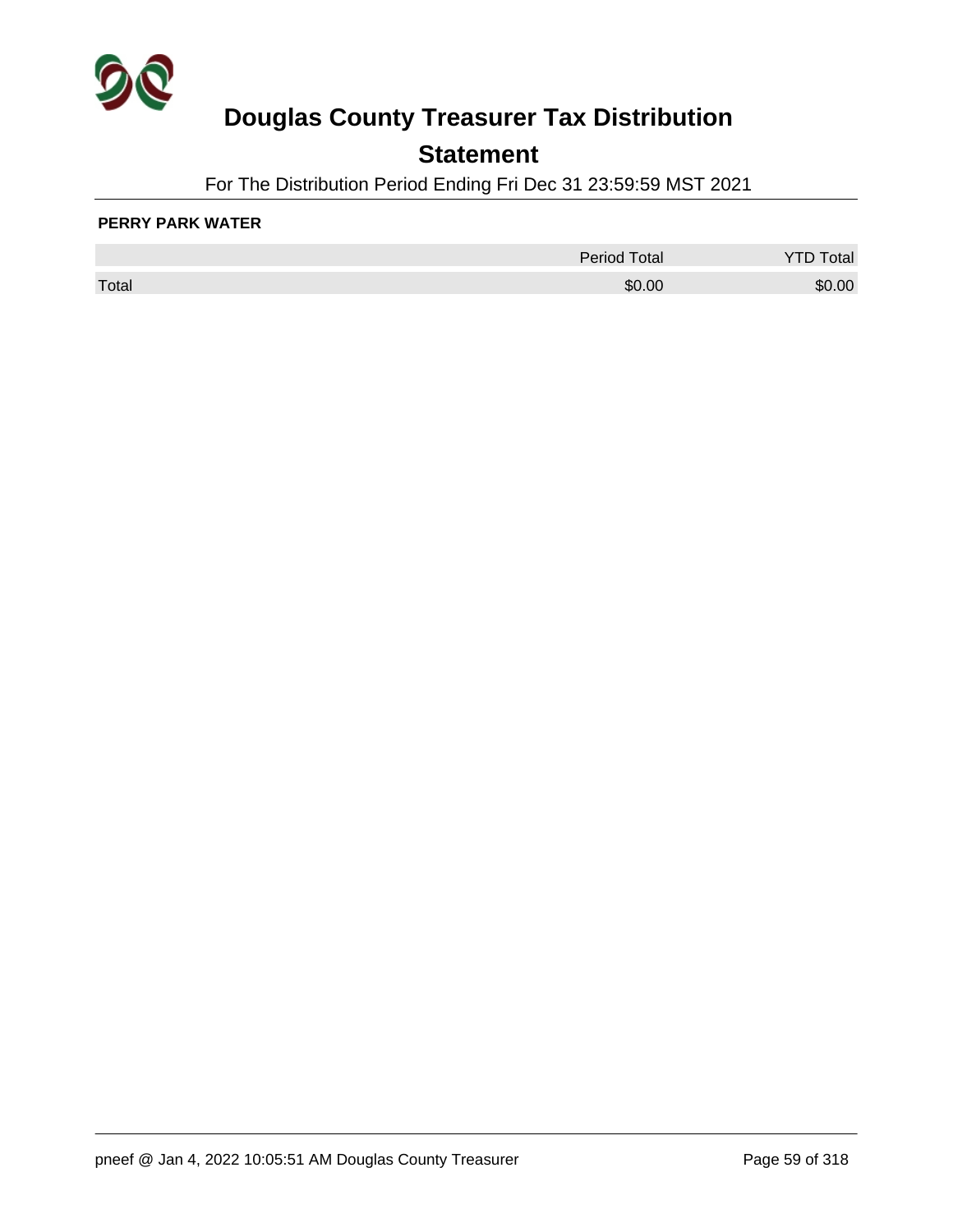# Douglas County Treasurer Tax Distribution

## Statement

For The Distribution Period Ending Fri Dec 31 23:59:59 MST 2021

**PERRY PARK WATER**

| | Period Total | YTD Total |
|---|---|---|
| Total | $0.00 | $0.00 |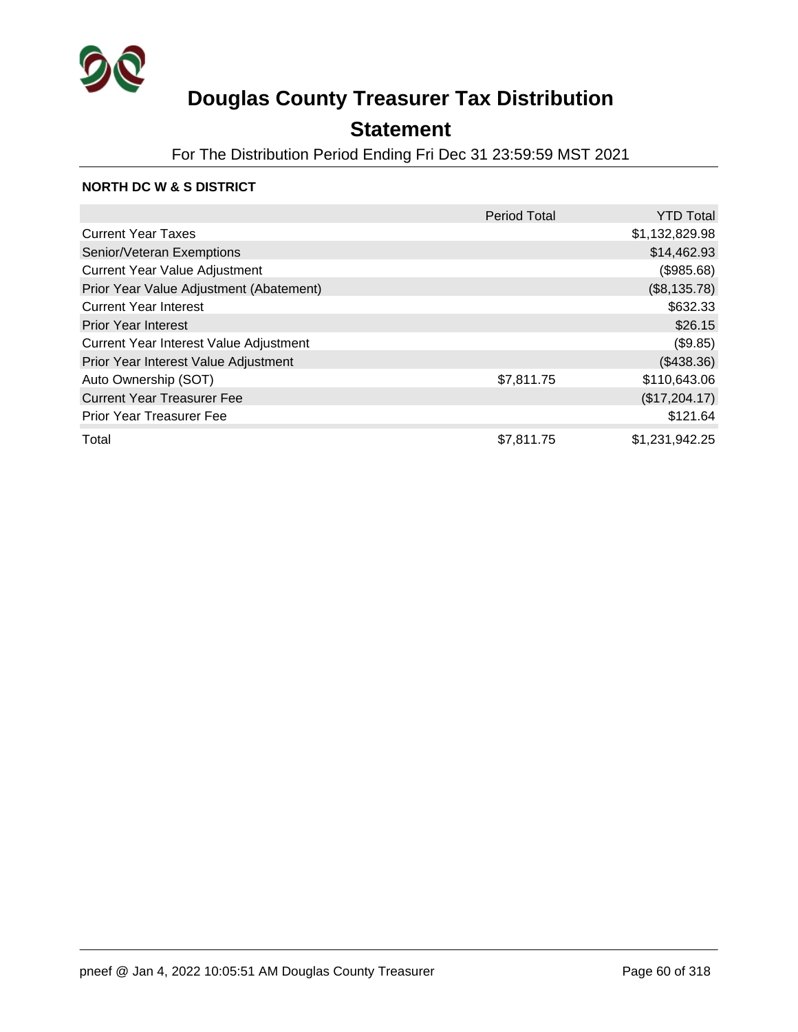# Douglas County Treasurer Tax Distribution

## Statement

For The Distribution Period Ending Fri Dec 31 23:59:59 MST 2021

**NORTH DC W & S DISTRICT**

| | Period Total | YTD Total |
|---|---|---|
| Current Year Taxes | | $1,132,829.98 |
| Senior/Veteran Exemptions | | $14,462.93 |
| Current Year Value Adjustment | | ($985.68) |
| Prior Year Value Adjustment (Abatement) | | ($8,135.78) |
| Current Year Interest | | $632.33 |
| Prior Year Interest | | $26.15 |
| Current Year Interest Value Adjustment | | ($9.85) |
| Prior Year Interest Value Adjustment | | ($438.36) |
| Auto Ownership (SOT) | $7,811.75 | $110,643.06 |
| Current Year Treasurer Fee | | ($17,204.17) |
| Prior Year Treasurer Fee | | $121.64 |
| Total | $7,811.75 | $1,231,942.25 |

pneef @ Jan 4, 2022 10:05:51 AM Douglas County Treasurer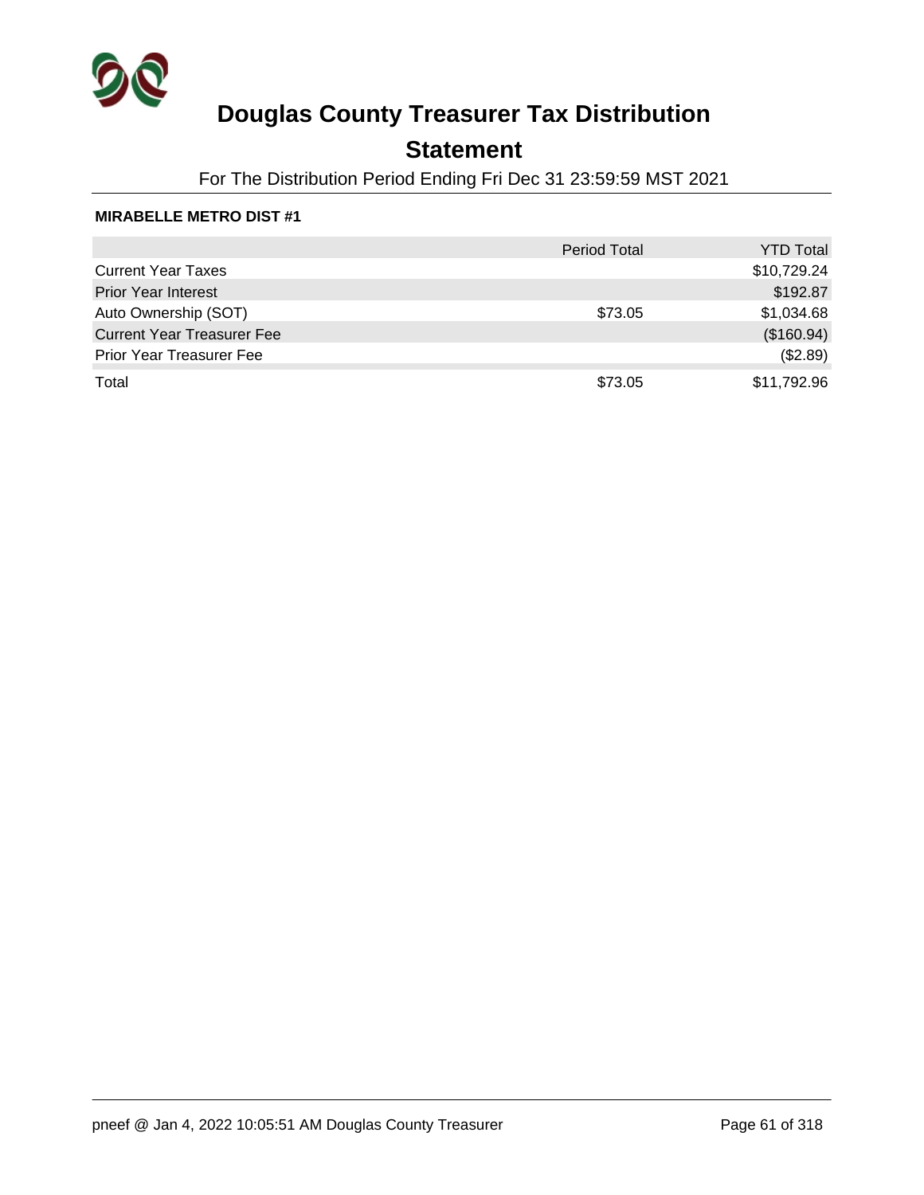# Douglas County Treasurer Tax Distribution

## Statement

For The Distribution Period Ending Fri Dec 31 23:59:59 MST 2021

**MIRABELLE METRO DIST #1**

| | Period Total | YTD Total |
|---|---|---|
| Current Year Taxes | | $10,729.24 |
| Prior Year Interest | | $192.87 |
| Auto Ownership (SOT) | $73.05 | $1,034.68 |
| Current Year Treasurer Fee | | ($160.94) |
| Prior Year Treasurer Fee | | ($2.89) |
| Total | $73.05 | $11,792.96 |

pneef @ Jan 4, 2022 10:05:51 AM Douglas County Treasurer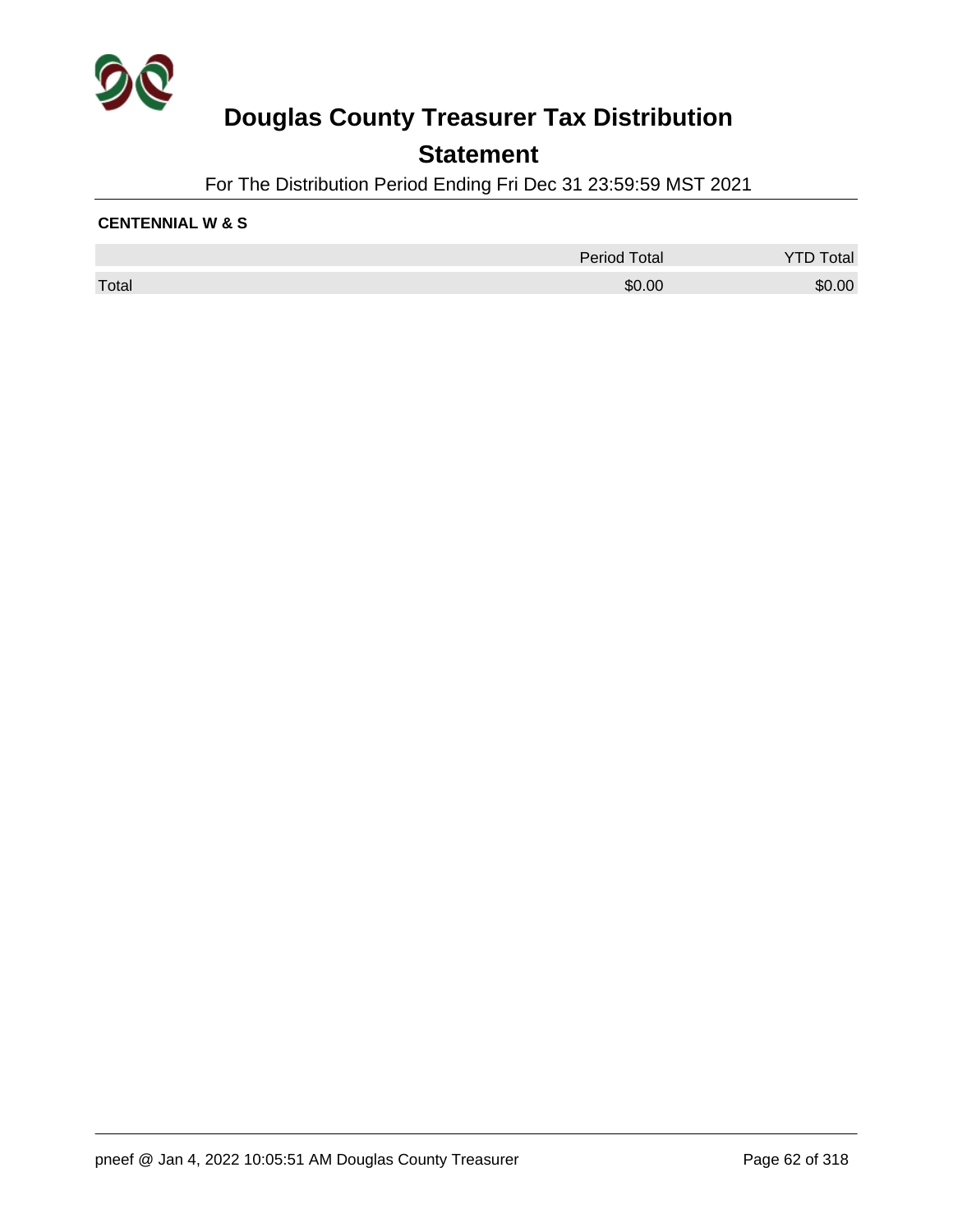# Douglas County Treasurer Tax Distribution

## Statement

For The Distribution Period Ending Fri Dec 31 23:59:59 MST 2021

**CENTENNIAL W & S**

| | Period Total | YTD Total |
|---|---|---|
| Total | $0.00 | $0.00 |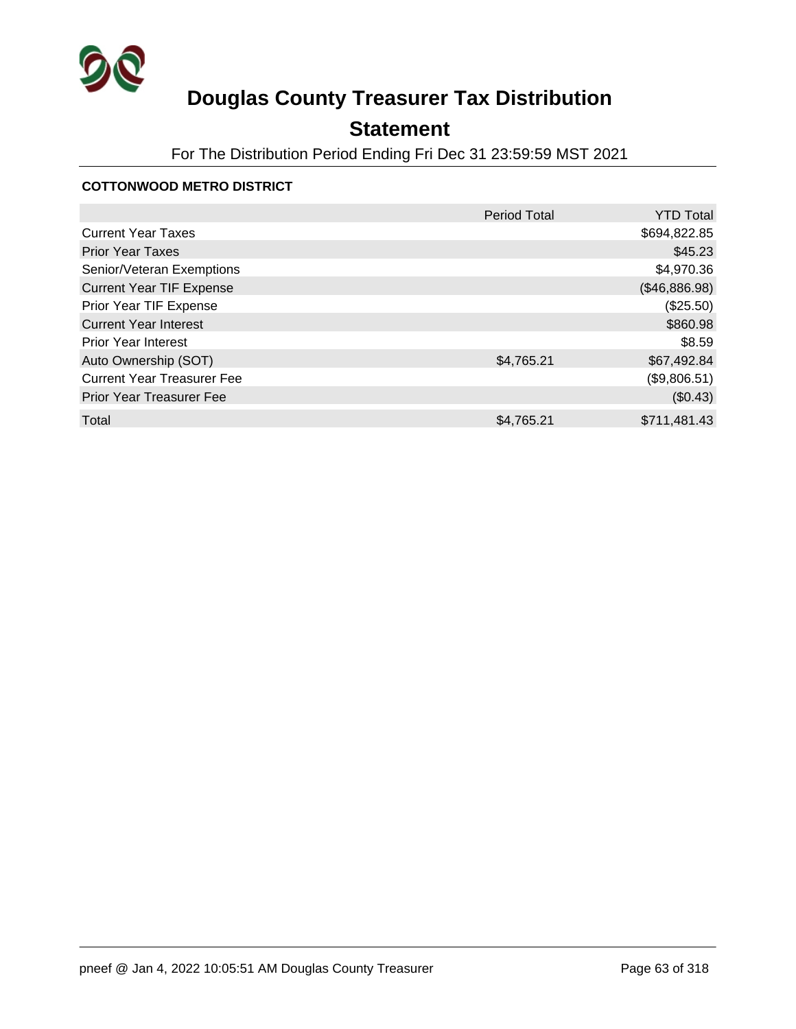# Douglas County Treasurer Tax Distribution

## Statement

For The Distribution Period Ending Fri Dec 31 23:59:59 MST 2021

### COTTONWOOD METRO DISTRICT

| | Period Total | YTD Total |
|---|---|---|
| Current Year Taxes | | $694,822.85 |
| Prior Year Taxes | | $45.23 |
| Senior/Veteran Exemptions | | $4,970.36 |
| Current Year TIF Expense | | ($46,886.98) |
| Prior Year TIF Expense | | ($25.50) |
| Current Year Interest | | $860.98 |
| Prior Year Interest | | $8.59 |
| Auto Ownership (SOT) | $4,765.21 | $67,492.84 |
| Current Year Treasurer Fee | | ($9,806.51) |
| Prior Year Treasurer Fee | | ($0.43) |
| Total | $4,765.21 | $711,481.43 |

pneef @ Jan 4, 2022 10:05:51 AM Douglas County Treasurer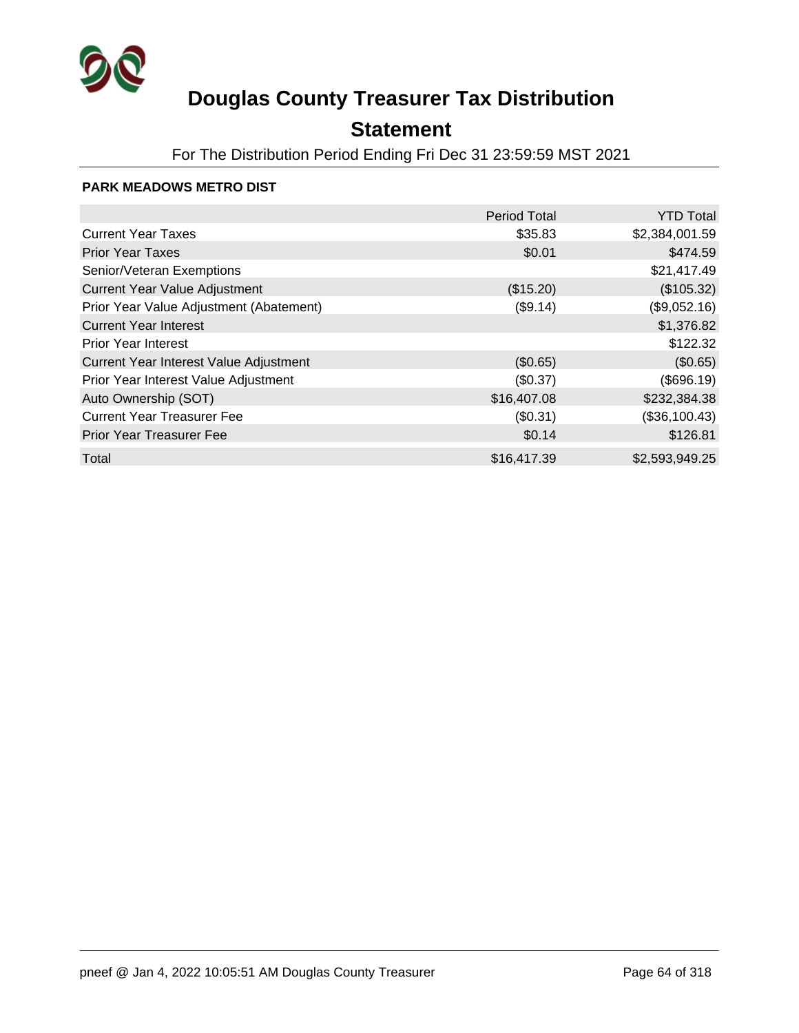# Douglas County Treasurer Tax Distribution

## Statement

For The Distribution Period Ending Fri Dec 31 23:59:59 MST 2021

**PARK MEADOWS METRO DIST**

| | Period Total | YTD Total |
|---|---:|---:|
| Current Year Taxes | $35.83 | $2,384,001.59 |
| Prior Year Taxes | $0.01 | $474.59 |
| Senior/Veteran Exemptions | | $21,417.49 |
| Current Year Value Adjustment | ($15.20) | ($105.32) |
| Prior Year Value Adjustment (Abatement) | ($9.14) | ($9,052.16) |
| Current Year Interest | | $1,376.82 |
| Prior Year Interest | | $122.32 |
| Current Year Interest Value Adjustment | ($0.65) | ($0.65) |
| Prior Year Interest Value Adjustment | ($0.37) | ($696.19) |
| Auto Ownership (SOT) | $16,407.08 | $232,384.38 |
| Current Year Treasurer Fee | ($0.31) | ($36,100.43) |
| Prior Year Treasurer Fee | $0.14 | $126.81 |
| Total | $16,417.39 | $2,593,949.25 |

pneef @ Jan 4, 2022 10:05:51 AM Douglas County Treasurer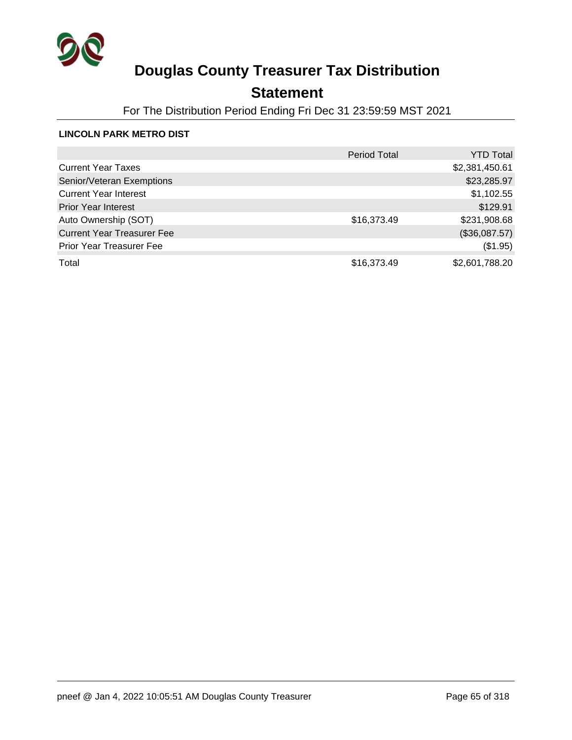# Douglas County Treasurer Tax Distribution

## Statement

For The Distribution Period Ending Fri Dec 31 23:59:59 MST 2021

**LINCOLN PARK METRO DIST**

| | Period Total | YTD Total |
|---|---|---|
| Current Year Taxes | | $2,381,450.61 |
| Senior/Veteran Exemptions | | $23,285.97 |
| Current Year Interest | | $1,102.55 |
| Prior Year Interest | | $129.91 |
| Auto Ownership (SOT) | $16,373.49 | $231,908.68 |
| Current Year Treasurer Fee | | ($36,087.57) |
| Prior Year Treasurer Fee | | ($1.95) |
| Total | $16,373.49 | $2,601,788.20 |

pneef @ Jan 4, 2022 10:05:51 AM Douglas County Treasurer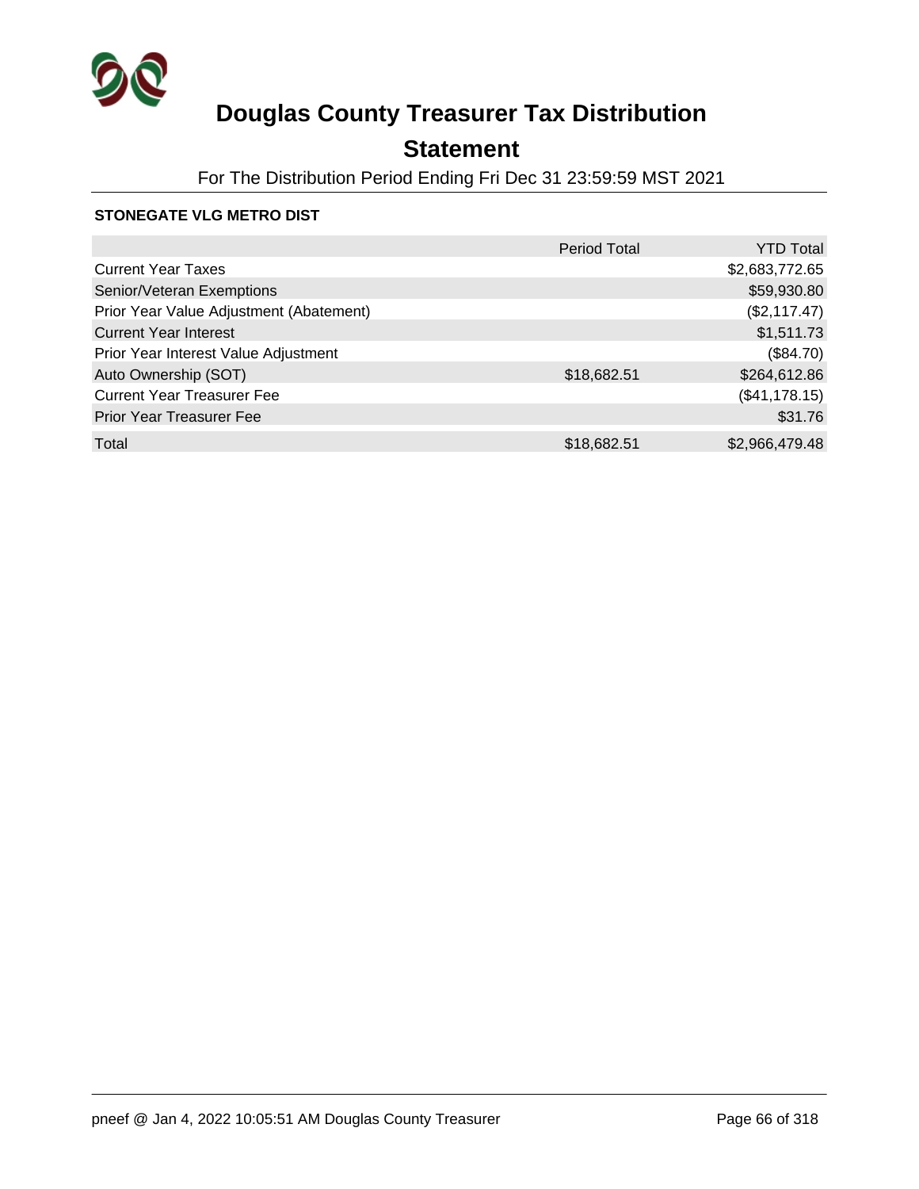# Douglas County Treasurer Tax Distribution

## Statement

For The Distribution Period Ending Fri Dec 31 23:59:59 MST 2021

**STONEGATE VLG METRO DIST**

| | Period Total | YTD Total |
|---|---|---|
| Current Year Taxes | | $2,683,772.65 |
| Senior/Veteran Exemptions | | $59,930.80 |
| Prior Year Value Adjustment (Abatement) | | ($2,117.47) |
| Current Year Interest | | $1,511.73 |
| Prior Year Interest Value Adjustment | | ($84.70) |
| Auto Ownership (SOT) | $18,682.51 | $264,612.86 |
| Current Year Treasurer Fee | | ($41,178.15) |
| Prior Year Treasurer Fee | | $31.76 |
| Total | $18,682.51 | $2,966,479.48 |

pneef @ Jan 4, 2022 10:05:51 AM Douglas County Treasurer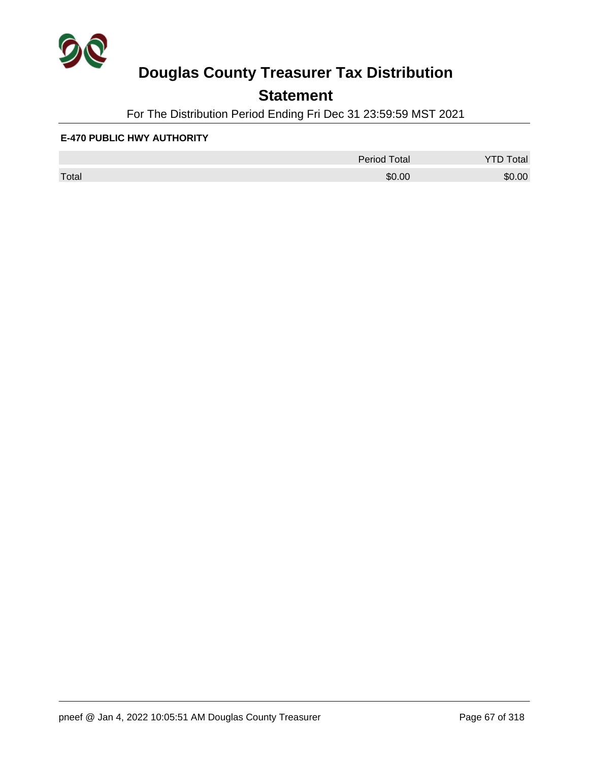# Douglas County Treasurer Tax Distribution

## Statement

For The Distribution Period Ending Fri Dec 31 23:59:59 MST 2021

**E-470 PUBLIC HWY AUTHORITY**

| | Period Total | YTD Total |
|---|---|---|
| Total | $0.00 | $0.00 |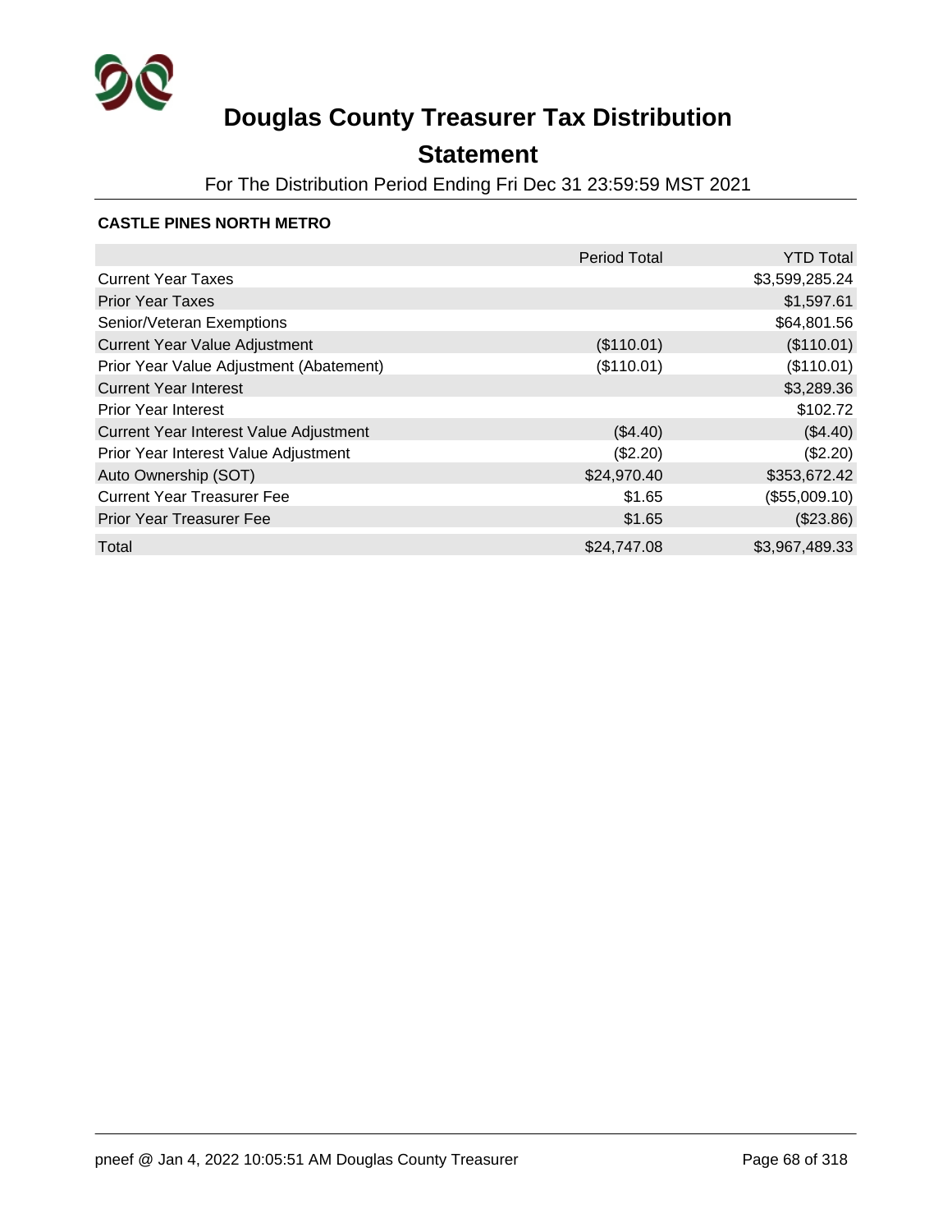# Douglas County Treasurer Tax Distribution

## Statement

For The Distribution Period Ending Fri Dec 31 23:59:59 MST 2021

**CASTLE PINES NORTH METRO**

| | Period Total | YTD Total |
|---|---:|---:|
| Current Year Taxes | | $3,599,285.24 |
| Prior Year Taxes | | $1,597.61 |
| Senior/Veteran Exemptions | | $64,801.56 |
| Current Year Value Adjustment | ($110.01) | ($110.01) |
| Prior Year Value Adjustment (Abatement) | ($110.01) | ($110.01) |
| Current Year Interest | | $3,289.36 |
| Prior Year Interest | | $102.72 |
| Current Year Interest Value Adjustment | ($4.40) | ($4.40) |
| Prior Year Interest Value Adjustment | ($2.20) | ($2.20) |
| Auto Ownership (SOT) | $24,970.40 | $353,672.42 |
| Current Year Treasurer Fee | $1.65 | ($55,009.10) |
| Prior Year Treasurer Fee | $1.65 | ($23.86) |
| Total | $24,747.08 | $3,967,489.33 |

pneef @ Jan 4, 2022 10:05:51 AM Douglas County Treasurer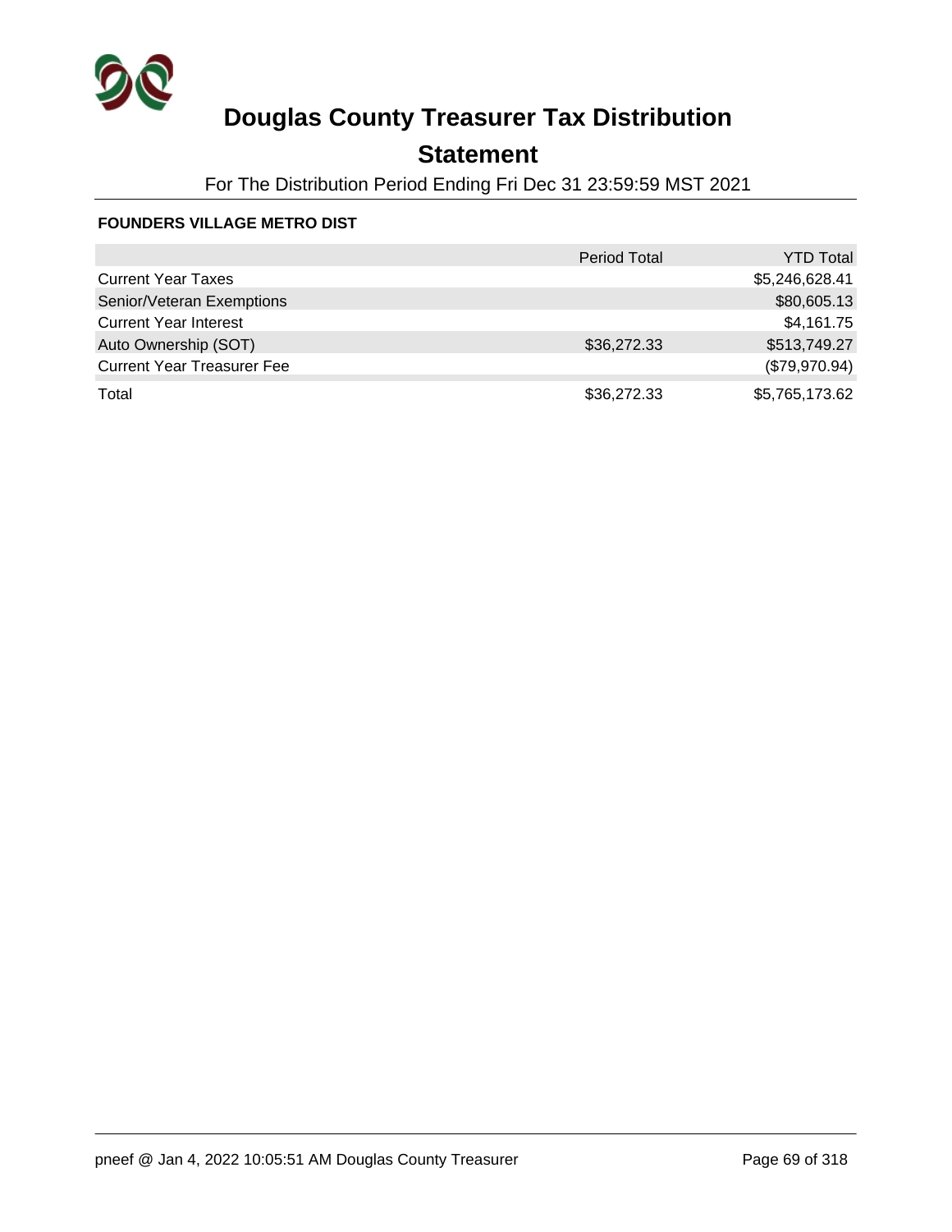# Douglas County Treasurer Tax Distribution

## Statement

For The Distribution Period Ending Fri Dec 31 23:59:59 MST 2021

**FOUNDERS VILLAGE METRO DIST**

| | Period Total | YTD Total |
|---|---|---|
| Current Year Taxes | | $5,246,628.41 |
| Senior/Veteran Exemptions | | $80,605.13 |
| Current Year Interest | | $4,161.75 |
| Auto Ownership (SOT) | $36,272.33 | $513,749.27 |
| Current Year Treasurer Fee | | ($79,970.94) |
| Total | $36,272.33 | $5,765,173.62 |

pneef @ Jan 4, 2022 10:05:51 AM Douglas County Treasurer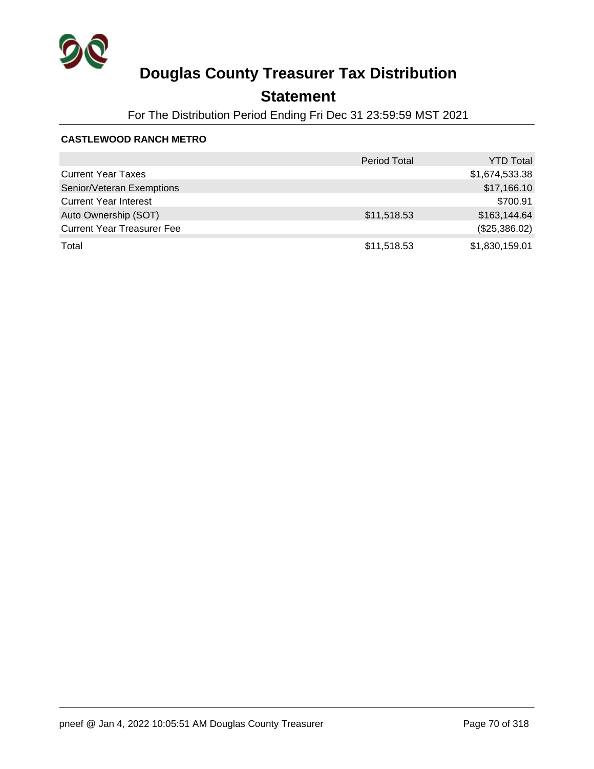# Douglas County Treasurer Tax Distribution

## Statement

For The Distribution Period Ending Fri Dec 31 23:59:59 MST 2021

### CASTLEWOOD RANCH METRO

| | Period Total | YTD Total |
|---|---|---|
| Current Year Taxes | | $1,674,533.38 |
| Senior/Veteran Exemptions | | $17,166.10 |
| Current Year Interest | | $700.91 |
| Auto Ownership (SOT) | $11,518.53 | $163,144.64 |
| Current Year Treasurer Fee | | ($25,386.02) |
| Total | $11,518.53 | $1,830,159.01 |

pneef @ Jan 4, 2022 10:05:51 AM Douglas County Treasurer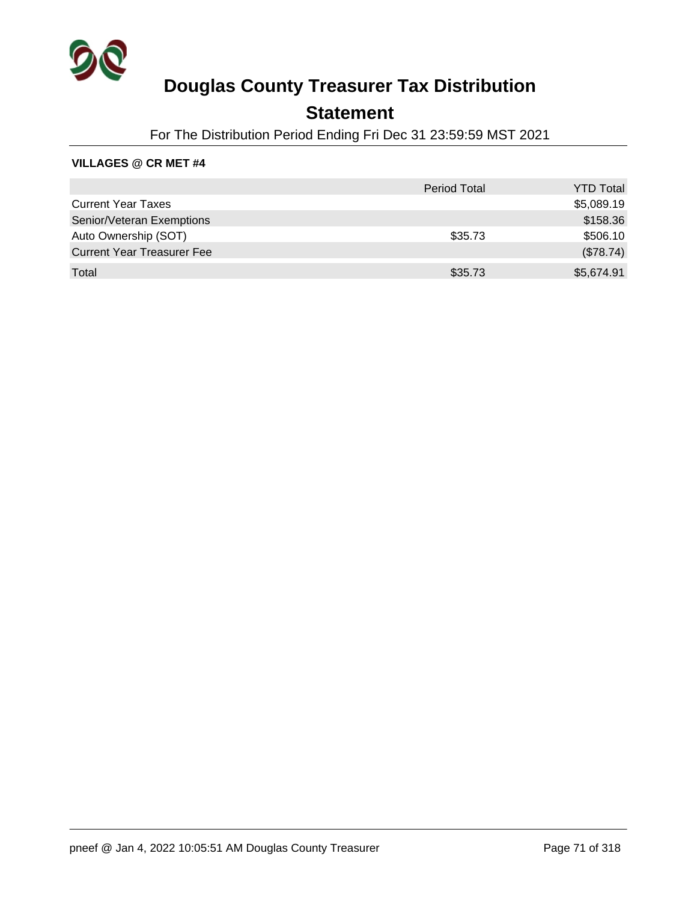# Douglas County Treasurer Tax Distribution

## Statement

For The Distribution Period Ending Fri Dec 31 23:59:59 MST 2021

**VILLAGES @ CR MET #4**

| | Period Total | YTD Total |
|---|---|---|
| Current Year Taxes | | $5,089.19 |
| Senior/Veteran Exemptions | | $158.36 |
| Auto Ownership (SOT) | $35.73 | $506.10 |
| Current Year Treasurer Fee | | ($78.74) |
| Total | $35.73 | $5,674.91 |

pneef @ Jan 4, 2022 10:05:51 AM Douglas County Treasurer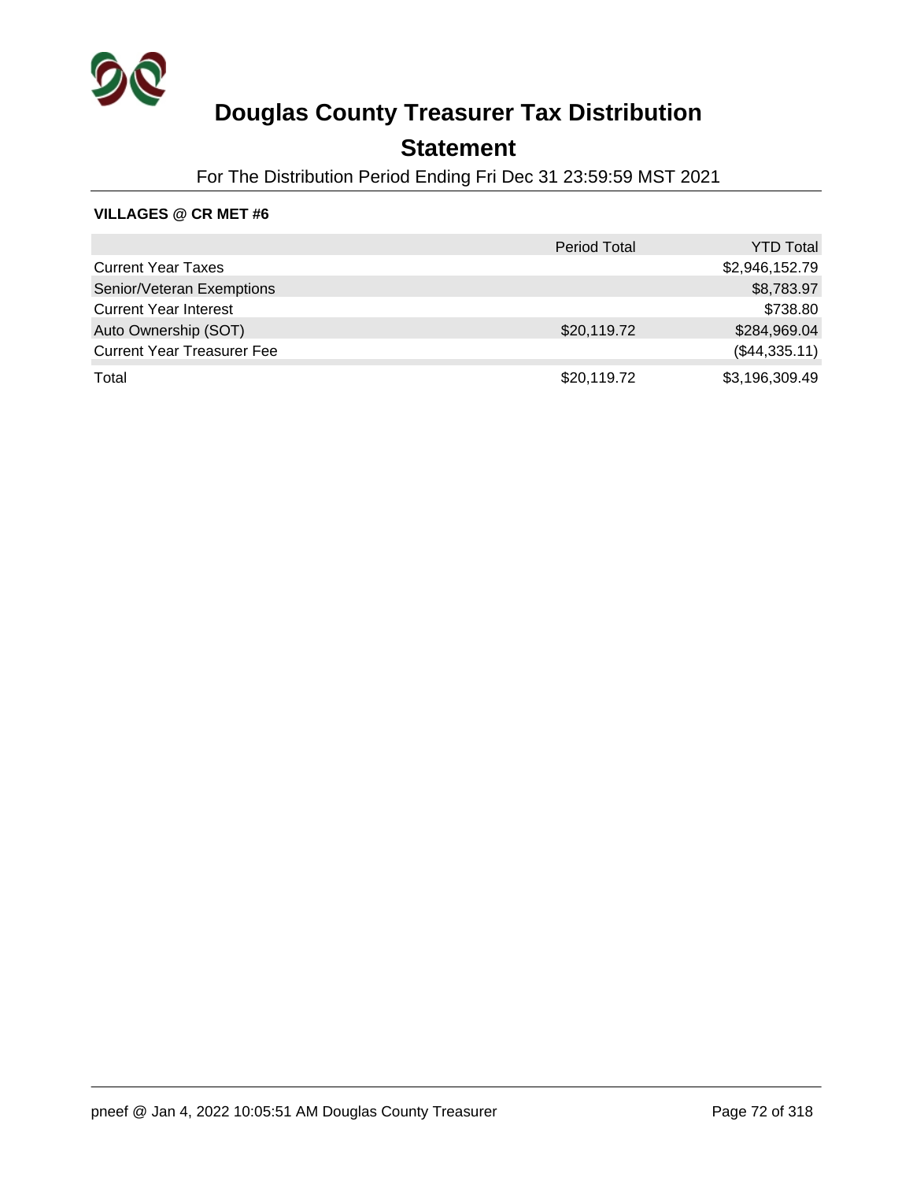# Douglas County Treasurer Tax Distribution

## Statement

For The Distribution Period Ending Fri Dec 31 23:59:59 MST 2021

**VILLAGES @ CR MET #6**

| | Period Total | YTD Total |
|---|---|---|
| Current Year Taxes | | $2,946,152.79 |
| Senior/Veteran Exemptions | | $8,783.97 |
| Current Year Interest | | $738.80 |
| Auto Ownership (SOT) | $20,119.72 | $284,969.04 |
| Current Year Treasurer Fee | | ($44,335.11) |
| Total | $20,119.72 | $3,196,309.49 |

pneef @ Jan 4, 2022 10:05:51 AM Douglas County Treasurer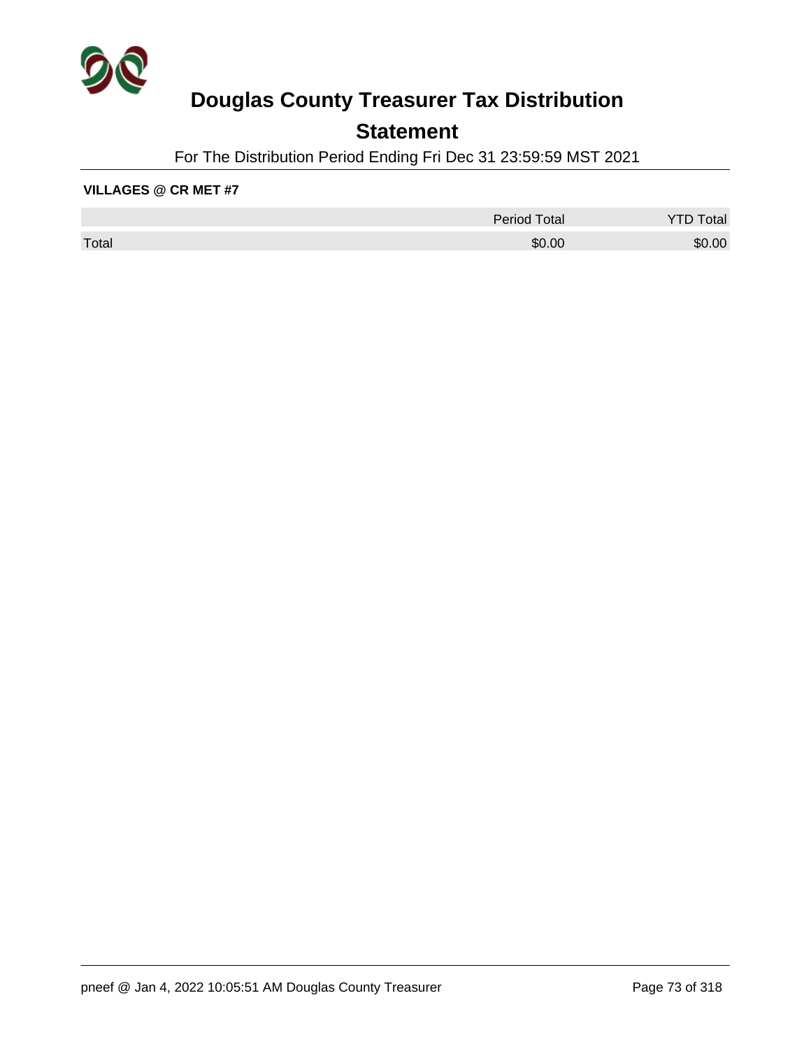# Douglas County Treasurer Tax Distribution

## Statement

For The Distribution Period Ending Fri Dec 31 23:59:59 MST 2021

**VILLAGES @ CR MET #7**

| | Period Total | YTD Total |
|---|---|---|
| Total | $0.00 | $0.00 |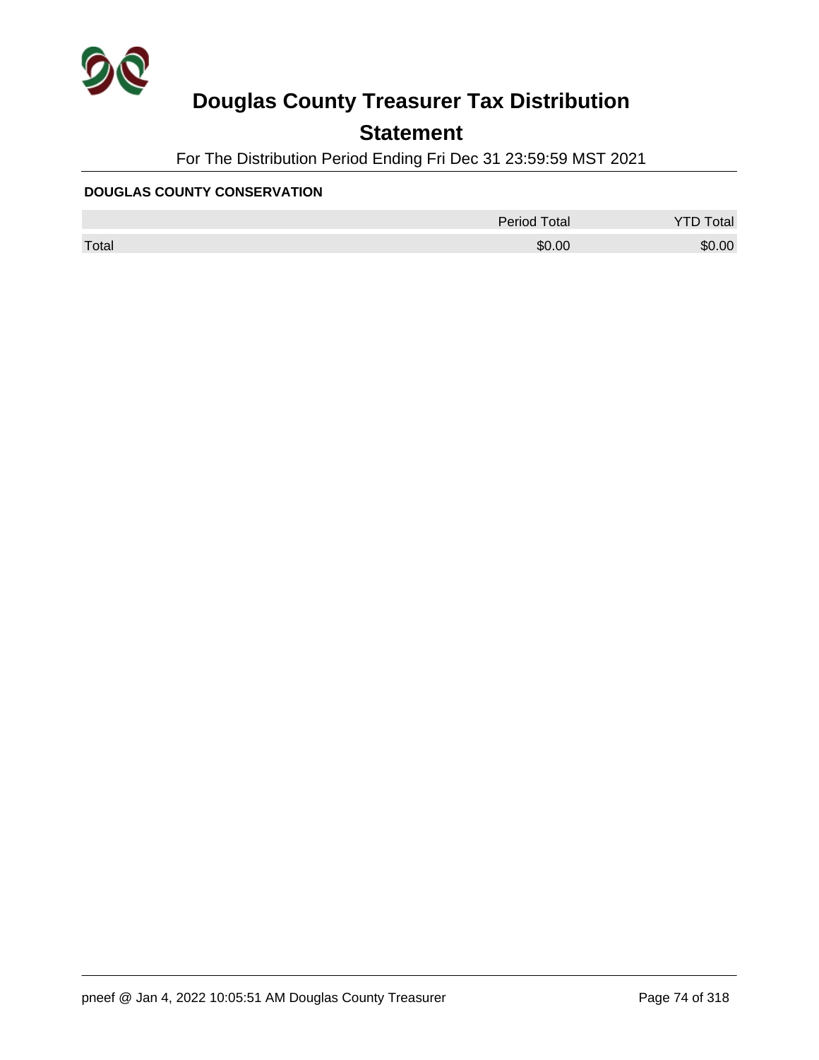# Douglas County Treasurer Tax Distribution

## Statement

For The Distribution Period Ending Fri Dec 31 23:59:59 MST 2021

**DOUGLAS COUNTY CONSERVATION**

| | Period Total | YTD Total |
|---|---|---|
| Total | $0.00 | $0.00 |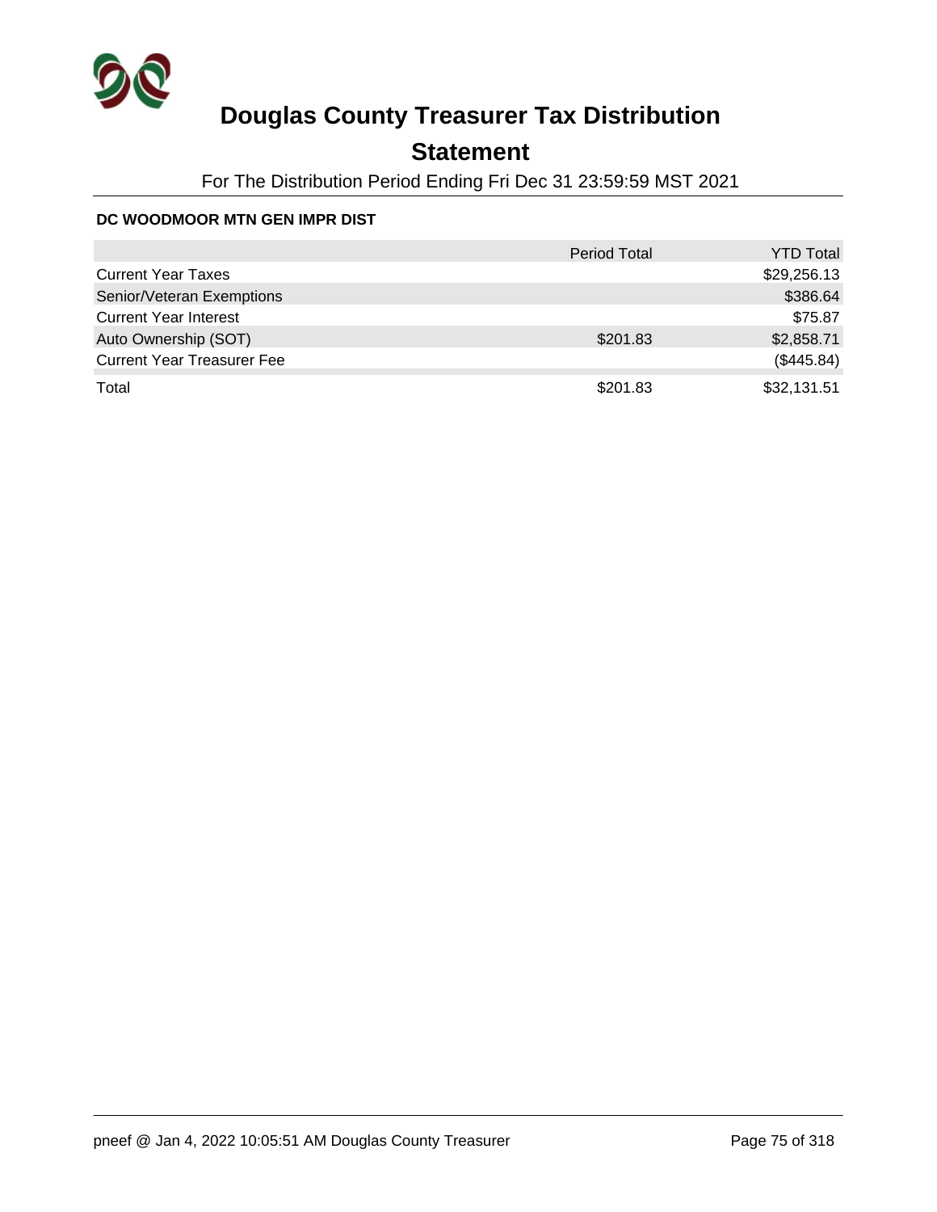# Douglas County Treasurer Tax Distribution

## Statement

For The Distribution Period Ending Fri Dec 31 23:59:59 MST 2021

**DC WOODMOOR MTN GEN IMPR DIST**

| | Period Total | YTD Total |
|---|---|---|
| Current Year Taxes | | $29,256.13 |
| Senior/Veteran Exemptions | | $386.64 |
| Current Year Interest | | $75.87 |
| Auto Ownership (SOT) | $201.83 | $2,858.71 |
| Current Year Treasurer Fee | | ($445.84) |
| Total | $201.83 | $32,131.51 |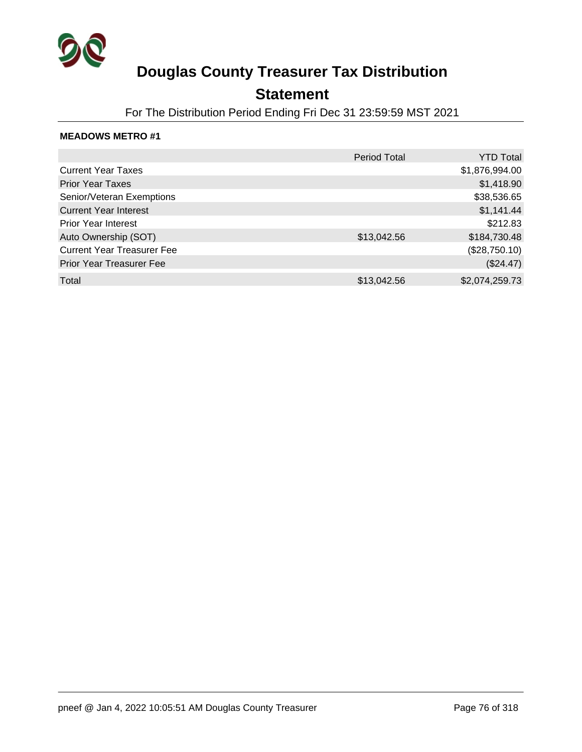# Douglas County Treasurer Tax Distribution

## Statement

For The Distribution Period Ending Fri Dec 31 23:59:59 MST 2021

**MEADOWS METRO #1**

| | Period Total | YTD Total |
|---|---|---|
| Current Year Taxes | | $1,876,994.00 |
| Prior Year Taxes | | $1,418.90 |
| Senior/Veteran Exemptions | | $38,536.65 |
| Current Year Interest | | $1,141.44 |
| Prior Year Interest | | $212.83 |
| Auto Ownership (SOT) | $13,042.56 | $184,730.48 |
| Current Year Treasurer Fee | | ($28,750.10) |
| Prior Year Treasurer Fee | | ($24.47) |
| Total | $13,042.56 | $2,074,259.73 |

pneef @ Jan 4, 2022 10:05:51 AM Douglas County Treasurer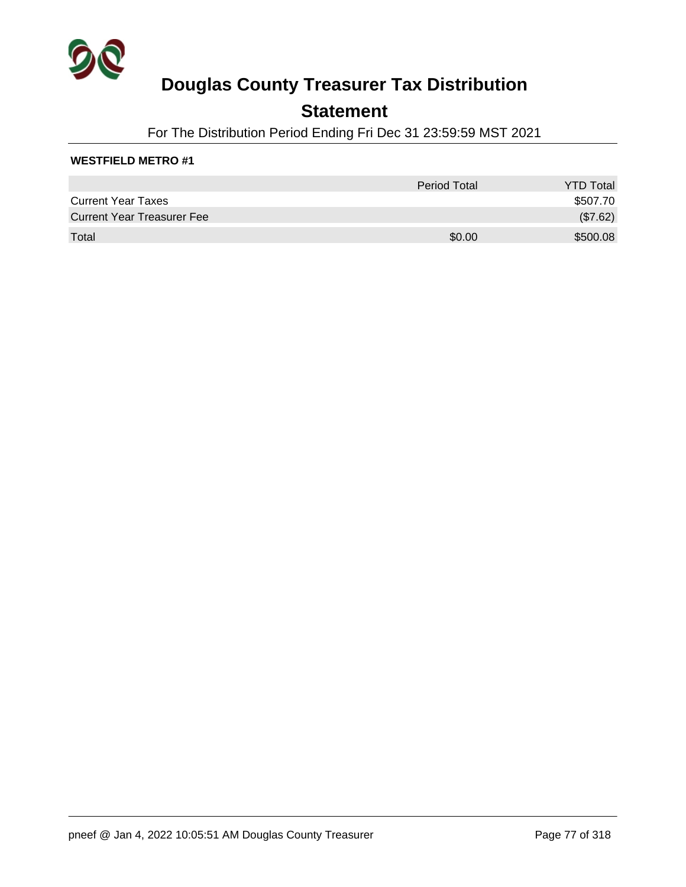# Douglas County Treasurer Tax Distribution

## Statement

For The Distribution Period Ending Fri Dec 31 23:59:59 MST 2021

**WESTFIELD METRO #1**

| | Period Total | YTD Total |
|---|---|---|
| Current Year Taxes | | $507.70 |
| Current Year Treasurer Fee | | ($7.62) |
| Total | $0.00 | $500.08 |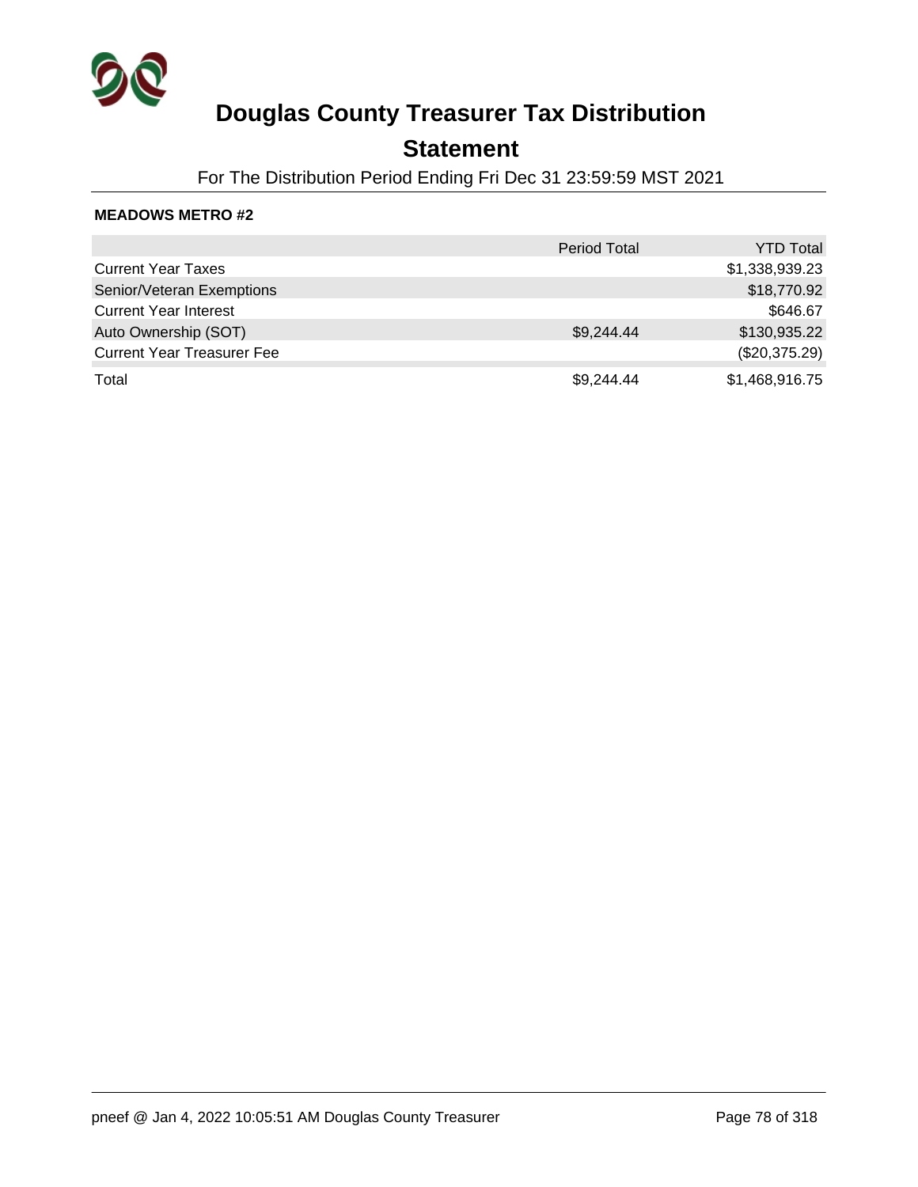# Douglas County Treasurer Tax Distribution

## Statement

For The Distribution Period Ending Fri Dec 31 23:59:59 MST 2021

**MEADOWS METRO #2**

| | Period Total | YTD Total |
|---|---|---|
| Current Year Taxes | | $1,338,939.23 |
| Senior/Veteran Exemptions | | $18,770.92 |
| Current Year Interest | | $646.67 |
| Auto Ownership (SOT) | $9,244.44 | $130,935.22 |
| Current Year Treasurer Fee | | ($20,375.29) |
| Total | $9,244.44 | $1,468,916.75 |

pneef @ Jan 4, 2022 10:05:51 AM Douglas County Treasurer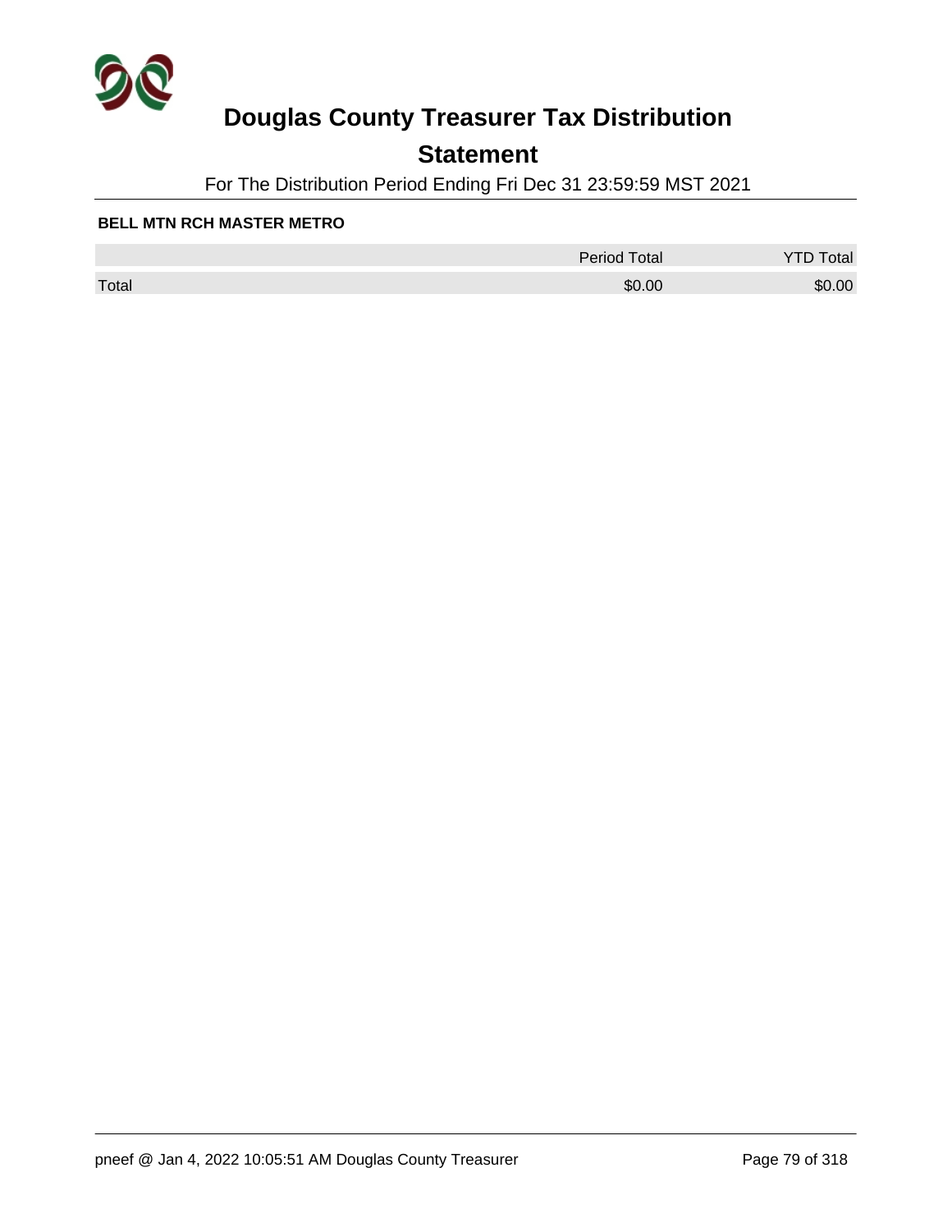# Douglas County Treasurer Tax Distribution

## Statement

For The Distribution Period Ending Fri Dec 31 23:59:59 MST 2021

**BELL MTN RCH MASTER METRO**

| | Period Total | YTD Total |
|---|---|---|
| Total | $0.00 | $0.00 |

pneef @ Jan 4, 2022 10:05:51 AM Douglas County Treasurer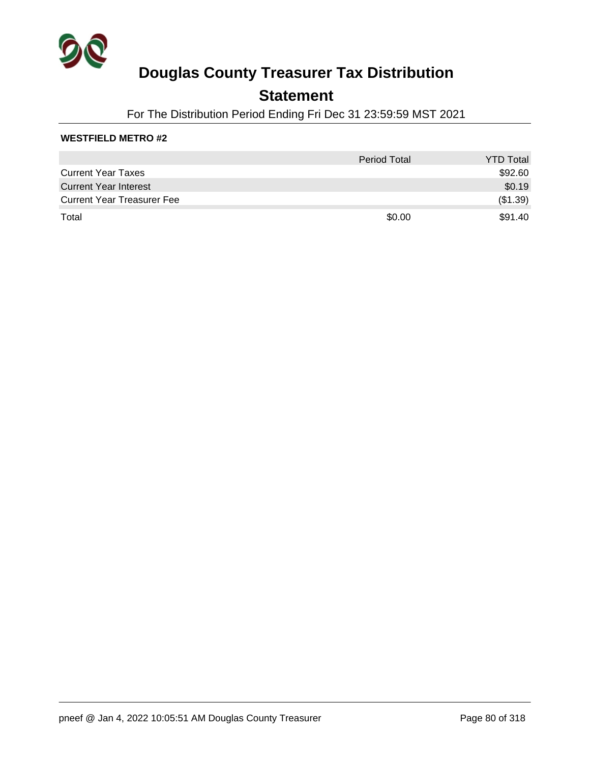# Douglas County Treasurer Tax Distribution

## Statement

For The Distribution Period Ending Fri Dec 31 23:59:59 MST 2021

**WESTFIELD METRO #2**

| | Period Total | YTD Total |
|---|---|---|
| Current Year Taxes | | $92.60 |
| Current Year Interest | | $0.19 |
| Current Year Treasurer Fee | | ($1.39) |
| Total | $0.00 | $91.40 |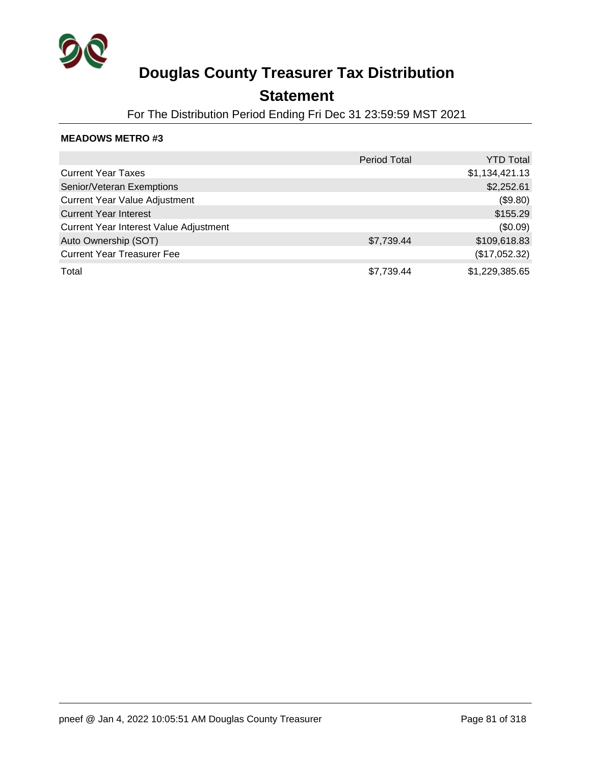# Douglas County Treasurer Tax Distribution

## Statement

For The Distribution Period Ending Fri Dec 31 23:59:59 MST 2021

**MEADOWS METRO #3**

| | Period Total | YTD Total |
|---|---|---|
| Current Year Taxes | | $1,134,421.13 |
| Senior/Veteran Exemptions | | $2,252.61 |
| Current Year Value Adjustment | | ($9.80) |
| Current Year Interest | | $155.29 |
| Current Year Interest Value Adjustment | | ($0.09) |
| Auto Ownership (SOT) | $7,739.44 | $109,618.83 |
| Current Year Treasurer Fee | | ($17,052.32) |
| Total | $7,739.44 | $1,229,385.65 |

pneef @ Jan 4, 2022 10:05:51 AM Douglas County Treasurer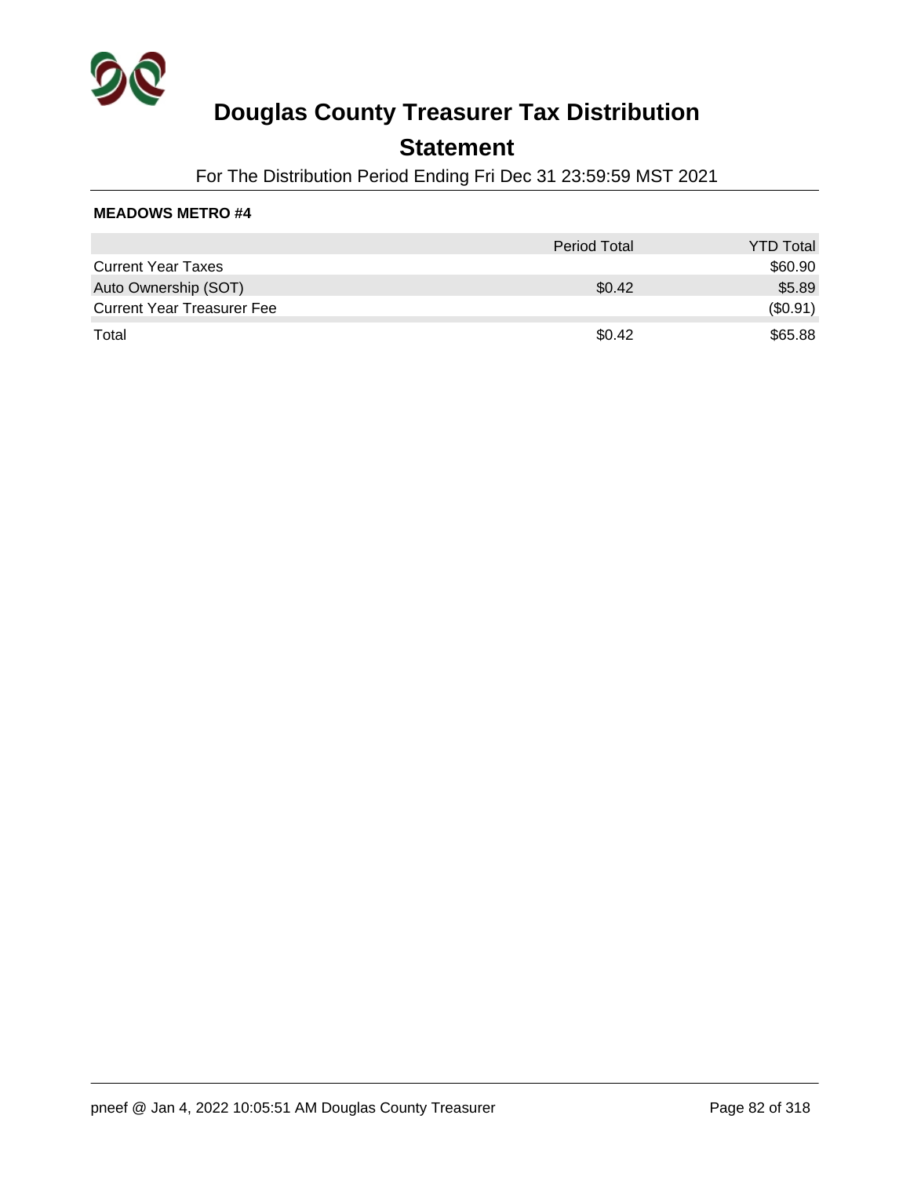# Douglas County Treasurer Tax Distribution

## Statement

For The Distribution Period Ending Fri Dec 31 23:59:59 MST 2021

**MEADOWS METRO #4**

| | Period Total | YTD Total |
|---|---:|---:|
| Current Year Taxes | | $60.90 |
| Auto Ownership (SOT) | $0.42 | $5.89 |
| Current Year Treasurer Fee | | ($0.91) |
| Total | $0.42 | $65.88 |

pneef @ Jan 4, 2022 10:05:51 AM Douglas County Treasurer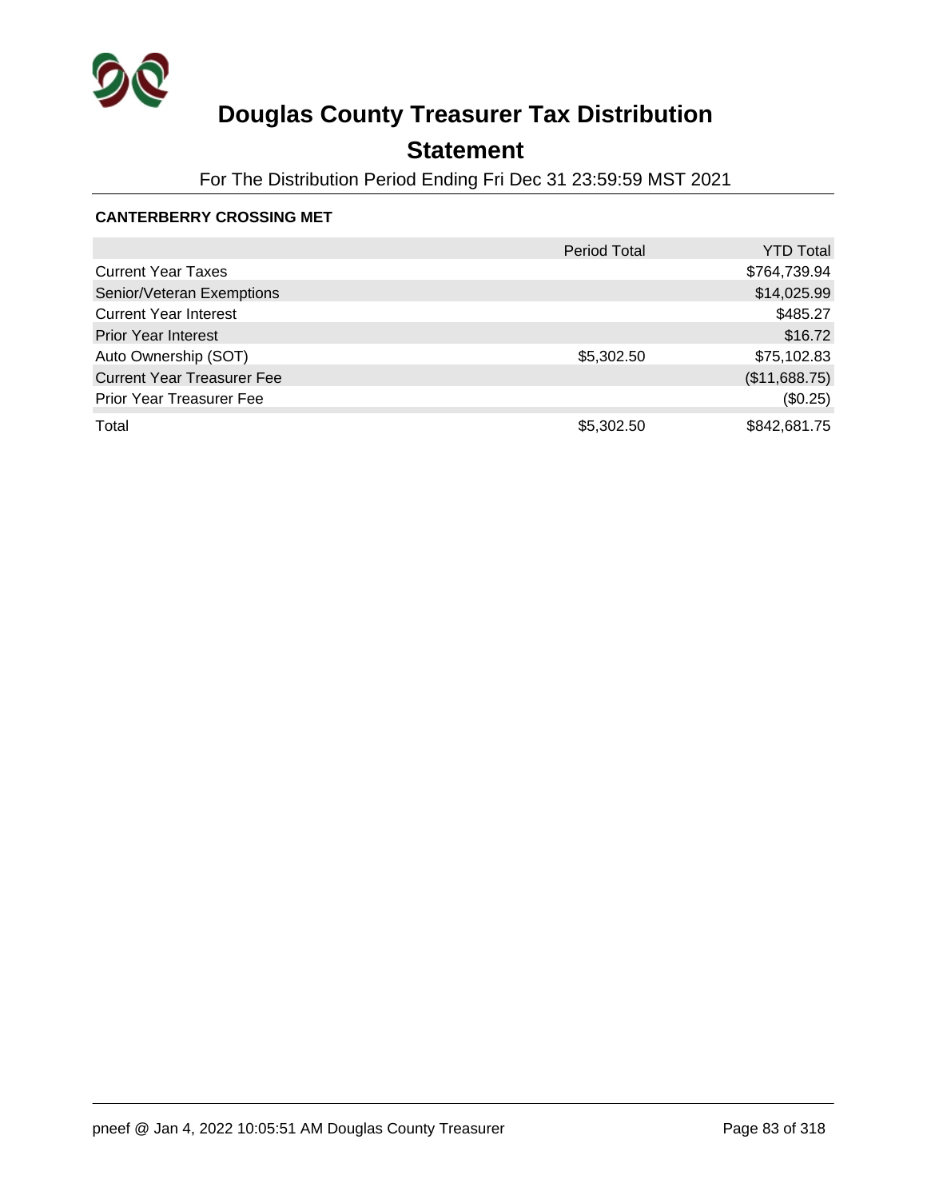# Douglas County Treasurer Tax Distribution

## Statement

For The Distribution Period Ending Fri Dec 31 23:59:59 MST 2021

### CANTERBERRY CROSSING MET

| | Period Total | YTD Total |
|---|---|---|
| Current Year Taxes | | $764,739.94 |
| Senior/Veteran Exemptions | | $14,025.99 |
| Current Year Interest | | $485.27 |
| Prior Year Interest | | $16.72 |
| Auto Ownership (SOT) | $5,302.50 | $75,102.83 |
| Current Year Treasurer Fee | | ($11,688.75) |
| Prior Year Treasurer Fee | | ($0.25) |
| Total | $5,302.50 | $842,681.75 |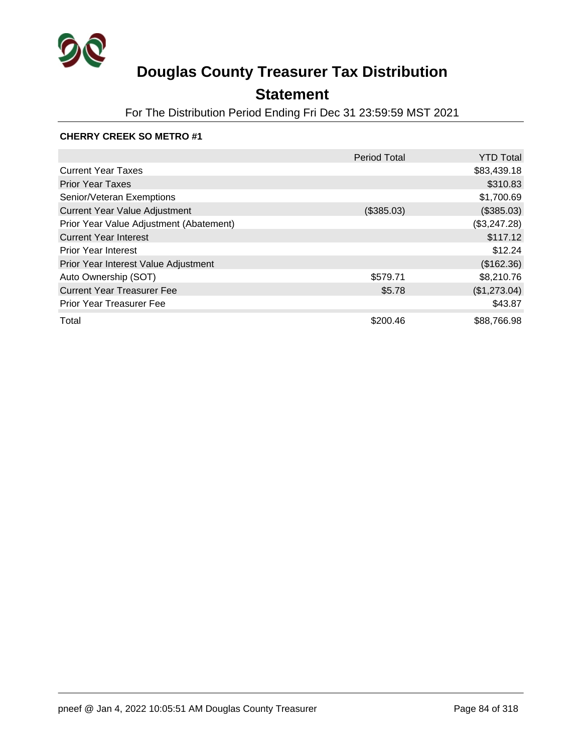# Douglas County Treasurer Tax Distribution

## Statement

For The Distribution Period Ending Fri Dec 31 23:59:59 MST 2021

**CHERRY CREEK SO METRO #1**

| | Period Total | YTD Total |
|---|---:|---:|
| Current Year Taxes | | $83,439.18 |
| Prior Year Taxes | | $310.83 |
| Senior/Veteran Exemptions | | $1,700.69 |
| Current Year Value Adjustment | ($385.03) | ($385.03) |
| Prior Year Value Adjustment (Abatement) | | ($3,247.28) |
| Current Year Interest | | $117.12 |
| Prior Year Interest | | $12.24 |
| Prior Year Interest Value Adjustment | | ($162.36) |
| Auto Ownership (SOT) | $579.71 | $8,210.76 |
| Current Year Treasurer Fee | $5.78 | ($1,273.04) |
| Prior Year Treasurer Fee | | $43.87 |
| Total | $200.46 | $88,766.98 |

pneef @ Jan 4, 2022 10:05:51 AM Douglas County Treasurer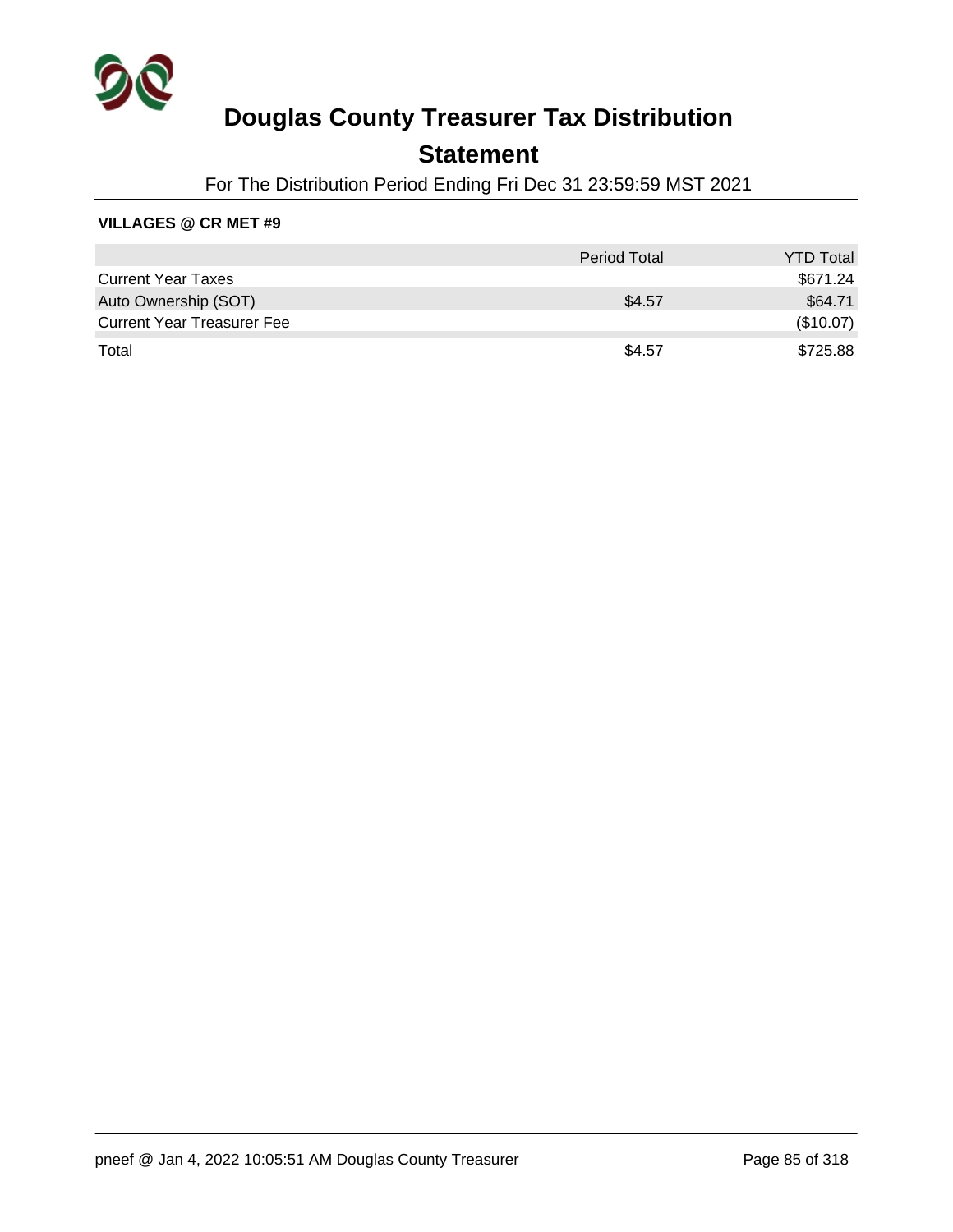# Douglas County Treasurer Tax Distribution

## Statement

For The Distribution Period Ending Fri Dec 31 23:59:59 MST 2021

**VILLAGES @ CR MET #9**

| | Period Total | YTD Total |
|---|---|---|
| Current Year Taxes | | $671.24 |
| Auto Ownership (SOT) | $4.57 | $64.71 |
| Current Year Treasurer Fee | | ($10.07) |
| Total | $4.57 | $725.88 |

pneef @ Jan 4, 2022 10:05:51 AM Douglas County Treasurer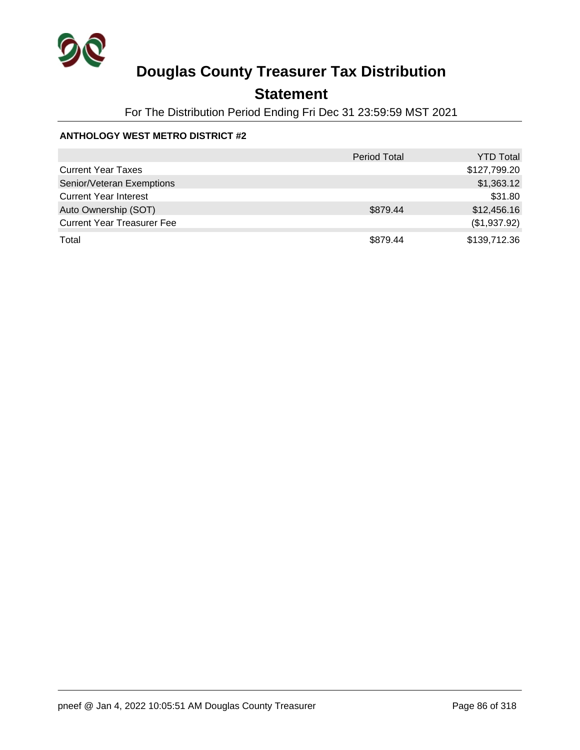# Douglas County Treasurer Tax Distribution

## Statement

For The Distribution Period Ending Fri Dec 31 23:59:59 MST 2021

**ANTHOLOGY WEST METRO DISTRICT #2**

| | Period Total | YTD Total |
|---|---|---|
| Current Year Taxes | | $127,799.20 |
| Senior/Veteran Exemptions | | $1,363.12 |
| Current Year Interest | | $31.80 |
| Auto Ownership (SOT) | $879.44 | $12,456.16 |
| Current Year Treasurer Fee | | ($1,937.92) |
| Total | $879.44 | $139,712.36 |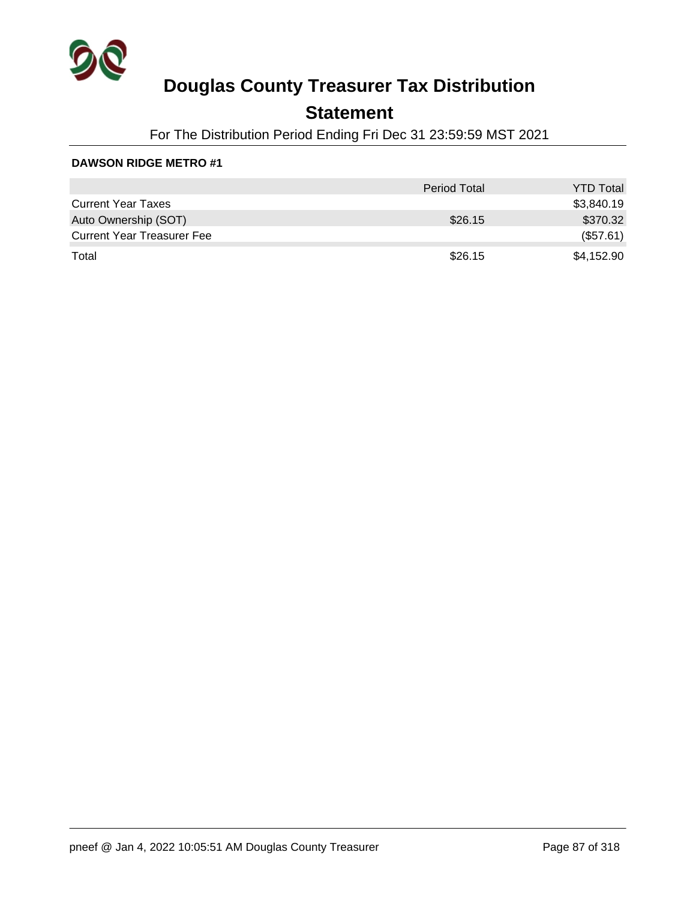# Douglas County Treasurer Tax Distribution

## Statement

For The Distribution Period Ending Fri Dec 31 23:59:59 MST 2021

**DAWSON RIDGE METRO #1**

| | Period Total | YTD Total |
|---|---|---|
| Current Year Taxes | | $3,840.19 |
| Auto Ownership (SOT) | $26.15 | $370.32 |
| Current Year Treasurer Fee | | ($57.61) |
| Total | $26.15 | $4,152.90 |

pneef @ Jan 4, 2022 10:05:51 AM Douglas County Treasurer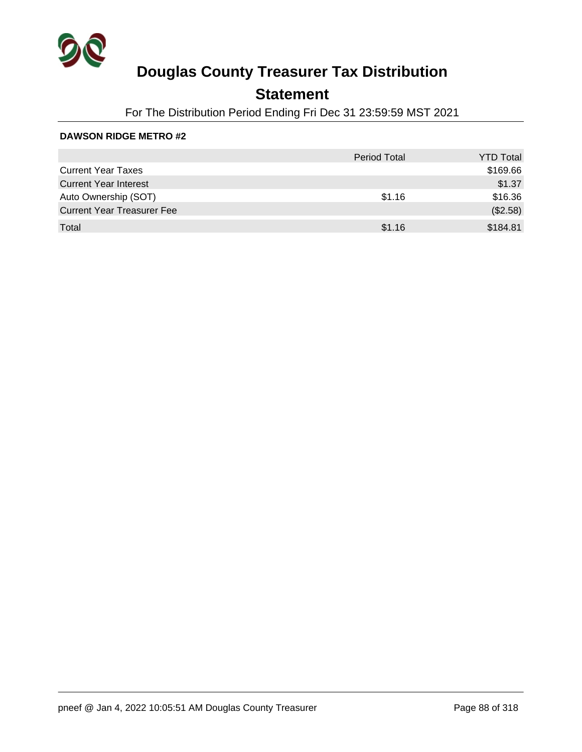# Douglas County Treasurer Tax Distribution

## Statement

For The Distribution Period Ending Fri Dec 31 23:59:59 MST 2021

**DAWSON RIDGE METRO #2**

| | Period Total | YTD Total |
|---|---|---|
| Current Year Taxes | | $169.66 |
| Current Year Interest | | $1.37 |
| Auto Ownership (SOT) | $1.16 | $16.36 |
| Current Year Treasurer Fee | | ($2.58) |
| Total | $1.16 | $184.81 |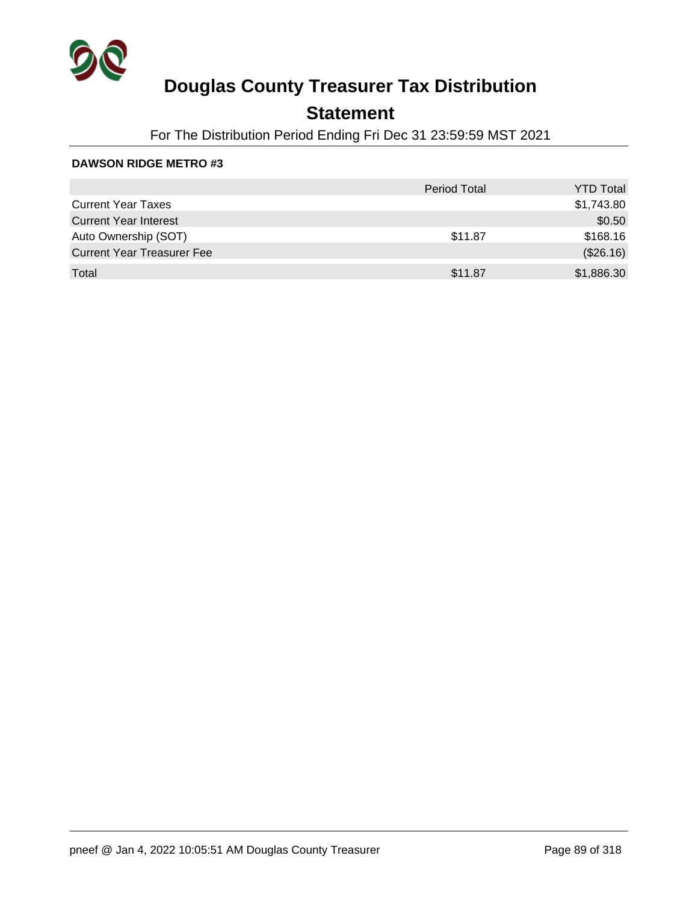# Douglas County Treasurer Tax Distribution

## Statement

For The Distribution Period Ending Fri Dec 31 23:59:59 MST 2021

**DAWSON RIDGE METRO #3**

| | Period Total | YTD Total |
|---|---|---|
| Current Year Taxes | | $1,743.80 |
| Current Year Interest | | $0.50 |
| Auto Ownership (SOT) | $11.87 | $168.16 |
| Current Year Treasurer Fee | | ($26.16) |
| Total | $11.87 | $1,886.30 |

pneef @ Jan 4, 2022 10:05:51 AM Douglas County Treasurer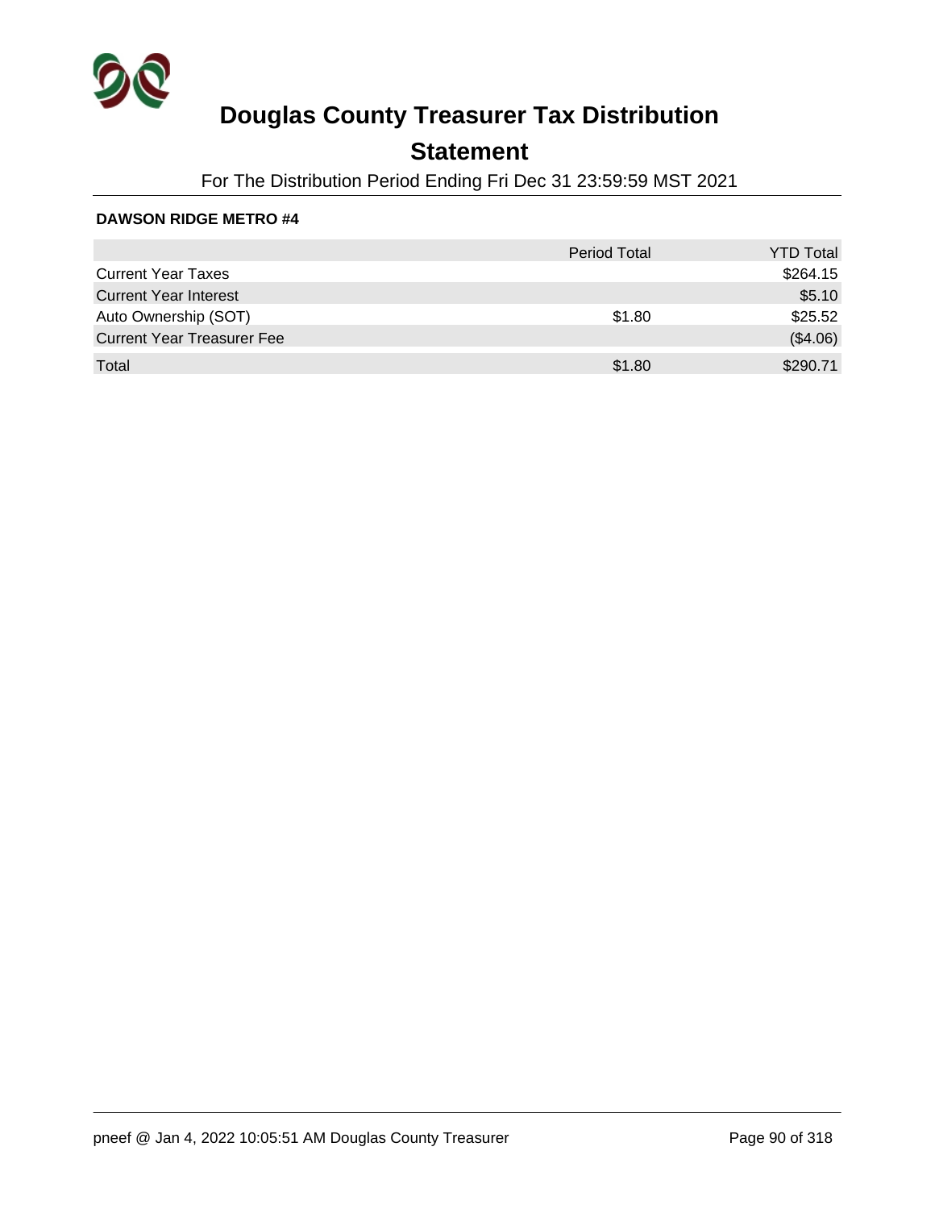# Douglas County Treasurer Tax Distribution

## Statement

For The Distribution Period Ending Fri Dec 31 23:59:59 MST 2021

**DAWSON RIDGE METRO #4**

| | Period Total | YTD Total |
|---|---|---|
| Current Year Taxes | | $264.15 |
| Current Year Interest | | $5.10 |
| Auto Ownership (SOT) | $1.80 | $25.52 |
| Current Year Treasurer Fee | | ($4.06) |
| Total | $1.80 | $290.71 |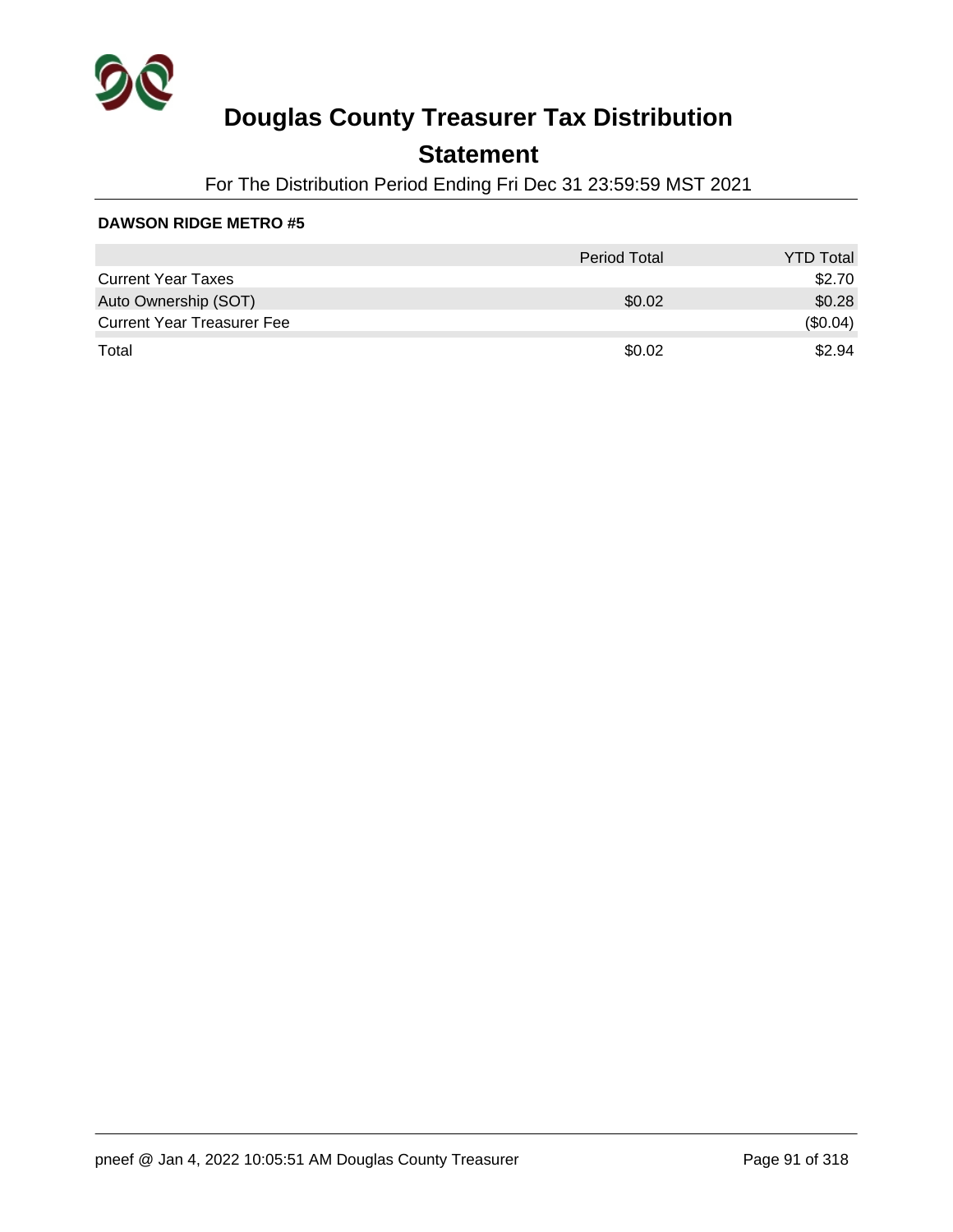# Douglas County Treasurer Tax Distribution

## Statement

For The Distribution Period Ending Fri Dec 31 23:59:59 MST 2021

**DAWSON RIDGE METRO #5**

| | Period Total | YTD Total |
|---|---|---|
| Current Year Taxes | | $2.70 |
| Auto Ownership (SOT) | $0.02 | $0.28 |
| Current Year Treasurer Fee | | ($0.04) |
| Total | $0.02 | $2.94 |

pneef @ Jan 4, 2022 10:05:51 AM Douglas County Treasurer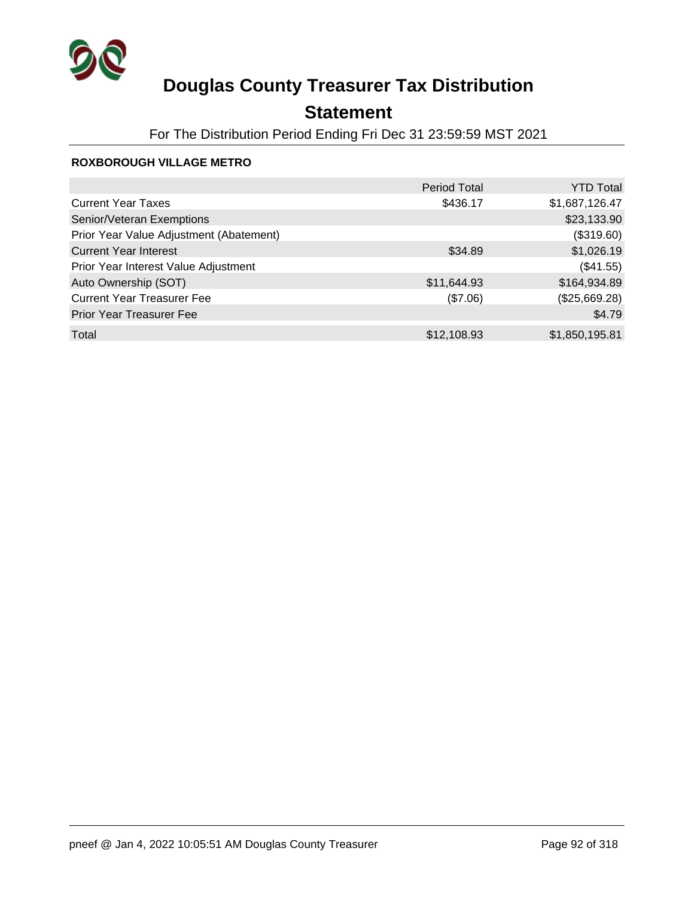# Douglas County Treasurer Tax Distribution

## Statement

For The Distribution Period Ending Fri Dec 31 23:59:59 MST 2021

**ROXBOROUGH VILLAGE METRO**

| | Period Total | YTD Total |
|---|---|---|
| Current Year Taxes | $436.17 | $1,687,126.47 |
| Senior/Veteran Exemptions | | $23,133.90 |
| Prior Year Value Adjustment (Abatement) | | ($319.60) |
| Current Year Interest | $34.89 | $1,026.19 |
| Prior Year Interest Value Adjustment | | ($41.55) |
| Auto Ownership (SOT) | $11,644.93 | $164,934.89 |
| Current Year Treasurer Fee | ($7.06) | ($25,669.28) |
| Prior Year Treasurer Fee | | $4.79 |
| Total | $12,108.93 | $1,850,195.81 |

pneef @ Jan 4, 2022 10:05:51 AM Douglas County Treasurer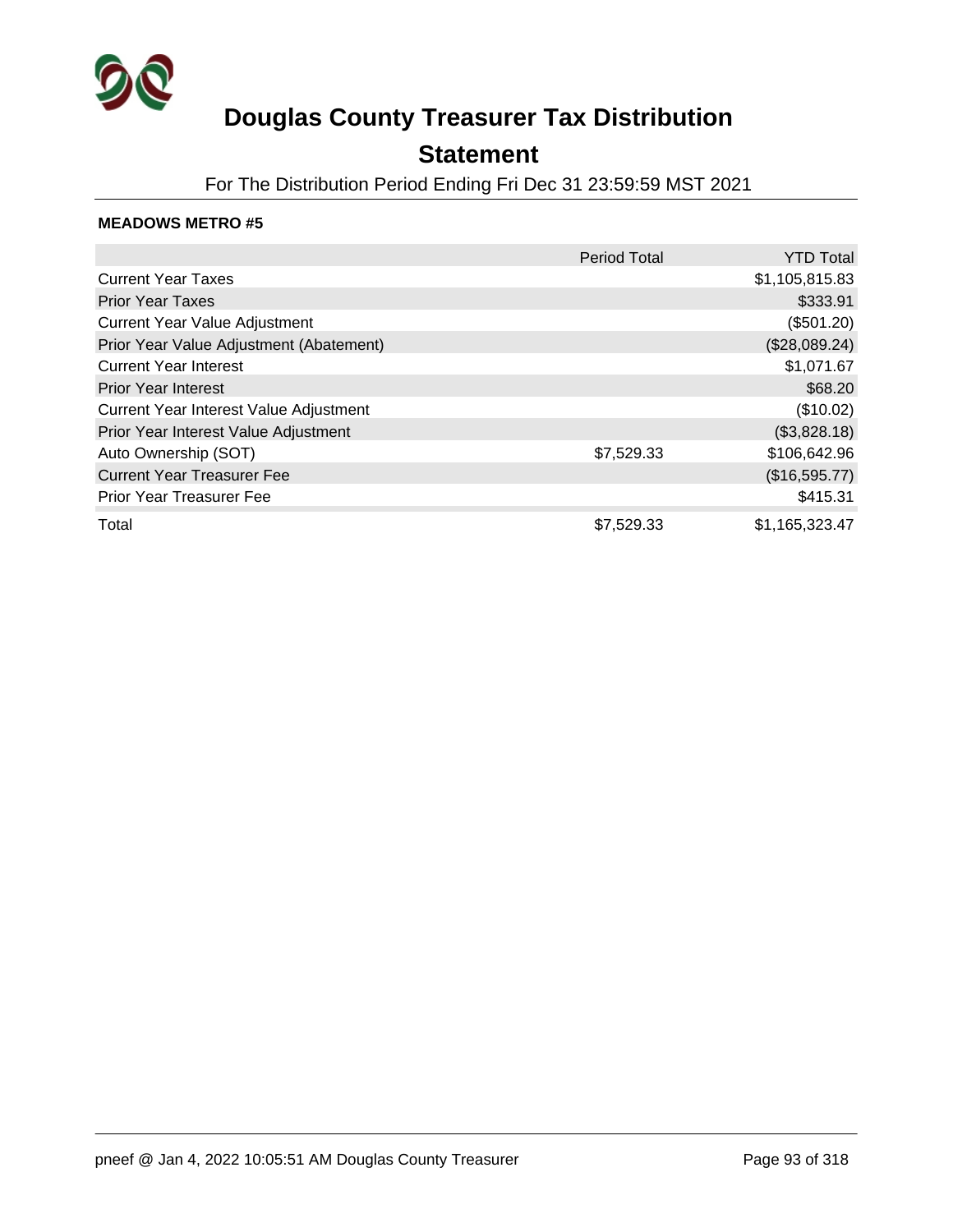# Douglas County Treasurer Tax Distribution

## Statement

For The Distribution Period Ending Fri Dec 31 23:59:59 MST 2021

**MEADOWS METRO #5**

| | Period Total | YTD Total |
|---|---|---|
| Current Year Taxes | | $1,105,815.83 |
| Prior Year Taxes | | $333.91 |
| Current Year Value Adjustment | | ($501.20) |
| Prior Year Value Adjustment (Abatement) | | ($28,089.24) |
| Current Year Interest | | $1,071.67 |
| Prior Year Interest | | $68.20 |
| Current Year Interest Value Adjustment | | ($10.02) |
| Prior Year Interest Value Adjustment | | ($3,828.18) |
| Auto Ownership (SOT) | $7,529.33 | $106,642.96 |
| Current Year Treasurer Fee | | ($16,595.77) |
| Prior Year Treasurer Fee | | $415.31 |
| Total | $7,529.33 | $1,165,323.47 |

pneef @ Jan 4, 2022 10:05:51 AM Douglas County Treasurer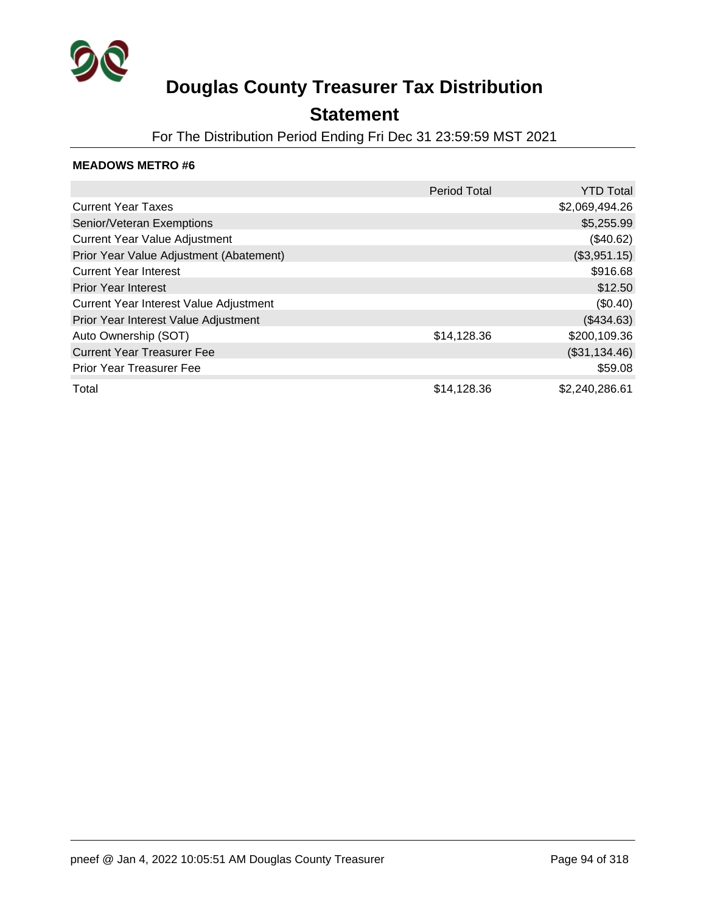# Douglas County Treasurer Tax Distribution

## Statement

For The Distribution Period Ending Fri Dec 31 23:59:59 MST 2021

**MEADOWS METRO #6**

| | Period Total | YTD Total |
|---|---|---|
| Current Year Taxes | | $2,069,494.26 |
| Senior/Veteran Exemptions | | $5,255.99 |
| Current Year Value Adjustment | | ($40.62) |
| Prior Year Value Adjustment (Abatement) | | ($3,951.15) |
| Current Year Interest | | $916.68 |
| Prior Year Interest | | $12.50 |
| Current Year Interest Value Adjustment | | ($0.40) |
| Prior Year Interest Value Adjustment | | ($434.63) |
| Auto Ownership (SOT) | $14,128.36 | $200,109.36 |
| Current Year Treasurer Fee | | ($31,134.46) |
| Prior Year Treasurer Fee | | $59.08 |
| Total | $14,128.36 | $2,240,286.61 |

pneef @ Jan 4, 2022 10:05:51 AM Douglas County Treasurer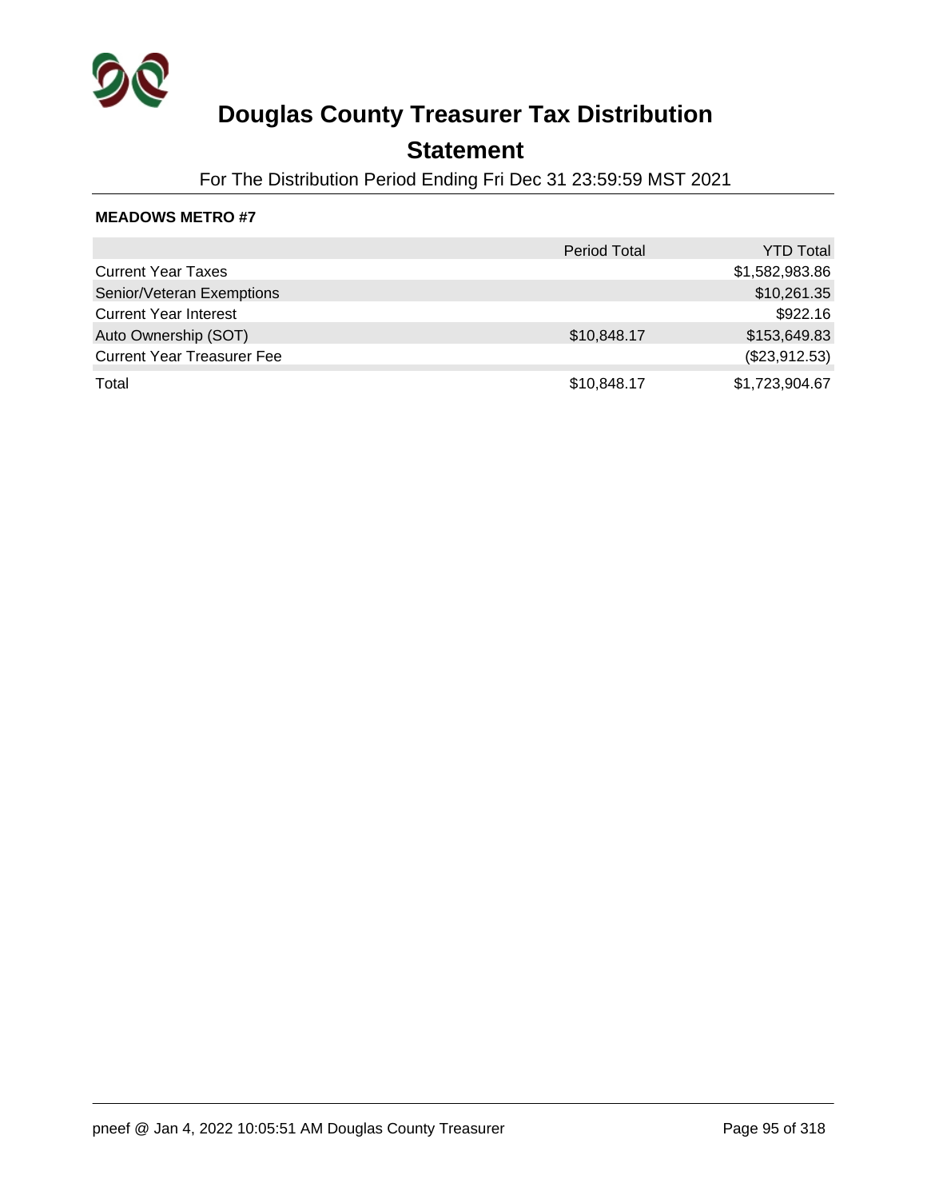# Douglas County Treasurer Tax Distribution

## Statement

For The Distribution Period Ending Fri Dec 31 23:59:59 MST 2021

**MEADOWS METRO #7**

| | Period Total | YTD Total |
|---|---|---|
| Current Year Taxes | | $1,582,983.86 |
| Senior/Veteran Exemptions | | $10,261.35 |
| Current Year Interest | | $922.16 |
| Auto Ownership (SOT) | $10,848.17 | $153,649.83 |
| Current Year Treasurer Fee | | ($23,912.53) |
| Total | $10,848.17 | $1,723,904.67 |

pneef @ Jan 4, 2022 10:05:51 AM Douglas County Treasurer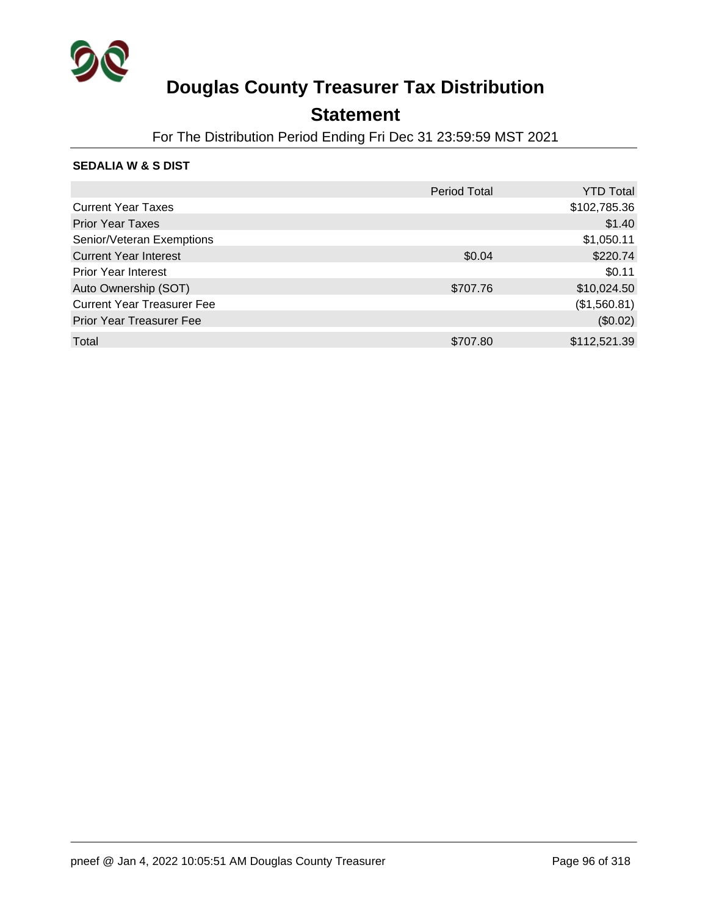# Douglas County Treasurer Tax Distribution

## Statement

For The Distribution Period Ending Fri Dec 31 23:59:59 MST 2021

**SEDALIA W & S DIST**

| | Period Total | YTD Total |
|---|---|---|
| Current Year Taxes | | $102,785.36 |
| Prior Year Taxes | | $1.40 |
| Senior/Veteran Exemptions | | $1,050.11 |
| Current Year Interest | $0.04 | $220.74 |
| Prior Year Interest | | $0.11 |
| Auto Ownership (SOT) | $707.76 | $10,024.50 |
| Current Year Treasurer Fee | | ($1,560.81) |
| Prior Year Treasurer Fee | | ($0.02) |
| Total | $707.80 | $112,521.39 |

pneef @ Jan 4, 2022 10:05:51 AM Douglas County Treasurer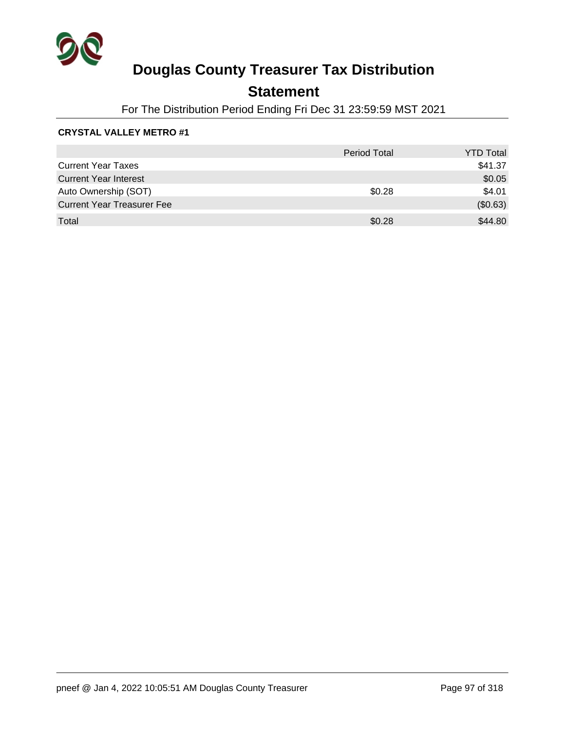# Douglas County Treasurer Tax Distribution

## Statement

For The Distribution Period Ending Fri Dec 31 23:59:59 MST 2021

**CRYSTAL VALLEY METRO #1**

| | Period Total | YTD Total |
|---|---|---|
| Current Year Taxes | | $41.37 |
| Current Year Interest | | $0.05 |
| Auto Ownership (SOT) | $0.28 | $4.01 |
| Current Year Treasurer Fee | | ($0.63) |
| Total | $0.28 | $44.80 |

pneef @ Jan 4, 2022 10:05:51 AM Douglas County Treasurer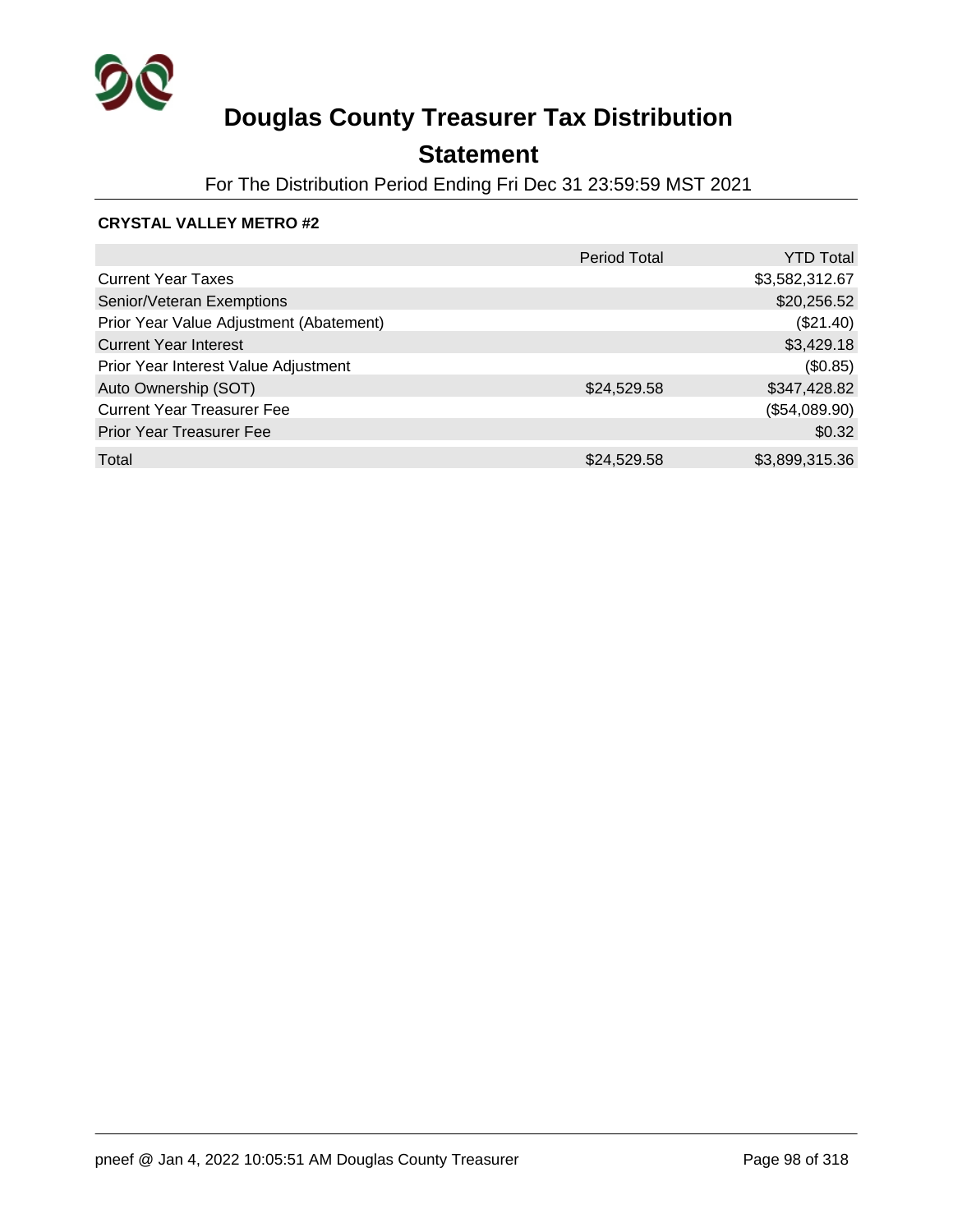# Douglas County Treasurer Tax Distribution

## Statement

For The Distribution Period Ending Fri Dec 31 23:59:59 MST 2021

**CRYSTAL VALLEY METRO #2**

| | Period Total | YTD Total |
|---|---|---|
| Current Year Taxes | | $3,582,312.67 |
| Senior/Veteran Exemptions | | $20,256.52 |
| Prior Year Value Adjustment (Abatement) | | ($21.40) |
| Current Year Interest | | $3,429.18 |
| Prior Year Interest Value Adjustment | | ($0.85) |
| Auto Ownership (SOT) | $24,529.58 | $347,428.82 |
| Current Year Treasurer Fee | | ($54,089.90) |
| Prior Year Treasurer Fee | | $0.32 |
| Total | $24,529.58 | $3,899,315.36 |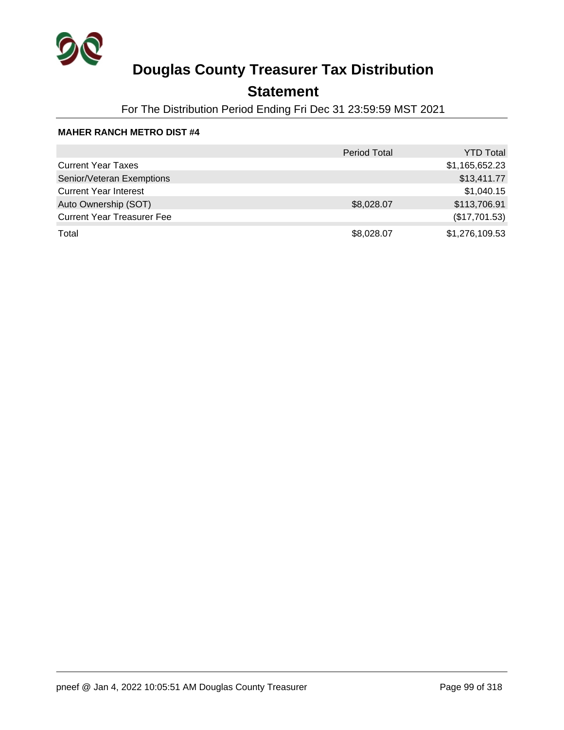# Douglas County Treasurer Tax Distribution

## Statement

For The Distribution Period Ending Fri Dec 31 23:59:59 MST 2021

**MAHER RANCH METRO DIST #4**

| | Period Total | YTD Total |
|---|---|---|
| Current Year Taxes | | $1,165,652.23 |
| Senior/Veteran Exemptions | | $13,411.77 |
| Current Year Interest | | $1,040.15 |
| Auto Ownership (SOT) | $8,028.07 | $113,706.91 |
| Current Year Treasurer Fee | | ($17,701.53) |
| Total | $8,028.07 | $1,276,109.53 |

pneef @ Jan 4, 2022 10:05:51 AM Douglas County Treasurer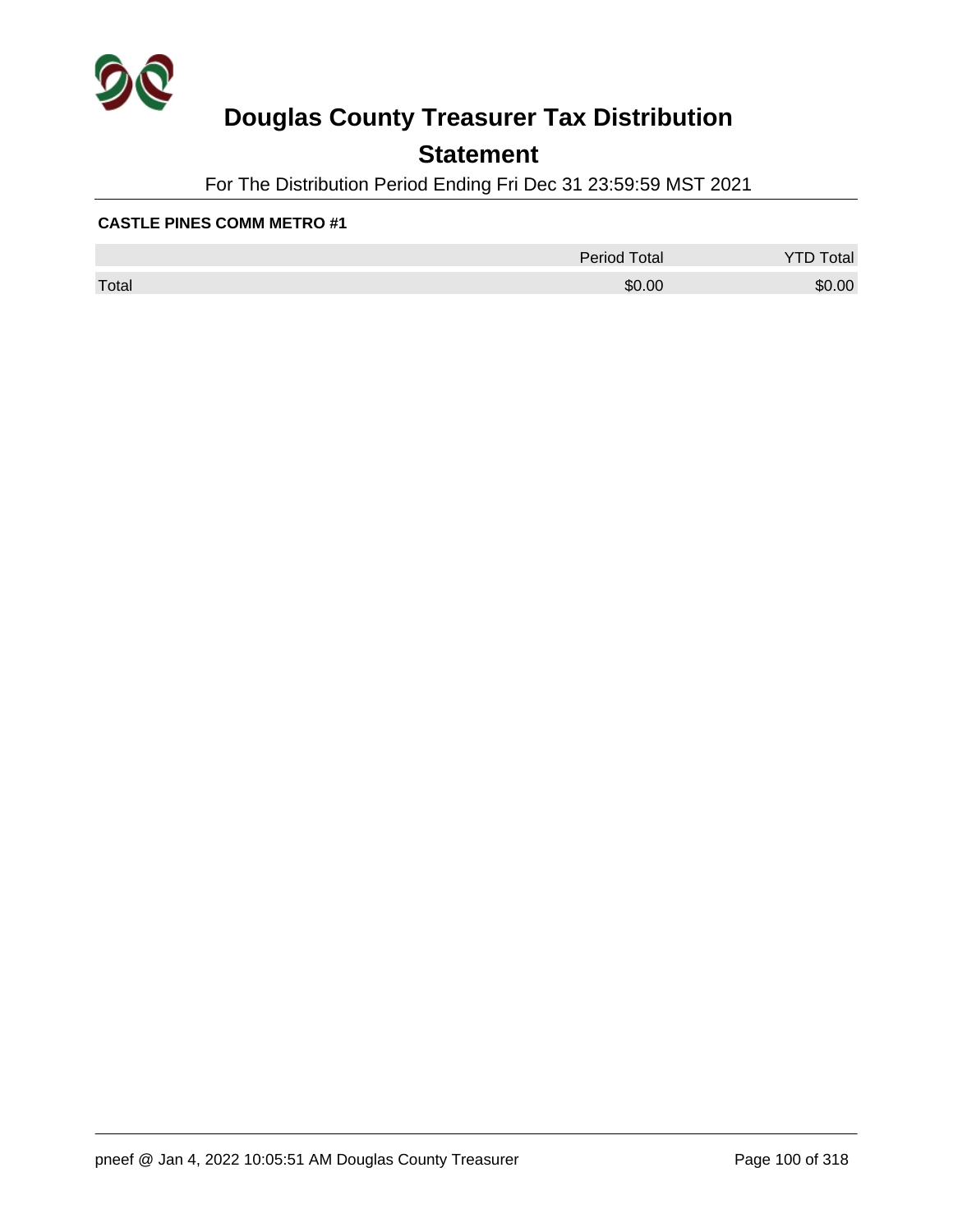# Douglas County Treasurer Tax Distribution

## Statement

For The Distribution Period Ending Fri Dec 31 23:59:59 MST 2021

**CASTLE PINES COMM METRO #1**

| | Period Total | YTD Total |
|---|---|---|
| Total | $0.00 | $0.00 |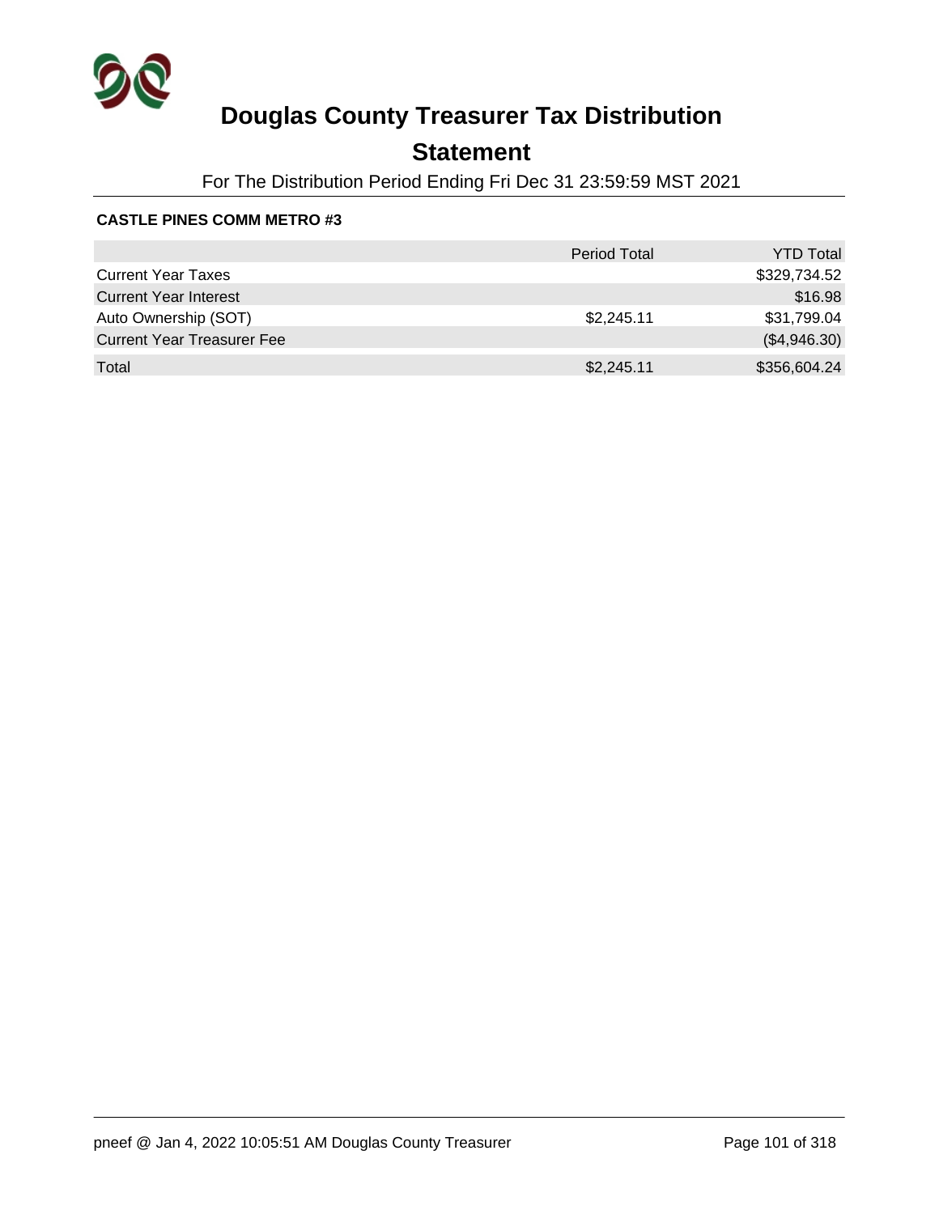# Douglas County Treasurer Tax Distribution

## Statement

For The Distribution Period Ending Fri Dec 31 23:59:59 MST 2021

**CASTLE PINES COMM METRO #3**

| | Period Total | YTD Total |
|---|---|---|
| Current Year Taxes | | $329,734.52 |
| Current Year Interest | | $16.98 |
| Auto Ownership (SOT) | $2,245.11 | $31,799.04 |
| Current Year Treasurer Fee | | ($4,946.30) |
| Total | $2,245.11 | $356,604.24 |

pneef @ Jan 4, 2022 10:05:51 AM Douglas County Treasurer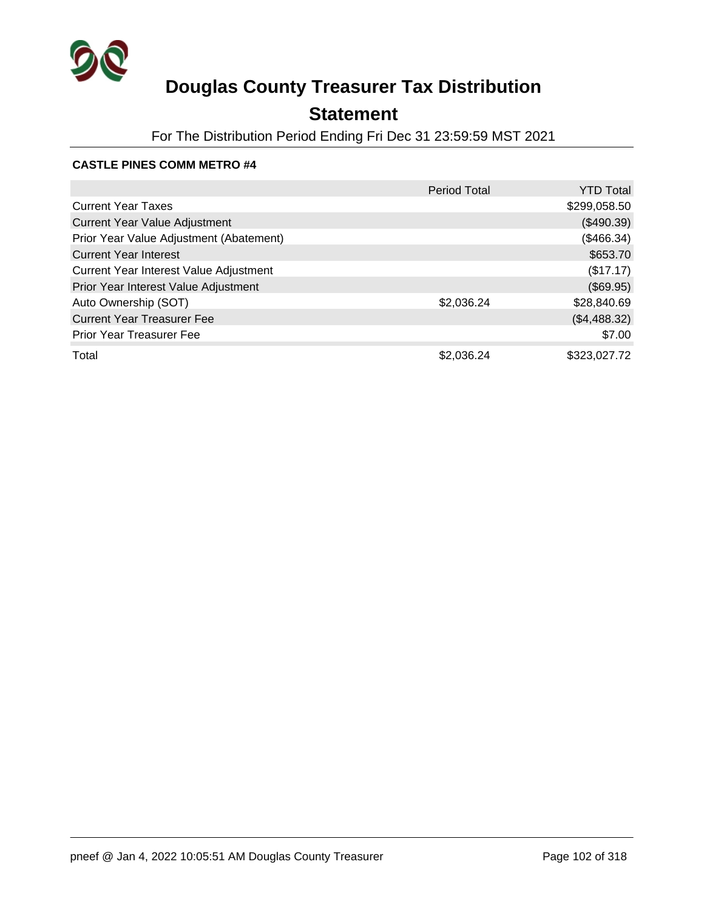# Douglas County Treasurer Tax Distribution

## Statement

For The Distribution Period Ending Fri Dec 31 23:59:59 MST 2021

**CASTLE PINES COMM METRO #4**

| | Period Total | YTD Total |
|---|---|---|
| Current Year Taxes | | $299,058.50 |
| Current Year Value Adjustment | | ($490.39) |
| Prior Year Value Adjustment (Abatement) | | ($466.34) |
| Current Year Interest | | $653.70 |
| Current Year Interest Value Adjustment | | ($17.17) |
| Prior Year Interest Value Adjustment | | ($69.95) |
| Auto Ownership (SOT) | $2,036.24 | $28,840.69 |
| Current Year Treasurer Fee | | ($4,488.32) |
| Prior Year Treasurer Fee | | $7.00 |
| Total | $2,036.24 | $323,027.72 |

pneef @ Jan 4, 2022 10:05:51 AM Douglas County Treasurer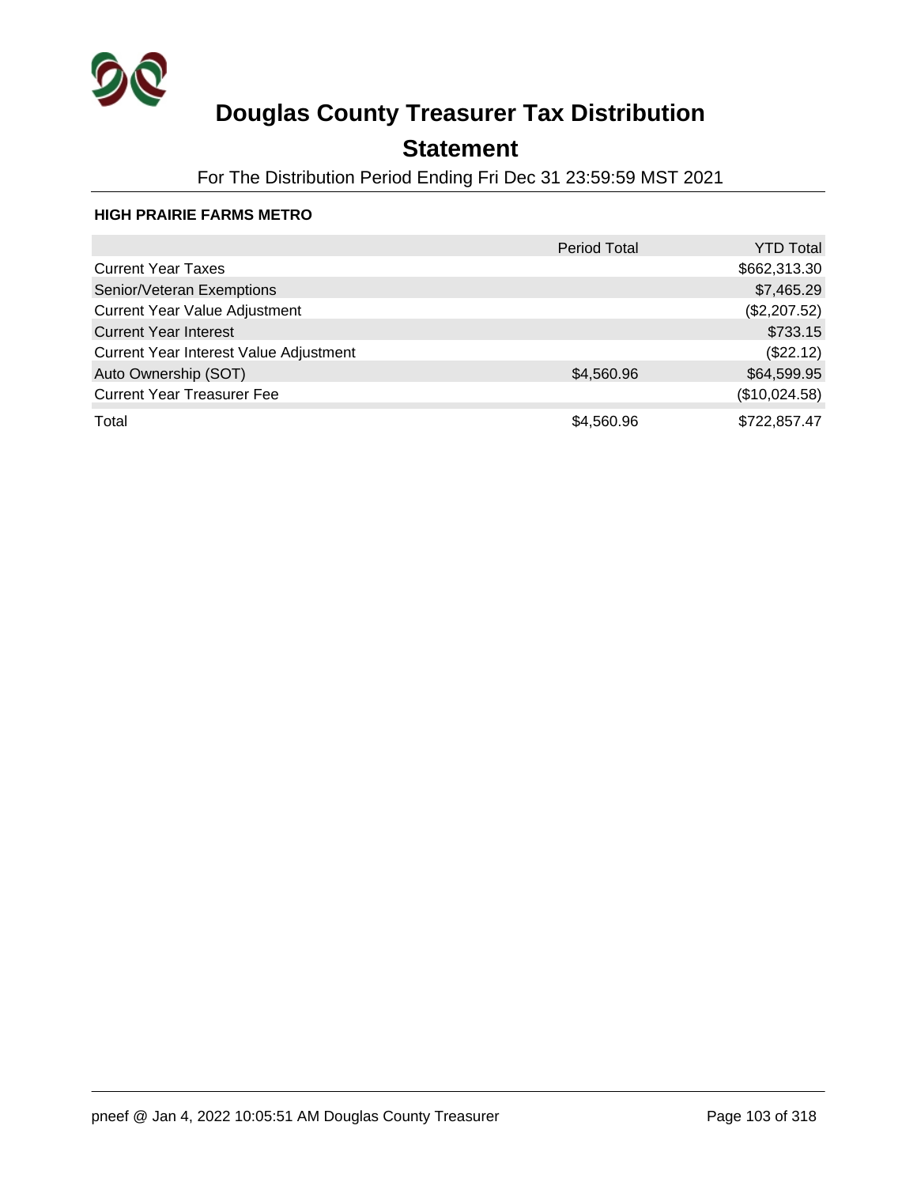# Douglas County Treasurer Tax Distribution

## Statement

For The Distribution Period Ending Fri Dec 31 23:59:59 MST 2021

**HIGH PRAIRIE FARMS METRO**

| | Period Total | YTD Total |
|---|---|---|
| Current Year Taxes | | $662,313.30 |
| Senior/Veteran Exemptions | | $7,465.29 |
| Current Year Value Adjustment | | ($2,207.52) |
| Current Year Interest | | $733.15 |
| Current Year Interest Value Adjustment | | ($22.12) |
| Auto Ownership (SOT) | $4,560.96 | $64,599.95 |
| Current Year Treasurer Fee | | ($10,024.58) |
| Total | $4,560.96 | $722,857.47 |

pneef @ Jan 4, 2022 10:05:51 AM Douglas County Treasurer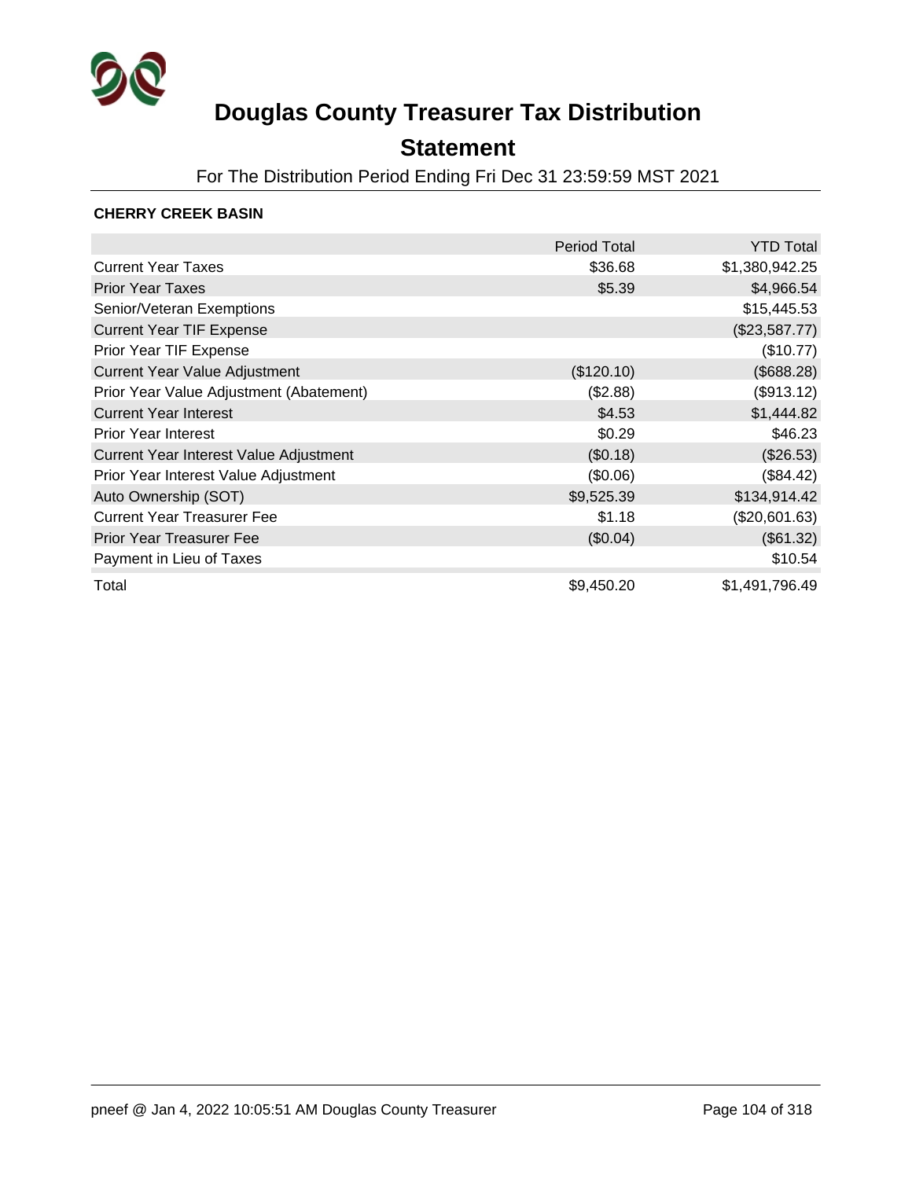# Douglas County Treasurer Tax Distribution

## Statement

For The Distribution Period Ending Fri Dec 31 23:59:59 MST 2021

**CHERRY CREEK BASIN**

| | Period Total | YTD Total |
|---|---:|---:|
| Current Year Taxes | $36.68 | $1,380,942.25 |
| Prior Year Taxes | $5.39 | $4,966.54 |
| Senior/Veteran Exemptions | | $15,445.53 |
| Current Year TIF Expense | | ($23,587.77) |
| Prior Year TIF Expense | | ($10.77) |
| Current Year Value Adjustment | ($120.10) | ($688.28) |
| Prior Year Value Adjustment (Abatement) | ($2.88) | ($913.12) |
| Current Year Interest | $4.53 | $1,444.82 |
| Prior Year Interest | $0.29 | $46.23 |
| Current Year Interest Value Adjustment | ($0.18) | ($26.53) |
| Prior Year Interest Value Adjustment | ($0.06) | ($84.42) |
| Auto Ownership (SOT) | $9,525.39 | $134,914.42 |
| Current Year Treasurer Fee | $1.18 | ($20,601.63) |
| Prior Year Treasurer Fee | ($0.04) | ($61.32) |
| Payment in Lieu of Taxes | | $10.54 |
| Total | $9,450.20 | $1,491,796.49 |

pneef @ Jan 4, 2022 10:05:51 AM Douglas County Treasurer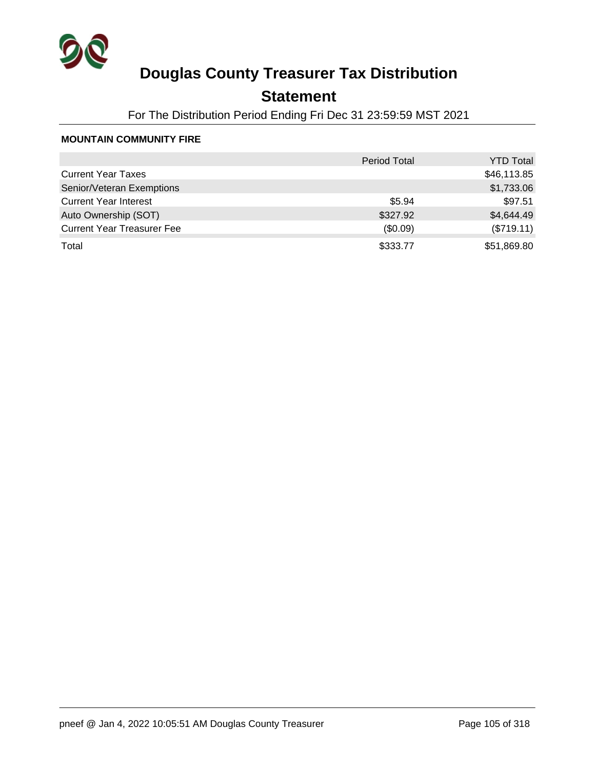# Douglas County Treasurer Tax Distribution

## Statement

For The Distribution Period Ending Fri Dec 31 23:59:59 MST 2021

**MOUNTAIN COMMUNITY FIRE**

| | Period Total | YTD Total |
|---|---|---|
| Current Year Taxes | | $46,113.85 |
| Senior/Veteran Exemptions | | $1,733.06 |
| Current Year Interest | $5.94 | $97.51 |
| Auto Ownership (SOT) | $327.92 | $4,644.49 |
| Current Year Treasurer Fee | ($0.09) | ($719.11) |
| Total | $333.77 | $51,869.80 |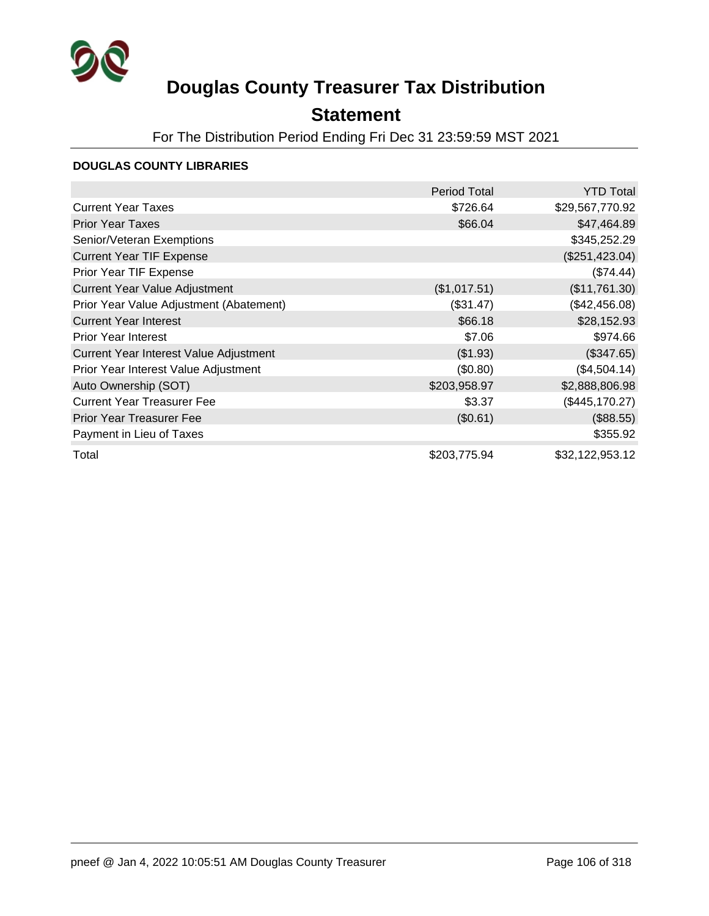# Douglas County Treasurer Tax Distribution

## Statement

For The Distribution Period Ending Fri Dec 31 23:59:59 MST 2021

**DOUGLAS COUNTY LIBRARIES**

| | Period Total | YTD Total |
|---|---|---|
| Current Year Taxes | $726.64 | $29,567,770.92 |
| Prior Year Taxes | $66.04 | $47,464.89 |
| Senior/Veteran Exemptions | | $345,252.29 |
| Current Year TIF Expense | | ($251,423.04) |
| Prior Year TIF Expense | | ($74.44) |
| Current Year Value Adjustment | ($1,017.51) | ($11,761.30) |
| Prior Year Value Adjustment (Abatement) | ($31.47) | ($42,456.08) |
| Current Year Interest | $66.18 | $28,152.93 |
| Prior Year Interest | $7.06 | $974.66 |
| Current Year Interest Value Adjustment | ($1.93) | ($347.65) |
| Prior Year Interest Value Adjustment | ($0.80) | ($4,504.14) |
| Auto Ownership (SOT) | $203,958.97 | $2,888,806.98 |
| Current Year Treasurer Fee | $3.37 | ($445,170.27) |
| Prior Year Treasurer Fee | ($0.61) | ($88.55) |
| Payment in Lieu of Taxes | | $355.92 |
| Total | $203,775.94 | $32,122,953.12 |

pneef @ Jan 4, 2022 10:05:51 AM Douglas County Treasurer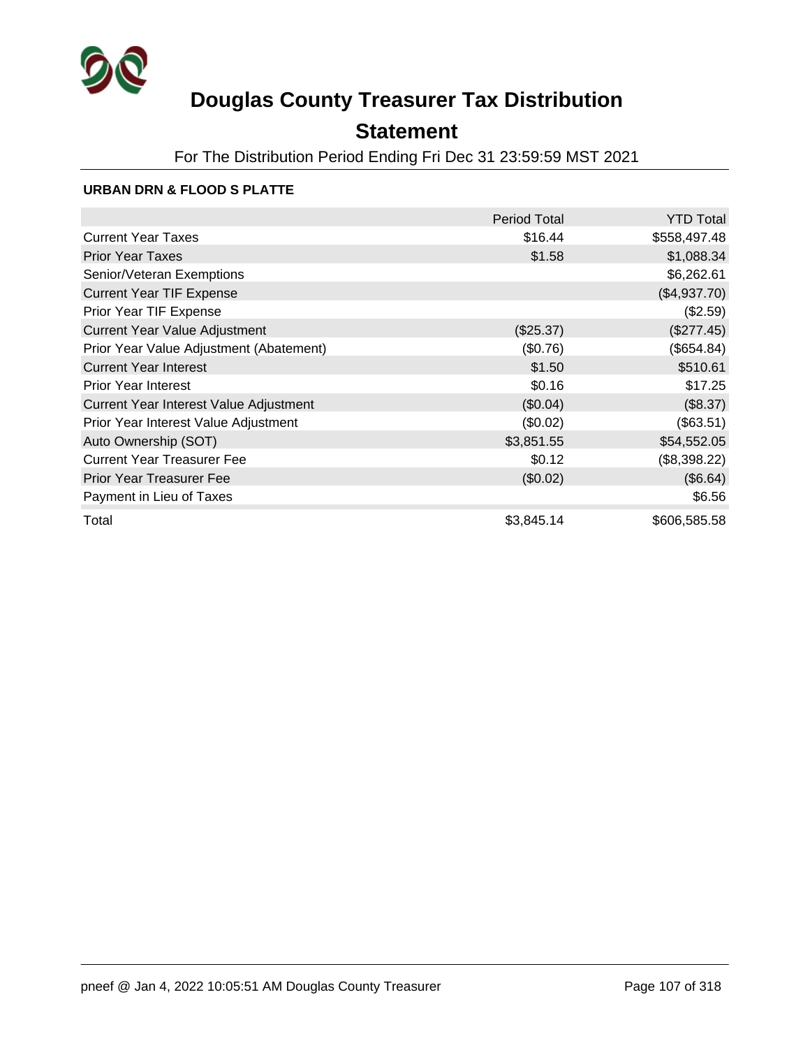# Douglas County Treasurer Tax Distribution

## Statement

For The Distribution Period Ending Fri Dec 31 23:59:59 MST 2021

### URBAN DRN & FLOOD S PLATTE

| | Period Total | YTD Total |
|---|---:|---:|
| Current Year Taxes | $16.44 | $558,497.48 |
| Prior Year Taxes | $1.58 | $1,088.34 |
| Senior/Veteran Exemptions | | $6,262.61 |
| Current Year TIF Expense | | ($4,937.70) |
| Prior Year TIF Expense | | ($2.59) |
| Current Year Value Adjustment | ($25.37) | ($277.45) |
| Prior Year Value Adjustment (Abatement) | ($0.76) | ($654.84) |
| Current Year Interest | $1.50 | $510.61 |
| Prior Year Interest | $0.16 | $17.25 |
| Current Year Interest Value Adjustment | ($0.04) | ($8.37) |
| Prior Year Interest Value Adjustment | ($0.02) | ($63.51) |
| Auto Ownership (SOT) | $3,851.55 | $54,552.05 |
| Current Year Treasurer Fee | $0.12 | ($8,398.22) |
| Prior Year Treasurer Fee | ($0.02) | ($6.64) |
| Payment in Lieu of Taxes | | $6.56 |
| Total | $3,845.14 | $606,585.58 |

pneef @ Jan 4, 2022 10:05:51 AM Douglas County Treasurer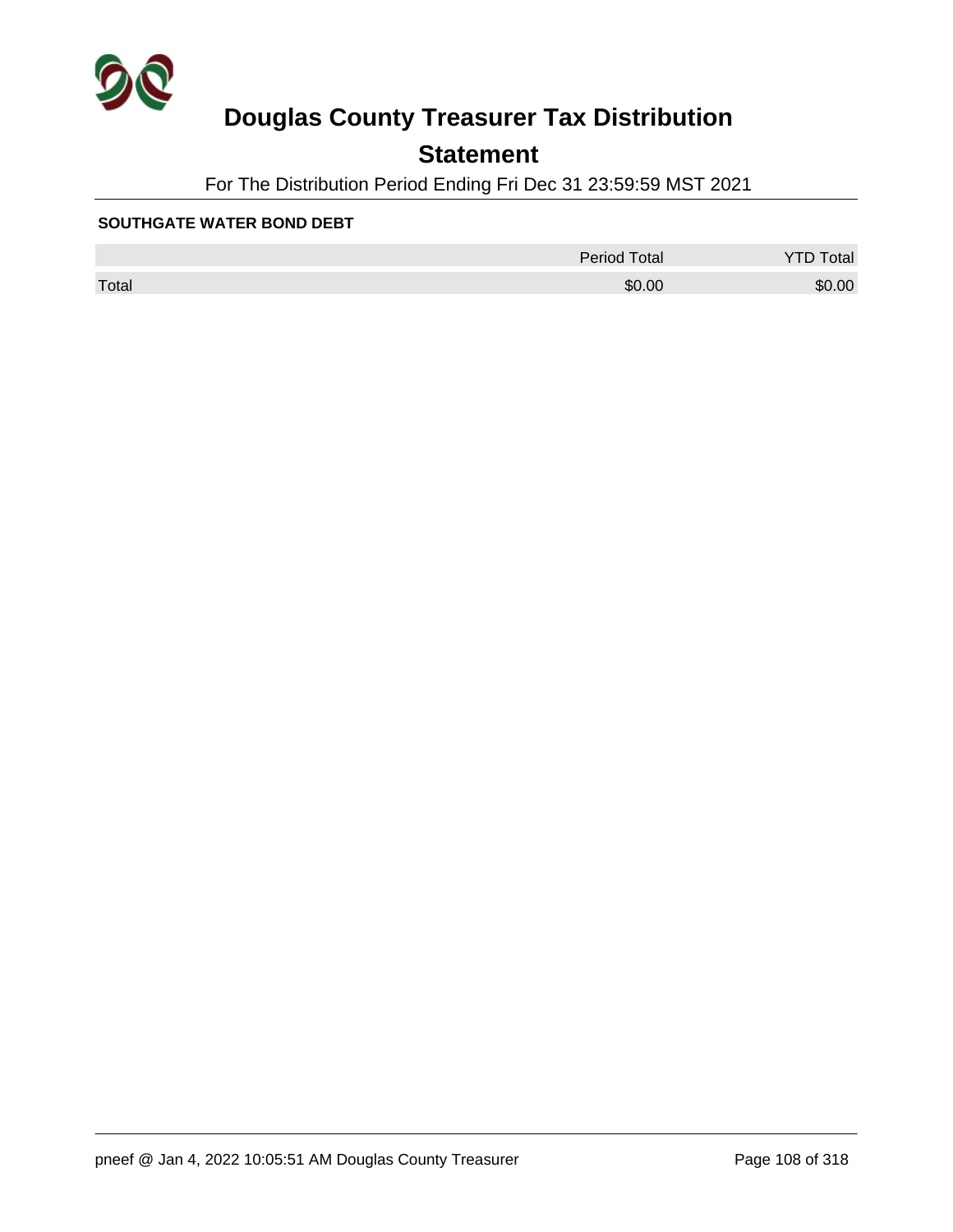# Douglas County Treasurer Tax Distribution

## Statement

For The Distribution Period Ending Fri Dec 31 23:59:59 MST 2021

**SOUTHGATE WATER BOND DEBT**

| | Period Total | YTD Total |
|---|---|---|
| Total | $0.00 | $0.00 |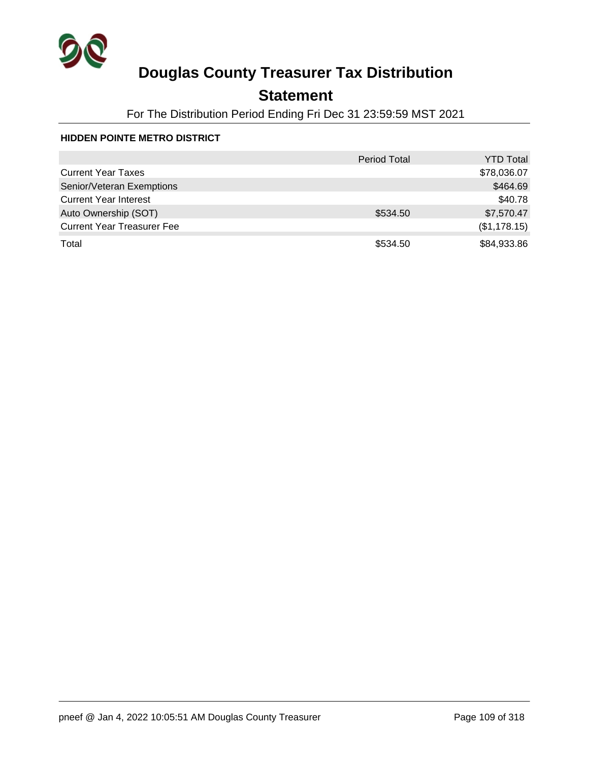# Douglas County Treasurer Tax Distribution

## Statement

For The Distribution Period Ending Fri Dec 31 23:59:59 MST 2021

### HIDDEN POINTE METRO DISTRICT

| | Period Total | YTD Total |
|---|---|---|
| Current Year Taxes | | $78,036.07 |
| Senior/Veteran Exemptions | | $464.69 |
| Current Year Interest | | $40.78 |
| Auto Ownership (SOT) | $534.50 | $7,570.47 |
| Current Year Treasurer Fee | | ($1,178.15) |
| Total | $534.50 | $84,933.86 |

pneef @ Jan 4, 2022 10:05:51 AM Douglas County Treasurer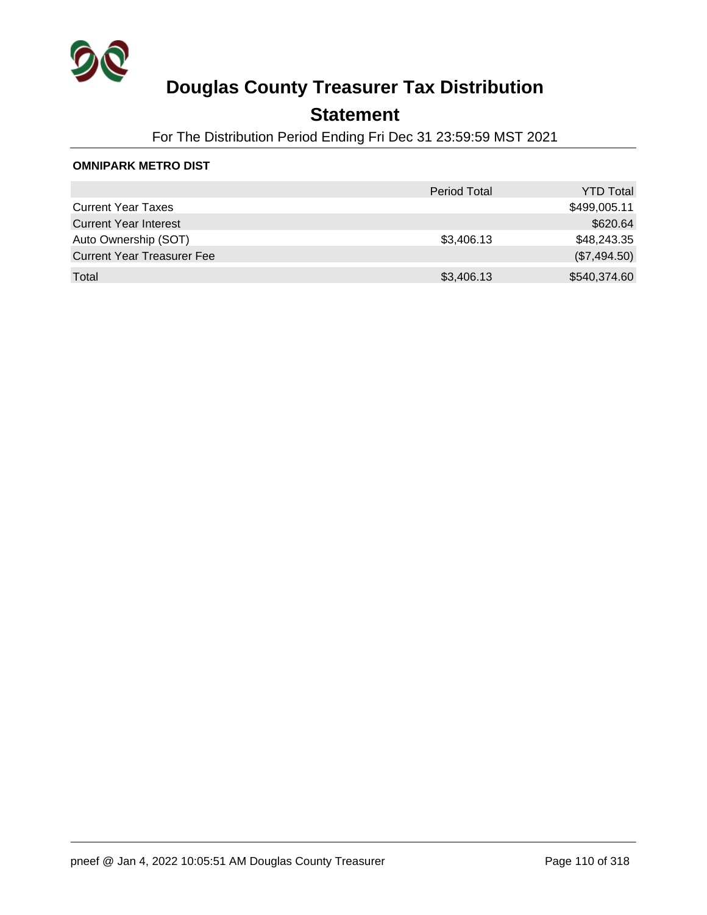# Douglas County Treasurer Tax Distribution

## Statement

For The Distribution Period Ending Fri Dec 31 23:59:59 MST 2021

**OMNIPARK METRO DIST**

| | Period Total | YTD Total |
|---|---|---|
| Current Year Taxes | | $499,005.11 |
| Current Year Interest | | $620.64 |
| Auto Ownership (SOT) | $3,406.13 | $48,243.35 |
| Current Year Treasurer Fee | | ($7,494.50) |
| Total | $3,406.13 | $540,374.60 |

pneef @ Jan 4, 2022 10:05:51 AM Douglas County Treasurer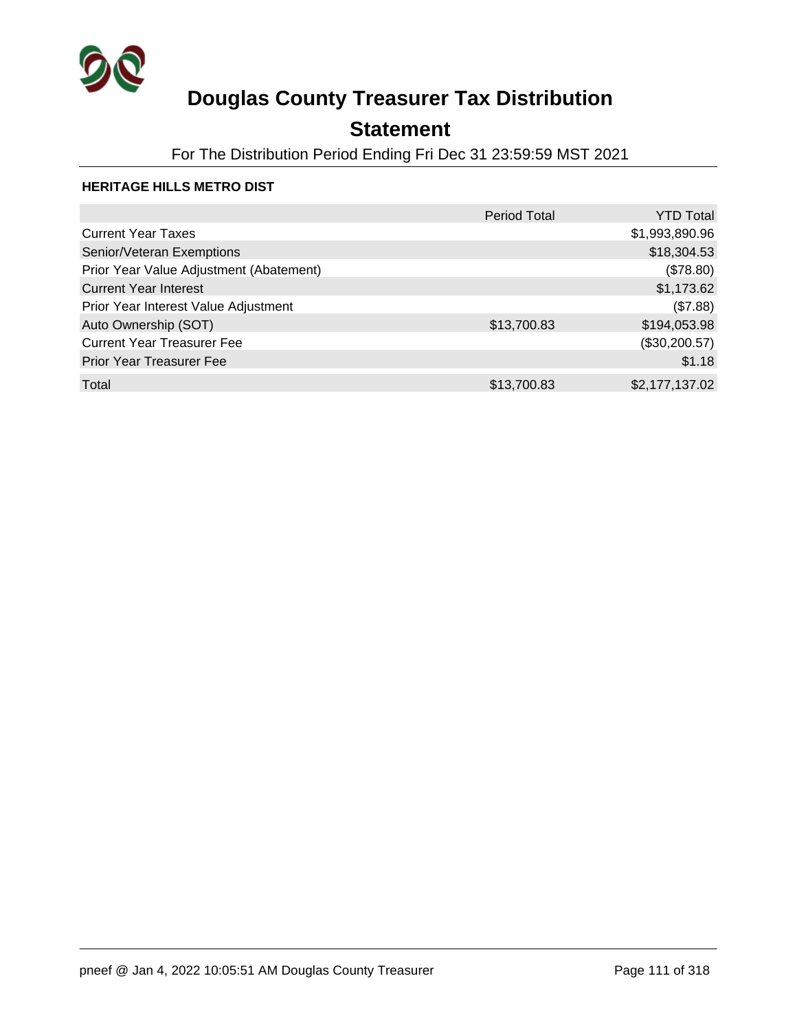# Douglas County Treasurer Tax Distribution

## Statement

For The Distribution Period Ending Fri Dec 31 23:59:59 MST 2021

### HERITAGE HILLS METRO DIST

| | Period Total | YTD Total |
|---|---|---|
| Current Year Taxes | | $1,993,890.96 |
| Senior/Veteran Exemptions | | $18,304.53 |
| Prior Year Value Adjustment (Abatement) | | ($78.80) |
| Current Year Interest | | $1,173.62 |
| Prior Year Interest Value Adjustment | | ($7.88) |
| Auto Ownership (SOT) | $13,700.83 | $194,053.98 |
| Current Year Treasurer Fee | | ($30,200.57) |
| Prior Year Treasurer Fee | | $1.18 |
| Total | $13,700.83 | $2,177,137.02 |

pneef @ Jan 4, 2022 10:05:51 AM Douglas County Treasurer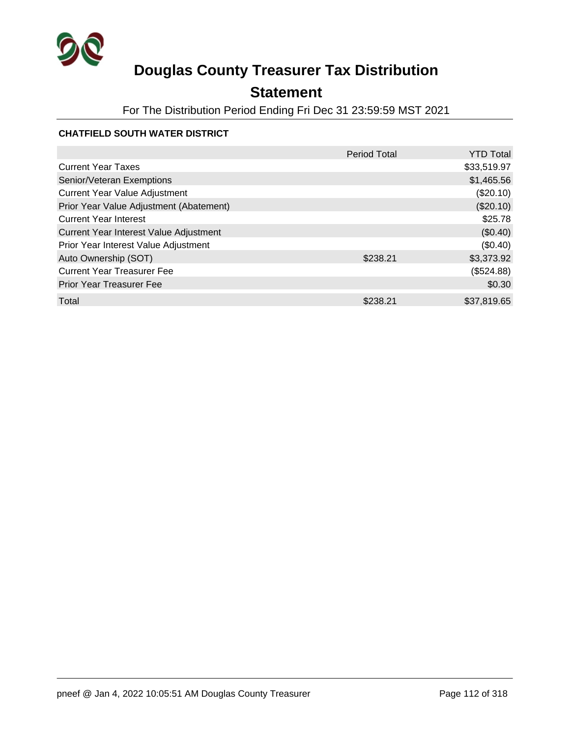# Douglas County Treasurer Tax Distribution

## Statement

For The Distribution Period Ending Fri Dec 31 23:59:59 MST 2021

### CHATFIELD SOUTH WATER DISTRICT

| | Period Total | YTD Total |
|---|---|---|
| Current Year Taxes | | $33,519.97 |
| Senior/Veteran Exemptions | | $1,465.56 |
| Current Year Value Adjustment | | ($20.10) |
| Prior Year Value Adjustment (Abatement) | | ($20.10) |
| Current Year Interest | | $25.78 |
| Current Year Interest Value Adjustment | | ($0.40) |
| Prior Year Interest Value Adjustment | | ($0.40) |
| Auto Ownership (SOT) | $238.21 | $3,373.92 |
| Current Year Treasurer Fee | | ($524.88) |
| Prior Year Treasurer Fee | | $0.30 |
| Total | $238.21 | $37,819.65 |

pneef @ Jan 4, 2022 10:05:51 AM Douglas County Treasurer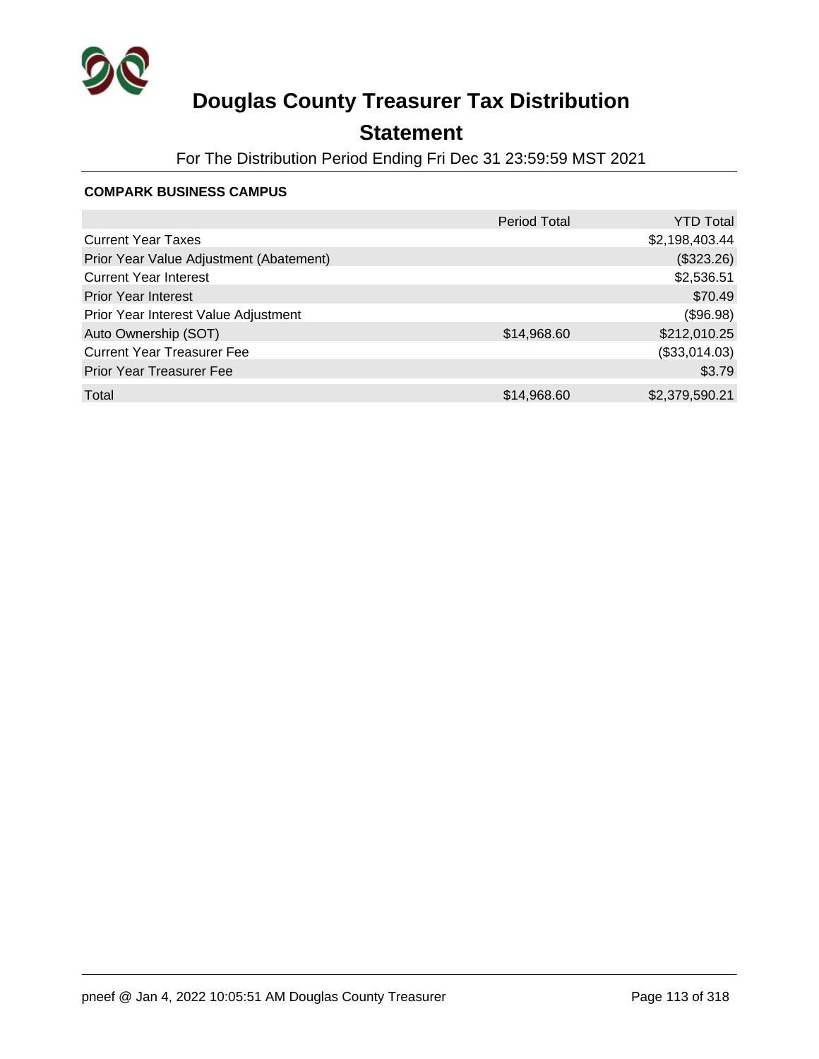# Douglas County Treasurer Tax Distribution

## Statement

For The Distribution Period Ending Fri Dec 31 23:59:59 MST 2021

**COMPARK BUSINESS CAMPUS**

| | Period Total | YTD Total |
|---|---|---|
| Current Year Taxes | | $2,198,403.44 |
| Prior Year Value Adjustment (Abatement) | | ($323.26) |
| Current Year Interest | | $2,536.51 |
| Prior Year Interest | | $70.49 |
| Prior Year Interest Value Adjustment | | ($96.98) |
| Auto Ownership (SOT) | $14,968.60 | $212,010.25 |
| Current Year Treasurer Fee | | ($33,014.03) |
| Prior Year Treasurer Fee | | $3.79 |
| Total | $14,968.60 | $2,379,590.21 |

pneef @ Jan 4, 2022 10:05:51 AM Douglas County Treasurer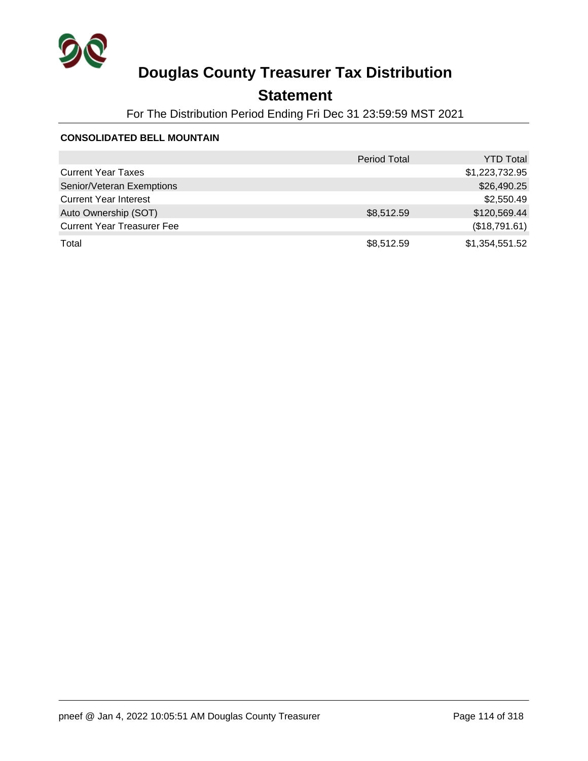# Douglas County Treasurer Tax Distribution

## Statement

For The Distribution Period Ending Fri Dec 31 23:59:59 MST 2021

**CONSOLIDATED BELL MOUNTAIN**

| | Period Total | YTD Total |
|---|---|---|
| Current Year Taxes | | $1,223,732.95 |
| Senior/Veteran Exemptions | | $26,490.25 |
| Current Year Interest | | $2,550.49 |
| Auto Ownership (SOT) | $8,512.59 | $120,569.44 |
| Current Year Treasurer Fee | | ($18,791.61) |
| Total | $8,512.59 | $1,354,551.52 |

pneef @ Jan 4, 2022 10:05:51 AM Douglas County Treasurer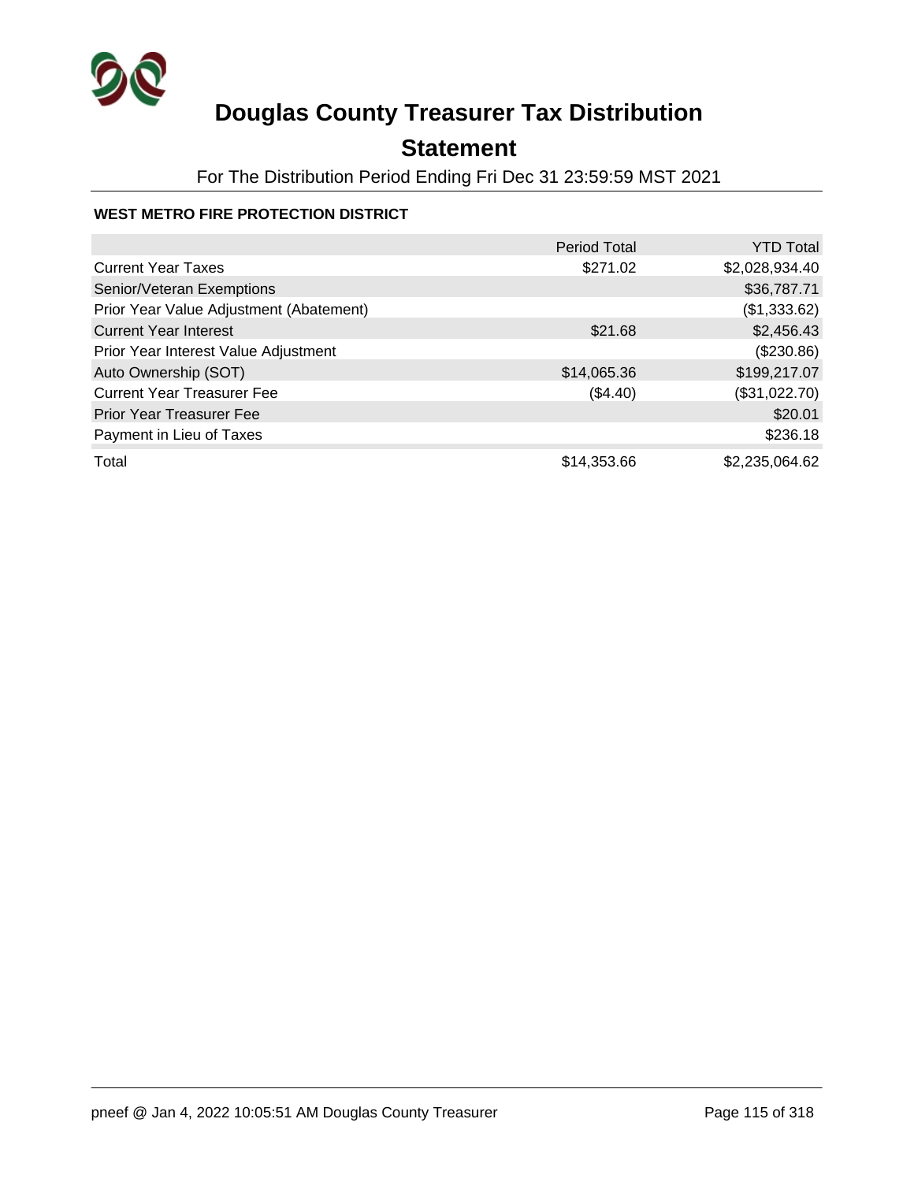# Douglas County Treasurer Tax Distribution

## Statement

For The Distribution Period Ending Fri Dec 31 23:59:59 MST 2021

**WEST METRO FIRE PROTECTION DISTRICT**

| | Period Total | YTD Total |
|---|---|---|
| Current Year Taxes | $271.02 | $2,028,934.40 |
| Senior/Veteran Exemptions | | $36,787.71 |
| Prior Year Value Adjustment (Abatement) | | ($1,333.62) |
| Current Year Interest | $21.68 | $2,456.43 |
| Prior Year Interest Value Adjustment | | ($230.86) |
| Auto Ownership (SOT) | $14,065.36 | $199,217.07 |
| Current Year Treasurer Fee | ($4.40) | ($31,022.70) |
| Prior Year Treasurer Fee | | $20.01 |
| Payment in Lieu of Taxes | | $236.18 |
| Total | $14,353.66 | $2,235,064.62 |

pneef @ Jan 4, 2022 10:05:51 AM Douglas County Treasurer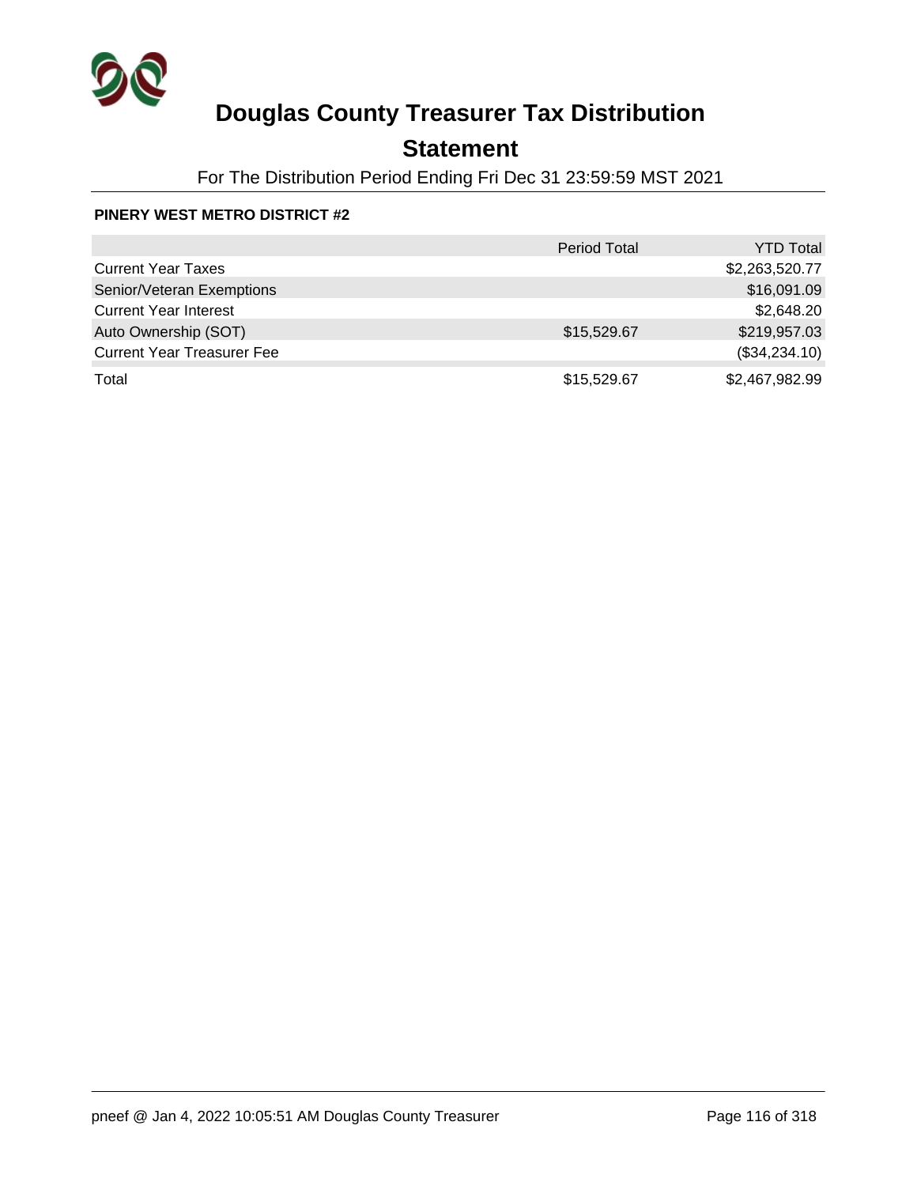# Douglas County Treasurer Tax Distribution

## Statement

For The Distribution Period Ending Fri Dec 31 23:59:59 MST 2021

**PINERY WEST METRO DISTRICT #2**

| | Period Total | YTD Total |
|---|---|---|
| Current Year Taxes | | $2,263,520.77 |
| Senior/Veteran Exemptions | | $16,091.09 |
| Current Year Interest | | $2,648.20 |
| Auto Ownership (SOT) | $15,529.67 | $219,957.03 |
| Current Year Treasurer Fee | | ($34,234.10) |
| Total | $15,529.67 | $2,467,982.99 |

pneef @ Jan 4, 2022 10:05:51 AM Douglas County Treasurer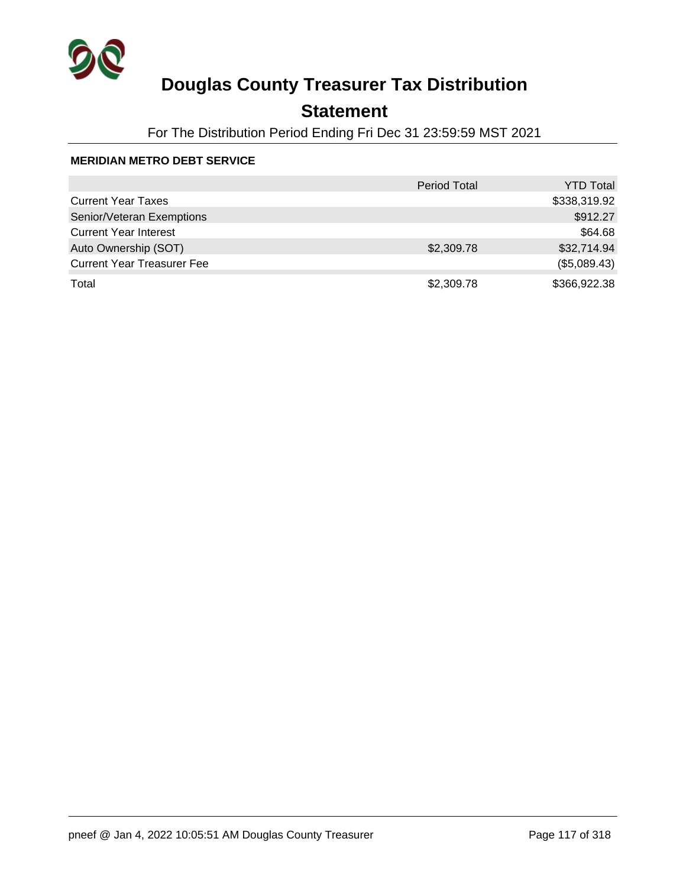# Douglas County Treasurer Tax Distribution

## Statement

For The Distribution Period Ending Fri Dec 31 23:59:59 MST 2021

**MERIDIAN METRO DEBT SERVICE**

| | Period Total | YTD Total |
|---|---|---|
| Current Year Taxes | | $338,319.92 |
| Senior/Veteran Exemptions | | $912.27 |
| Current Year Interest | | $64.68 |
| Auto Ownership (SOT) | $2,309.78 | $32,714.94 |
| Current Year Treasurer Fee | | ($5,089.43) |
| Total | $2,309.78 | $366,922.38 |

pneef @ Jan 4, 2022 10:05:51 AM Douglas County Treasurer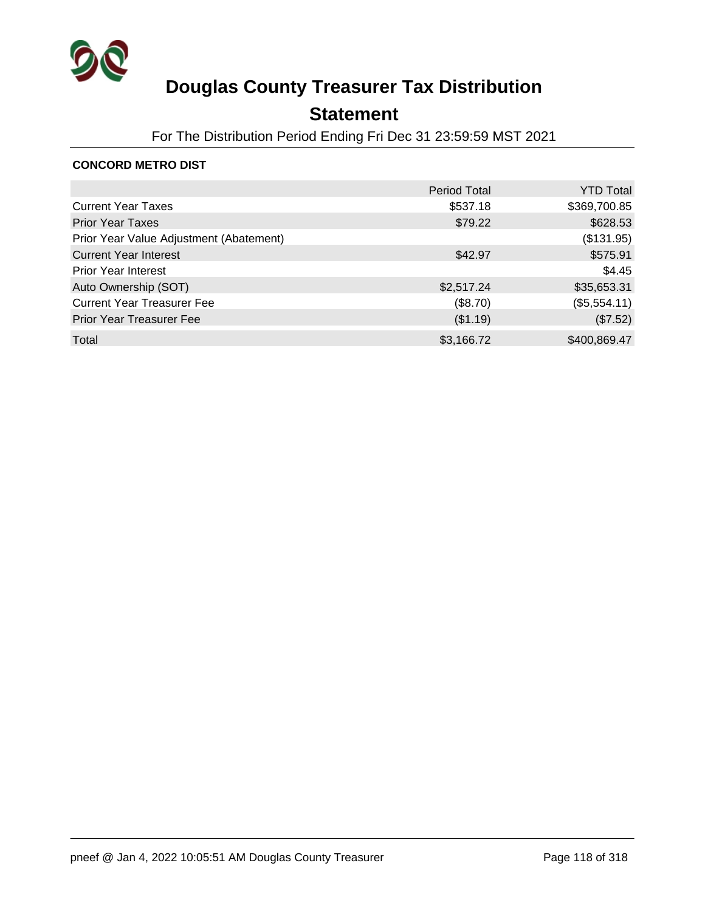# Douglas County Treasurer Tax Distribution

## Statement

For The Distribution Period Ending Fri Dec 31 23:59:59 MST 2021

### CONCORD METRO DIST

| | Period Total | YTD Total |
|---|---|---|
| Current Year Taxes | $537.18 | $369,700.85 |
| Prior Year Taxes | $79.22 | $628.53 |
| Prior Year Value Adjustment (Abatement) | | ($131.95) |
| Current Year Interest | $42.97 | $575.91 |
| Prior Year Interest | | $4.45 |
| Auto Ownership (SOT) | $2,517.24 | $35,653.31 |
| Current Year Treasurer Fee | ($8.70) | ($5,554.11) |
| Prior Year Treasurer Fee | ($1.19) | ($7.52) |
| Total | $3,166.72 | $400,869.47 |

pneef @ Jan 4, 2022 10:05:51 AM Douglas County Treasurer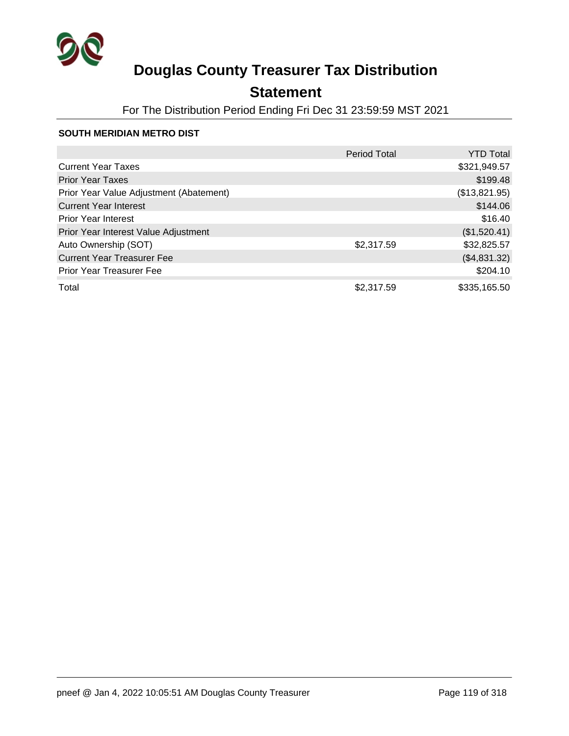# Douglas County Treasurer Tax Distribution

## Statement

For The Distribution Period Ending Fri Dec 31 23:59:59 MST 2021

**SOUTH MERIDIAN METRO DIST**

| | Period Total | YTD Total |
|---|---|---|
| Current Year Taxes | | $321,949.57 |
| Prior Year Taxes | | $199.48 |
| Prior Year Value Adjustment (Abatement) | | ($13,821.95) |
| Current Year Interest | | $144.06 |
| Prior Year Interest | | $16.40 |
| Prior Year Interest Value Adjustment | | ($1,520.41) |
| Auto Ownership (SOT) | $2,317.59 | $32,825.57 |
| Current Year Treasurer Fee | | ($4,831.32) |
| Prior Year Treasurer Fee | | $204.10 |
| Total | $2,317.59 | $335,165.50 |

pneef @ Jan 4, 2022 10:05:51 AM Douglas County Treasurer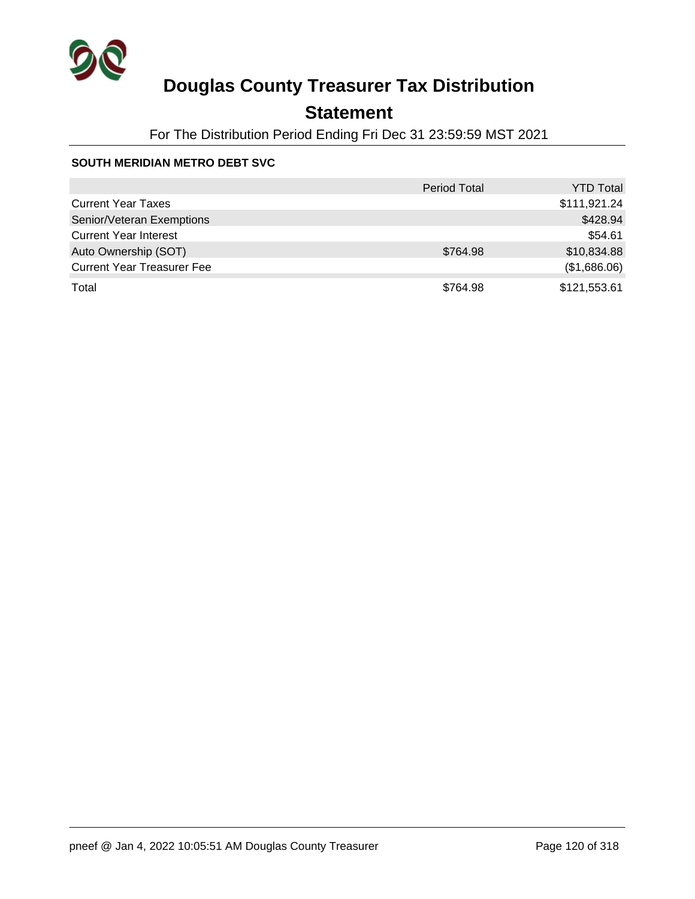# Douglas County Treasurer Tax Distribution

## Statement

For The Distribution Period Ending Fri Dec 31 23:59:59 MST 2021

### SOUTH MERIDIAN METRO DEBT SVC

| | Period Total | YTD Total |
|---|---|---|
| Current Year Taxes | | $111,921.24 |
| Senior/Veteran Exemptions | | $428.94 |
| Current Year Interest | | $54.61 |
| Auto Ownership (SOT) | $764.98 | $10,834.88 |
| Current Year Treasurer Fee | | ($1,686.06) |
| Total | $764.98 | $121,553.61 |

pneef @ Jan 4, 2022 10:05:51 AM Douglas County Treasurer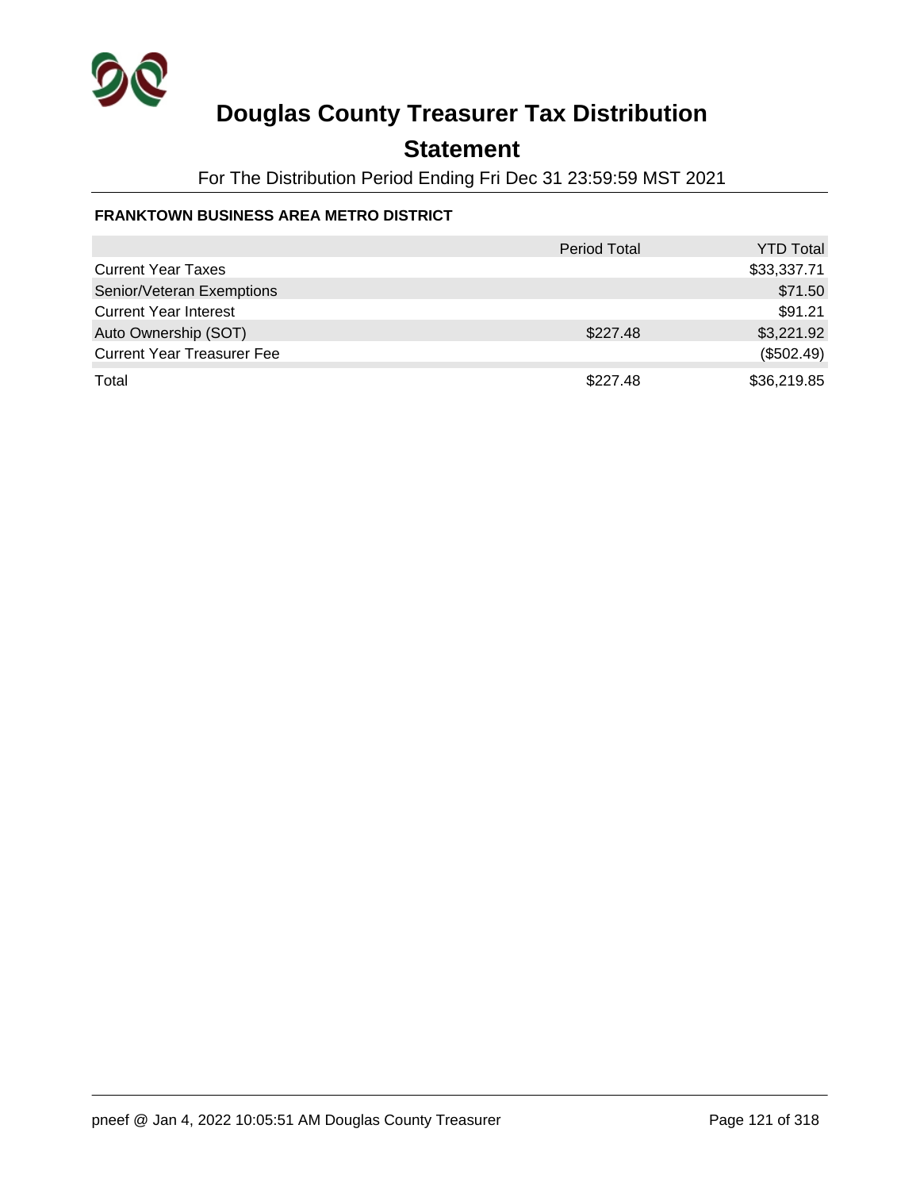# Douglas County Treasurer Tax Distribution

## Statement

For The Distribution Period Ending Fri Dec 31 23:59:59 MST 2021

### FRANKTOWN BUSINESS AREA METRO DISTRICT

| | Period Total | YTD Total |
|---|---|---|
| Current Year Taxes | | $33,337.71 |
| Senior/Veteran Exemptions | | $71.50 |
| Current Year Interest | | $91.21 |
| Auto Ownership (SOT) | $227.48 | $3,221.92 |
| Current Year Treasurer Fee | | ($502.49) |
| Total | $227.48 | $36,219.85 |

pneef @ Jan 4, 2022 10:05:51 AM Douglas County Treasurer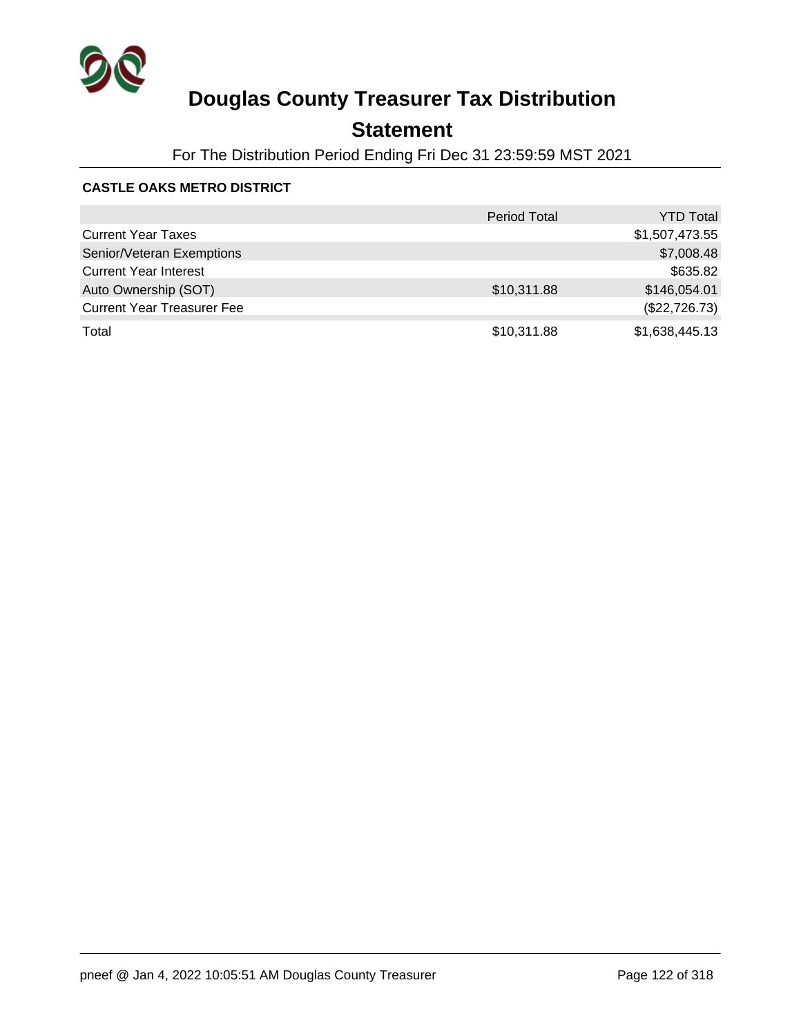# Douglas County Treasurer Tax Distribution

## Statement

For The Distribution Period Ending Fri Dec 31 23:59:59 MST 2021

### CASTLE OAKS METRO DISTRICT

| | Period Total | YTD Total |
|---|---|---|
| Current Year Taxes | | $1,507,473.55 |
| Senior/Veteran Exemptions | | $7,008.48 |
| Current Year Interest | | $635.82 |
| Auto Ownership (SOT) | $10,311.88 | $146,054.01 |
| Current Year Treasurer Fee | | ($22,726.73) |
| Total | $10,311.88 | $1,638,445.13 |

pneef @ Jan 4, 2022 10:05:51 AM Douglas County Treasurer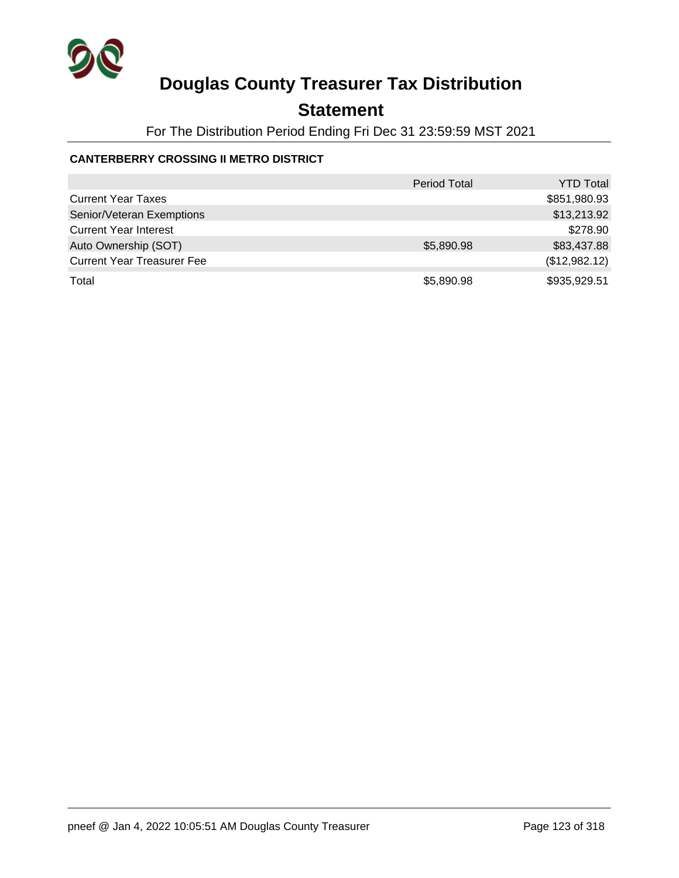# Douglas County Treasurer Tax Distribution

## Statement

For The Distribution Period Ending Fri Dec 31 23:59:59 MST 2021

**CANTERBERRY CROSSING II METRO DISTRICT**

| | Period Total | YTD Total |
|---|---|---|
| Current Year Taxes | | $851,980.93 |
| Senior/Veteran Exemptions | | $13,213.92 |
| Current Year Interest | | $278.90 |
| Auto Ownership (SOT) | $5,890.98 | $83,437.88 |
| Current Year Treasurer Fee | | ($12,982.12) |
| Total | $5,890.98 | $935,929.51 |

pneef @ Jan 4, 2022 10:05:51 AM Douglas County Treasurer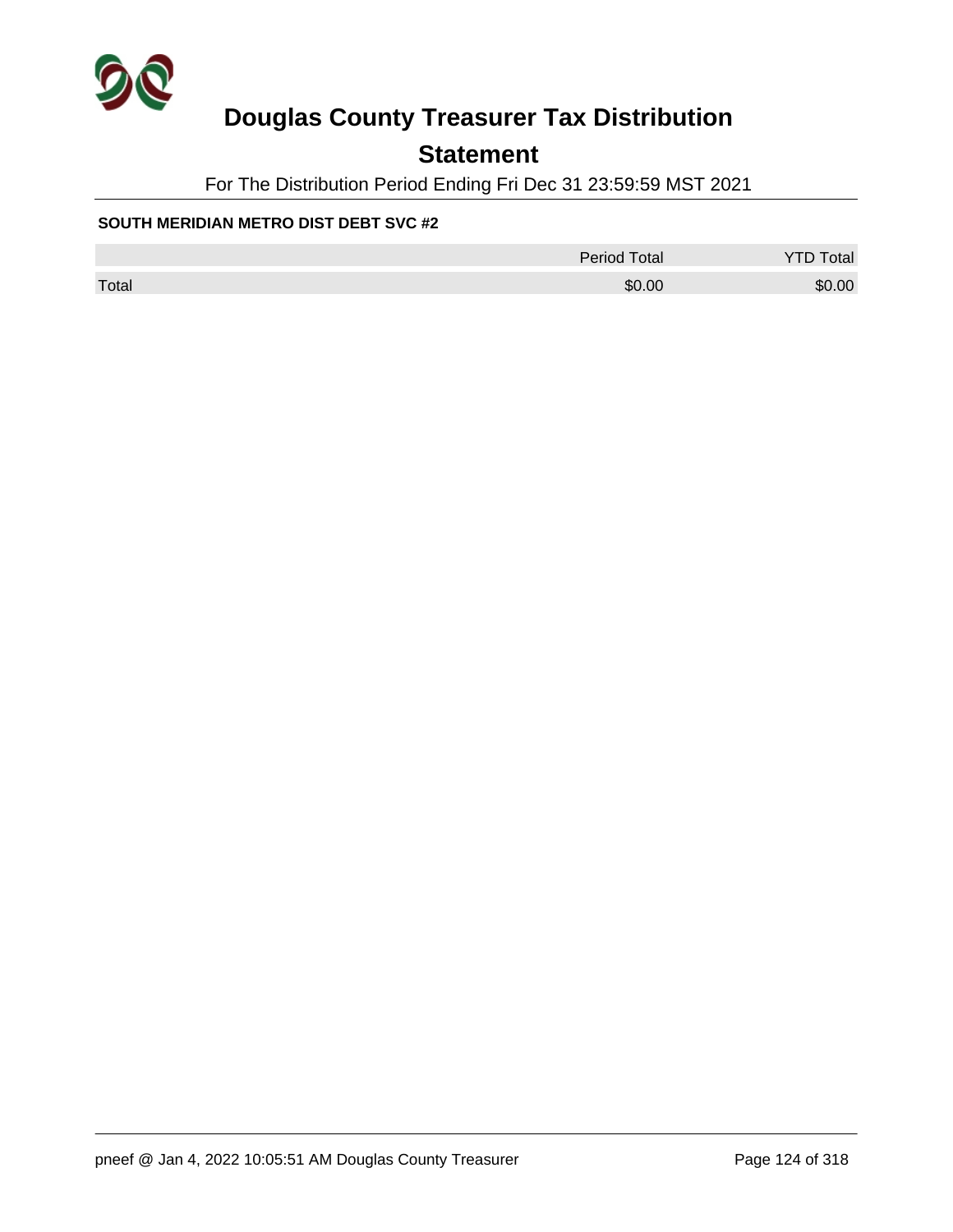# Douglas County Treasurer Tax Distribution

## Statement

For The Distribution Period Ending Fri Dec 31 23:59:59 MST 2021

**SOUTH MERIDIAN METRO DIST DEBT SVC #2**

| | Period Total | YTD Total |
|---|---|---|
| Total | $0.00 | $0.00 |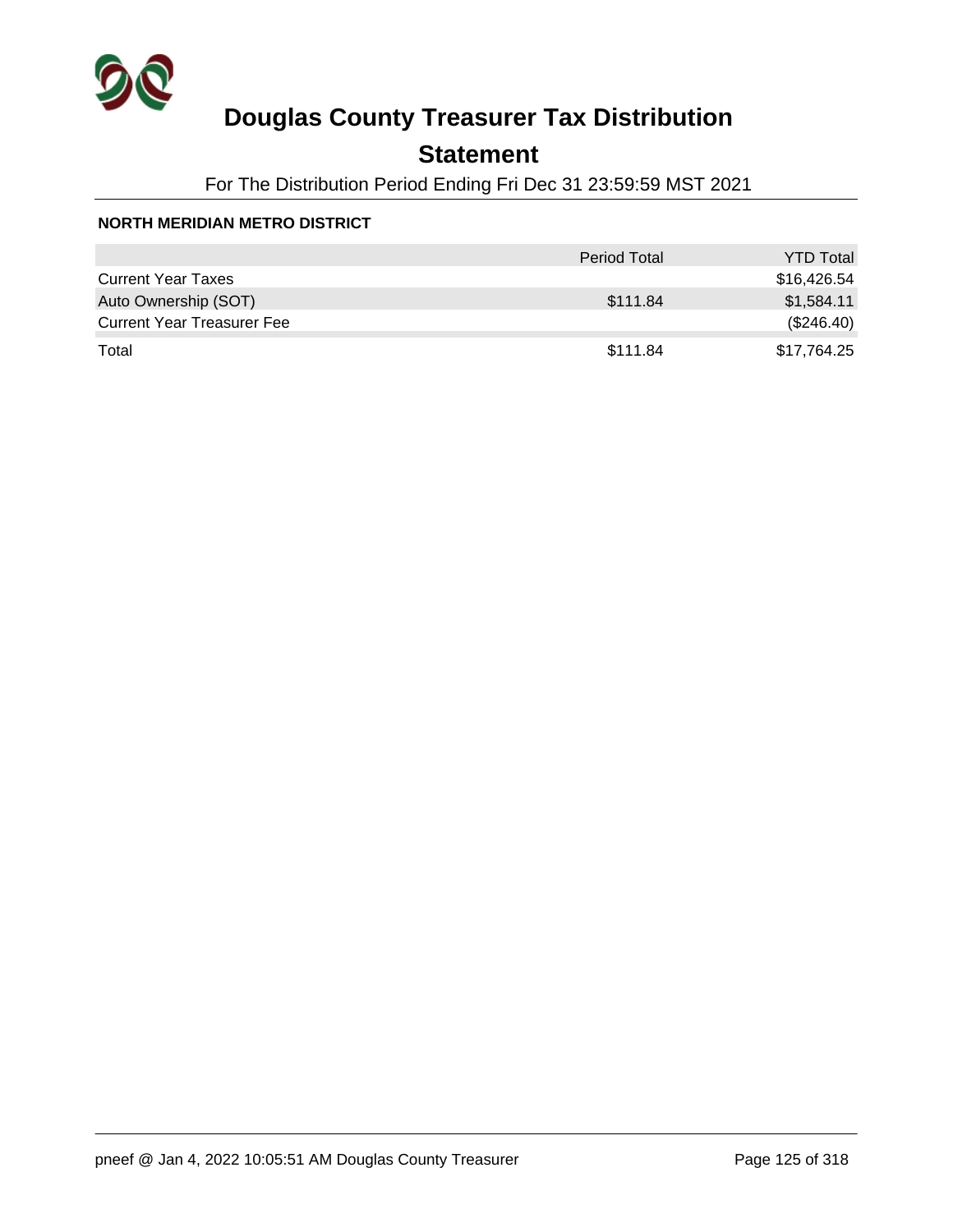# Douglas County Treasurer Tax Distribution

## Statement

For The Distribution Period Ending Fri Dec 31 23:59:59 MST 2021

**NORTH MERIDIAN METRO DISTRICT**

| | Period Total | YTD Total |
|---|---|---|
| Current Year Taxes | | $16,426.54 |
| Auto Ownership (SOT) | $111.84 | $1,584.11 |
| Current Year Treasurer Fee | | ($246.40) |
| Total | $111.84 | $17,764.25 |

pneef @ Jan 4, 2022 10:05:51 AM Douglas County Treasurer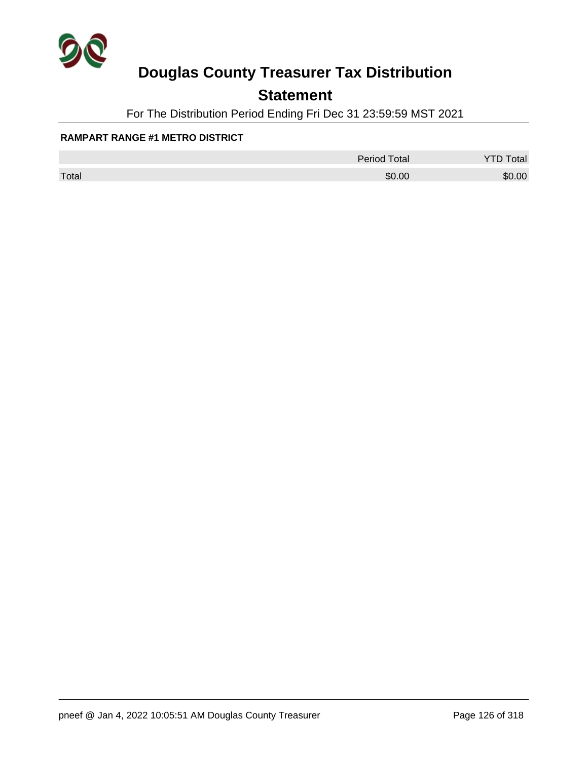# Douglas County Treasurer Tax Distribution

## Statement

For The Distribution Period Ending Fri Dec 31 23:59:59 MST 2021

**RAMPART RANGE #1 METRO DISTRICT**

| | Period Total | YTD Total |
|---|---|---|
| Total | $0.00 | $0.00 |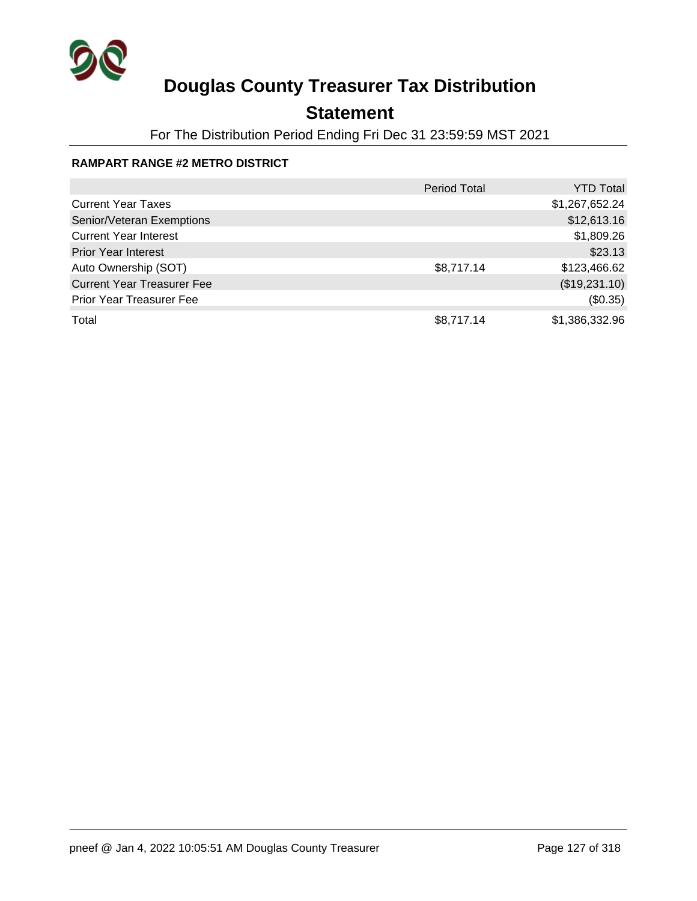# Douglas County Treasurer Tax Distribution

## Statement

For The Distribution Period Ending Fri Dec 31 23:59:59 MST 2021

**RAMPART RANGE #2 METRO DISTRICT**

| | Period Total | YTD Total |
|---|---|---|
| Current Year Taxes | | $1,267,652.24 |
| Senior/Veteran Exemptions | | $12,613.16 |
| Current Year Interest | | $1,809.26 |
| Prior Year Interest | | $23.13 |
| Auto Ownership (SOT) | $8,717.14 | $123,466.62 |
| Current Year Treasurer Fee | | ($19,231.10) |
| Prior Year Treasurer Fee | | ($0.35) |
| Total | $8,717.14 | $1,386,332.96 |

pneef @ Jan 4, 2022 10:05:51 AM Douglas County Treasurer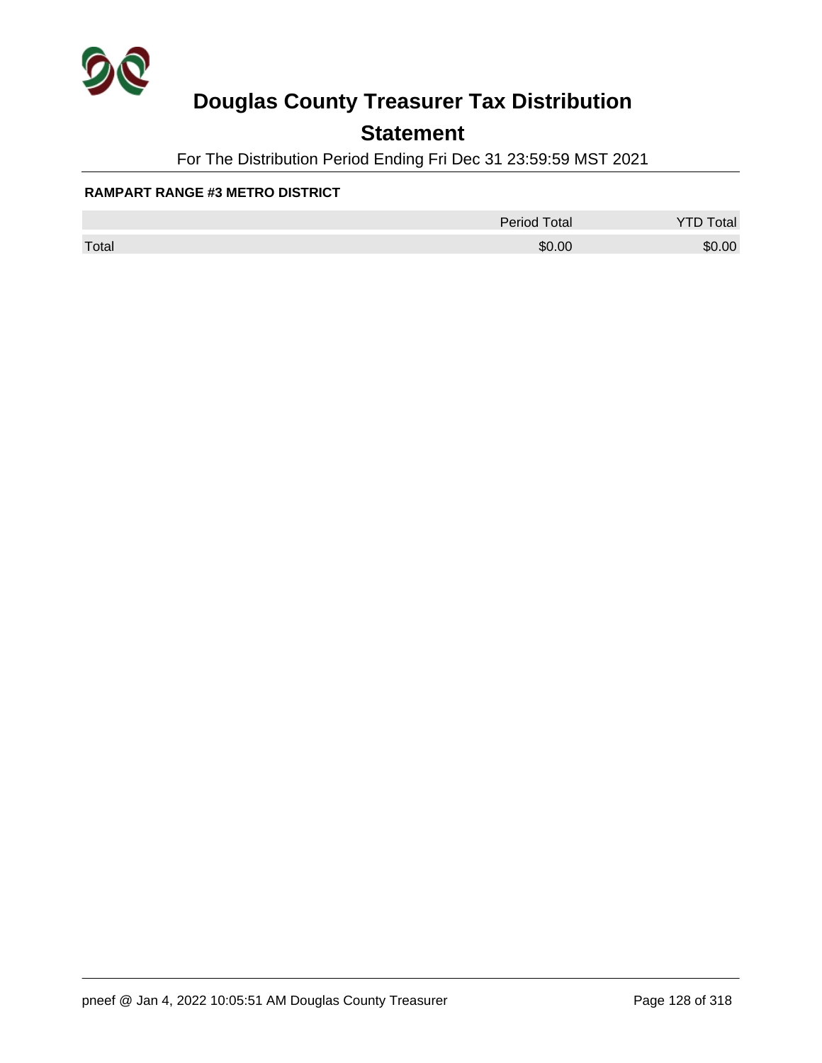# Douglas County Treasurer Tax Distribution

## Statement

For The Distribution Period Ending Fri Dec 31 23:59:59 MST 2021

**RAMPART RANGE #3 METRO DISTRICT**

| | Period Total | YTD Total |
|---|---|---|
| Total | $0.00 | $0.00 |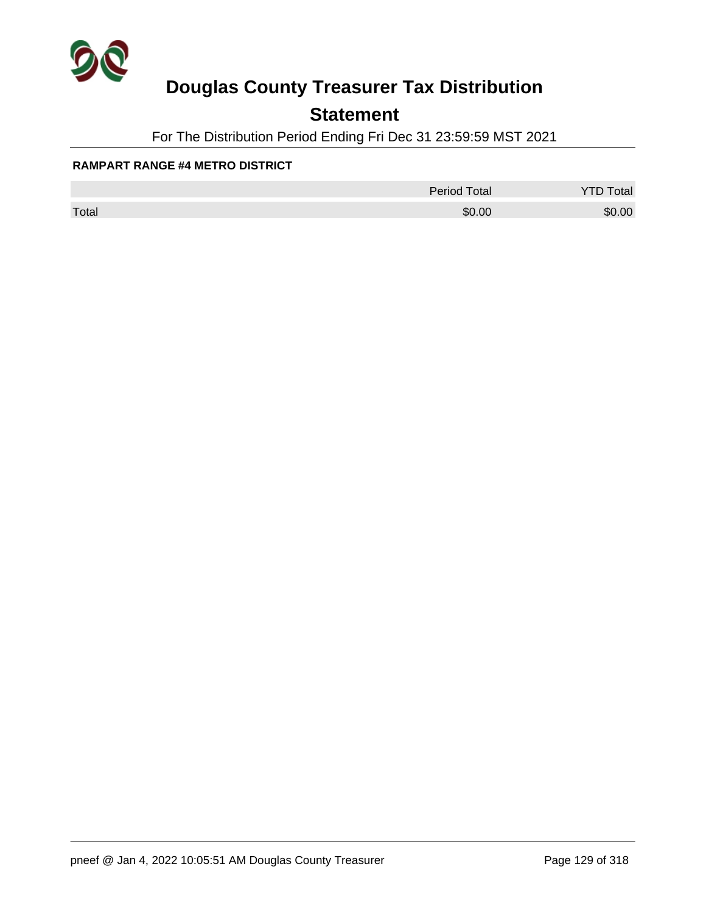# Douglas County Treasurer Tax Distribution

## Statement

For The Distribution Period Ending Fri Dec 31 23:59:59 MST 2021

**RAMPART RANGE #4 METRO DISTRICT**

| | Period Total | YTD Total |
|---|---|---|
| Total | $0.00 | $0.00 |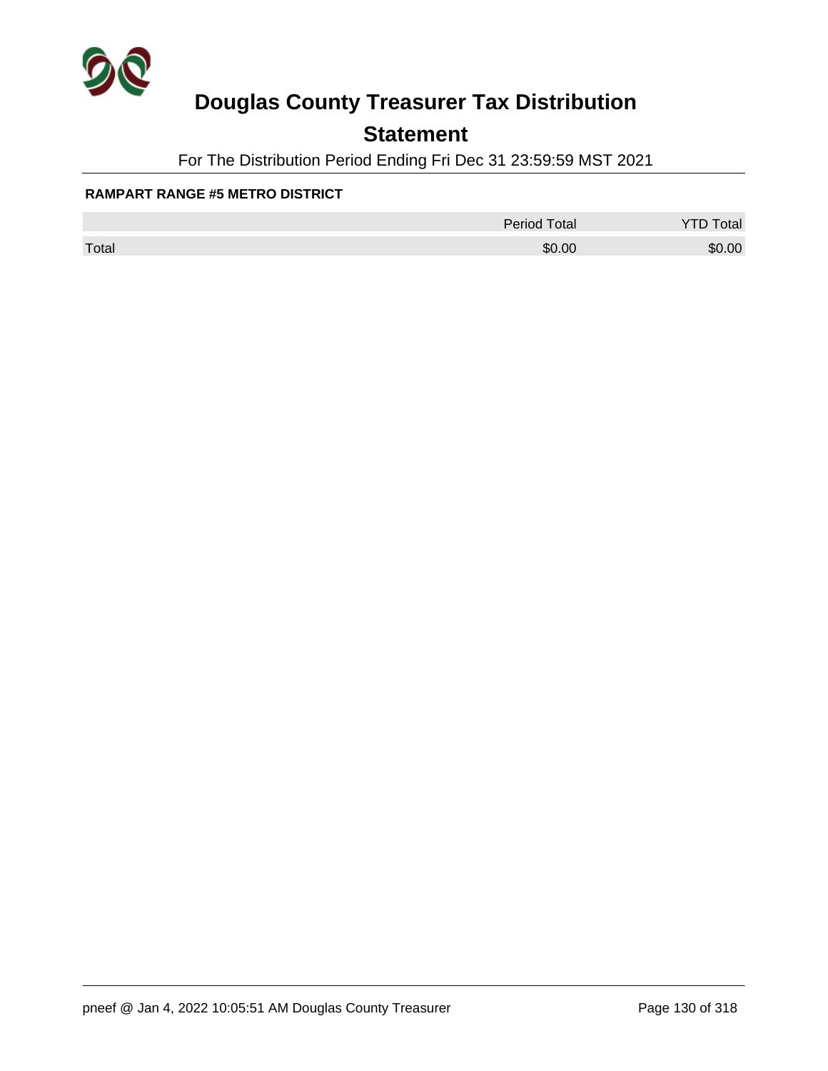# Douglas County Treasurer Tax Distribution

## Statement

For The Distribution Period Ending Fri Dec 31 23:59:59 MST 2021

**RAMPART RANGE #5 METRO DISTRICT**

| | Period Total | YTD Total |
|---|---|---|
| Total | $0.00 | $0.00 |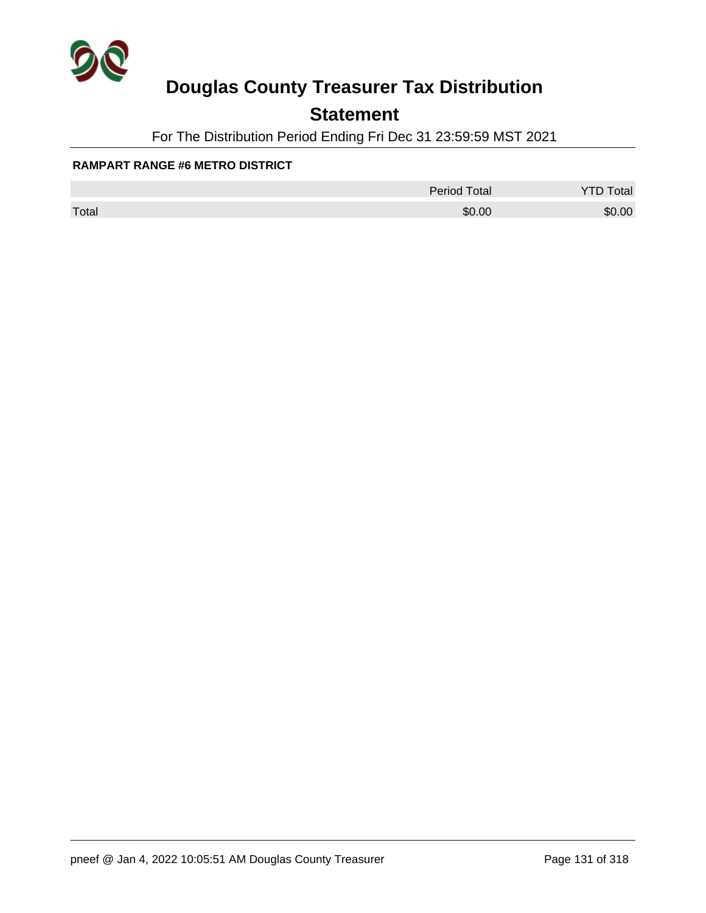# Douglas County Treasurer Tax Distribution

## Statement

For The Distribution Period Ending Fri Dec 31 23:59:59 MST 2021

**RAMPART RANGE #6 METRO DISTRICT**

| | Period Total | YTD Total |
|---|---|---|
| Total | $0.00 | $0.00 |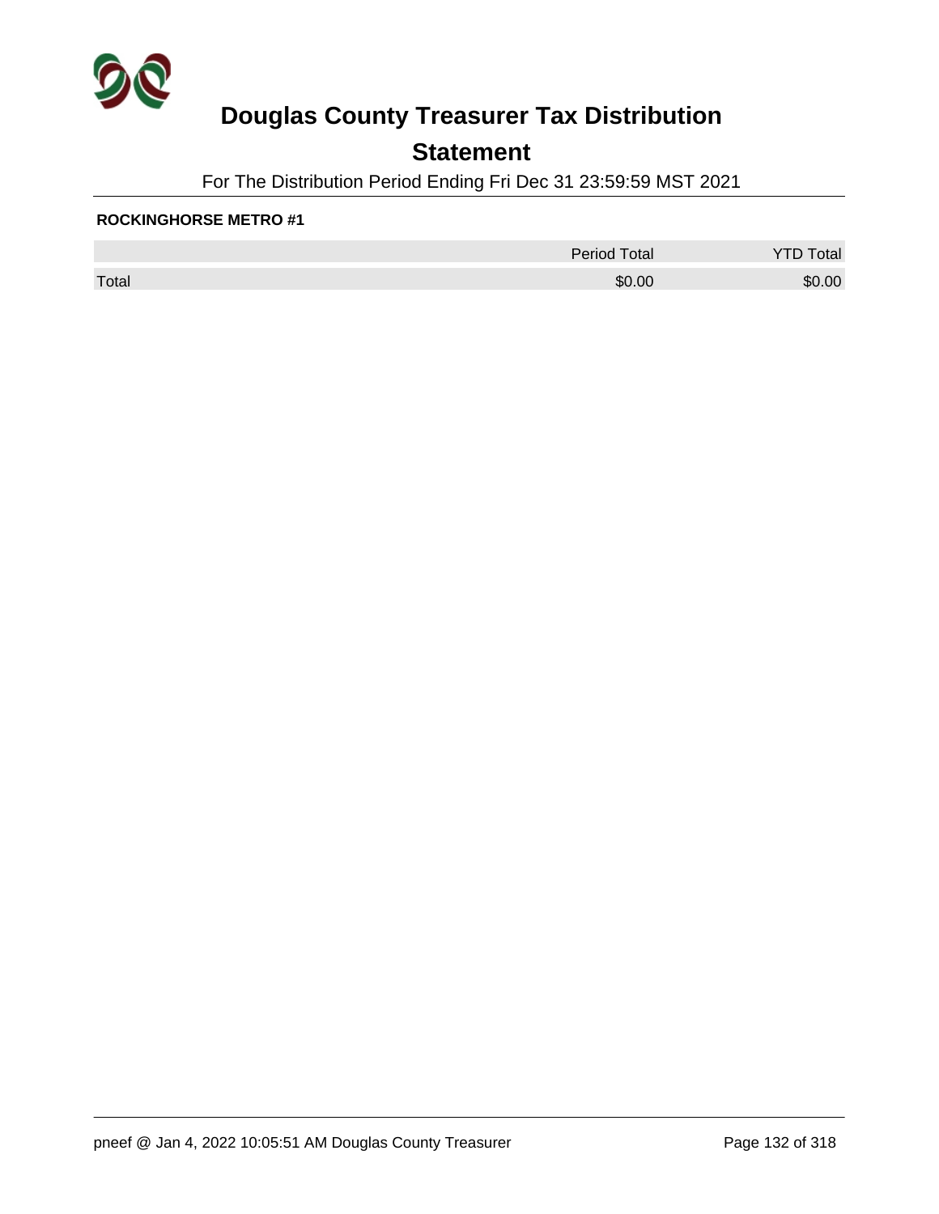# Douglas County Treasurer Tax Distribution

## Statement

For The Distribution Period Ending Fri Dec 31 23:59:59 MST 2021

**ROCKINGHORSE METRO #1**

| | Period Total | YTD Total |
|---|---|---|
| Total | $0.00 | $0.00 |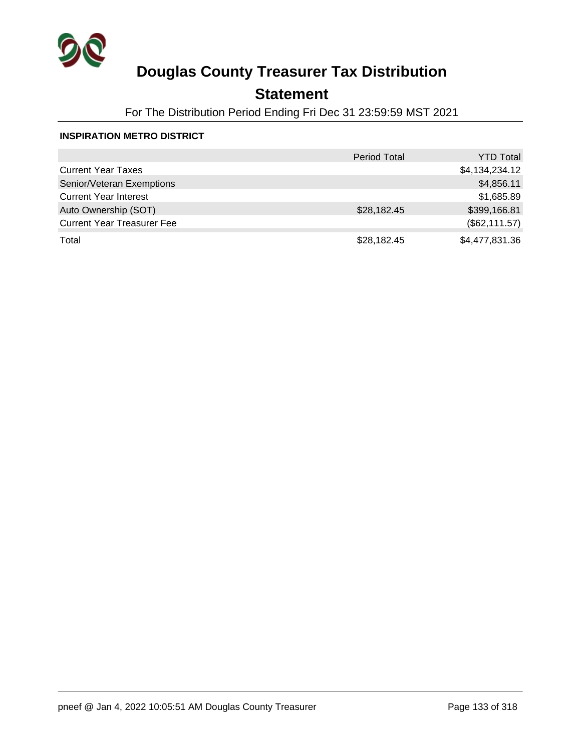# Douglas County Treasurer Tax Distribution

## Statement

For The Distribution Period Ending Fri Dec 31 23:59:59 MST 2021

**INSPIRATION METRO DISTRICT**

| | Period Total | YTD Total |
|---|---|---|
| Current Year Taxes | | $4,134,234.12 |
| Senior/Veteran Exemptions | | $4,856.11 |
| Current Year Interest | | $1,685.89 |
| Auto Ownership (SOT) | $28,182.45 | $399,166.81 |
| Current Year Treasurer Fee | | ($62,111.57) |
| Total | $28,182.45 | $4,477,831.36 |

pneef @ Jan 4, 2022 10:05:51 AM Douglas County Treasurer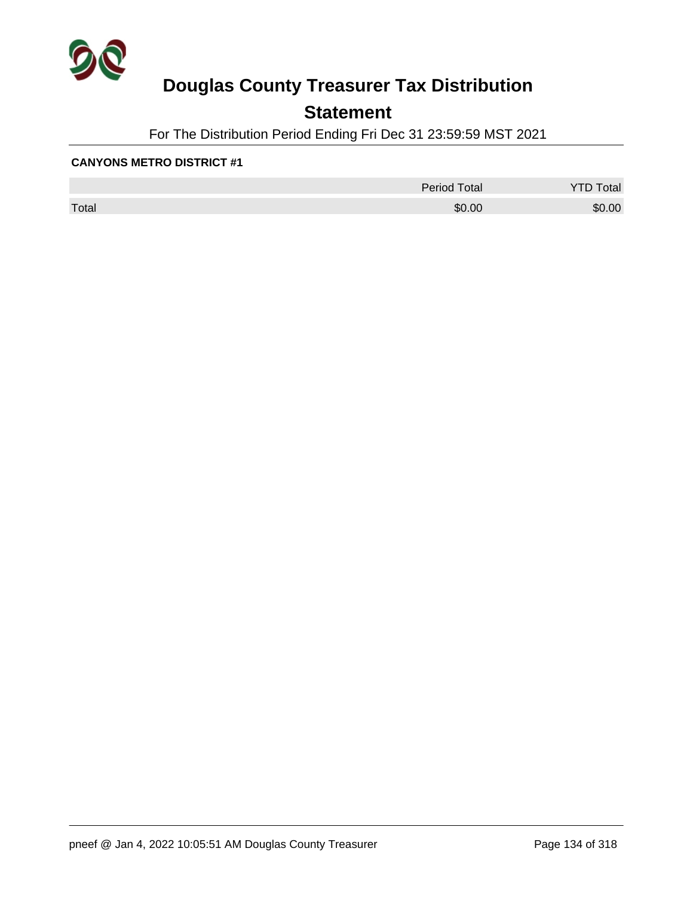# Douglas County Treasurer Tax Distribution

## Statement

For The Distribution Period Ending Fri Dec 31 23:59:59 MST 2021

**CANYONS METRO DISTRICT #1**

| | Period Total | YTD Total |
|---|---|---|
| Total | $0.00 | $0.00 |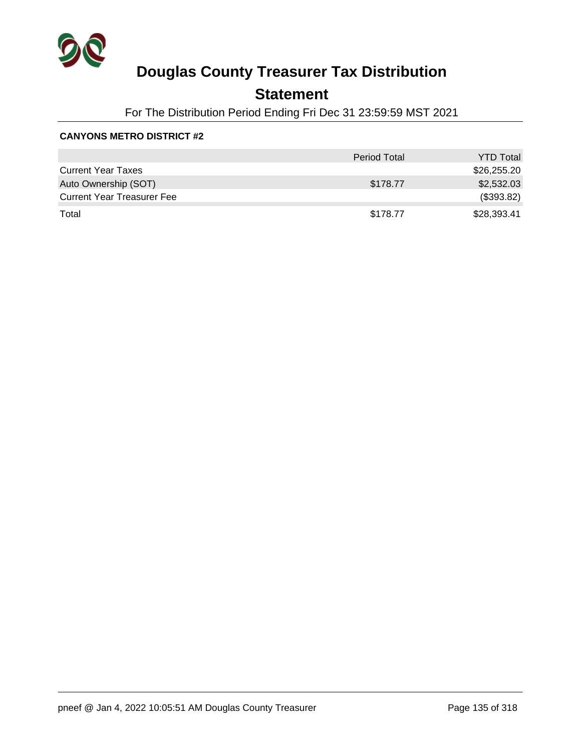# Douglas County Treasurer Tax Distribution

## Statement

For The Distribution Period Ending Fri Dec 31 23:59:59 MST 2021

**CANYONS METRO DISTRICT #2**

| | Period Total | YTD Total |
|---|---|---|
| Current Year Taxes | | $26,255.20 |
| Auto Ownership (SOT) | $178.77 | $2,532.03 |
| Current Year Treasurer Fee | | ($393.82) |
| Total | $178.77 | $28,393.41 |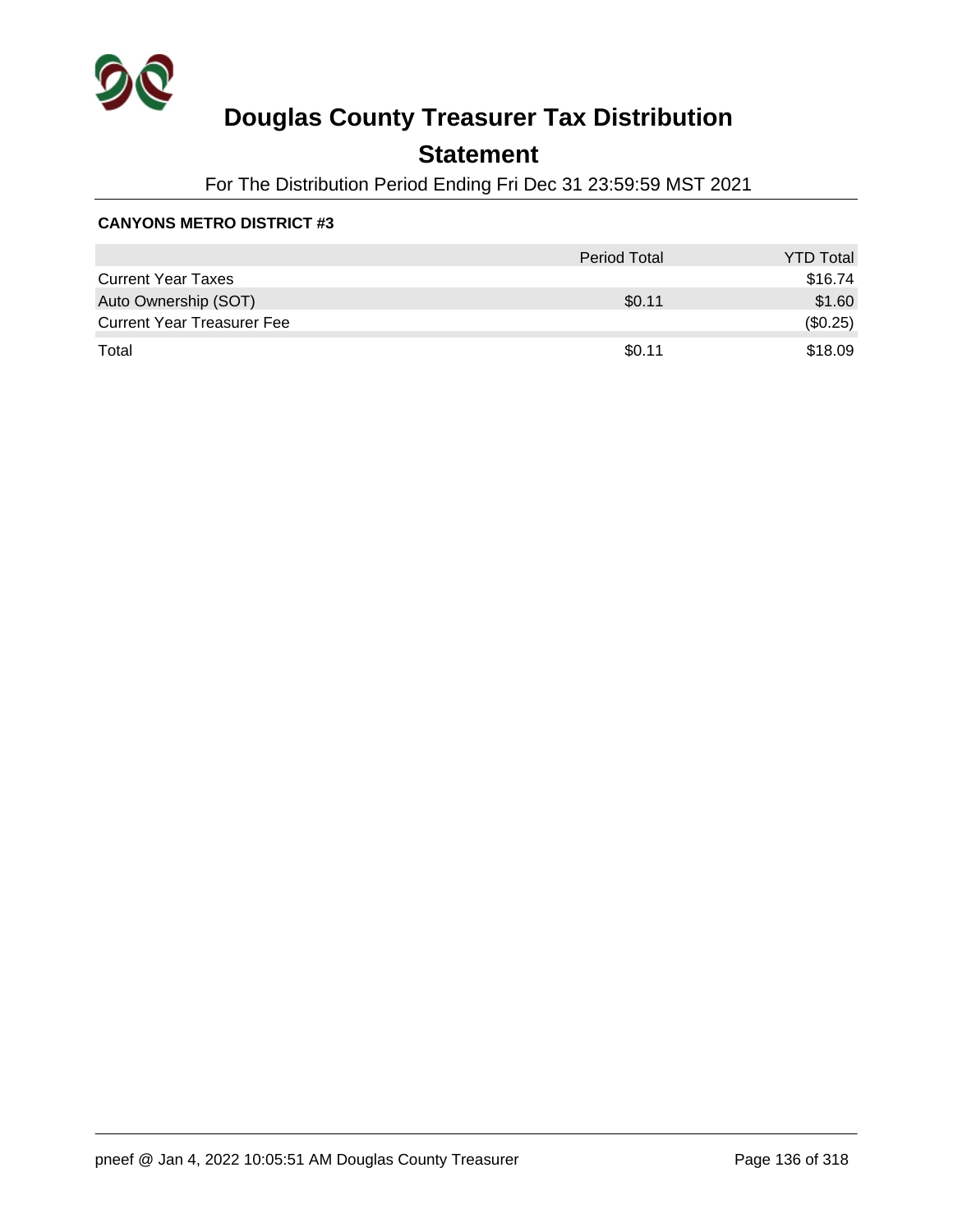# Douglas County Treasurer Tax Distribution

## Statement

For The Distribution Period Ending Fri Dec 31 23:59:59 MST 2021

**CANYONS METRO DISTRICT #3**

| | Period Total | YTD Total |
|---|---|---|
| Current Year Taxes | | $16.74 |
| Auto Ownership (SOT) | $0.11 | $1.60 |
| Current Year Treasurer Fee | | ($0.25) |
| Total | $0.11 | $18.09 |

pneef @ Jan 4, 2022 10:05:51 AM Douglas County Treasurer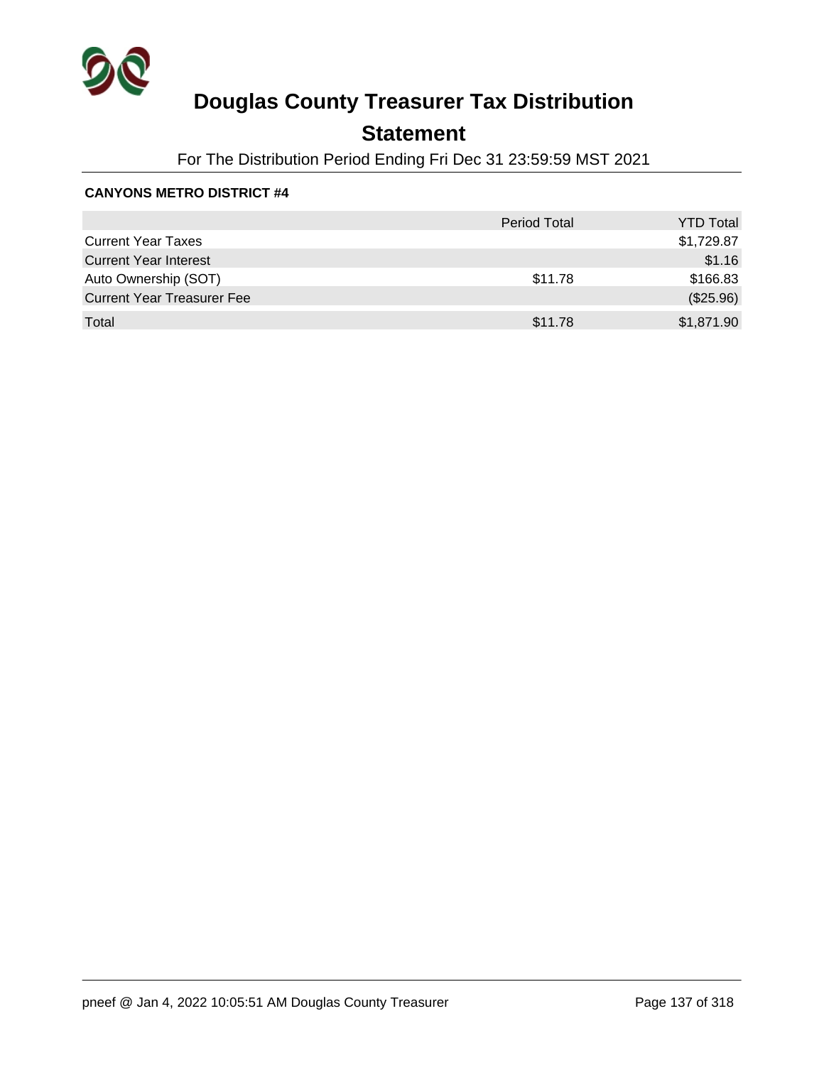# Douglas County Treasurer Tax Distribution

## Statement

For The Distribution Period Ending Fri Dec 31 23:59:59 MST 2021

**CANYONS METRO DISTRICT #4**

| | Period Total | YTD Total |
|---|---|---|
| Current Year Taxes | | $1,729.87 |
| Current Year Interest | | $1.16 |
| Auto Ownership (SOT) | $11.78 | $166.83 |
| Current Year Treasurer Fee | | ($25.96) |
| Total | $11.78 | $1,871.90 |

pneef @ Jan 4, 2022 10:05:51 AM Douglas County Treasurer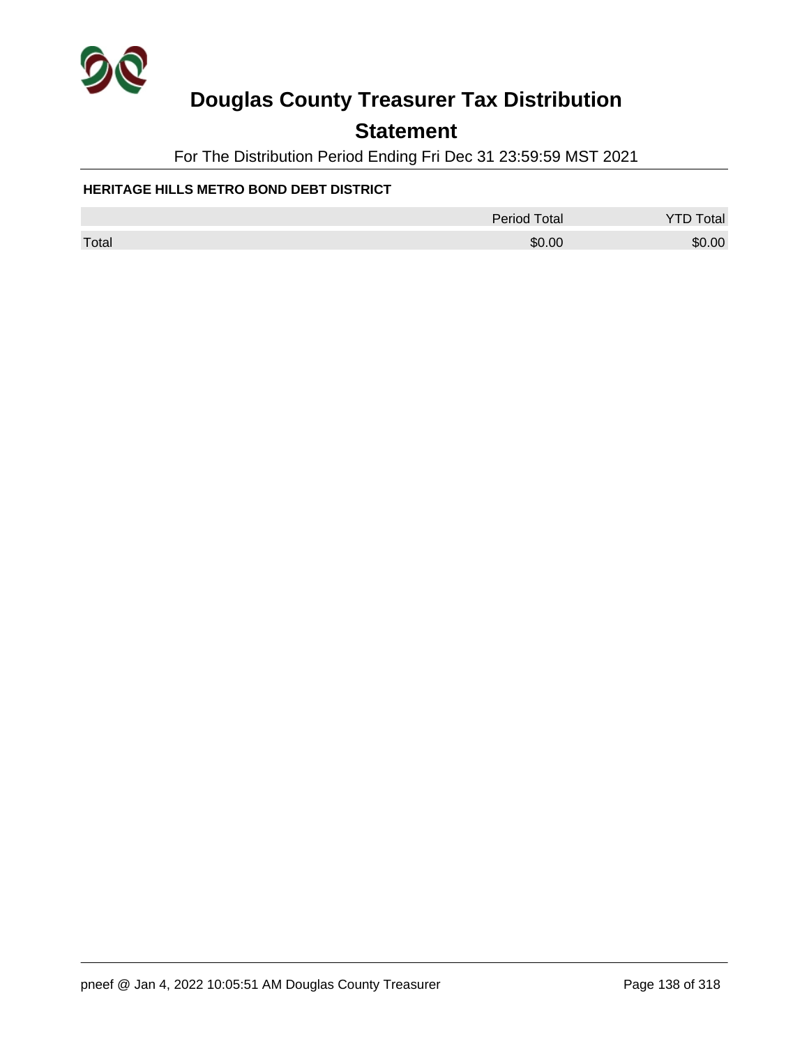# Douglas County Treasurer Tax Distribution

## Statement

For The Distribution Period Ending Fri Dec 31 23:59:59 MST 2021

### HERITAGE HILLS METRO BOND DEBT DISTRICT

| | Period Total | YTD Total |
|---|---|---|
| Total | $0.00 | $0.00 |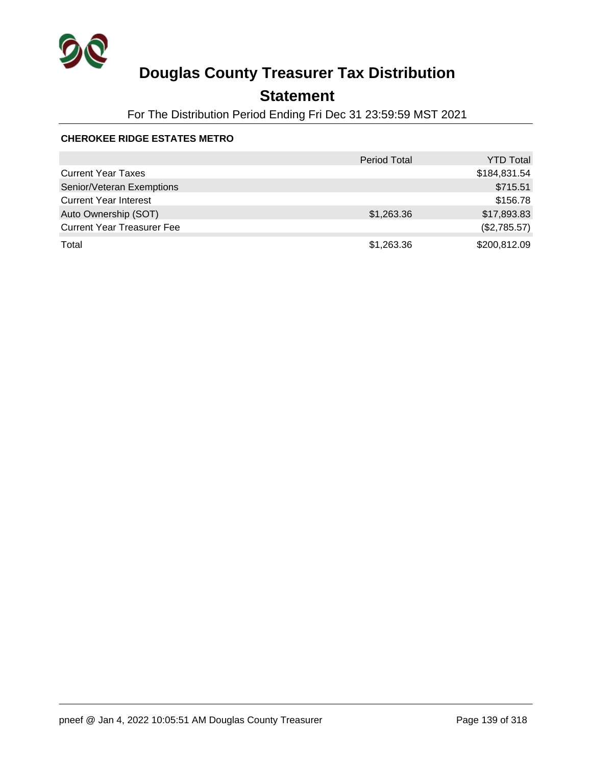# Douglas County Treasurer Tax Distribution

## Statement

For The Distribution Period Ending Fri Dec 31 23:59:59 MST 2021

**CHEROKEE RIDGE ESTATES METRO**

| | Period Total | YTD Total |
|---|---|---|
| Current Year Taxes | | $184,831.54 |
| Senior/Veteran Exemptions | | $715.51 |
| Current Year Interest | | $156.78 |
| Auto Ownership (SOT) | $1,263.36 | $17,893.83 |
| Current Year Treasurer Fee | | ($2,785.57) |
| Total | $1,263.36 | $200,812.09 |

pneef @ Jan 4, 2022 10:05:51 AM Douglas County Treasurer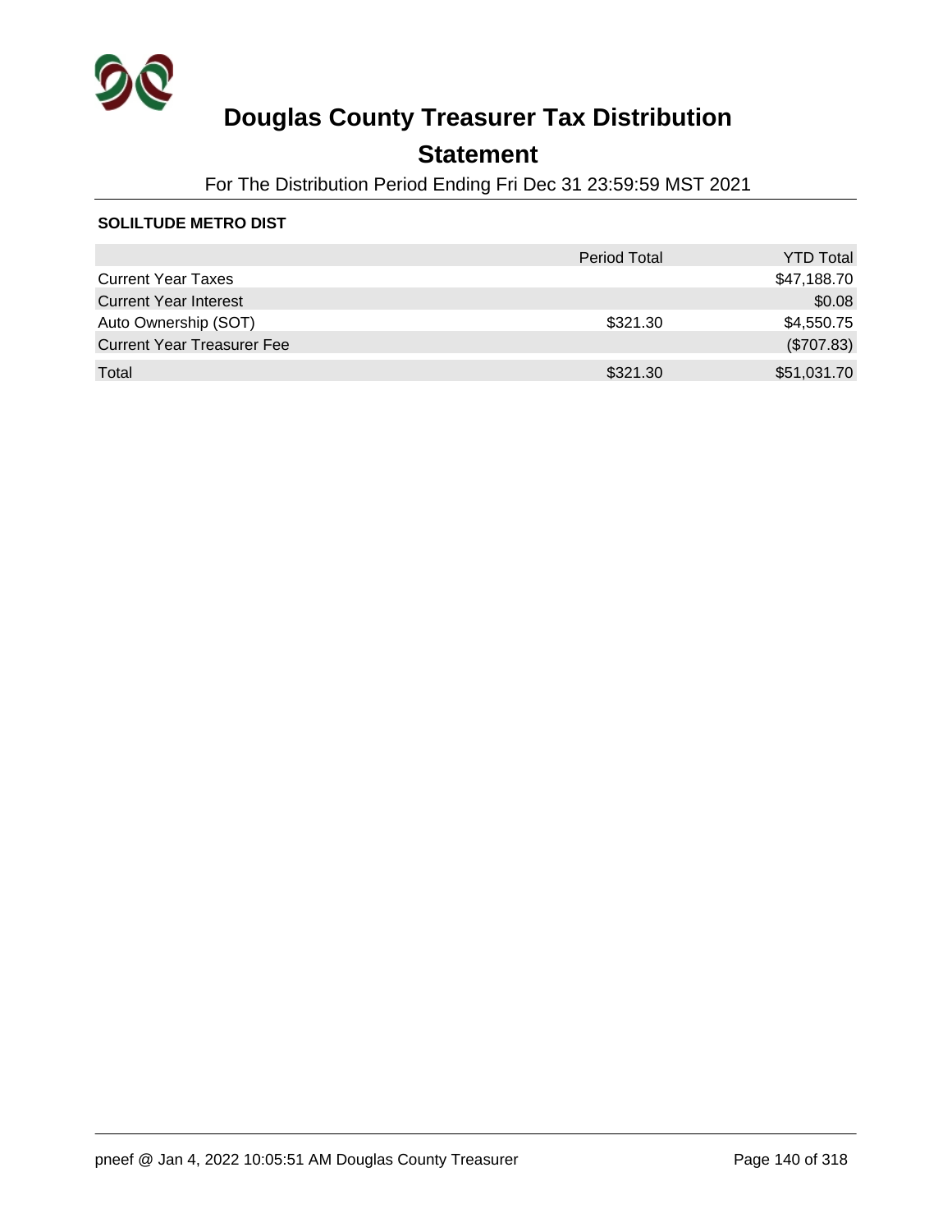# Douglas County Treasurer Tax Distribution

## Statement

For The Distribution Period Ending Fri Dec 31 23:59:59 MST 2021

**SOLILTUDE METRO DIST**

| | Period Total | YTD Total |
|---|---|---|
| Current Year Taxes | | $47,188.70 |
| Current Year Interest | | $0.08 |
| Auto Ownership (SOT) | $321.30 | $4,550.75 |
| Current Year Treasurer Fee | | ($707.83) |
| Total | $321.30 | $51,031.70 |

pneef @ Jan 4, 2022 10:05:51 AM Douglas County Treasurer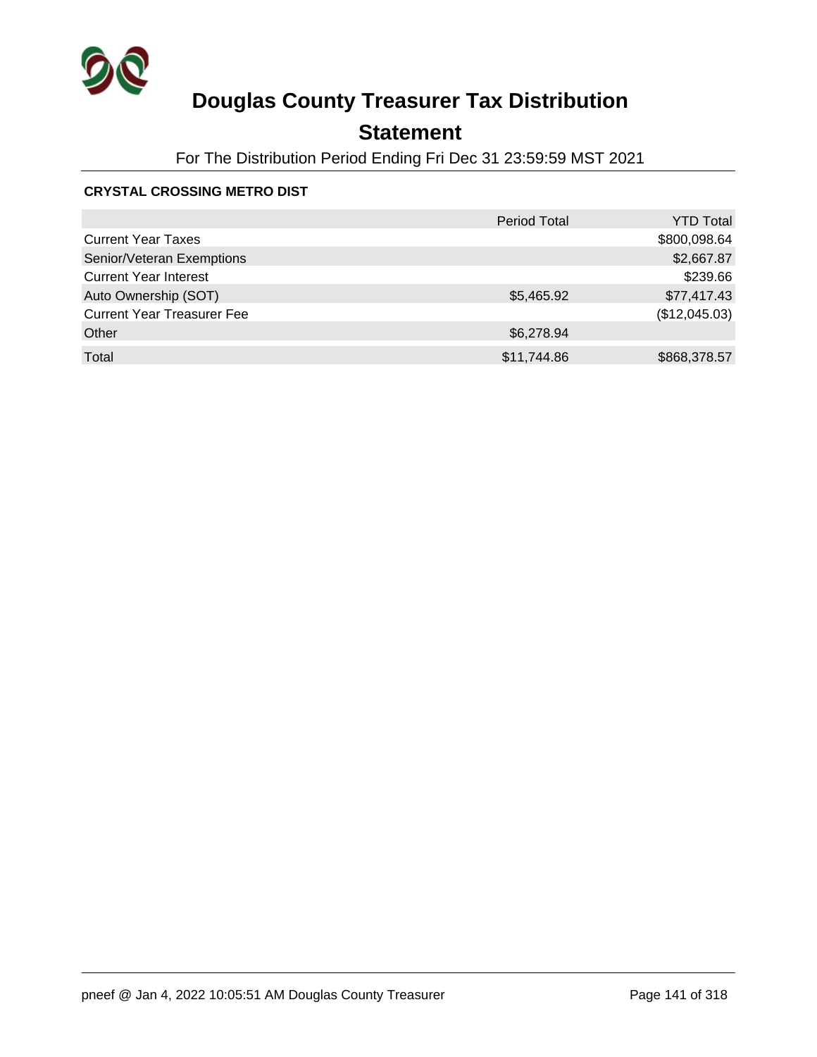# Douglas County Treasurer Tax Distribution

## Statement

For The Distribution Period Ending Fri Dec 31 23:59:59 MST 2021

**CRYSTAL CROSSING METRO DIST**

| | Period Total | YTD Total |
|---|---|---|
| Current Year Taxes | | $800,098.64 |
| Senior/Veteran Exemptions | | $2,667.87 |
| Current Year Interest | | $239.66 |
| Auto Ownership (SOT) | $5,465.92 | $77,417.43 |
| Current Year Treasurer Fee | | ($12,045.03) |
| Other | $6,278.94 | |
| Total | $11,744.86 | $868,378.57 |

pneef @ Jan 4, 2022 10:05:51 AM Douglas County Treasurer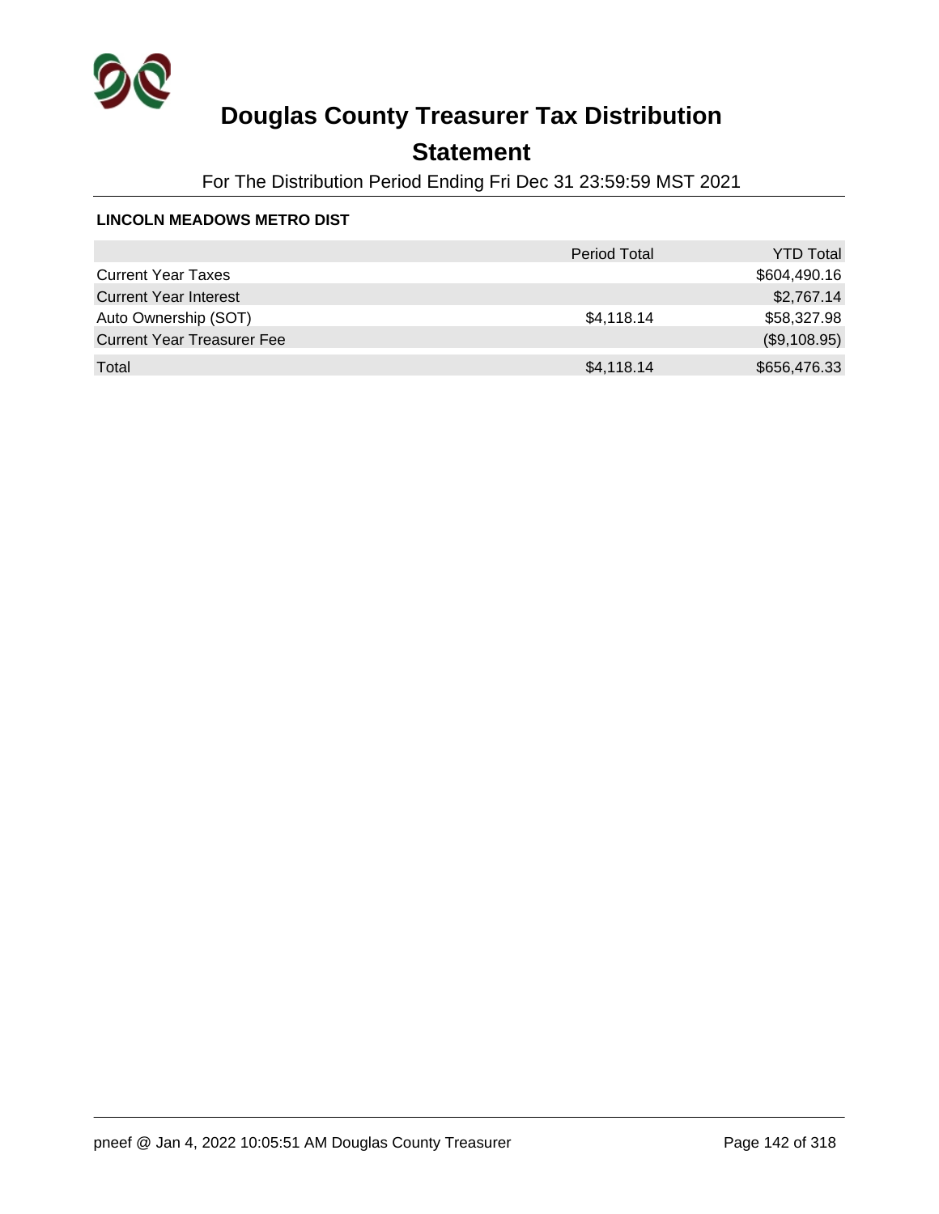# Douglas County Treasurer Tax Distribution

## Statement

For The Distribution Period Ending Fri Dec 31 23:59:59 MST 2021

**LINCOLN MEADOWS METRO DIST**

| | Period Total | YTD Total |
|---|---|---|
| Current Year Taxes | | $604,490.16 |
| Current Year Interest | | $2,767.14 |
| Auto Ownership (SOT) | $4,118.14 | $58,327.98 |
| Current Year Treasurer Fee | | ($9,108.95) |
| Total | $4,118.14 | $656,476.33 |

pneef @ Jan 4, 2022 10:05:51 AM Douglas County Treasurer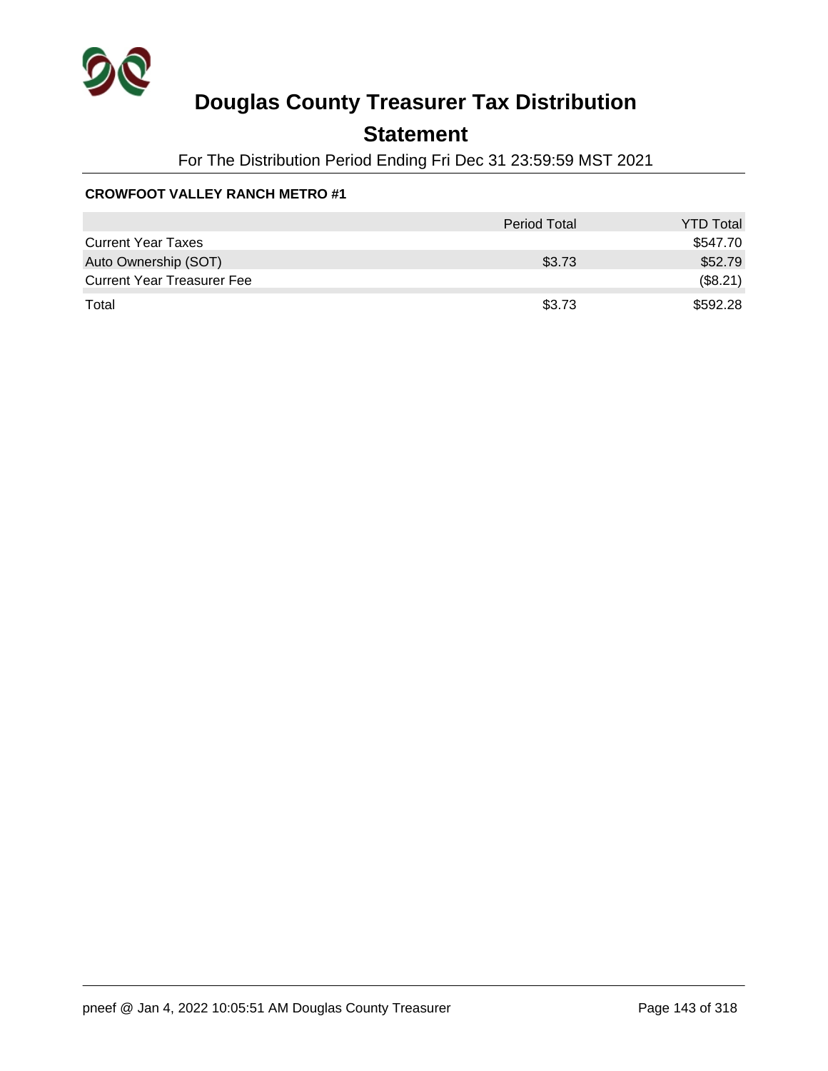# Douglas County Treasurer Tax Distribution

## Statement

For The Distribution Period Ending Fri Dec 31 23:59:59 MST 2021

**CROWFOOT VALLEY RANCH METRO #1**

| | Period Total | YTD Total |
|---|---|---|
| Current Year Taxes | | $547.70 |
| Auto Ownership (SOT) | $3.73 | $52.79 |
| Current Year Treasurer Fee | | ($8.21) |
| Total | $3.73 | $592.28 |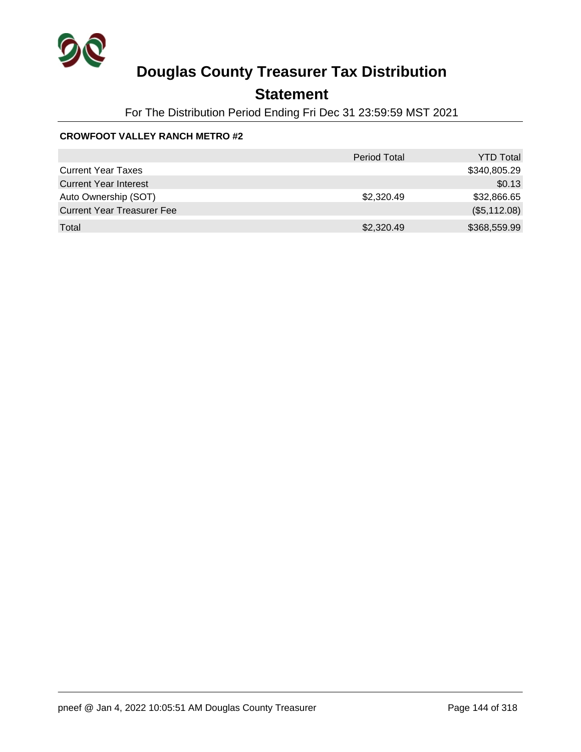# Douglas County Treasurer Tax Distribution

## Statement

For The Distribution Period Ending Fri Dec 31 23:59:59 MST 2021

**CROWFOOT VALLEY RANCH METRO #2**

| | Period Total | YTD Total |
|---|---|---|
| Current Year Taxes | | $340,805.29 |
| Current Year Interest | | $0.13 |
| Auto Ownership (SOT) | $2,320.49 | $32,866.65 |
| Current Year Treasurer Fee | | ($5,112.08) |
| Total | $2,320.49 | $368,559.99 |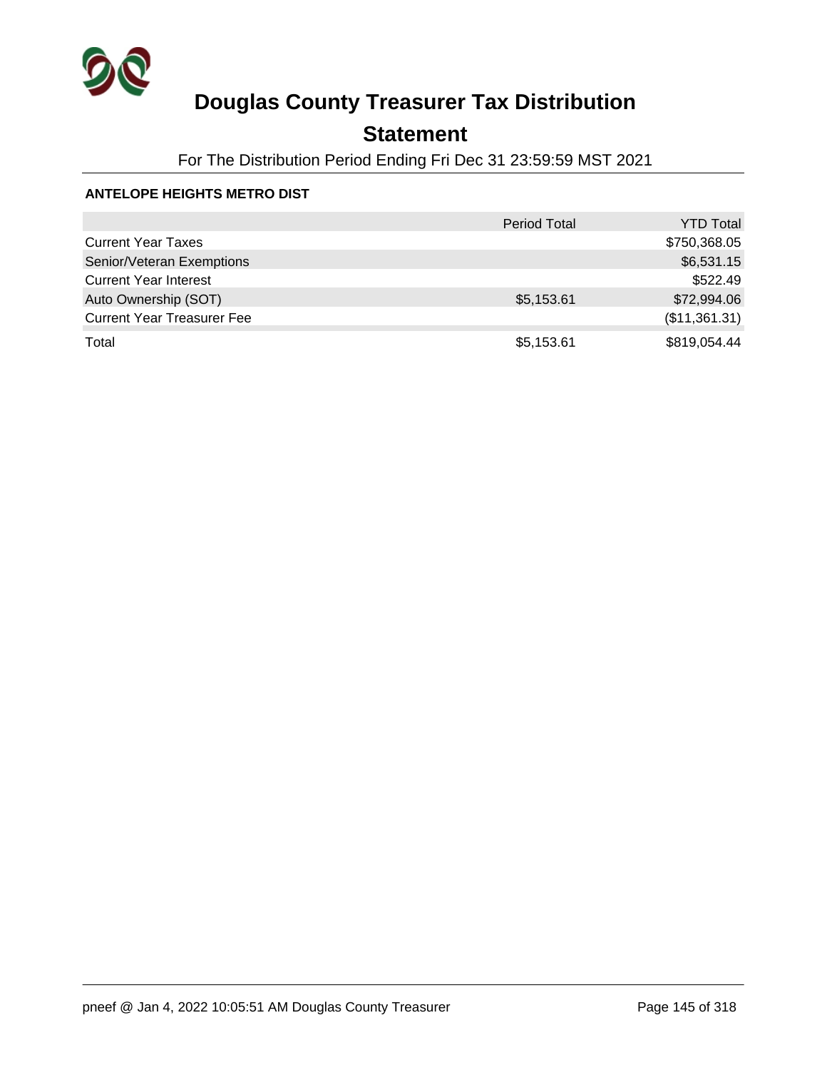# Douglas County Treasurer Tax Distribution

## Statement

For The Distribution Period Ending Fri Dec 31 23:59:59 MST 2021

### ANTELOPE HEIGHTS METRO DIST

| | Period Total | YTD Total |
|---|---|---|
| Current Year Taxes | | $750,368.05 |
| Senior/Veteran Exemptions | | $6,531.15 |
| Current Year Interest | | $522.49 |
| Auto Ownership (SOT) | $5,153.61 | $72,994.06 |
| Current Year Treasurer Fee | | ($11,361.31) |
| Total | $5,153.61 | $819,054.44 |

pneef @ Jan 4, 2022 10:05:51 AM Douglas County Treasurer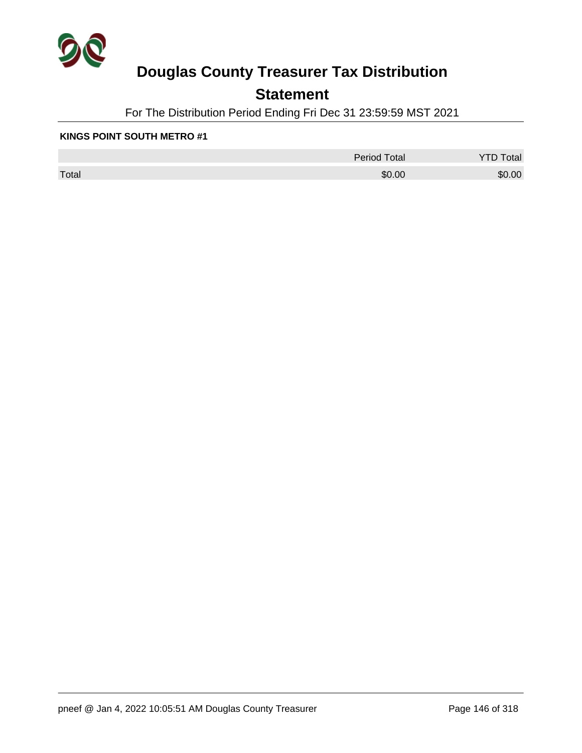# Douglas County Treasurer Tax Distribution

## Statement

For The Distribution Period Ending Fri Dec 31 23:59:59 MST 2021

**KINGS POINT SOUTH METRO #1**

| | Period Total | YTD Total |
|---|---|---|
| Total | $0.00 | $0.00 |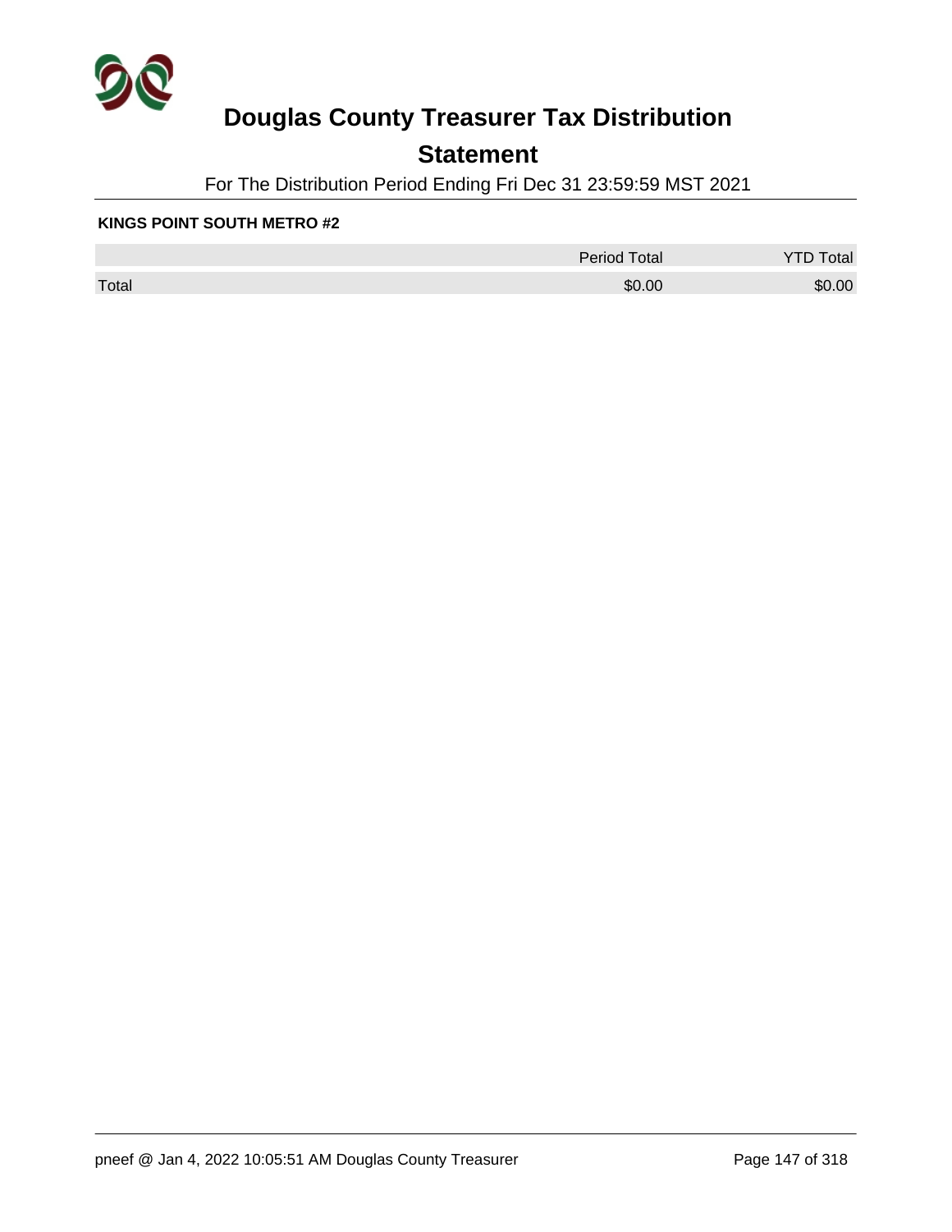# Douglas County Treasurer Tax Distribution

## Statement

For The Distribution Period Ending Fri Dec 31 23:59:59 MST 2021

**KINGS POINT SOUTH METRO #2**

| | Period Total | YTD Total |
|---|---|---|
| Total | $0.00 | $0.00 |

pneef @ Jan 4, 2022 10:05:51 AM Douglas County Treasurer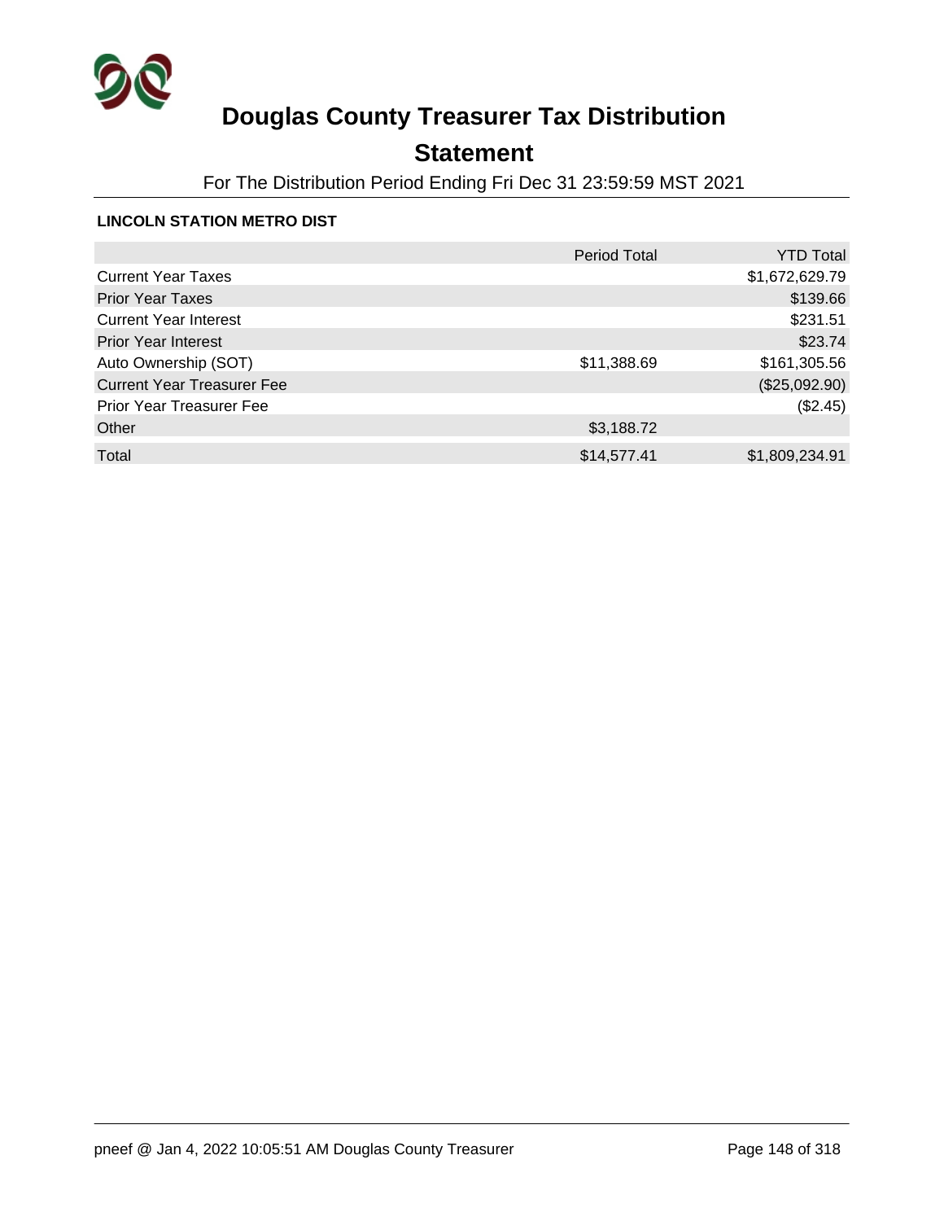# Douglas County Treasurer Tax Distribution

## Statement

For The Distribution Period Ending Fri Dec 31 23:59:59 MST 2021

### LINCOLN STATION METRO DIST

| | Period Total | YTD Total |
|---|---:|---:|
| Current Year Taxes | | $1,672,629.79 |
| Prior Year Taxes | | $139.66 |
| Current Year Interest | | $231.51 |
| Prior Year Interest | | $23.74 |
| Auto Ownership (SOT) | $11,388.69 | $161,305.56 |
| Current Year Treasurer Fee | | ($25,092.90) |
| Prior Year Treasurer Fee | | ($2.45) |
| Other | $3,188.72 | |
| Total | $14,577.41 | $1,809,234.91 |

pneef @ Jan 4, 2022 10:05:51 AM Douglas County Treasurer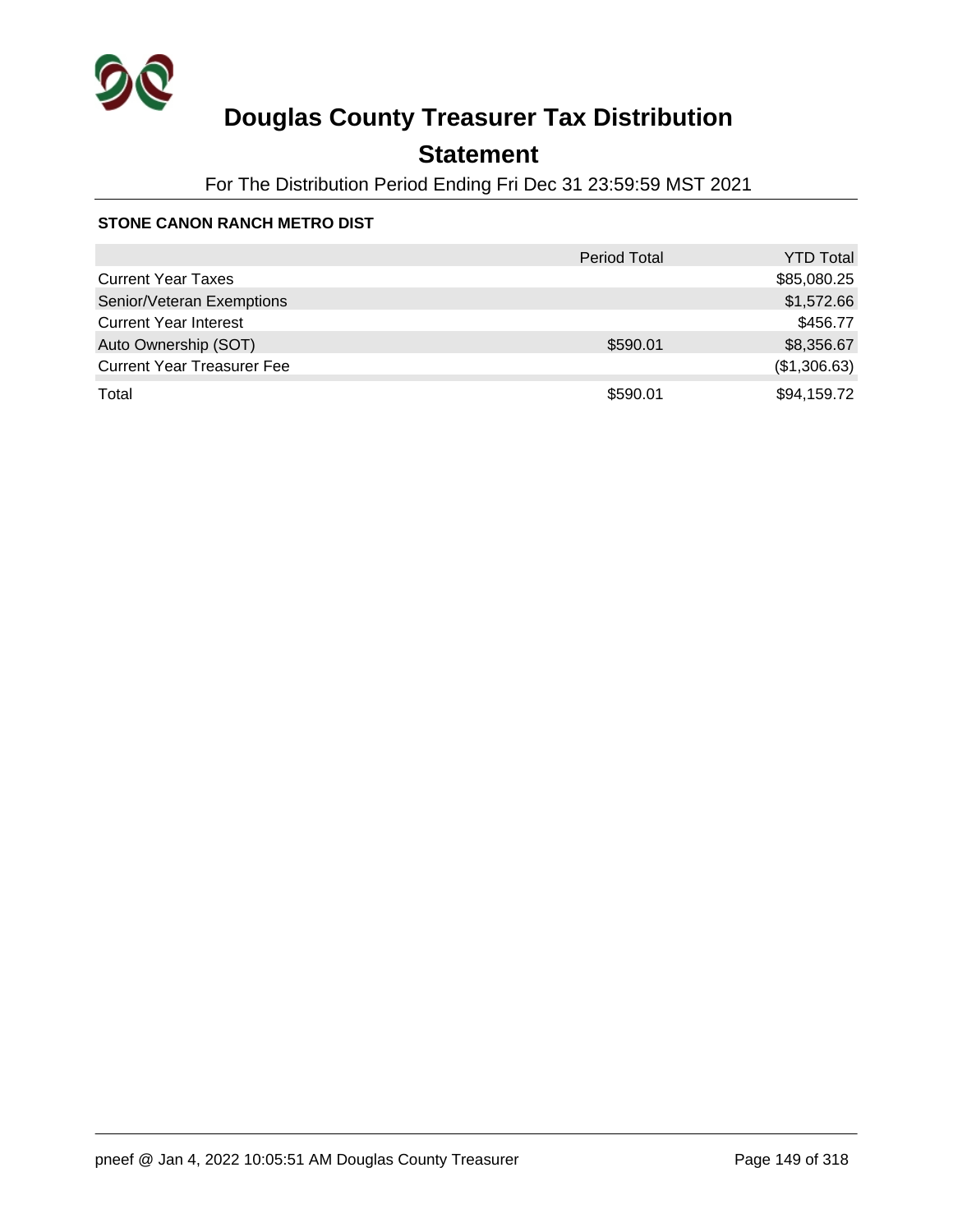# Douglas County Treasurer Tax Distribution

## Statement

For The Distribution Period Ending Fri Dec 31 23:59:59 MST 2021

**STONE CANON RANCH METRO DIST**

| | Period Total | YTD Total |
|---|---|---|
| Current Year Taxes | | $85,080.25 |
| Senior/Veteran Exemptions | | $1,572.66 |
| Current Year Interest | | $456.77 |
| Auto Ownership (SOT) | $590.01 | $8,356.67 |
| Current Year Treasurer Fee | | ($1,306.63) |
| Total | $590.01 | $94,159.72 |

pneef @ Jan 4, 2022 10:05:51 AM Douglas County Treasurer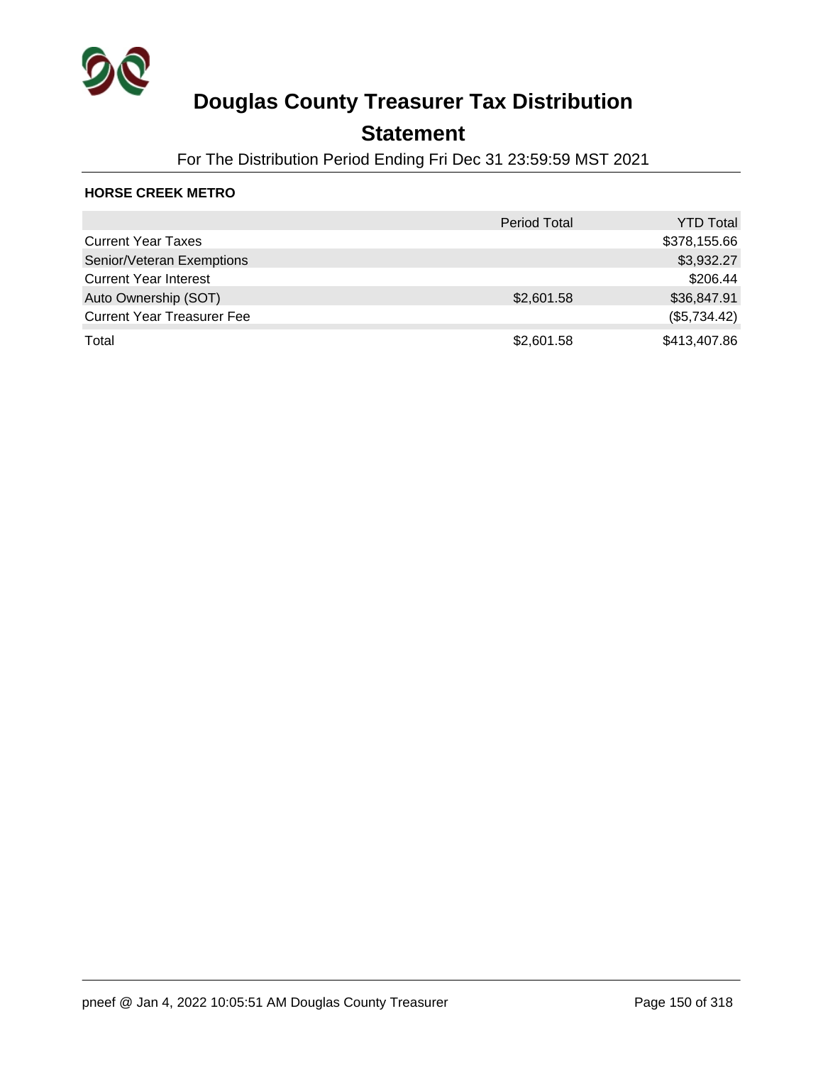# Douglas County Treasurer Tax Distribution

## Statement

For The Distribution Period Ending Fri Dec 31 23:59:59 MST 2021

### HORSE CREEK METRO

| | Period Total | YTD Total |
|---|---|---|
| Current Year Taxes | | $378,155.66 |
| Senior/Veteran Exemptions | | $3,932.27 |
| Current Year Interest | | $206.44 |
| Auto Ownership (SOT) | $2,601.58 | $36,847.91 |
| Current Year Treasurer Fee | | ($5,734.42) |
| Total | $2,601.58 | $413,407.86 |

pneef @ Jan 4, 2022 10:05:51 AM Douglas County Treasurer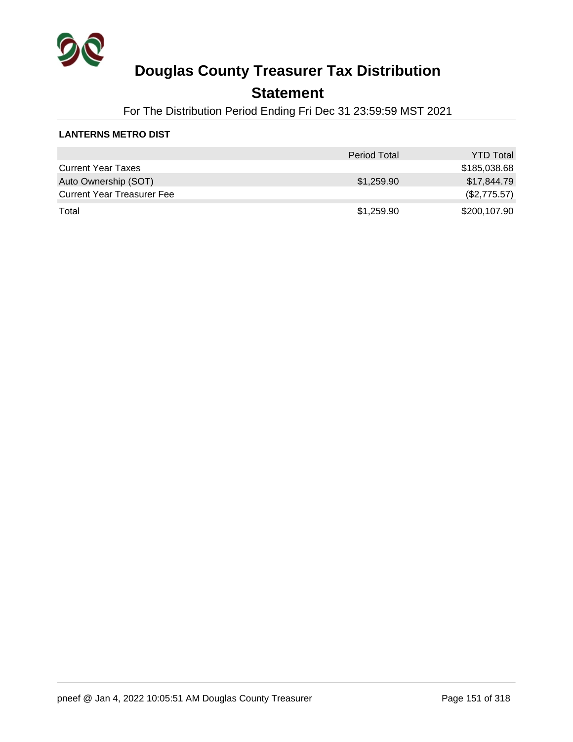# Douglas County Treasurer Tax Distribution

## Statement

For The Distribution Period Ending Fri Dec 31 23:59:59 MST 2021

**LANTERNS METRO DIST**

| | Period Total | YTD Total |
|---|---|---|
| Current Year Taxes | | $185,038.68 |
| Auto Ownership (SOT) | $1,259.90 | $17,844.79 |
| Current Year Treasurer Fee | | ($2,775.57) |
| Total | $1,259.90 | $200,107.90 |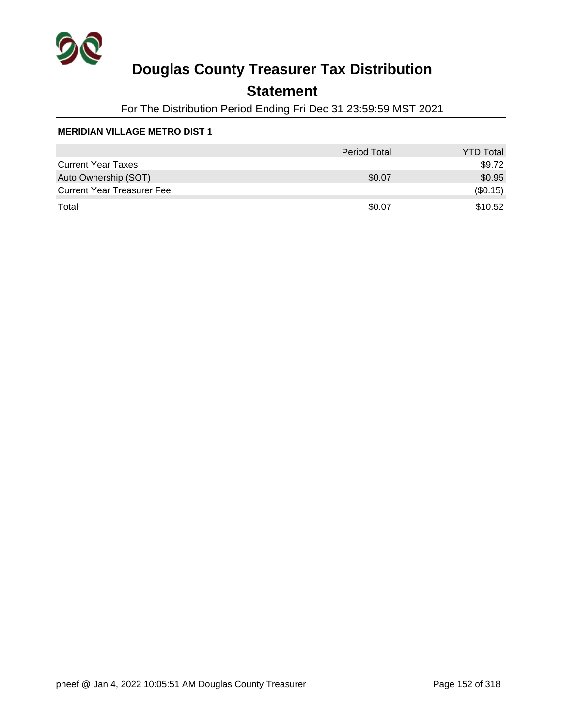# Douglas County Treasurer Tax Distribution

## Statement

For The Distribution Period Ending Fri Dec 31 23:59:59 MST 2021

**MERIDIAN VILLAGE METRO DIST 1**

| | Period Total | YTD Total |
|---|---|---|
| Current Year Taxes | | $9.72 |
| Auto Ownership (SOT) | $0.07 | $0.95 |
| Current Year Treasurer Fee | | ($0.15) |
| Total | $0.07 | $10.52 |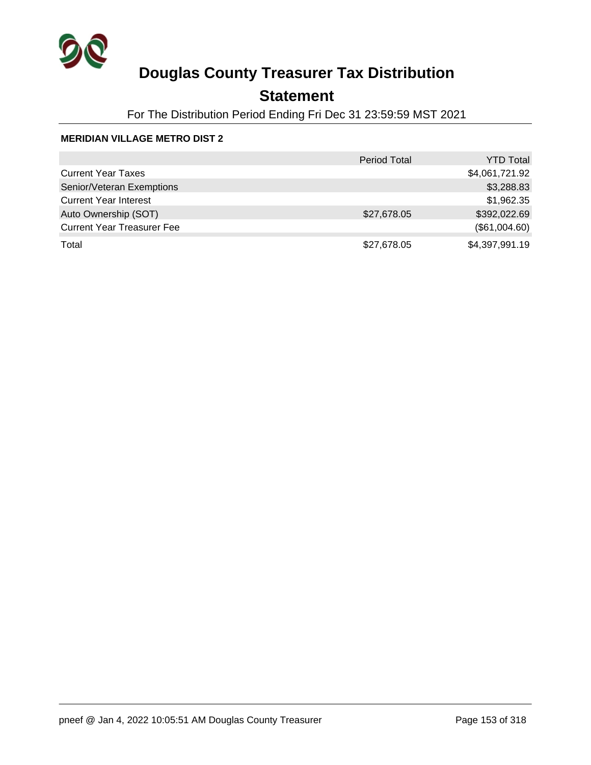# Douglas County Treasurer Tax Distribution

## Statement

For The Distribution Period Ending Fri Dec 31 23:59:59 MST 2021

**MERIDIAN VILLAGE METRO DIST 2**

| | Period Total | YTD Total |
|---|---|---|
| Current Year Taxes | | $4,061,721.92 |
| Senior/Veteran Exemptions | | $3,288.83 |
| Current Year Interest | | $1,962.35 |
| Auto Ownership (SOT) | $27,678.05 | $392,022.69 |
| Current Year Treasurer Fee | | ($61,004.60) |
| Total | $27,678.05 | $4,397,991.19 |

pneef @ Jan 4, 2022 10:05:51 AM Douglas County Treasurer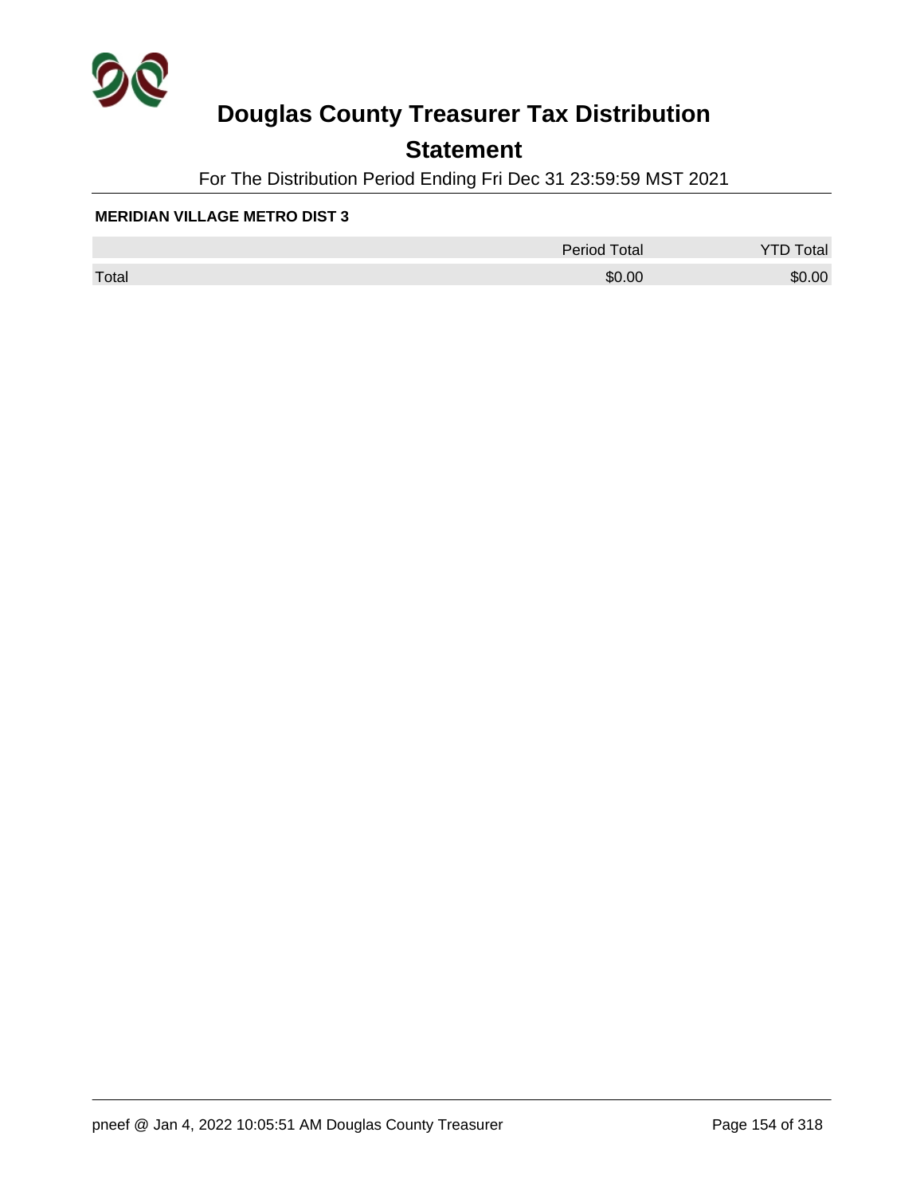# Douglas County Treasurer Tax Distribution

## Statement

For The Distribution Period Ending Fri Dec 31 23:59:59 MST 2021

**MERIDIAN VILLAGE METRO DIST 3**

| | Period Total | YTD Total |
|---|---|---|
| Total | $0.00 | $0.00 |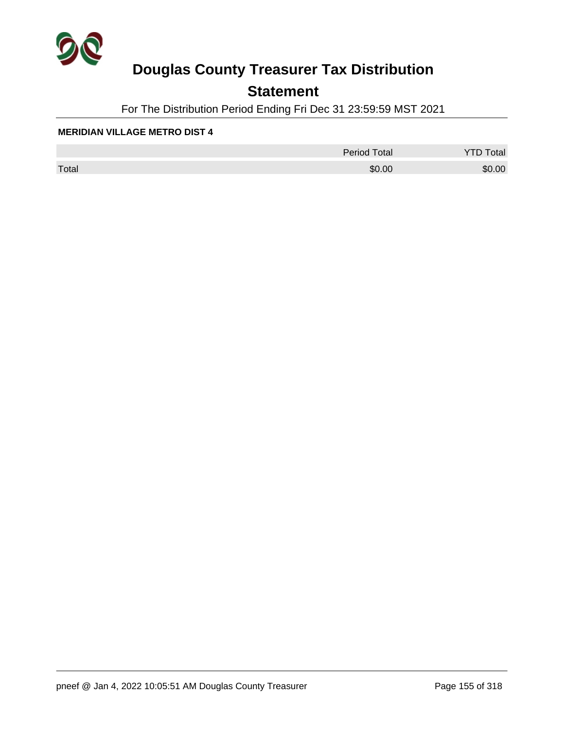# Douglas County Treasurer Tax Distribution

## Statement

For The Distribution Period Ending Fri Dec 31 23:59:59 MST 2021

**MERIDIAN VILLAGE METRO DIST 4**

| | Period Total | YTD Total |
|---|---|---|
| Total | $0.00 | $0.00 |

pneef @ Jan 4, 2022 10:05:51 AM Douglas County Treasurer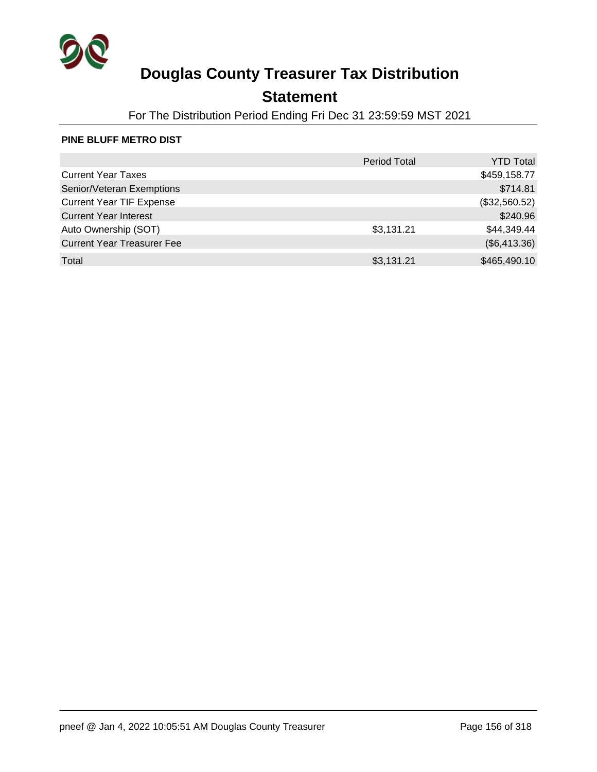# Douglas County Treasurer Tax Distribution

## Statement

For The Distribution Period Ending Fri Dec 31 23:59:59 MST 2021

**PINE BLUFF METRO DIST**

| | Period Total | YTD Total |
|---|---|---|
| Current Year Taxes | | $459,158.77 |
| Senior/Veteran Exemptions | | $714.81 |
| Current Year TIF Expense | | ($32,560.52) |
| Current Year Interest | | $240.96 |
| Auto Ownership (SOT) | $3,131.21 | $44,349.44 |
| Current Year Treasurer Fee | | ($6,413.36) |
| Total | $3,131.21 | $465,490.10 |

pneef @ Jan 4, 2022 10:05:51 AM Douglas County Treasurer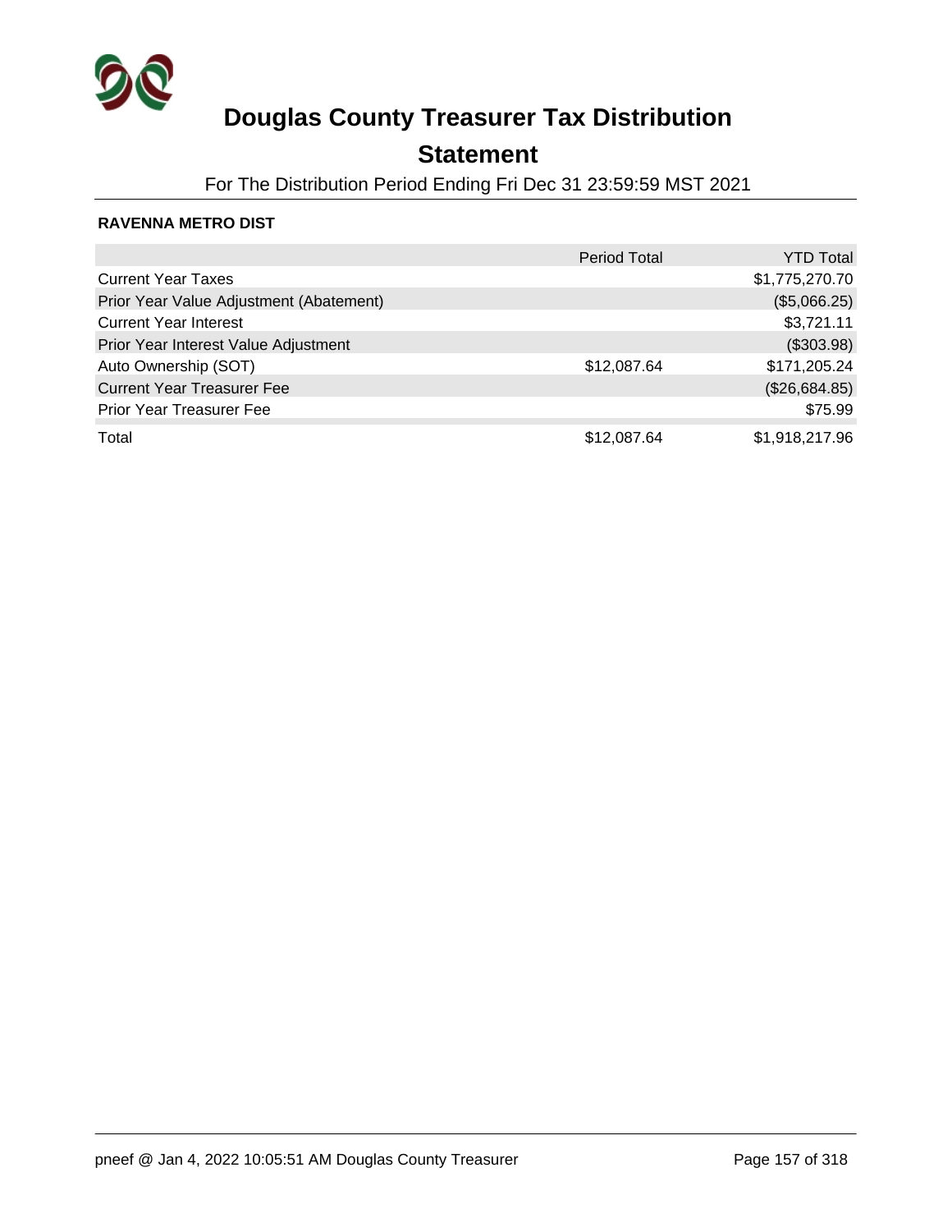# Douglas County Treasurer Tax Distribution

## Statement

For The Distribution Period Ending Fri Dec 31 23:59:59 MST 2021

**RAVENNA METRO DIST**

| | Period Total | YTD Total |
|---|---:|---:|
| Current Year Taxes | | $1,775,270.70 |
| Prior Year Value Adjustment (Abatement) | | ($5,066.25) |
| Current Year Interest | | $3,721.11 |
| Prior Year Interest Value Adjustment | | ($303.98) |
| Auto Ownership (SOT) | $12,087.64 | $171,205.24 |
| Current Year Treasurer Fee | | ($26,684.85) |
| Prior Year Treasurer Fee | | $75.99 |
| Total | $12,087.64 | $1,918,217.96 |

pneef @ Jan 4, 2022 10:05:51 AM Douglas County Treasurer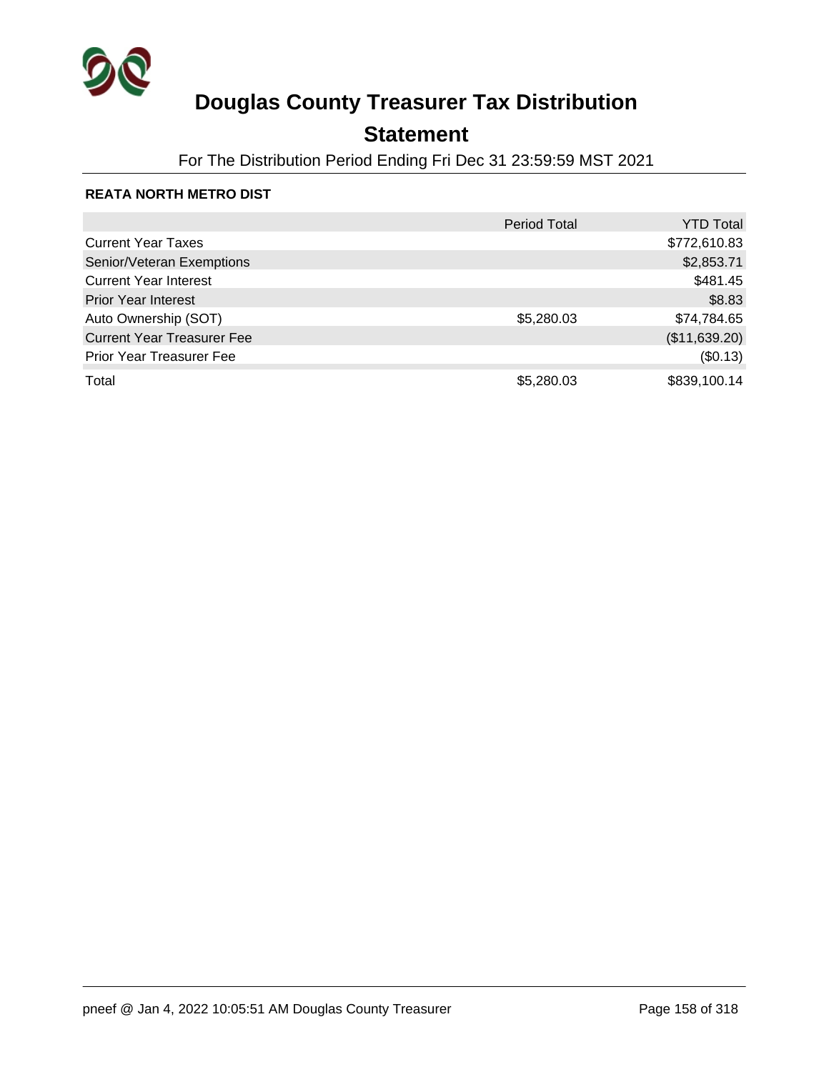# Douglas County Treasurer Tax Distribution

## Statement

For The Distribution Period Ending Fri Dec 31 23:59:59 MST 2021

### REATA NORTH METRO DIST

| | Period Total | YTD Total |
|---|---|---|
| Current Year Taxes | | $772,610.83 |
| Senior/Veteran Exemptions | | $2,853.71 |
| Current Year Interest | | $481.45 |
| Prior Year Interest | | $8.83 |
| Auto Ownership (SOT) | $5,280.03 | $74,784.65 |
| Current Year Treasurer Fee | | ($11,639.20) |
| Prior Year Treasurer Fee | | ($0.13) |
| Total | $5,280.03 | $839,100.14 |

pneef @ Jan 4, 2022 10:05:51 AM Douglas County Treasurer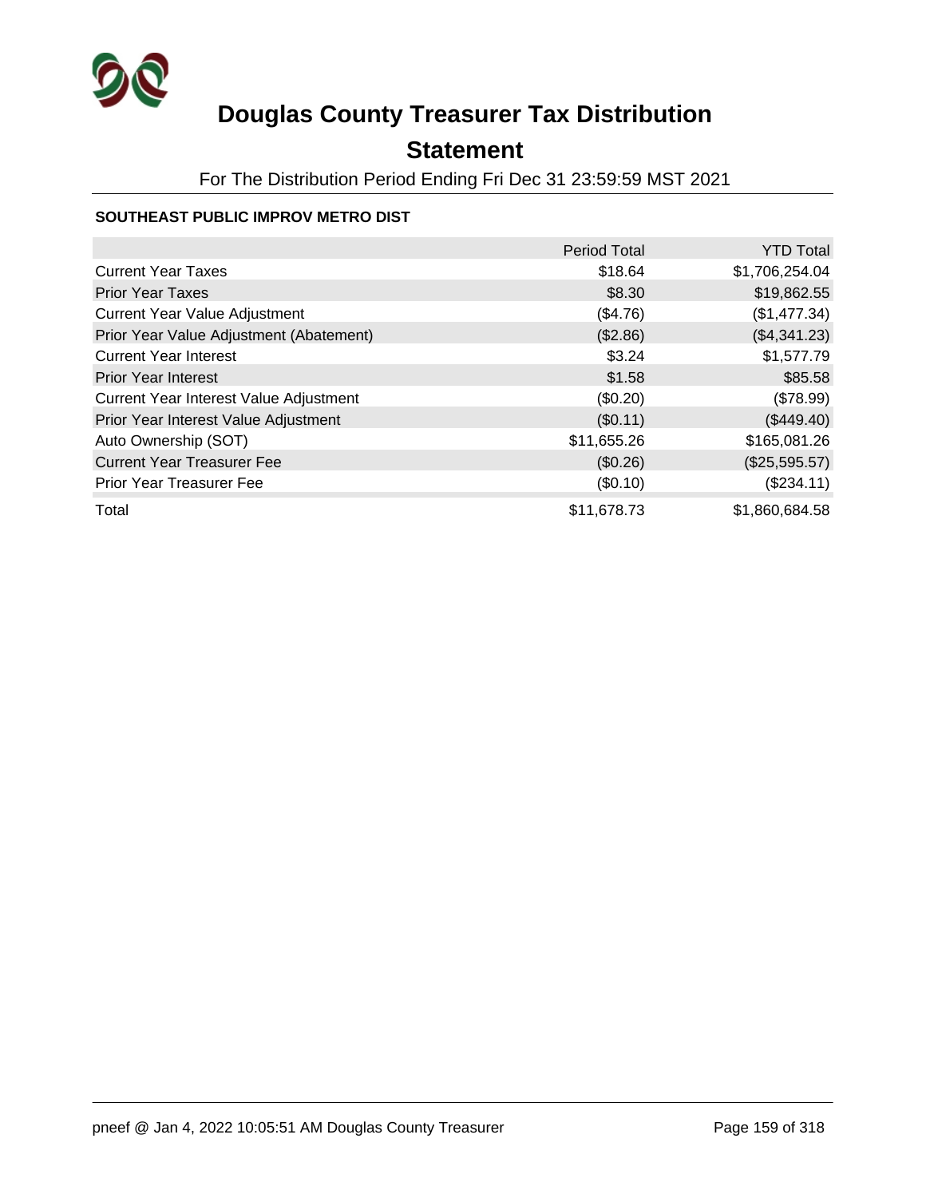# Douglas County Treasurer Tax Distribution

## Statement

For The Distribution Period Ending Fri Dec 31 23:59:59 MST 2021

### SOUTHEAST PUBLIC IMPROV METRO DIST

| | Period Total | YTD Total |
|---|---:|---:|
| Current Year Taxes | $18.64 | $1,706,254.04 |
| Prior Year Taxes | $8.30 | $19,862.55 |
| Current Year Value Adjustment | ($4.76) | ($1,477.34) |
| Prior Year Value Adjustment (Abatement) | ($2.86) | ($4,341.23) |
| Current Year Interest | $3.24 | $1,577.79 |
| Prior Year Interest | $1.58 | $85.58 |
| Current Year Interest Value Adjustment | ($0.20) | ($78.99) |
| Prior Year Interest Value Adjustment | ($0.11) | ($449.40) |
| Auto Ownership (SOT) | $11,655.26 | $165,081.26 |
| Current Year Treasurer Fee | ($0.26) | ($25,595.57) |
| Prior Year Treasurer Fee | ($0.10) | ($234.11) |
| Total | $11,678.73 | $1,860,684.58 |

pneef @ Jan 4, 2022 10:05:51 AM Douglas County Treasurer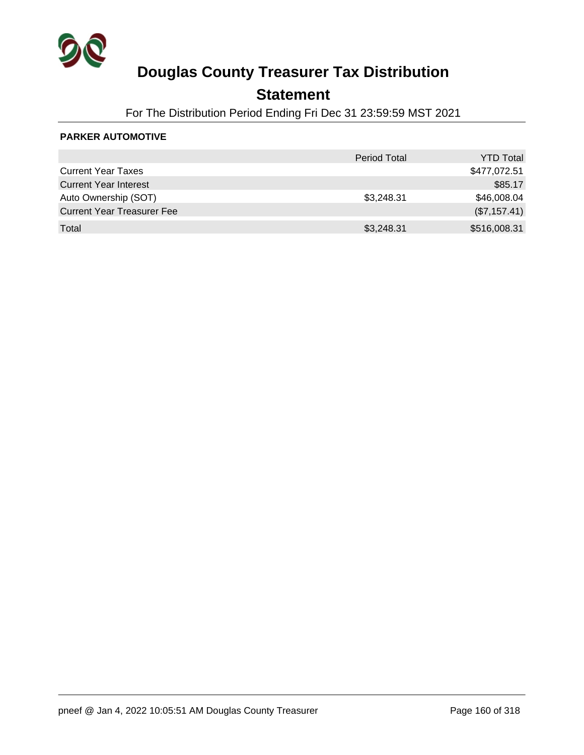# Douglas County Treasurer Tax Distribution

## Statement

For The Distribution Period Ending Fri Dec 31 23:59:59 MST 2021

**PARKER AUTOMOTIVE**

| | Period Total | YTD Total |
|---|---|---|
| Current Year Taxes | | $477,072.51 |
| Current Year Interest | | $85.17 |
| Auto Ownership (SOT) | $3,248.31 | $46,008.04 |
| Current Year Treasurer Fee | | ($7,157.41) |
| Total | $3,248.31 | $516,008.31 |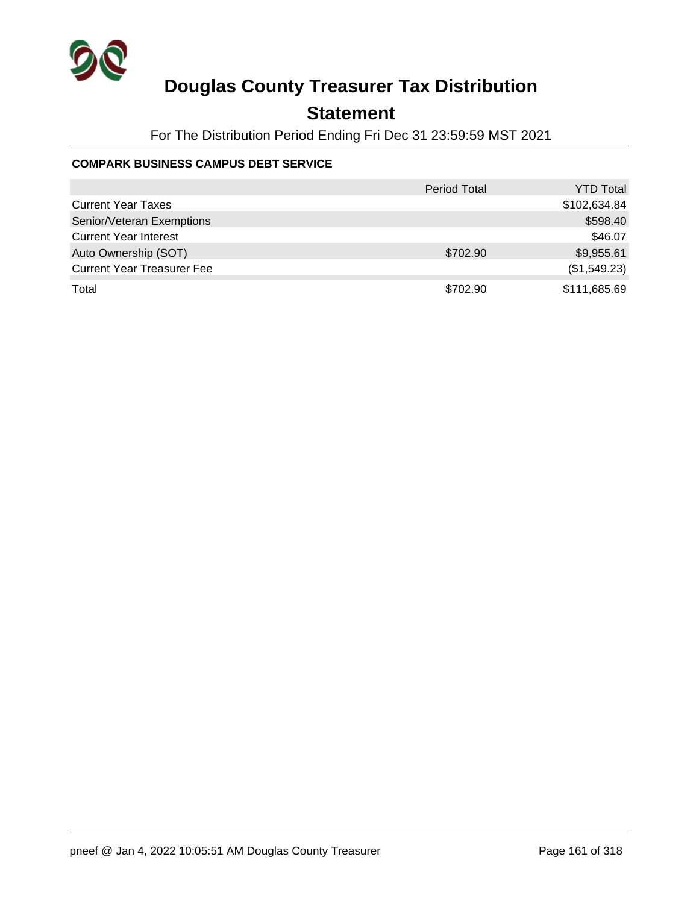# Douglas County Treasurer Tax Distribution

## Statement

For The Distribution Period Ending Fri Dec 31 23:59:59 MST 2021

**COMPARK BUSINESS CAMPUS DEBT SERVICE**

| | Period Total | YTD Total |
|---|---|---|
| Current Year Taxes | | $102,634.84 |
| Senior/Veteran Exemptions | | $598.40 |
| Current Year Interest | | $46.07 |
| Auto Ownership (SOT) | $702.90 | $9,955.61 |
| Current Year Treasurer Fee | | ($1,549.23) |
| Total | $702.90 | $111,685.69 |

pneef @ Jan 4, 2022 10:05:51 AM Douglas County Treasurer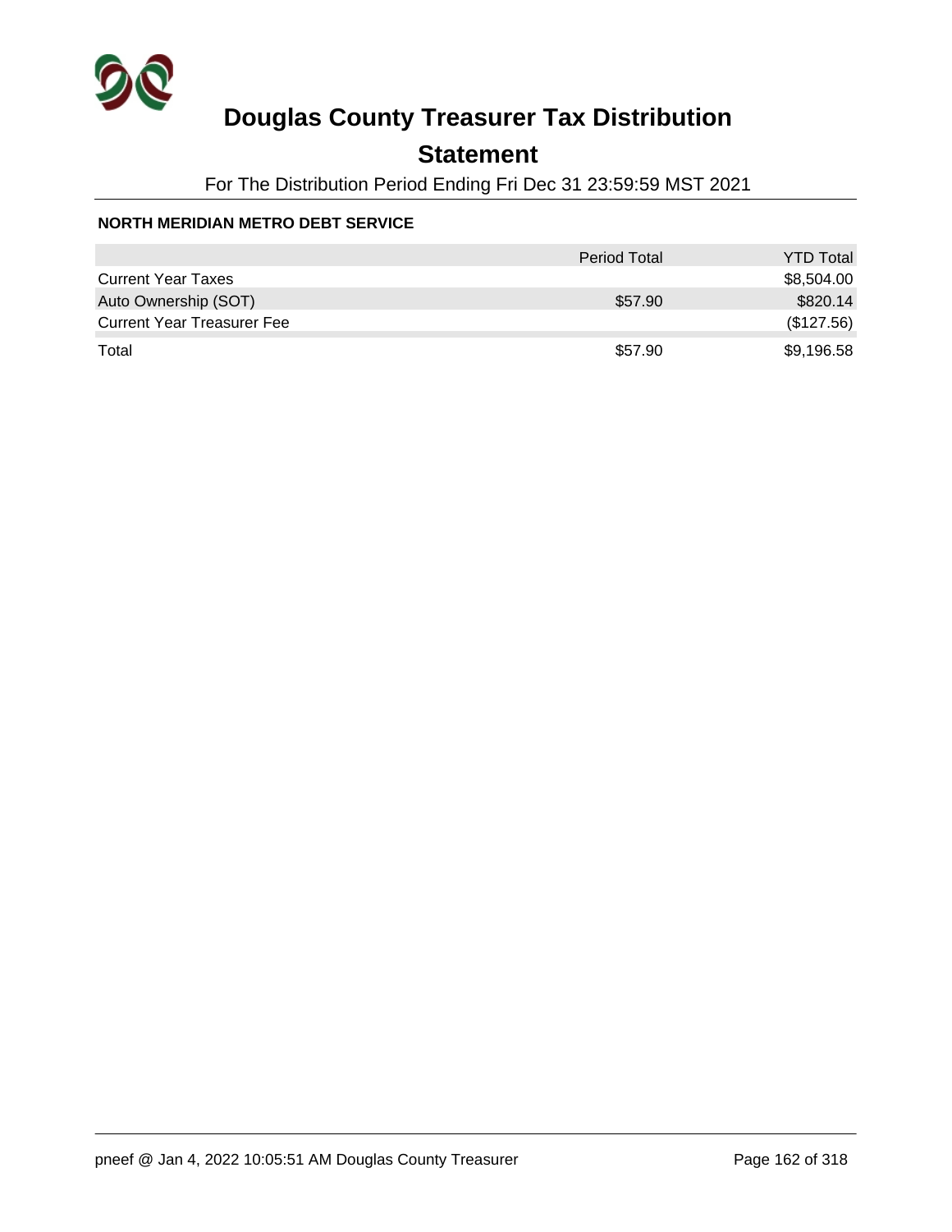# Douglas County Treasurer Tax Distribution

## Statement

For The Distribution Period Ending Fri Dec 31 23:59:59 MST 2021

**NORTH MERIDIAN METRO DEBT SERVICE**

| | Period Total | YTD Total |
|---|---|---|
| Current Year Taxes | | $8,504.00 |
| Auto Ownership (SOT) | $57.90 | $820.14 |
| Current Year Treasurer Fee | | ($127.56) |
| Total | $57.90 | $9,196.58 |

pneef @ Jan 4, 2022 10:05:51 AM Douglas County Treasurer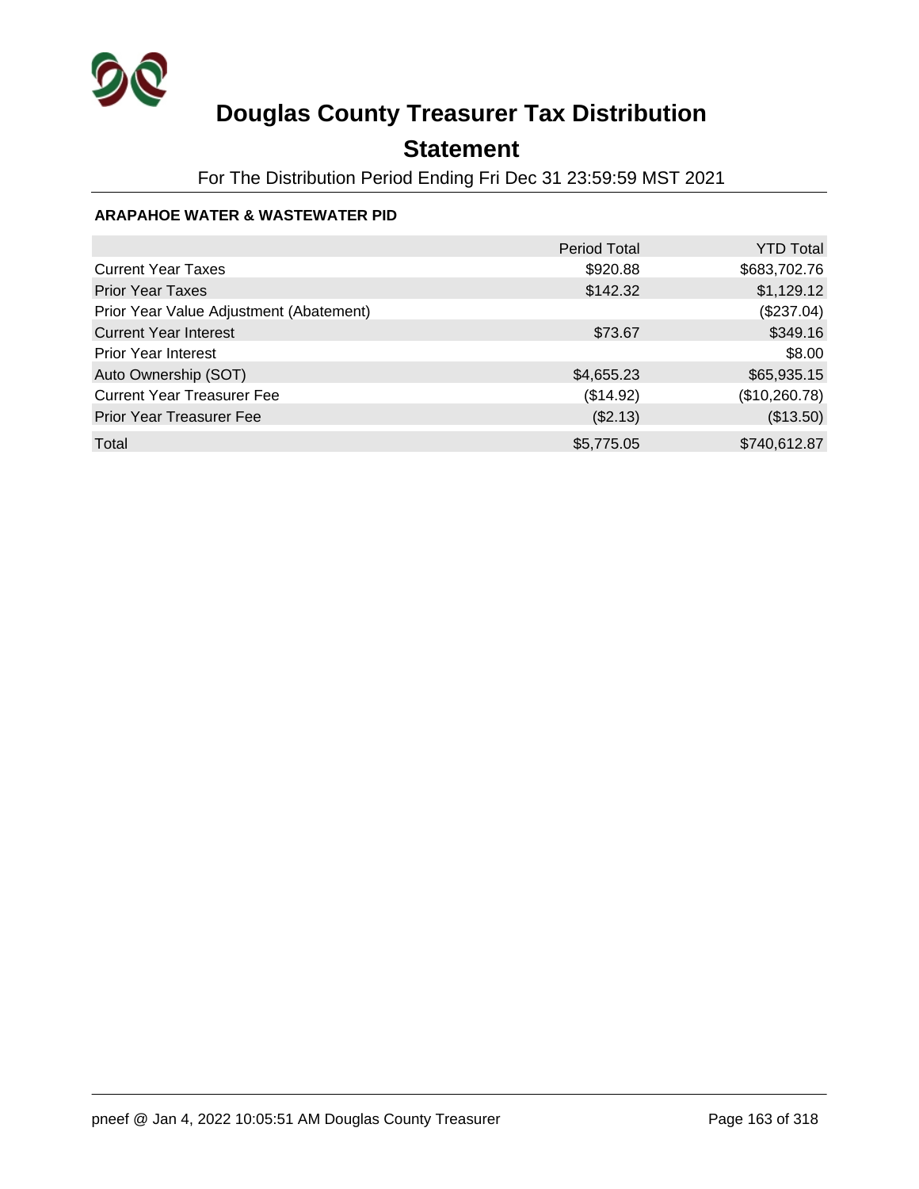# Douglas County Treasurer Tax Distribution

## Statement

For The Distribution Period Ending Fri Dec 31 23:59:59 MST 2021

**ARAPAHOE WATER & WASTEWATER PID**

| | Period Total | YTD Total |
|---|---:|---:|
| Current Year Taxes | $920.88 | $683,702.76 |
| Prior Year Taxes | $142.32 | $1,129.12 |
| Prior Year Value Adjustment (Abatement) | | ($237.04) |
| Current Year Interest | $73.67 | $349.16 |
| Prior Year Interest | | $8.00 |
| Auto Ownership (SOT) | $4,655.23 | $65,935.15 |
| Current Year Treasurer Fee | ($14.92) | ($10,260.78) |
| Prior Year Treasurer Fee | ($2.13) | ($13.50) |
| Total | $5,775.05 | $740,612.87 |

pneef @ Jan 4, 2022 10:05:51 AM Douglas County Treasurer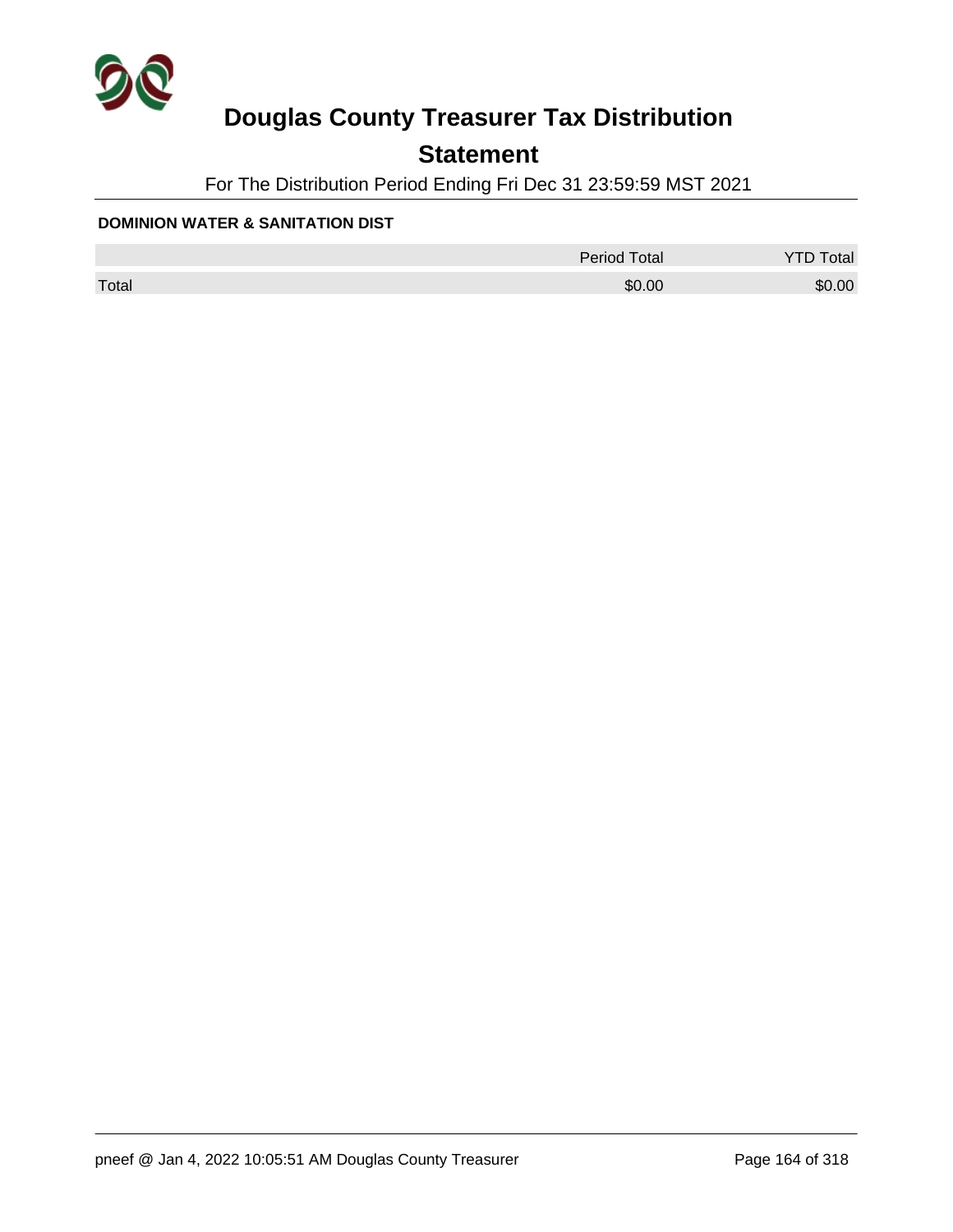# Douglas County Treasurer Tax Distribution

## Statement

For The Distribution Period Ending Fri Dec 31 23:59:59 MST 2021

**DOMINION WATER & SANITATION DIST**

| | Period Total | YTD Total |
|---|---|---|
| Total | $0.00 | $0.00 |

pneef @ Jan 4, 2022 10:05:51 AM Douglas County Treasurer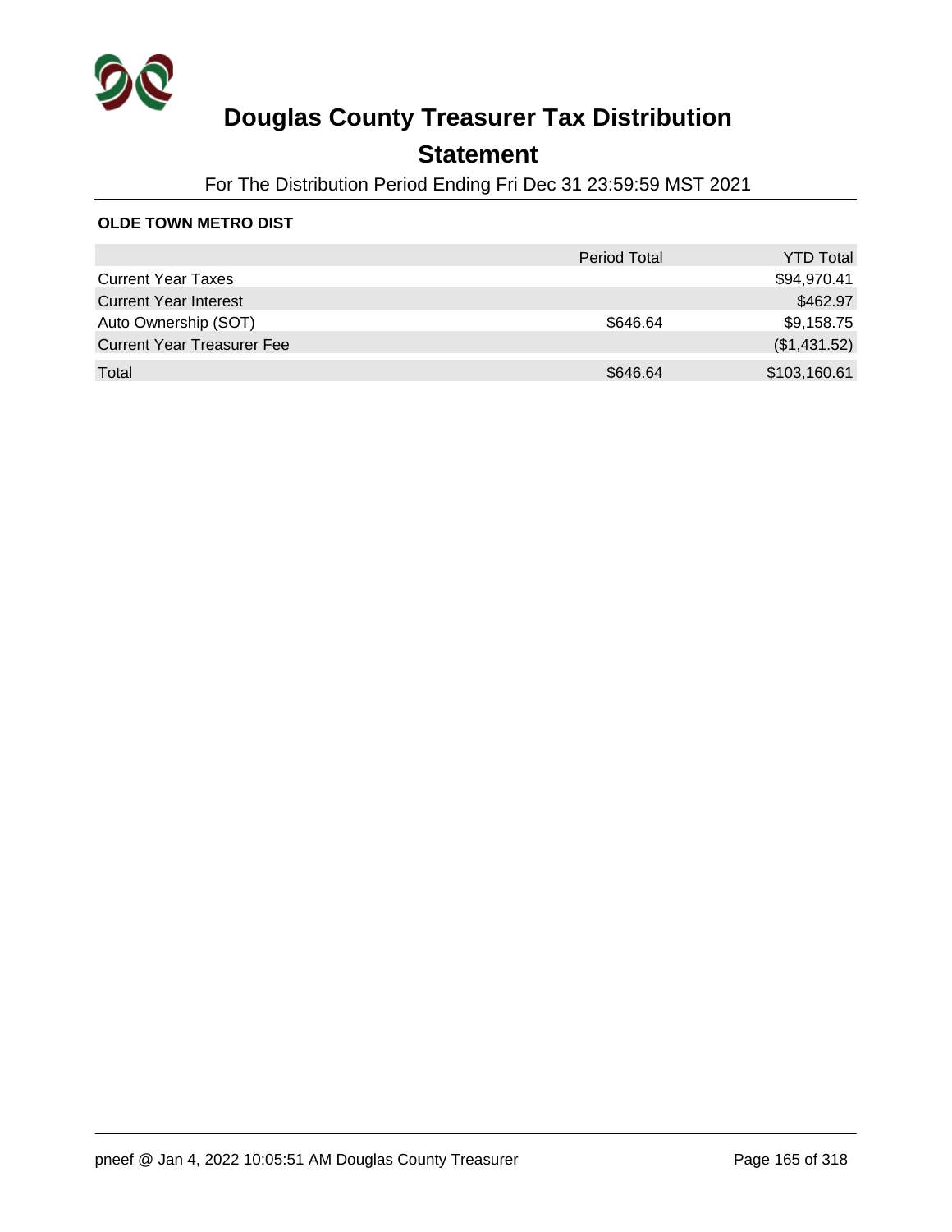# Douglas County Treasurer Tax Distribution

## Statement

For The Distribution Period Ending Fri Dec 31 23:59:59 MST 2021

**OLDE TOWN METRO DIST**

| | Period Total | YTD Total |
| --- | --- | --- |
| Current Year Taxes | | $94,970.41 |
| Current Year Interest | | $462.97 |
| Auto Ownership (SOT) | $646.64 | $9,158.75 |
| Current Year Treasurer Fee | | ($1,431.52) |
| Total | $646.64 | $103,160.61 |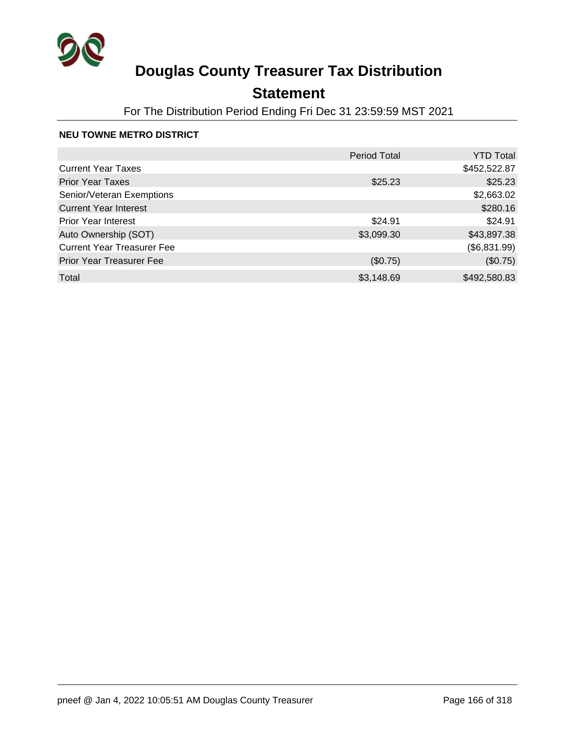# Douglas County Treasurer Tax Distribution

## Statement

For The Distribution Period Ending Fri Dec 31 23:59:59 MST 2021

### NEU TOWNE METRO DISTRICT

| | Period Total | YTD Total |
|---|---|---|
| Current Year Taxes | | $452,522.87 |
| Prior Year Taxes | $25.23 | $25.23 |
| Senior/Veteran Exemptions | | $2,663.02 |
| Current Year Interest | | $280.16 |
| Prior Year Interest | $24.91 | $24.91 |
| Auto Ownership (SOT) | $3,099.30 | $43,897.38 |
| Current Year Treasurer Fee | | ($6,831.99) |
| Prior Year Treasurer Fee | ($0.75) | ($0.75) |
| Total | $3,148.69 | $492,580.83 |

pneef @ Jan 4, 2022 10:05:51 AM Douglas County Treasurer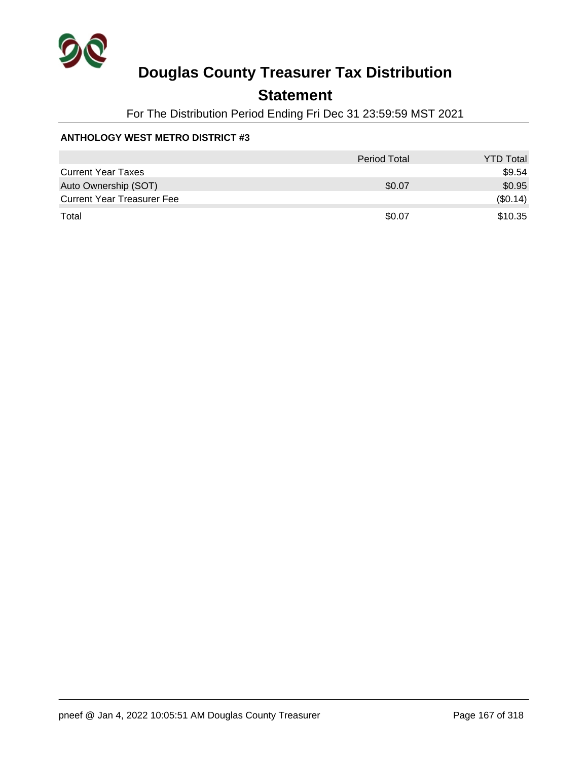# Douglas County Treasurer Tax Distribution

## Statement

For The Distribution Period Ending Fri Dec 31 23:59:59 MST 2021

**ANTHOLOGY WEST METRO DISTRICT #3**

| | Period Total | YTD Total |
|---|---|---|
| Current Year Taxes | | $9.54 |
| Auto Ownership (SOT) | $0.07 | $0.95 |
| Current Year Treasurer Fee | | ($0.14) |
| Total | $0.07 | $10.35 |

pneef @ Jan 4, 2022 10:05:51 AM Douglas County Treasurer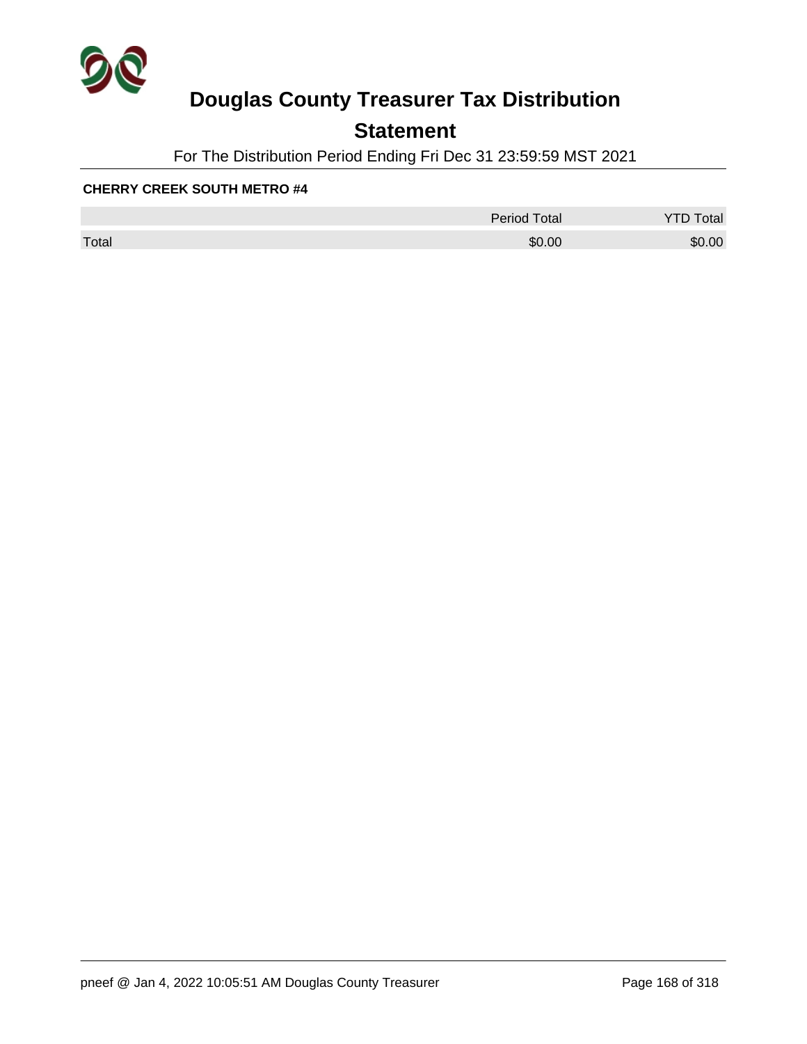# Douglas County Treasurer Tax Distribution

## Statement

For The Distribution Period Ending Fri Dec 31 23:59:59 MST 2021

**CHERRY CREEK SOUTH METRO #4**

| | Period Total | YTD Total |
|---|---|---|
| Total | $0.00 | $0.00 |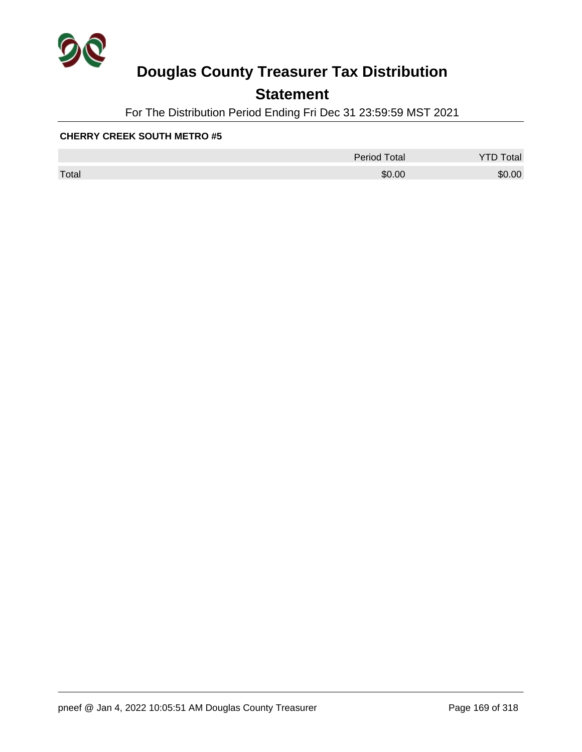# Douglas County Treasurer Tax Distribution

## Statement

For The Distribution Period Ending Fri Dec 31 23:59:59 MST 2021

**CHERRY CREEK SOUTH METRO #5**

| | Period Total | YTD Total |
|---|---|---|
| Total | $0.00 | $0.00 |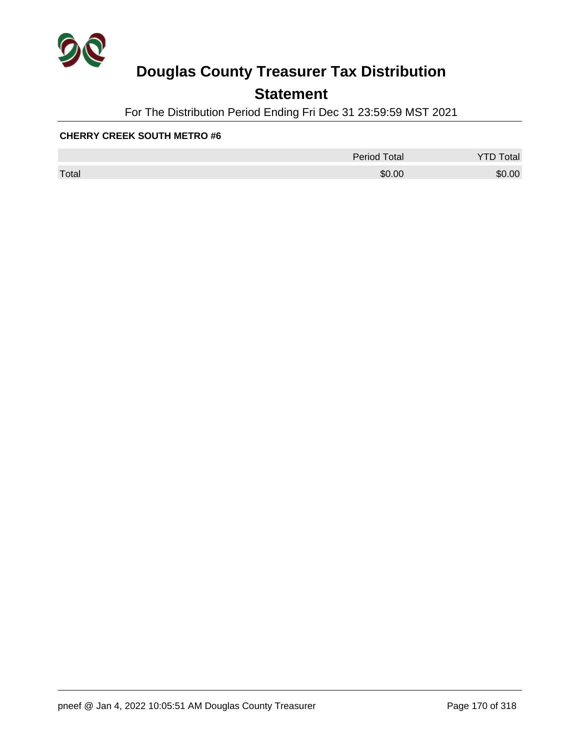# Douglas County Treasurer Tax Distribution

## Statement

For The Distribution Period Ending Fri Dec 31 23:59:59 MST 2021

**CHERRY CREEK SOUTH METRO #6**

| | Period Total | YTD Total |
|---|---|---|
| Total | $0.00 | $0.00 |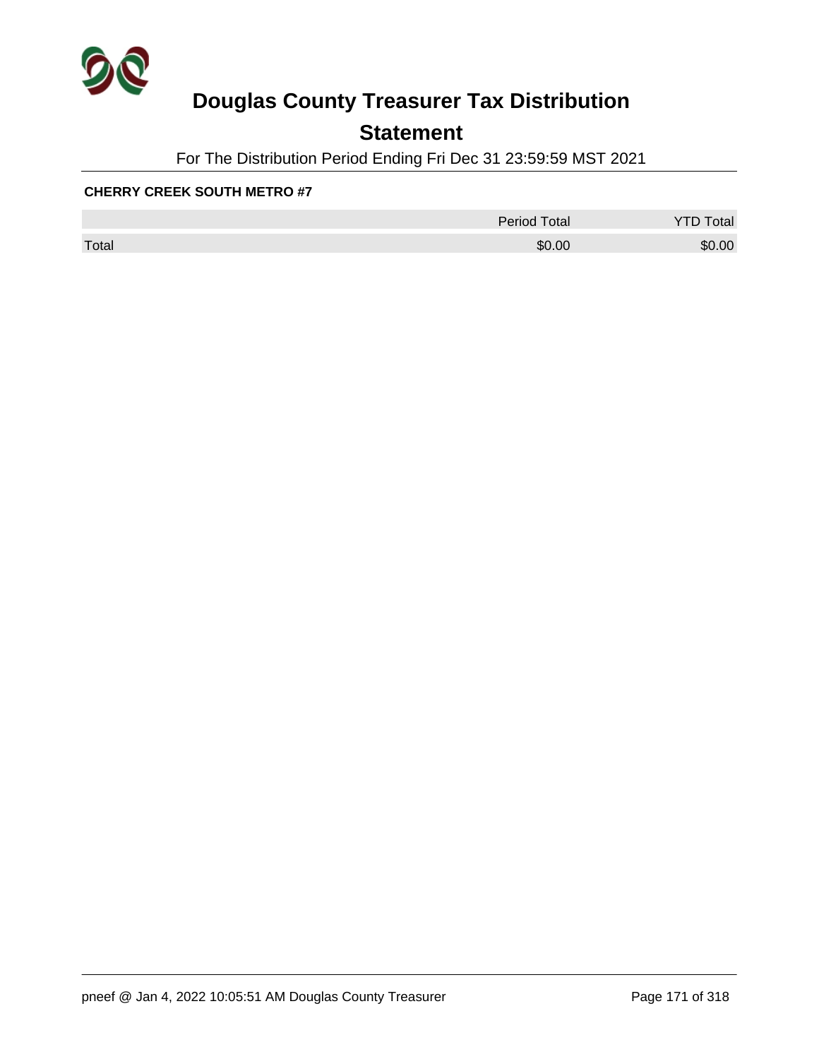# Douglas County Treasurer Tax Distribution

## Statement

For The Distribution Period Ending Fri Dec 31 23:59:59 MST 2021

**CHERRY CREEK SOUTH METRO #7**

| | Period Total | YTD Total |
|---|---|---|
| Total | $0.00 | $0.00 |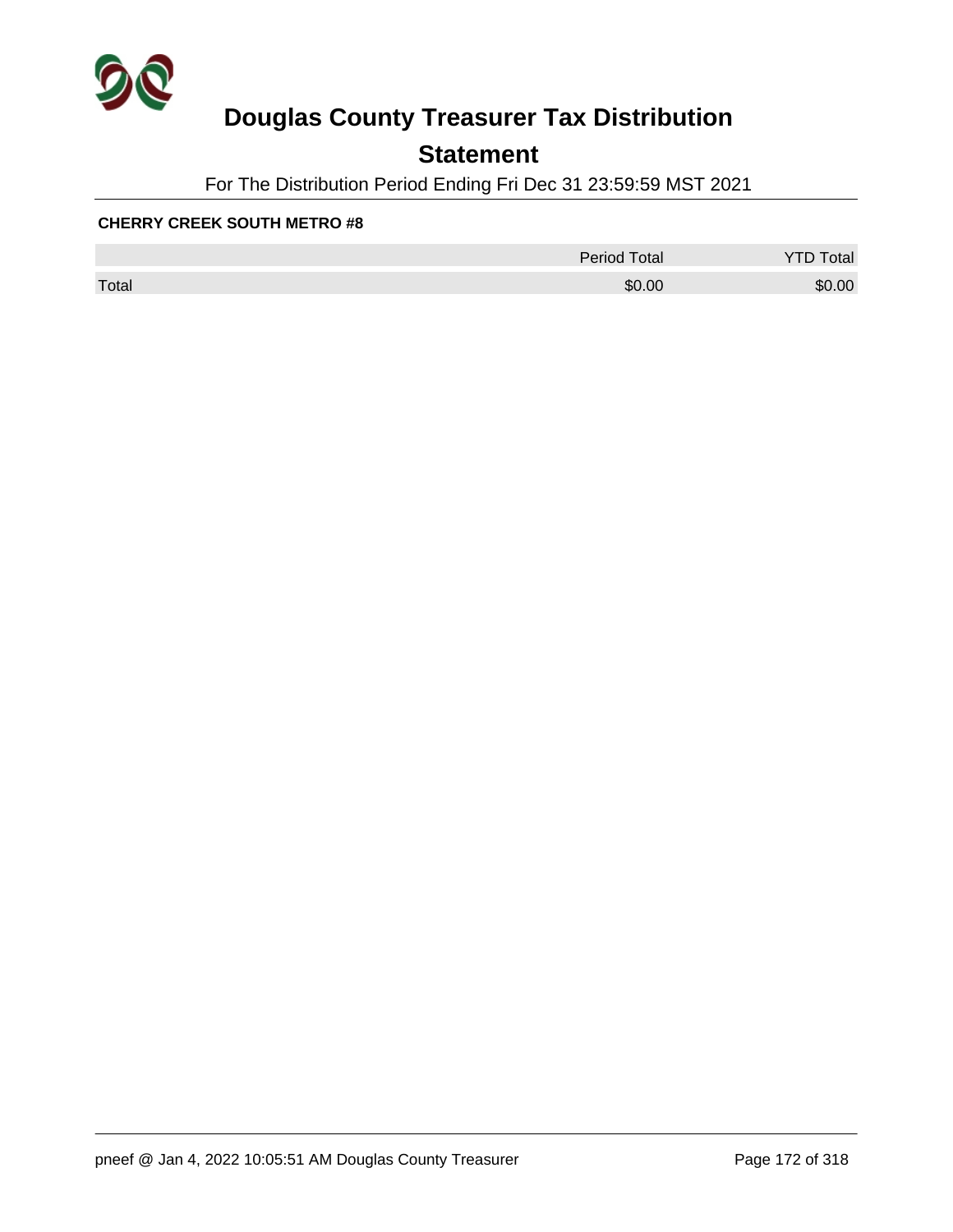# Douglas County Treasurer Tax Distribution

## Statement

For The Distribution Period Ending Fri Dec 31 23:59:59 MST 2021

**CHERRY CREEK SOUTH METRO #8**

| | Period Total | YTD Total |
|---|---|---|
| Total | $0.00 | $0.00 |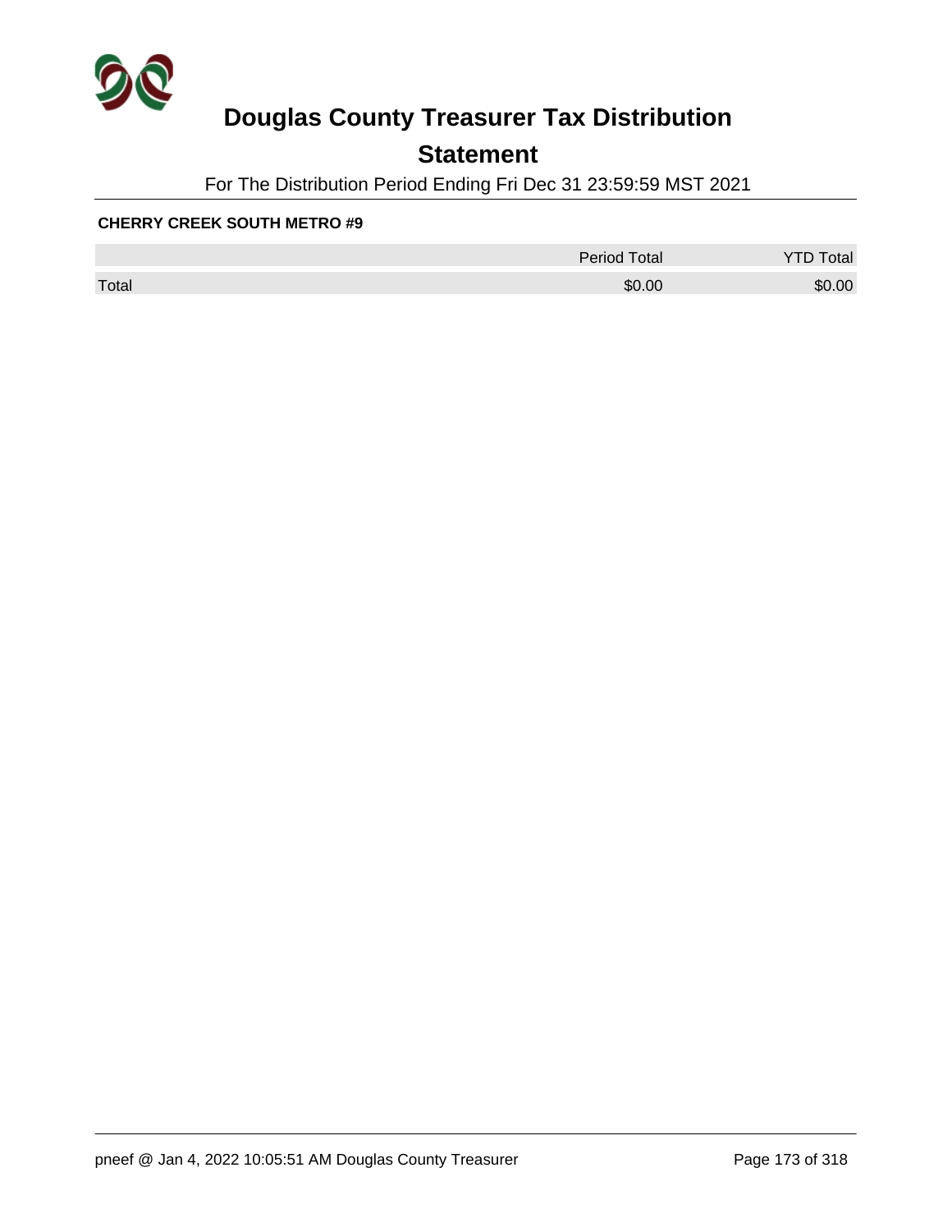# Douglas County Treasurer Tax Distribution

## Statement

For The Distribution Period Ending Fri Dec 31 23:59:59 MST 2021

**CHERRY CREEK SOUTH METRO #9**

| | Period Total | YTD Total |
|---|---|---|
| Total | $0.00 | $0.00 |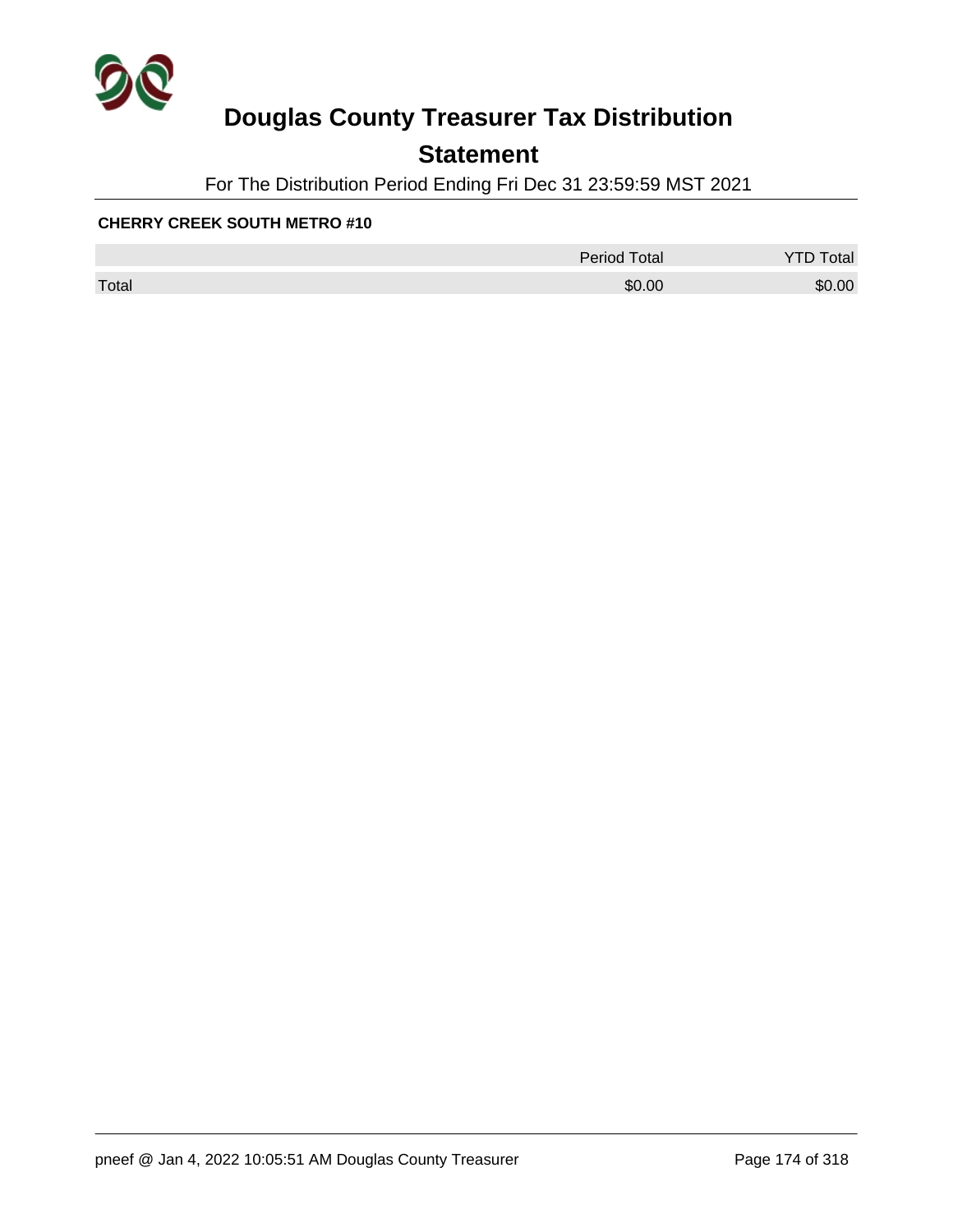# Douglas County Treasurer Tax Distribution

## Statement

For The Distribution Period Ending Fri Dec 31 23:59:59 MST 2021

**CHERRY CREEK SOUTH METRO #10**

| | Period Total | YTD Total |
|---|---|---|
| Total | $0.00 | $0.00 |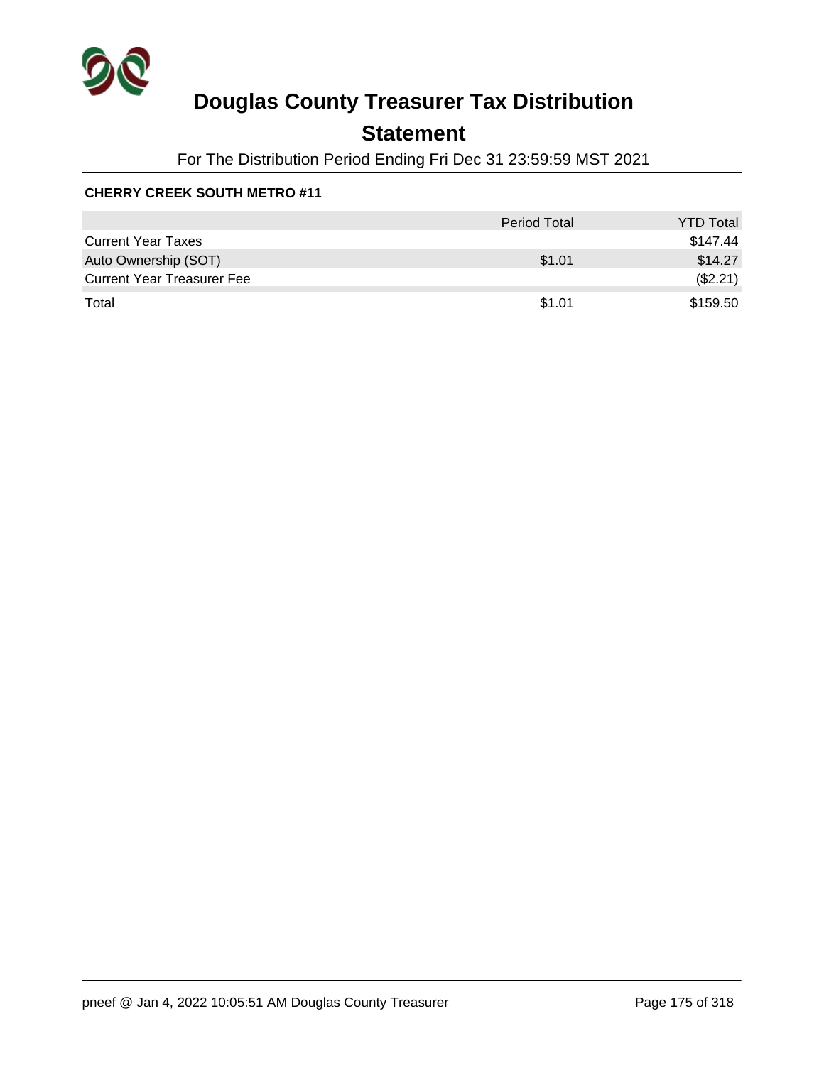# Douglas County Treasurer Tax Distribution

## Statement

For The Distribution Period Ending Fri Dec 31 23:59:59 MST 2021

**CHERRY CREEK SOUTH METRO #11**

| | Period Total | YTD Total |
|---|---|---|
| Current Year Taxes | | $147.44 |
| Auto Ownership (SOT) | $1.01 | $14.27 |
| Current Year Treasurer Fee | | ($2.21) |
| Total | $1.01 | $159.50 |

pneef @ Jan 4, 2022 10:05:51 AM Douglas County Treasurer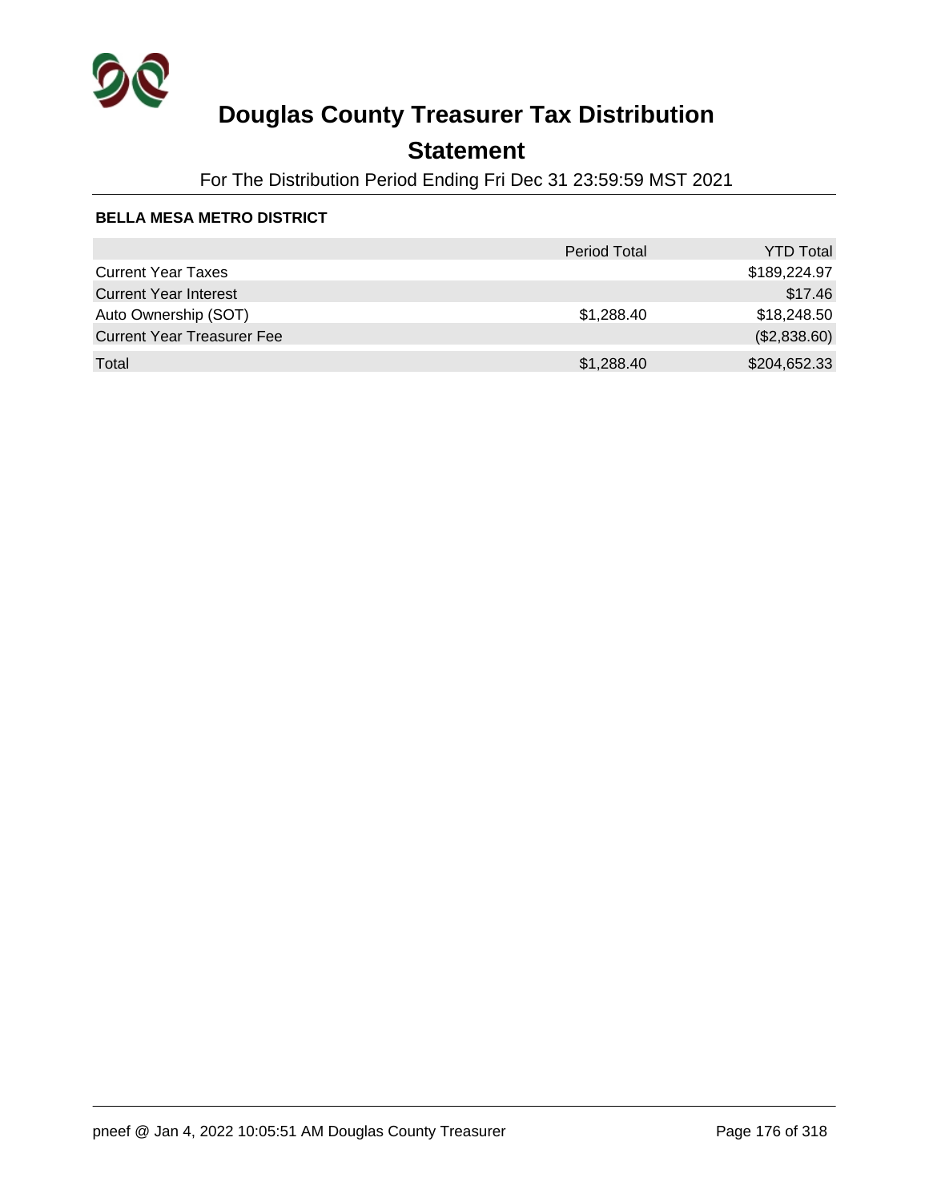# Douglas County Treasurer Tax Distribution

## Statement

For The Distribution Period Ending Fri Dec 31 23:59:59 MST 2021

**BELLA MESA METRO DISTRICT**

| | Period Total | YTD Total |
|---|---|---|
| Current Year Taxes | | $189,224.97 |
| Current Year Interest | | $17.46 |
| Auto Ownership (SOT) | $1,288.40 | $18,248.50 |
| Current Year Treasurer Fee | | ($2,838.60) |
| Total | $1,288.40 | $204,652.33 |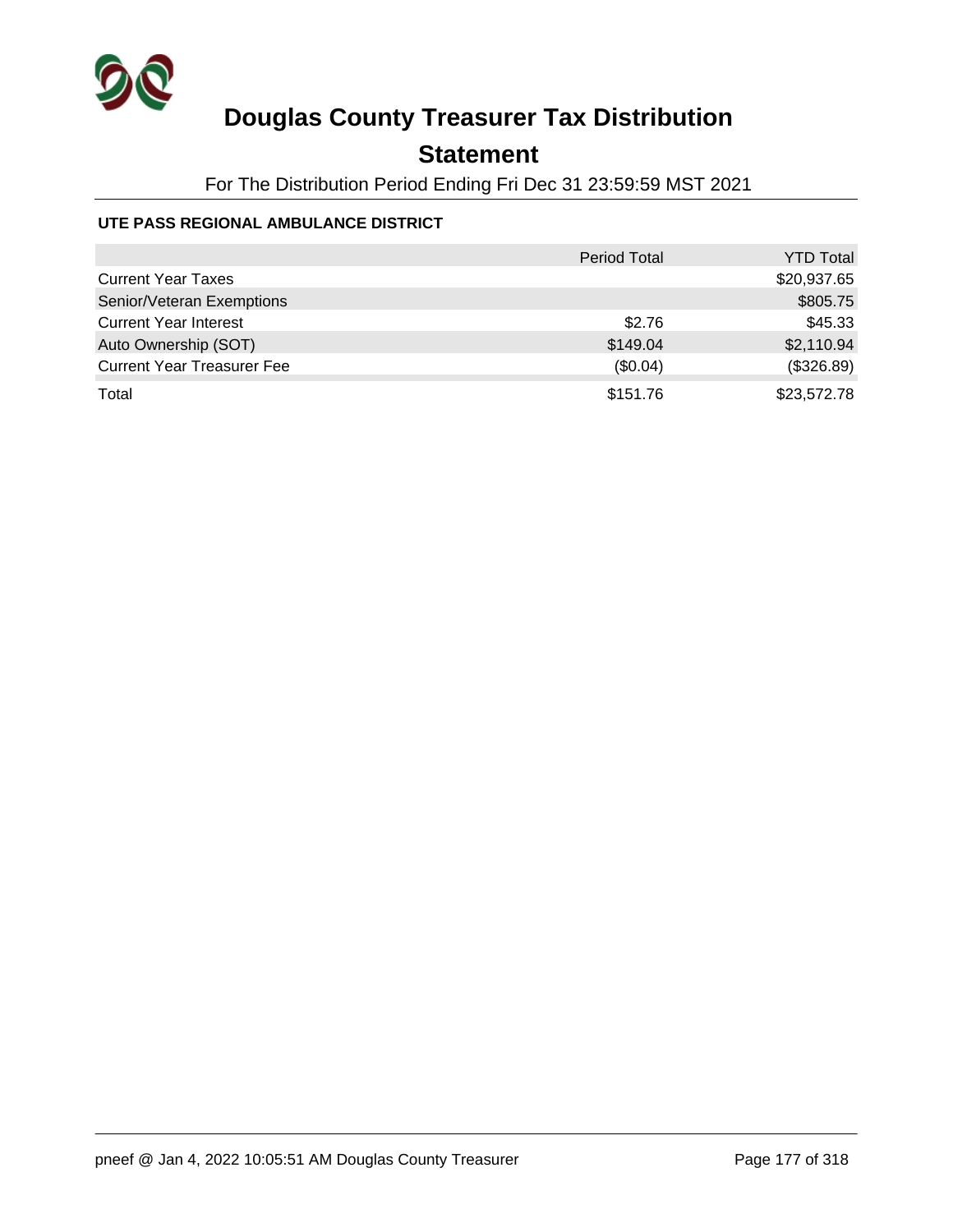# Douglas County Treasurer Tax Distribution

## Statement

For The Distribution Period Ending Fri Dec 31 23:59:59 MST 2021

### UTE PASS REGIONAL AMBULANCE DISTRICT

| | Period Total | YTD Total |
|---|---|---|
| Current Year Taxes | | $20,937.65 |
| Senior/Veteran Exemptions | | $805.75 |
| Current Year Interest | $2.76 | $45.33 |
| Auto Ownership (SOT) | $149.04 | $2,110.94 |
| Current Year Treasurer Fee | ($0.04) | ($326.89) |
| Total | $151.76 | $23,572.78 |

pneef @ Jan 4, 2022 10:05:51 AM Douglas County Treasurer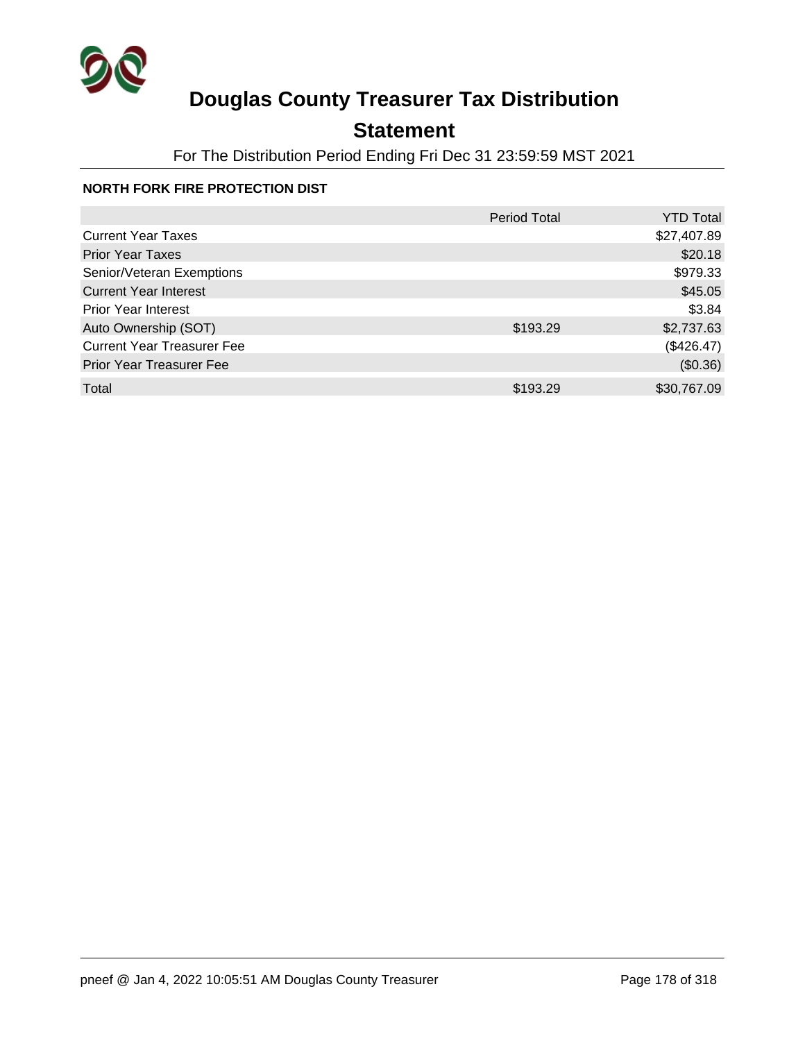# Douglas County Treasurer Tax Distribution

## Statement

For The Distribution Period Ending Fri Dec 31 23:59:59 MST 2021

### NORTH FORK FIRE PROTECTION DIST

| | Period Total | YTD Total |
|---|---|---|
| Current Year Taxes | | $27,407.89 |
| Prior Year Taxes | | $20.18 |
| Senior/Veteran Exemptions | | $979.33 |
| Current Year Interest | | $45.05 |
| Prior Year Interest | | $3.84 |
| Auto Ownership (SOT) | $193.29 | $2,737.63 |
| Current Year Treasurer Fee | | ($426.47) |
| Prior Year Treasurer Fee | | ($0.36) |
| Total | $193.29 | $30,767.09 |

pneef @ Jan 4, 2022 10:05:51 AM Douglas County Treasurer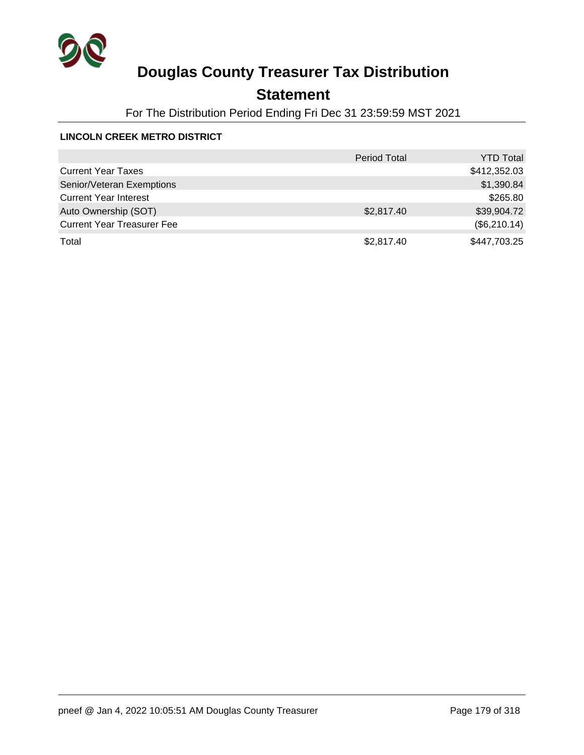# Douglas County Treasurer Tax Distribution

## Statement

For The Distribution Period Ending Fri Dec 31 23:59:59 MST 2021

**LINCOLN CREEK METRO DISTRICT**

| | Period Total | YTD Total |
|---|---|---|
| Current Year Taxes | | $412,352.03 |
| Senior/Veteran Exemptions | | $1,390.84 |
| Current Year Interest | | $265.80 |
| Auto Ownership (SOT) | $2,817.40 | $39,904.72 |
| Current Year Treasurer Fee | | ($6,210.14) |
| Total | $2,817.40 | $447,703.25 |

pneef @ Jan 4, 2022 10:05:51 AM Douglas County Treasurer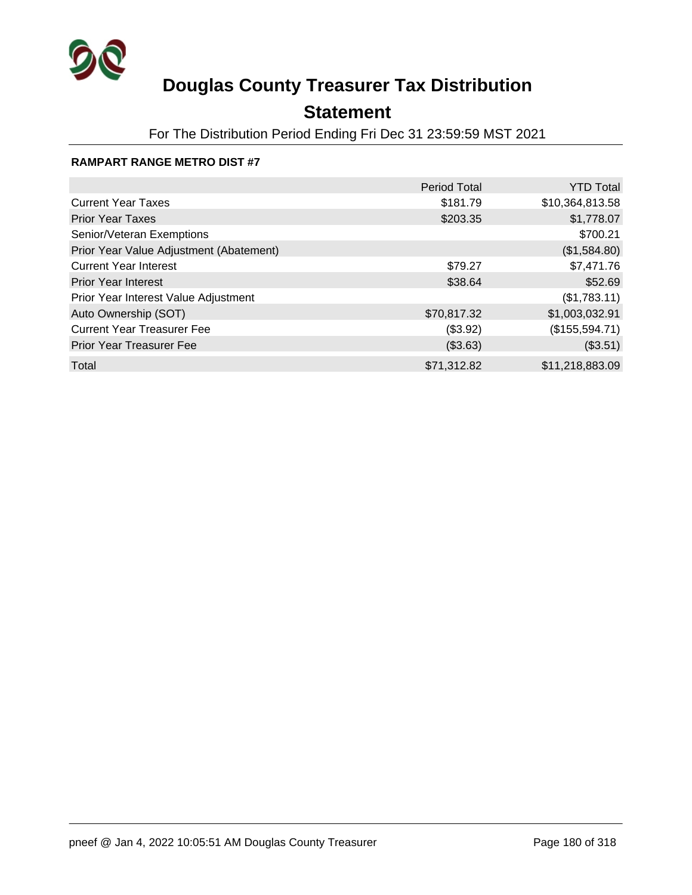# Douglas County Treasurer Tax Distribution

## Statement

For The Distribution Period Ending Fri Dec 31 23:59:59 MST 2021

**RAMPART RANGE METRO DIST #7**

| | Period Total | YTD Total |
|---|---|---|
| Current Year Taxes | $181.79 | $10,364,813.58 |
| Prior Year Taxes | $203.35 | $1,778.07 |
| Senior/Veteran Exemptions | | $700.21 |
| Prior Year Value Adjustment (Abatement) | | ($1,584.80) |
| Current Year Interest | $79.27 | $7,471.76 |
| Prior Year Interest | $38.64 | $52.69 |
| Prior Year Interest Value Adjustment | | ($1,783.11) |
| Auto Ownership (SOT) | $70,817.32 | $1,003,032.91 |
| Current Year Treasurer Fee | ($3.92) | ($155,594.71) |
| Prior Year Treasurer Fee | ($3.63) | ($3.51) |
| Total | $71,312.82 | $11,218,883.09 |

pneef @ Jan 4, 2022 10:05:51 AM Douglas County Treasurer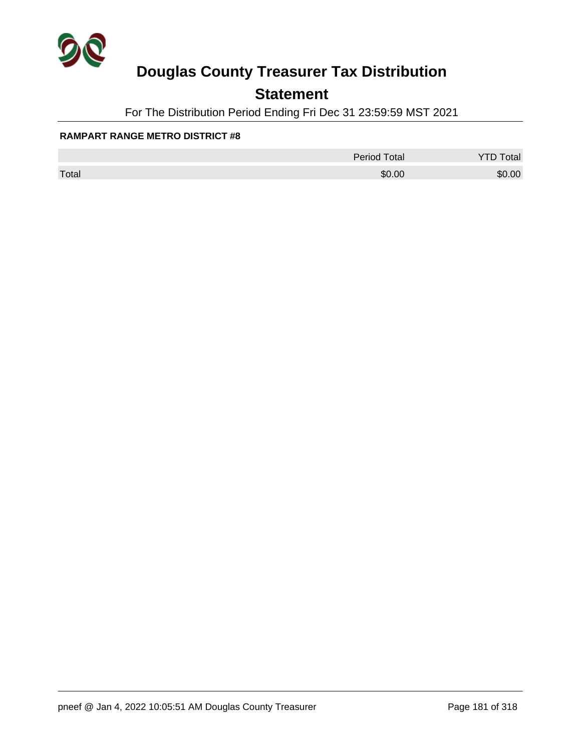# Douglas County Treasurer Tax Distribution

## Statement

For The Distribution Period Ending Fri Dec 31 23:59:59 MST 2021

**RAMPART RANGE METRO DISTRICT #8**

| | Period Total | YTD Total |
|---|---|---|
| Total | $0.00 | $0.00 |

pneef @ Jan 4, 2022 10:05:51 AM Douglas County Treasurer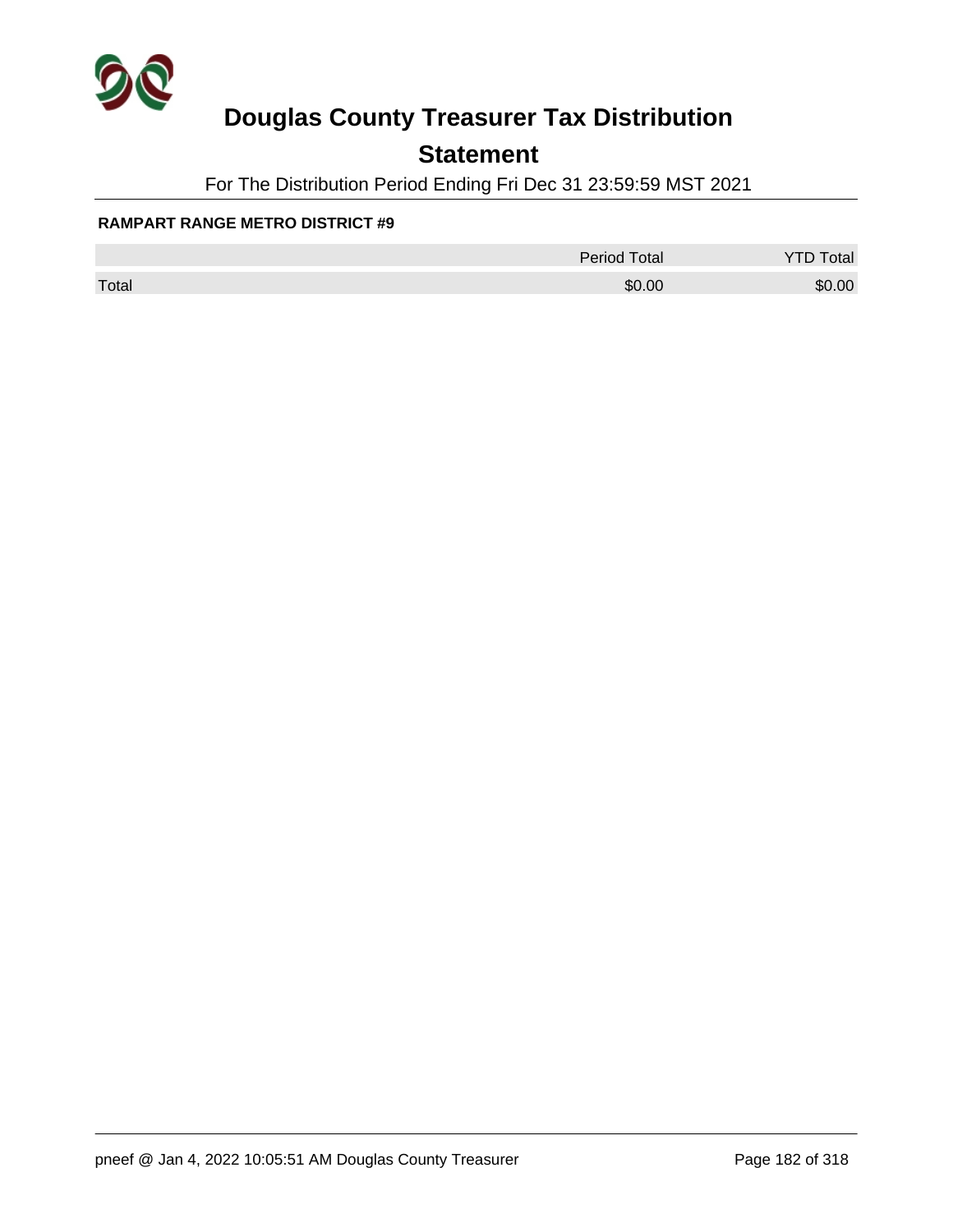# Douglas County Treasurer Tax Distribution

## Statement

For The Distribution Period Ending Fri Dec 31 23:59:59 MST 2021

**RAMPART RANGE METRO DISTRICT #9**

| | Period Total | YTD Total |
|---|---|---|
| Total | $0.00 | $0.00 |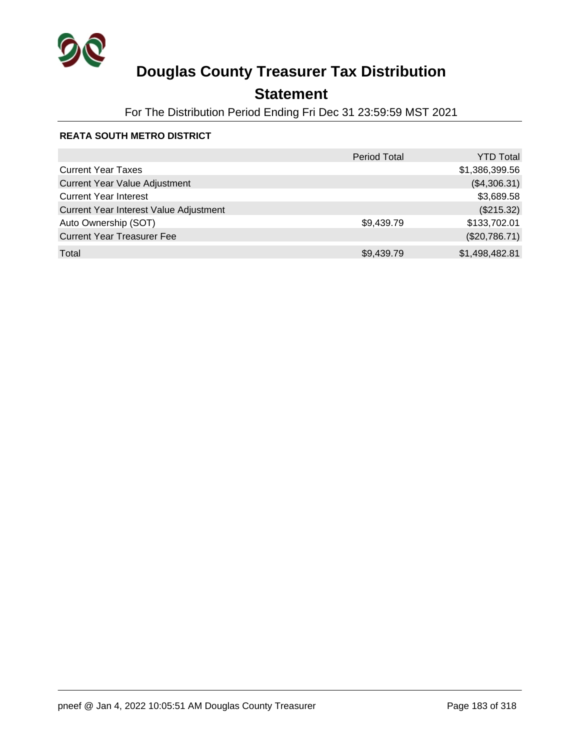# Douglas County Treasurer Tax Distribution

## Statement

For The Distribution Period Ending Fri Dec 31 23:59:59 MST 2021

### REATA SOUTH METRO DISTRICT

| | Period Total | YTD Total |
|---|---|---|
| Current Year Taxes | | $1,386,399.56 |
| Current Year Value Adjustment | | ($4,306.31) |
| Current Year Interest | | $3,689.58 |
| Current Year Interest Value Adjustment | | ($215.32) |
| Auto Ownership (SOT) | $9,439.79 | $133,702.01 |
| Current Year Treasurer Fee | | ($20,786.71) |
| Total | $9,439.79 | $1,498,482.81 |

pneef @ Jan 4, 2022 10:05:51 AM Douglas County Treasurer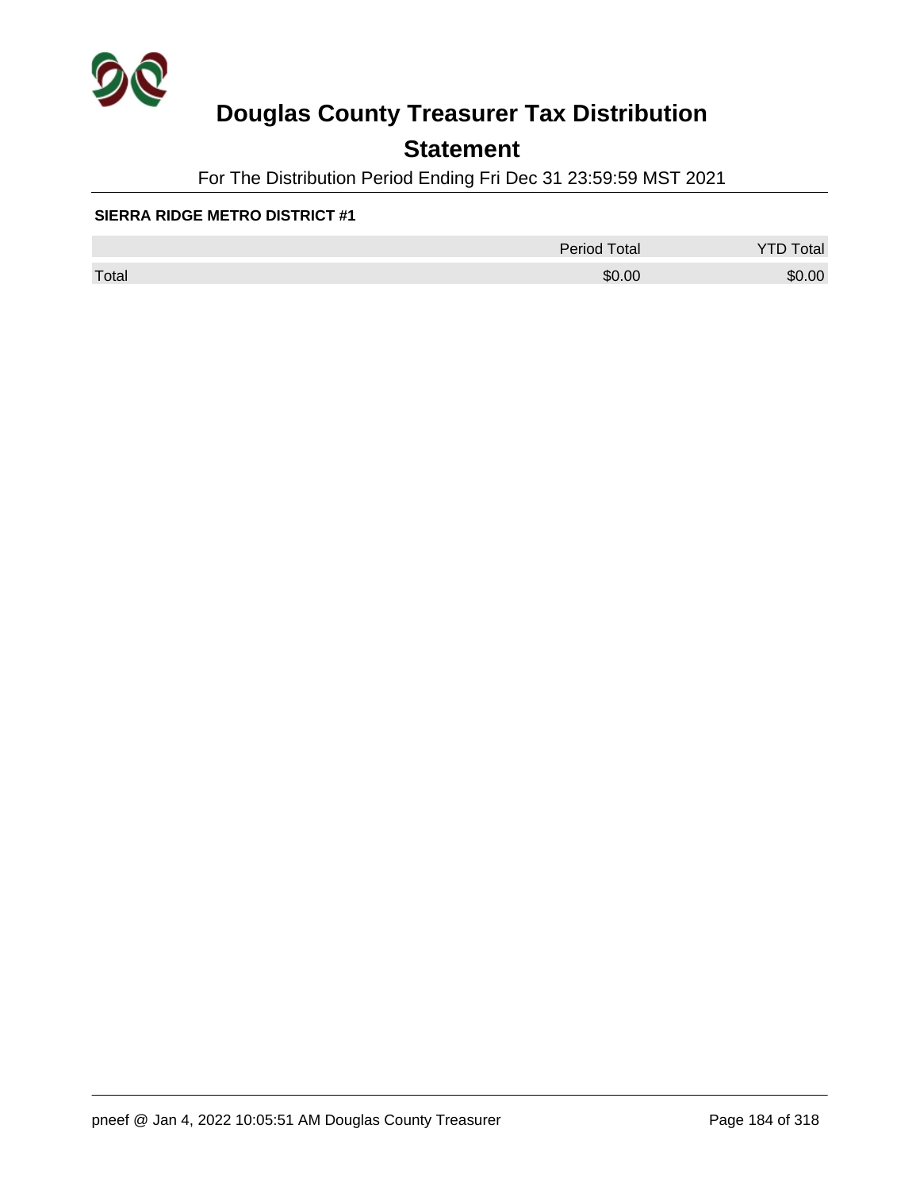# Douglas County Treasurer Tax Distribution

## Statement

For The Distribution Period Ending Fri Dec 31 23:59:59 MST 2021

**SIERRA RIDGE METRO DISTRICT #1**

| | Period Total | YTD Total |
|---|---|---|
| Total | $0.00 | $0.00 |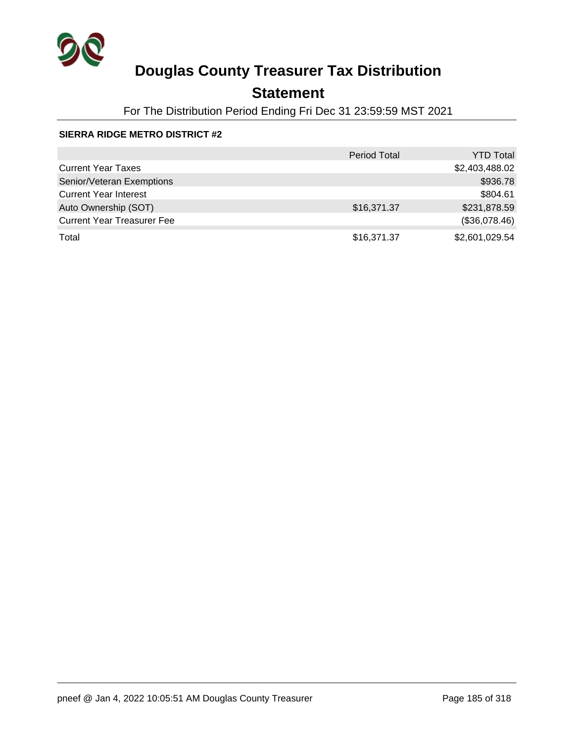# Douglas County Treasurer Tax Distribution

## Statement

For The Distribution Period Ending Fri Dec 31 23:59:59 MST 2021

**SIERRA RIDGE METRO DISTRICT #2**

| | Period Total | YTD Total |
|---|---|---|
| Current Year Taxes | | $2,403,488.02 |
| Senior/Veteran Exemptions | | $936.78 |
| Current Year Interest | | $804.61 |
| Auto Ownership (SOT) | $16,371.37 | $231,878.59 |
| Current Year Treasurer Fee | | ($36,078.46) |
| Total | $16,371.37 | $2,601,029.54 |

pneef @ Jan 4, 2022 10:05:51 AM Douglas County Treasurer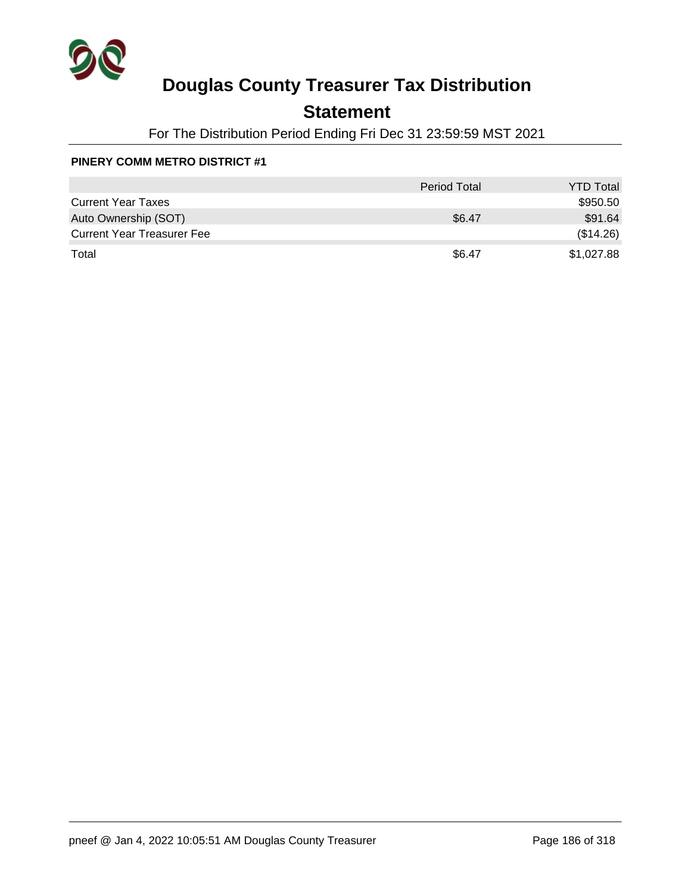# Douglas County Treasurer Tax Distribution

## Statement

For The Distribution Period Ending Fri Dec 31 23:59:59 MST 2021

**PINERY COMM METRO DISTRICT #1**

| | Period Total | YTD Total |
|---|---|---|
| Current Year Taxes | | $950.50 |
| Auto Ownership (SOT) | $6.47 | $91.64 |
| Current Year Treasurer Fee | | ($14.26) |
| Total | $6.47 | $1,027.88 |

pneef @ Jan 4, 2022 10:05:51 AM Douglas County Treasurer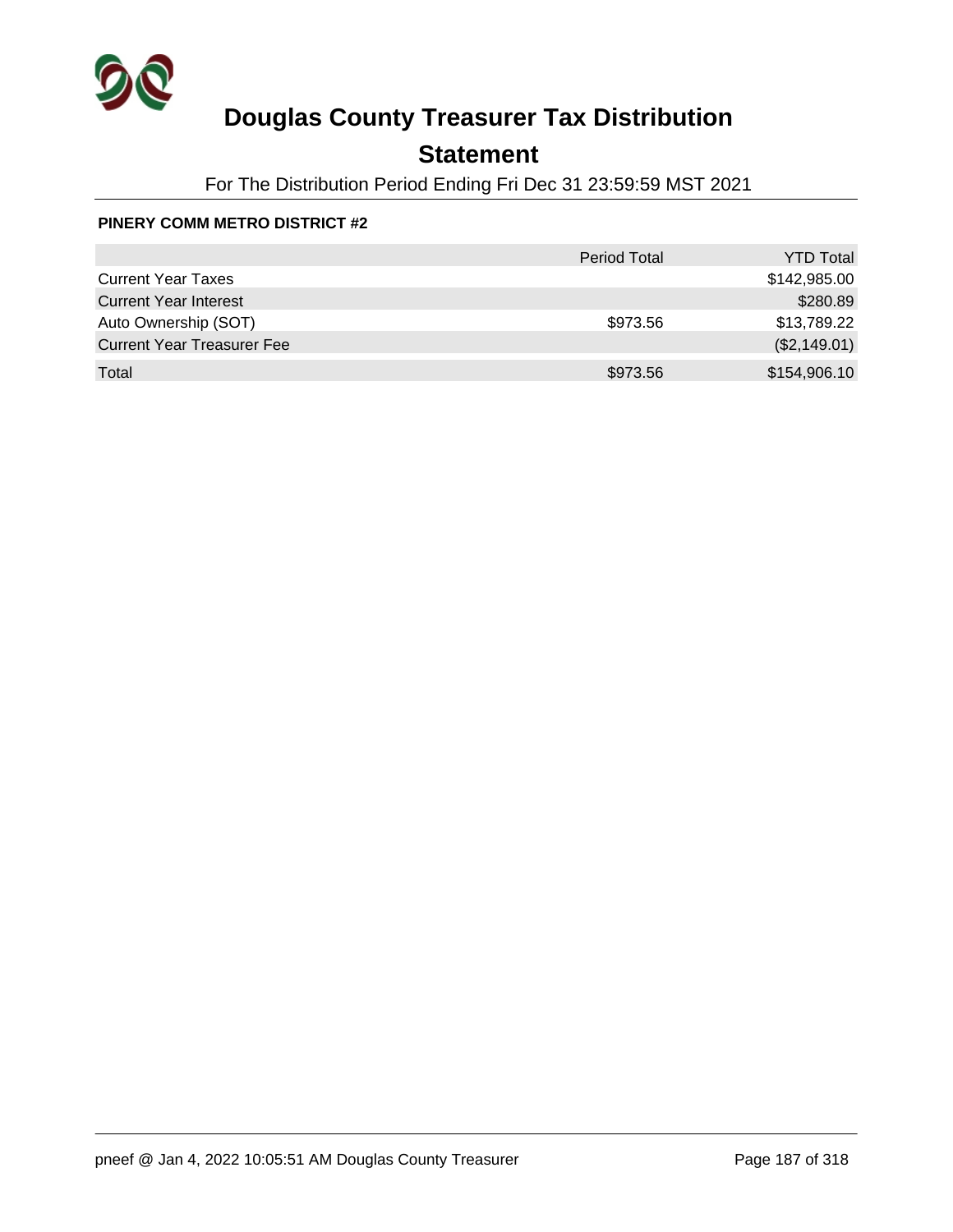# Douglas County Treasurer Tax Distribution

## Statement

For The Distribution Period Ending Fri Dec 31 23:59:59 MST 2021

**PINERY COMM METRO DISTRICT #2**

| | Period Total | YTD Total |
|---|---|---|
| Current Year Taxes | | $142,985.00 |
| Current Year Interest | | $280.89 |
| Auto Ownership (SOT) | $973.56 | $13,789.22 |
| Current Year Treasurer Fee | | ($2,149.01) |
| Total | $973.56 | $154,906.10 |

pneef @ Jan 4, 2022 10:05:51 AM Douglas County Treasurer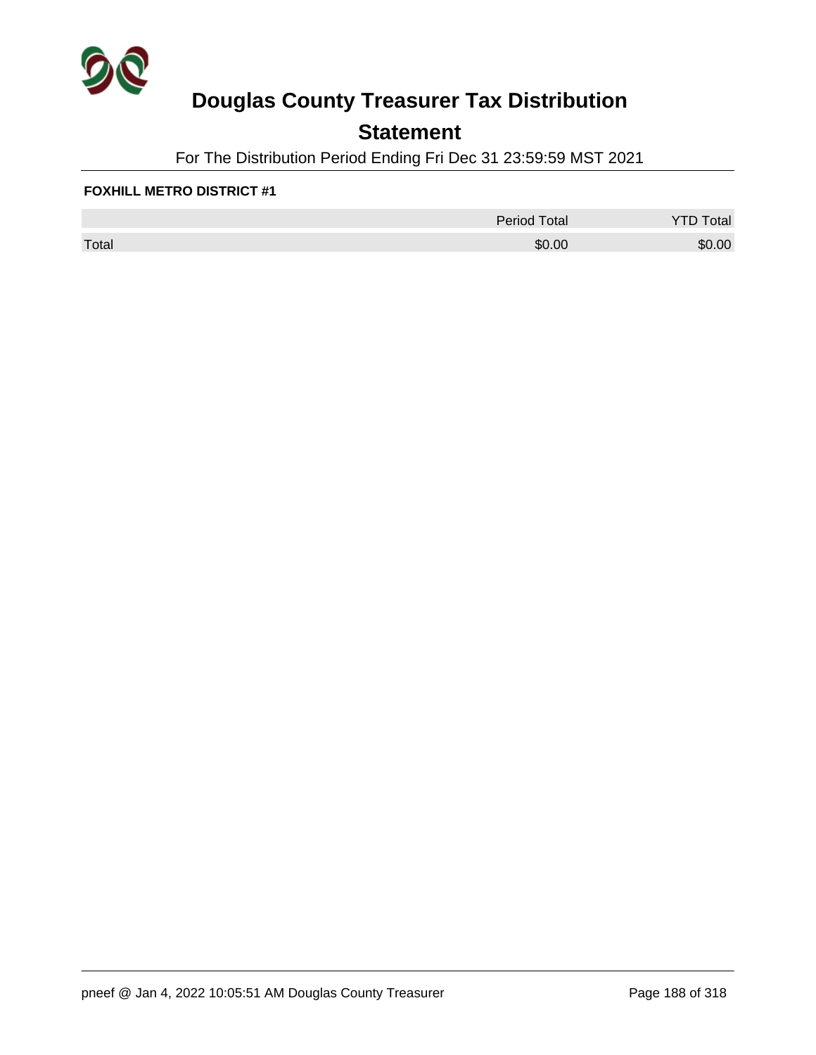# Douglas County Treasurer Tax Distribution

## Statement

For The Distribution Period Ending Fri Dec 31 23:59:59 MST 2021

**FOXHILL METRO DISTRICT #1**

| | Period Total | YTD Total |
|---|---|---|
| Total | $0.00 | $0.00 |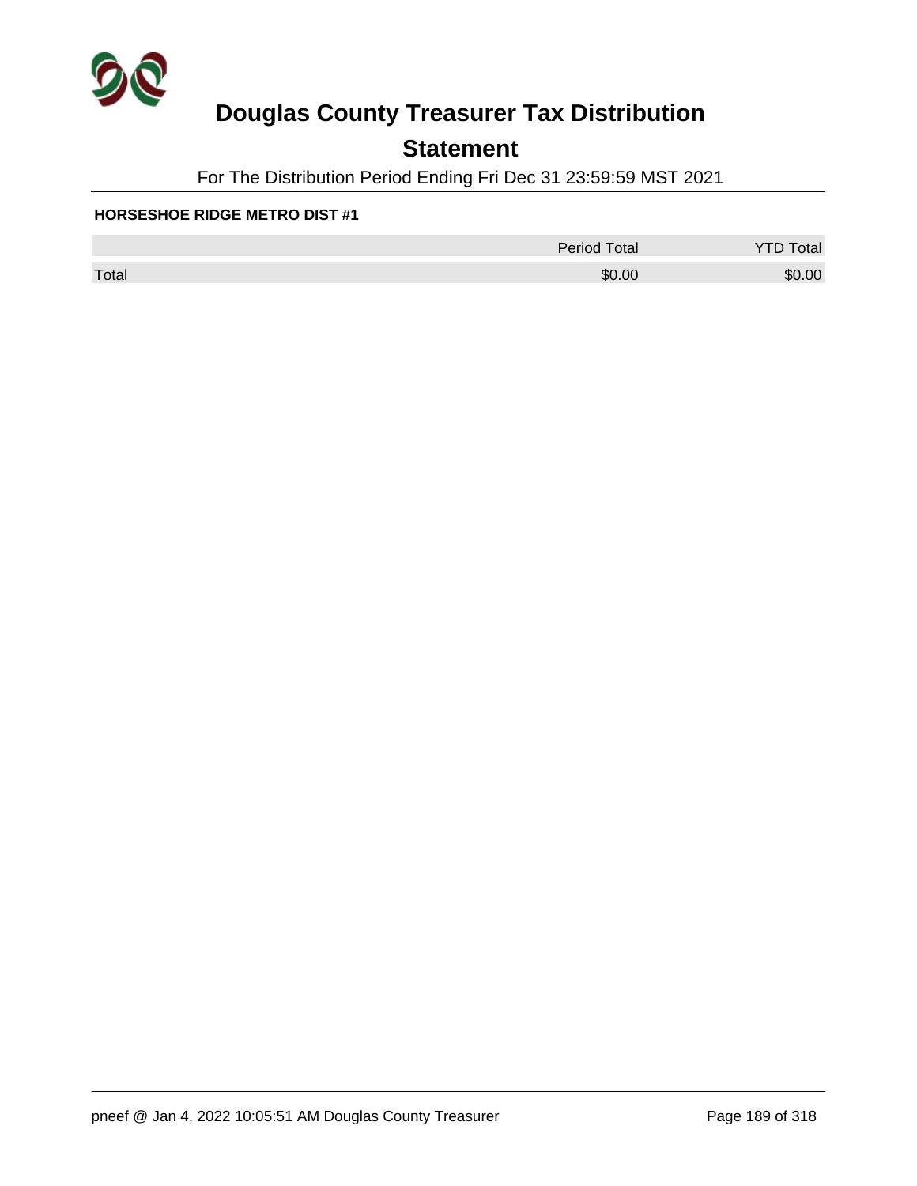# Douglas County Treasurer Tax Distribution

## Statement

For The Distribution Period Ending Fri Dec 31 23:59:59 MST 2021

**HORSESHOE RIDGE METRO DIST #1**

| | Period Total | YTD Total |
|---|---|---|
| Total | $0.00 | $0.00 |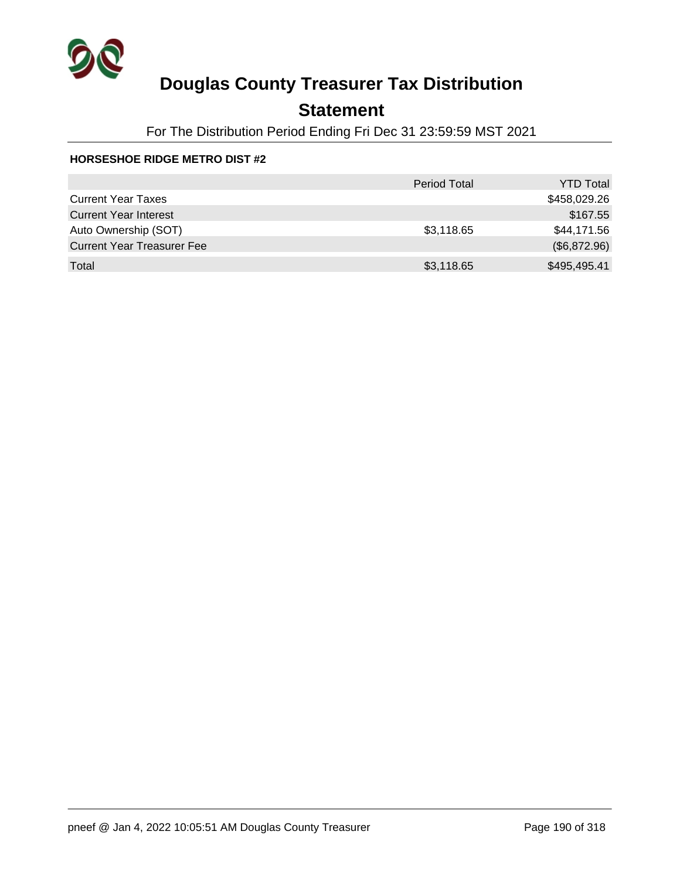# Douglas County Treasurer Tax Distribution

## Statement

For The Distribution Period Ending Fri Dec 31 23:59:59 MST 2021

**HORSESHOE RIDGE METRO DIST #2**

| | Period Total | YTD Total |
|---|---|---|
| Current Year Taxes | | $458,029.26 |
| Current Year Interest | | $167.55 |
| Auto Ownership (SOT) | $3,118.65 | $44,171.56 |
| Current Year Treasurer Fee | | ($6,872.96) |
| Total | $3,118.65 | $495,495.41 |

pneef @ Jan 4, 2022 10:05:51 AM Douglas County Treasurer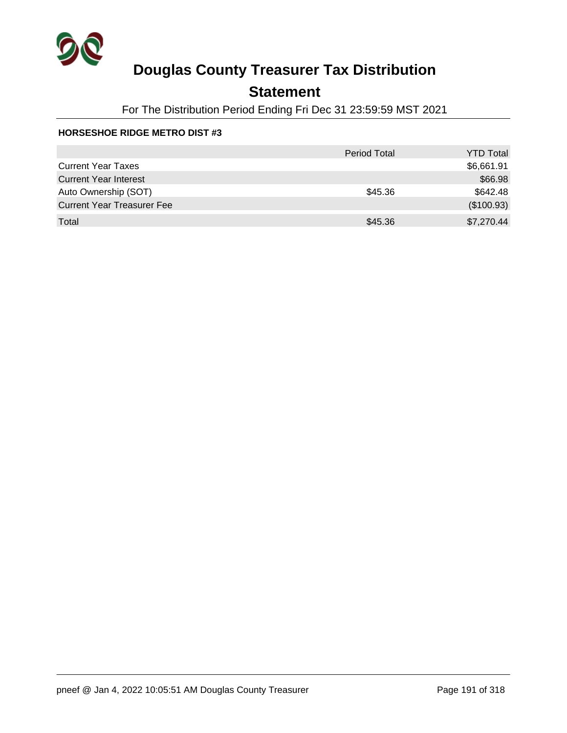# Douglas County Treasurer Tax Distribution

## Statement

For The Distribution Period Ending Fri Dec 31 23:59:59 MST 2021

**HORSESHOE RIDGE METRO DIST #3**

| | Period Total | YTD Total |
|---|---|---|
| Current Year Taxes | | $6,661.91 |
| Current Year Interest | | $66.98 |
| Auto Ownership (SOT) | $45.36 | $642.48 |
| Current Year Treasurer Fee | | ($100.93) |
| Total | $45.36 | $7,270.44 |

pneef @ Jan 4, 2022 10:05:51 AM Douglas County Treasurer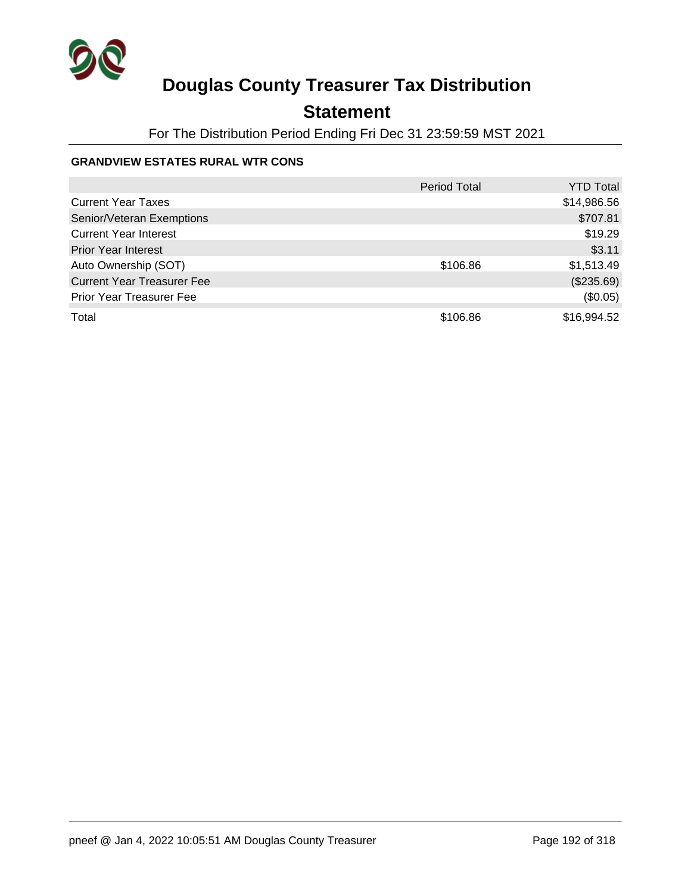# Douglas County Treasurer Tax Distribution

## Statement

For The Distribution Period Ending Fri Dec 31 23:59:59 MST 2021

### GRANDVIEW ESTATES RURAL WTR CONS

| | Period Total | YTD Total |
|---|---|---|
| Current Year Taxes | | $14,986.56 |
| Senior/Veteran Exemptions | | $707.81 |
| Current Year Interest | | $19.29 |
| Prior Year Interest | | $3.11 |
| Auto Ownership (SOT) | $106.86 | $1,513.49 |
| Current Year Treasurer Fee | | ($235.69) |
| Prior Year Treasurer Fee | | ($0.05) |
| Total | $106.86 | $16,994.52 |

pneef @ Jan 4, 2022 10:05:51 AM Douglas County Treasurer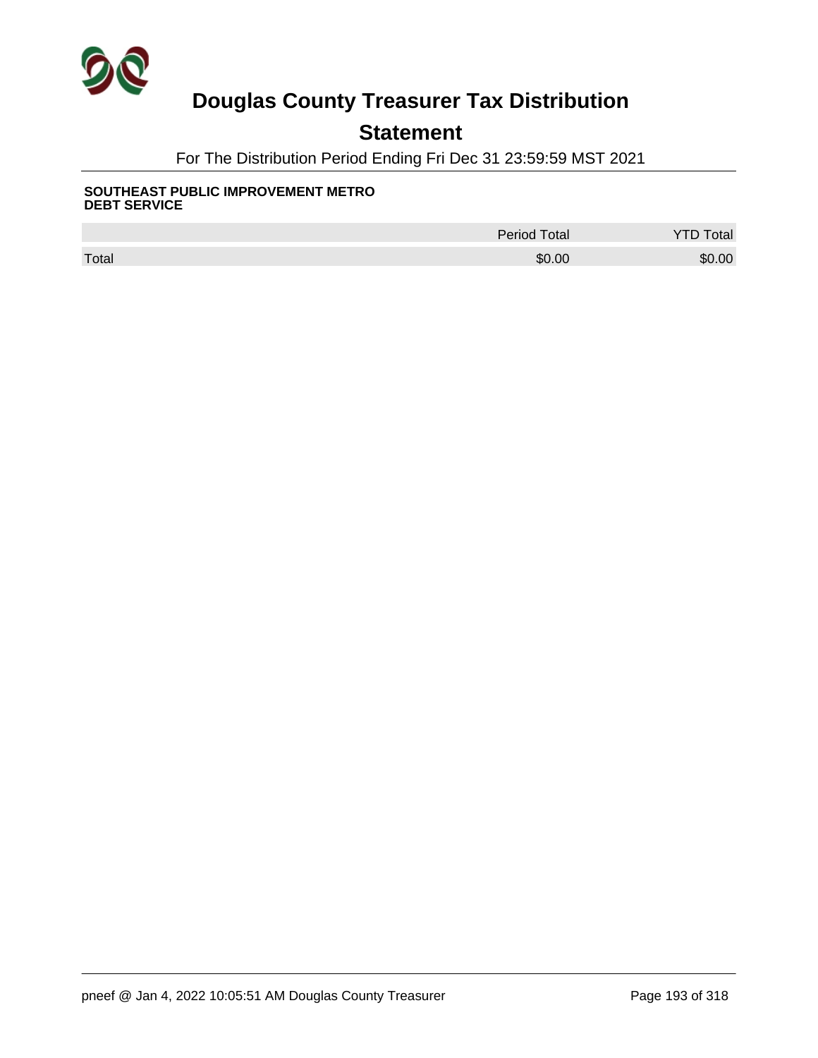# Douglas County Treasurer Tax Distribution

## Statement

For The Distribution Period Ending Fri Dec 31 23:59:59 MST 2021

**SOUTHEAST PUBLIC IMPROVEMENT METRO DEBT SERVICE**

| | Period Total | YTD Total |
|---|---|---|
| Total | $0.00 | $0.00 |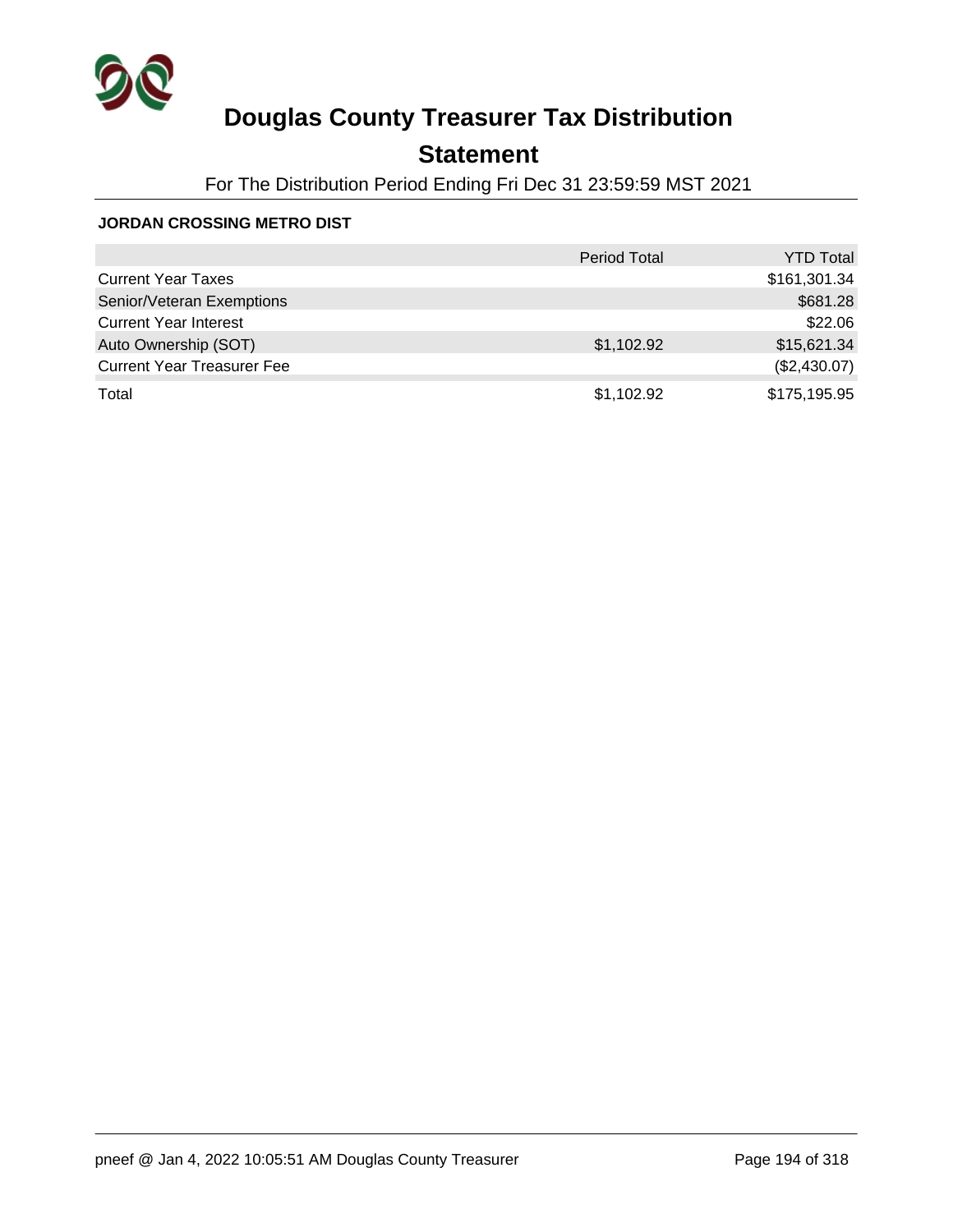# Douglas County Treasurer Tax Distribution

## Statement

For The Distribution Period Ending Fri Dec 31 23:59:59 MST 2021

**JORDAN CROSSING METRO DIST**

| | Period Total | YTD Total |
|---|---|---|
| Current Year Taxes | | $161,301.34 |
| Senior/Veteran Exemptions | | $681.28 |
| Current Year Interest | | $22.06 |
| Auto Ownership (SOT) | $1,102.92 | $15,621.34 |
| Current Year Treasurer Fee | | ($2,430.07) |
| Total | $1,102.92 | $175,195.95 |

pneef @ Jan 4, 2022 10:05:51 AM Douglas County Treasurer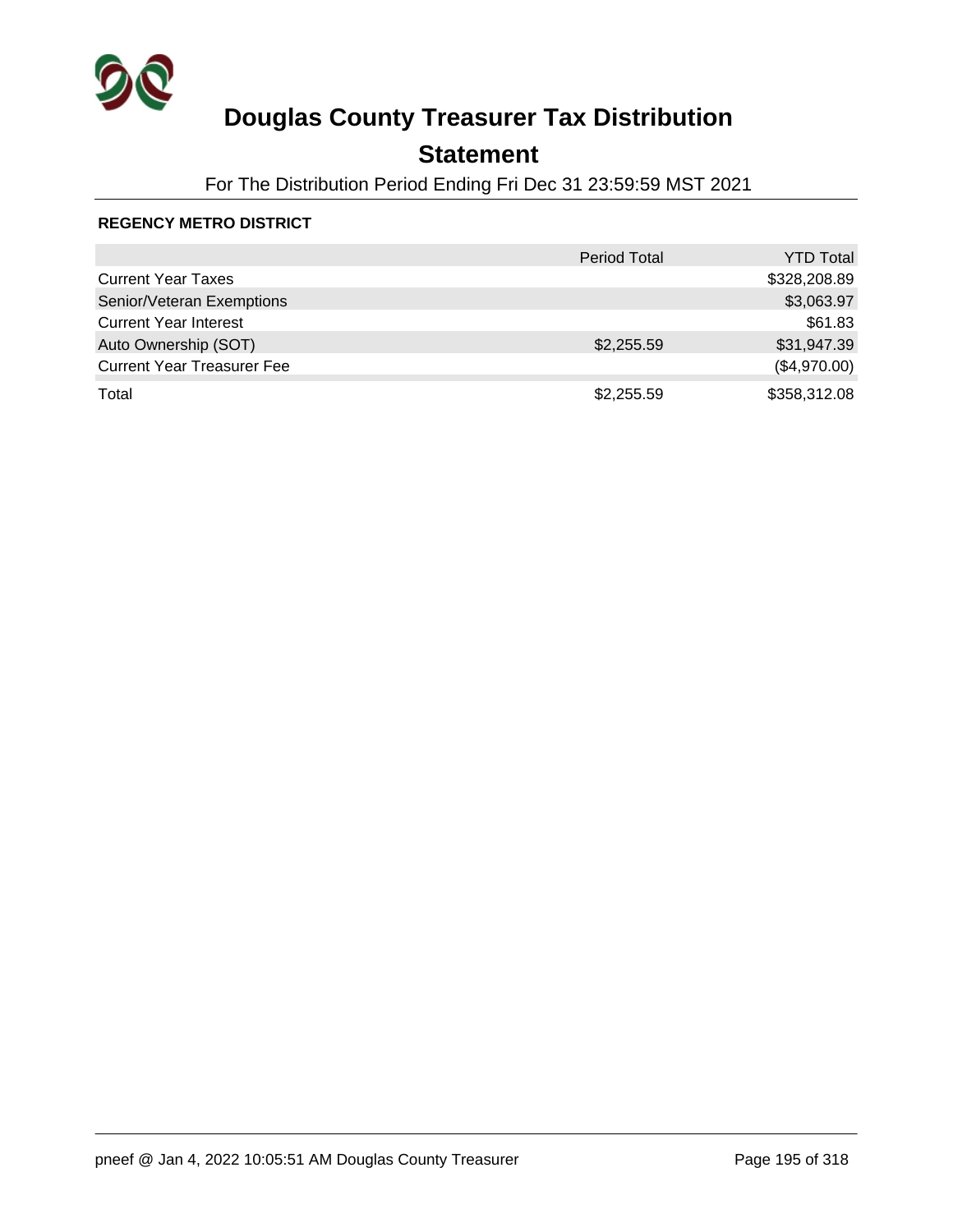# Douglas County Treasurer Tax Distribution

## Statement

For The Distribution Period Ending Fri Dec 31 23:59:59 MST 2021

**REGENCY METRO DISTRICT**

| | Period Total | YTD Total |
|---|---|---|
| Current Year Taxes | | $328,208.89 |
| Senior/Veteran Exemptions | | $3,063.97 |
| Current Year Interest | | $61.83 |
| Auto Ownership (SOT) | $2,255.59 | $31,947.39 |
| Current Year Treasurer Fee | | ($4,970.00) |
| Total | $2,255.59 | $358,312.08 |

pneef @ Jan 4, 2022 10:05:51 AM Douglas County Treasurer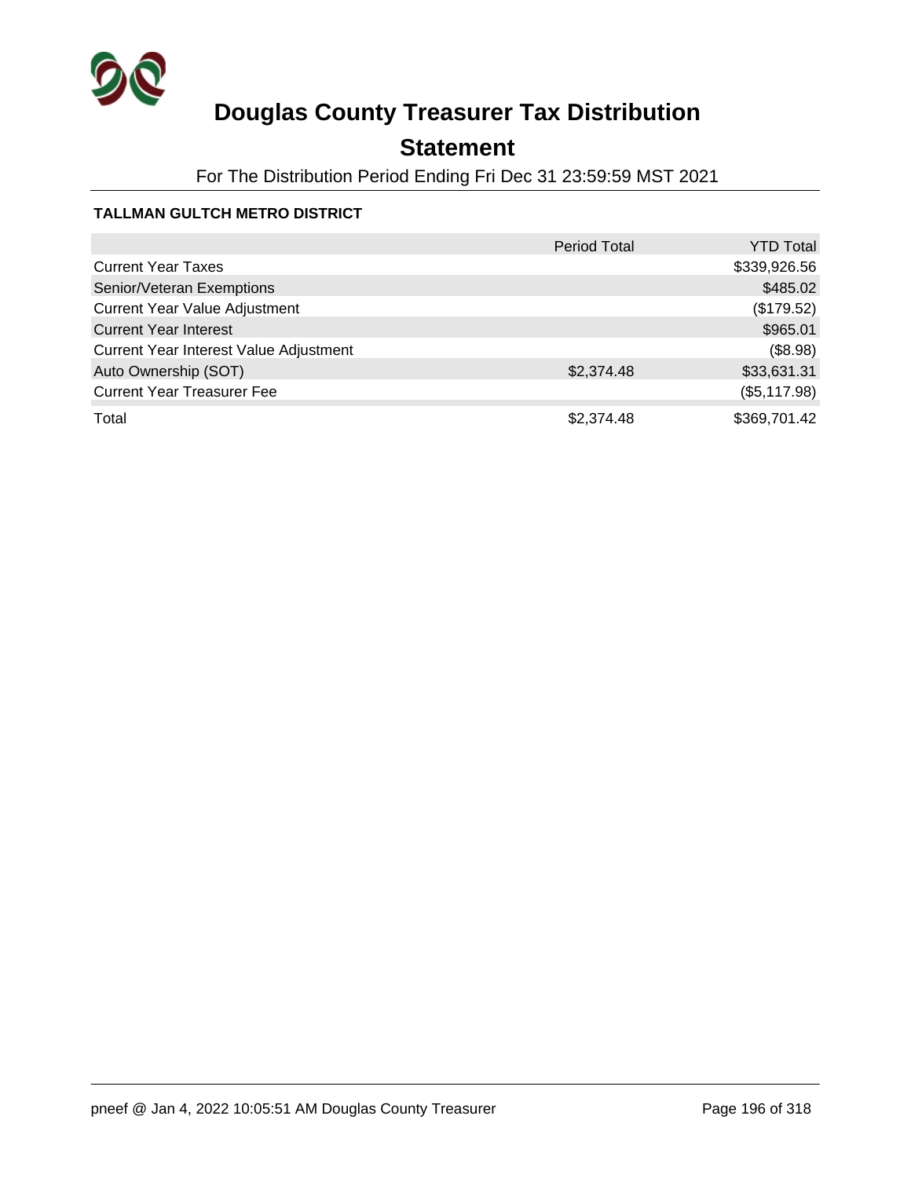# Douglas County Treasurer Tax Distribution

## Statement

For The Distribution Period Ending Fri Dec 31 23:59:59 MST 2021

**TALLMAN GULTCH METRO DISTRICT**

| | Period Total | YTD Total |
|---|---|---|
| Current Year Taxes | | $339,926.56 |
| Senior/Veteran Exemptions | | $485.02 |
| Current Year Value Adjustment | | ($179.52) |
| Current Year Interest | | $965.01 |
| Current Year Interest Value Adjustment | | ($8.98) |
| Auto Ownership (SOT) | $2,374.48 | $33,631.31 |
| Current Year Treasurer Fee | | ($5,117.98) |
| Total | $2,374.48 | $369,701.42 |

pneef @ Jan 4, 2022 10:05:51 AM Douglas County Treasurer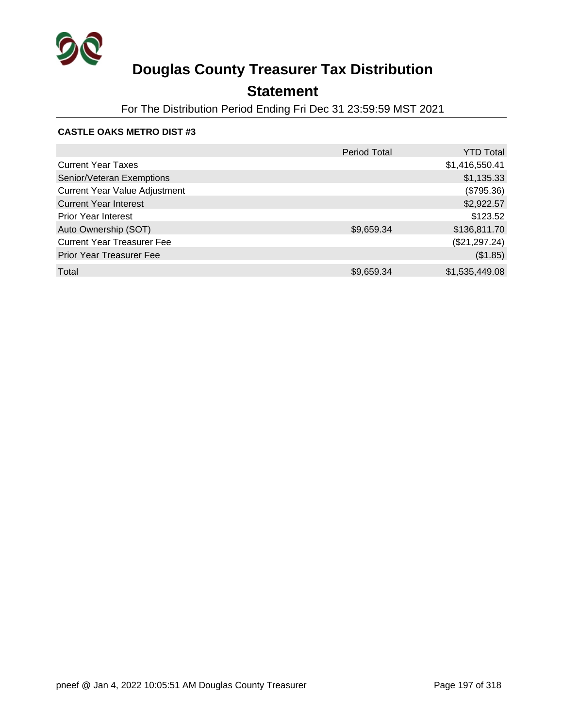# Douglas County Treasurer Tax Distribution

## Statement

For The Distribution Period Ending Fri Dec 31 23:59:59 MST 2021

**CASTLE OAKS METRO DIST #3**

| | Period Total | YTD Total |
|---|---|---|
| Current Year Taxes | | $1,416,550.41 |
| Senior/Veteran Exemptions | | $1,135.33 |
| Current Year Value Adjustment | | ($795.36) |
| Current Year Interest | | $2,922.57 |
| Prior Year Interest | | $123.52 |
| Auto Ownership (SOT) | $9,659.34 | $136,811.70 |
| Current Year Treasurer Fee | | ($21,297.24) |
| Prior Year Treasurer Fee | | ($1.85) |
| Total | $9,659.34 | $1,535,449.08 |

pneef @ Jan 4, 2022 10:05:51 AM Douglas County Treasurer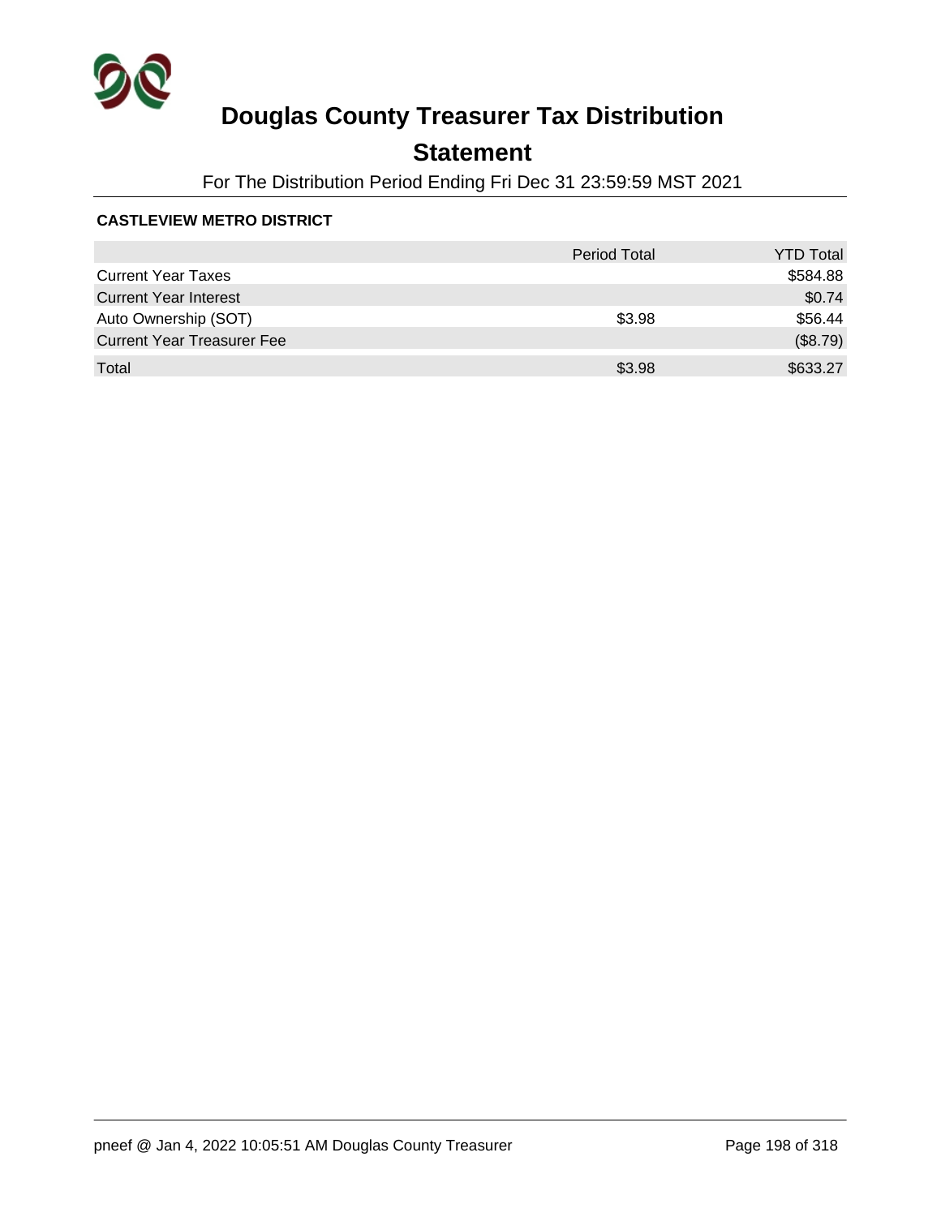# Douglas County Treasurer Tax Distribution

## Statement

For The Distribution Period Ending Fri Dec 31 23:59:59 MST 2021

**CASTLEVIEW METRO DISTRICT**

| | Period Total | YTD Total |
|---|---|---|
| Current Year Taxes | | $584.88 |
| Current Year Interest | | $0.74 |
| Auto Ownership (SOT) | $3.98 | $56.44 |
| Current Year Treasurer Fee | | ($8.79) |
| Total | $3.98 | $633.27 |

pneef @ Jan 4, 2022 10:05:51 AM Douglas County Treasurer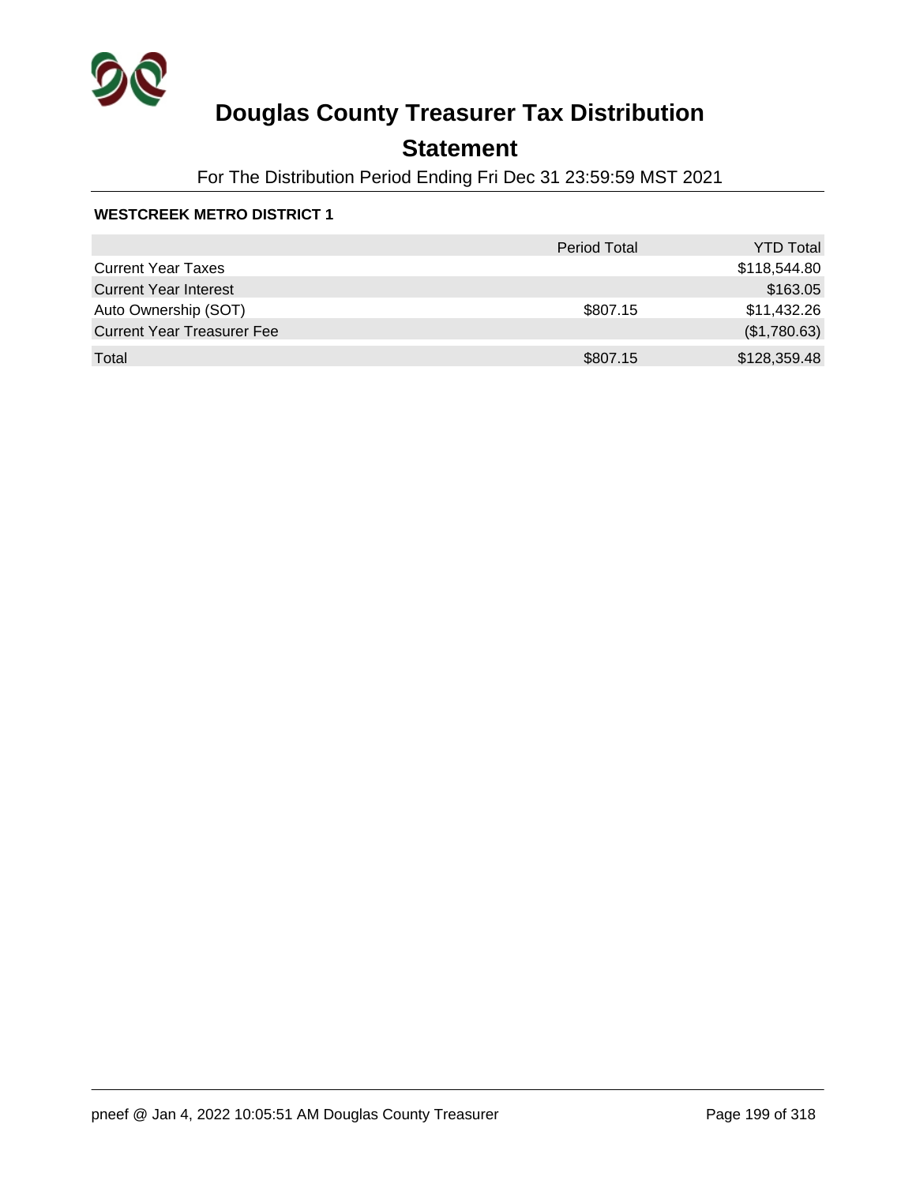# Douglas County Treasurer Tax Distribution

## Statement

For The Distribution Period Ending Fri Dec 31 23:59:59 MST 2021

**WESTCREEK METRO DISTRICT 1**

| | Period Total | YTD Total |
|---|---|---|
| Current Year Taxes | | $118,544.80 |
| Current Year Interest | | $163.05 |
| Auto Ownership (SOT) | $807.15 | $11,432.26 |
| Current Year Treasurer Fee | | ($1,780.63) |
| Total | $807.15 | $128,359.48 |

pneef @ Jan 4, 2022 10:05:51 AM Douglas County Treasurer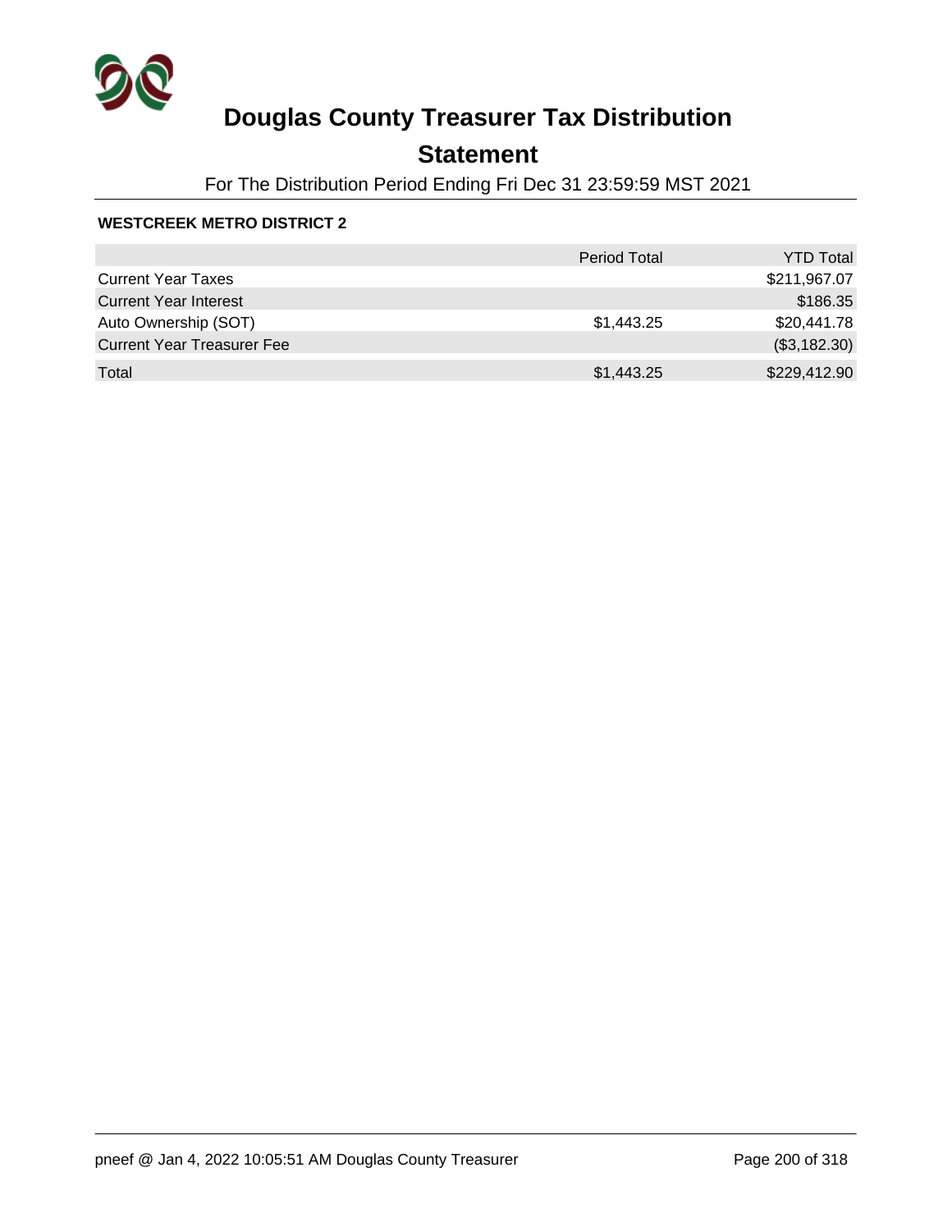# Douglas County Treasurer Tax Distribution

## Statement

For The Distribution Period Ending Fri Dec 31 23:59:59 MST 2021

**WESTCREEK METRO DISTRICT 2**

| | Period Total | YTD Total |
|---|---|---|
| Current Year Taxes | | $211,967.07 |
| Current Year Interest | | $186.35 |
| Auto Ownership (SOT) | $1,443.25 | $20,441.78 |
| Current Year Treasurer Fee | | ($3,182.30) |
| Total | $1,443.25 | $229,412.90 |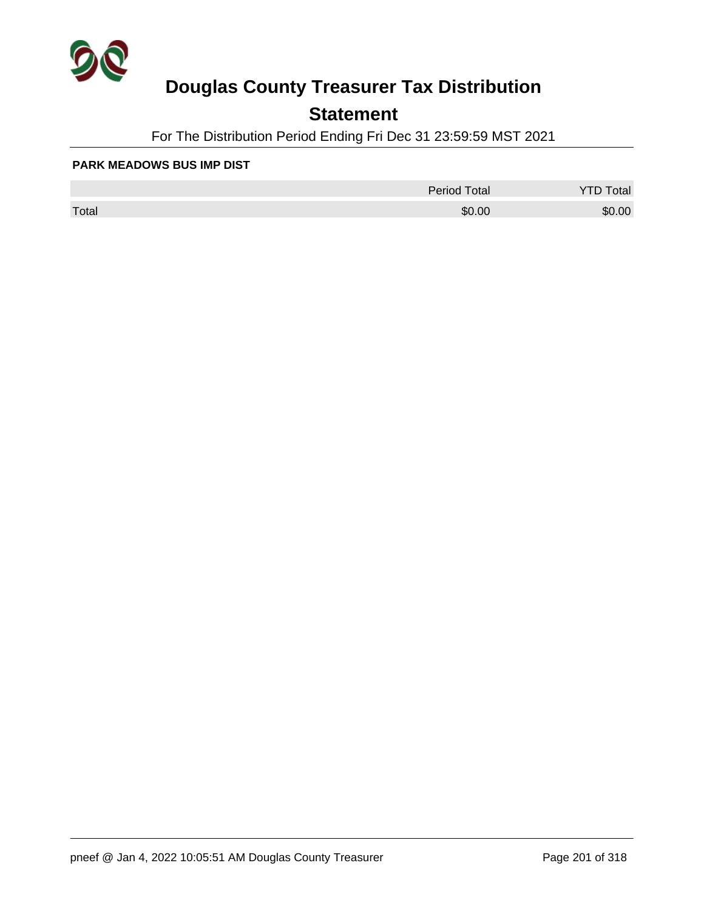# Douglas County Treasurer Tax Distribution

## Statement

For The Distribution Period Ending Fri Dec 31 23:59:59 MST 2021

**PARK MEADOWS BUS IMP DIST**

| | Period Total | YTD Total |
|---|---|---|
| Total | $0.00 | $0.00 |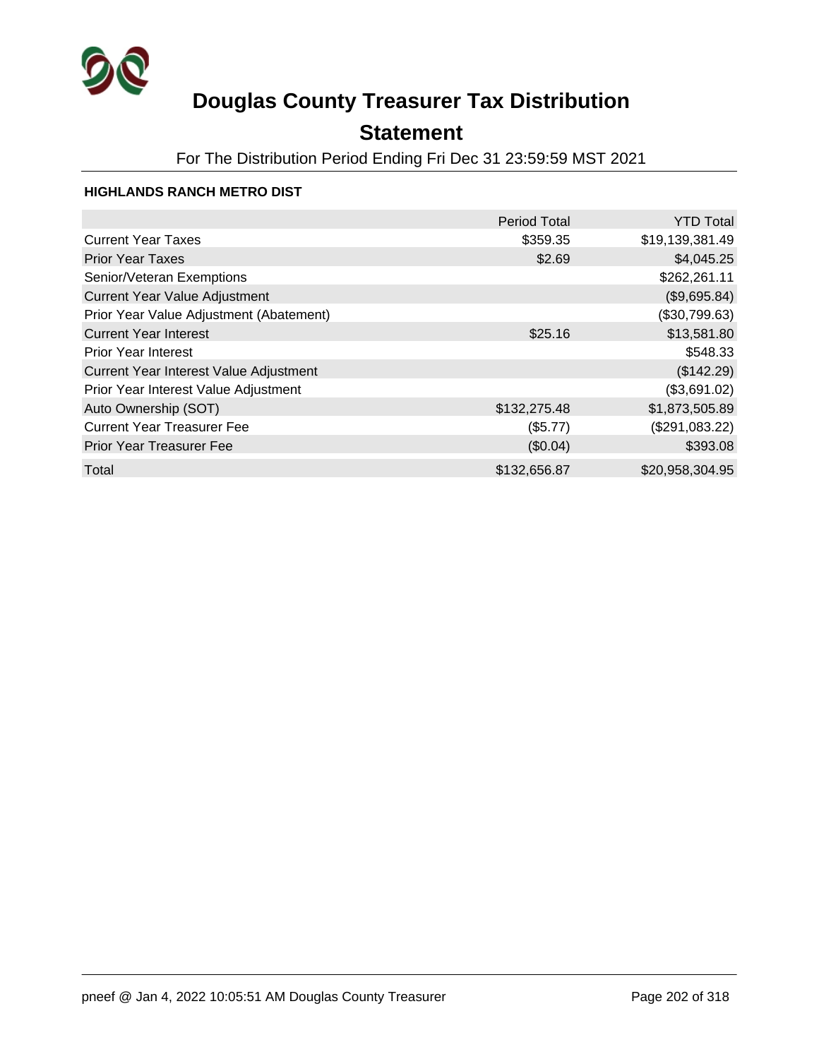# Douglas County Treasurer Tax Distribution

## Statement

For The Distribution Period Ending Fri Dec 31 23:59:59 MST 2021

**HIGHLANDS RANCH METRO DIST**

| | Period Total | YTD Total |
|---|---|---|
| Current Year Taxes | $359.35 | $19,139,381.49 |
| Prior Year Taxes | $2.69 | $4,045.25 |
| Senior/Veteran Exemptions | | $262,261.11 |
| Current Year Value Adjustment | | ($9,695.84) |
| Prior Year Value Adjustment (Abatement) | | ($30,799.63) |
| Current Year Interest | $25.16 | $13,581.80 |
| Prior Year Interest | | $548.33 |
| Current Year Interest Value Adjustment | | ($142.29) |
| Prior Year Interest Value Adjustment | | ($3,691.02) |
| Auto Ownership (SOT) | $132,275.48 | $1,873,505.89 |
| Current Year Treasurer Fee | ($5.77) | ($291,083.22) |
| Prior Year Treasurer Fee | ($0.04) | $393.08 |
| Total | $132,656.87 | $20,958,304.95 |

pneef @ Jan 4, 2022 10:05:51 AM Douglas County Treasurer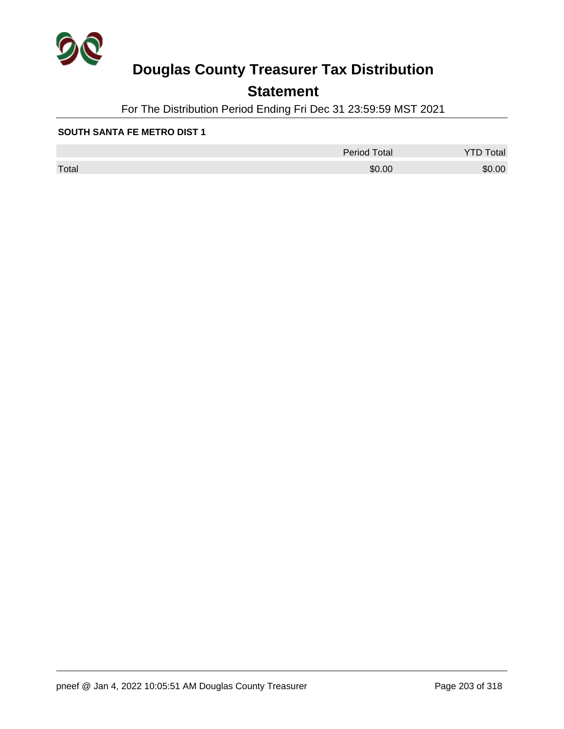# Douglas County Treasurer Tax Distribution

## Statement

For The Distribution Period Ending Fri Dec 31 23:59:59 MST 2021

**SOUTH SANTA FE METRO DIST 1**

| | Period Total | YTD Total |
|---|---|---|
| Total | $0.00 | $0.00 |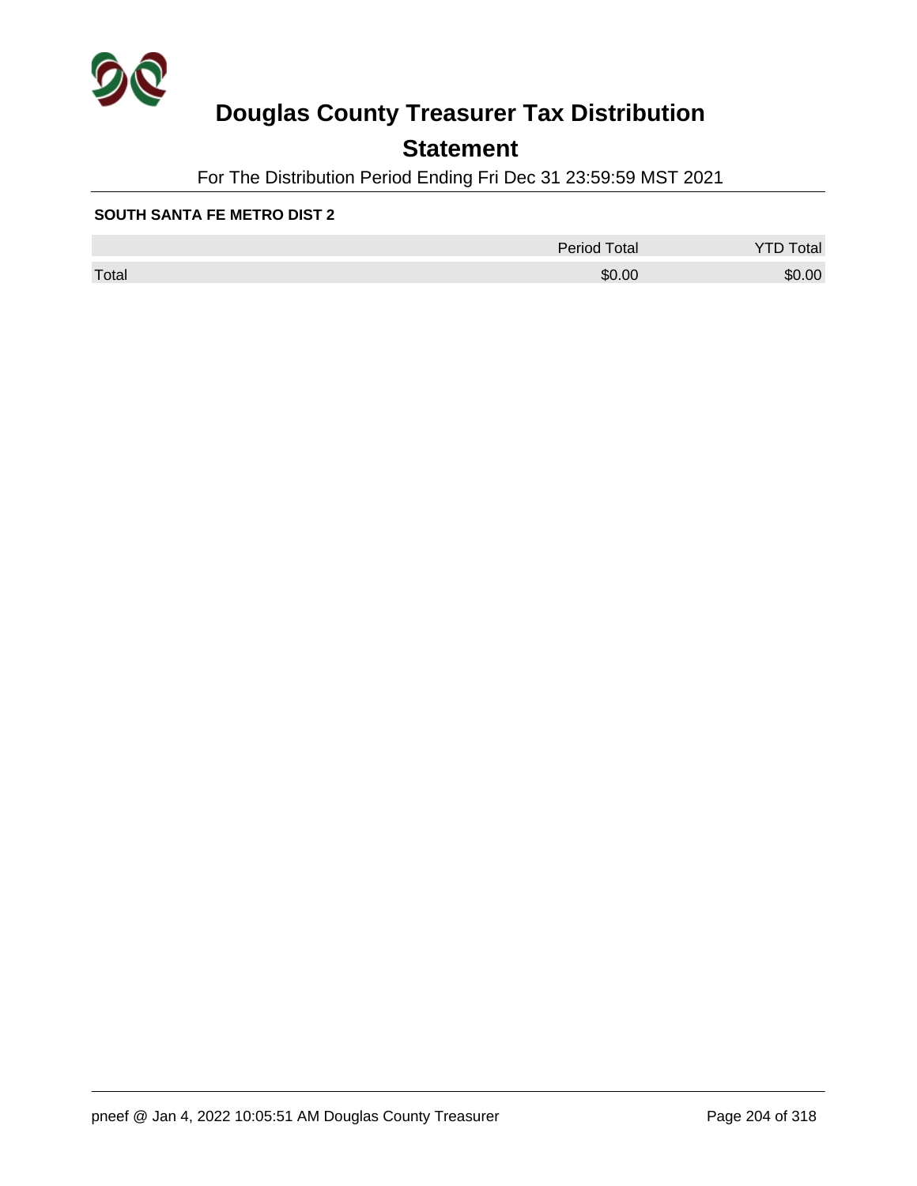# Douglas County Treasurer Tax Distribution

## Statement

For The Distribution Period Ending Fri Dec 31 23:59:59 MST 2021

**SOUTH SANTA FE METRO DIST 2**

| | Period Total | YTD Total |
|---|---|---|
| Total | $0.00 | $0.00 |

pneef @ Jan 4, 2022 10:05:51 AM Douglas County Treasurer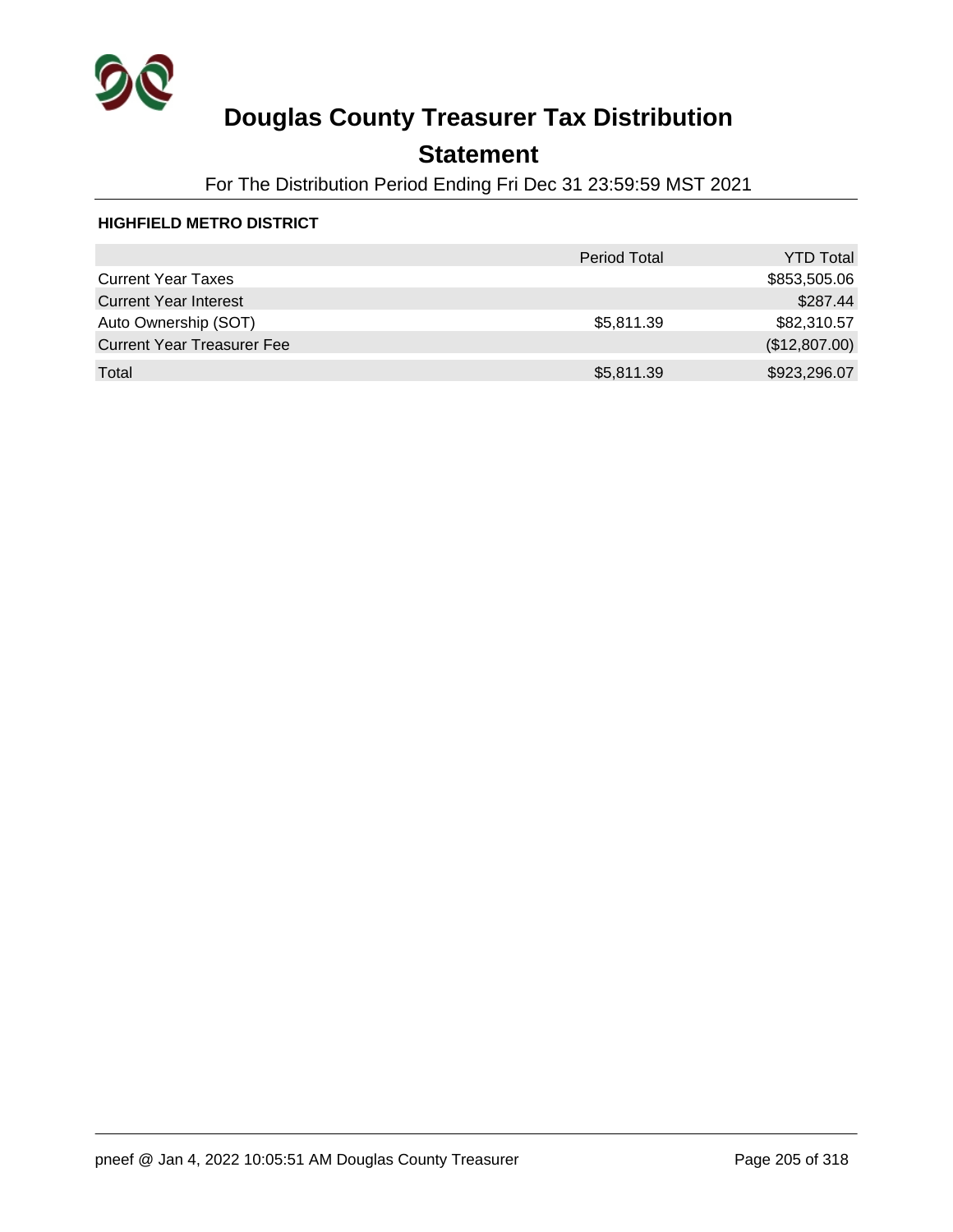# Douglas County Treasurer Tax Distribution

## Statement

For The Distribution Period Ending Fri Dec 31 23:59:59 MST 2021

### HIGHFIELD METRO DISTRICT

| | Period Total | YTD Total |
|---|---|---|
| Current Year Taxes | | $853,505.06 |
| Current Year Interest | | $287.44 |
| Auto Ownership (SOT) | $5,811.39 | $82,310.57 |
| Current Year Treasurer Fee | | ($12,807.00) |
| Total | $5,811.39 | $923,296.07 |

pneef @ Jan 4, 2022 10:05:51 AM Douglas County Treasurer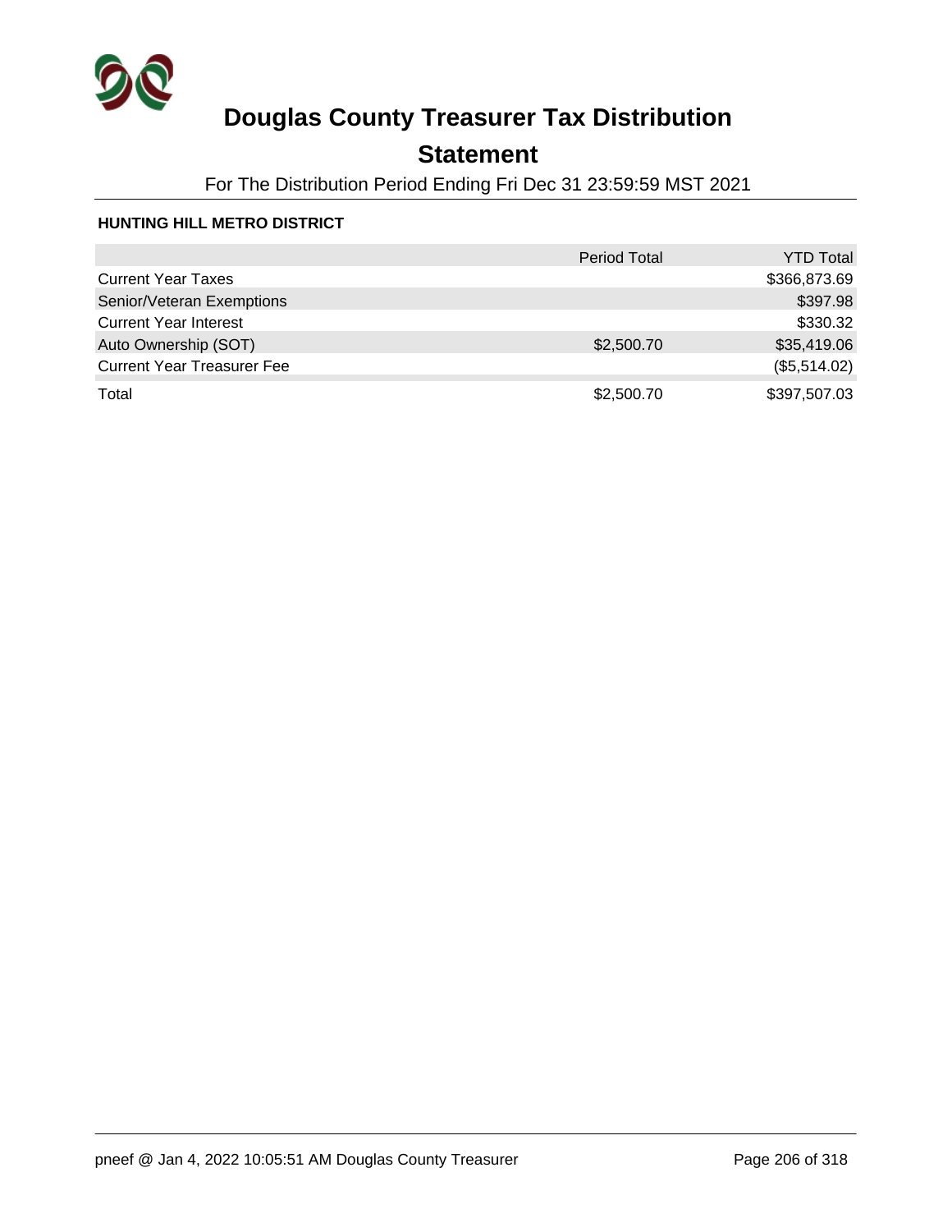# Douglas County Treasurer Tax Distribution

## Statement

For The Distribution Period Ending Fri Dec 31 23:59:59 MST 2021

### HUNTING HILL METRO DISTRICT

| | Period Total | YTD Total |
|---|---|---|
| Current Year Taxes | | $366,873.69 |
| Senior/Veteran Exemptions | | $397.98 |
| Current Year Interest | | $330.32 |
| Auto Ownership (SOT) | $2,500.70 | $35,419.06 |
| Current Year Treasurer Fee | | ($5,514.02) |
| Total | $2,500.70 | $397,507.03 |

pneef @ Jan 4, 2022 10:05:51 AM Douglas County Treasurer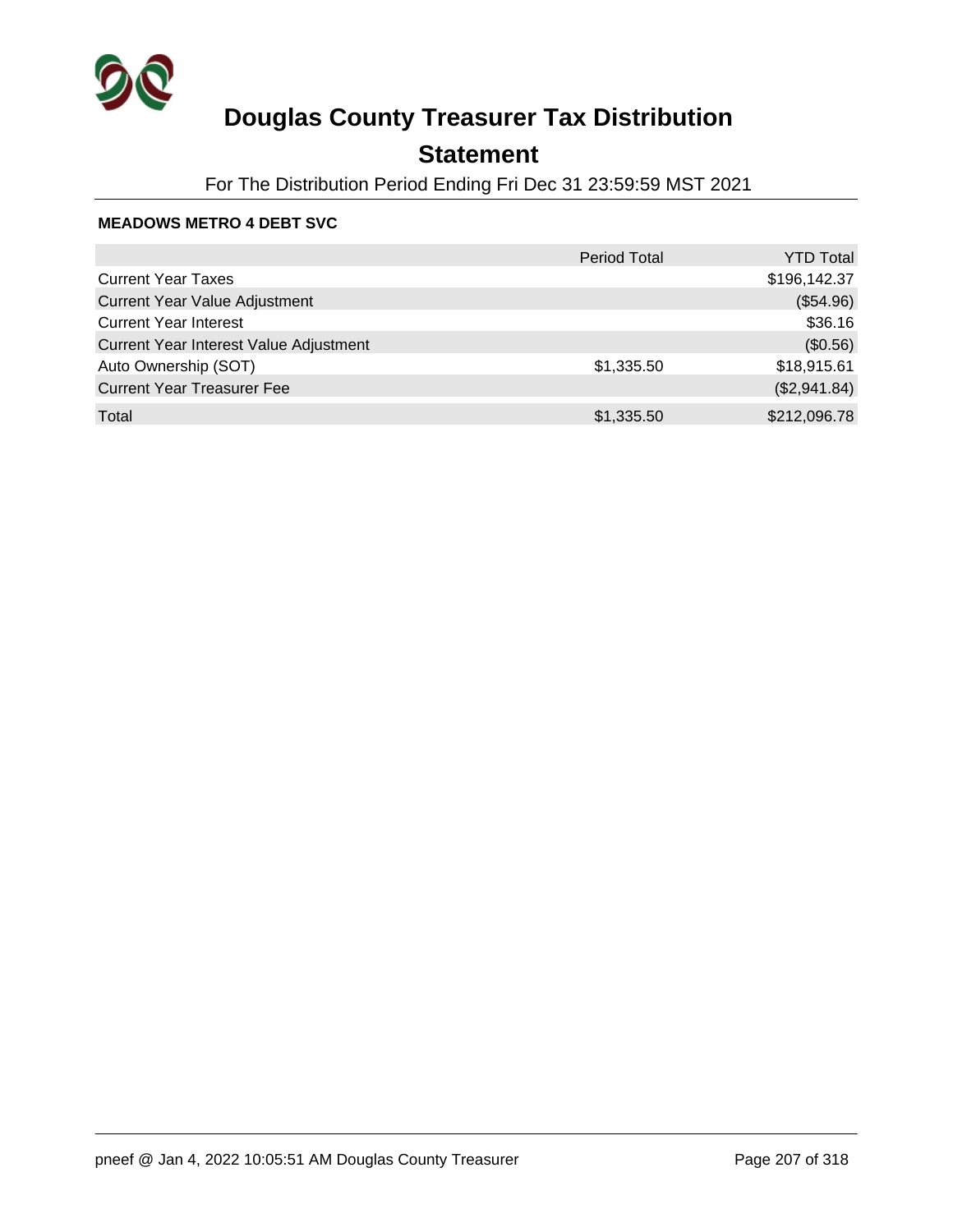# Douglas County Treasurer Tax Distribution

## Statement

For The Distribution Period Ending Fri Dec 31 23:59:59 MST 2021

**MEADOWS METRO 4 DEBT SVC**

| | Period Total | YTD Total |
|---|---|---|
| Current Year Taxes | | $196,142.37 |
| Current Year Value Adjustment | | ($54.96) |
| Current Year Interest | | $36.16 |
| Current Year Interest Value Adjustment | | ($0.56) |
| Auto Ownership (SOT) | $1,335.50 | $18,915.61 |
| Current Year Treasurer Fee | | ($2,941.84) |
| Total | $1,335.50 | $212,096.78 |

pneef @ Jan 4, 2022 10:05:51 AM Douglas County Treasurer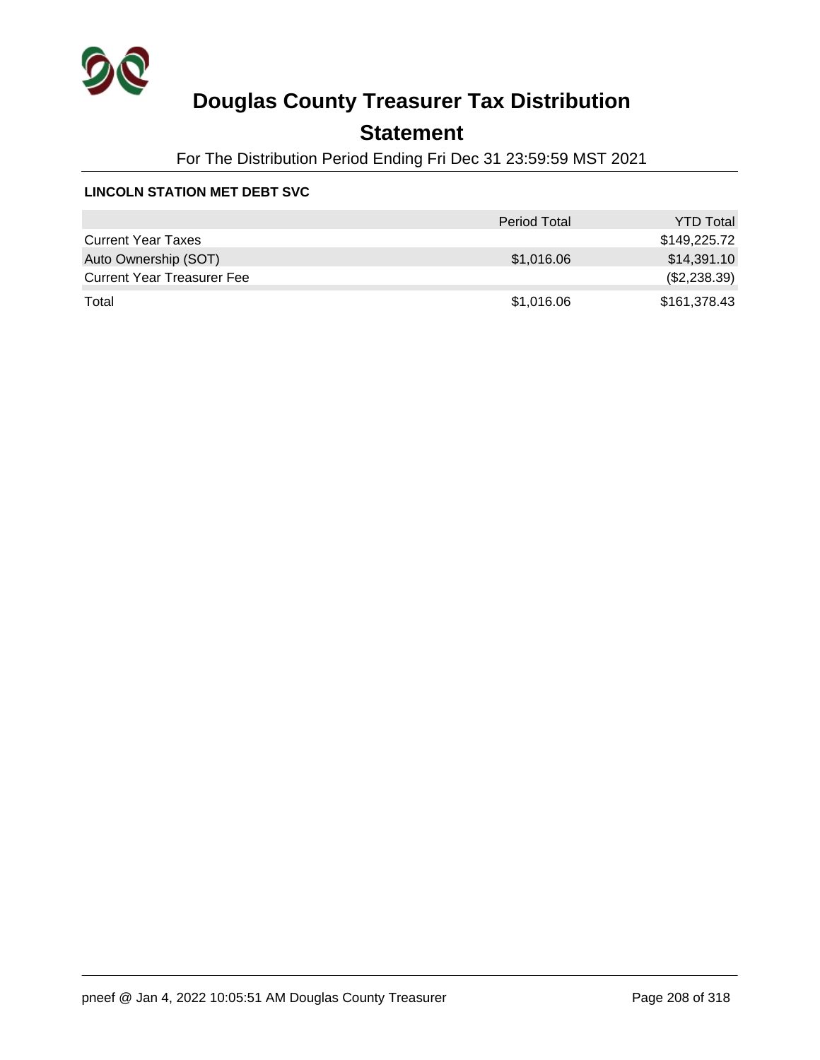# Douglas County Treasurer Tax Distribution

## Statement

For The Distribution Period Ending Fri Dec 31 23:59:59 MST 2021

**LINCOLN STATION MET DEBT SVC**

| | Period Total | YTD Total |
|---|---|---|
| Current Year Taxes | | $149,225.72 |
| Auto Ownership (SOT) | $1,016.06 | $14,391.10 |
| Current Year Treasurer Fee | | ($2,238.39) |
| Total | $1,016.06 | $161,378.43 |

pneef @ Jan 4, 2022 10:05:51 AM Douglas County Treasurer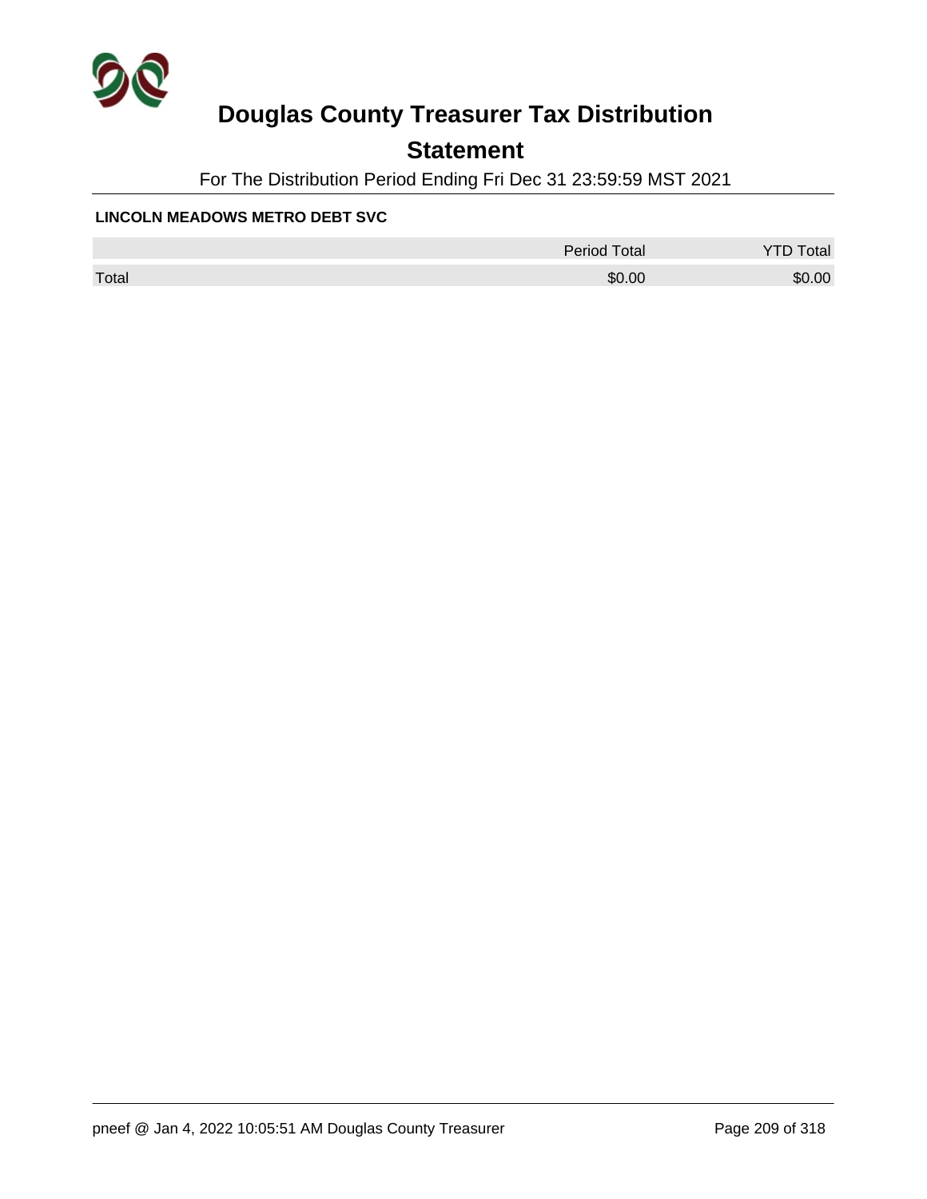# Douglas County Treasurer Tax Distribution

## Statement

For The Distribution Period Ending Fri Dec 31 23:59:59 MST 2021

**LINCOLN MEADOWS METRO DEBT SVC**

| | Period Total | YTD Total |
|---|---|---|
| Total | $0.00 | $0.00 |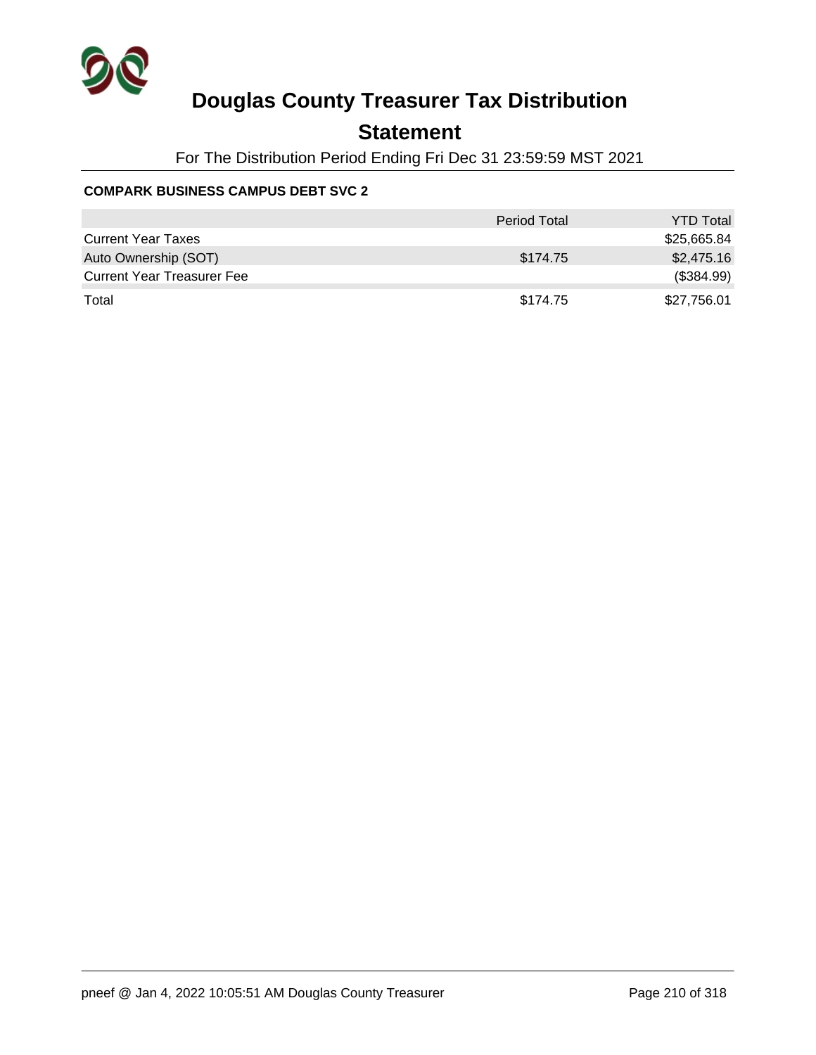# Douglas County Treasurer Tax Distribution

## Statement

For The Distribution Period Ending Fri Dec 31 23:59:59 MST 2021

**COMPARK BUSINESS CAMPUS DEBT SVC 2**

| | Period Total | YTD Total |
|---|---|---|
| Current Year Taxes | | $25,665.84 |
| Auto Ownership (SOT) | $174.75 | $2,475.16 |
| Current Year Treasurer Fee | | ($384.99) |
| Total | $174.75 | $27,756.01 |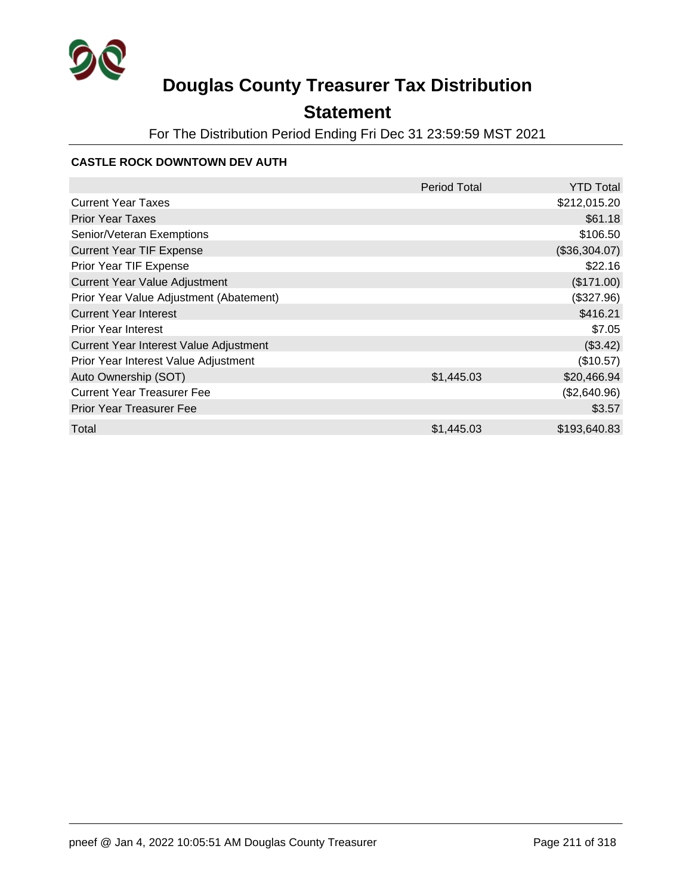# Douglas County Treasurer Tax Distribution

## Statement

For The Distribution Period Ending Fri Dec 31 23:59:59 MST 2021

### CASTLE ROCK DOWNTOWN DEV AUTH

| | Period Total | YTD Total |
|---|---|---|
| Current Year Taxes | | $212,015.20 |
| Prior Year Taxes | | $61.18 |
| Senior/Veteran Exemptions | | $106.50 |
| Current Year TIF Expense | | ($36,304.07) |
| Prior Year TIF Expense | | $22.16 |
| Current Year Value Adjustment | | ($171.00) |
| Prior Year Value Adjustment (Abatement) | | ($327.96) |
| Current Year Interest | | $416.21 |
| Prior Year Interest | | $7.05 |
| Current Year Interest Value Adjustment | | ($3.42) |
| Prior Year Interest Value Adjustment | | ($10.57) |
| Auto Ownership (SOT) | $1,445.03 | $20,466.94 |
| Current Year Treasurer Fee | | ($2,640.96) |
| Prior Year Treasurer Fee | | $3.57 |
| Total | $1,445.03 | $193,640.83 |

pneef @ Jan 4, 2022 10:05:51 AM Douglas County Treasurer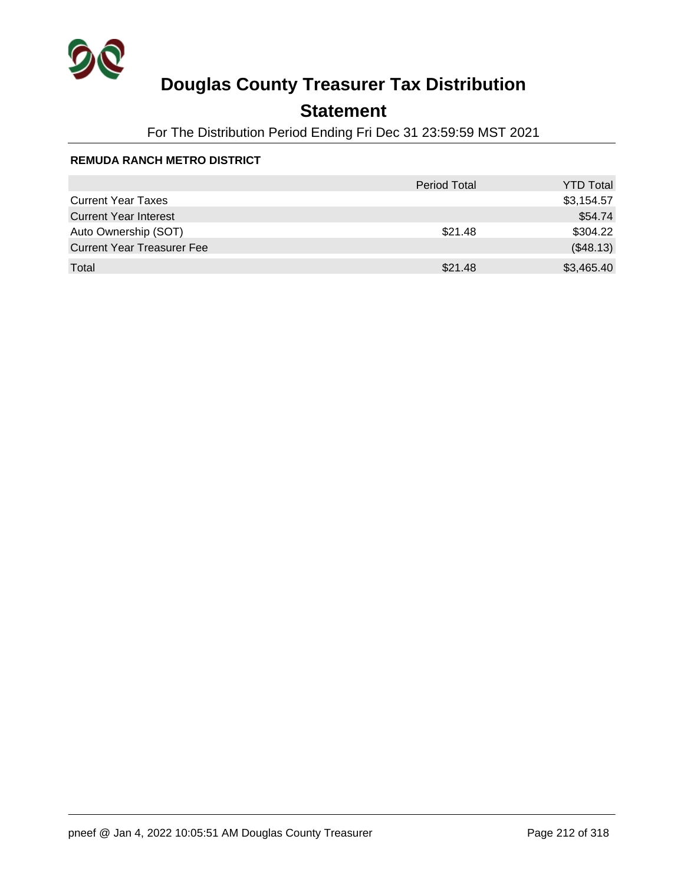# Douglas County Treasurer Tax Distribution

## Statement

For The Distribution Period Ending Fri Dec 31 23:59:59 MST 2021

**REMUDA RANCH METRO DISTRICT**

| | Period Total | YTD Total |
|---|---|---|
| Current Year Taxes | | $3,154.57 |
| Current Year Interest | | $54.74 |
| Auto Ownership (SOT) | $21.48 | $304.22 |
| Current Year Treasurer Fee | | ($48.13) |
| Total | $21.48 | $3,465.40 |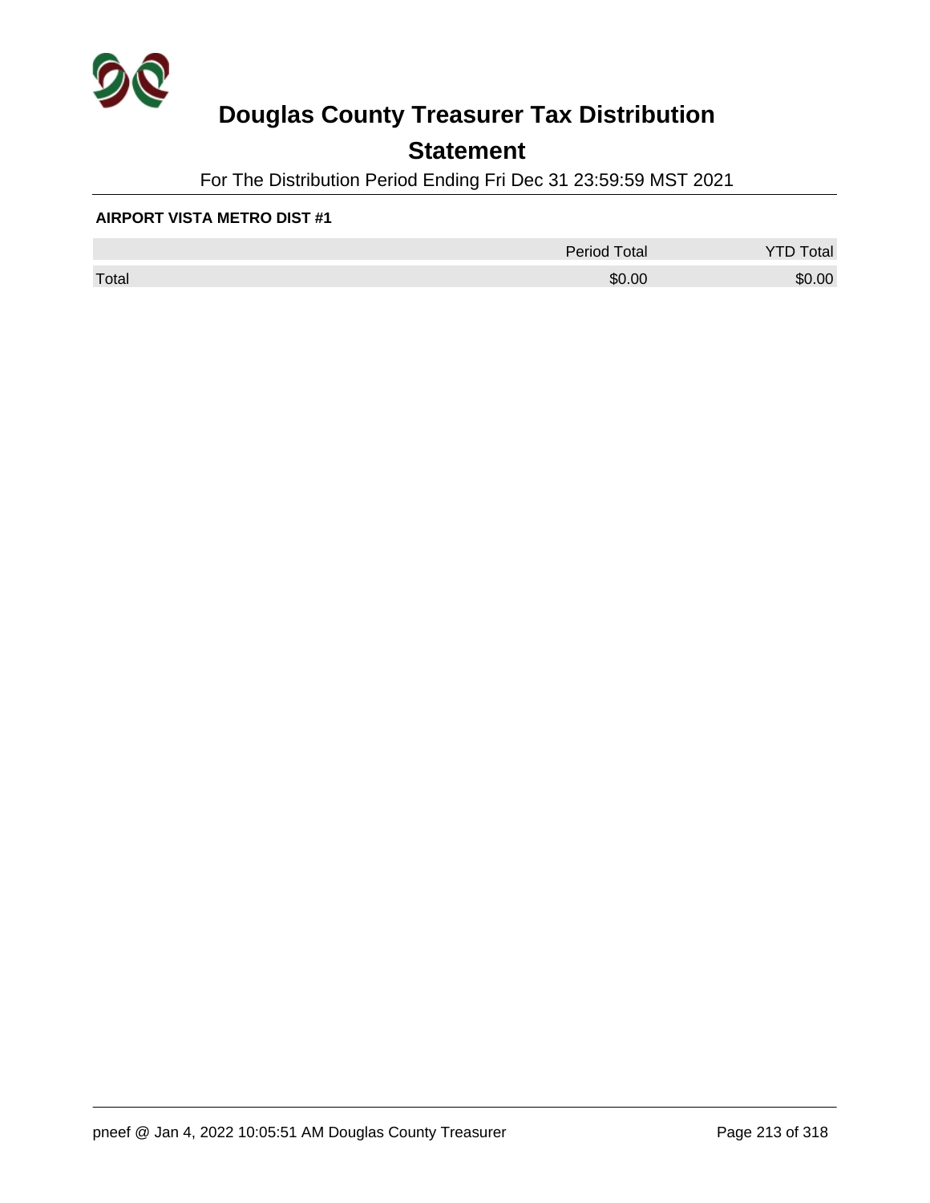# Douglas County Treasurer Tax Distribution

## Statement

For The Distribution Period Ending Fri Dec 31 23:59:59 MST 2021

**AIRPORT VISTA METRO DIST #1**

| | Period Total | YTD Total |
|---|---|---|
| Total | $0.00 | $0.00 |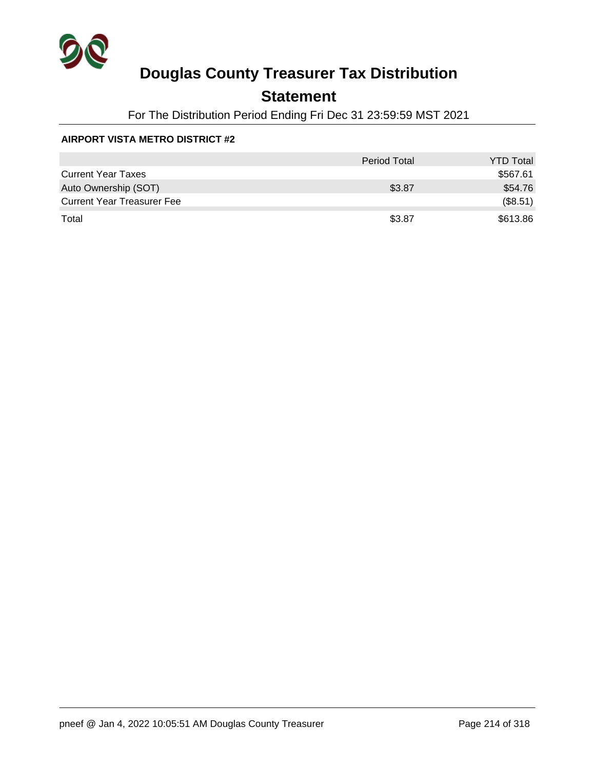# Douglas County Treasurer Tax Distribution

## Statement

For The Distribution Period Ending Fri Dec 31 23:59:59 MST 2021

**AIRPORT VISTA METRO DISTRICT #2**

| | Period Total | YTD Total |
|---|---|---|
| Current Year Taxes | | $567.61 |
| Auto Ownership (SOT) | $3.87 | $54.76 |
| Current Year Treasurer Fee | | ($8.51) |
| Total | $3.87 | $613.86 |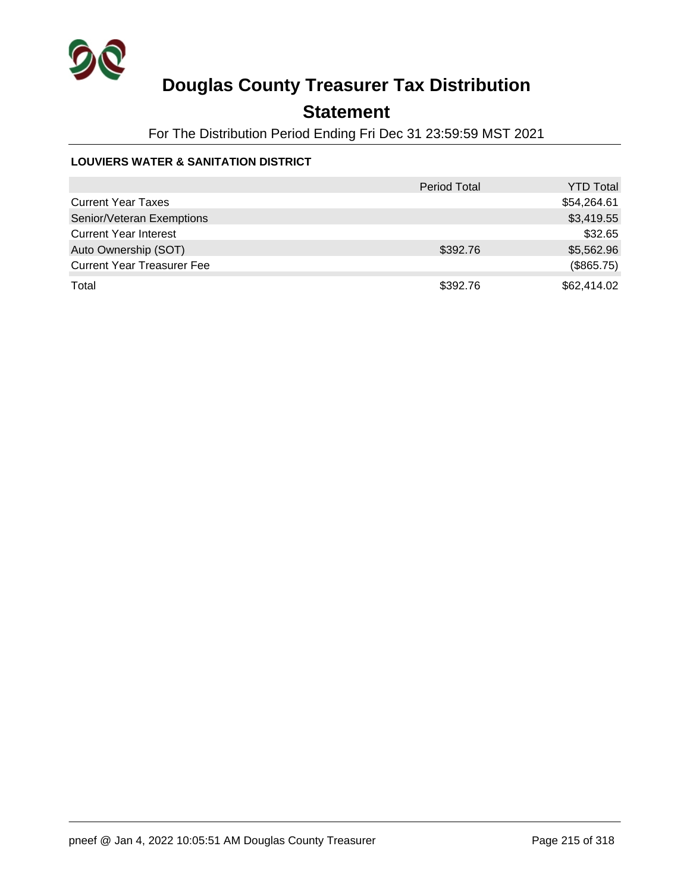# Douglas County Treasurer Tax Distribution

## Statement

For The Distribution Period Ending Fri Dec 31 23:59:59 MST 2021

**LOUVIERS WATER & SANITATION DISTRICT**

| | Period Total | YTD Total |
|---|---|---|
| Current Year Taxes | | $54,264.61 |
| Senior/Veteran Exemptions | | $3,419.55 |
| Current Year Interest | | $32.65 |
| Auto Ownership (SOT) | $392.76 | $5,562.96 |
| Current Year Treasurer Fee | | ($865.75) |
| Total | $392.76 | $62,414.02 |

pneef @ Jan 4, 2022 10:05:51 AM Douglas County Treasurer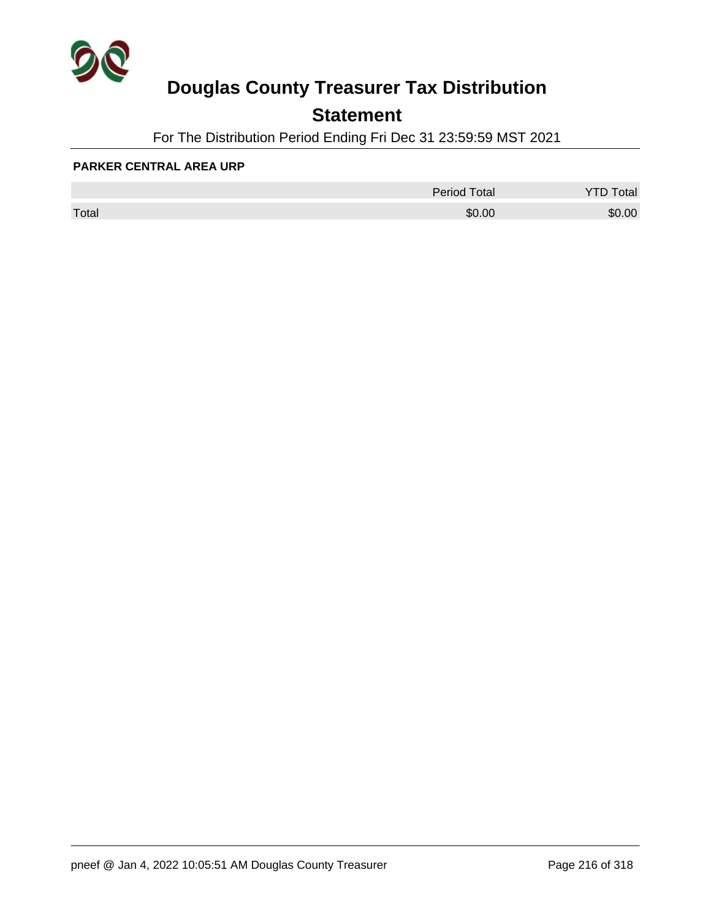# Douglas County Treasurer Tax Distribution

## Statement

For The Distribution Period Ending Fri Dec 31 23:59:59 MST 2021

**PARKER CENTRAL AREA URP**

| | Period Total | YTD Total |
|---|---|---|
| Total | $0.00 | $0.00 |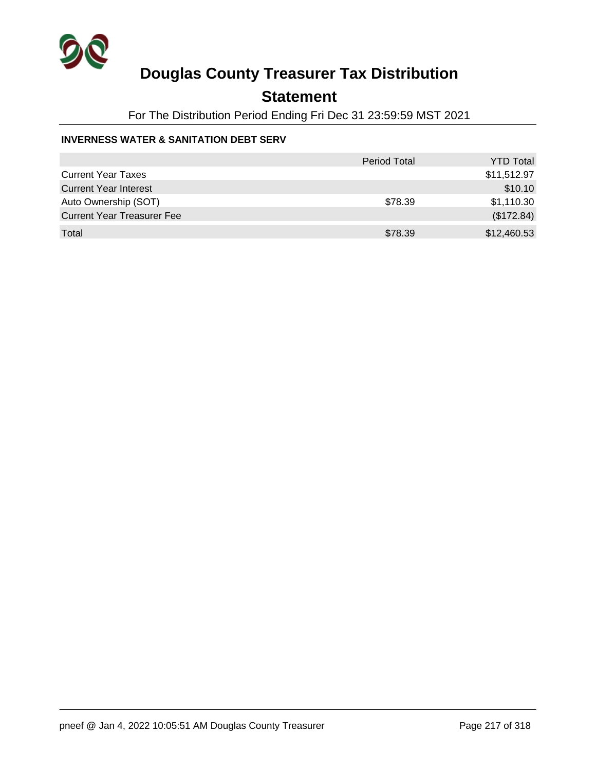# Douglas County Treasurer Tax Distribution

## Statement

For The Distribution Period Ending Fri Dec 31 23:59:59 MST 2021

### INVERNESS WATER & SANITATION DEBT SERV

| | Period Total | YTD Total |
|---|---|---|
| Current Year Taxes | | $11,512.97 |
| Current Year Interest | | $10.10 |
| Auto Ownership (SOT) | $78.39 | $1,110.30 |
| Current Year Treasurer Fee | | ($172.84) |
| Total | $78.39 | $12,460.53 |

pneef @ Jan 4, 2022 10:05:51 AM Douglas County Treasurer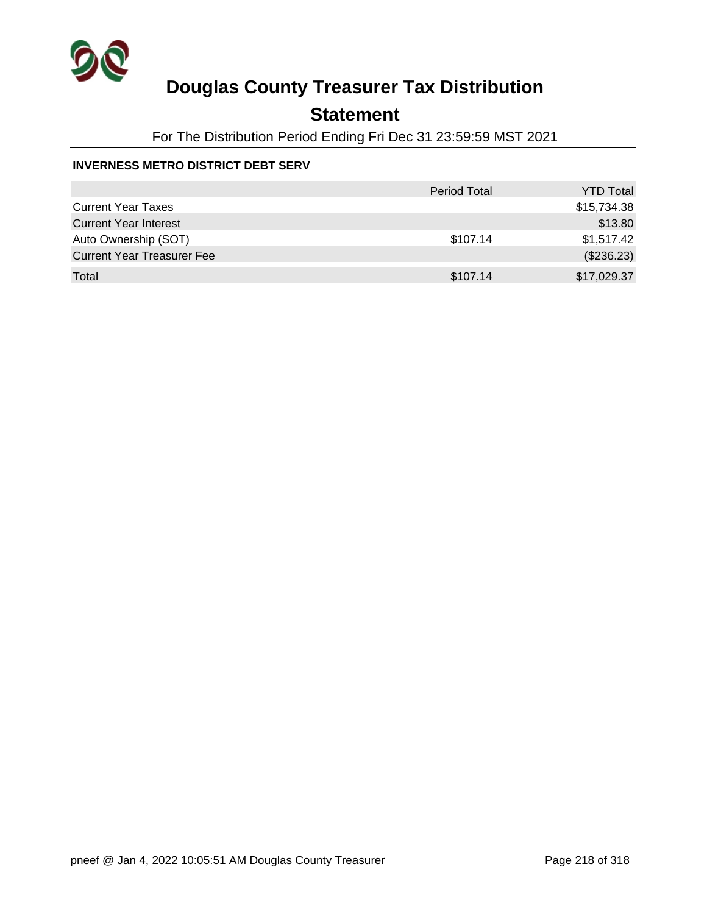# Douglas County Treasurer Tax Distribution

## Statement

For The Distribution Period Ending Fri Dec 31 23:59:59 MST 2021

**INVERNESS METRO DISTRICT DEBT SERV**

| | Period Total | YTD Total |
|---|---|---|
| Current Year Taxes | | $15,734.38 |
| Current Year Interest | | $13.80 |
| Auto Ownership (SOT) | $107.14 | $1,517.42 |
| Current Year Treasurer Fee | | ($236.23) |
| Total | $107.14 | $17,029.37 |

pneef @ Jan 4, 2022 10:05:51 AM Douglas County Treasurer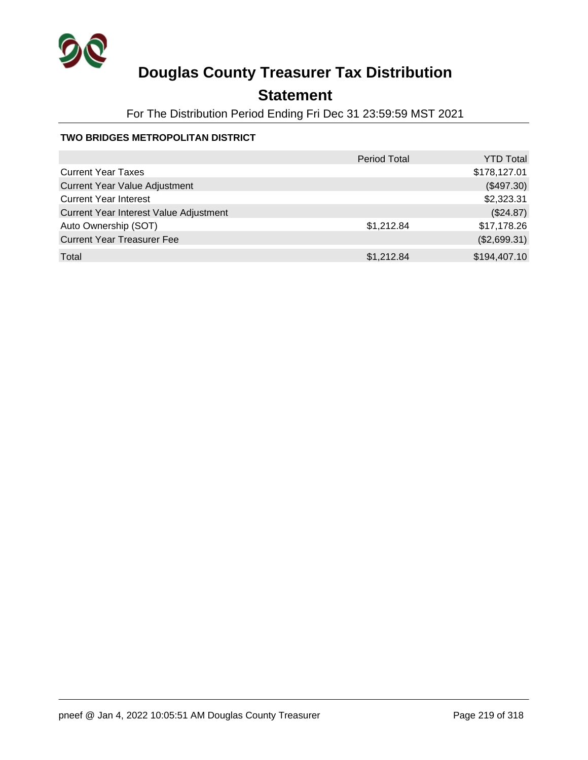# Douglas County Treasurer Tax Distribution

## Statement

For The Distribution Period Ending Fri Dec 31 23:59:59 MST 2021

### TWO BRIDGES METROPOLITAN DISTRICT

| | Period Total | YTD Total |
|---|---|---|
| Current Year Taxes | | $178,127.01 |
| Current Year Value Adjustment | | ($497.30) |
| Current Year Interest | | $2,323.31 |
| Current Year Interest Value Adjustment | | ($24.87) |
| Auto Ownership (SOT) | $1,212.84 | $17,178.26 |
| Current Year Treasurer Fee | | ($2,699.31) |
| Total | $1,212.84 | $194,407.10 |

pneef @ Jan 4, 2022 10:05:51 AM Douglas County Treasurer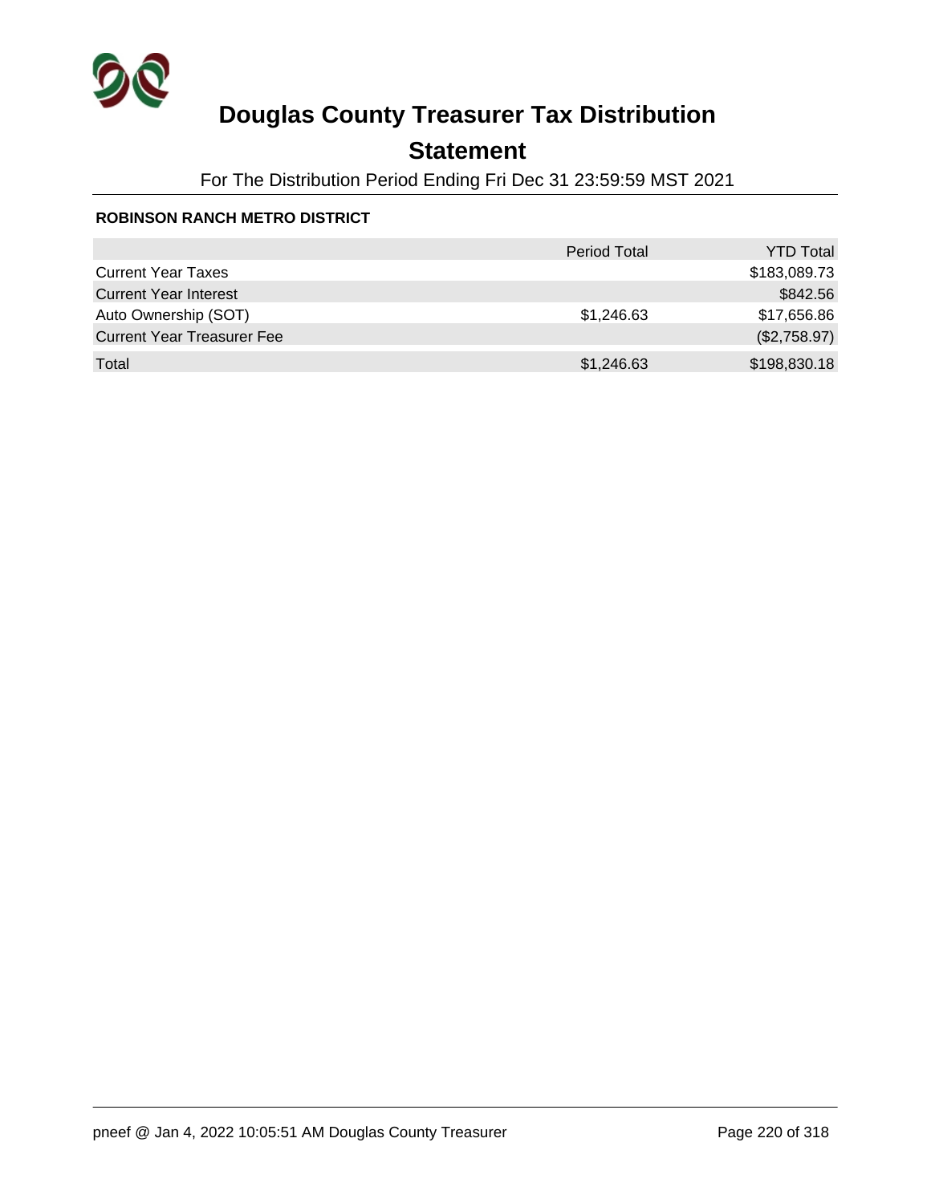# Douglas County Treasurer Tax Distribution

## Statement

For The Distribution Period Ending Fri Dec 31 23:59:59 MST 2021

**ROBINSON RANCH METRO DISTRICT**

| | Period Total | YTD Total |
|---|---|---|
| Current Year Taxes | | $183,089.73 |
| Current Year Interest | | $842.56 |
| Auto Ownership (SOT) | $1,246.63 | $17,656.86 |
| Current Year Treasurer Fee | | ($2,758.97) |
| Total | $1,246.63 | $198,830.18 |

pneef @ Jan 4, 2022 10:05:51 AM Douglas County Treasurer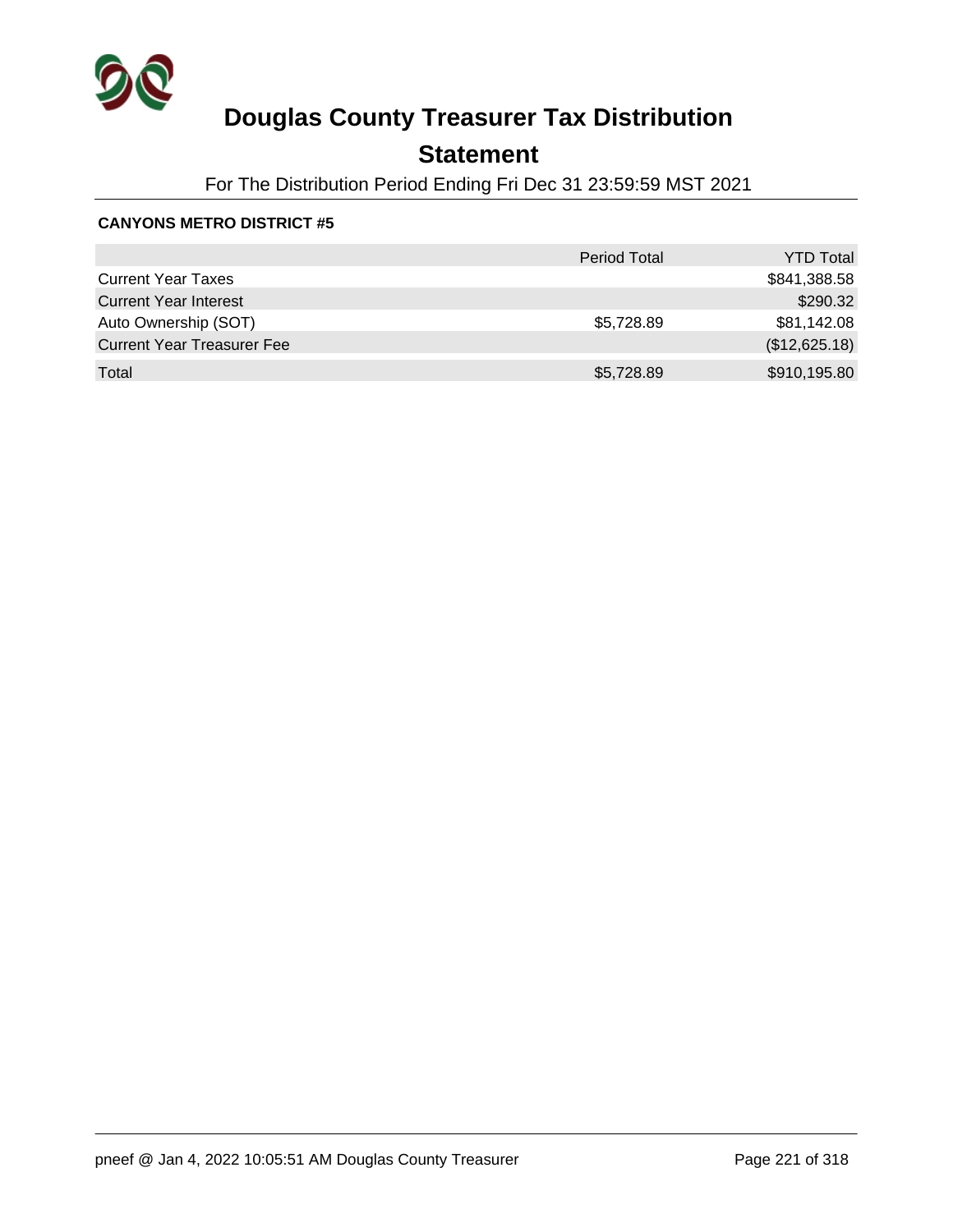# Douglas County Treasurer Tax Distribution

## Statement

For The Distribution Period Ending Fri Dec 31 23:59:59 MST 2021

**CANYONS METRO DISTRICT #5**

| | Period Total | YTD Total |
|---|---|---|
| Current Year Taxes | | $841,388.58 |
| Current Year Interest | | $290.32 |
| Auto Ownership (SOT) | $5,728.89 | $81,142.08 |
| Current Year Treasurer Fee | | ($12,625.18) |
| Total | $5,728.89 | $910,195.80 |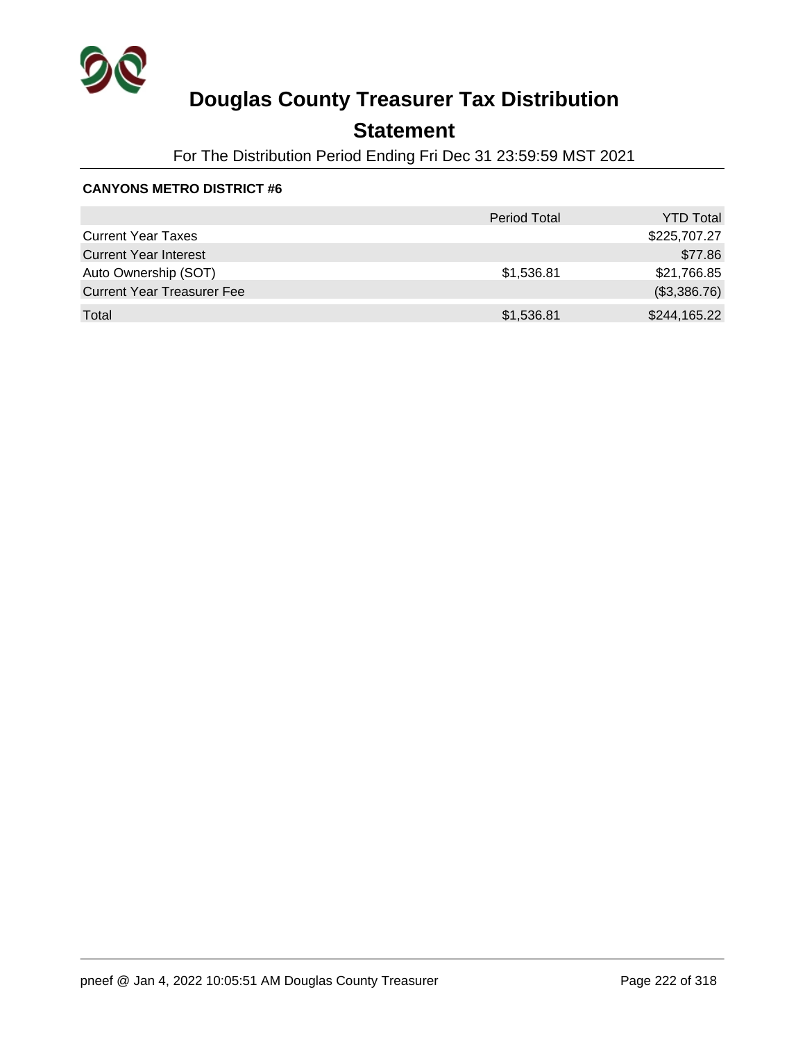# Douglas County Treasurer Tax Distribution

## Statement

For The Distribution Period Ending Fri Dec 31 23:59:59 MST 2021

**CANYONS METRO DISTRICT #6**

| | Period Total | YTD Total |
|---|---|---|
| Current Year Taxes | | $225,707.27 |
| Current Year Interest | | $77.86 |
| Auto Ownership (SOT) | $1,536.81 | $21,766.85 |
| Current Year Treasurer Fee | | ($3,386.76) |
| Total | $1,536.81 | $244,165.22 |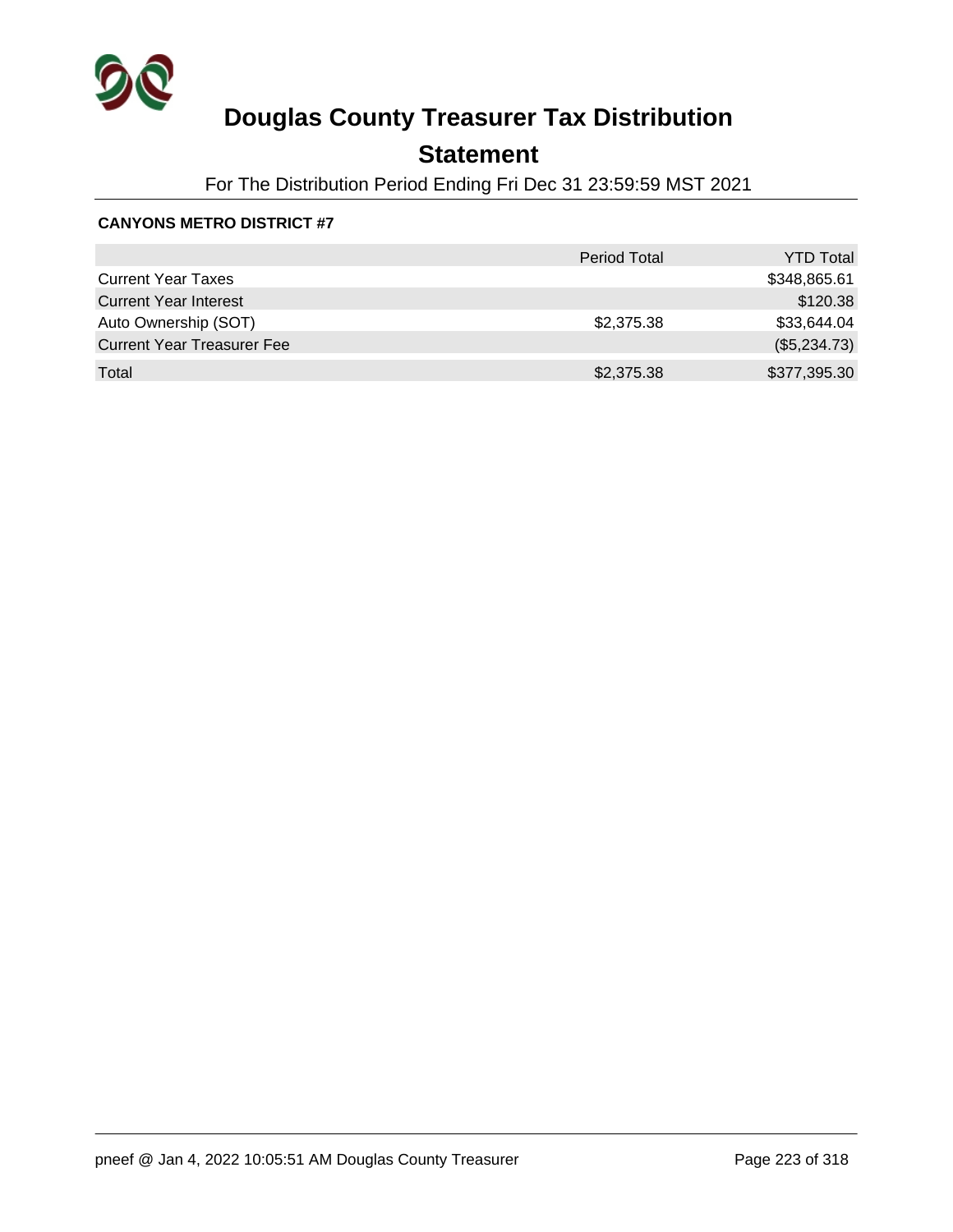# Douglas County Treasurer Tax Distribution

## Statement

For The Distribution Period Ending Fri Dec 31 23:59:59 MST 2021

**CANYONS METRO DISTRICT #7**

| | Period Total | YTD Total |
|---|---|---|
| Current Year Taxes | | $348,865.61 |
| Current Year Interest | | $120.38 |
| Auto Ownership (SOT) | $2,375.38 | $33,644.04 |
| Current Year Treasurer Fee | | ($5,234.73) |
| Total | $2,375.38 | $377,395.30 |

pneef @ Jan 4, 2022 10:05:51 AM Douglas County Treasurer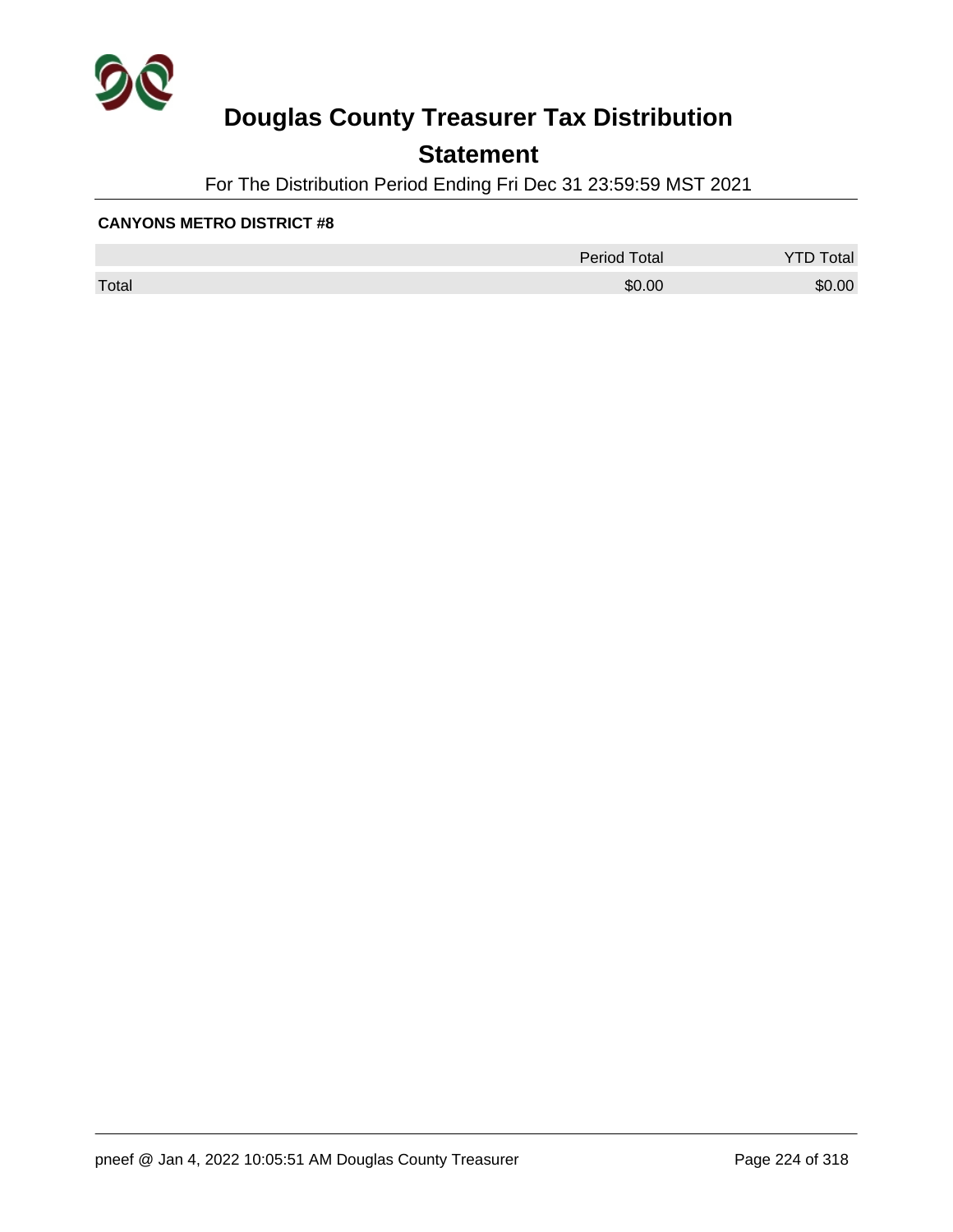# Douglas County Treasurer Tax Distribution

## Statement

For The Distribution Period Ending Fri Dec 31 23:59:59 MST 2021

**CANYONS METRO DISTRICT #8**

| | Period Total | YTD Total |
|---|---|---|
| Total | $0.00 | $0.00 |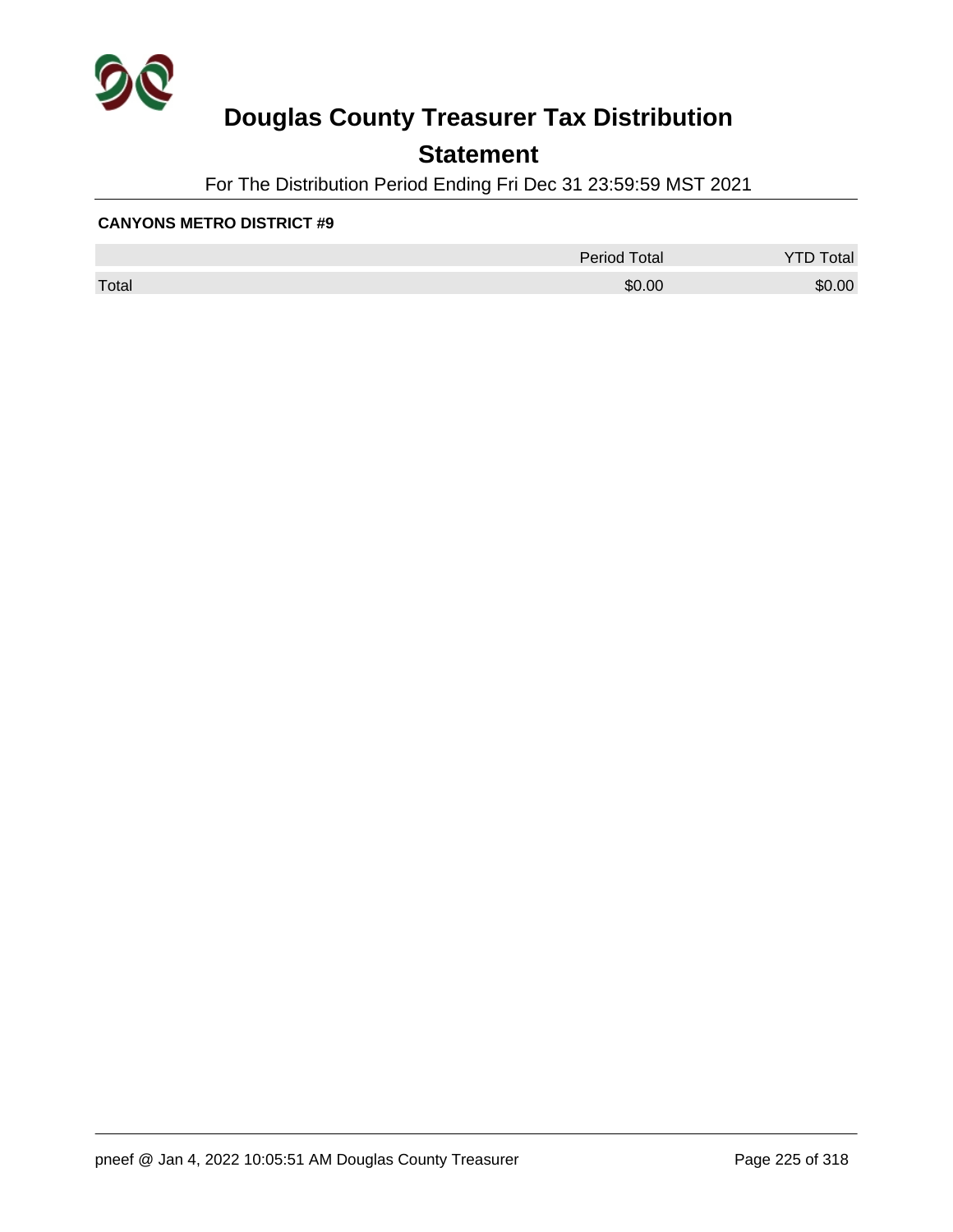# Douglas County Treasurer Tax Distribution

## Statement

For The Distribution Period Ending Fri Dec 31 23:59:59 MST 2021

**CANYONS METRO DISTRICT #9**

| | Period Total | YTD Total |
|---|---|---|
| Total | $0.00 | $0.00 |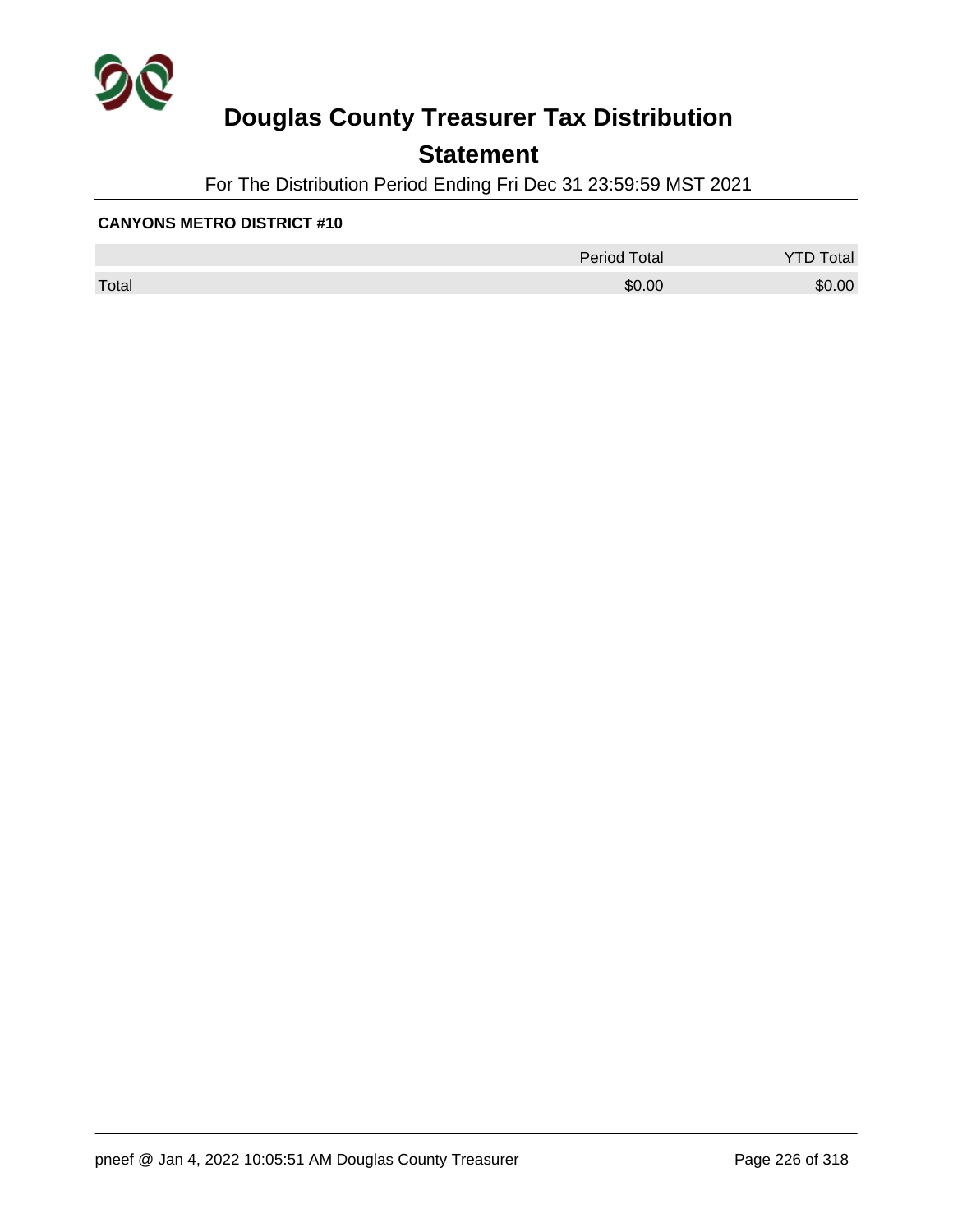# Douglas County Treasurer Tax Distribution

## Statement

For The Distribution Period Ending Fri Dec 31 23:59:59 MST 2021

**CANYONS METRO DISTRICT #10**

| | Period Total | YTD Total |
|---|---|---|
| Total | $0.00 | $0.00 |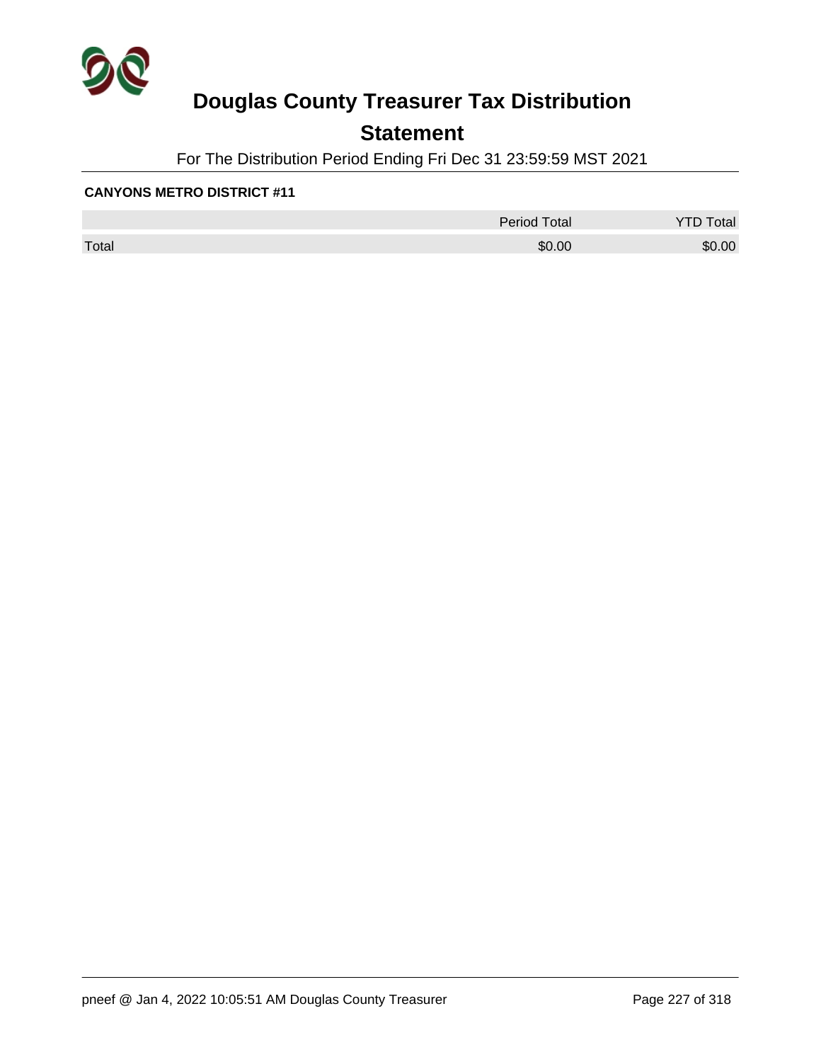# Douglas County Treasurer Tax Distribution

## Statement

For The Distribution Period Ending Fri Dec 31 23:59:59 MST 2021

**CANYONS METRO DISTRICT #11**

| | Period Total | YTD Total |
|---|---|---|
| Total | $0.00 | $0.00 |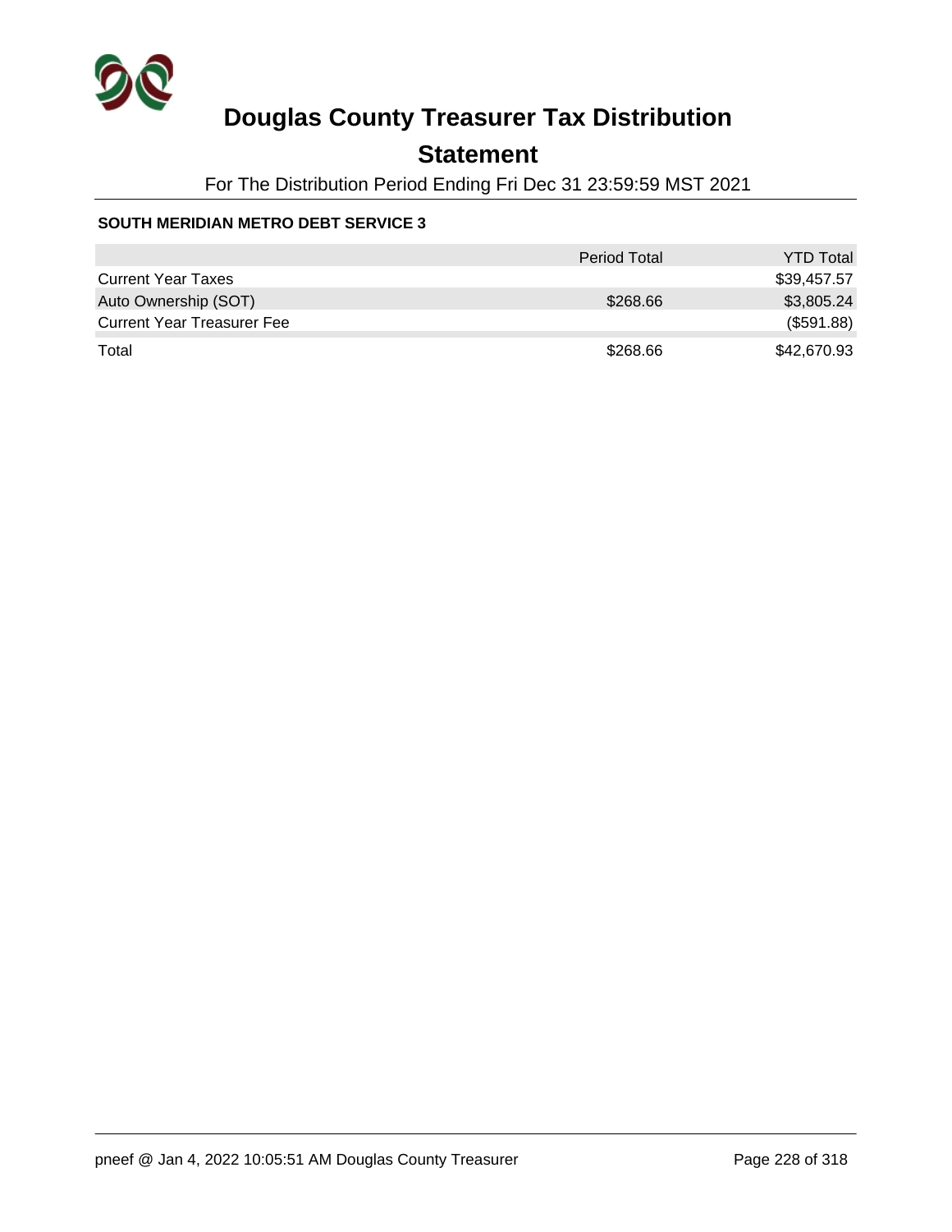# Douglas County Treasurer Tax Distribution

## Statement

For The Distribution Period Ending Fri Dec 31 23:59:59 MST 2021

**SOUTH MERIDIAN METRO DEBT SERVICE 3**

| | Period Total | YTD Total |
|---|---|---|
| Current Year Taxes | | $39,457.57 |
| Auto Ownership (SOT) | $268.66 | $3,805.24 |
| Current Year Treasurer Fee | | ($591.88) |
| Total | $268.66 | $42,670.93 |

pneef @ Jan 4, 2022 10:05:51 AM Douglas County Treasurer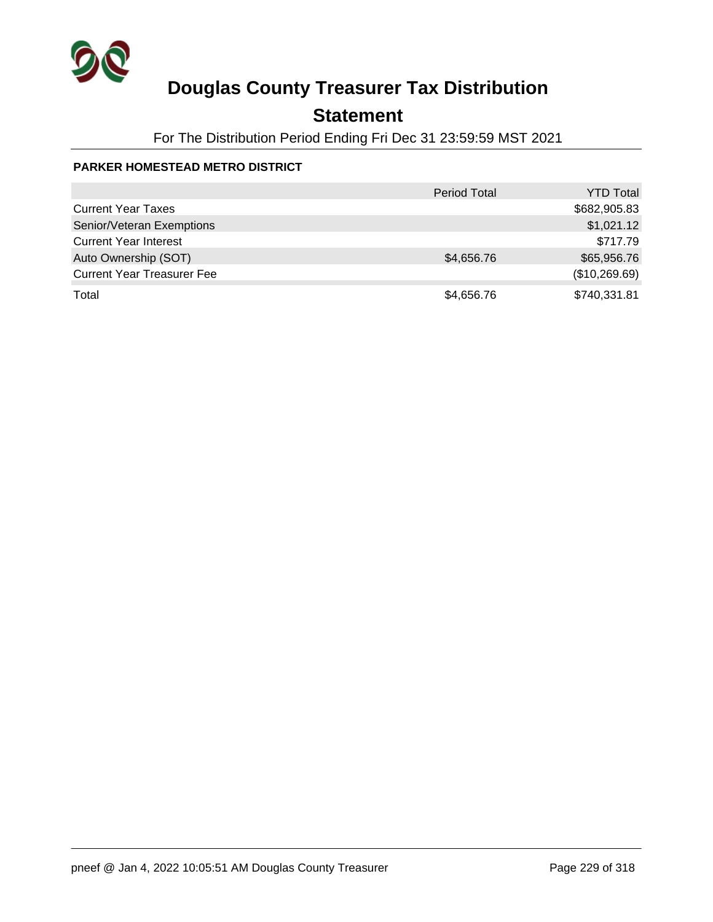# Douglas County Treasurer Tax Distribution

## Statement

For The Distribution Period Ending Fri Dec 31 23:59:59 MST 2021

### PARKER HOMESTEAD METRO DISTRICT

| | Period Total | YTD Total |
|---|---|---|
| Current Year Taxes | | $682,905.83 |
| Senior/Veteran Exemptions | | $1,021.12 |
| Current Year Interest | | $717.79 |
| Auto Ownership (SOT) | $4,656.76 | $65,956.76 |
| Current Year Treasurer Fee | | ($10,269.69) |
| Total | $4,656.76 | $740,331.81 |

pneef @ Jan 4, 2022 10:05:51 AM Douglas County Treasurer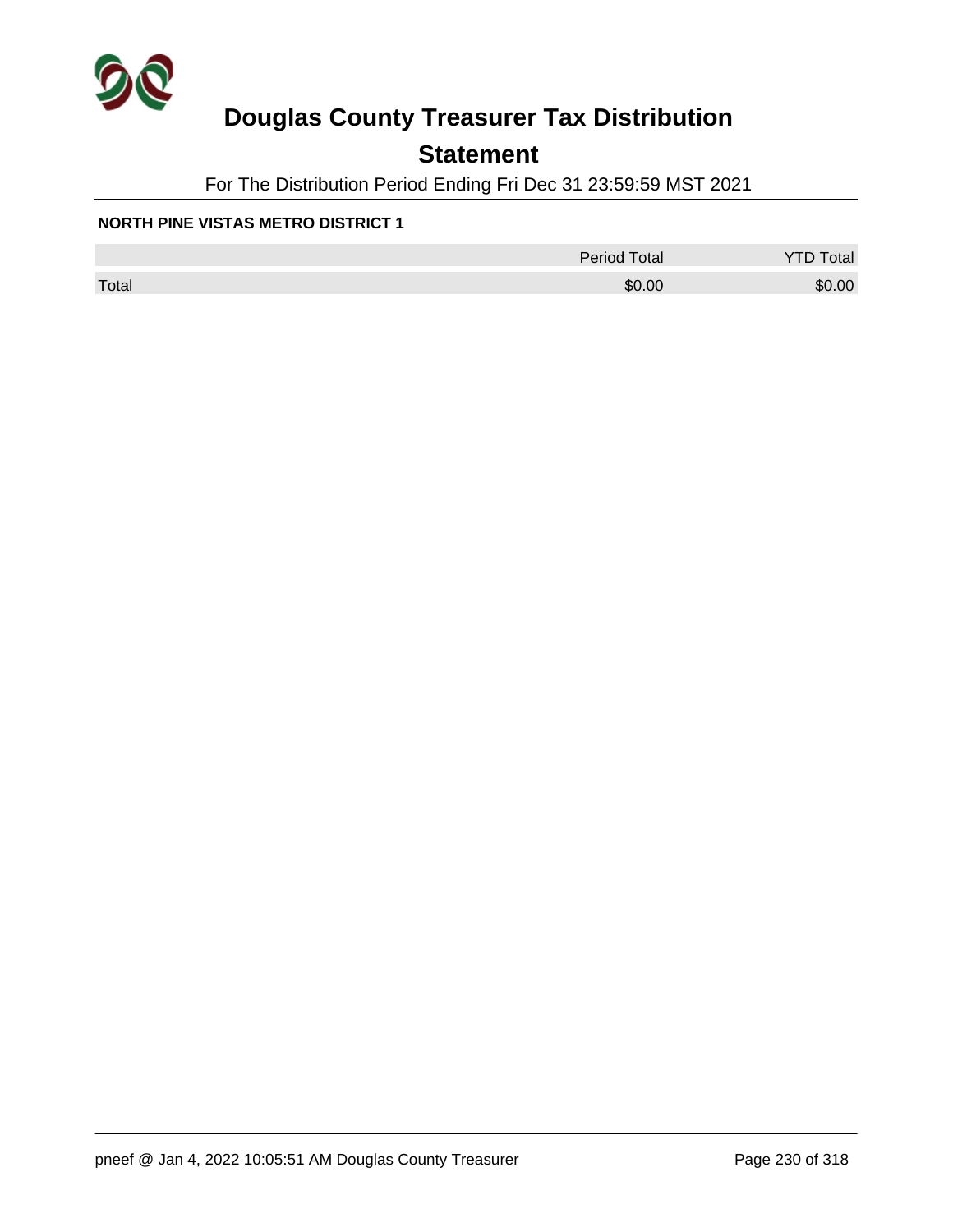# Douglas County Treasurer Tax Distribution

## Statement

For The Distribution Period Ending Fri Dec 31 23:59:59 MST 2021

**NORTH PINE VISTAS METRO DISTRICT 1**

| | Period Total | YTD Total |
|---|---|---|
| Total | $0.00 | $0.00 |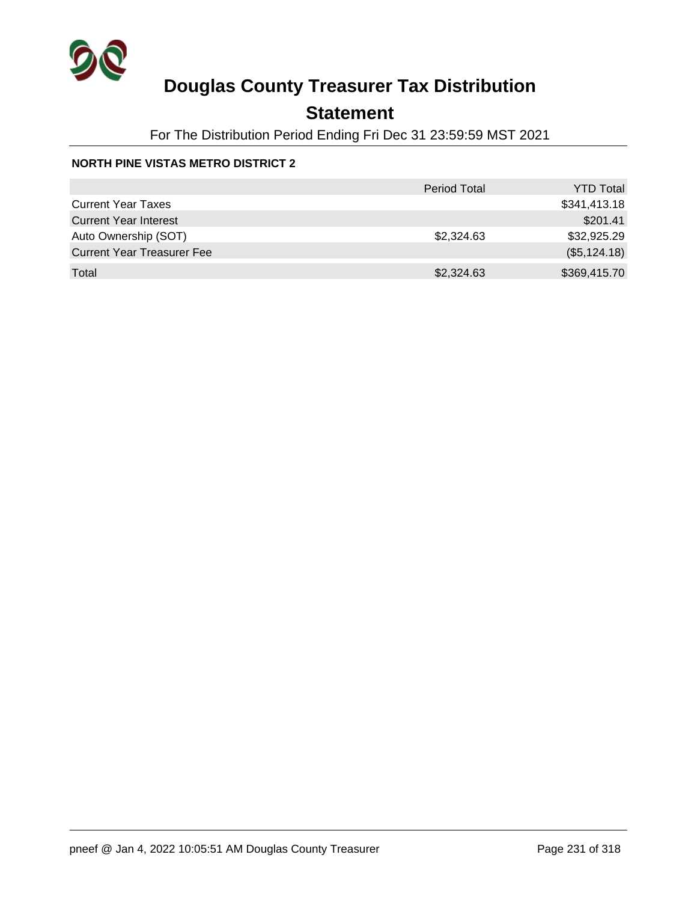# Douglas County Treasurer Tax Distribution

## Statement

For The Distribution Period Ending Fri Dec 31 23:59:59 MST 2021

**NORTH PINE VISTAS METRO DISTRICT 2**

| | Period Total | YTD Total |
|---|---|---|
| Current Year Taxes | | $341,413.18 |
| Current Year Interest | | $201.41 |
| Auto Ownership (SOT) | $2,324.63 | $32,925.29 |
| Current Year Treasurer Fee | | ($5,124.18) |
| Total | $2,324.63 | $369,415.70 |

pneef @ Jan 4, 2022 10:05:51 AM Douglas County Treasurer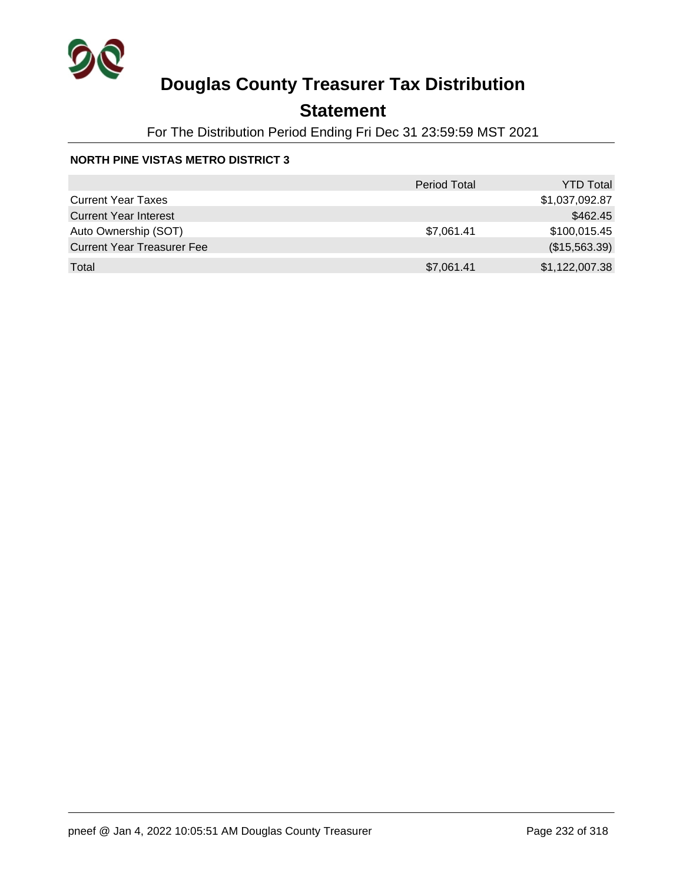# Douglas County Treasurer Tax Distribution

## Statement

For The Distribution Period Ending Fri Dec 31 23:59:59 MST 2021

**NORTH PINE VISTAS METRO DISTRICT 3**

| | Period Total | YTD Total |
|---|---|---|
| Current Year Taxes | | $1,037,092.87 |
| Current Year Interest | | $462.45 |
| Auto Ownership (SOT) | $7,061.41 | $100,015.45 |
| Current Year Treasurer Fee | | ($15,563.39) |
| Total | $7,061.41 | $1,122,007.38 |

pneef @ Jan 4, 2022 10:05:51 AM Douglas County Treasurer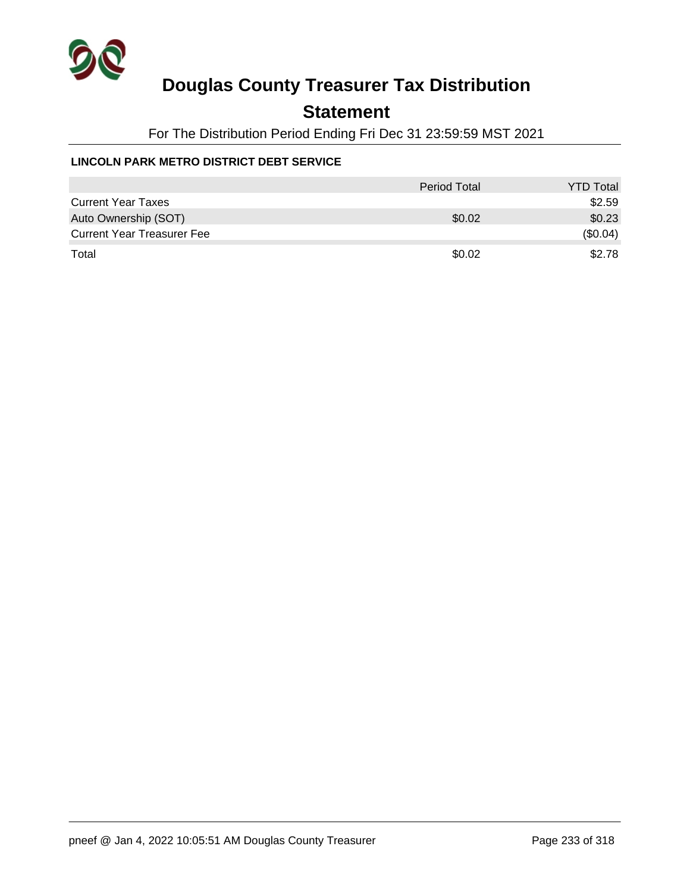# Douglas County Treasurer Tax Distribution

## Statement

For The Distribution Period Ending Fri Dec 31 23:59:59 MST 2021

### LINCOLN PARK METRO DISTRICT DEBT SERVICE

| | Period Total | YTD Total |
|---|---|---|
| Current Year Taxes | | $2.59 |
| Auto Ownership (SOT) | $0.02 | $0.23 |
| Current Year Treasurer Fee | | ($0.04) |
| Total | $0.02 | $2.78 |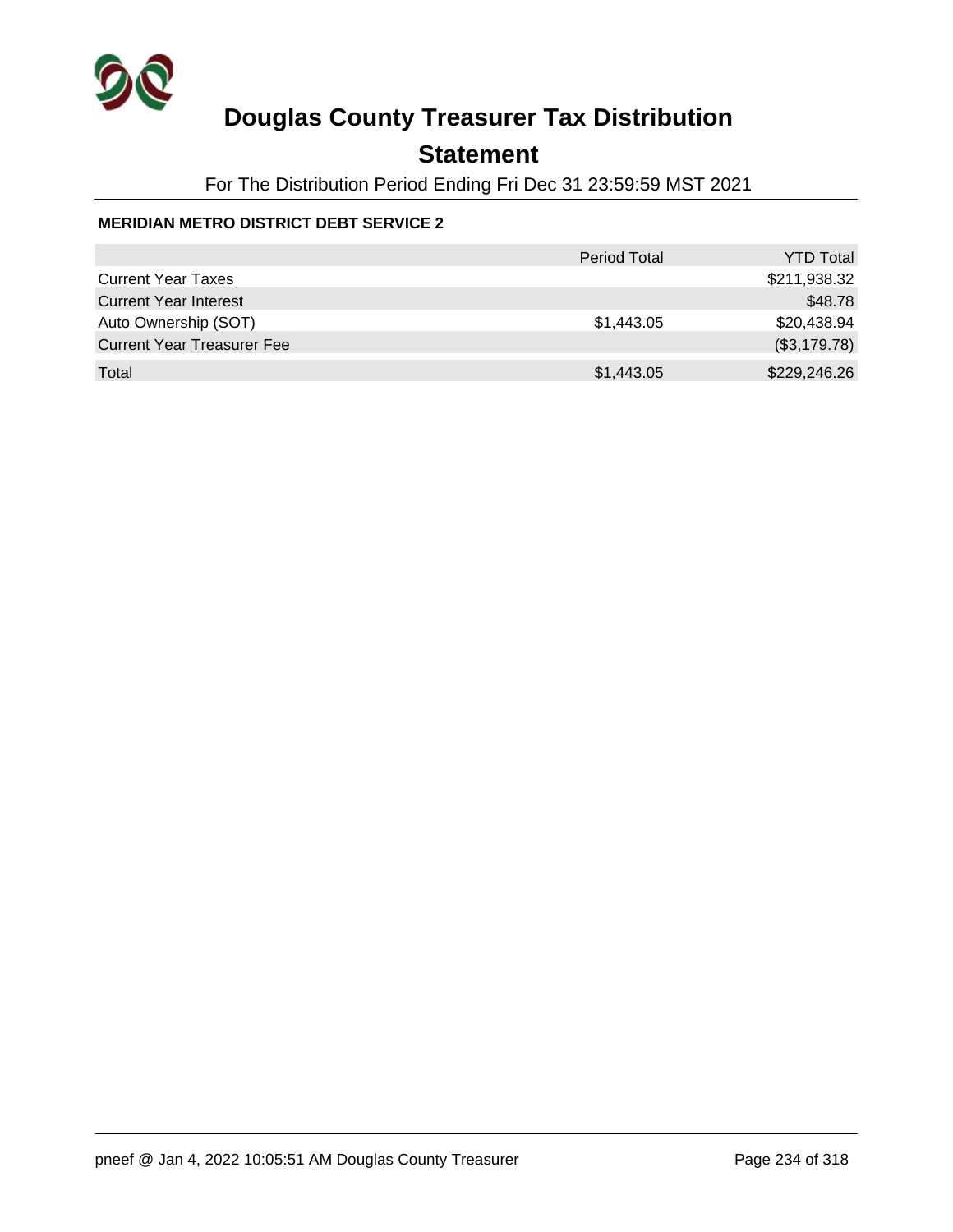# Douglas County Treasurer Tax Distribution

## Statement

For The Distribution Period Ending Fri Dec 31 23:59:59 MST 2021

**MERIDIAN METRO DISTRICT DEBT SERVICE 2**

| | Period Total | YTD Total |
|---|---|---|
| Current Year Taxes | | $211,938.32 |
| Current Year Interest | | $48.78 |
| Auto Ownership (SOT) | $1,443.05 | $20,438.94 |
| Current Year Treasurer Fee | | ($3,179.78) |
| Total | $1,443.05 | $229,246.26 |

pneef @ Jan 4, 2022 10:05:51 AM Douglas County Treasurer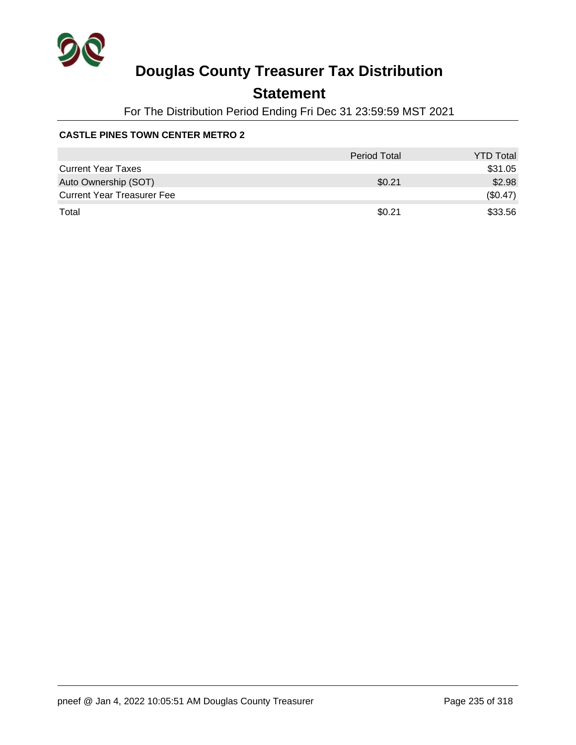# Douglas County Treasurer Tax Distribution

## Statement

For The Distribution Period Ending Fri Dec 31 23:59:59 MST 2021

**CASTLE PINES TOWN CENTER METRO 2**

| | Period Total | YTD Total |
|---|---|---|
| Current Year Taxes | | $31.05 |
| Auto Ownership (SOT) | $0.21 | $2.98 |
| Current Year Treasurer Fee | | ($0.47) |
| Total | $0.21 | $33.56 |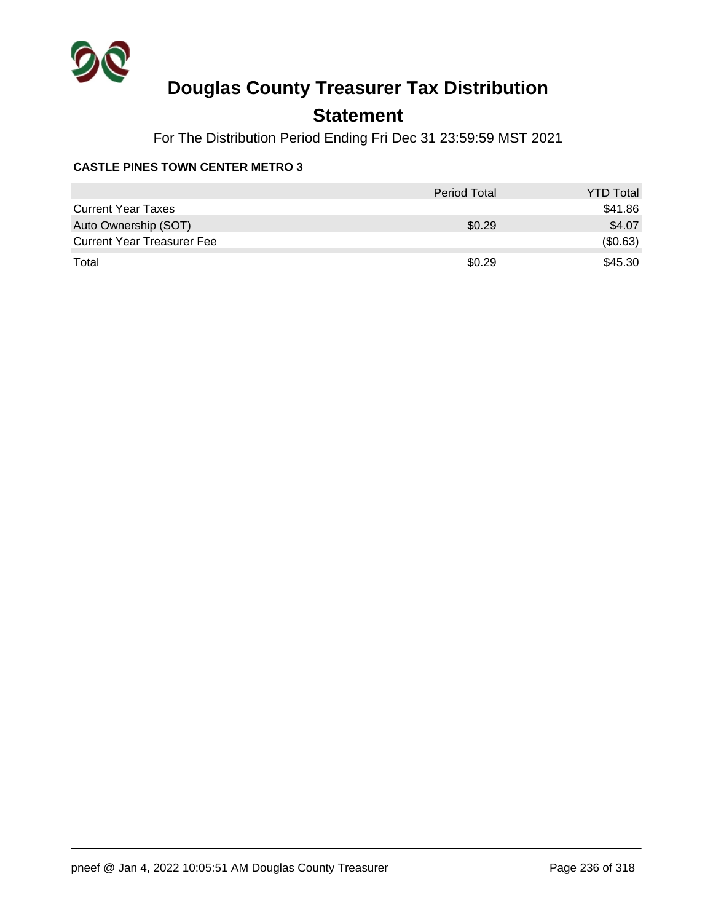# Douglas County Treasurer Tax Distribution

## Statement

For The Distribution Period Ending Fri Dec 31 23:59:59 MST 2021

### CASTLE PINES TOWN CENTER METRO 3

| | Period Total | YTD Total |
|---|---|---|
| Current Year Taxes | | $41.86 |
| Auto Ownership (SOT) | $0.29 | $4.07 |
| Current Year Treasurer Fee | | ($0.63) |
| Total | $0.29 | $45.30 |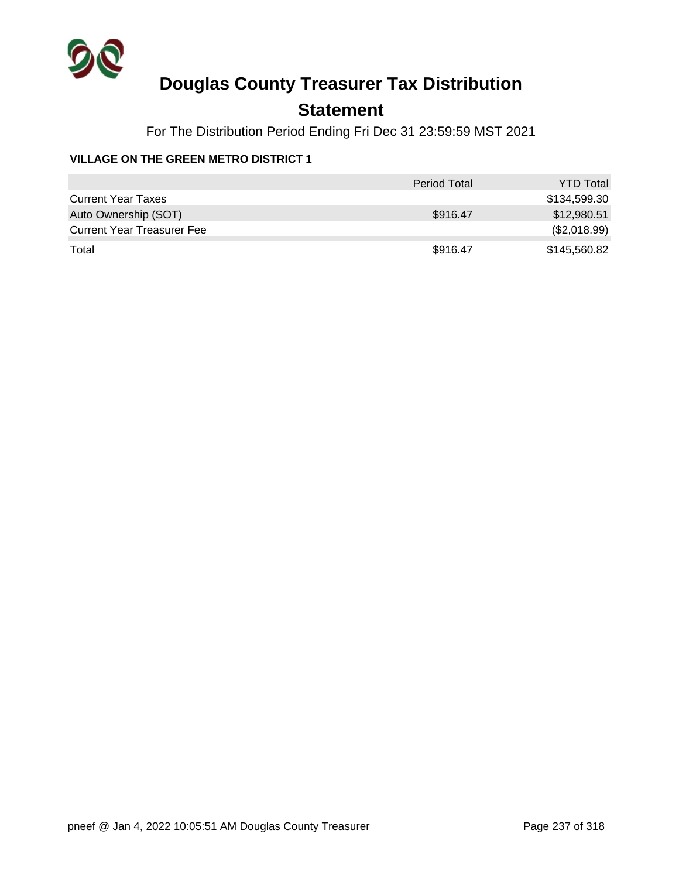# Douglas County Treasurer Tax Distribution

## Statement

For The Distribution Period Ending Fri Dec 31 23:59:59 MST 2021

### VILLAGE ON THE GREEN METRO DISTRICT 1

| | Period Total | YTD Total |
|---|---|---|
| Current Year Taxes | | $134,599.30 |
| Auto Ownership (SOT) | $916.47 | $12,980.51 |
| Current Year Treasurer Fee | | ($2,018.99) |
| Total | $916.47 | $145,560.82 |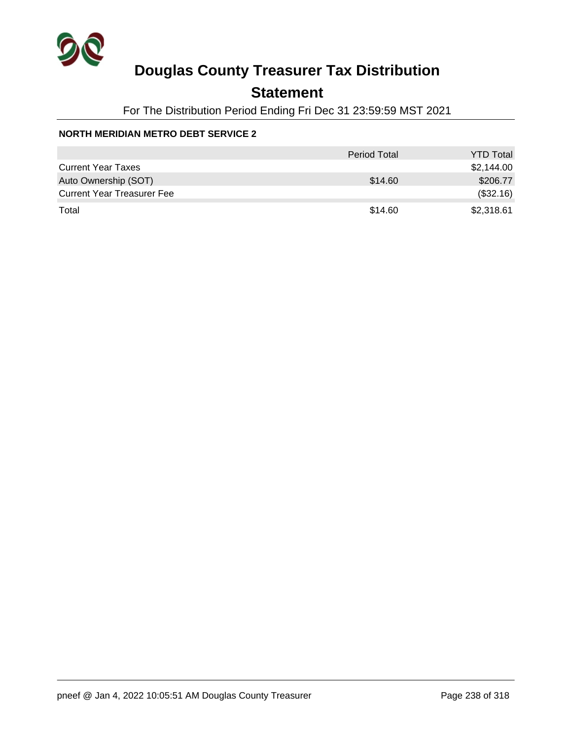# Douglas County Treasurer Tax Distribution

## Statement

For The Distribution Period Ending Fri Dec 31 23:59:59 MST 2021

**NORTH MERIDIAN METRO DEBT SERVICE 2**

| | Period Total | YTD Total |
|---|---|---|
| Current Year Taxes | | $2,144.00 |
| Auto Ownership (SOT) | $14.60 | $206.77 |
| Current Year Treasurer Fee | | ($32.16) |
| Total | $14.60 | $2,318.61 |

pneef @ Jan 4, 2022 10:05:51 AM Douglas County Treasurer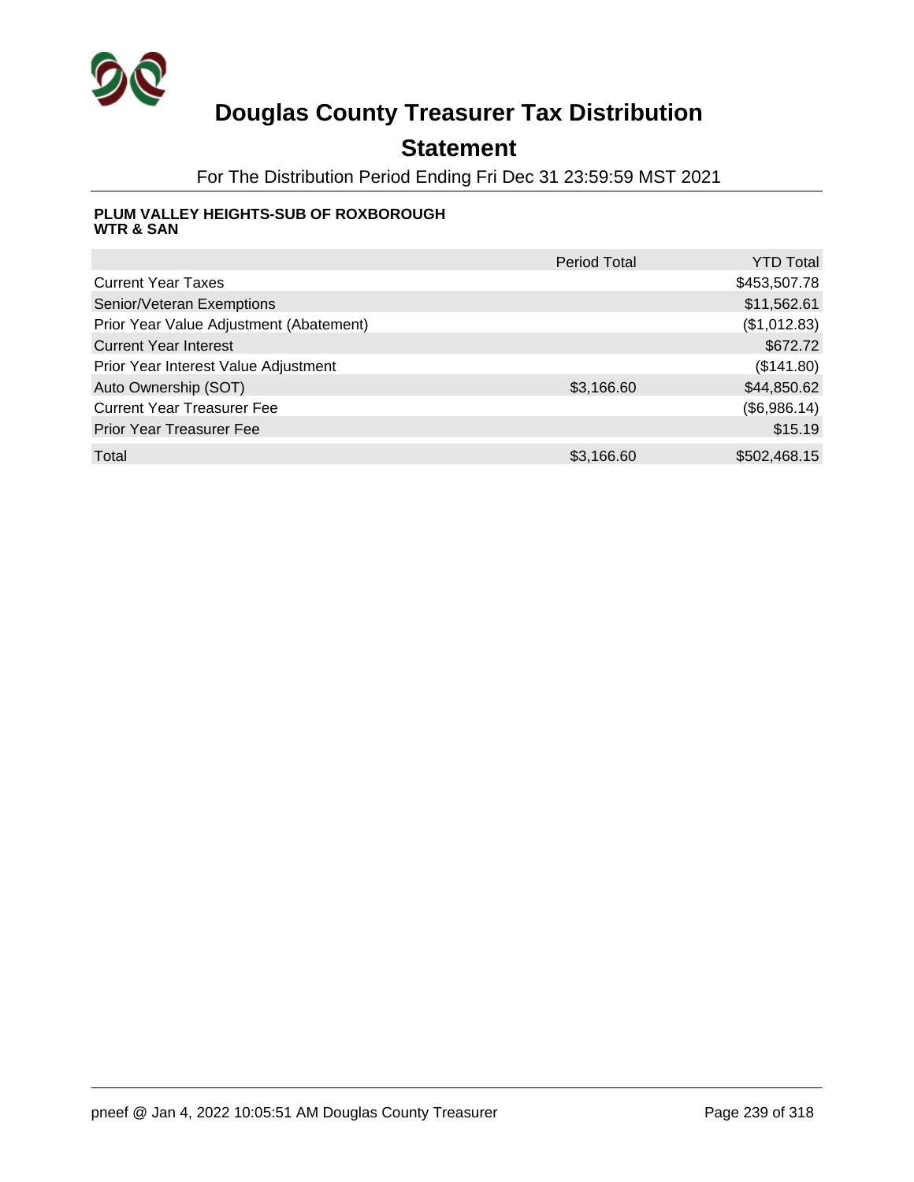# Douglas County Treasurer Tax Distribution

## Statement

For The Distribution Period Ending Fri Dec 31 23:59:59 MST 2021

**PLUM VALLEY HEIGHTS-SUB OF ROXBOROUGH WTR & SAN**

| | Period Total | YTD Total |
|---|---|---|
| Current Year Taxes | | $453,507.78 |
| Senior/Veteran Exemptions | | $11,562.61 |
| Prior Year Value Adjustment (Abatement) | | ($1,012.83) |
| Current Year Interest | | $672.72 |
| Prior Year Interest Value Adjustment | | ($141.80) |
| Auto Ownership (SOT) | $3,166.60 | $44,850.62 |
| Current Year Treasurer Fee | | ($6,986.14) |
| Prior Year Treasurer Fee | | $15.19 |
| Total | $3,166.60 | $502,468.15 |

pneef @ Jan 4, 2022 10:05:51 AM Douglas County Treasurer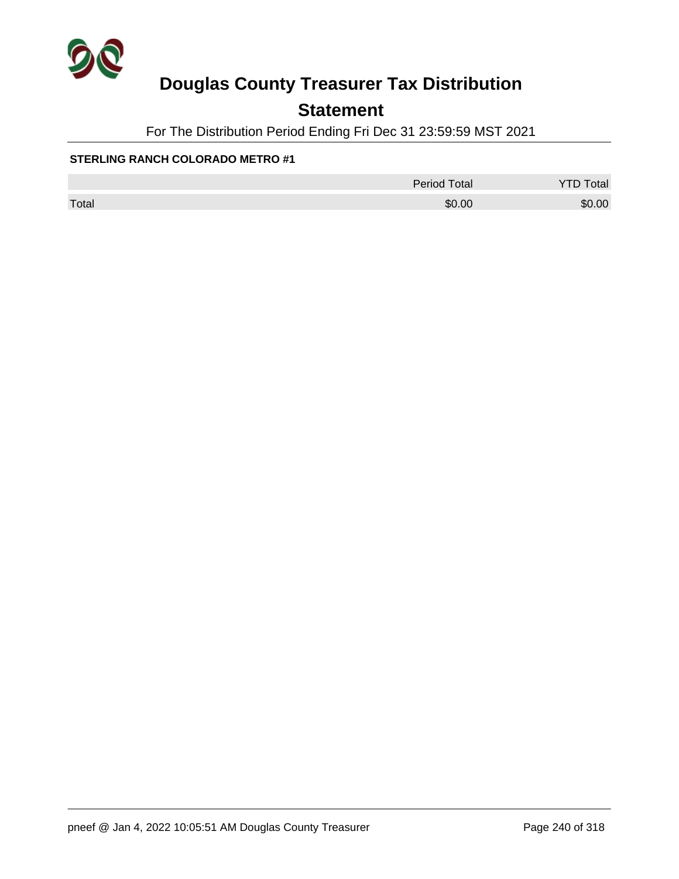# Douglas County Treasurer Tax Distribution

## Statement

For The Distribution Period Ending Fri Dec 31 23:59:59 MST 2021

**STERLING RANCH COLORADO METRO #1**

| | Period Total | YTD Total |
|---|---|---|
| Total | $0.00 | $0.00 |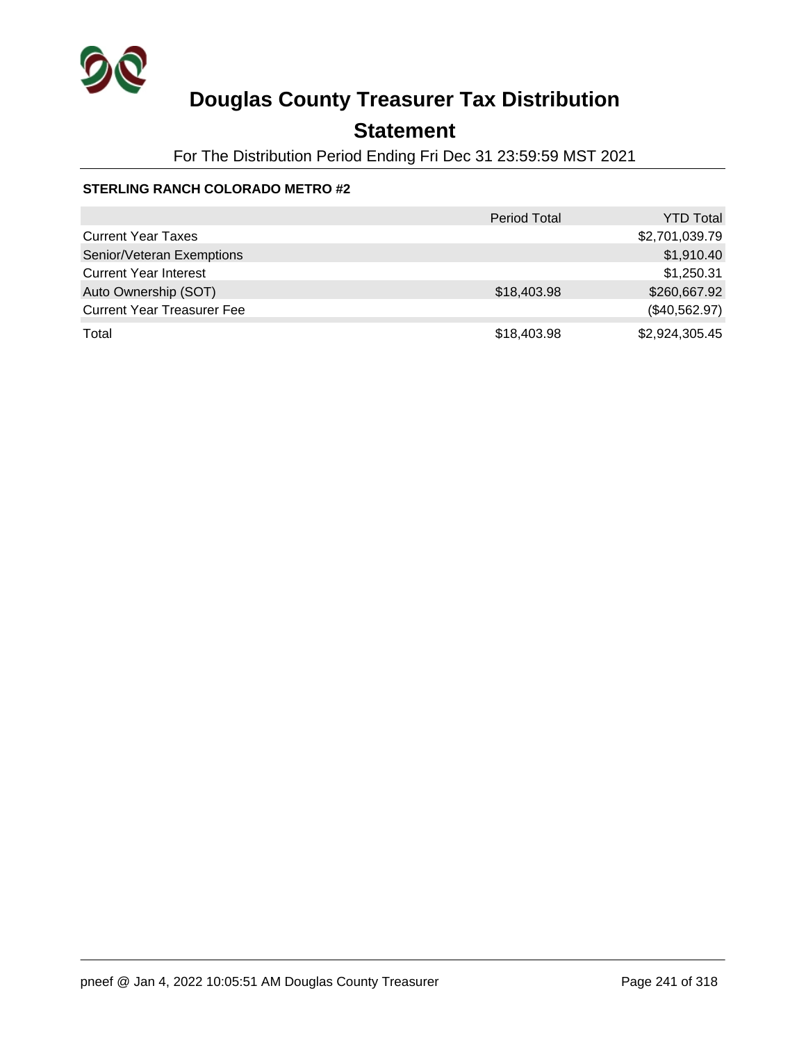# Douglas County Treasurer Tax Distribution

## Statement

For The Distribution Period Ending Fri Dec 31 23:59:59 MST 2021

**STERLING RANCH COLORADO METRO #2**

| | Period Total | YTD Total |
|---|---|---|
| Current Year Taxes | | $2,701,039.79 |
| Senior/Veteran Exemptions | | $1,910.40 |
| Current Year Interest | | $1,250.31 |
| Auto Ownership (SOT) | $18,403.98 | $260,667.92 |
| Current Year Treasurer Fee | | ($40,562.97) |
| Total | $18,403.98 | $2,924,305.45 |

pneef @ Jan 4, 2022 10:05:51 AM Douglas County Treasurer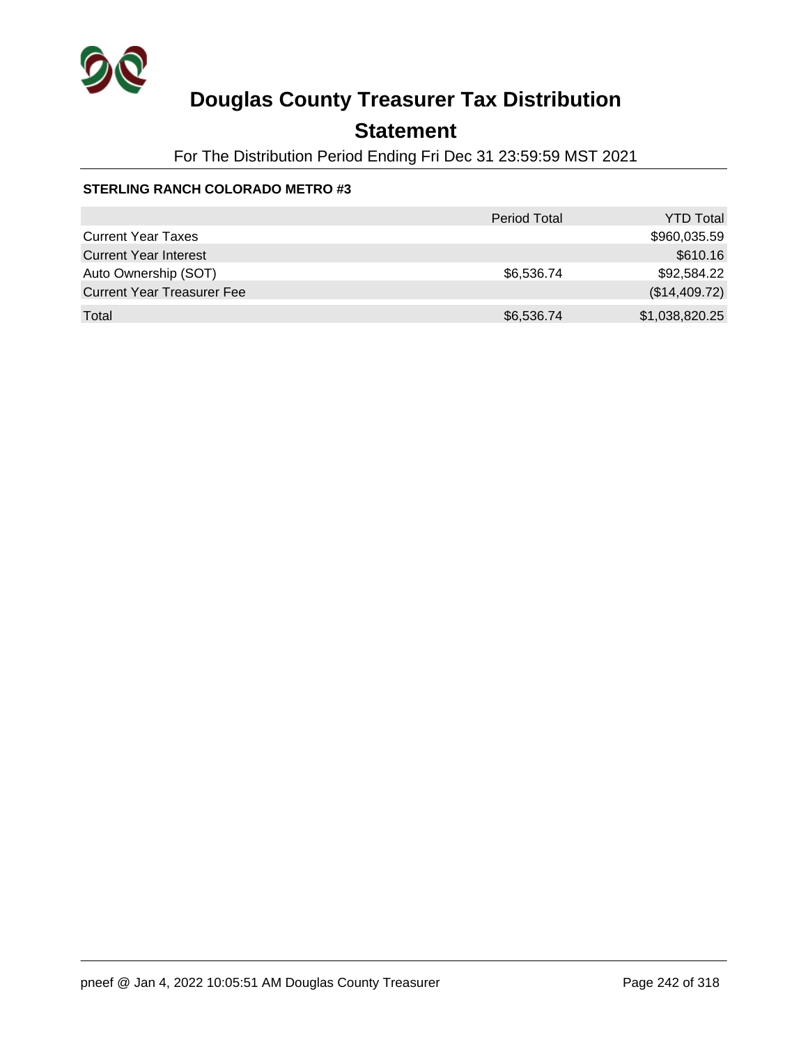# Douglas County Treasurer Tax Distribution

## Statement

For The Distribution Period Ending Fri Dec 31 23:59:59 MST 2021

**STERLING RANCH COLORADO METRO #3**

| | Period Total | YTD Total |
|---|---|---|
| Current Year Taxes | | $960,035.59 |
| Current Year Interest | | $610.16 |
| Auto Ownership (SOT) | $6,536.74 | $92,584.22 |
| Current Year Treasurer Fee | | ($14,409.72) |
| Total | $6,536.74 | $1,038,820.25 |

pneef @ Jan 4, 2022 10:05:51 AM Douglas County Treasurer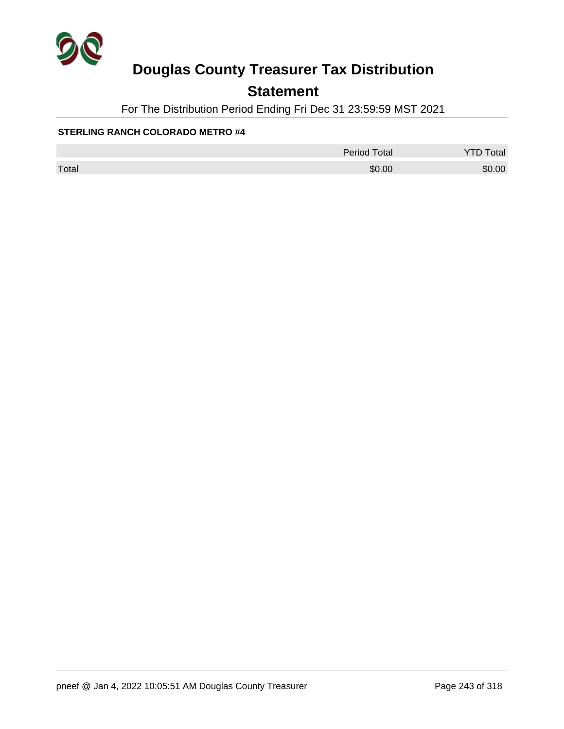# Douglas County Treasurer Tax Distribution

## Statement

For The Distribution Period Ending Fri Dec 31 23:59:59 MST 2021

**STERLING RANCH COLORADO METRO #4**

| | Period Total | YTD Total |
|---|---|---|
| Total | $0.00 | $0.00 |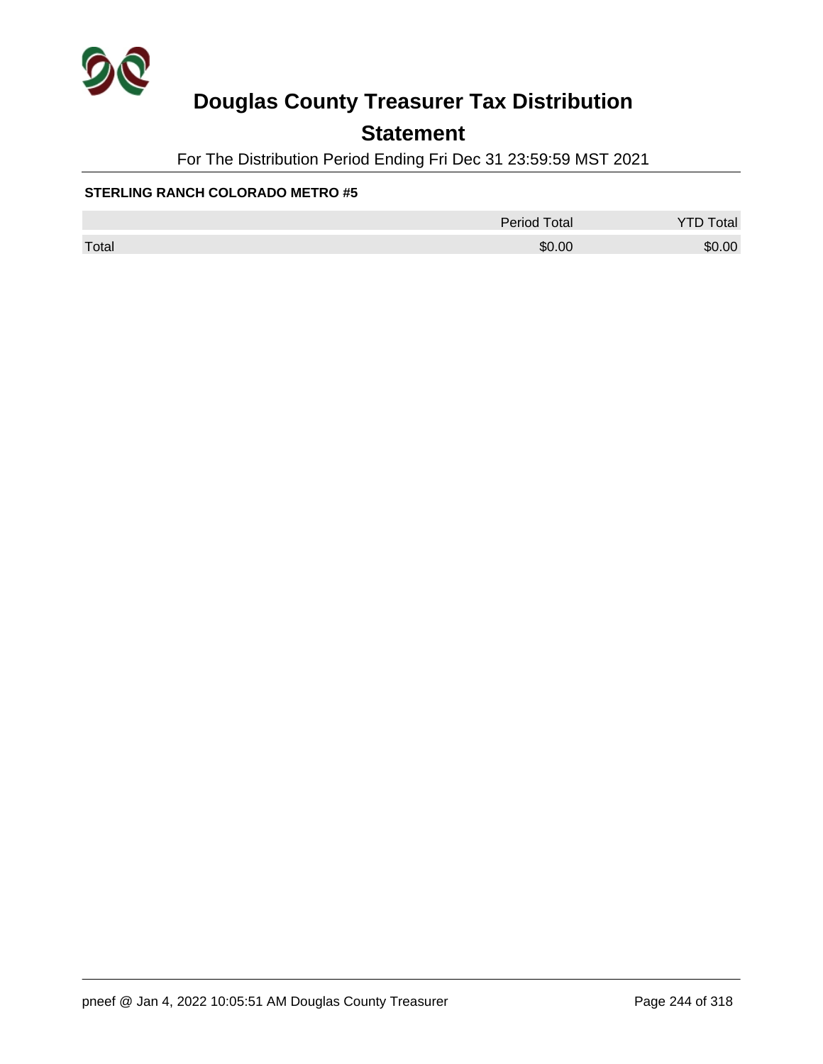# Douglas County Treasurer Tax Distribution

## Statement

For The Distribution Period Ending Fri Dec 31 23:59:59 MST 2021

### STERLING RANCH COLORADO METRO #5

| | Period Total | YTD Total |
|---|---|---|
| Total | $0.00 | $0.00 |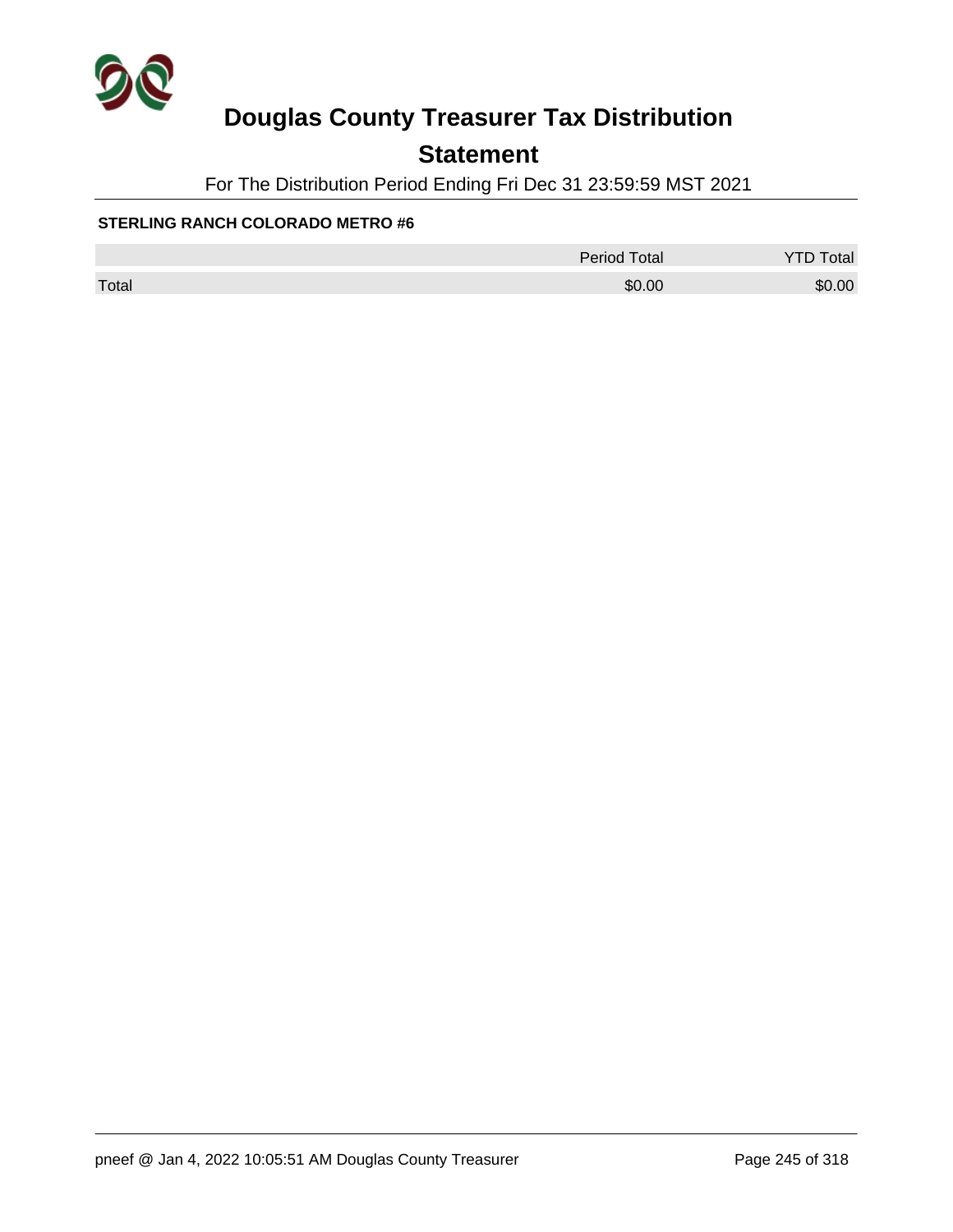# Douglas County Treasurer Tax Distribution

## Statement

For The Distribution Period Ending Fri Dec 31 23:59:59 MST 2021

**STERLING RANCH COLORADO METRO #6**

| | Period Total | YTD Total |
|---|---|---|
| Total | $0.00 | $0.00 |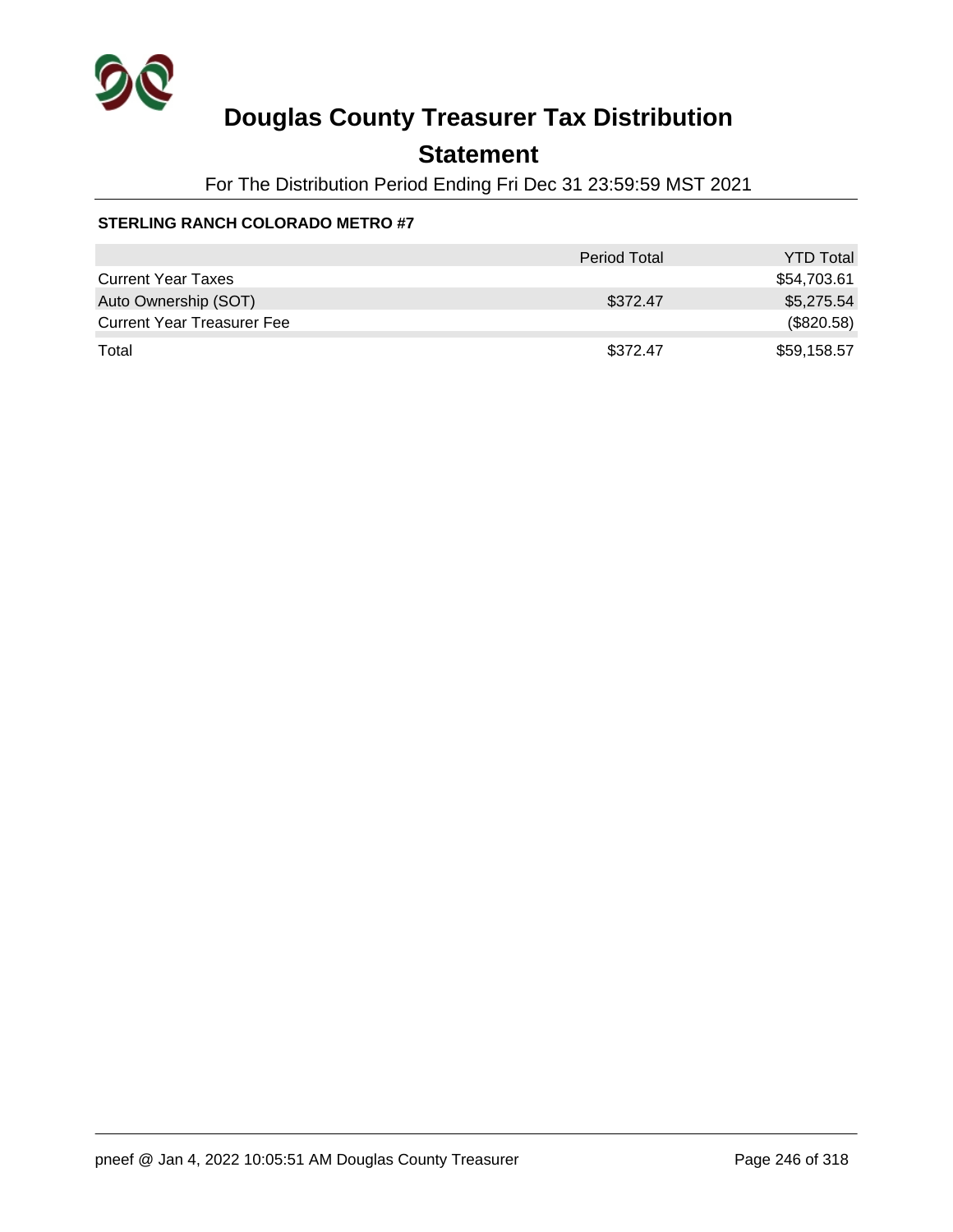# Douglas County Treasurer Tax Distribution

## Statement

For The Distribution Period Ending Fri Dec 31 23:59:59 MST 2021

**STERLING RANCH COLORADO METRO #7**

| | Period Total | YTD Total |
|---|---|---|
| Current Year Taxes | | $54,703.61 |
| Auto Ownership (SOT) | $372.47 | $5,275.54 |
| Current Year Treasurer Fee | | ($820.58) |
| Total | $372.47 | $59,158.57 |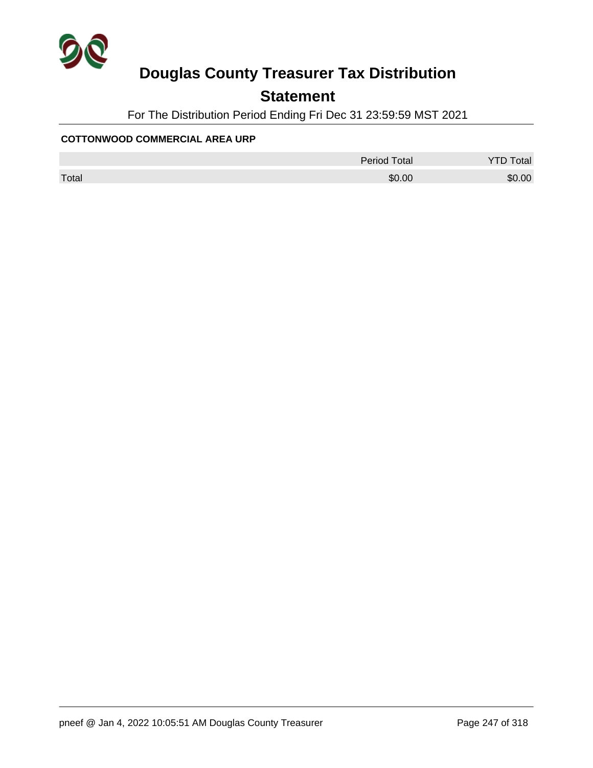# Douglas County Treasurer Tax Distribution

## Statement

For The Distribution Period Ending Fri Dec 31 23:59:59 MST 2021

**COTTONWOOD COMMERCIAL AREA URP**

| | Period Total | YTD Total |
|---|---|---|
| Total | $0.00 | $0.00 |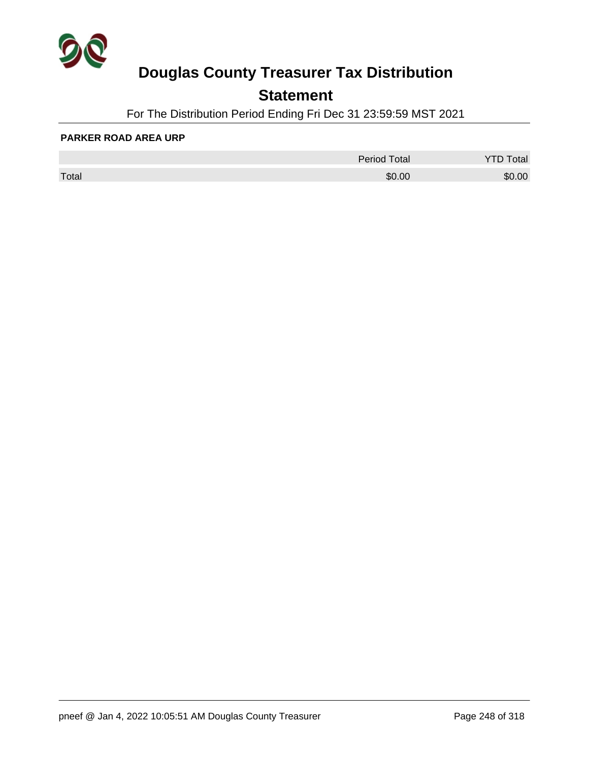# Douglas County Treasurer Tax Distribution

## Statement

For The Distribution Period Ending Fri Dec 31 23:59:59 MST 2021

**PARKER ROAD AREA URP**

| | Period Total | YTD Total |
|---|---|---|
| Total | $0.00 | $0.00 |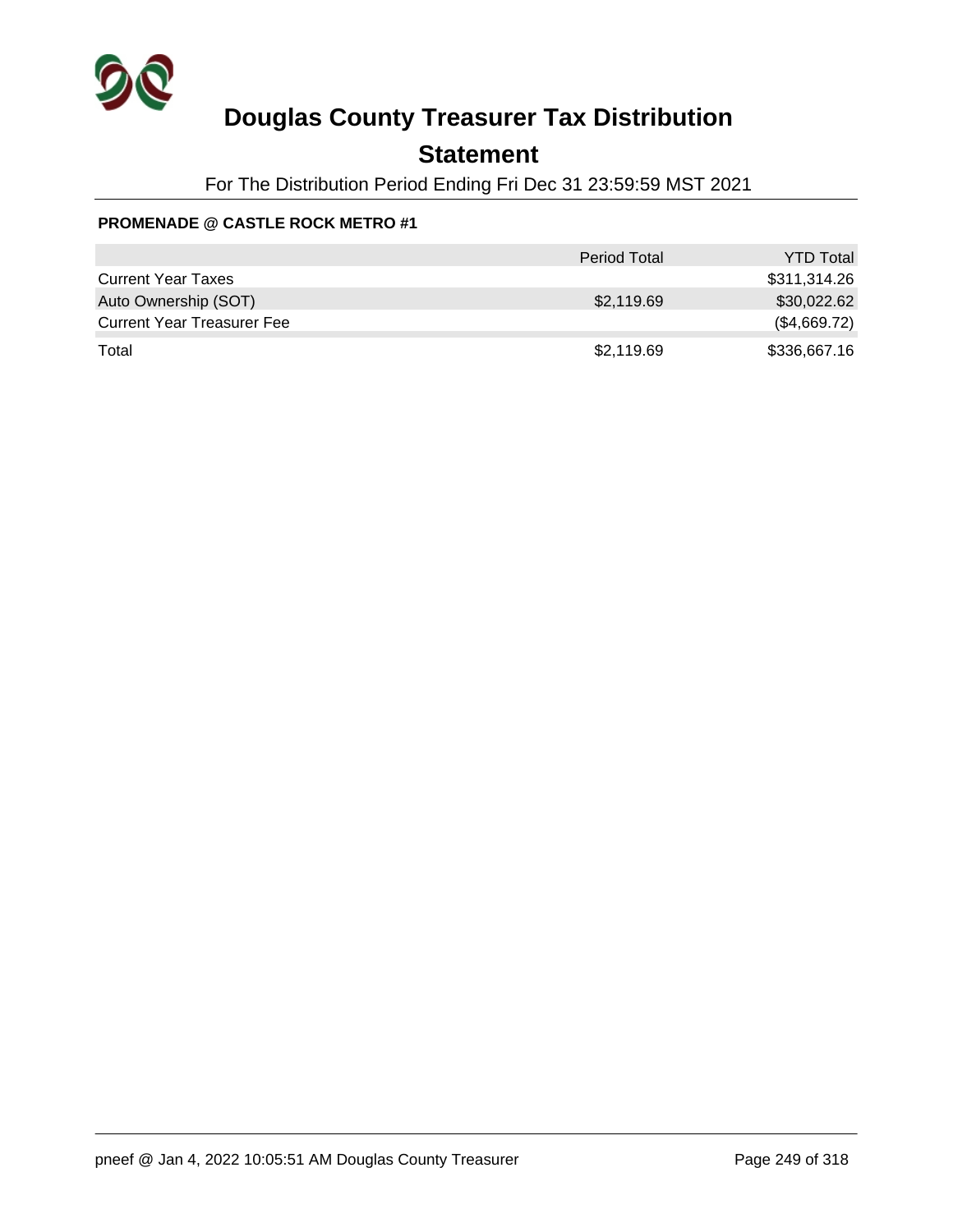# Douglas County Treasurer Tax Distribution

## Statement

For The Distribution Period Ending Fri Dec 31 23:59:59 MST 2021

**PROMENADE @ CASTLE ROCK METRO #1**

| | Period Total | YTD Total |
|---|---|---|
| Current Year Taxes | | $311,314.26 |
| Auto Ownership (SOT) | $2,119.69 | $30,022.62 |
| Current Year Treasurer Fee | | ($4,669.72) |
| Total | $2,119.69 | $336,667.16 |

pneef @ Jan 4, 2022 10:05:51 AM Douglas County Treasurer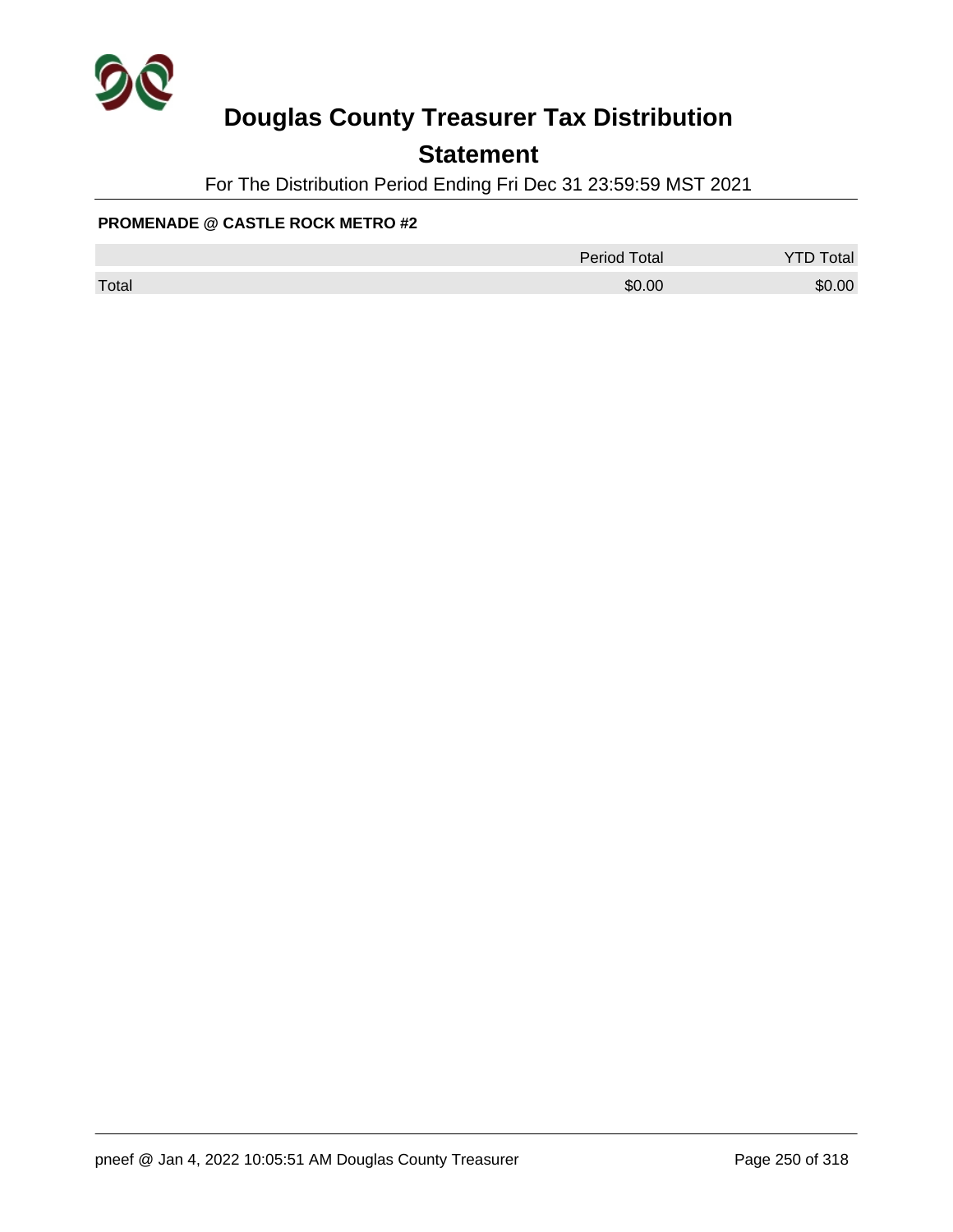# Douglas County Treasurer Tax Distribution

## Statement

For The Distribution Period Ending Fri Dec 31 23:59:59 MST 2021

**PROMENADE @ CASTLE ROCK METRO #2**

| | Period Total | YTD Total |
|---|---|---|
| Total | $0.00 | $0.00 |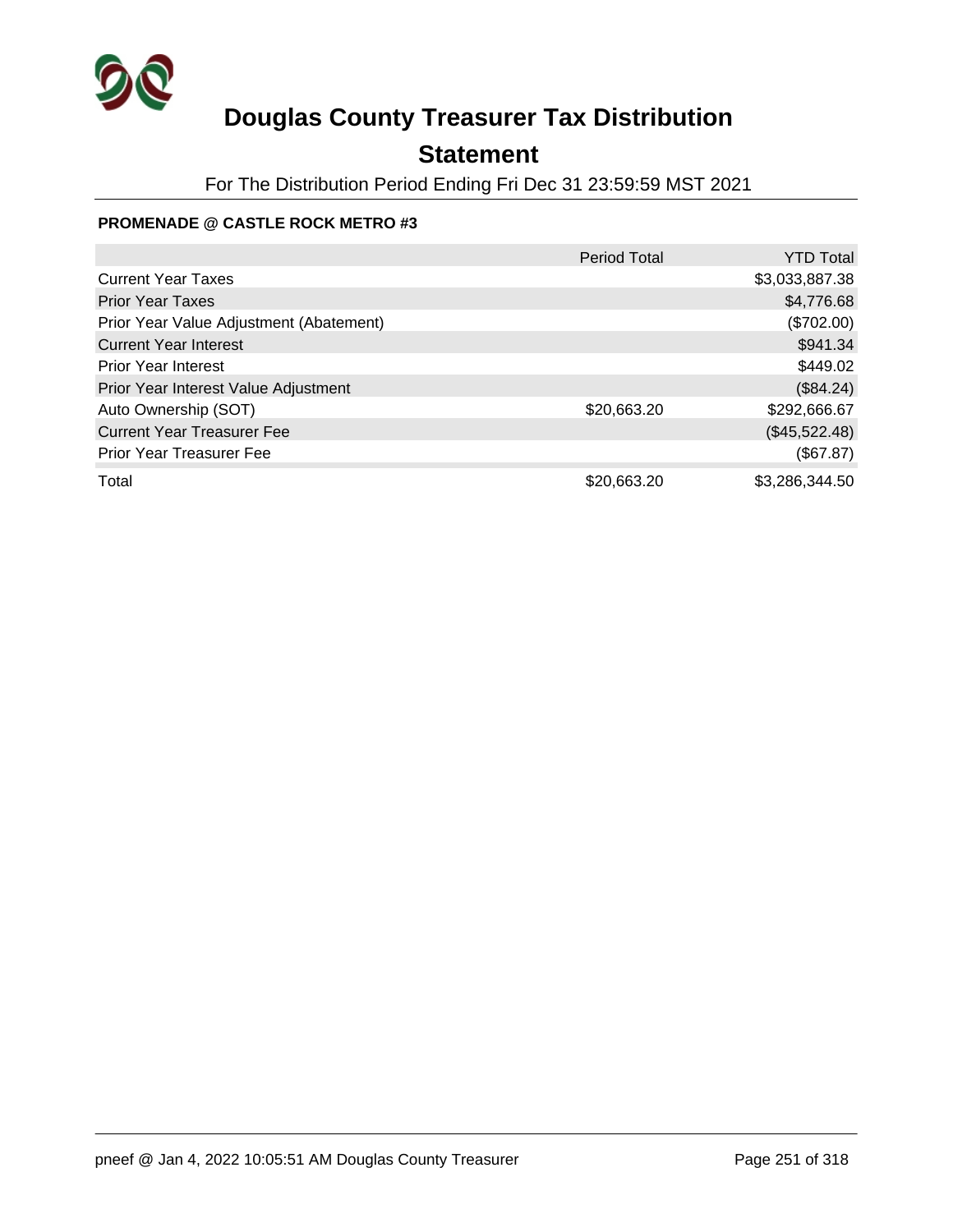# Douglas County Treasurer Tax Distribution

## Statement

For The Distribution Period Ending Fri Dec 31 23:59:59 MST 2021

**PROMENADE @ CASTLE ROCK METRO #3**

| | Period Total | YTD Total |
|---|---|---|
| Current Year Taxes | | $3,033,887.38 |
| Prior Year Taxes | | $4,776.68 |
| Prior Year Value Adjustment (Abatement) | | ($702.00) |
| Current Year Interest | | $941.34 |
| Prior Year Interest | | $449.02 |
| Prior Year Interest Value Adjustment | | ($84.24) |
| Auto Ownership (SOT) | $20,663.20 | $292,666.67 |
| Current Year Treasurer Fee | | ($45,522.48) |
| Prior Year Treasurer Fee | | ($67.87) |
| Total | $20,663.20 | $3,286,344.50 |

pneef @ Jan 4, 2022 10:05:51 AM Douglas County Treasurer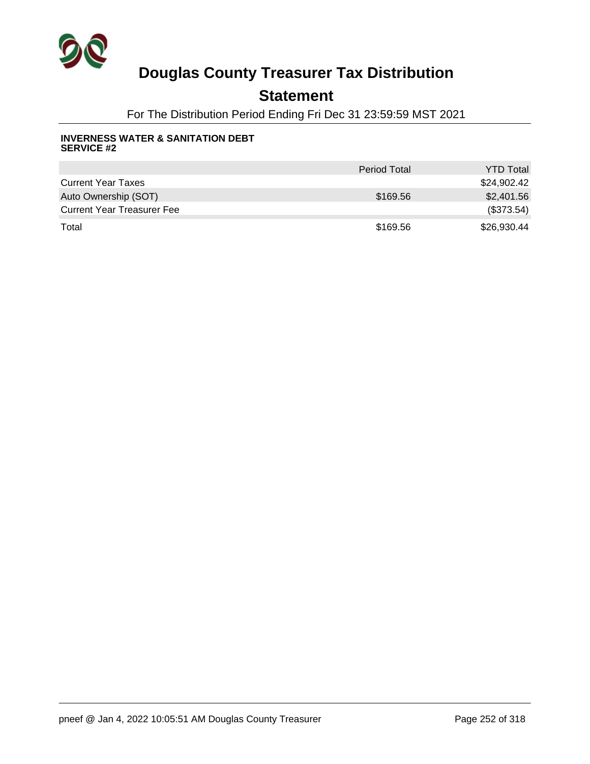# Douglas County Treasurer Tax Distribution

## Statement

For The Distribution Period Ending Fri Dec 31 23:59:59 MST 2021

**INVERNESS WATER & SANITATION DEBT SERVICE #2**

| | Period Total | YTD Total |
|---|---|---|
| Current Year Taxes | | $24,902.42 |
| Auto Ownership (SOT) | $169.56 | $2,401.56 |
| Current Year Treasurer Fee | | ($373.54) |
| Total | $169.56 | $26,930.44 |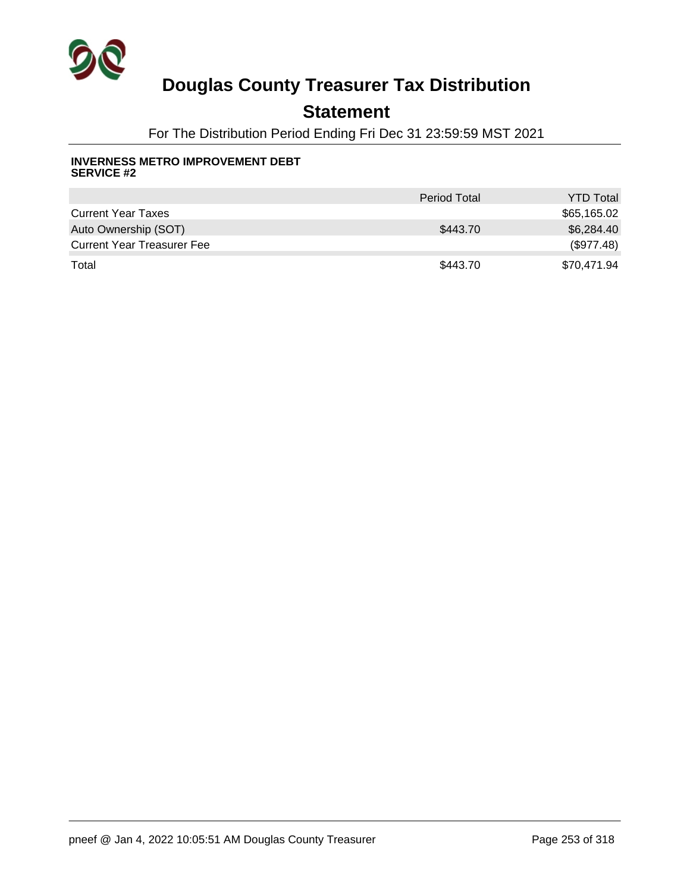# Douglas County Treasurer Tax Distribution

## Statement

For The Distribution Period Ending Fri Dec 31 23:59:59 MST 2021

**INVERNESS METRO IMPROVEMENT DEBT SERVICE #2**

| | Period Total | YTD Total |
|---|---|---|
| Current Year Taxes | | $65,165.02 |
| Auto Ownership (SOT) | $443.70 | $6,284.40 |
| Current Year Treasurer Fee | | ($977.48) |
| Total | $443.70 | $70,471.94 |

pneef @ Jan 4, 2022 10:05:51 AM Douglas County Treasurer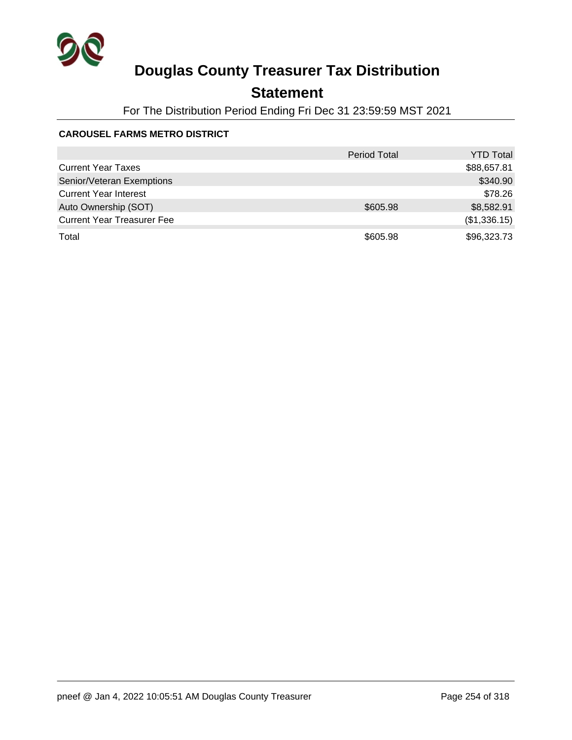# Douglas County Treasurer Tax Distribution

## Statement

For The Distribution Period Ending Fri Dec 31 23:59:59 MST 2021

### CAROUSEL FARMS METRO DISTRICT

| | Period Total | YTD Total |
|---|---:|---:|
| Current Year Taxes | | $88,657.81 |
| Senior/Veteran Exemptions | | $340.90 |
| Current Year Interest | | $78.26 |
| Auto Ownership (SOT) | $605.98 | $8,582.91 |
| Current Year Treasurer Fee | | ($1,336.15) |
| Total | $605.98 | $96,323.73 |

pneef @ Jan 4, 2022 10:05:51 AM Douglas County Treasurer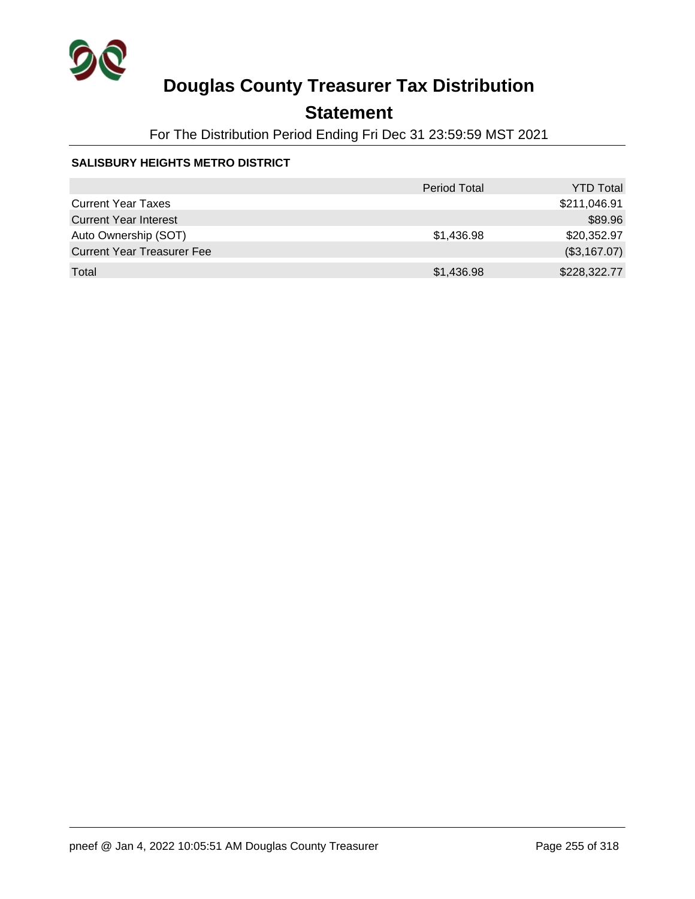# Douglas County Treasurer Tax Distribution

## Statement

For The Distribution Period Ending Fri Dec 31 23:59:59 MST 2021

**SALISBURY HEIGHTS METRO DISTRICT**

| | Period Total | YTD Total |
|---|---|---|
| Current Year Taxes | | $211,046.91 |
| Current Year Interest | | $89.96 |
| Auto Ownership (SOT) | $1,436.98 | $20,352.97 |
| Current Year Treasurer Fee | | ($3,167.07) |
| Total | $1,436.98 | $228,322.77 |

pneef @ Jan 4, 2022 10:05:51 AM Douglas County Treasurer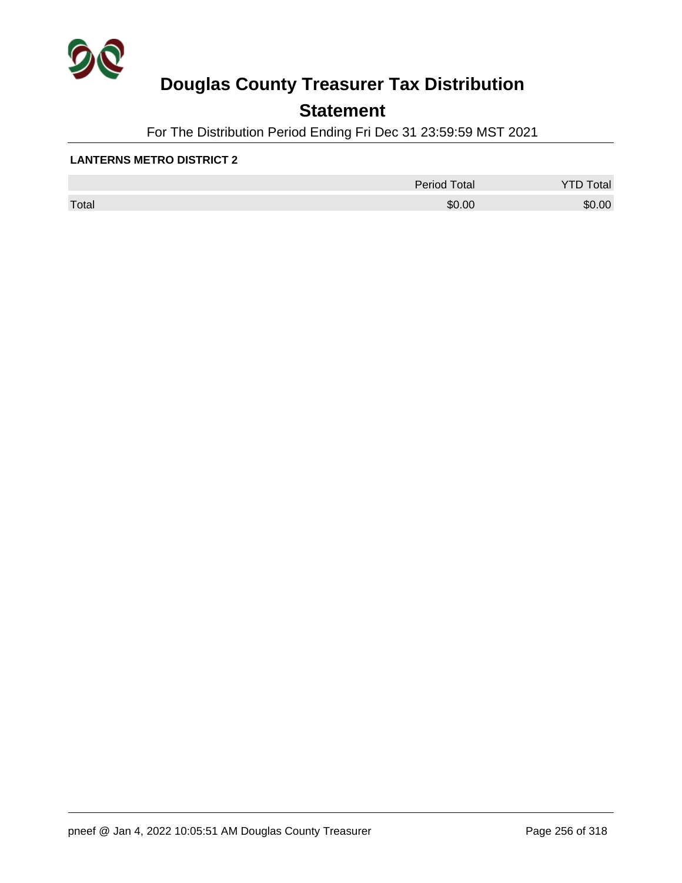# Douglas County Treasurer Tax Distribution

## Statement

For The Distribution Period Ending Fri Dec 31 23:59:59 MST 2021

**LANTERNS METRO DISTRICT 2**

| | Period Total | YTD Total |
|---|---|---|
| Total | $0.00 | $0.00 |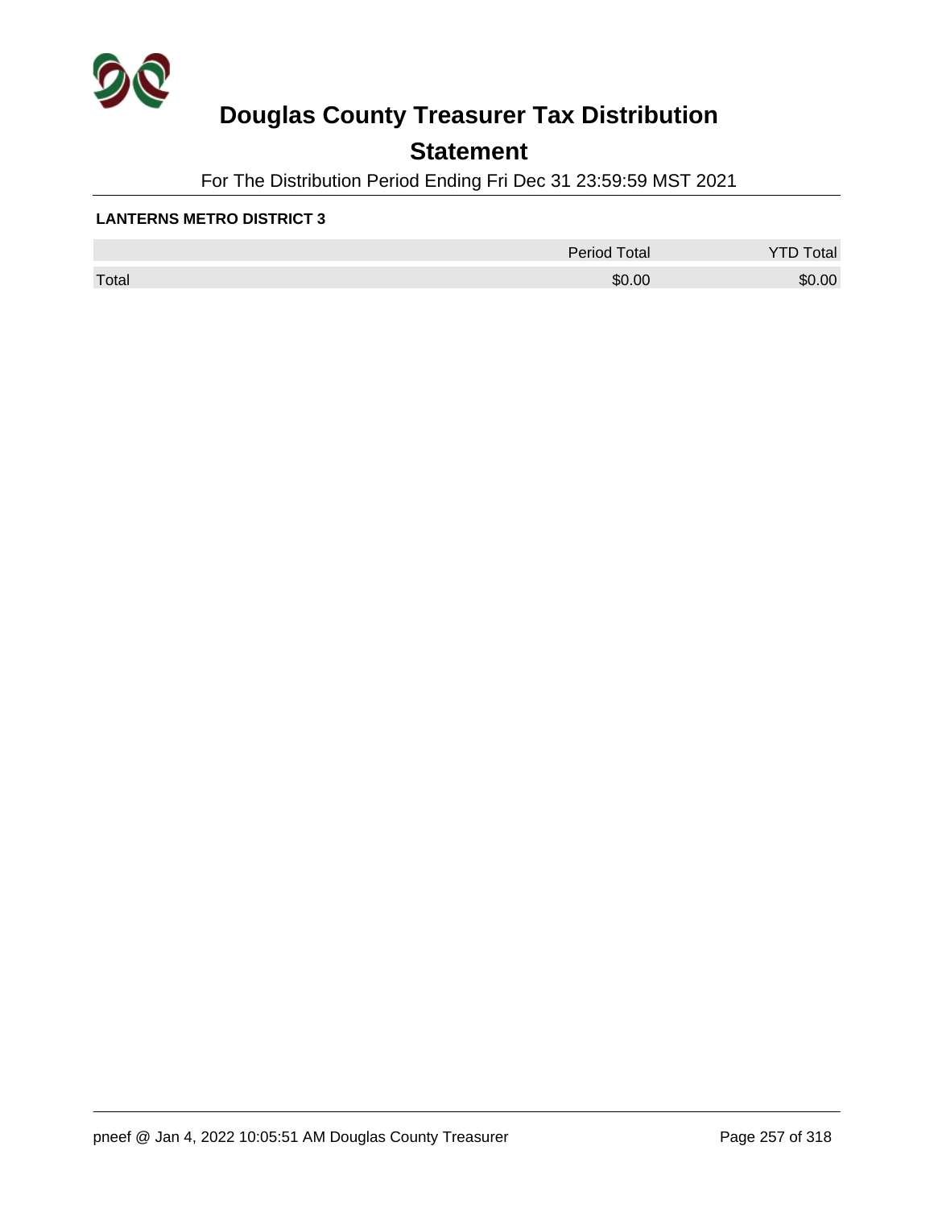# Douglas County Treasurer Tax Distribution

## Statement

For The Distribution Period Ending Fri Dec 31 23:59:59 MST 2021

**LANTERNS METRO DISTRICT 3**

| | Period Total | YTD Total |
|---|---|---|
| Total | $0.00 | $0.00 |

pneef @ Jan 4, 2022 10:05:51 AM Douglas County Treasurer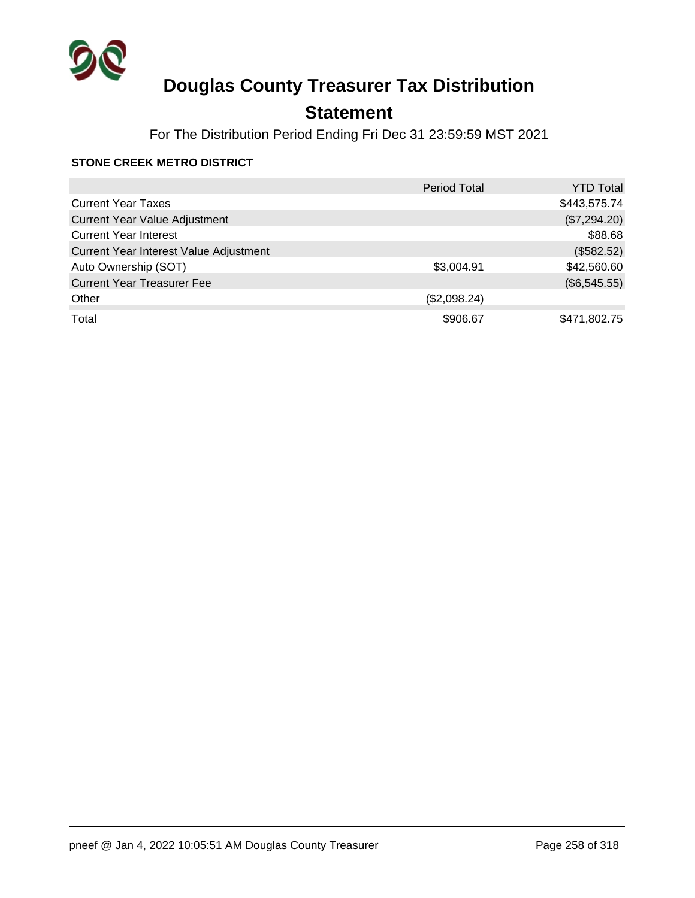# Douglas County Treasurer Tax Distribution

## Statement

For The Distribution Period Ending Fri Dec 31 23:59:59 MST 2021

### STONE CREEK METRO DISTRICT

| | Period Total | YTD Total |
|---|---|---|
| Current Year Taxes | | $443,575.74 |
| Current Year Value Adjustment | | ($7,294.20) |
| Current Year Interest | | $88.68 |
| Current Year Interest Value Adjustment | | ($582.52) |
| Auto Ownership (SOT) | $3,004.91 | $42,560.60 |
| Current Year Treasurer Fee | | ($6,545.55) |
| Other | ($2,098.24) | |
| Total | $906.67 | $471,802.75 |

pneef @ Jan 4, 2022 10:05:51 AM Douglas County Treasurer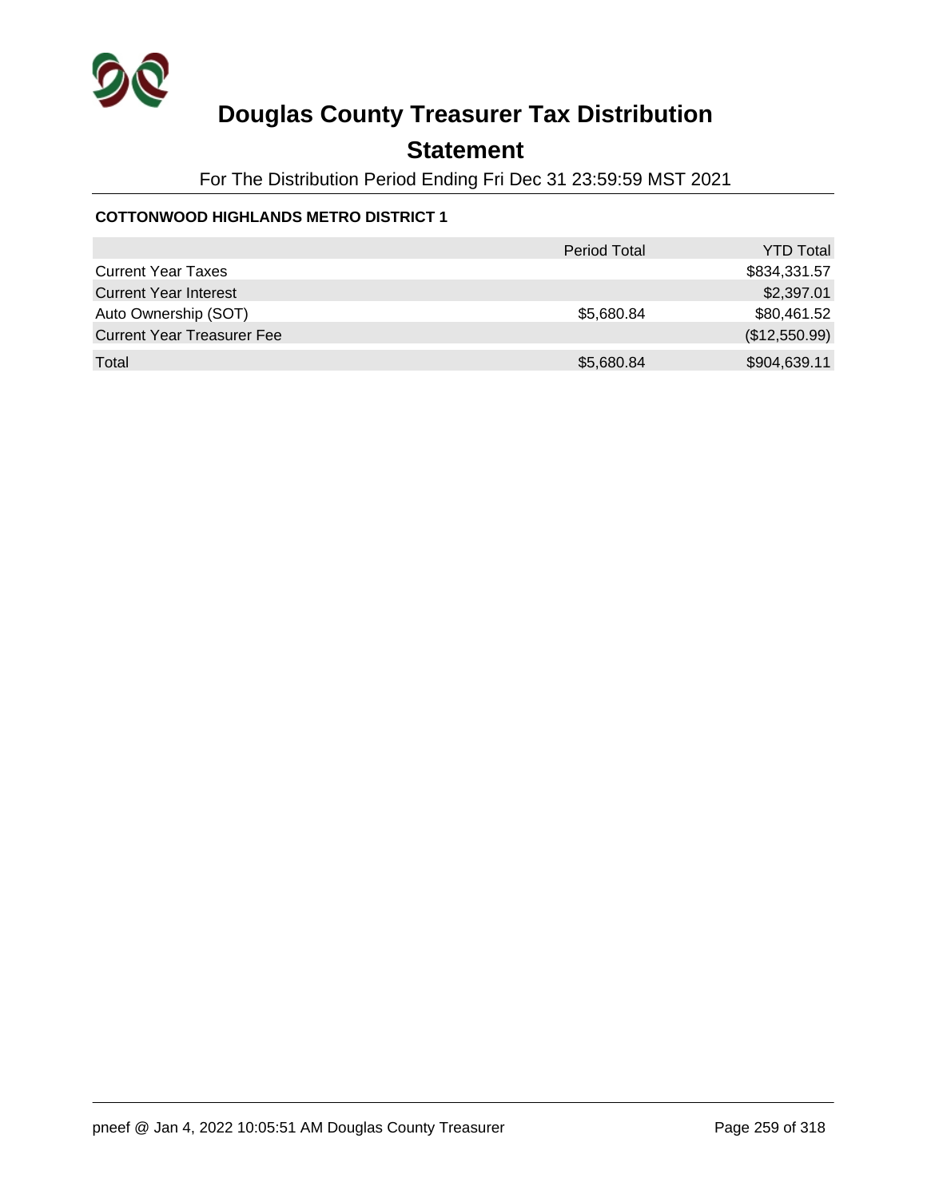# Douglas County Treasurer Tax Distribution

## Statement

For The Distribution Period Ending Fri Dec 31 23:59:59 MST 2021

**COTTONWOOD HIGHLANDS METRO DISTRICT 1**

| | Period Total | YTD Total |
|---|---|---|
| Current Year Taxes | | $834,331.57 |
| Current Year Interest | | $2,397.01 |
| Auto Ownership (SOT) | $5,680.84 | $80,461.52 |
| Current Year Treasurer Fee | | ($12,550.99) |
| Total | $5,680.84 | $904,639.11 |

pneef @ Jan 4, 2022 10:05:51 AM Douglas County Treasurer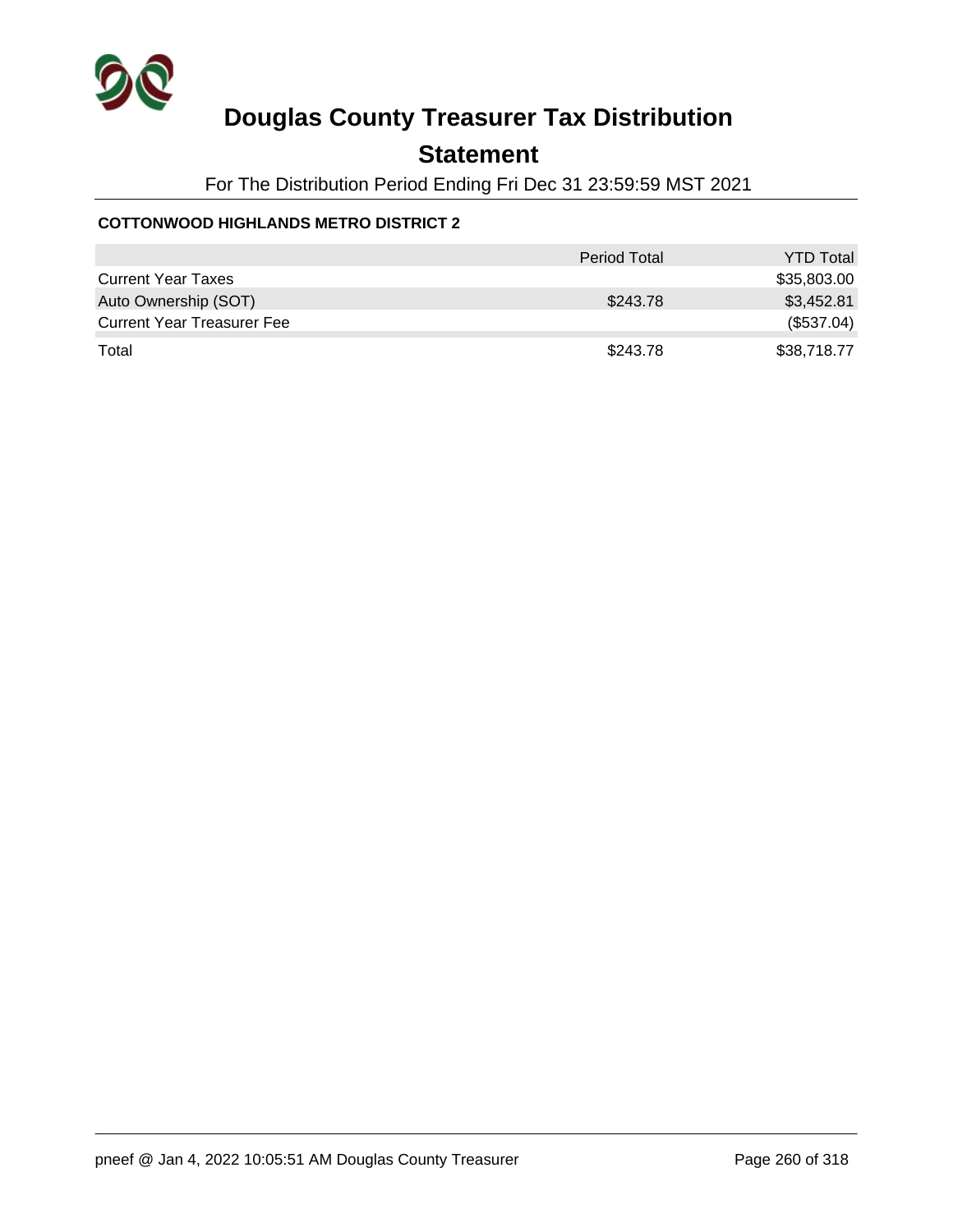# Douglas County Treasurer Tax Distribution

## Statement

For The Distribution Period Ending Fri Dec 31 23:59:59 MST 2021

**COTTONWOOD HIGHLANDS METRO DISTRICT 2**

| | Period Total | YTD Total |
|---|---|---|
| Current Year Taxes | | $35,803.00 |
| Auto Ownership (SOT) | $243.78 | $3,452.81 |
| Current Year Treasurer Fee | | ($537.04) |
| Total | $243.78 | $38,718.77 |

pneef @ Jan 4, 2022 10:05:51 AM Douglas County Treasurer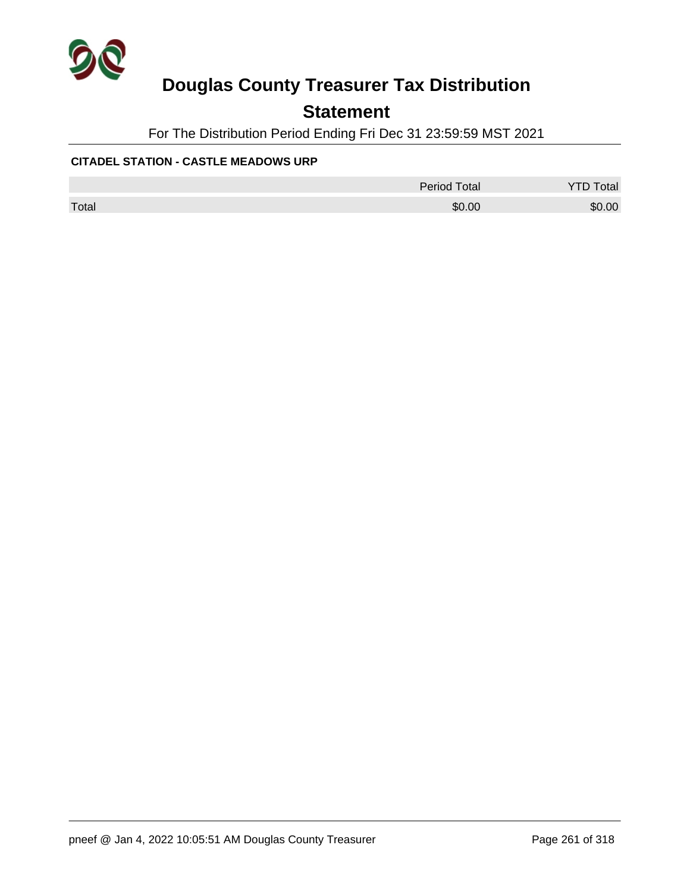# Douglas County Treasurer Tax Distribution

## Statement

For The Distribution Period Ending Fri Dec 31 23:59:59 MST 2021

**CITADEL STATION - CASTLE MEADOWS URP**

| | Period Total | YTD Total |
|---|---|---|
| Total | $0.00 | $0.00 |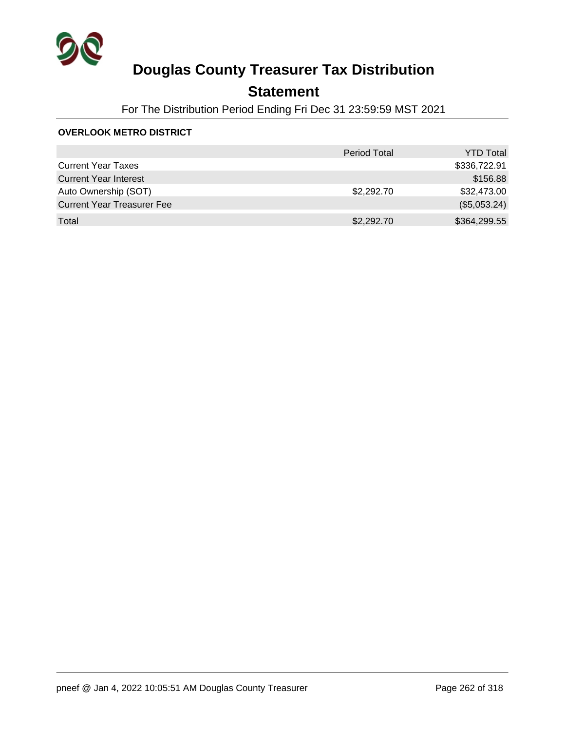# Douglas County Treasurer Tax Distribution

## Statement

For The Distribution Period Ending Fri Dec 31 23:59:59 MST 2021

**OVERLOOK METRO DISTRICT**

| | Period Total | YTD Total |
|---|---|---|
| Current Year Taxes | | $336,722.91 |
| Current Year Interest | | $156.88 |
| Auto Ownership (SOT) | $2,292.70 | $32,473.00 |
| Current Year Treasurer Fee | | ($5,053.24) |
| Total | $2,292.70 | $364,299.55 |

pneef @ Jan 4, 2022 10:05:51 AM Douglas County Treasurer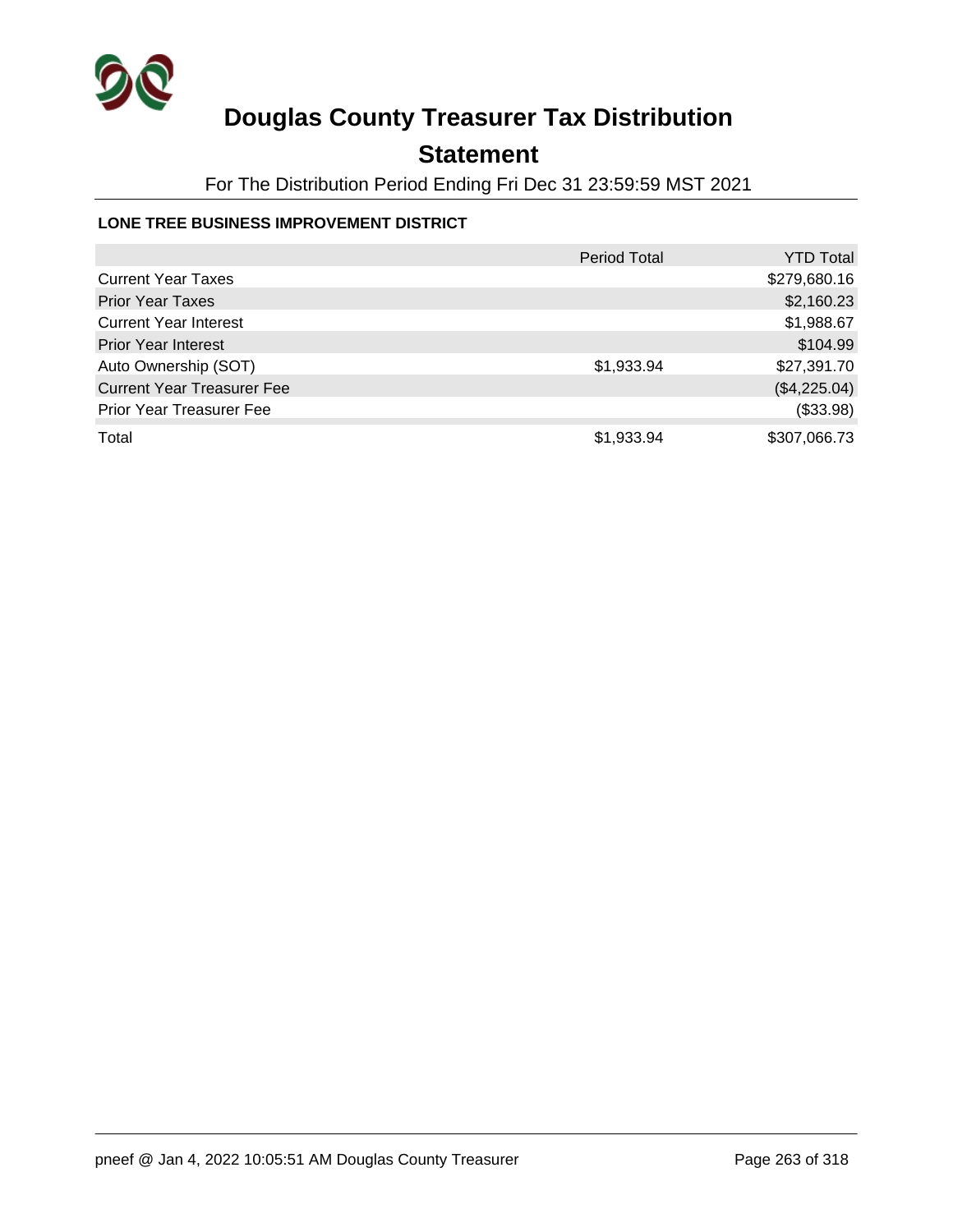# Douglas County Treasurer Tax Distribution

## Statement

For The Distribution Period Ending Fri Dec 31 23:59:59 MST 2021

### LONE TREE BUSINESS IMPROVEMENT DISTRICT

| | Period Total | YTD Total |
|---|---|---|
| Current Year Taxes | | $279,680.16 |
| Prior Year Taxes | | $2,160.23 |
| Current Year Interest | | $1,988.67 |
| Prior Year Interest | | $104.99 |
| Auto Ownership (SOT) | $1,933.94 | $27,391.70 |
| Current Year Treasurer Fee | | ($4,225.04) |
| Prior Year Treasurer Fee | | ($33.98) |
| Total | $1,933.94 | $307,066.73 |

pneef @ Jan 4, 2022 10:05:51 AM Douglas County Treasurer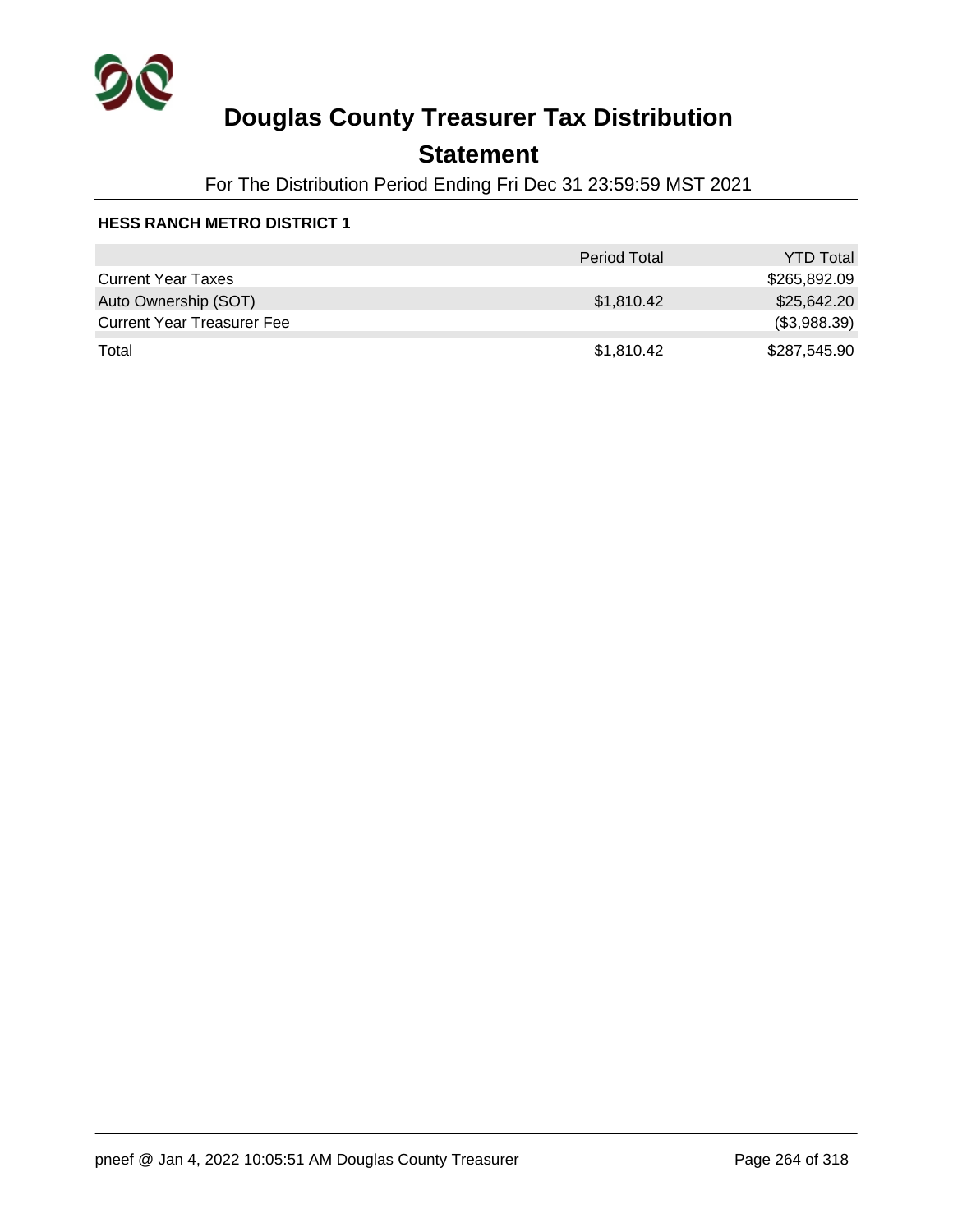# Douglas County Treasurer Tax Distribution

## Statement

For The Distribution Period Ending Fri Dec 31 23:59:59 MST 2021

### HESS RANCH METRO DISTRICT 1

| | Period Total | YTD Total |
|---|---|---|
| Current Year Taxes | | $265,892.09 |
| Auto Ownership (SOT) | $1,810.42 | $25,642.20 |
| Current Year Treasurer Fee | | ($3,988.39) |
| Total | $1,810.42 | $287,545.90 |

pneef @ Jan 4, 2022 10:05:51 AM Douglas County Treasurer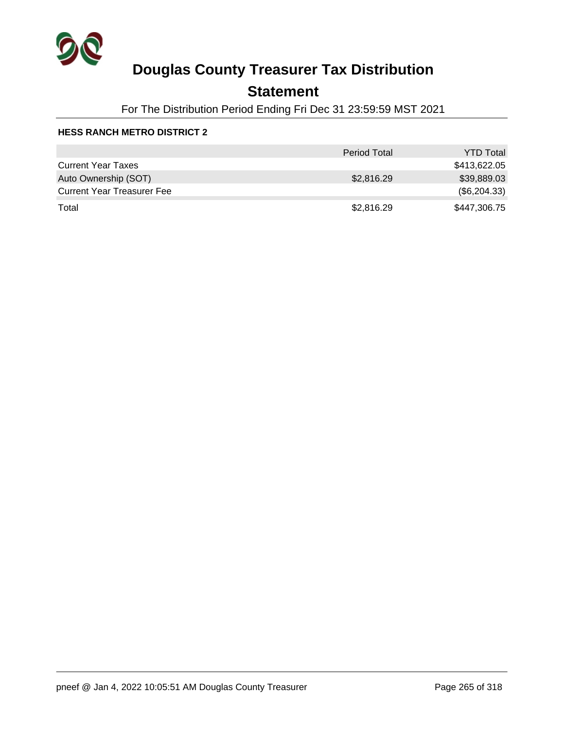# Douglas County Treasurer Tax Distribution

## Statement

For The Distribution Period Ending Fri Dec 31 23:59:59 MST 2021

**HESS RANCH METRO DISTRICT 2**

| | Period Total | YTD Total |
|---|---|---|
| Current Year Taxes | | $413,622.05 |
| Auto Ownership (SOT) | $2,816.29 | $39,889.03 |
| Current Year Treasurer Fee | | ($6,204.33) |
| Total | $2,816.29 | $447,306.75 |

pneef @ Jan 4, 2022 10:05:51 AM Douglas County Treasurer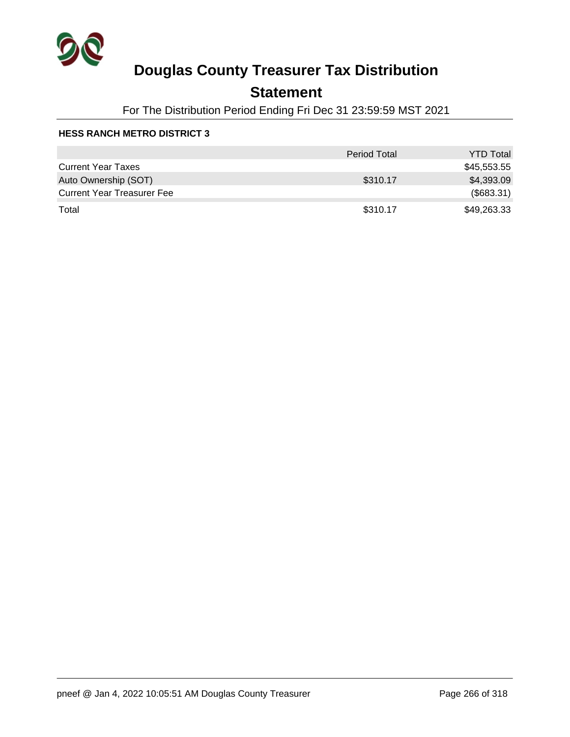# Douglas County Treasurer Tax Distribution

## Statement

For The Distribution Period Ending Fri Dec 31 23:59:59 MST 2021

**HESS RANCH METRO DISTRICT 3**

| | Period Total | YTD Total |
|---|---|---|
| Current Year Taxes | | $45,553.55 |
| Auto Ownership (SOT) | $310.17 | $4,393.09 |
| Current Year Treasurer Fee | | ($683.31) |
| Total | $310.17 | $49,263.33 |

pneef @ Jan 4, 2022 10:05:51 AM Douglas County Treasurer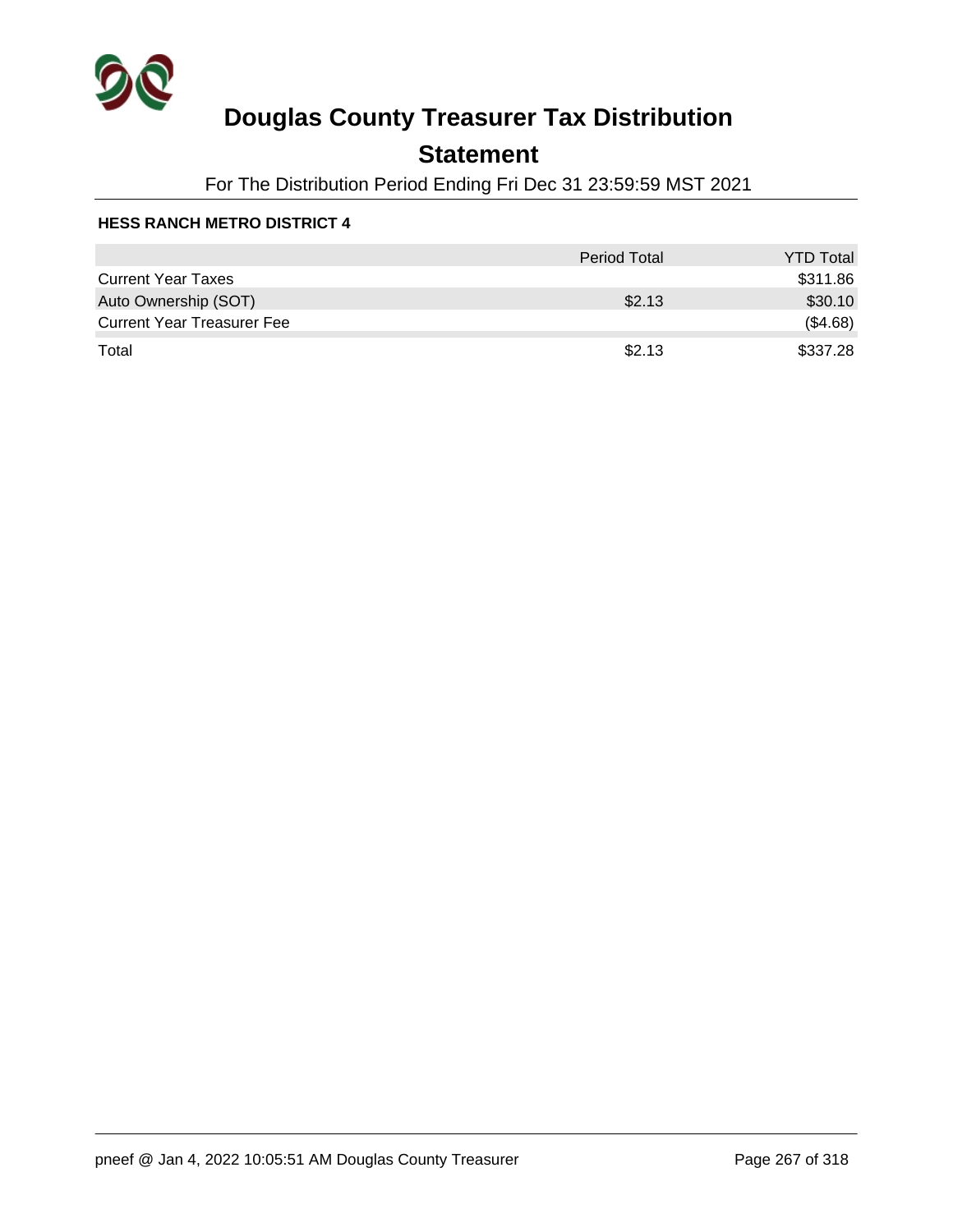# Douglas County Treasurer Tax Distribution

## Statement

For The Distribution Period Ending Fri Dec 31 23:59:59 MST 2021

### HESS RANCH METRO DISTRICT 4

| | Period Total | YTD Total |
|---|---|---|
| Current Year Taxes | | $311.86 |
| Auto Ownership (SOT) | $2.13 | $30.10 |
| Current Year Treasurer Fee | | ($4.68) |
| Total | $2.13 | $337.28 |

pneef @ Jan 4, 2022 10:05:51 AM Douglas County Treasurer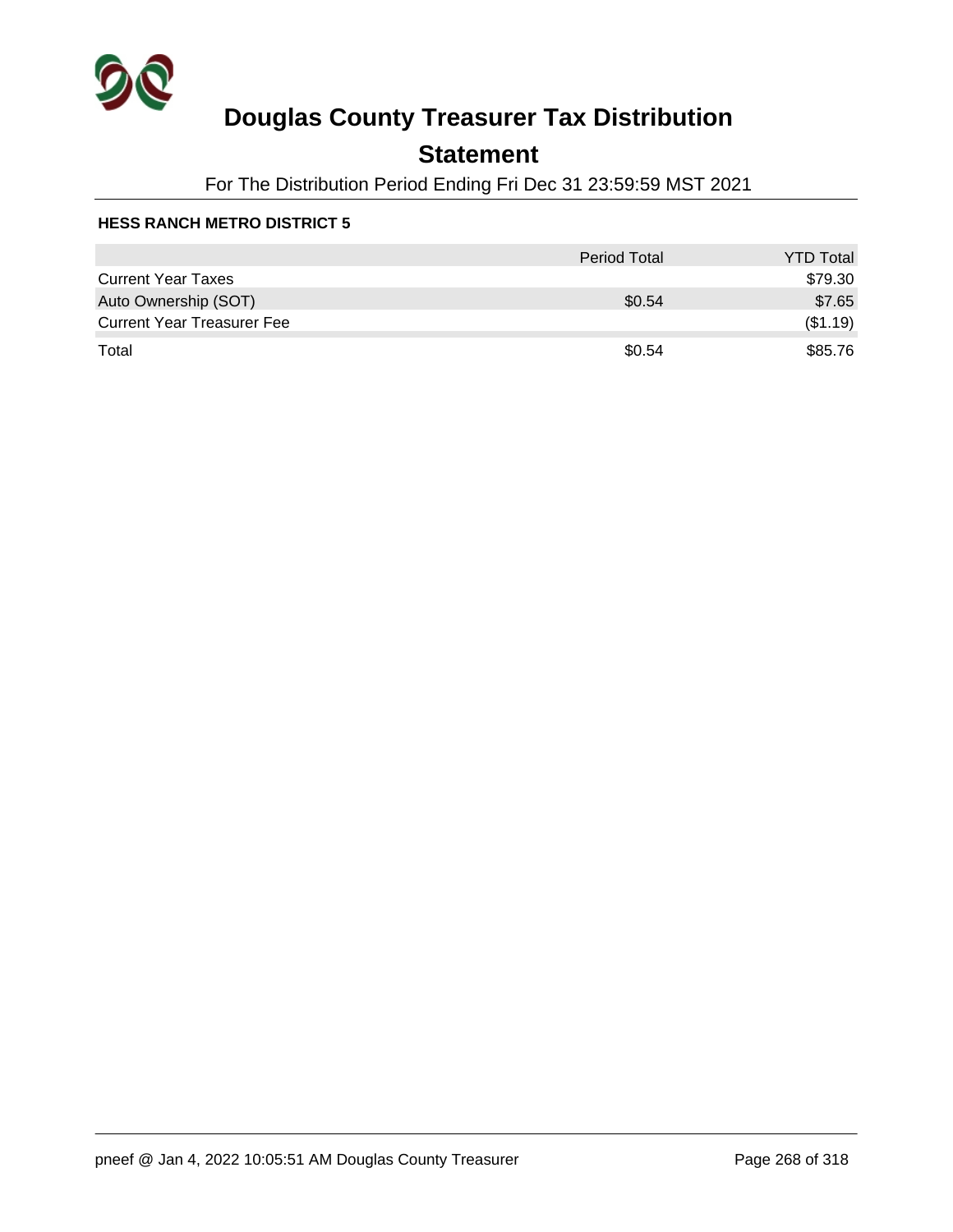# Douglas County Treasurer Tax Distribution

## Statement

For The Distribution Period Ending Fri Dec 31 23:59:59 MST 2021

**HESS RANCH METRO DISTRICT 5**

| | Period Total | YTD Total |
|---|---|---|
| Current Year Taxes | | $79.30 |
| Auto Ownership (SOT) | $0.54 | $7.65 |
| Current Year Treasurer Fee | | ($1.19) |
| Total | $0.54 | $85.76 |

pneef @ Jan 4, 2022 10:05:51 AM Douglas County Treasurer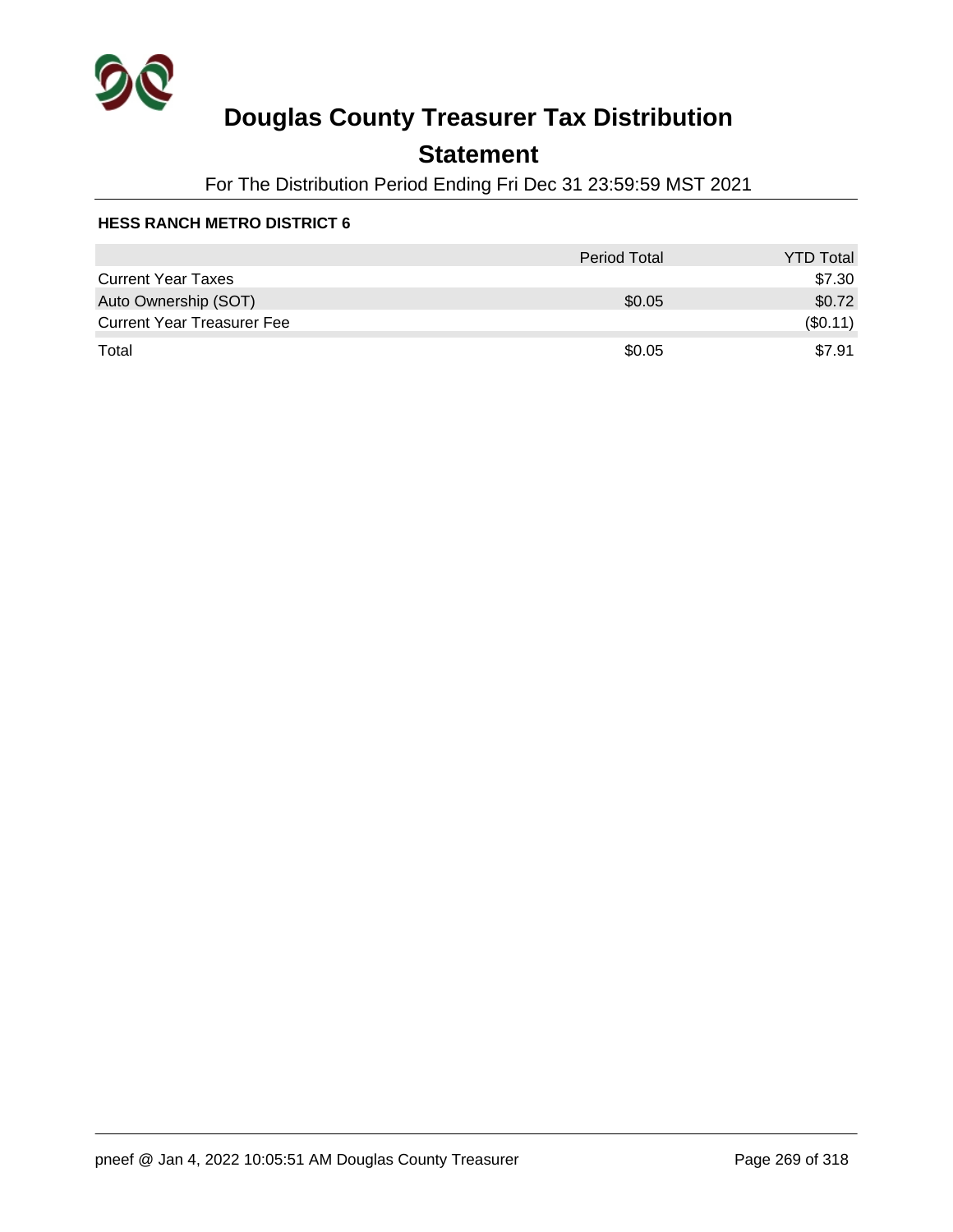# Douglas County Treasurer Tax Distribution

## Statement

For The Distribution Period Ending Fri Dec 31 23:59:59 MST 2021

**HESS RANCH METRO DISTRICT 6**

| | Period Total | YTD Total |
|---|---|---|
| Current Year Taxes | | $7.30 |
| Auto Ownership (SOT) | $0.05 | $0.72 |
| Current Year Treasurer Fee | | ($0.11) |
| Total | $0.05 | $7.91 |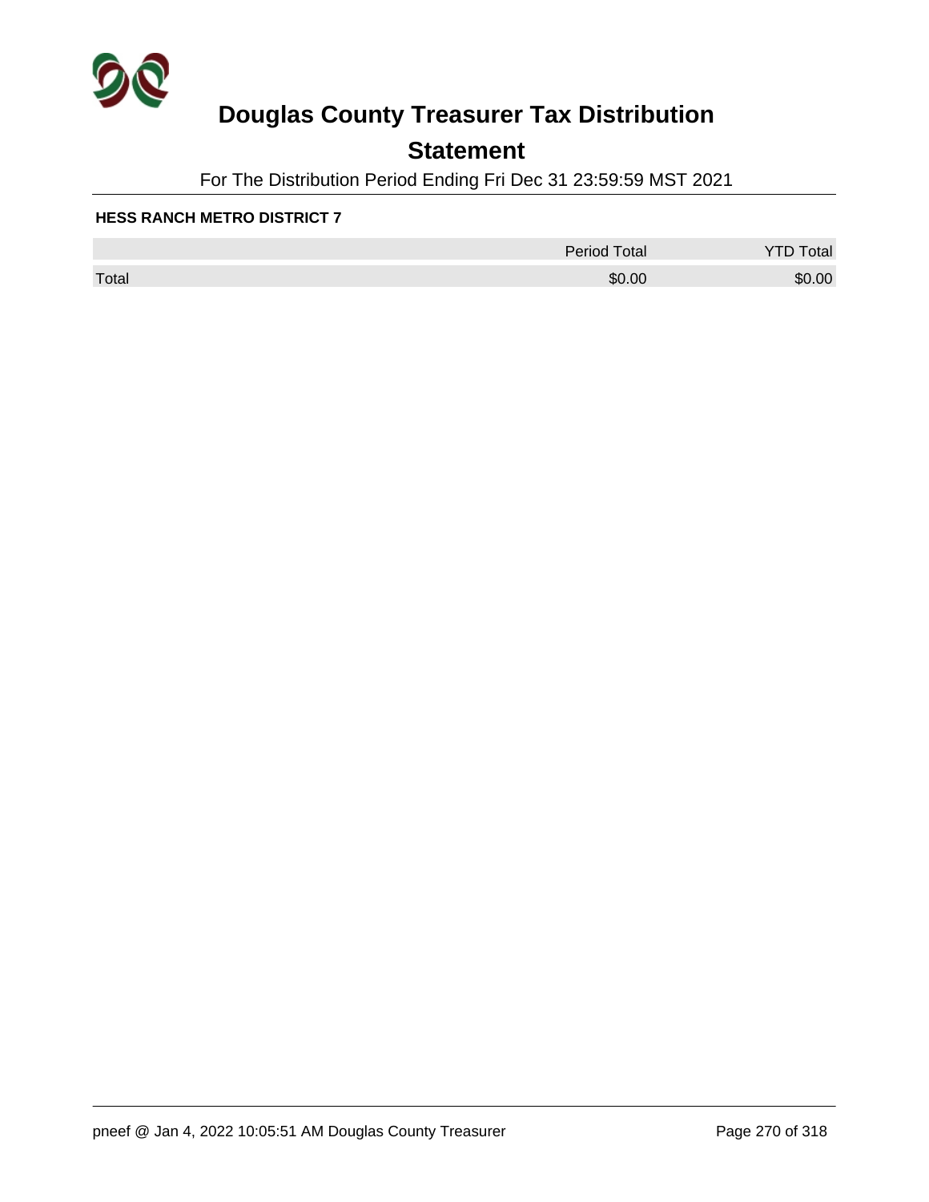# Douglas County Treasurer Tax Distribution

## Statement

For The Distribution Period Ending Fri Dec 31 23:59:59 MST 2021

**HESS RANCH METRO DISTRICT 7**

| | Period Total | YTD Total |
|---|---|---|
| Total | $0.00 | $0.00 |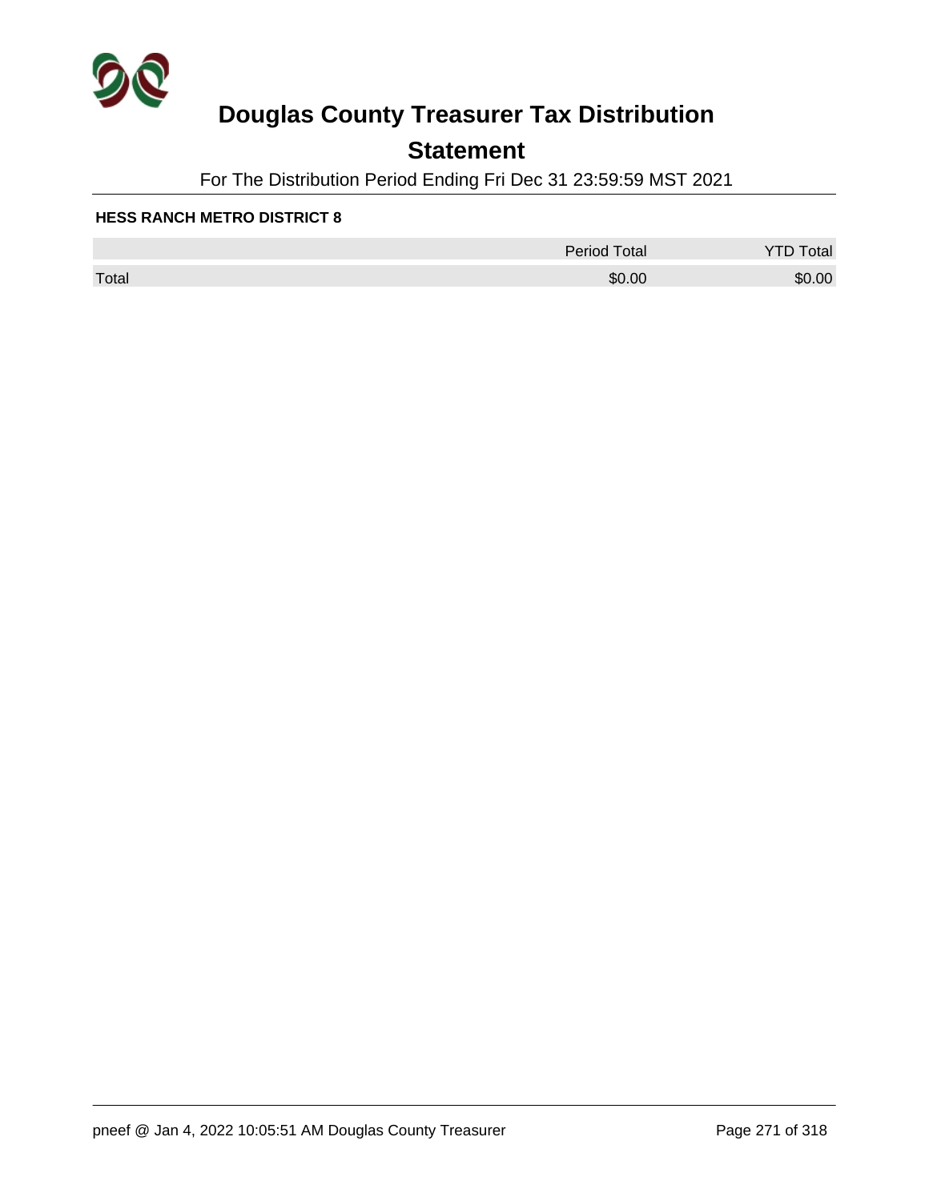# Douglas County Treasurer Tax Distribution

## Statement

For The Distribution Period Ending Fri Dec 31 23:59:59 MST 2021

**HESS RANCH METRO DISTRICT 8**

| | Period Total | YTD Total |
|---|---|---|
| Total | $0.00 | $0.00 |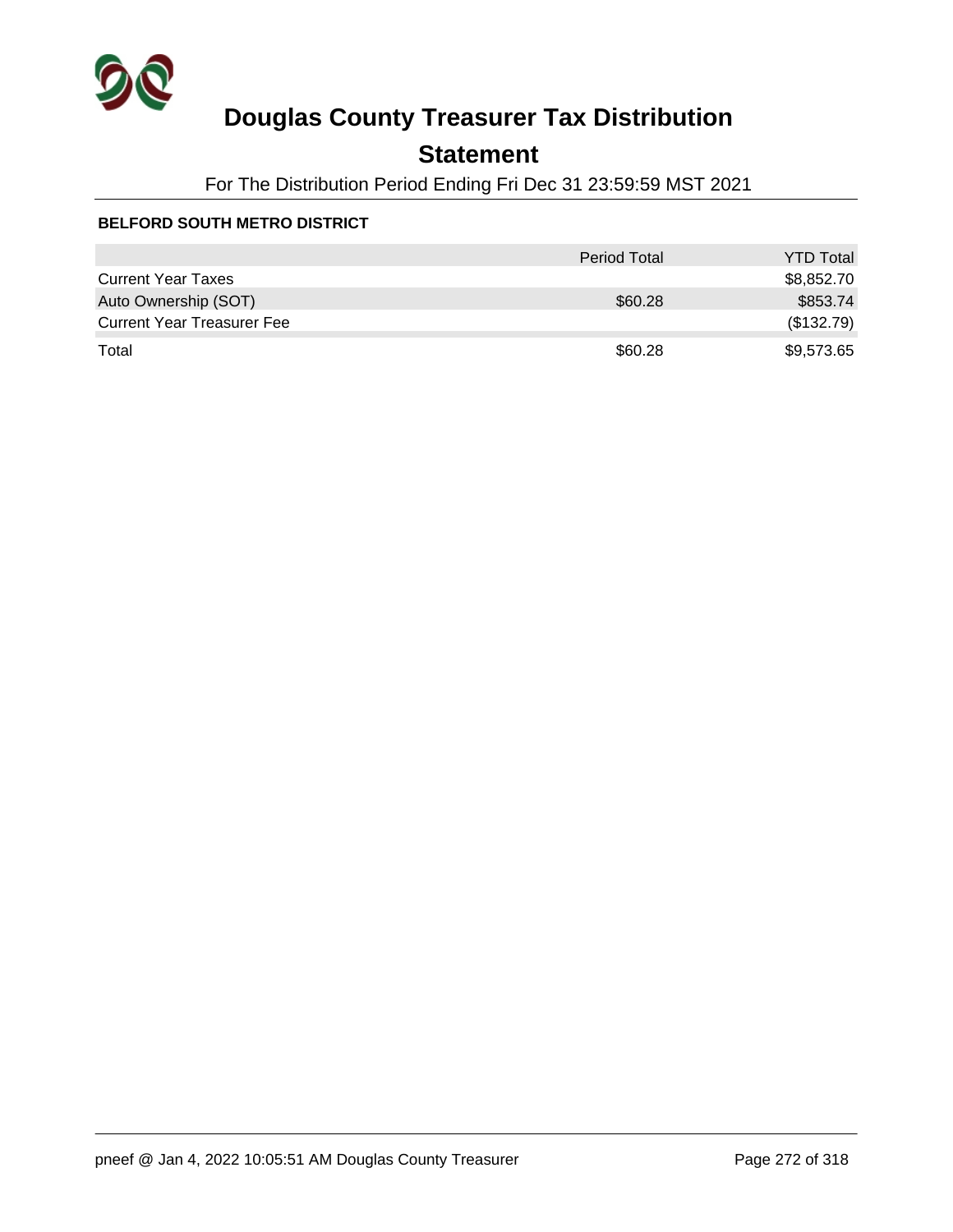# Douglas County Treasurer Tax Distribution

## Statement

For The Distribution Period Ending Fri Dec 31 23:59:59 MST 2021

**BELFORD SOUTH METRO DISTRICT**

| | Period Total | YTD Total |
|---|---|---|
| Current Year Taxes | | $8,852.70 |
| Auto Ownership (SOT) | $60.28 | $853.74 |
| Current Year Treasurer Fee | | ($132.79) |
| Total | $60.28 | $9,573.65 |

pneef @ Jan 4, 2022 10:05:51 AM Douglas County Treasurer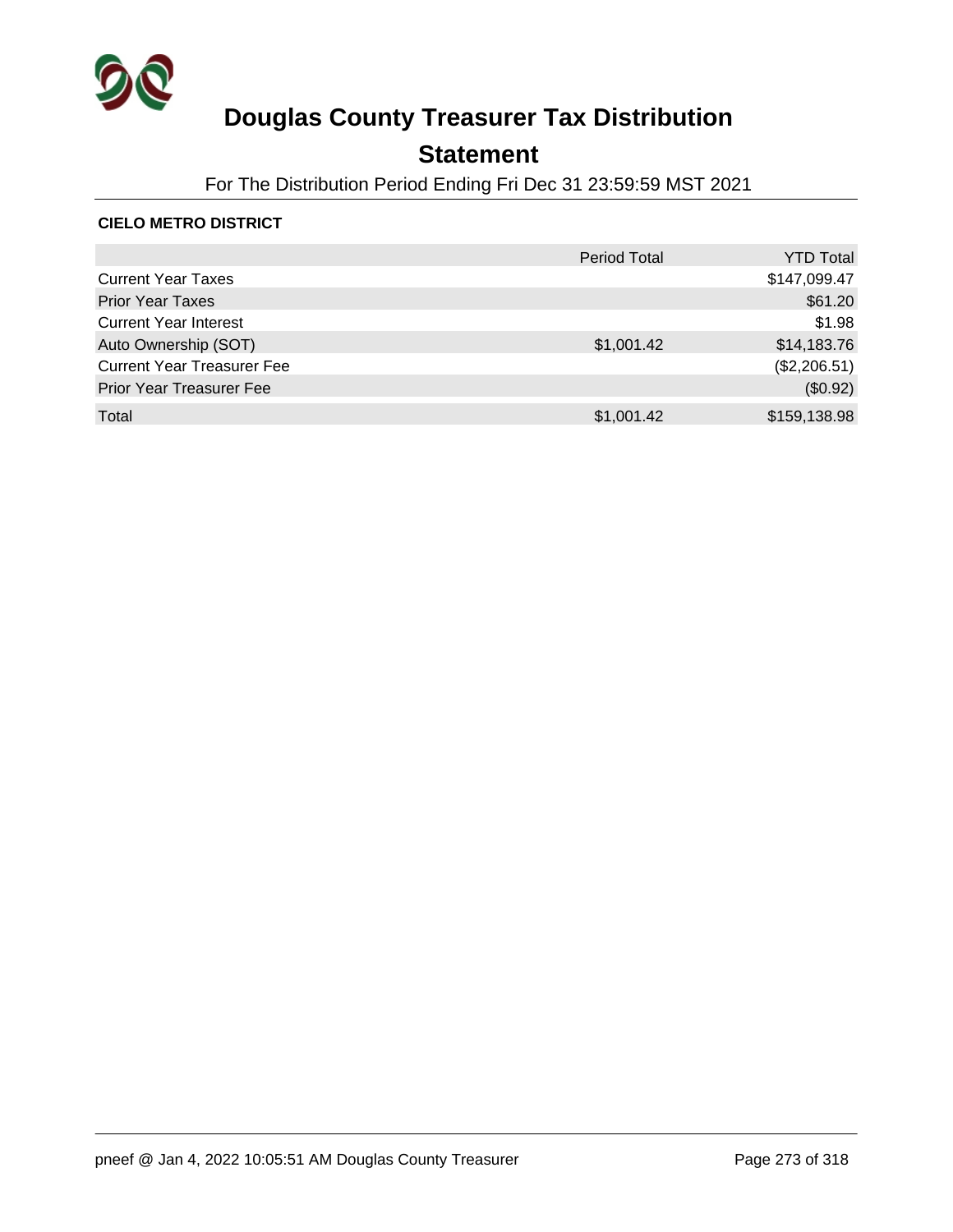# Douglas County Treasurer Tax Distribution

## Statement

For The Distribution Period Ending Fri Dec 31 23:59:59 MST 2021

**CIELO METRO DISTRICT**

| | Period Total | YTD Total |
|---|---|---|
| Current Year Taxes | | $147,099.47 |
| Prior Year Taxes | | $61.20 |
| Current Year Interest | | $1.98 |
| Auto Ownership (SOT) | $1,001.42 | $14,183.76 |
| Current Year Treasurer Fee | | ($2,206.51) |
| Prior Year Treasurer Fee | | ($0.92) |
| Total | $1,001.42 | $159,138.98 |

pneef @ Jan 4, 2022 10:05:51 AM Douglas County Treasurer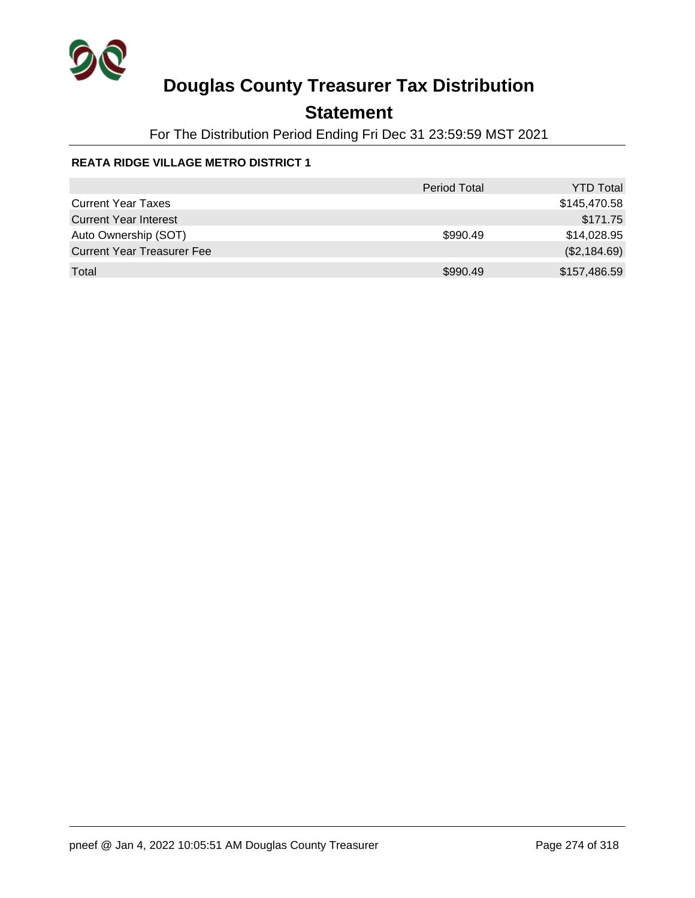# Douglas County Treasurer Tax Distribution

## Statement

For The Distribution Period Ending Fri Dec 31 23:59:59 MST 2021

**REATA RIDGE VILLAGE METRO DISTRICT 1**

| | Period Total | YTD Total |
|---|---|---|
| Current Year Taxes | | $145,470.58 |
| Current Year Interest | | $171.75 |
| Auto Ownership (SOT) | $990.49 | $14,028.95 |
| Current Year Treasurer Fee | | ($2,184.69) |
| Total | $990.49 | $157,486.59 |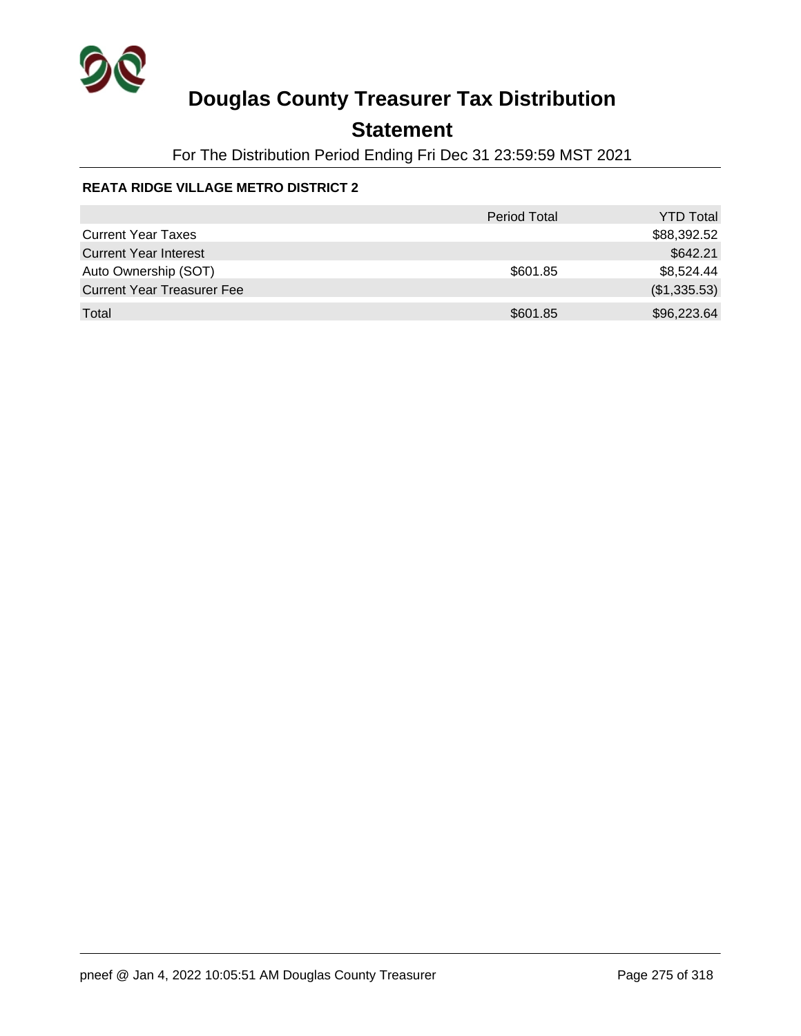# Douglas County Treasurer Tax Distribution

## Statement

For The Distribution Period Ending Fri Dec 31 23:59:59 MST 2021

**REATA RIDGE VILLAGE METRO DISTRICT 2**

| | Period Total | YTD Total |
|---|---|---|
| Current Year Taxes | | $88,392.52 |
| Current Year Interest | | $642.21 |
| Auto Ownership (SOT) | $601.85 | $8,524.44 |
| Current Year Treasurer Fee | | ($1,335.53) |
| Total | $601.85 | $96,223.64 |

pneef @ Jan 4, 2022 10:05:51 AM Douglas County Treasurer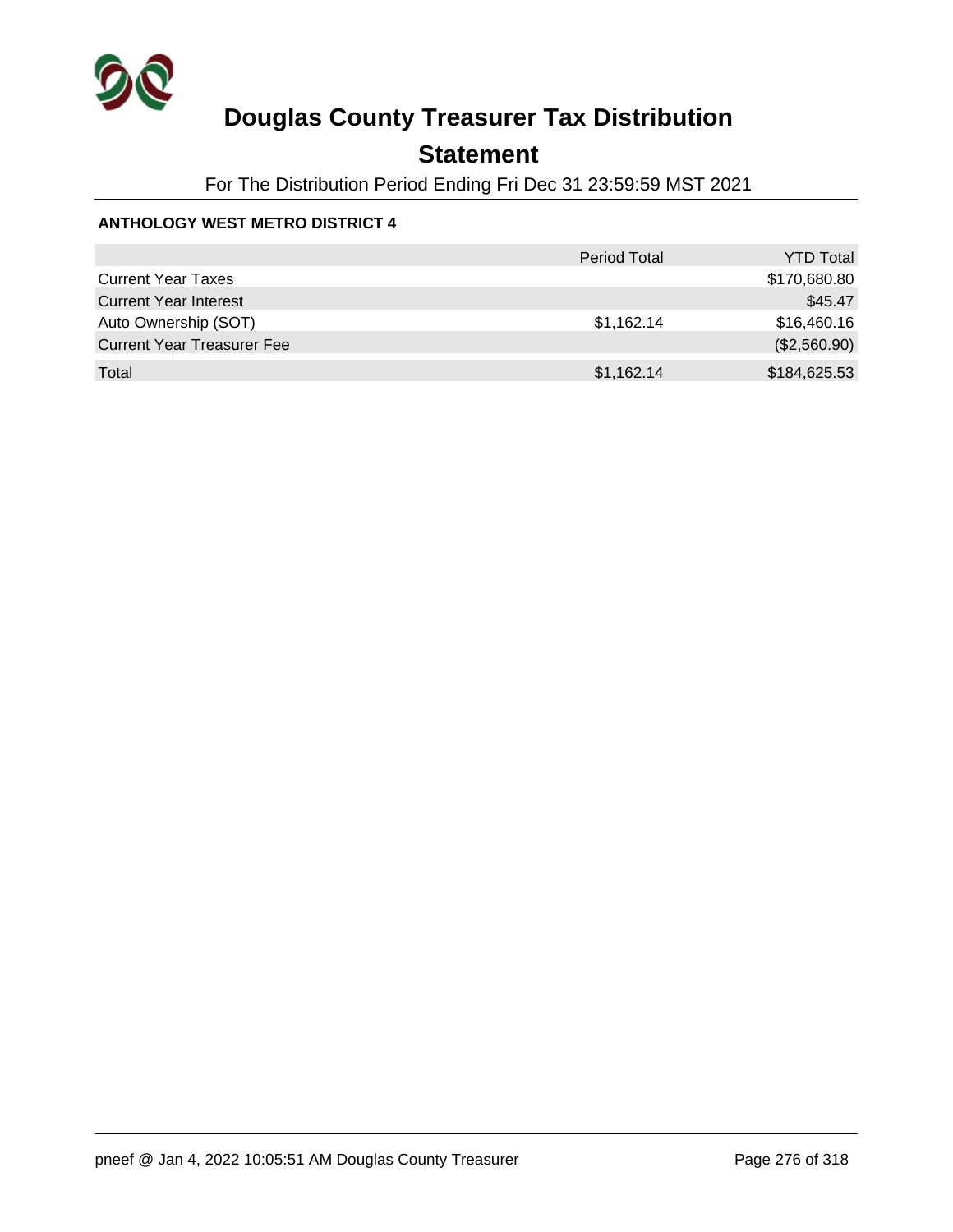# Douglas County Treasurer Tax Distribution

## Statement

For The Distribution Period Ending Fri Dec 31 23:59:59 MST 2021

**ANTHOLOGY WEST METRO DISTRICT 4**

| | Period Total | YTD Total |
|---|---|---|
| Current Year Taxes | | $170,680.80 |
| Current Year Interest | | $45.47 |
| Auto Ownership (SOT) | $1,162.14 | $16,460.16 |
| Current Year Treasurer Fee | | ($2,560.90) |
| Total | $1,162.14 | $184,625.53 |

pneef @ Jan 4, 2022 10:05:51 AM Douglas County Treasurer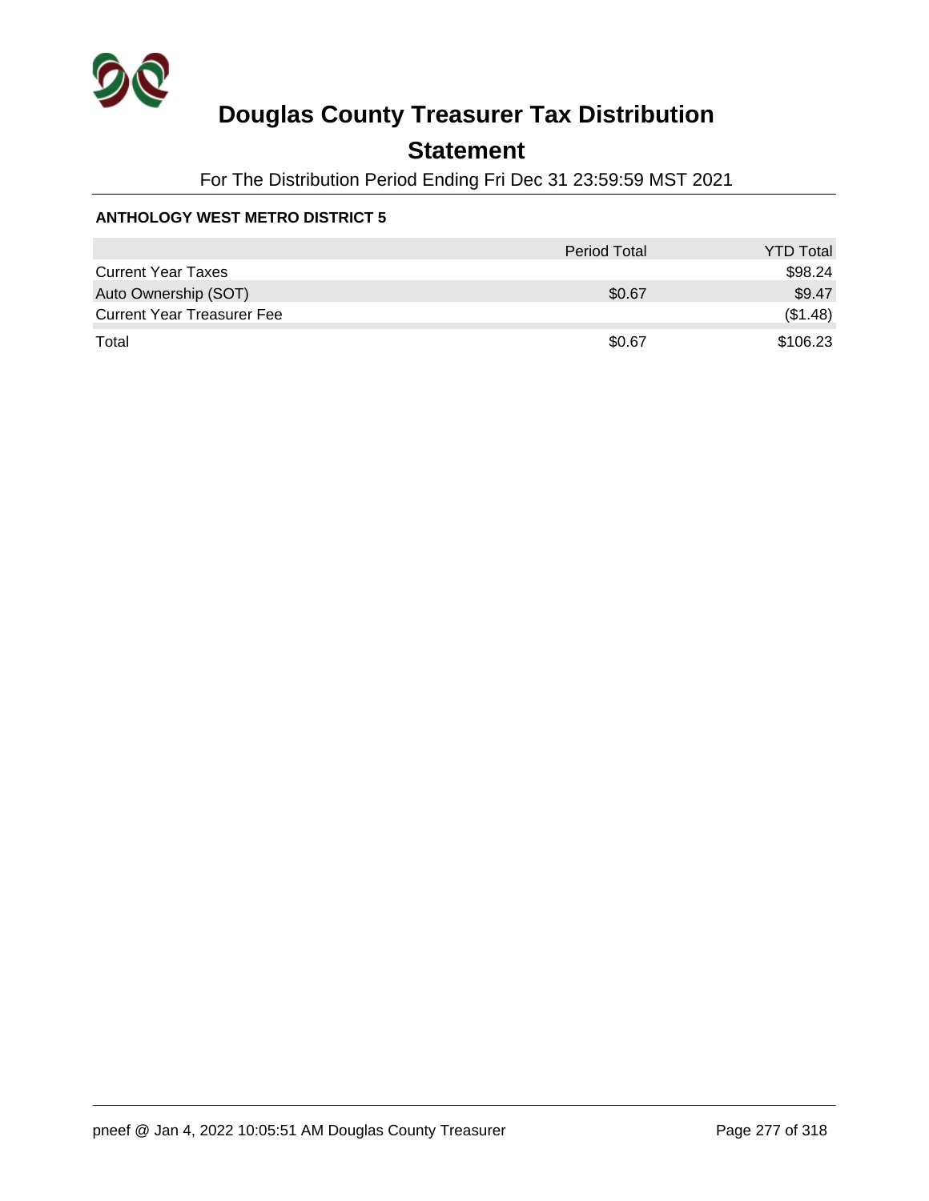# Douglas County Treasurer Tax Distribution

## Statement

For The Distribution Period Ending Fri Dec 31 23:59:59 MST 2021

**ANTHOLOGY WEST METRO DISTRICT 5**

| | Period Total | YTD Total |
|---|---|---|
| Current Year Taxes | | $98.24 |
| Auto Ownership (SOT) | $0.67 | $9.47 |
| Current Year Treasurer Fee | | ($1.48) |
| Total | $0.67 | $106.23 |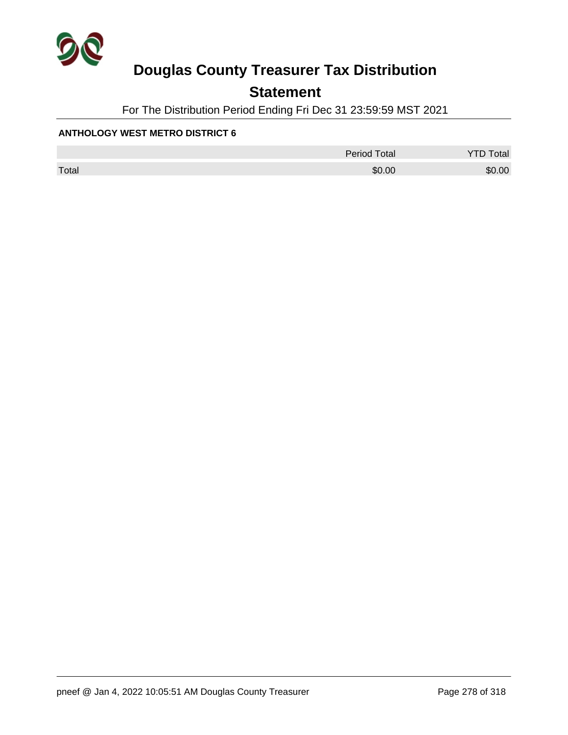# Douglas County Treasurer Tax Distribution

## Statement

For The Distribution Period Ending Fri Dec 31 23:59:59 MST 2021

**ANTHOLOGY WEST METRO DISTRICT 6**

| | Period Total | YTD Total |
|---|---|---|
| Total | $0.00 | $0.00 |

pneef @ Jan 4, 2022 10:05:51 AM Douglas County Treasurer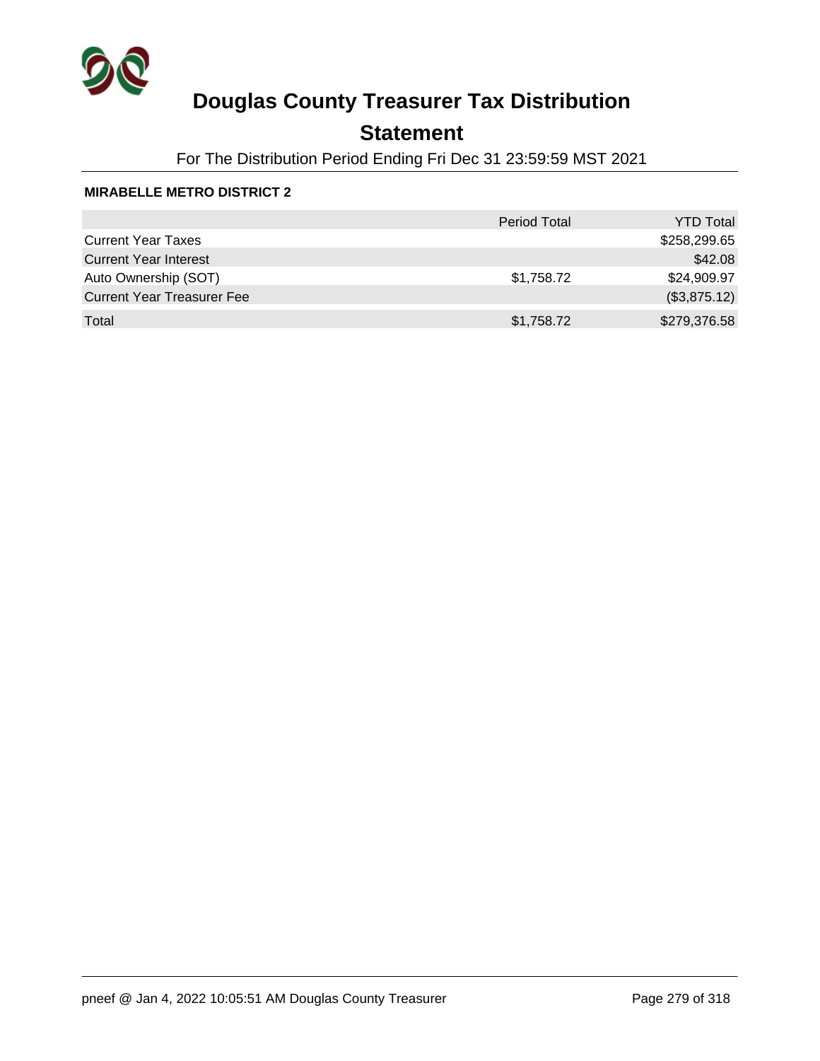# Douglas County Treasurer Tax Distribution

## Statement

For The Distribution Period Ending Fri Dec 31 23:59:59 MST 2021

**MIRABELLE METRO DISTRICT 2**

| | Period Total | YTD Total |
|---|---|---|
| Current Year Taxes | | $258,299.65 |
| Current Year Interest | | $42.08 |
| Auto Ownership (SOT) | $1,758.72 | $24,909.97 |
| Current Year Treasurer Fee | | ($3,875.12) |
| Total | $1,758.72 | $279,376.58 |

pneef @ Jan 4, 2022 10:05:51 AM Douglas County Treasurer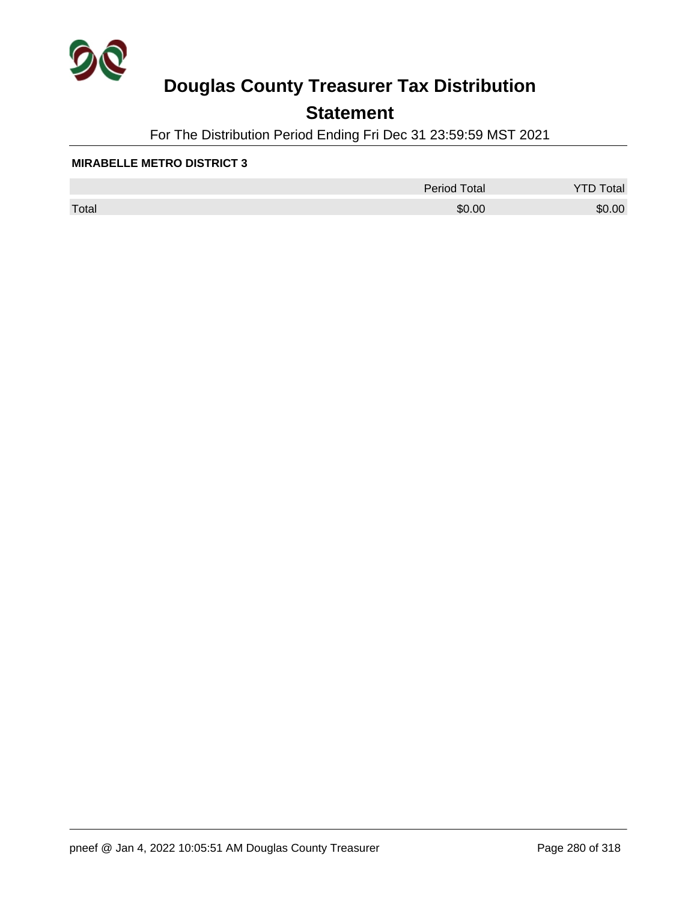# Douglas County Treasurer Tax Distribution

## Statement

For The Distribution Period Ending Fri Dec 31 23:59:59 MST 2021

**MIRABELLE METRO DISTRICT 3**

| | Period Total | YTD Total |
|---|---|---|
| Total | $0.00 | $0.00 |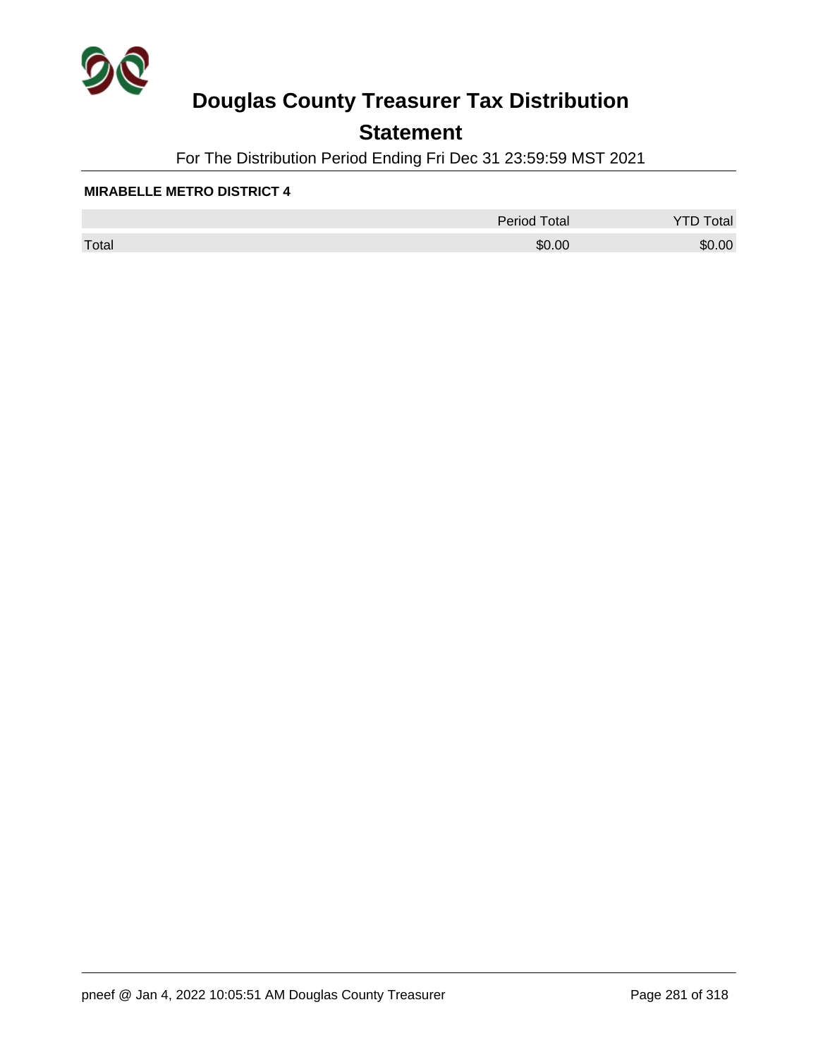# Douglas County Treasurer Tax Distribution

## Statement

For The Distribution Period Ending Fri Dec 31 23:59:59 MST 2021

**MIRABELLE METRO DISTRICT 4**

| | Period Total | YTD Total |
|---|---|---|
| Total | $0.00 | $0.00 |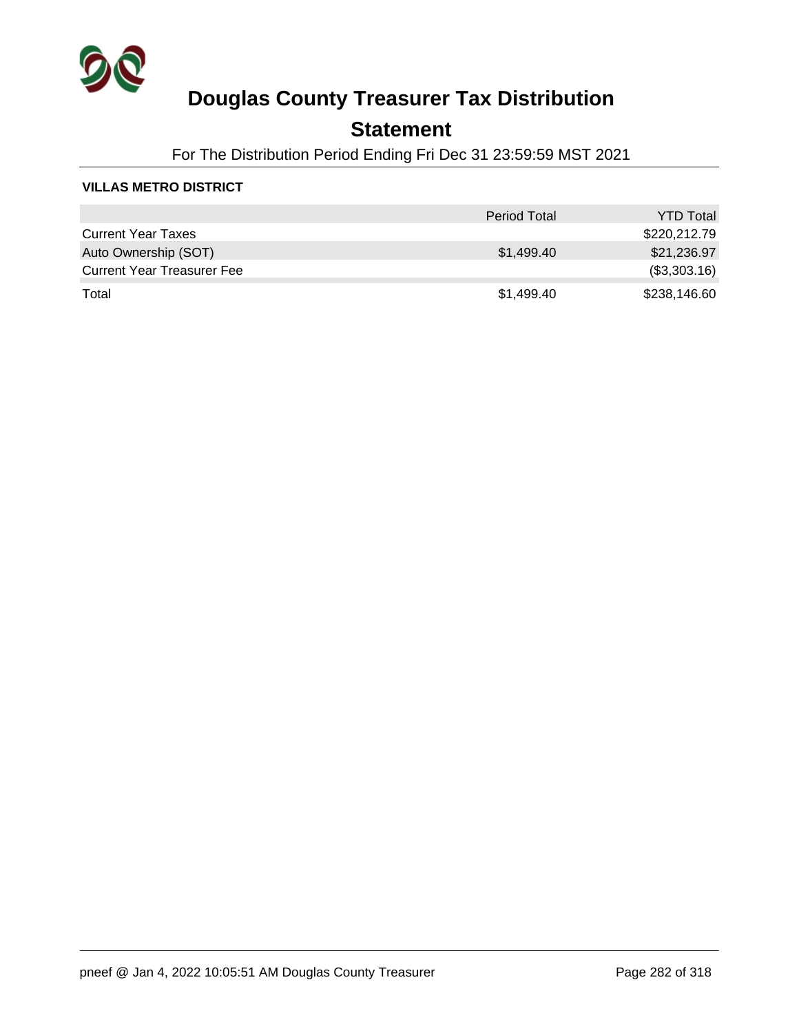# Douglas County Treasurer Tax Distribution

## Statement

For The Distribution Period Ending Fri Dec 31 23:59:59 MST 2021

### VILLAS METRO DISTRICT

| | Period Total | YTD Total |
|---|---|---|
| Current Year Taxes | | $220,212.79 |
| Auto Ownership (SOT) | $1,499.40 | $21,236.97 |
| Current Year Treasurer Fee | | ($3,303.16) |
| Total | $1,499.40 | $238,146.60 |

pneef @ Jan 4, 2022 10:05:51 AM Douglas County Treasurer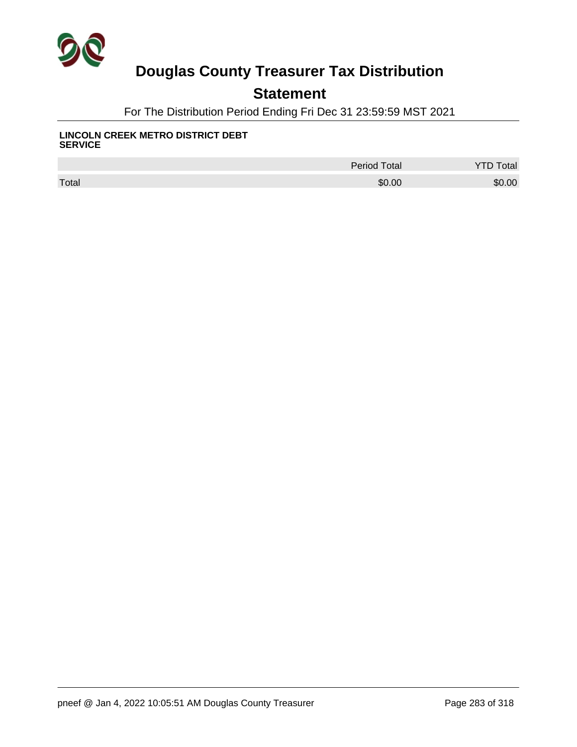# Douglas County Treasurer Tax Distribution

## Statement

For The Distribution Period Ending Fri Dec 31 23:59:59 MST 2021

**LINCOLN CREEK METRO DISTRICT DEBT SERVICE**

| | Period Total | YTD Total |
|---|---|---|
| Total | $0.00 | $0.00 |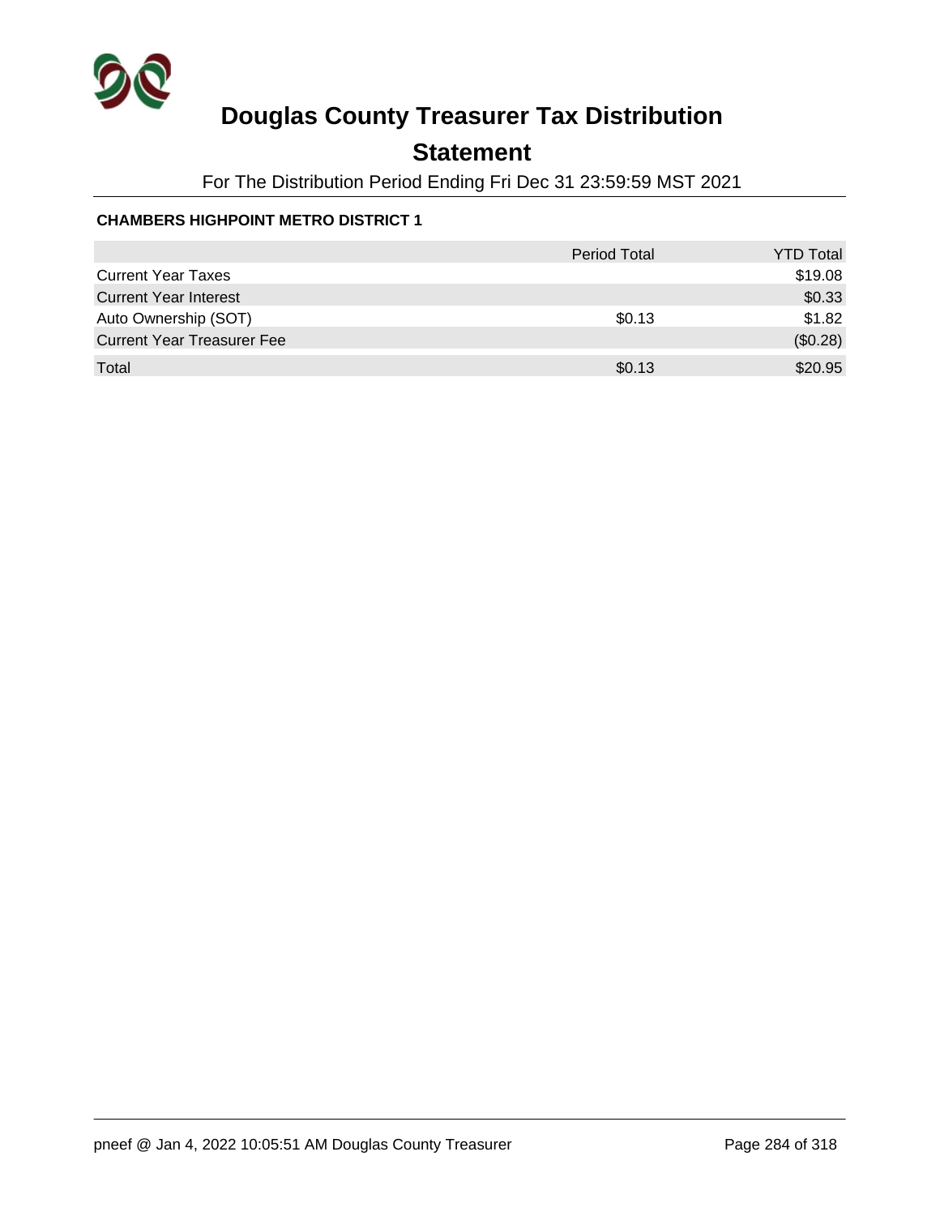# Douglas County Treasurer Tax Distribution

## Statement

For The Distribution Period Ending Fri Dec 31 23:59:59 MST 2021

**CHAMBERS HIGHPOINT METRO DISTRICT 1**

| | Period Total | YTD Total |
|---|---|---|
| Current Year Taxes | | $19.08 |
| Current Year Interest | | $0.33 |
| Auto Ownership (SOT) | $0.13 | $1.82 |
| Current Year Treasurer Fee | | ($0.28) |
| Total | $0.13 | $20.95 |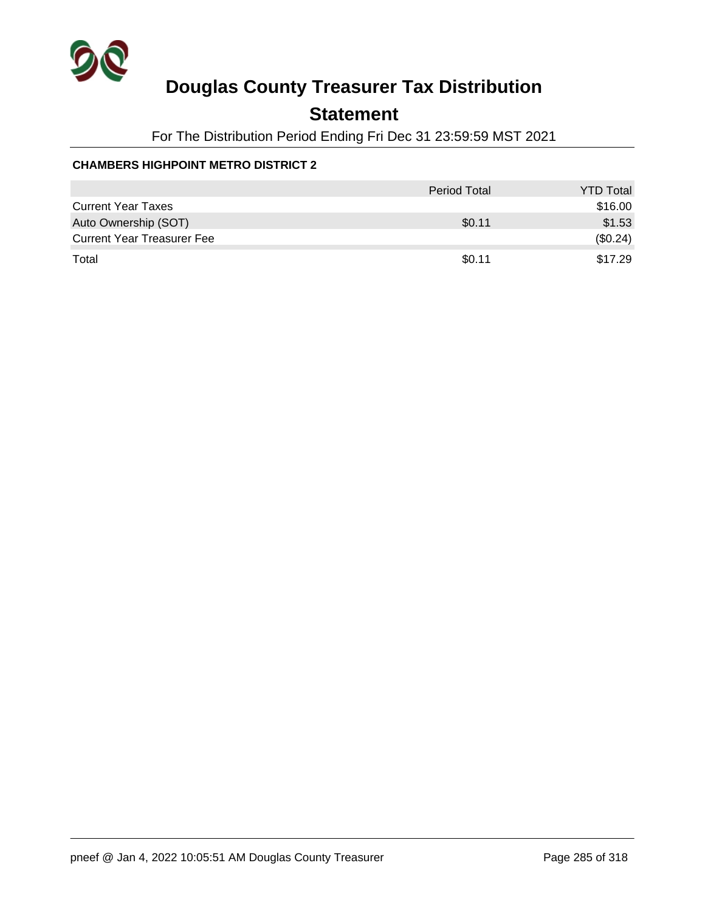# Douglas County Treasurer Tax Distribution

## Statement

For The Distribution Period Ending Fri Dec 31 23:59:59 MST 2021

**CHAMBERS HIGHPOINT METRO DISTRICT 2**

| | Period Total | YTD Total |
|---|---|---|
| Current Year Taxes | | $16.00 |
| Auto Ownership (SOT) | $0.11 | $1.53 |
| Current Year Treasurer Fee | | ($0.24) |
| Total | $0.11 | $17.29 |

pneef @ Jan 4, 2022 10:05:51 AM Douglas County Treasurer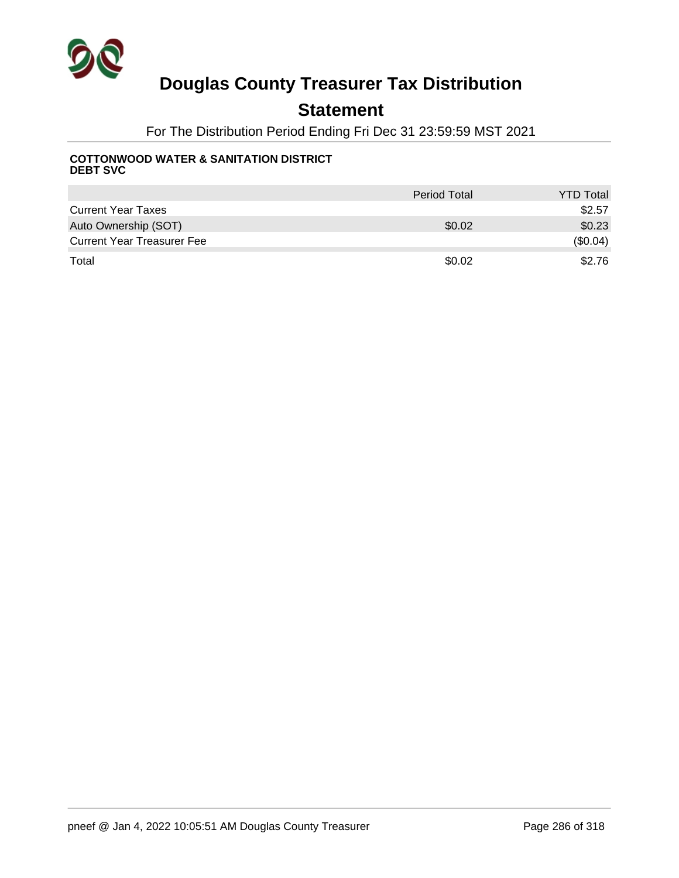# Douglas County Treasurer Tax Distribution

## Statement

For The Distribution Period Ending Fri Dec 31 23:59:59 MST 2021

**COTTONWOOD WATER & SANITATION DISTRICT**
**DEBT SVC**

| | Period Total | YTD Total |
|---|---|---|
| Current Year Taxes | | $2.57 |
| Auto Ownership (SOT) | $0.02 | $0.23 |
| Current Year Treasurer Fee | | ($0.04) |
| Total | $0.02 | $2.76 |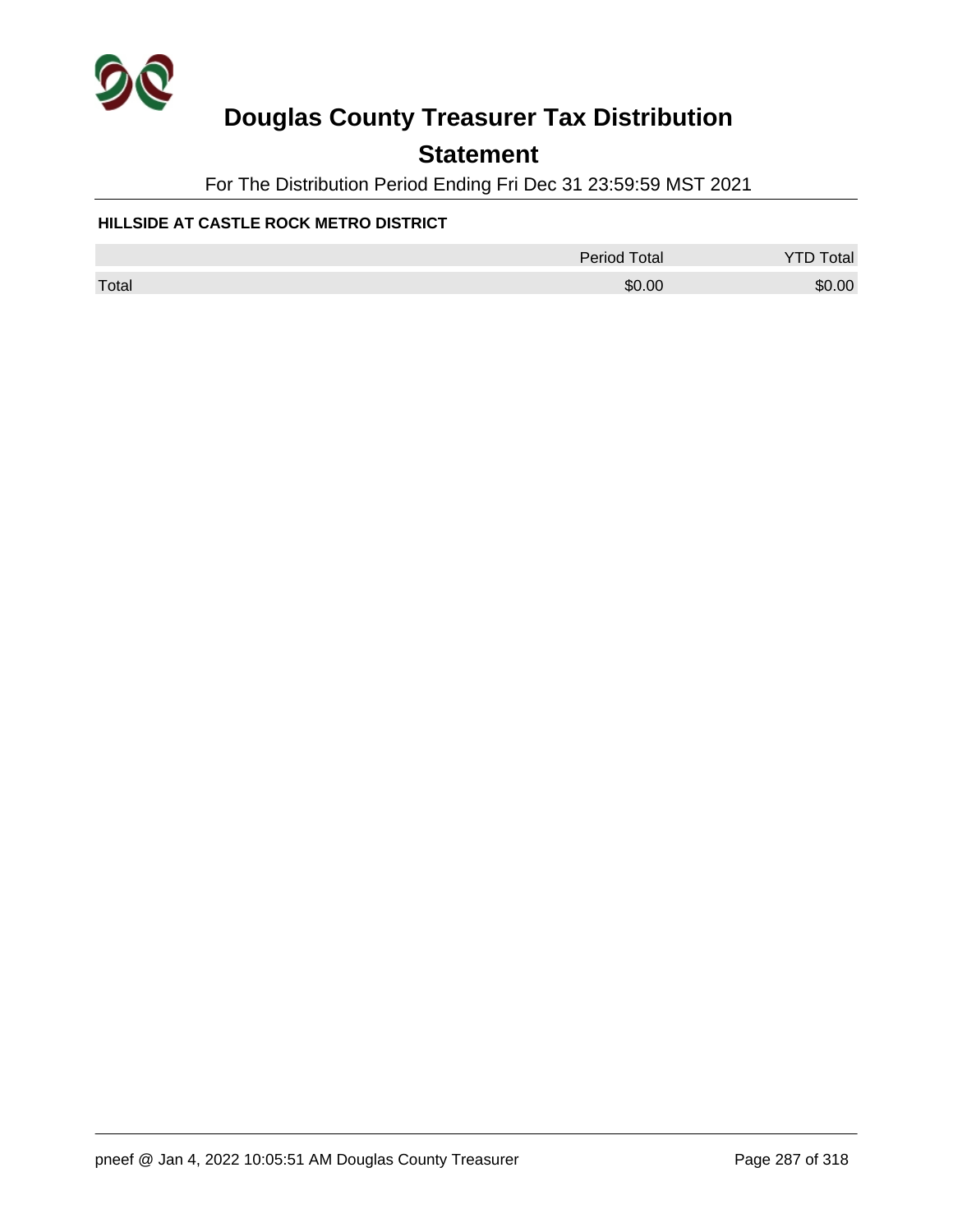# Douglas County Treasurer Tax Distribution

## Statement

For The Distribution Period Ending Fri Dec 31 23:59:59 MST 2021

### HILLSIDE AT CASTLE ROCK METRO DISTRICT

| | Period Total | YTD Total |
|---|---|---|
| Total | $0.00 | $0.00 |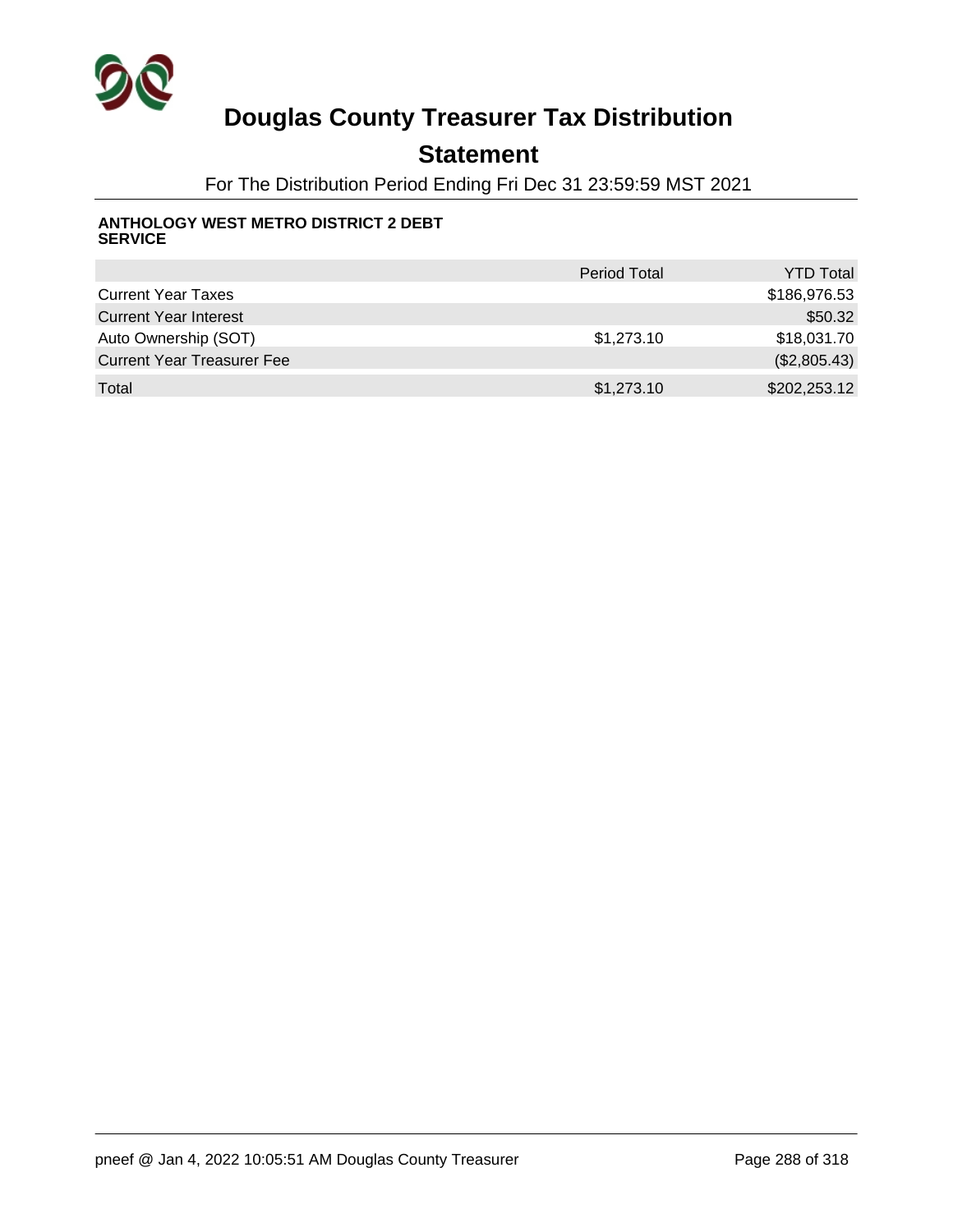# Douglas County Treasurer Tax Distribution

## Statement

For The Distribution Period Ending Fri Dec 31 23:59:59 MST 2021

**ANTHOLOGY WEST METRO DISTRICT 2 DEBT SERVICE**

| | Period Total | YTD Total |
|---|---|---|
| Current Year Taxes | | $186,976.53 |
| Current Year Interest | | $50.32 |
| Auto Ownership (SOT) | $1,273.10 | $18,031.70 |
| Current Year Treasurer Fee | | ($2,805.43) |
| Total | $1,273.10 | $202,253.12 |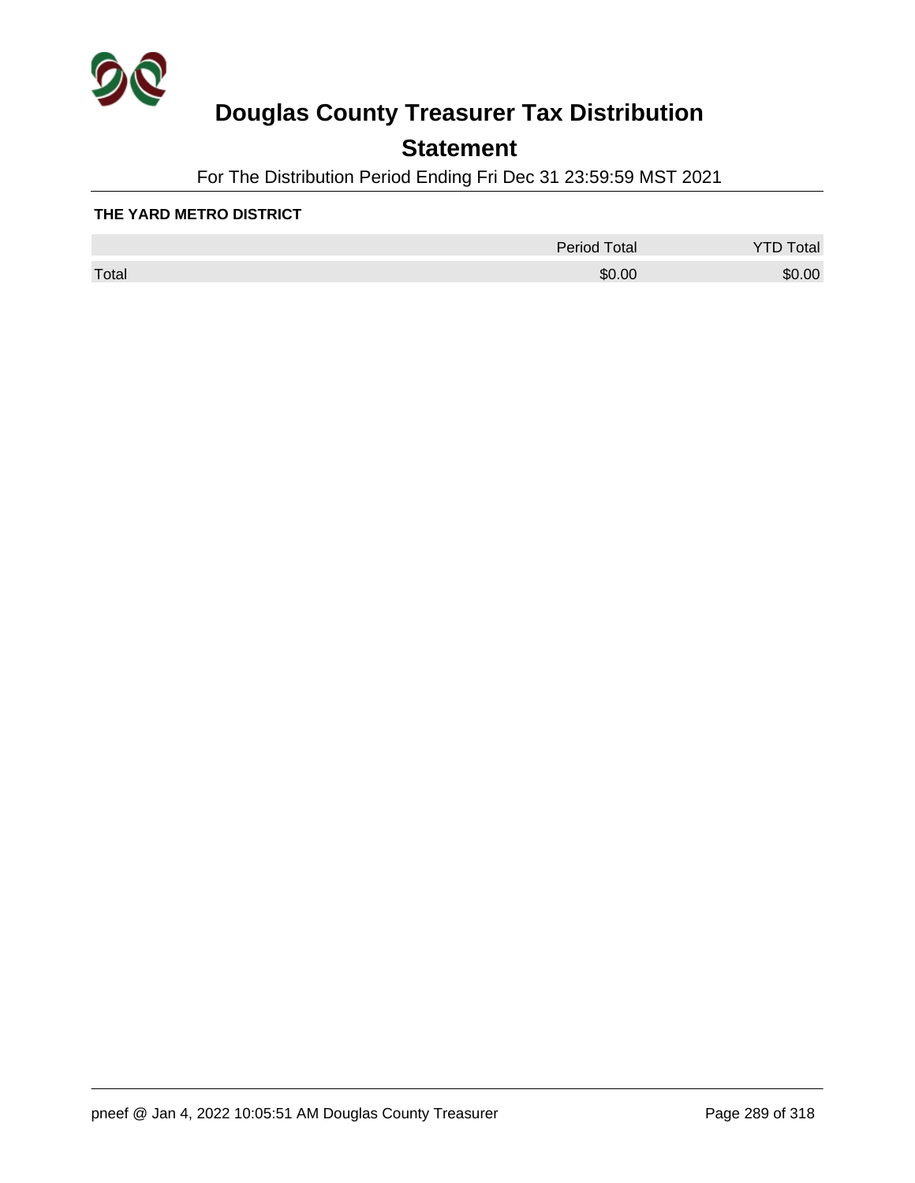# Douglas County Treasurer Tax Distribution

## Statement

For The Distribution Period Ending Fri Dec 31 23:59:59 MST 2021

**THE YARD METRO DISTRICT**

| | Period Total | YTD Total |
|---|---|---|
| Total | $0.00 | $0.00 |

pneef @ Jan 4, 2022 10:05:51 AM Douglas County Treasurer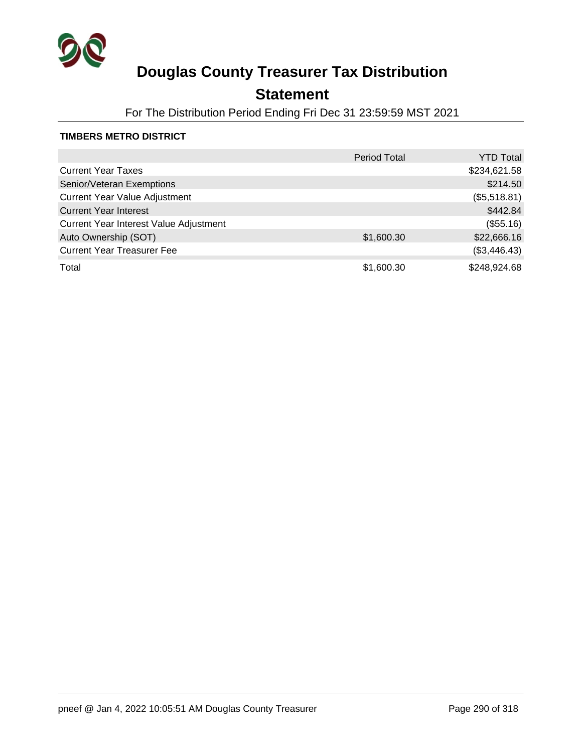# Douglas County Treasurer Tax Distribution

## Statement

For The Distribution Period Ending Fri Dec 31 23:59:59 MST 2021

### TIMBERS METRO DISTRICT

| | Period Total | YTD Total |
|---|---|---|
| Current Year Taxes | | $234,621.58 |
| Senior/Veteran Exemptions | | $214.50 |
| Current Year Value Adjustment | | ($5,518.81) |
| Current Year Interest | | $442.84 |
| Current Year Interest Value Adjustment | | ($55.16) |
| Auto Ownership (SOT) | $1,600.30 | $22,666.16 |
| Current Year Treasurer Fee | | ($3,446.43) |
| Total | $1,600.30 | $248,924.68 |

pneef @ Jan 4, 2022 10:05:51 AM Douglas County Treasurer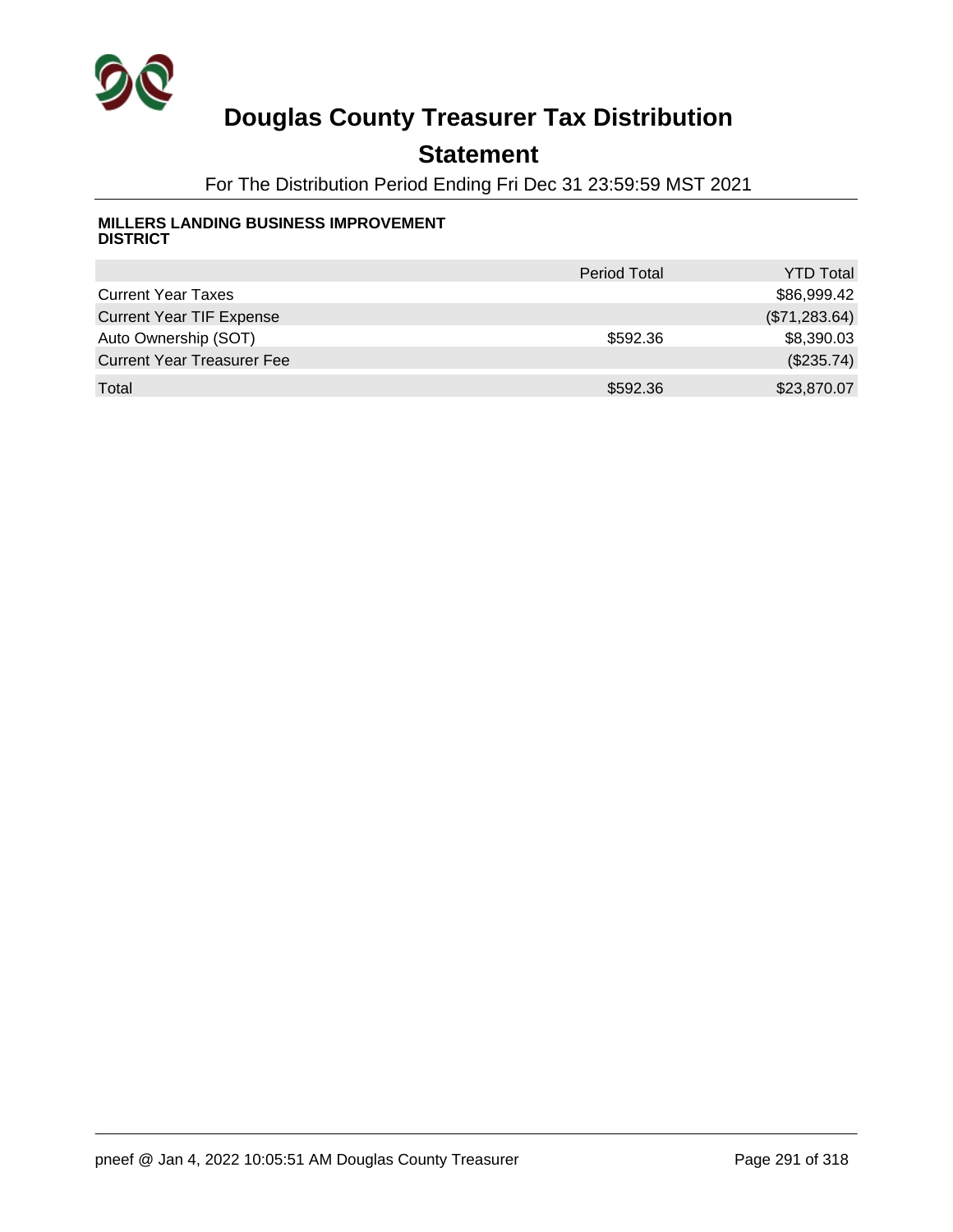# Douglas County Treasurer Tax Distribution

## Statement

For The Distribution Period Ending Fri Dec 31 23:59:59 MST 2021

**MILLERS LANDING BUSINESS IMPROVEMENT DISTRICT**

| | Period Total | YTD Total |
|---|---|---|
| Current Year Taxes | | $86,999.42 |
| Current Year TIF Expense | | ($71,283.64) |
| Auto Ownership (SOT) | $592.36 | $8,390.03 |
| Current Year Treasurer Fee | | ($235.74) |
| Total | $592.36 | $23,870.07 |

pneef @ Jan 4, 2022 10:05:51 AM Douglas County Treasurer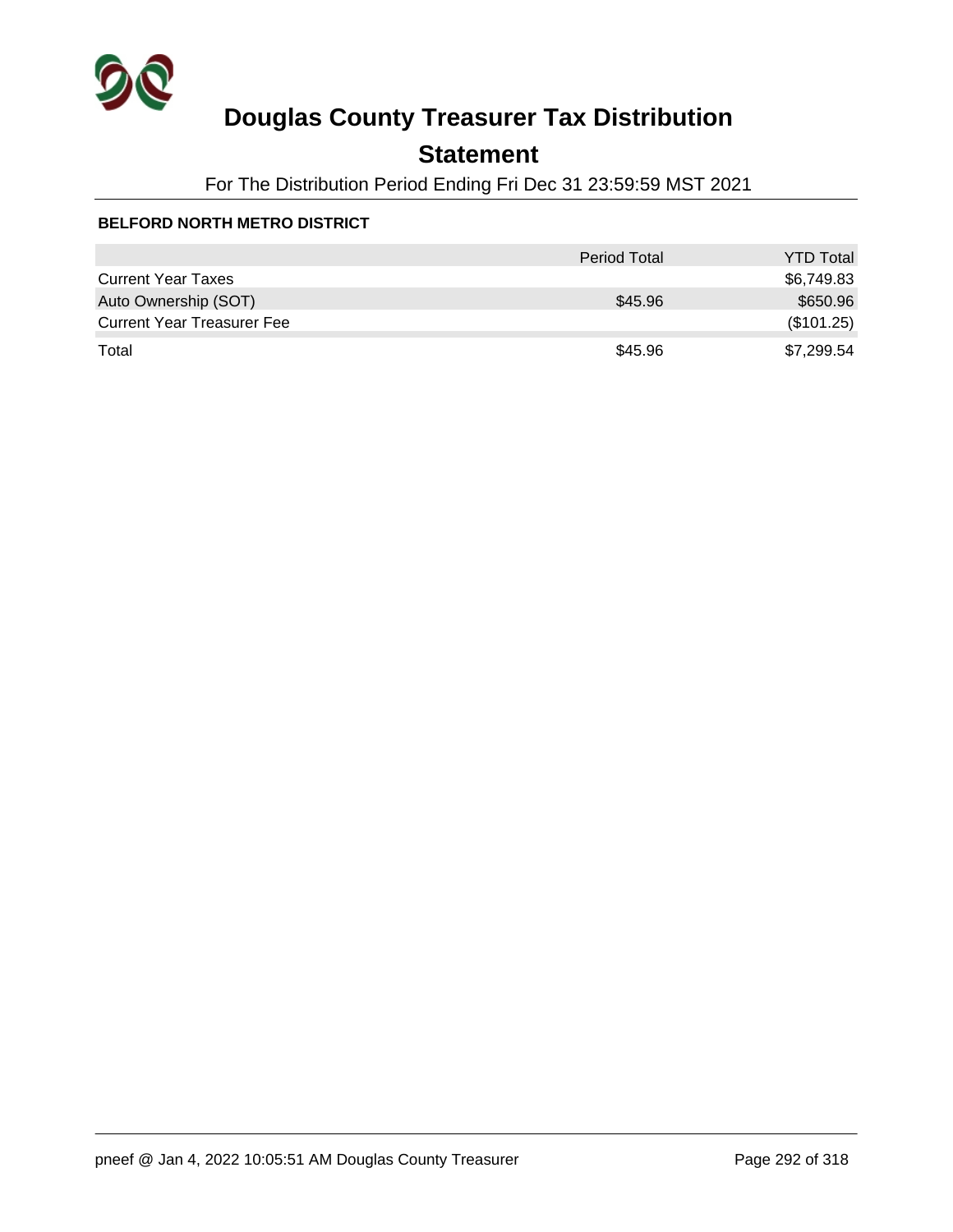# Douglas County Treasurer Tax Distribution

## Statement

For The Distribution Period Ending Fri Dec 31 23:59:59 MST 2021

**BELFORD NORTH METRO DISTRICT**

| | Period Total | YTD Total |
|---|---|---|
| Current Year Taxes | | $6,749.83 |
| Auto Ownership (SOT) | $45.96 | $650.96 |
| Current Year Treasurer Fee | | ($101.25) |
| Total | $45.96 | $7,299.54 |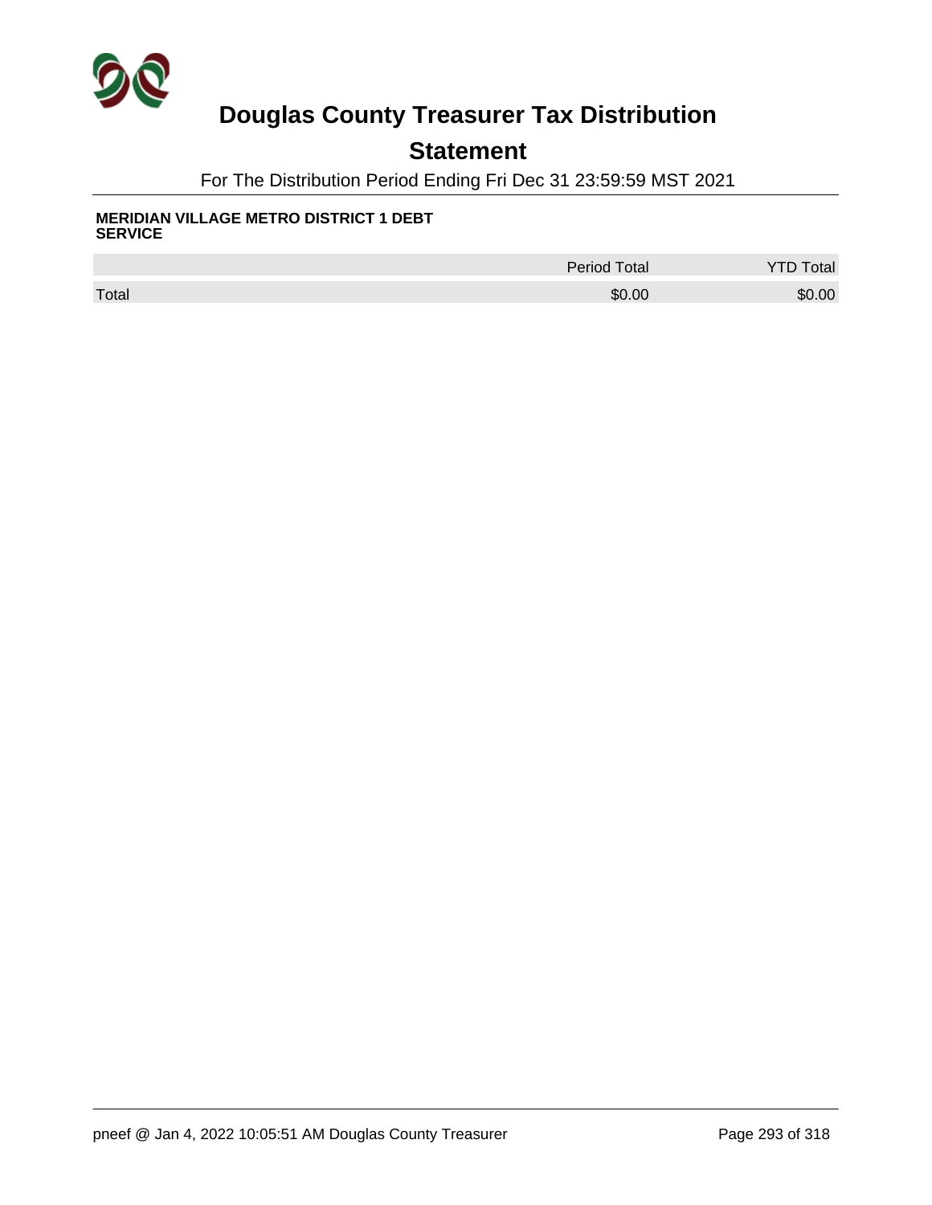# Douglas County Treasurer Tax Distribution

## Statement

For The Distribution Period Ending Fri Dec 31 23:59:59 MST 2021

**MERIDIAN VILLAGE METRO DISTRICT 1 DEBT SERVICE**

| | Period Total | YTD Total |
|---|---|---|
| Total | $0.00 | $0.00 |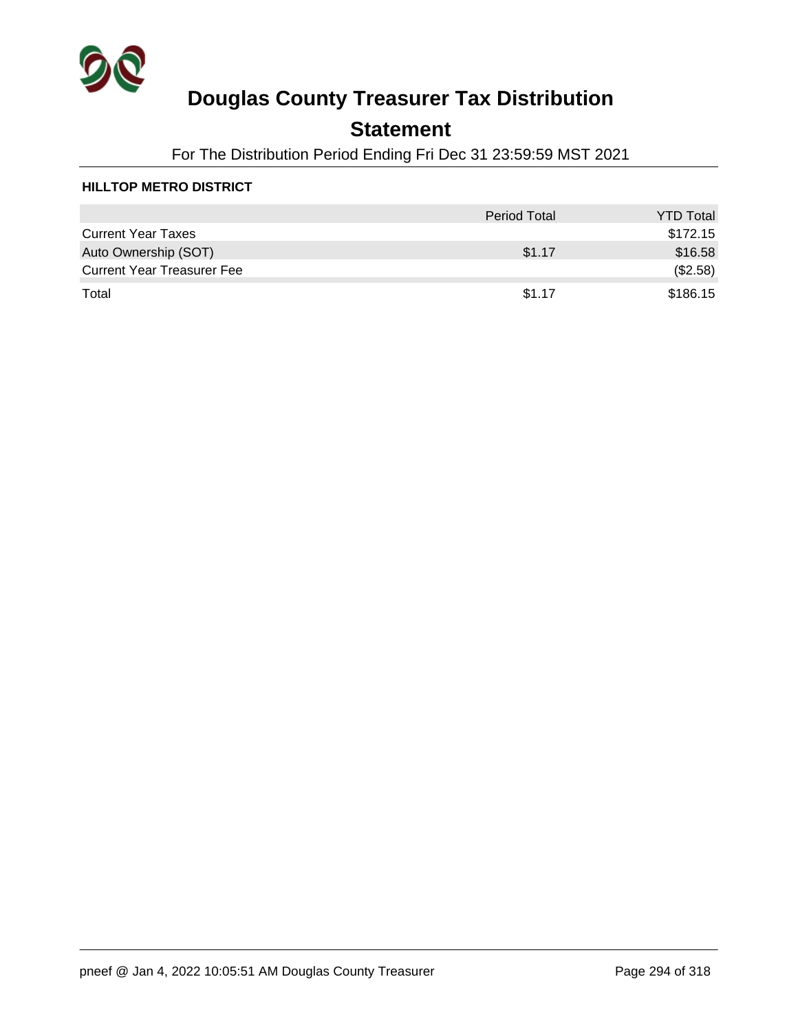# Douglas County Treasurer Tax Distribution

## Statement

For The Distribution Period Ending Fri Dec 31 23:59:59 MST 2021

**HILLTOP METRO DISTRICT**

| | Period Total | YTD Total |
|---|---|---|
| Current Year Taxes | | $172.15 |
| Auto Ownership (SOT) | $1.17 | $16.58 |
| Current Year Treasurer Fee | | ($2.58) |
| Total | $1.17 | $186.15 |

pneef @ Jan 4, 2022 10:05:51 AM Douglas County Treasurer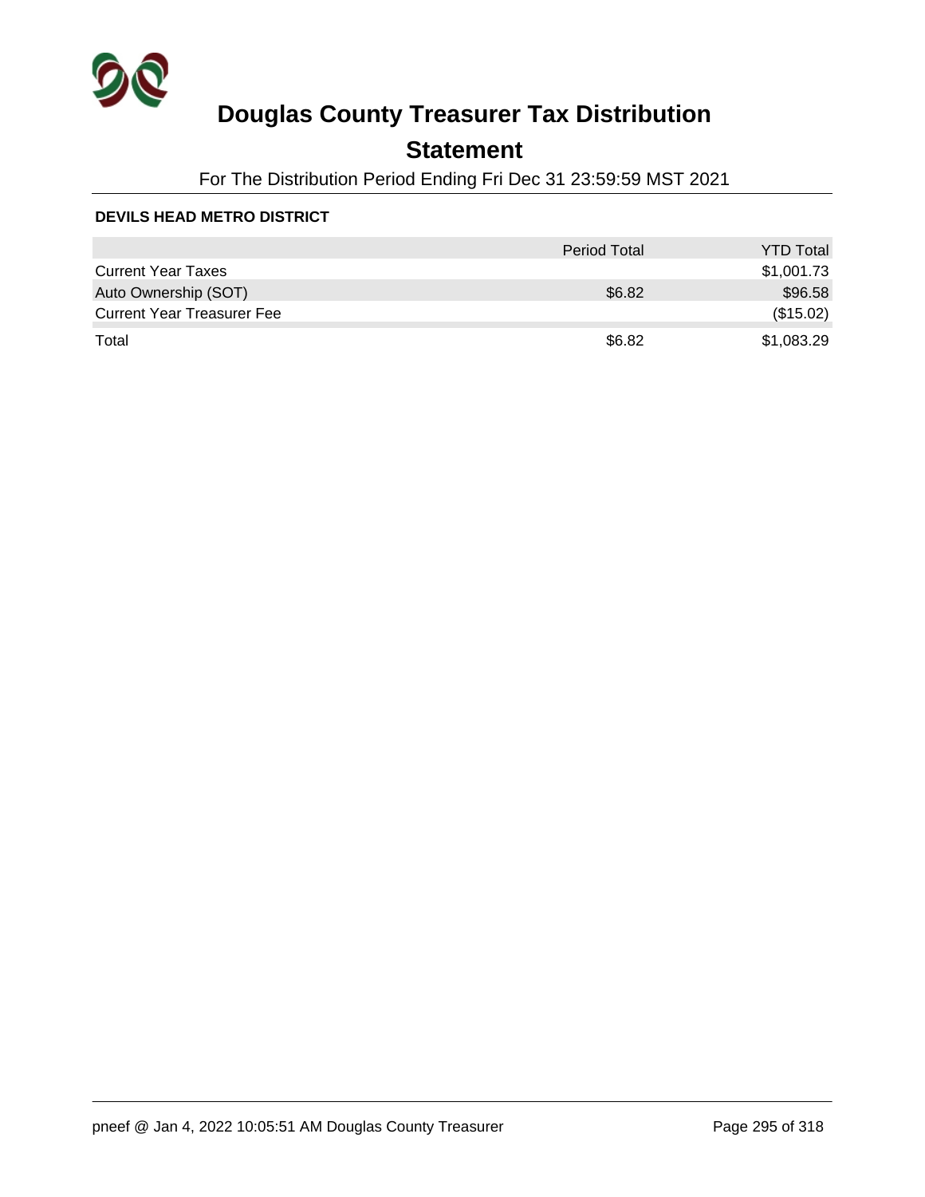# Douglas County Treasurer Tax Distribution

## Statement

For The Distribution Period Ending Fri Dec 31 23:59:59 MST 2021

**DEVILS HEAD METRO DISTRICT**

| | Period Total | YTD Total |
|---|---|---|
| Current Year Taxes | | $1,001.73 |
| Auto Ownership (SOT) | $6.82 | $96.58 |
| Current Year Treasurer Fee | | ($15.02) |
| Total | $6.82 | $1,083.29 |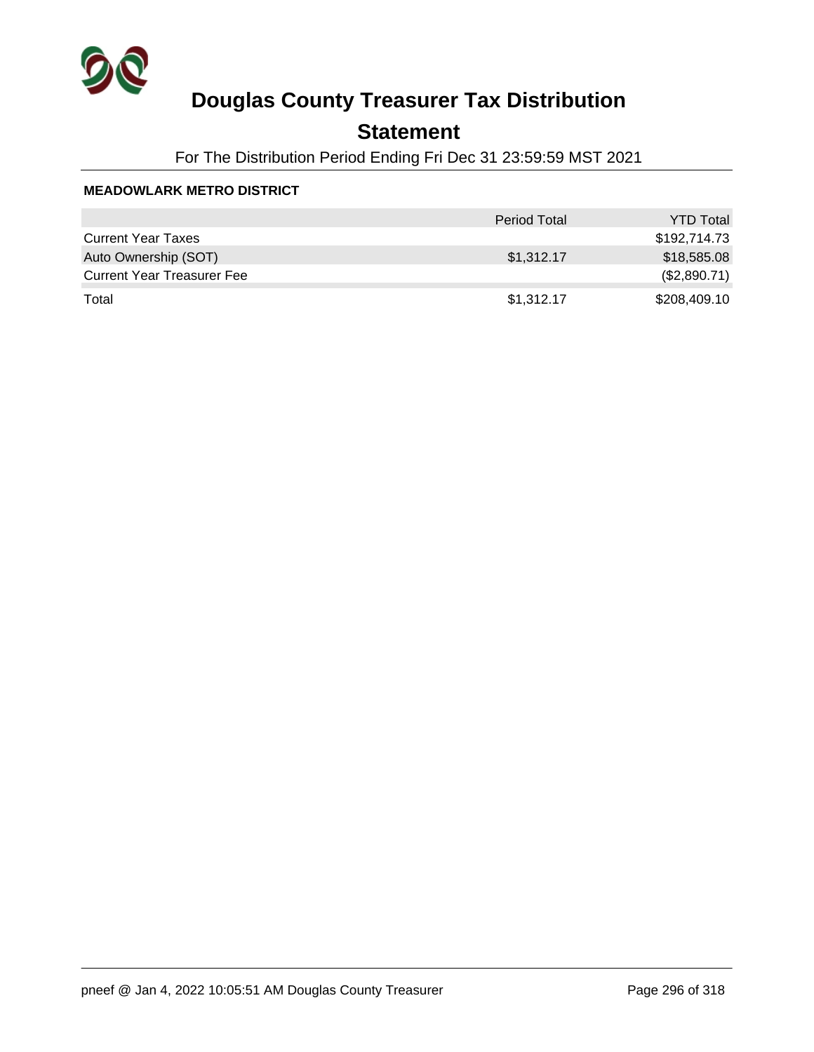# Douglas County Treasurer Tax Distribution

## Statement

For The Distribution Period Ending Fri Dec 31 23:59:59 MST 2021

**MEADOWLARK METRO DISTRICT**

| | Period Total | YTD Total |
|---|---|---|
| Current Year Taxes | | $192,714.73 |
| Auto Ownership (SOT) | $1,312.17 | $18,585.08 |
| Current Year Treasurer Fee | | ($2,890.71) |
| Total | $1,312.17 | $208,409.10 |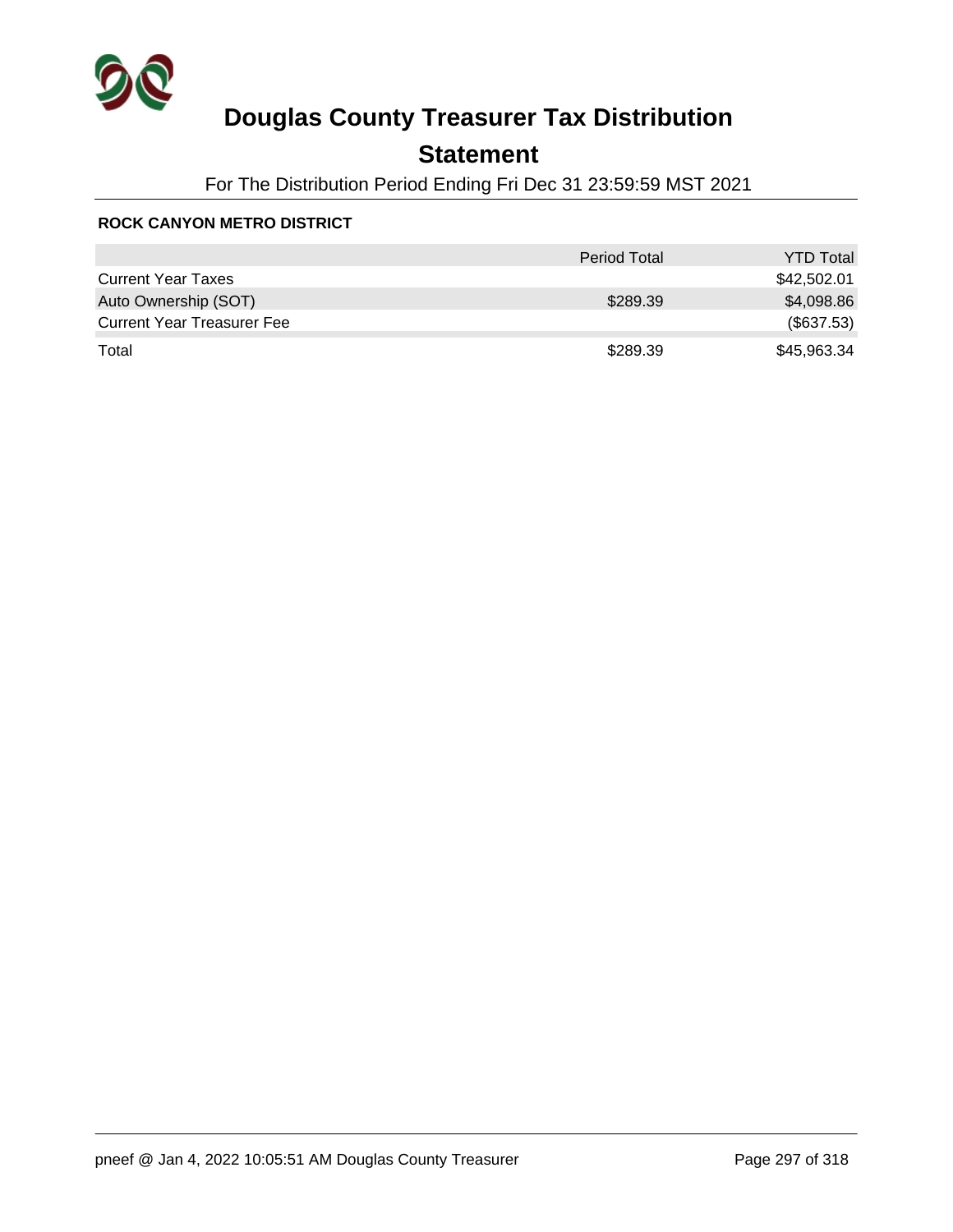# Douglas County Treasurer Tax Distribution

## Statement

For The Distribution Period Ending Fri Dec 31 23:59:59 MST 2021

### ROCK CANYON METRO DISTRICT

| | Period Total | YTD Total |
|---|---|---|
| Current Year Taxes | | $42,502.01 |
| Auto Ownership (SOT) | $289.39 | $4,098.86 |
| Current Year Treasurer Fee | | ($637.53) |
| Total | $289.39 | $45,963.34 |

pneef @ Jan 4, 2022 10:05:51 AM Douglas County Treasurer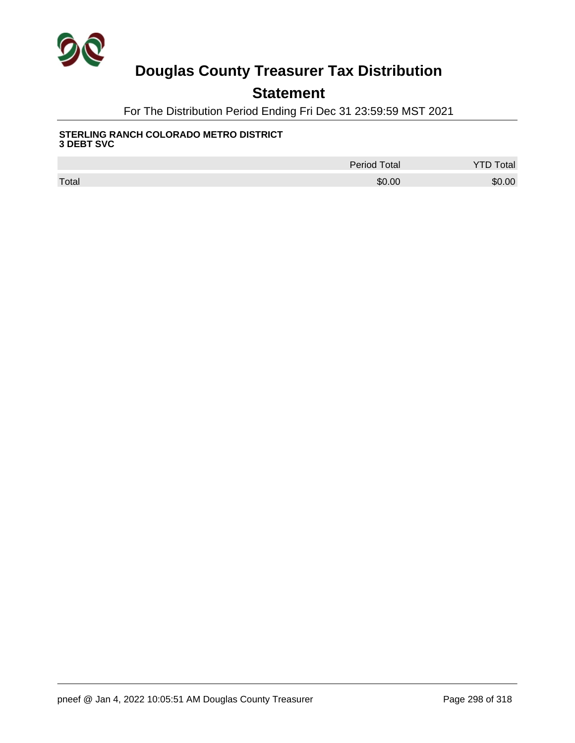# Douglas County Treasurer Tax Distribution

## Statement

For The Distribution Period Ending Fri Dec 31 23:59:59 MST 2021

**STERLING RANCH COLORADO METRO DISTRICT 3 DEBT SVC**

| | Period Total | YTD Total |
|---|---|---|
| Total | $0.00 | $0.00 |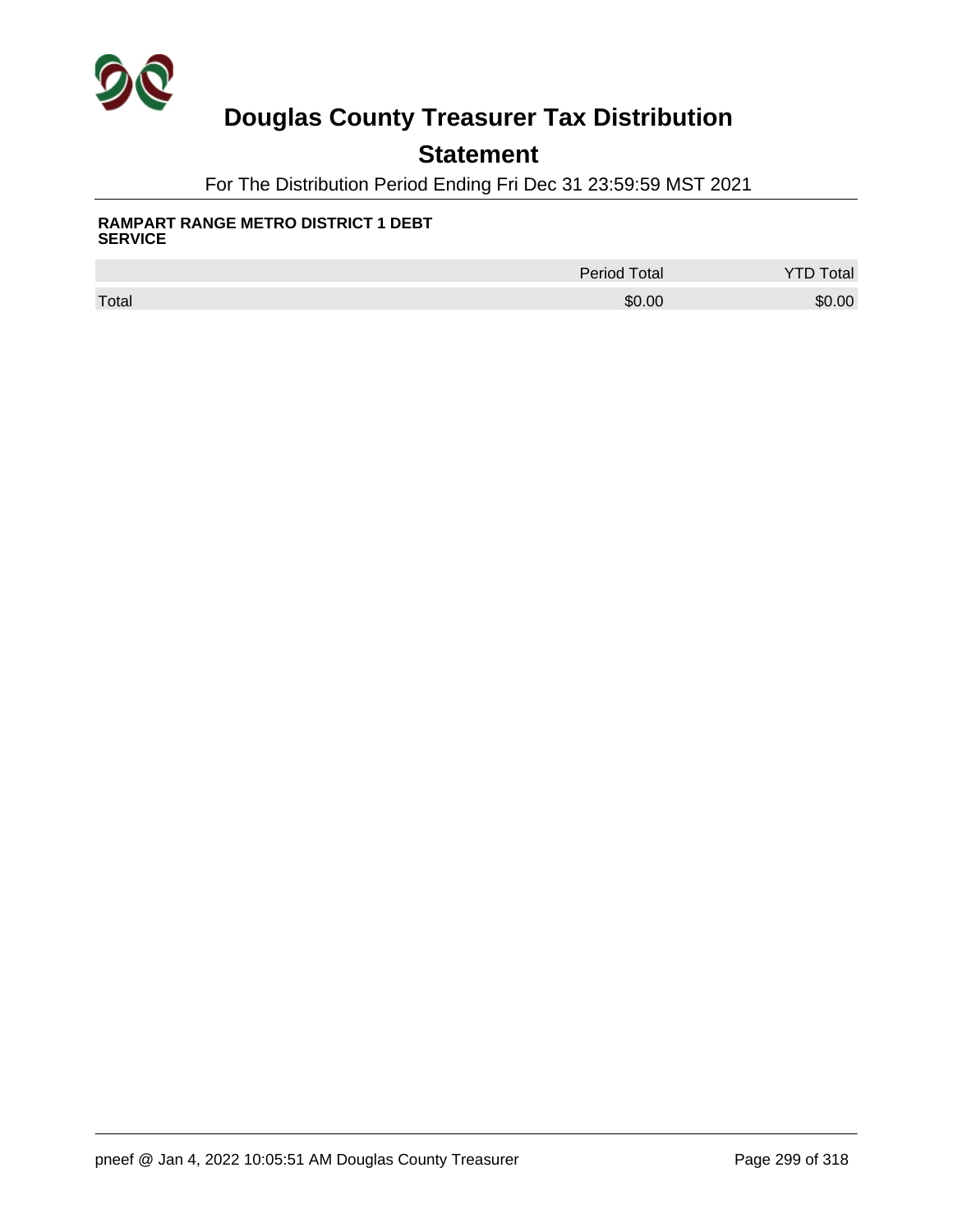# Douglas County Treasurer Tax Distribution

## Statement

For The Distribution Period Ending Fri Dec 31 23:59:59 MST 2021

**RAMPART RANGE METRO DISTRICT 1 DEBT SERVICE**

| | Period Total | YTD Total |
|---|---|---|
| Total | $0.00 | $0.00 |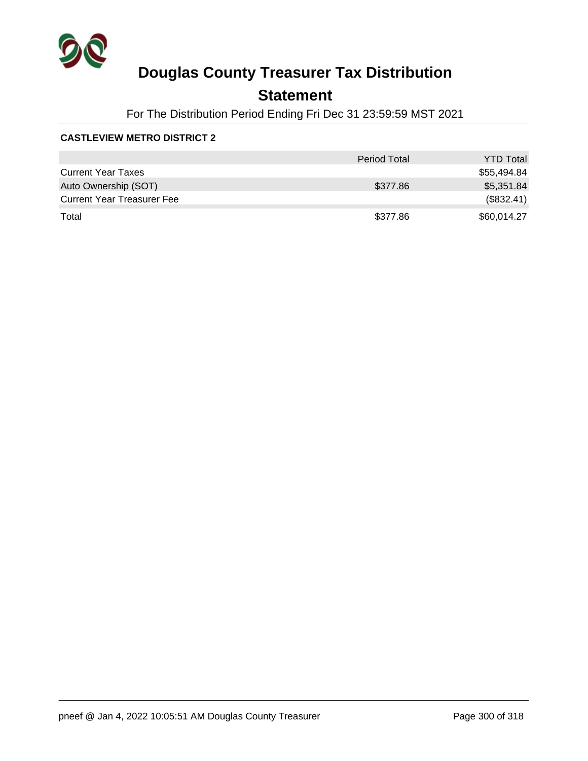# Douglas County Treasurer Tax Distribution

## Statement

For The Distribution Period Ending Fri Dec 31 23:59:59 MST 2021

**CASTLEVIEW METRO DISTRICT 2**

| | Period Total | YTD Total |
|---|---|---|
| Current Year Taxes | | $55,494.84 |
| Auto Ownership (SOT) | $377.86 | $5,351.84 |
| Current Year Treasurer Fee | | ($832.41) |
| Total | $377.86 | $60,014.27 |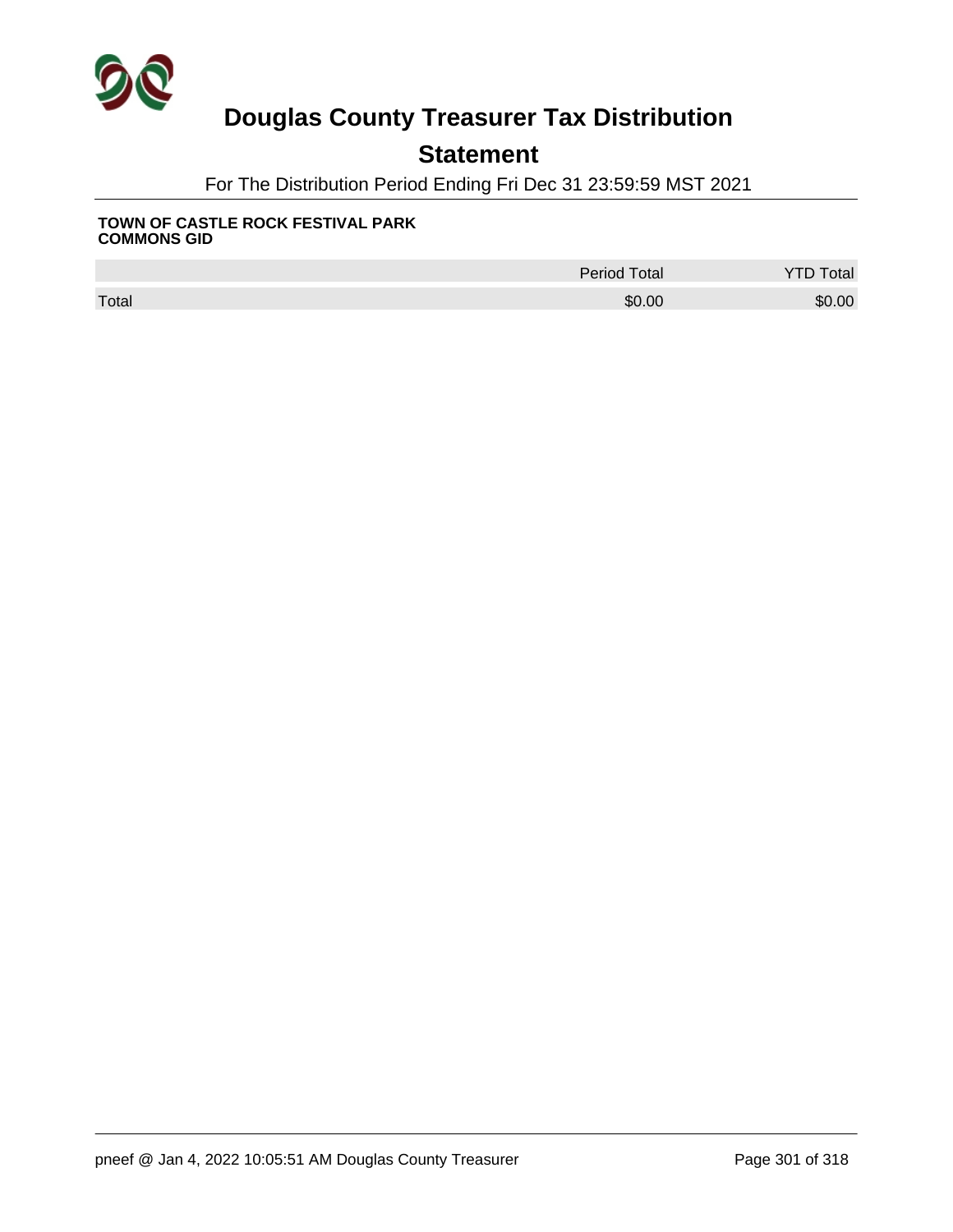# Douglas County Treasurer Tax Distribution

## Statement

For The Distribution Period Ending Fri Dec 31 23:59:59 MST 2021

**TOWN OF CASTLE ROCK FESTIVAL PARK COMMONS GID**

| | Period Total | YTD Total |
|---|---|---|
| Total | $0.00 | $0.00 |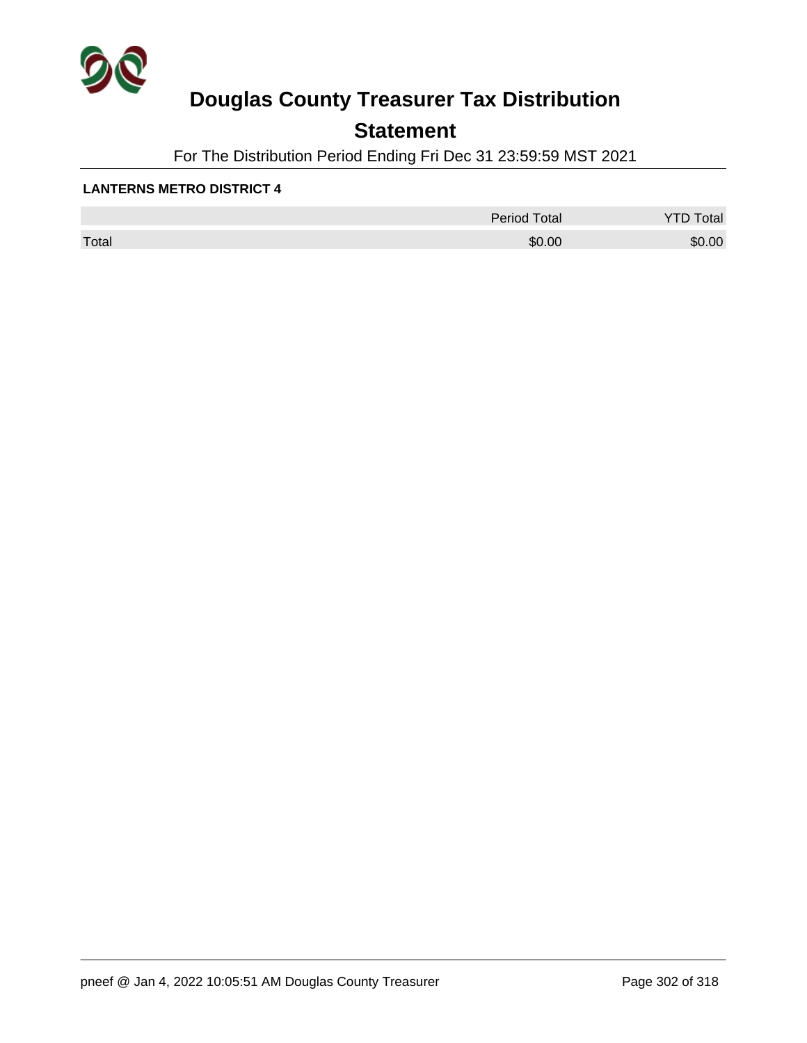# Douglas County Treasurer Tax Distribution

## Statement

For The Distribution Period Ending Fri Dec 31 23:59:59 MST 2021

**LANTERNS METRO DISTRICT 4**

| | Period Total | YTD Total |
|---|---|---|
| Total | $0.00 | $0.00 |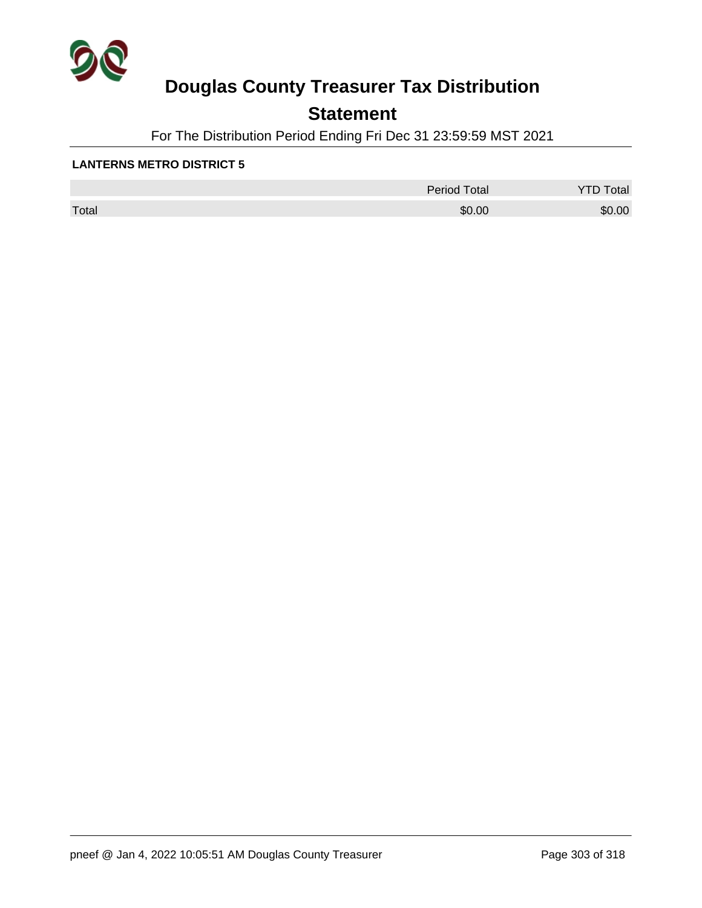# Douglas County Treasurer Tax Distribution

## Statement

For The Distribution Period Ending Fri Dec 31 23:59:59 MST 2021

**LANTERNS METRO DISTRICT 5**

| | Period Total | YTD Total |
|---|---|---|
| Total | $0.00 | $0.00 |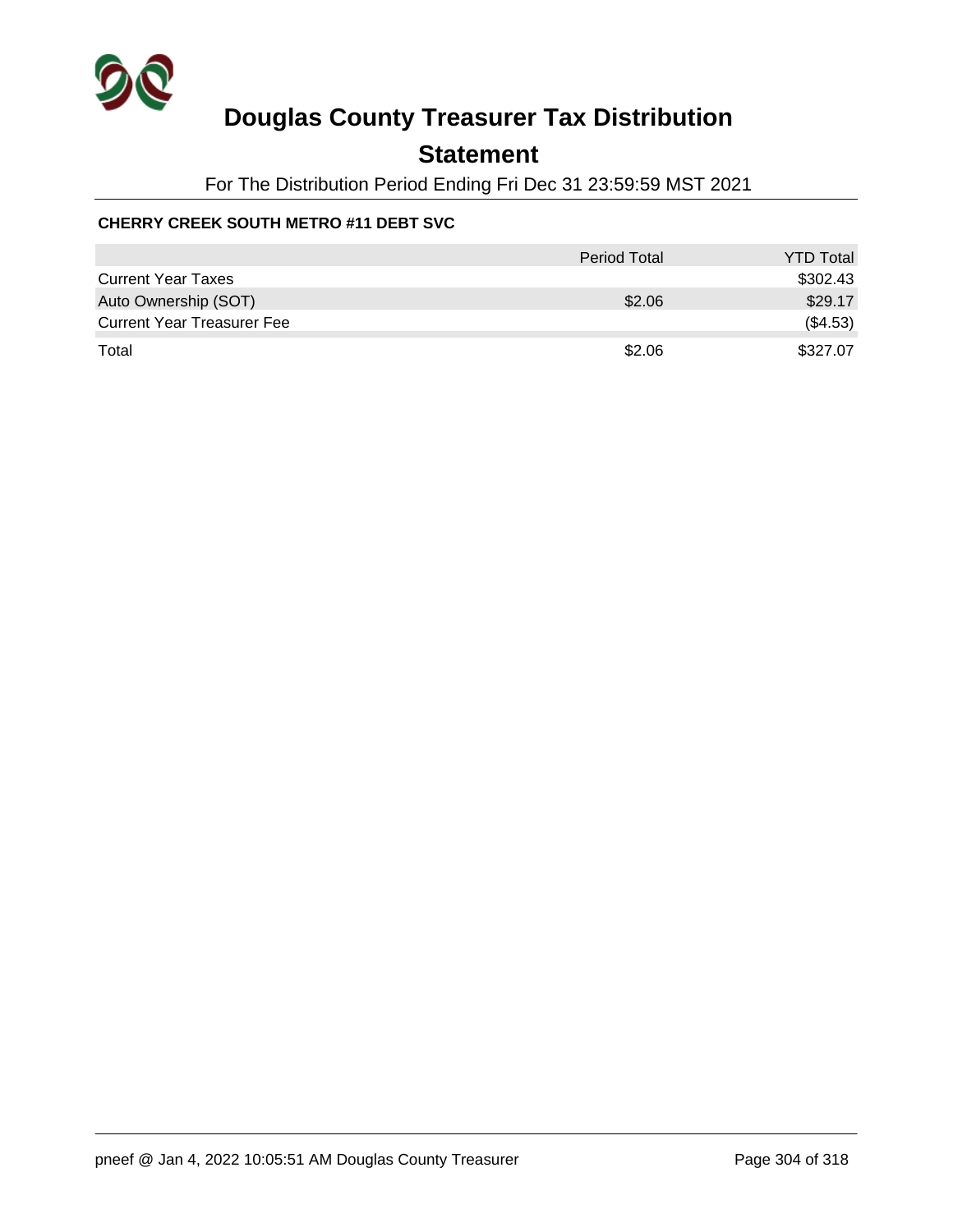# Douglas County Treasurer Tax Distribution

## Statement

For The Distribution Period Ending Fri Dec 31 23:59:59 MST 2021

**CHERRY CREEK SOUTH METRO #11 DEBT SVC**

| | Period Total | YTD Total |
|---|---|---|
| Current Year Taxes | | $302.43 |
| Auto Ownership (SOT) | $2.06 | $29.17 |
| Current Year Treasurer Fee | | ($4.53) |
| Total | $2.06 | $327.07 |

pneef @ Jan 4, 2022 10:05:51 AM Douglas County Treasurer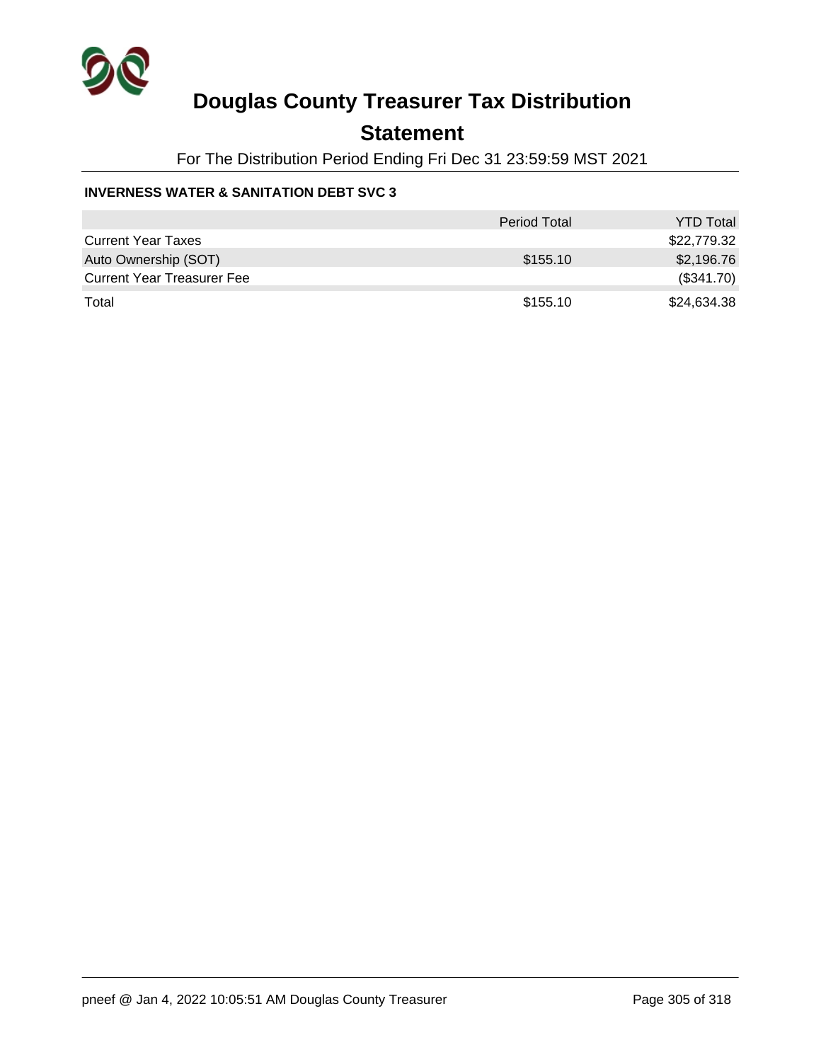# Douglas County Treasurer Tax Distribution

## Statement

For The Distribution Period Ending Fri Dec 31 23:59:59 MST 2021

**INVERNESS WATER & SANITATION DEBT SVC 3**

| | Period Total | YTD Total |
|---|---|---|
| Current Year Taxes | | $22,779.32 |
| Auto Ownership (SOT) | $155.10 | $2,196.76 |
| Current Year Treasurer Fee | | ($341.70) |
| Total | $155.10 | $24,634.38 |

pneef @ Jan 4, 2022 10:05:51 AM Douglas County Treasurer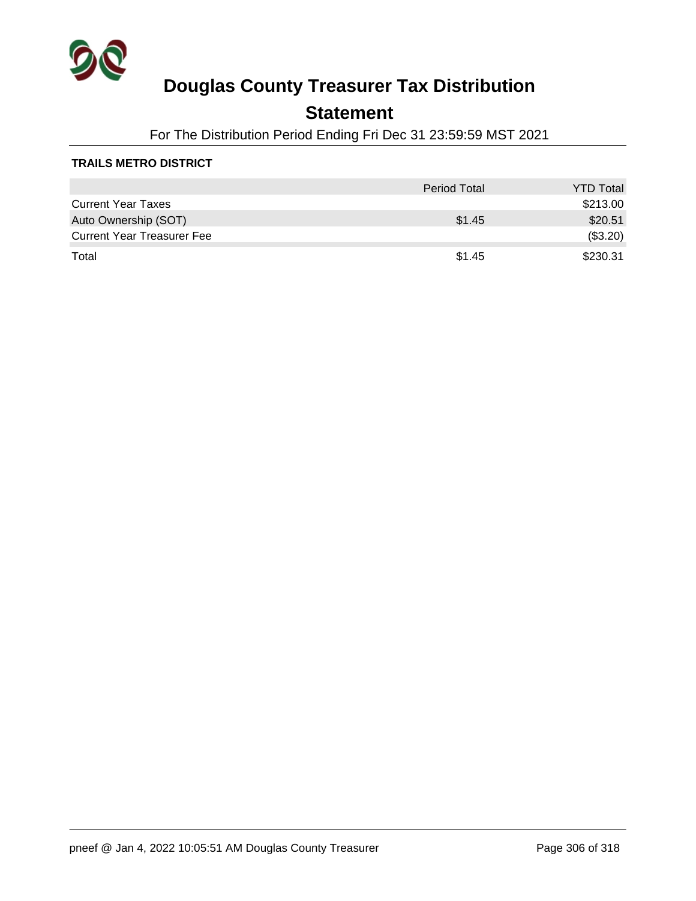# Douglas County Treasurer Tax Distribution

## Statement

For The Distribution Period Ending Fri Dec 31 23:59:59 MST 2021

**TRAILS METRO DISTRICT**

| | Period Total | YTD Total |
|---|---|---|
| Current Year Taxes | | $213.00 |
| Auto Ownership (SOT) | $1.45 | $20.51 |
| Current Year Treasurer Fee | | ($3.20) |
| Total | $1.45 | $230.31 |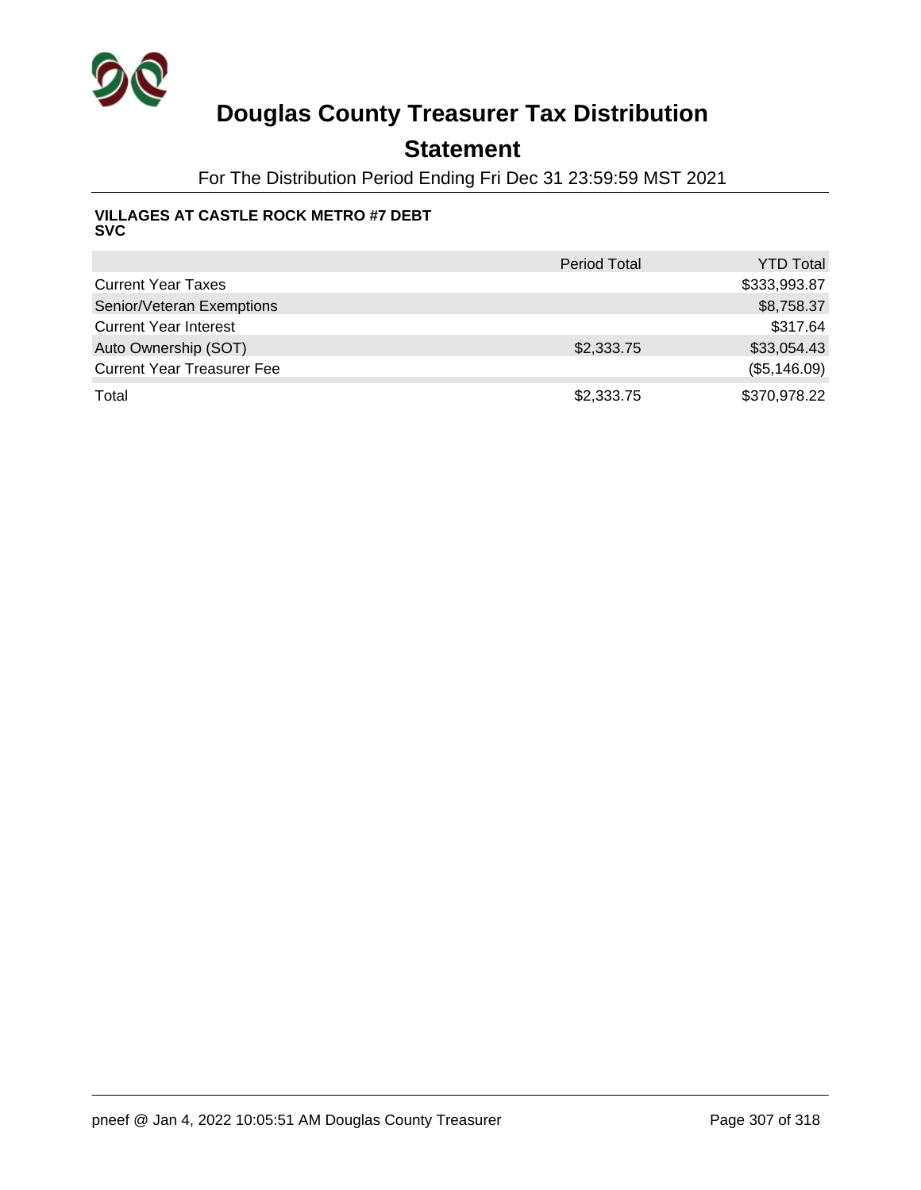# Douglas County Treasurer Tax Distribution

## Statement

For The Distribution Period Ending Fri Dec 31 23:59:59 MST 2021

**VILLAGES AT CASTLE ROCK METRO #7 DEBT SVC**

| | Period Total | YTD Total |
|---|---|---|
| Current Year Taxes | | $333,993.87 |
| Senior/Veteran Exemptions | | $8,758.37 |
| Current Year Interest | | $317.64 |
| Auto Ownership (SOT) | $2,333.75 | $33,054.43 |
| Current Year Treasurer Fee | | ($5,146.09) |
| Total | $2,333.75 | $370,978.22 |

pneef @ Jan 4, 2022 10:05:51 AM Douglas County Treasurer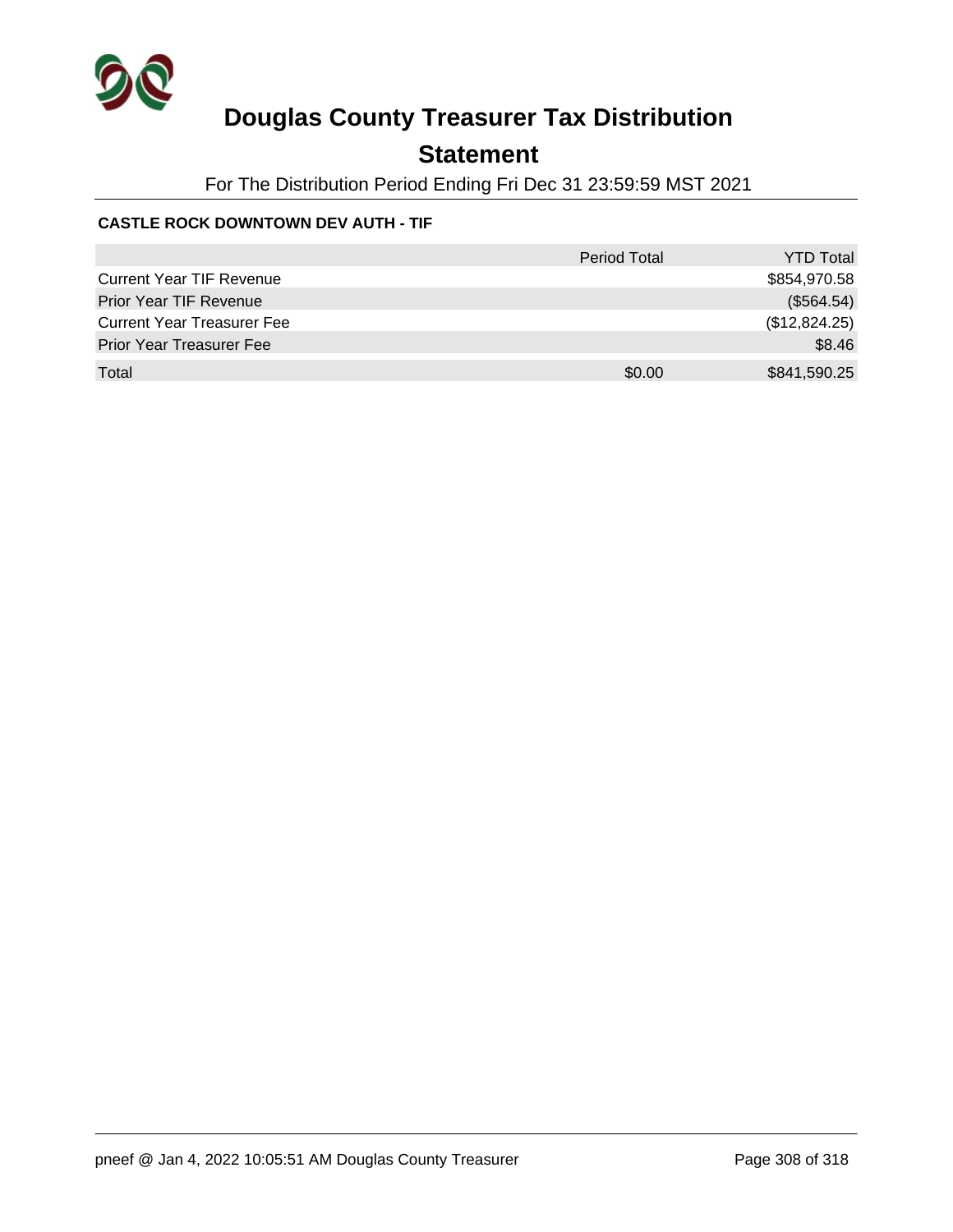# Douglas County Treasurer Tax Distribution

## Statement

For The Distribution Period Ending Fri Dec 31 23:59:59 MST 2021

**CASTLE ROCK DOWNTOWN DEV AUTH - TIF**

| | Period Total | YTD Total |
|---|---|---|
| Current Year TIF Revenue | | $854,970.58 |
| Prior Year TIF Revenue | | ($564.54) |
| Current Year Treasurer Fee | | ($12,824.25) |
| Prior Year Treasurer Fee | | $8.46 |
| Total | $0.00 | $841,590.25 |

pneef @ Jan 4, 2022 10:05:51 AM Douglas County Treasurer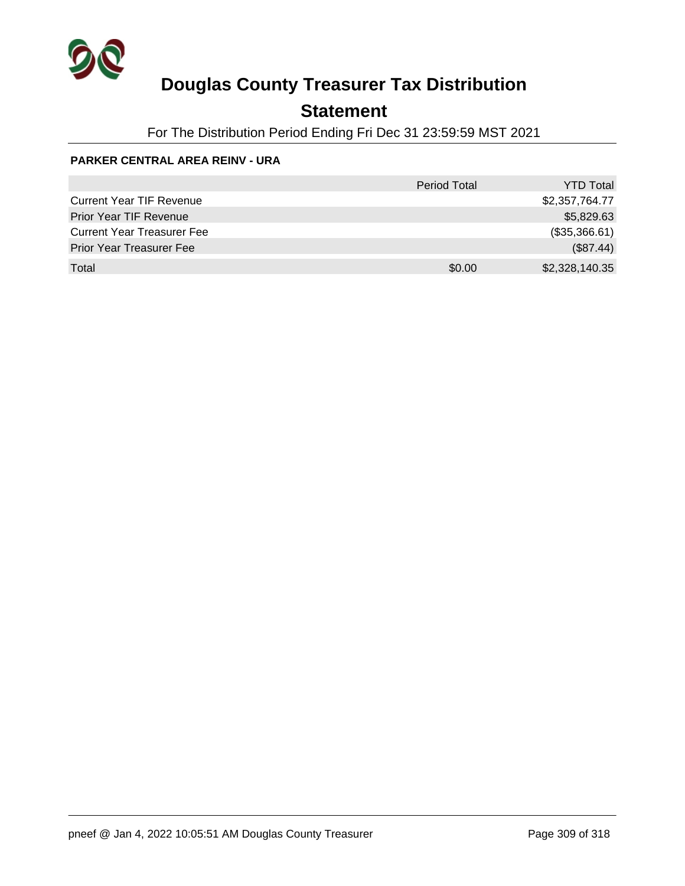# Douglas County Treasurer Tax Distribution

## Statement

For The Distribution Period Ending Fri Dec 31 23:59:59 MST 2021

**PARKER CENTRAL AREA REINV - URA**

| | Period Total | YTD Total |
|---|---|---|
| Current Year TIF Revenue | | $2,357,764.77 |
| Prior Year TIF Revenue | | $5,829.63 |
| Current Year Treasurer Fee | | ($35,366.61) |
| Prior Year Treasurer Fee | | ($87.44) |
| Total | $0.00 | $2,328,140.35 |

pneef @ Jan 4, 2022 10:05:51 AM Douglas County Treasurer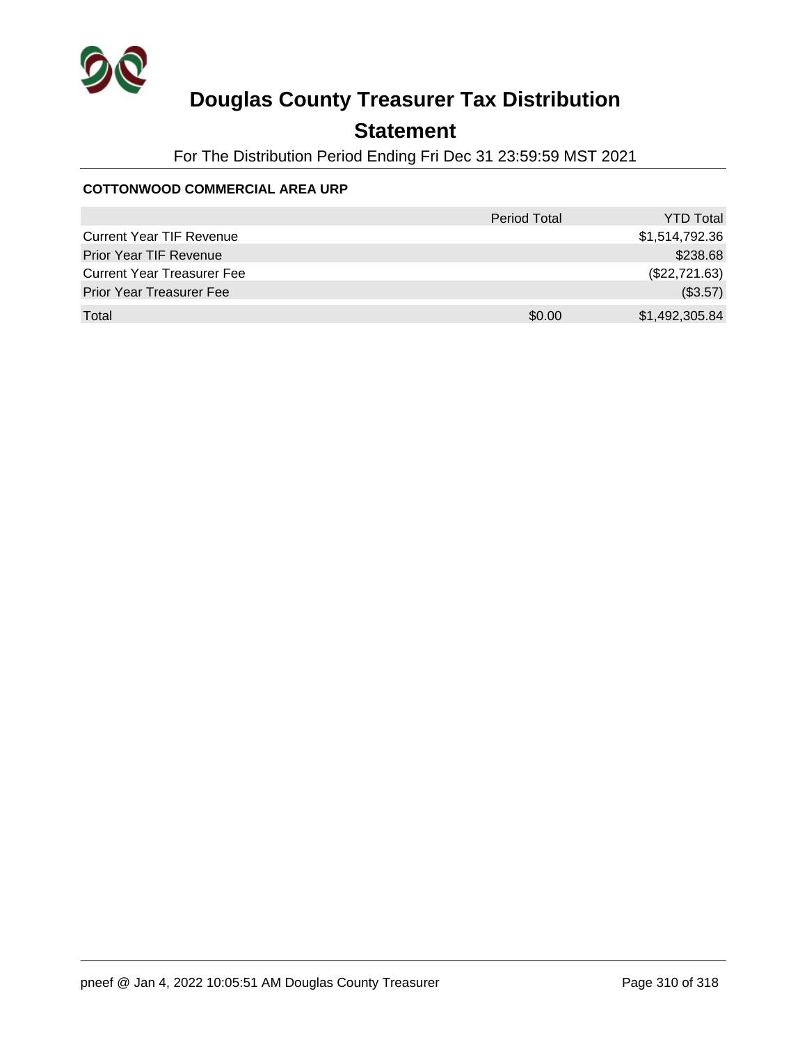# Douglas County Treasurer Tax Distribution

## Statement

For The Distribution Period Ending Fri Dec 31 23:59:59 MST 2021

**COTTONWOOD COMMERCIAL AREA URP**

| | Period Total | YTD Total |
|---|---|---|
| Current Year TIF Revenue | | $1,514,792.36 |
| Prior Year TIF Revenue | | $238.68 |
| Current Year Treasurer Fee | | ($22,721.63) |
| Prior Year Treasurer Fee | | ($3.57) |
| Total | $0.00 | $1,492,305.84 |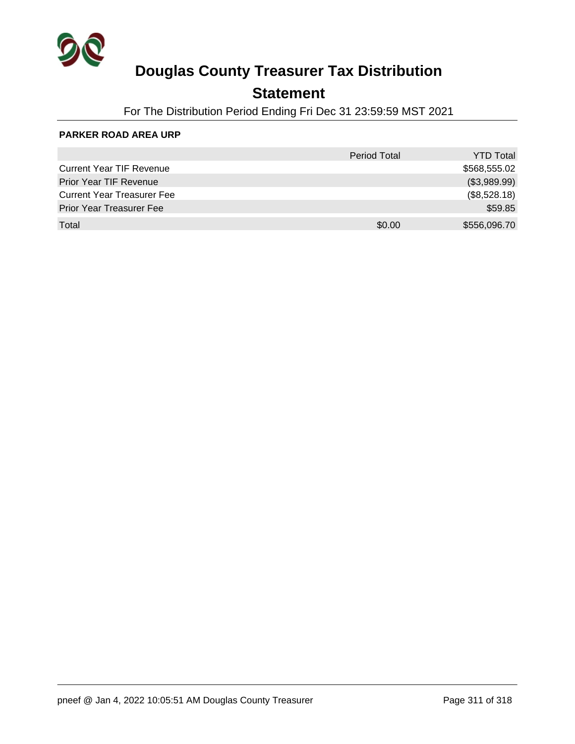# Douglas County Treasurer Tax Distribution

## Statement

For The Distribution Period Ending Fri Dec 31 23:59:59 MST 2021

**PARKER ROAD AREA URP**

| | Period Total | YTD Total |
|---|---|---|
| Current Year TIF Revenue | | $568,555.02 |
| Prior Year TIF Revenue | | ($3,989.99) |
| Current Year Treasurer Fee | | ($8,528.18) |
| Prior Year Treasurer Fee | | $59.85 |
| Total | $0.00 | $556,096.70 |

pneef @ Jan 4, 2022 10:05:51 AM Douglas County Treasurer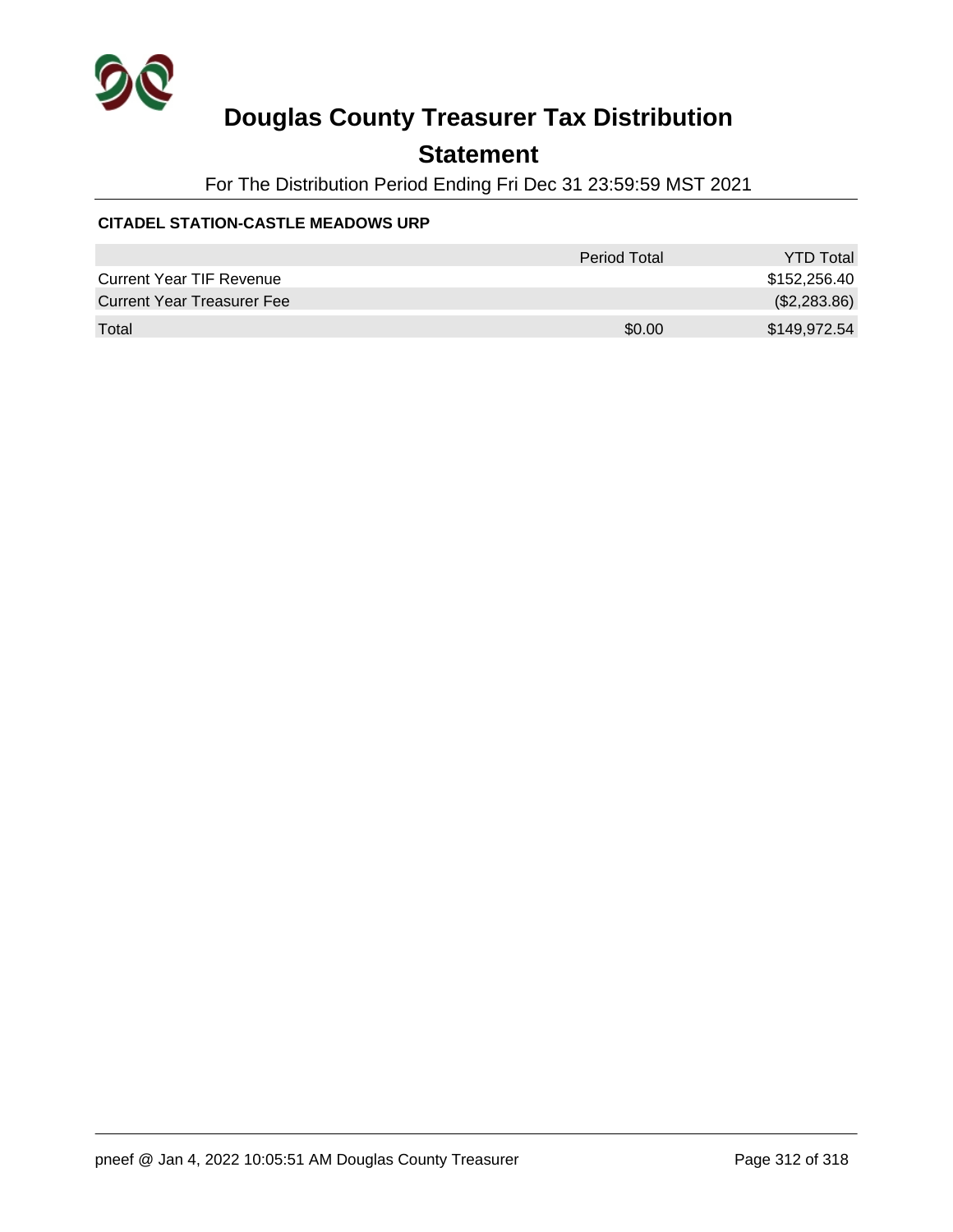# Douglas County Treasurer Tax Distribution

## Statement

For The Distribution Period Ending Fri Dec 31 23:59:59 MST 2021

**CITADEL STATION-CASTLE MEADOWS URP**

| | Period Total | YTD Total |
|---|---|---|
| Current Year TIF Revenue | | $152,256.40 |
| Current Year Treasurer Fee | | ($2,283.86) |
| Total | $0.00 | $149,972.54 |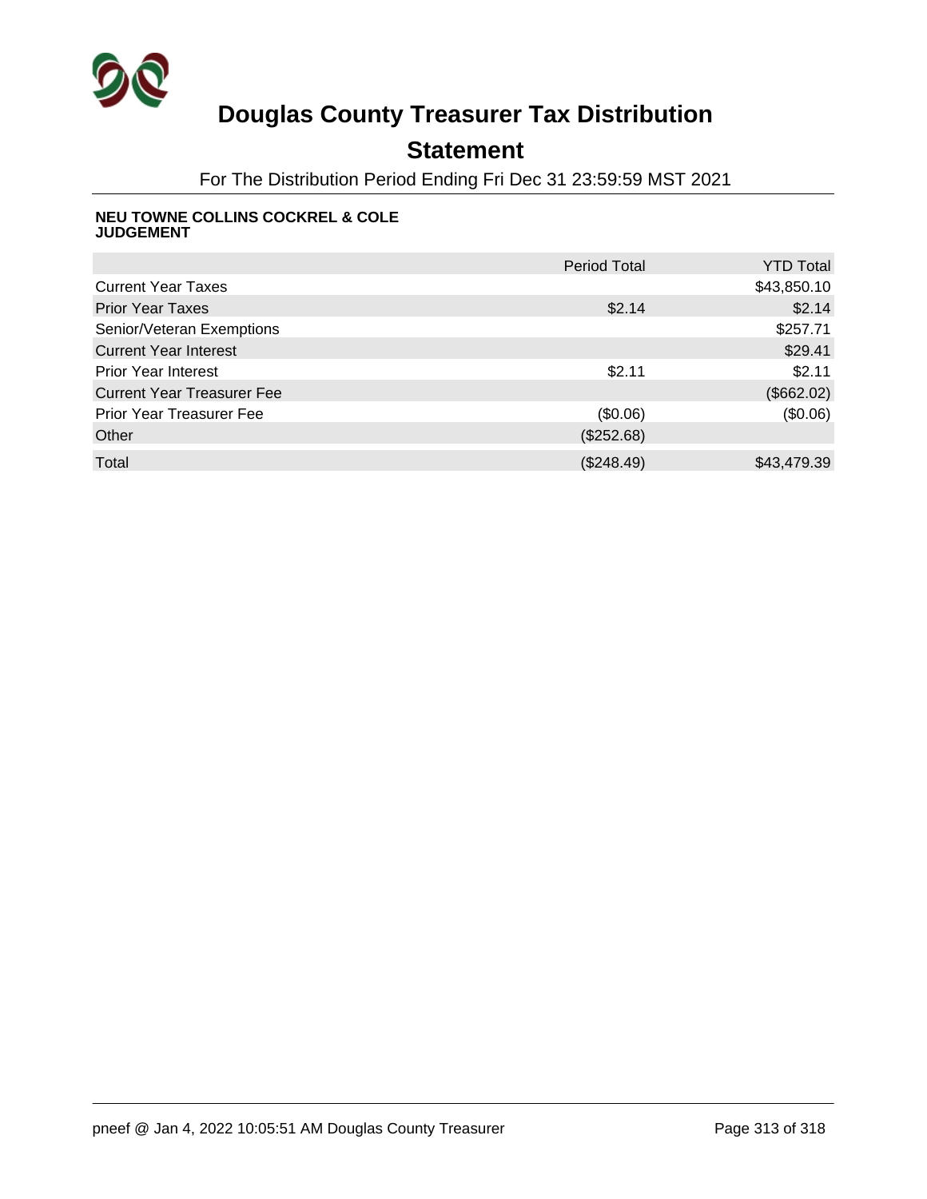# Douglas County Treasurer Tax Distribution

## Statement

For The Distribution Period Ending Fri Dec 31 23:59:59 MST 2021

**NEU TOWNE COLLINS COCKREL & COLE JUDGEMENT**

| | Period Total | YTD Total |
|---|---|---|
| Current Year Taxes | | $43,850.10 |
| Prior Year Taxes | $2.14 | $2.14 |
| Senior/Veteran Exemptions | | $257.71 |
| Current Year Interest | | $29.41 |
| Prior Year Interest | $2.11 | $2.11 |
| Current Year Treasurer Fee | | ($662.02) |
| Prior Year Treasurer Fee | ($0.06) | ($0.06) |
| Other | ($252.68) | |
| Total | ($248.49) | $43,479.39 |

pneef @ Jan 4, 2022 10:05:51 AM Douglas County Treasurer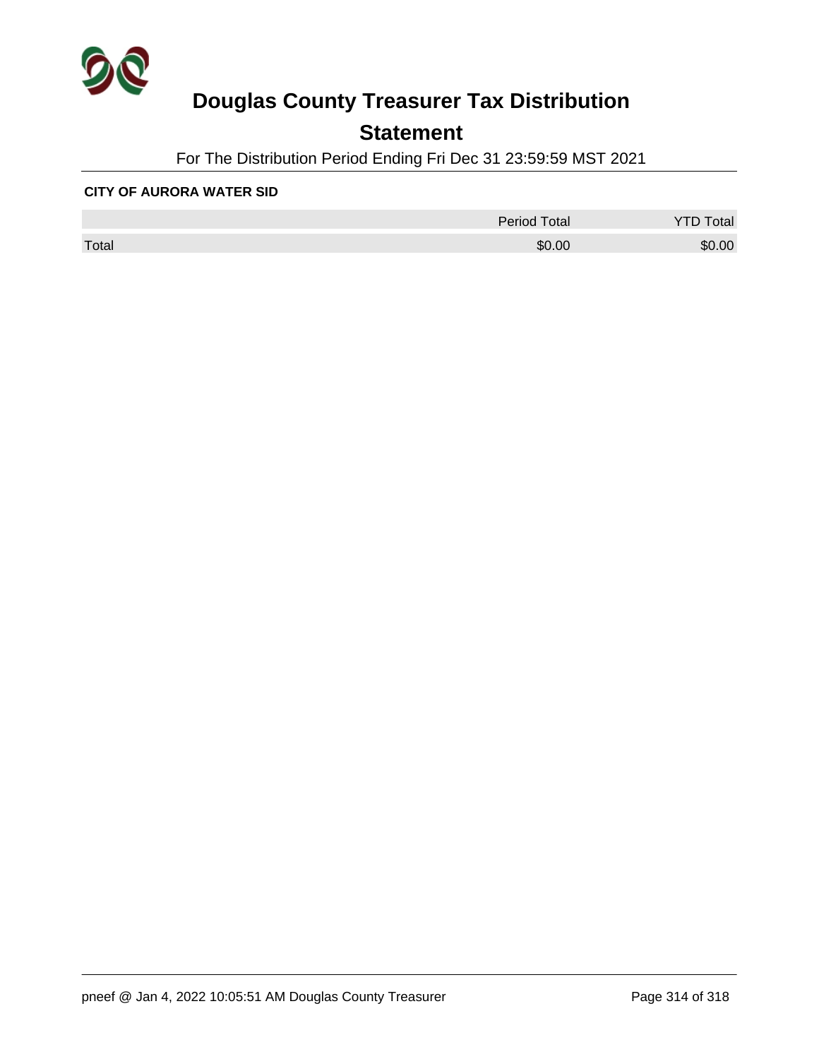# Douglas County Treasurer Tax Distribution

## Statement

For The Distribution Period Ending Fri Dec 31 23:59:59 MST 2021

**CITY OF AURORA WATER SID**

| | Period Total | YTD Total |
|---|---|---|
| Total | $0.00 | $0.00 |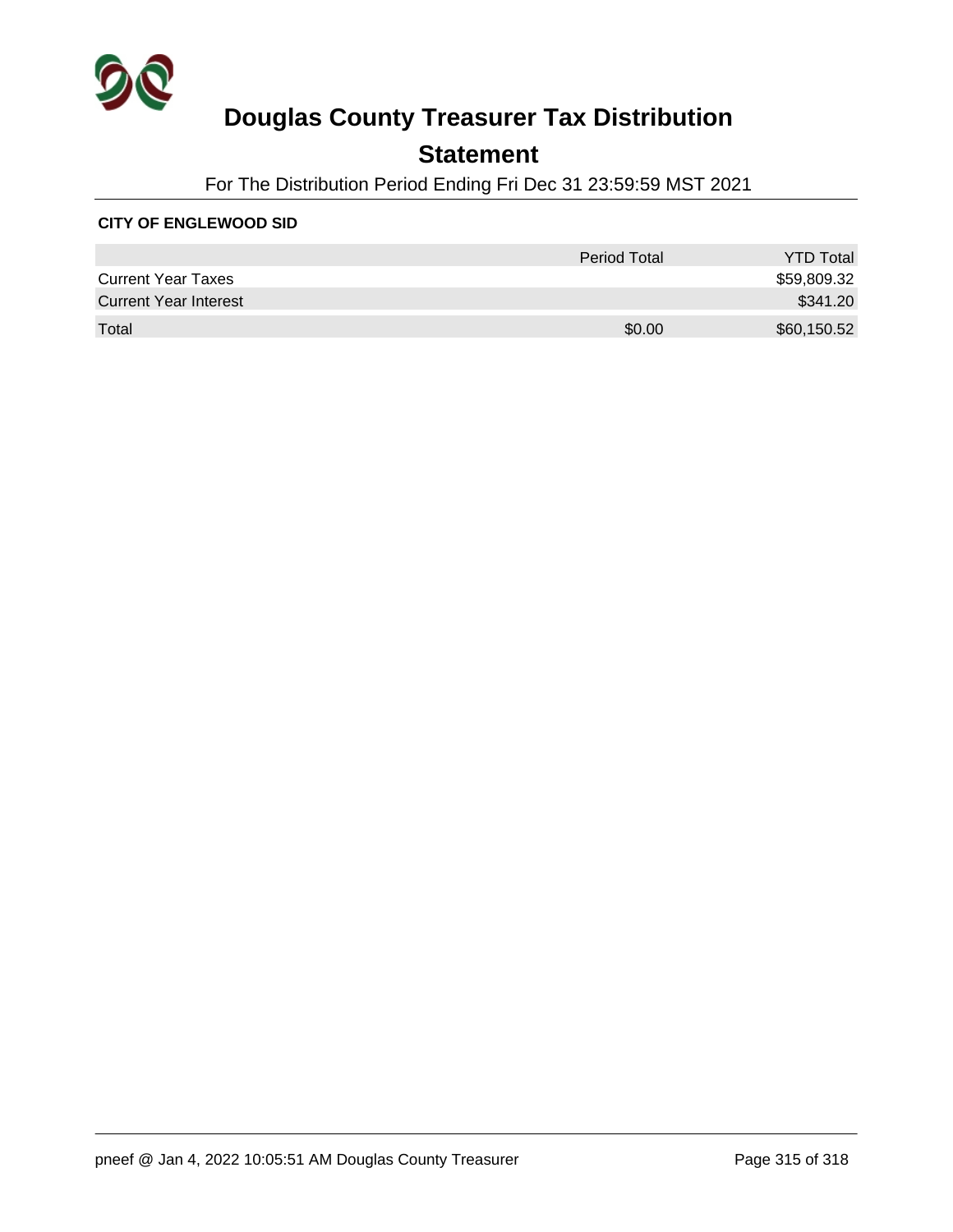# Douglas County Treasurer Tax Distribution

## Statement

For The Distribution Period Ending Fri Dec 31 23:59:59 MST 2021

**CITY OF ENGLEWOOD SID**

| | Period Total | YTD Total |
|---|---|---|
| Current Year Taxes | | $59,809.32 |
| Current Year Interest | | $341.20 |
| Total | $0.00 | $60,150.52 |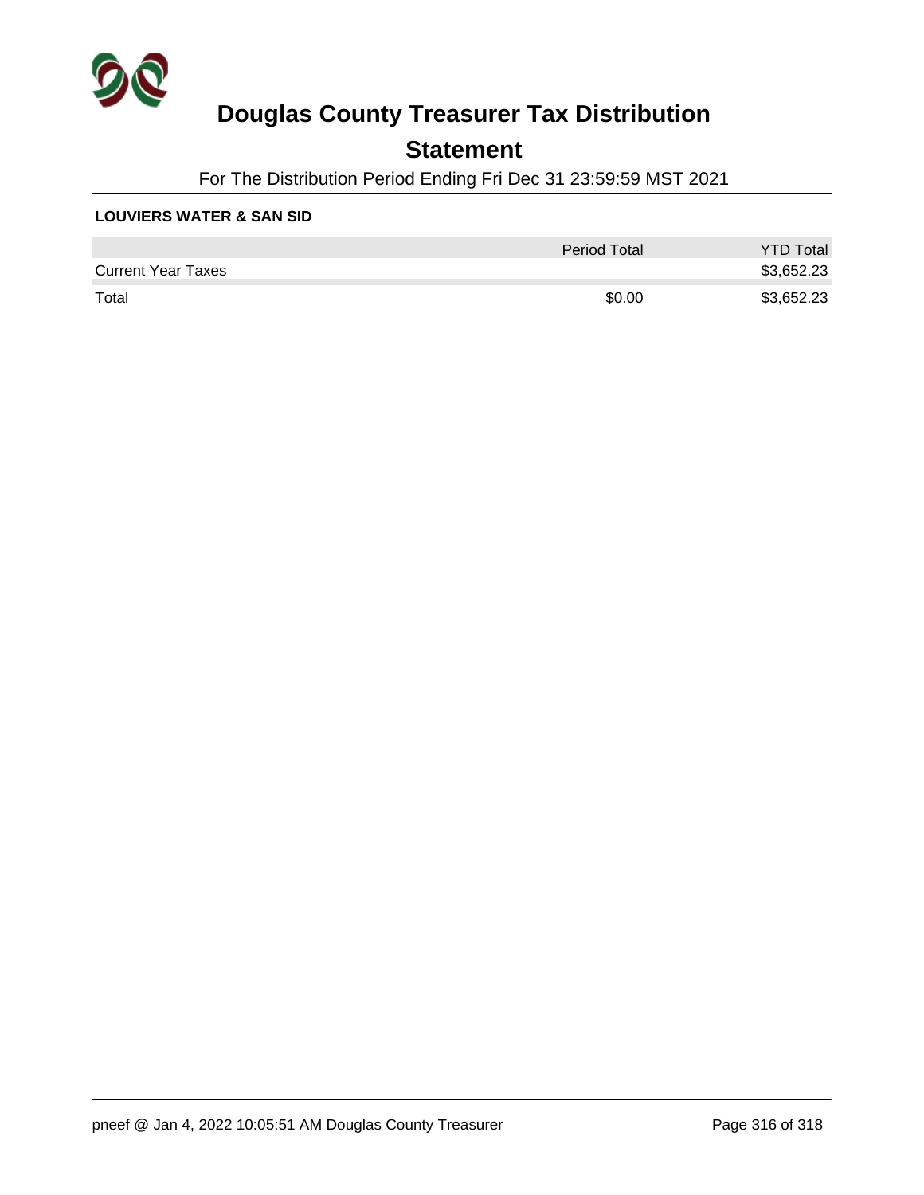# Douglas County Treasurer Tax Distribution

## Statement

For The Distribution Period Ending Fri Dec 31 23:59:59 MST 2021

**LOUVIERS WATER & SAN SID**

| | Period Total | YTD Total |
|---|---|---|
| Current Year Taxes | | $3,652.23 |
| Total | $0.00 | $3,652.23 |

pneef @ Jan 4, 2022 10:05:51 AM Douglas County Treasurer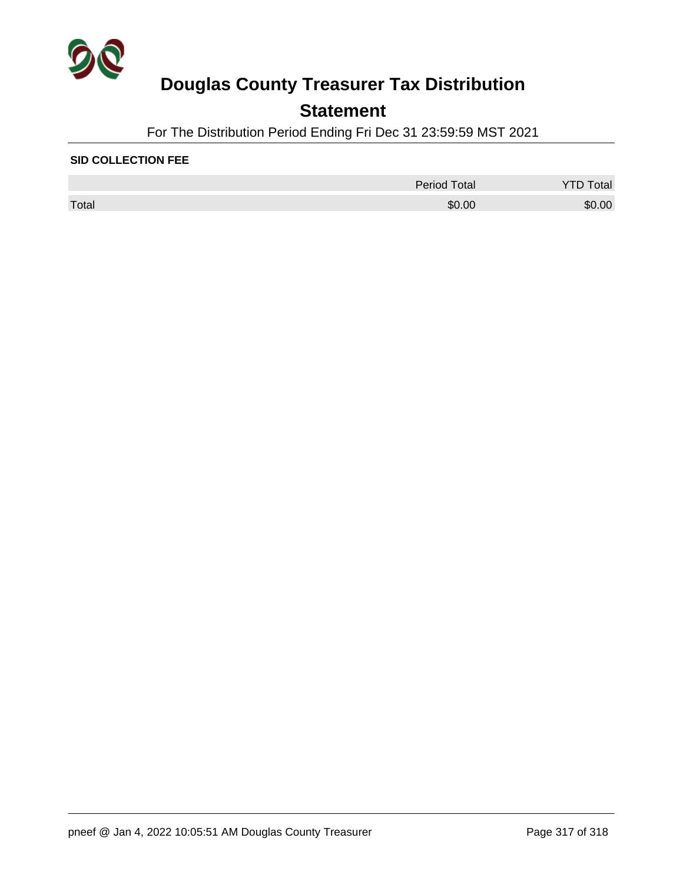# Douglas County Treasurer Tax Distribution

## Statement

For The Distribution Period Ending Fri Dec 31 23:59:59 MST 2021

**SID COLLECTION FEE**

| | Period Total | YTD Total |
|---|---|---|
| Total | $0.00 | $0.00 |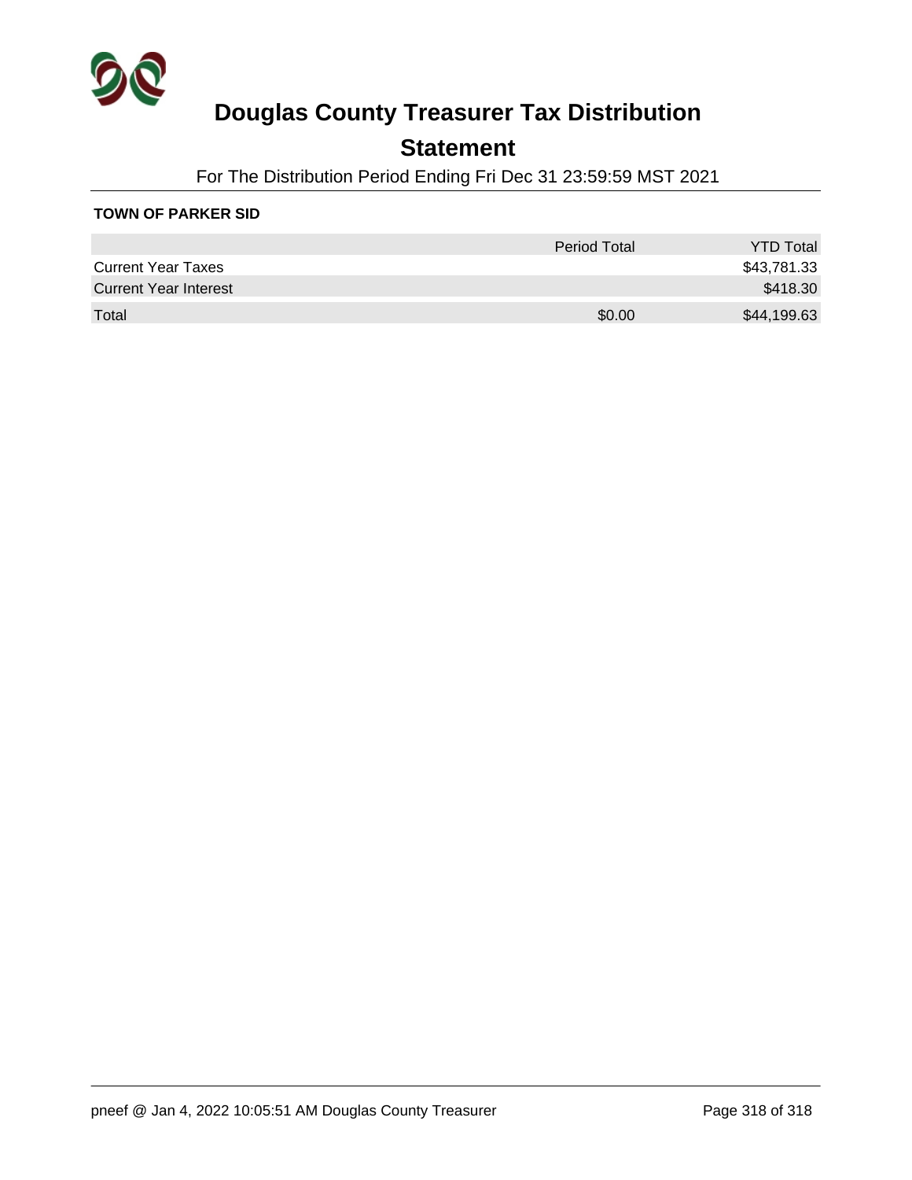# Douglas County Treasurer Tax Distribution

## Statement

For The Distribution Period Ending Fri Dec 31 23:59:59 MST 2021

**TOWN OF PARKER SID**

| | Period Total | YTD Total |
|---|---|---|
| Current Year Taxes | | $43,781.33 |
| Current Year Interest | | $418.30 |
| Total | $0.00 | $44,199.63 |

pneef @ Jan 4, 2022 10:05:51 AM Douglas County Treasurer